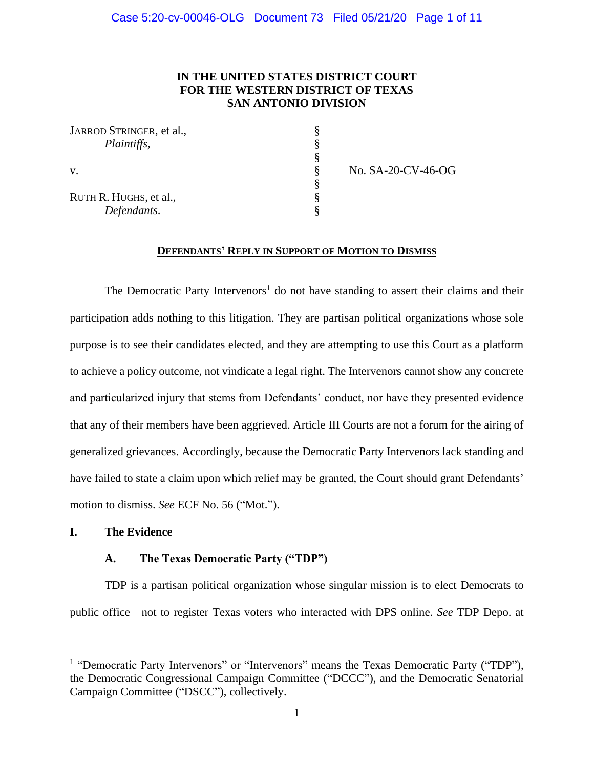**IN THE UNITED STATES DISTRICT COURT**
**FOR THE WESTERN DISTRICT OF TEXAS**
**SAN ANTONIO DIVISION**

| | | |
|---|---|---|
| JARROD STRINGER, et al., | § | |
| *Plaintiffs,* | § | |
| | § | |
| v. | § | No. SA-20-CV-46-OG |
| | § | |
| RUTH R. HUGHS, et al., | § | |
| *Defendants.* | § | |

**DEFENDANTS' REPLY IN SUPPORT OF MOTION TO DISMISS**

The Democratic Party Intervenors[1] do not have standing to assert their claims and their participation adds nothing to this litigation. They are partisan political organizations whose sole purpose is to see their candidates elected, and they are attempting to use this Court as a platform to achieve a policy outcome, not vindicate a legal right. The Intervenors cannot show any concrete and particularized injury that stems from Defendants' conduct, nor have they presented evidence that any of their members have been aggrieved. Article III Courts are not a forum for the airing of generalized grievances. Accordingly, because the Democratic Party Intervenors lack standing and have failed to state a claim upon which relief may be granted, the Court should grant Defendants' motion to dismiss. *See* ECF No. 56 ("Mot.").

## I. The Evidence

### A. The Texas Democratic Party ("TDP")

TDP is a partisan political organization whose singular mission is to elect Democrats to public office—not to register Texas voters who interacted with DPS online. *See* TDP Depo. at

---

[1] "Democratic Party Intervenors" or "Intervenors" means the Texas Democratic Party ("TDP"), the Democratic Congressional Campaign Committee ("DCCC"), and the Democratic Senatorial Campaign Committee ("DSCC"), collectively.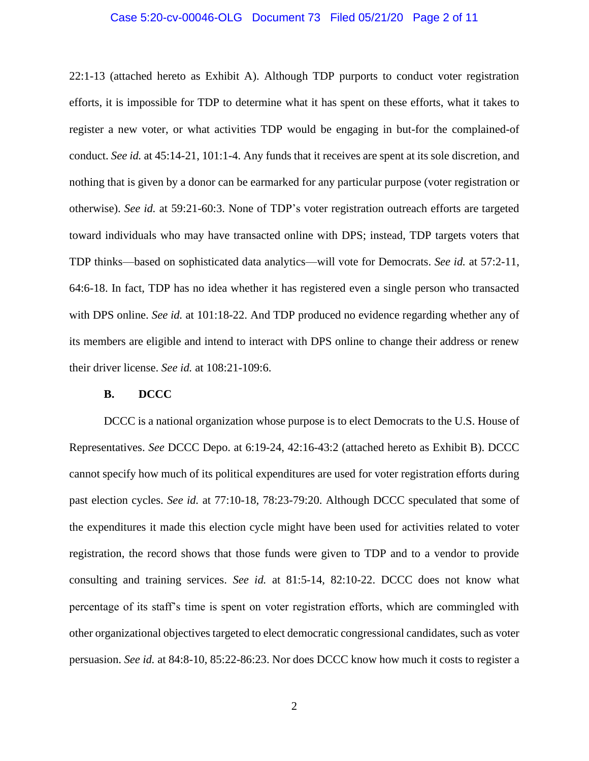22:1-13 (attached hereto as Exhibit A). Although TDP purports to conduct voter registration efforts, it is impossible for TDP to determine what it has spent on these efforts, what it takes to register a new voter, or what activities TDP would be engaging in but-for the complained-of conduct. *See id.* at 45:14-21, 101:1-4. Any funds that it receives are spent at its sole discretion, and nothing that is given by a donor can be earmarked for any particular purpose (voter registration or otherwise). *See id.* at 59:21-60:3. None of TDP's voter registration outreach efforts are targeted toward individuals who may have transacted online with DPS; instead, TDP targets voters that TDP thinks—based on sophisticated data analytics—will vote for Democrats. *See id.* at 57:2-11, 64:6-18. In fact, TDP has no idea whether it has registered even a single person who transacted with DPS online. *See id.* at 101:18-22. And TDP produced no evidence regarding whether any of its members are eligible and intend to interact with DPS online to change their address or renew their driver license. *See id.* at 108:21-109:6.

**B. DCCC**

DCCC is a national organization whose purpose is to elect Democrats to the U.S. House of Representatives. *See* DCCC Depo. at 6:19-24, 42:16-43:2 (attached hereto as Exhibit B). DCCC cannot specify how much of its political expenditures are used for voter registration efforts during past election cycles. *See id.* at 77:10-18, 78:23-79:20. Although DCCC speculated that some of the expenditures it made this election cycle might have been used for activities related to voter registration, the record shows that those funds were given to TDP and to a vendor to provide consulting and training services. *See id.* at 81:5-14, 82:10-22. DCCC does not know what percentage of its staff's time is spent on voter registration efforts, which are commingled with other organizational objectives targeted to elect democratic congressional candidates, such as voter persuasion. *See id.* at 84:8-10, 85:22-86:23. Nor does DCCC know how much it costs to register a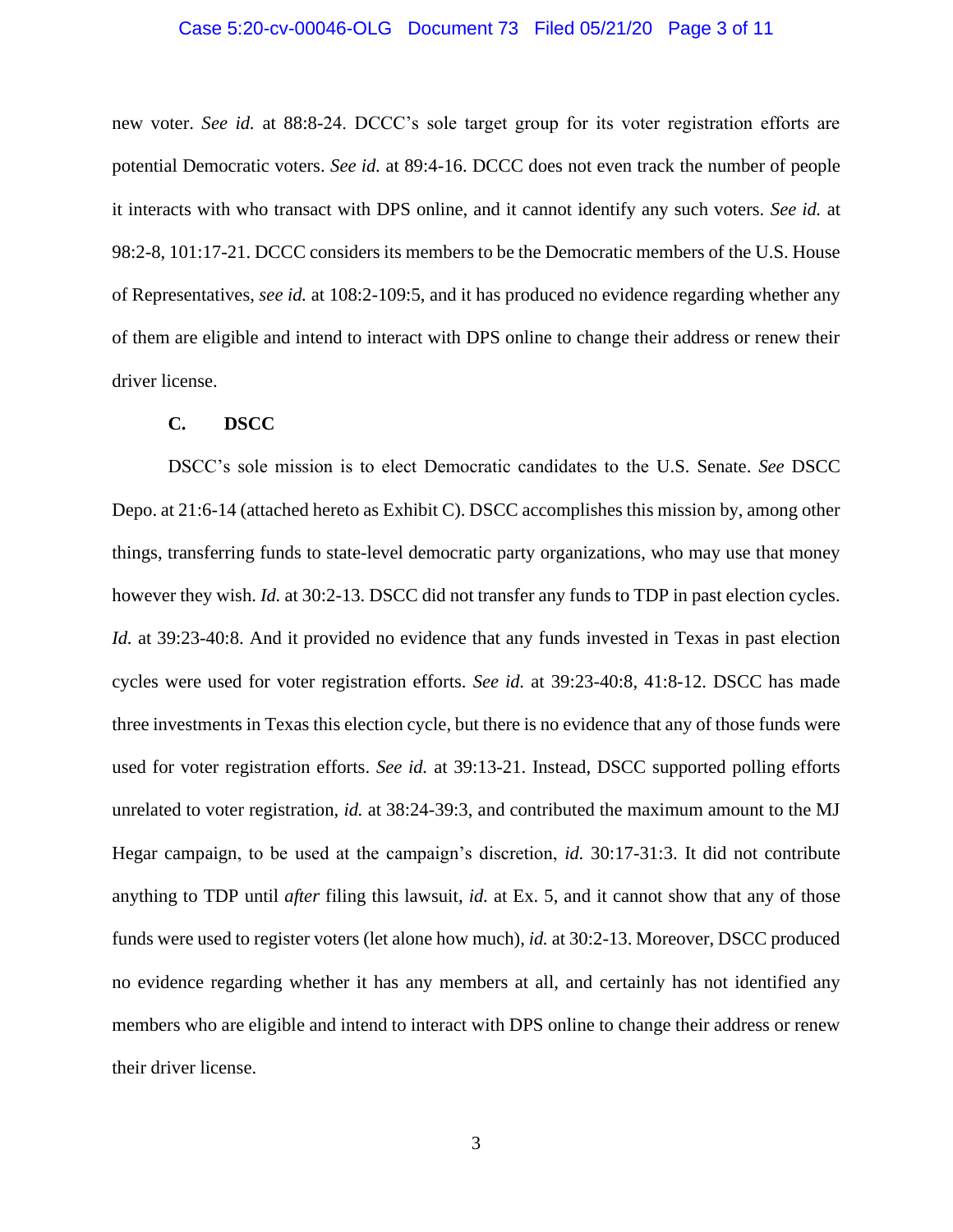new voter. *See id.* at 88:8-24. DCCC's sole target group for its voter registration efforts are potential Democratic voters. *See id.* at 89:4-16. DCCC does not even track the number of people it interacts with who transact with DPS online, and it cannot identify any such voters. *See id.* at 98:2-8, 101:17-21. DCCC considers its members to be the Democratic members of the U.S. House of Representatives, *see id.* at 108:2-109:5, and it has produced no evidence regarding whether any of them are eligible and intend to interact with DPS online to change their address or renew their driver license.

### C. DSCC

DSCC's sole mission is to elect Democratic candidates to the U.S. Senate. *See* DSCC Depo. at 21:6-14 (attached hereto as Exhibit C). DSCC accomplishes this mission by, among other things, transferring funds to state-level democratic party organizations, who may use that money however they wish. *Id.* at 30:2-13. DSCC did not transfer any funds to TDP in past election cycles. *Id.* at 39:23-40:8. And it provided no evidence that any funds invested in Texas in past election cycles were used for voter registration efforts. *See id.* at 39:23-40:8, 41:8-12. DSCC has made three investments in Texas this election cycle, but there is no evidence that any of those funds were used for voter registration efforts. *See id.* at 39:13-21. Instead, DSCC supported polling efforts unrelated to voter registration, *id.* at 38:24-39:3, and contributed the maximum amount to the MJ Hegar campaign, to be used at the campaign's discretion, *id.* 30:17-31:3. It did not contribute anything to TDP until *after* filing this lawsuit, *id.* at Ex. 5, and it cannot show that any of those funds were used to register voters (let alone how much), *id.* at 30:2-13. Moreover, DSCC produced no evidence regarding whether it has any members at all, and certainly has not identified any members who are eligible and intend to interact with DPS online to change their address or renew their driver license.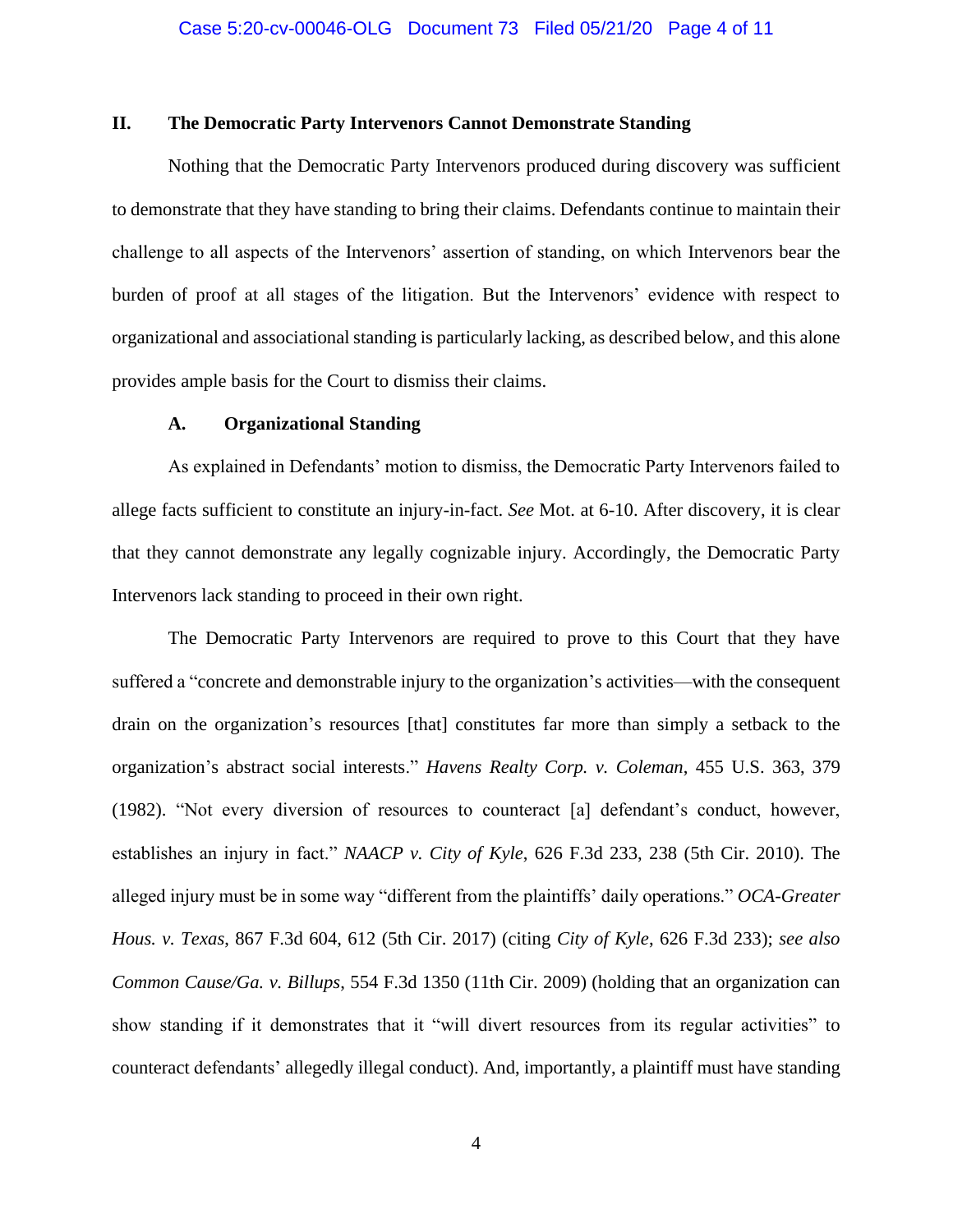## II. The Democratic Party Intervenors Cannot Demonstrate Standing

Nothing that the Democratic Party Intervenors produced during discovery was sufficient to demonstrate that they have standing to bring their claims. Defendants continue to maintain their challenge to all aspects of the Intervenors' assertion of standing, on which Intervenors bear the burden of proof at all stages of the litigation. But the Intervenors' evidence with respect to organizational and associational standing is particularly lacking, as described below, and this alone provides ample basis for the Court to dismiss their claims.

### A. Organizational Standing

As explained in Defendants' motion to dismiss, the Democratic Party Intervenors failed to allege facts sufficient to constitute an injury-in-fact. *See* Mot. at 6-10. After discovery, it is clear that they cannot demonstrate any legally cognizable injury. Accordingly, the Democratic Party Intervenors lack standing to proceed in their own right.

The Democratic Party Intervenors are required to prove to this Court that they have suffered a "concrete and demonstrable injury to the organization's activities—with the consequent drain on the organization's resources [that] constitutes far more than simply a setback to the organization's abstract social interests." *Havens Realty Corp. v. Coleman*, 455 U.S. 363, 379 (1982). "Not every diversion of resources to counteract [a] defendant's conduct, however, establishes an injury in fact." *NAACP v. City of Kyle*, 626 F.3d 233, 238 (5th Cir. 2010). The alleged injury must be in some way "different from the plaintiffs' daily operations." *OCA-Greater Hous. v. Texas*, 867 F.3d 604, 612 (5th Cir. 2017) (citing *City of Kyle*, 626 F.3d 233); *see also Common Cause/Ga. v. Billups*, 554 F.3d 1350 (11th Cir. 2009) (holding that an organization can show standing if it demonstrates that it "will divert resources from its regular activities" to counteract defendants' allegedly illegal conduct). And, importantly, a plaintiff must have standing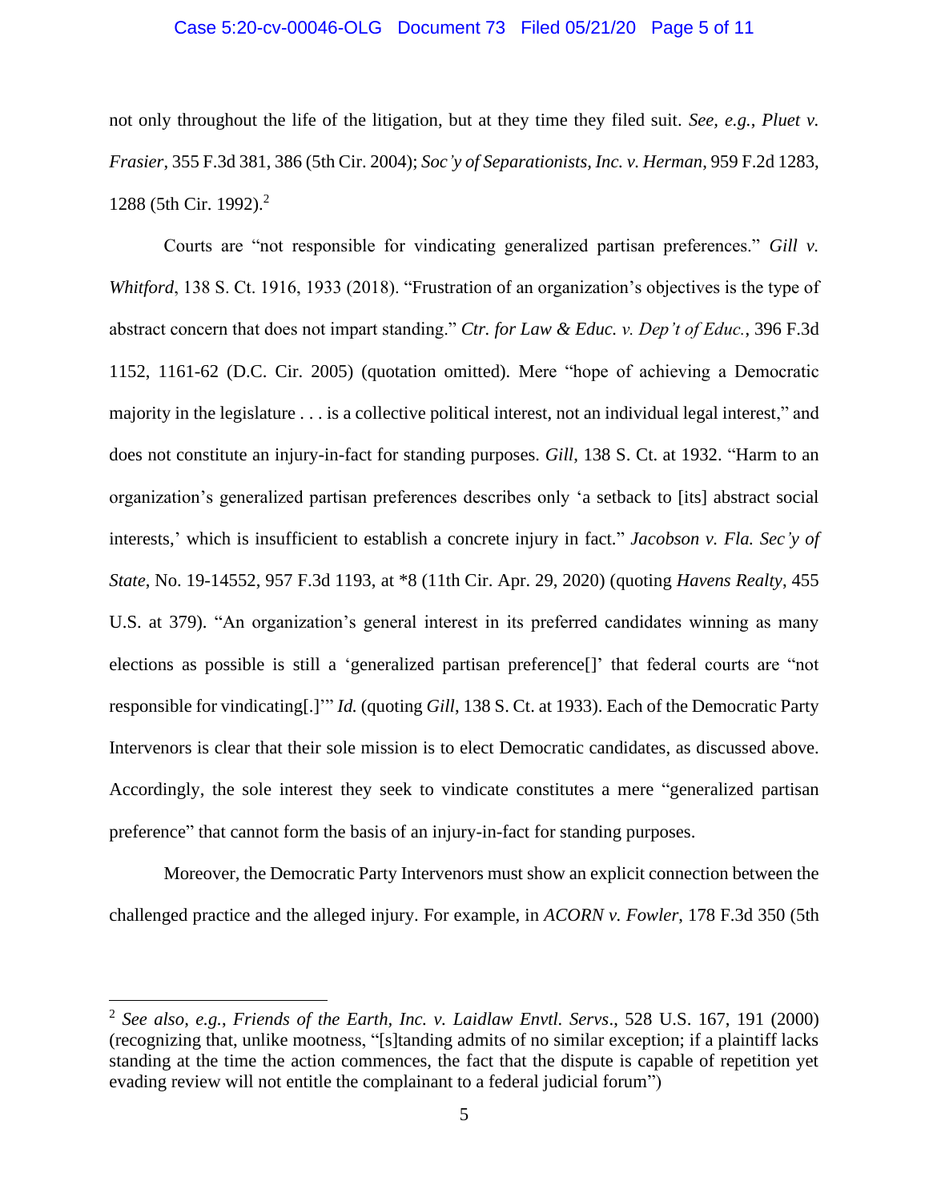not only throughout the life of the litigation, but at they time they filed suit. *See, e.g.*, *Pluet v. Frasier*, 355 F.3d 381, 386 (5th Cir. 2004); *Soc'y of Separationists, Inc. v. Herman*, 959 F.2d 1283, 1288 (5th Cir. 1992).[2]

Courts are "not responsible for vindicating generalized partisan preferences." *Gill v. Whitford*, 138 S. Ct. 1916, 1933 (2018). "Frustration of an organization's objectives is the type of abstract concern that does not impart standing." *Ctr. for Law & Educ. v. Dep't of Educ.*, 396 F.3d 1152, 1161-62 (D.C. Cir. 2005) (quotation omitted). Mere "hope of achieving a Democratic majority in the legislature . . . is a collective political interest, not an individual legal interest," and does not constitute an injury-in-fact for standing purposes. *Gill*, 138 S. Ct. at 1932. "Harm to an organization's generalized partisan preferences describes only 'a setback to [its] abstract social interests,' which is insufficient to establish a concrete injury in fact." *Jacobson v. Fla. Sec'y of State*, No. 19-14552, 957 F.3d 1193, at *8 (11th Cir. Apr. 29, 2020) (quoting *Havens Realty*, 455 U.S. at 379). "An organization's general interest in its preferred candidates winning as many elections as possible is still a 'generalized partisan preference[]' that federal courts are "not responsible for vindicating[.]'" *Id.* (quoting *Gill*, 138 S. Ct. at 1933). Each of the Democratic Party Intervenors is clear that their sole mission is to elect Democratic candidates, as discussed above. Accordingly, the sole interest they seek to vindicate constitutes a mere "generalized partisan preference" that cannot form the basis of an injury-in-fact for standing purposes.

Moreover, the Democratic Party Intervenors must show an explicit connection between the challenged practice and the alleged injury. For example, in *ACORN v. Fowler*, 178 F.3d 350 (5th

---

[2] *See also, e.g., Friends of the Earth, Inc. v. Laidlaw Envtl. Servs*., 528 U.S. 167, 191 (2000) (recognizing that, unlike mootness, "[s]tanding admits of no similar exception; if a plaintiff lacks standing at the time the action commences, the fact that the dispute is capable of repetition yet evading review will not entitle the complainant to a federal judicial forum")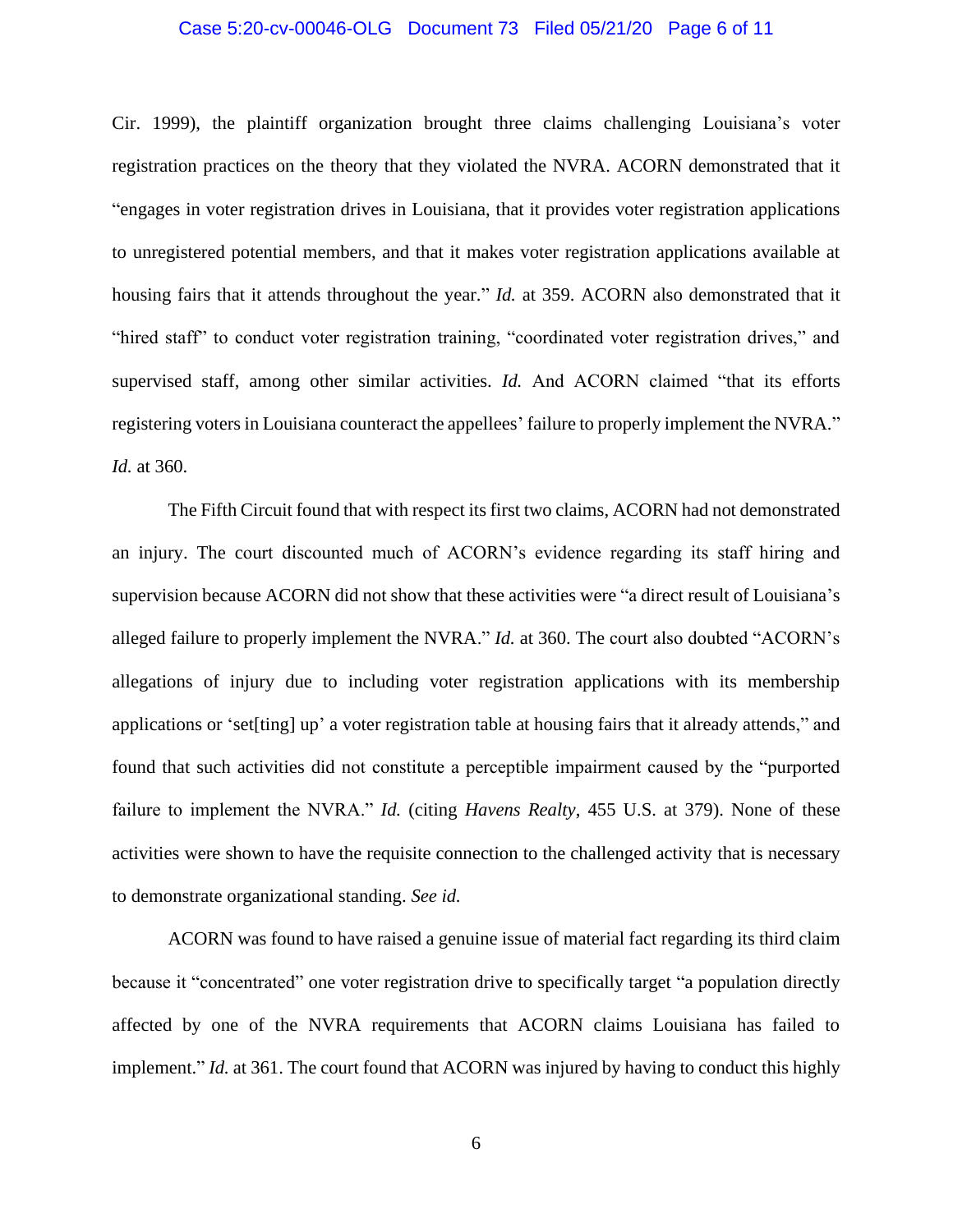Cir. 1999), the plaintiff organization brought three claims challenging Louisiana's voter registration practices on the theory that they violated the NVRA. ACORN demonstrated that it "engages in voter registration drives in Louisiana, that it provides voter registration applications to unregistered potential members, and that it makes voter registration applications available at housing fairs that it attends throughout the year." *Id.* at 359. ACORN also demonstrated that it "hired staff" to conduct voter registration training, "coordinated voter registration drives," and supervised staff, among other similar activities. *Id.* And ACORN claimed "that its efforts registering voters in Louisiana counteract the appellees' failure to properly implement the NVRA." *Id.* at 360.

The Fifth Circuit found that with respect its first two claims, ACORN had not demonstrated an injury. The court discounted much of ACORN's evidence regarding its staff hiring and supervision because ACORN did not show that these activities were "a direct result of Louisiana's alleged failure to properly implement the NVRA." *Id.* at 360. The court also doubted "ACORN's allegations of injury due to including voter registration applications with its membership applications or 'set[ting] up' a voter registration table at housing fairs that it already attends," and found that such activities did not constitute a perceptible impairment caused by the "purported failure to implement the NVRA." *Id.* (citing *Havens Realty*, 455 U.S. at 379). None of these activities were shown to have the requisite connection to the challenged activity that is necessary to demonstrate organizational standing. *See id.*

ACORN was found to have raised a genuine issue of material fact regarding its third claim because it "concentrated" one voter registration drive to specifically target "a population directly affected by one of the NVRA requirements that ACORN claims Louisiana has failed to implement." *Id.* at 361. The court found that ACORN was injured by having to conduct this highly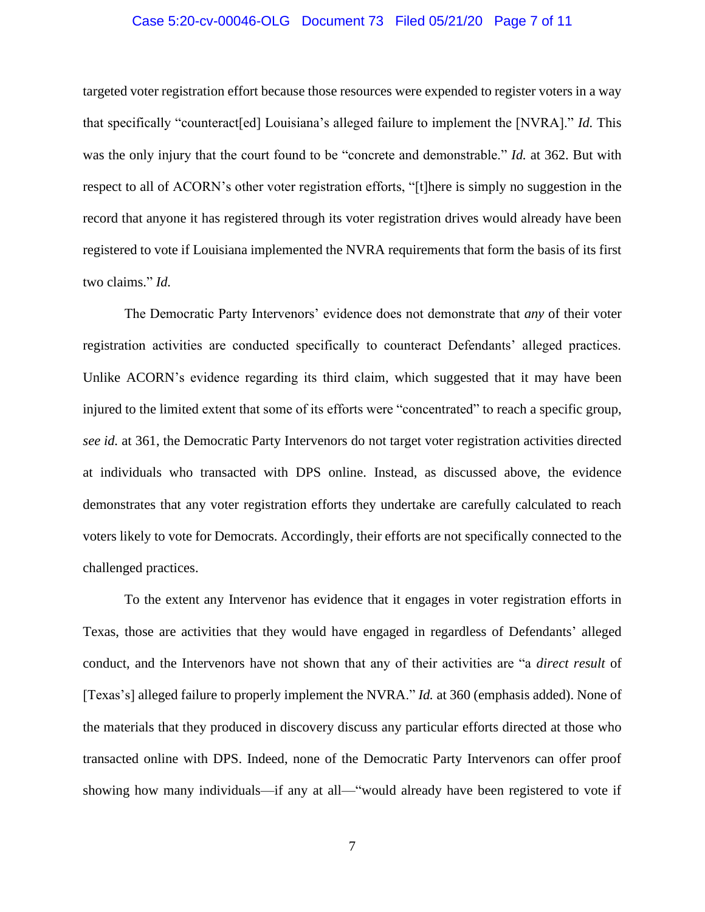targeted voter registration effort because those resources were expended to register voters in a way that specifically "counteract[ed] Louisiana's alleged failure to implement the [NVRA]." *Id.* This was the only injury that the court found to be "concrete and demonstrable." *Id.* at 362. But with respect to all of ACORN's other voter registration efforts, "[t]here is simply no suggestion in the record that anyone it has registered through its voter registration drives would already have been registered to vote if Louisiana implemented the NVRA requirements that form the basis of its first two claims." *Id.*

The Democratic Party Intervenors' evidence does not demonstrate that *any* of their voter registration activities are conducted specifically to counteract Defendants' alleged practices. Unlike ACORN's evidence regarding its third claim, which suggested that it may have been injured to the limited extent that some of its efforts were "concentrated" to reach a specific group, *see id.* at 361, the Democratic Party Intervenors do not target voter registration activities directed at individuals who transacted with DPS online. Instead, as discussed above, the evidence demonstrates that any voter registration efforts they undertake are carefully calculated to reach voters likely to vote for Democrats. Accordingly, their efforts are not specifically connected to the challenged practices.

To the extent any Intervenor has evidence that it engages in voter registration efforts in Texas, those are activities that they would have engaged in regardless of Defendants' alleged conduct, and the Intervenors have not shown that any of their activities are "a *direct result* of [Texas's] alleged failure to properly implement the NVRA." *Id.* at 360 (emphasis added). None of the materials that they produced in discovery discuss any particular efforts directed at those who transacted online with DPS. Indeed, none of the Democratic Party Intervenors can offer proof showing how many individuals—if any at all—"would already have been registered to vote if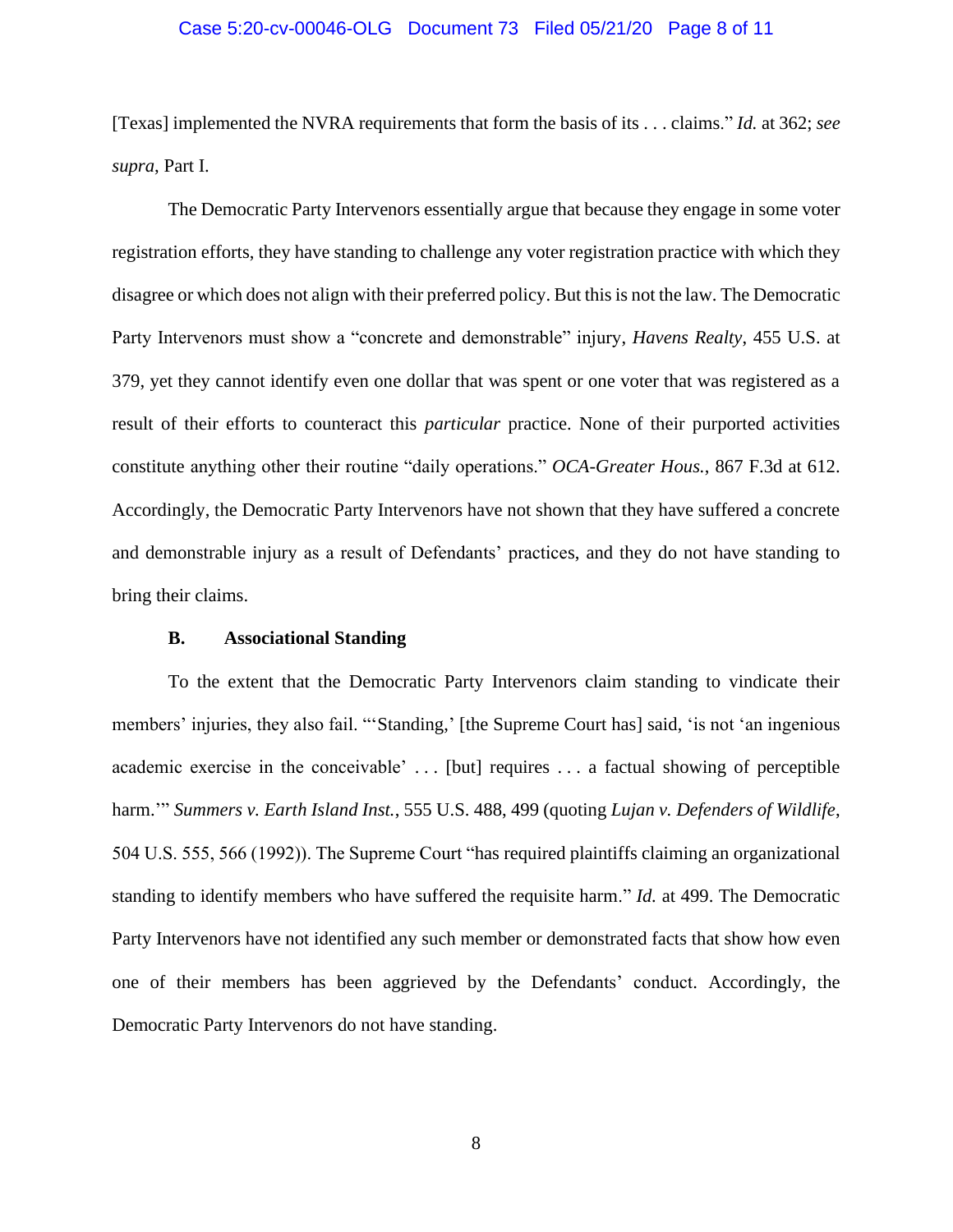[Texas] implemented the NVRA requirements that form the basis of its . . . claims." *Id.* at 362; *see supra*, Part I.

The Democratic Party Intervenors essentially argue that because they engage in some voter registration efforts, they have standing to challenge any voter registration practice with which they disagree or which does not align with their preferred policy. But this is not the law. The Democratic Party Intervenors must show a "concrete and demonstrable" injury, *Havens Realty*, 455 U.S. at 379, yet they cannot identify even one dollar that was spent or one voter that was registered as a result of their efforts to counteract this *particular* practice. None of their purported activities constitute anything other their routine "daily operations." *OCA-Greater Hous.*, 867 F.3d at 612. Accordingly, the Democratic Party Intervenors have not shown that they have suffered a concrete and demonstrable injury as a result of Defendants' practices, and they do not have standing to bring their claims.

### B. Associational Standing

To the extent that the Democratic Party Intervenors claim standing to vindicate their members' injuries, they also fail. "'Standing,' [the Supreme Court has] said, 'is not 'an ingenious academic exercise in the conceivable' . . . [but] requires . . . a factual showing of perceptible harm.'" *Summers v. Earth Island Inst.*, 555 U.S. 488, 499 (quoting *Lujan v. Defenders of Wildlife*, 504 U.S. 555, 566 (1992)). The Supreme Court "has required plaintiffs claiming an organizational standing to identify members who have suffered the requisite harm." *Id.* at 499. The Democratic Party Intervenors have not identified any such member or demonstrated facts that show how even one of their members has been aggrieved by the Defendants' conduct. Accordingly, the Democratic Party Intervenors do not have standing.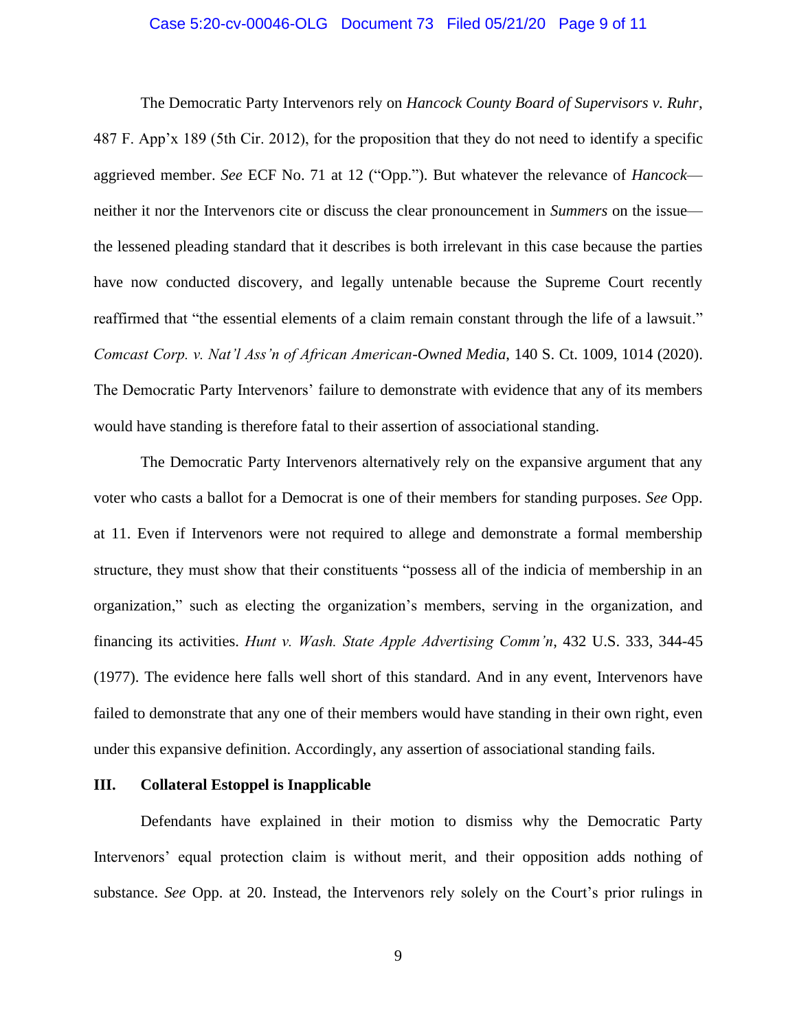The Democratic Party Intervenors rely on *Hancock County Board of Supervisors v. Ruhr*, 487 F. App'x 189 (5th Cir. 2012), for the proposition that they do not need to identify a specific aggrieved member. *See* ECF No. 71 at 12 ("Opp."). But whatever the relevance of *Hancock*—neither it nor the Intervenors cite or discuss the clear pronouncement in *Summers* on the issue—the lessened pleading standard that it describes is both irrelevant in this case because the parties have now conducted discovery, and legally untenable because the Supreme Court recently reaffirmed that "the essential elements of a claim remain constant through the life of a lawsuit." *Comcast Corp. v. Nat'l Ass'n of African American-Owned Media*, 140 S. Ct. 1009, 1014 (2020). The Democratic Party Intervenors' failure to demonstrate with evidence that any of its members would have standing is therefore fatal to their assertion of associational standing.

The Democratic Party Intervenors alternatively rely on the expansive argument that any voter who casts a ballot for a Democrat is one of their members for standing purposes. *See* Opp. at 11. Even if Intervenors were not required to allege and demonstrate a formal membership structure, they must show that their constituents "possess all of the indicia of membership in an organization," such as electing the organization's members, serving in the organization, and financing its activities. *Hunt v. Wash. State Apple Advertising Comm'n*, 432 U.S. 333, 344-45 (1977). The evidence here falls well short of this standard. And in any event, Intervenors have failed to demonstrate that any one of their members would have standing in their own right, even under this expansive definition. Accordingly, any assertion of associational standing fails.

## III. Collateral Estoppel is Inapplicable

Defendants have explained in their motion to dismiss why the Democratic Party Intervenors' equal protection claim is without merit, and their opposition adds nothing of substance. *See* Opp. at 20. Instead, the Intervenors rely solely on the Court's prior rulings in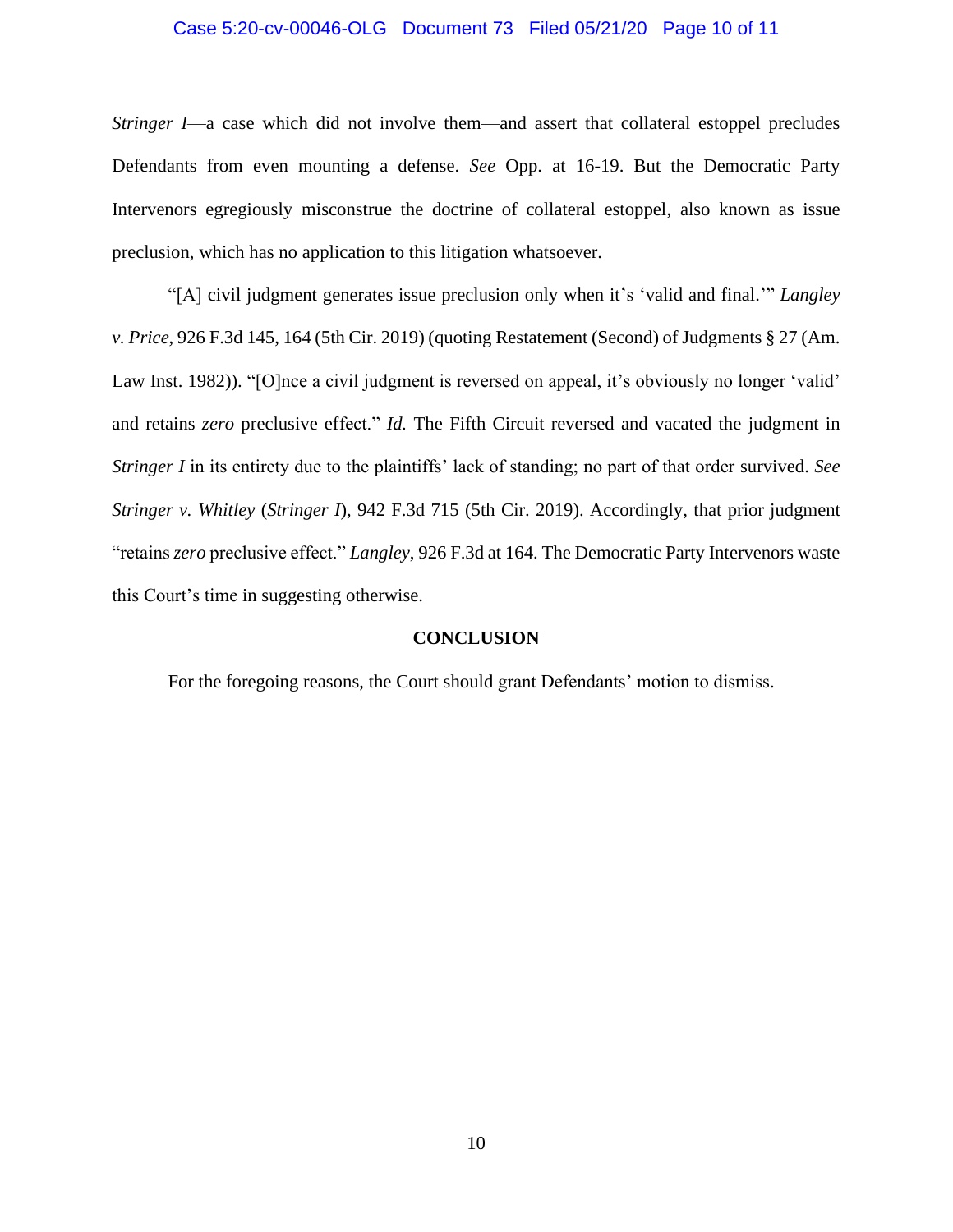*Stringer I*—a case which did not involve them—and assert that collateral estoppel precludes Defendants from even mounting a defense. *See* Opp. at 16-19. But the Democratic Party Intervenors egregiously misconstrue the doctrine of collateral estoppel, also known as issue preclusion, which has no application to this litigation whatsoever.

"[A] civil judgment generates issue preclusion only when it's 'valid and final.'" *Langley v. Price*, 926 F.3d 145, 164 (5th Cir. 2019) (quoting Restatement (Second) of Judgments § 27 (Am. Law Inst. 1982)). "[O]nce a civil judgment is reversed on appeal, it's obviously no longer 'valid' and retains *zero* preclusive effect." *Id.* The Fifth Circuit reversed and vacated the judgment in *Stringer I* in its entirety due to the plaintiffs' lack of standing; no part of that order survived. *See Stringer v. Whitley* (*Stringer I*), 942 F.3d 715 (5th Cir. 2019). Accordingly, that prior judgment "retains *zero* preclusive effect." *Langley*, 926 F.3d at 164. The Democratic Party Intervenors waste this Court's time in suggesting otherwise.

**CONCLUSION**

For the foregoing reasons, the Court should grant Defendants' motion to dismiss.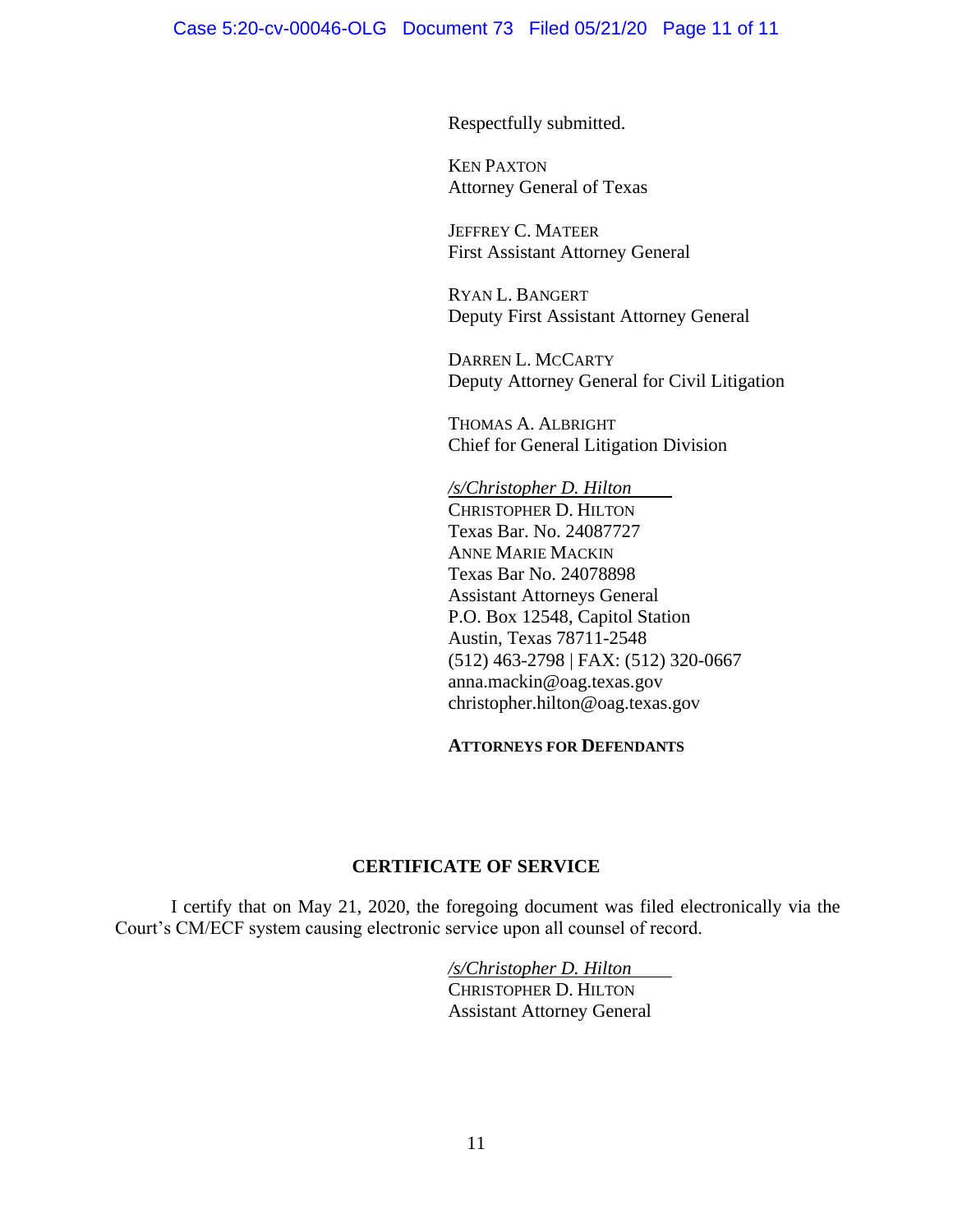Respectfully submitted.

KEN PAXTON
Attorney General of Texas

JEFFREY C. MATEER
First Assistant Attorney General

RYAN L. BANGERT
Deputy First Assistant Attorney General

DARREN L. MCCARTY
Deputy Attorney General for Civil Litigation

THOMAS A. ALBRIGHT
Chief for General Litigation Division

*/s/Christopher D. Hilton*
CHRISTOPHER D. HILTON
Texas Bar. No. 24087727
ANNE MARIE MACKIN
Texas Bar No. 24078898
Assistant Attorneys General
P.O. Box 12548, Capitol Station
Austin, Texas 78711-2548
(512) 463-2798 | FAX: (512) 320-0667
anna.mackin@oag.texas.gov
christopher.hilton@oag.texas.gov

**ATTORNEYS FOR DEFENDANTS**

## CERTIFICATE OF SERVICE

I certify that on May 21, 2020, the foregoing document was filed electronically via the Court's CM/ECF system causing electronic service upon all counsel of record.

*/s/Christopher D. Hilton*
CHRISTOPHER D. HILTON
Assistant Attorney General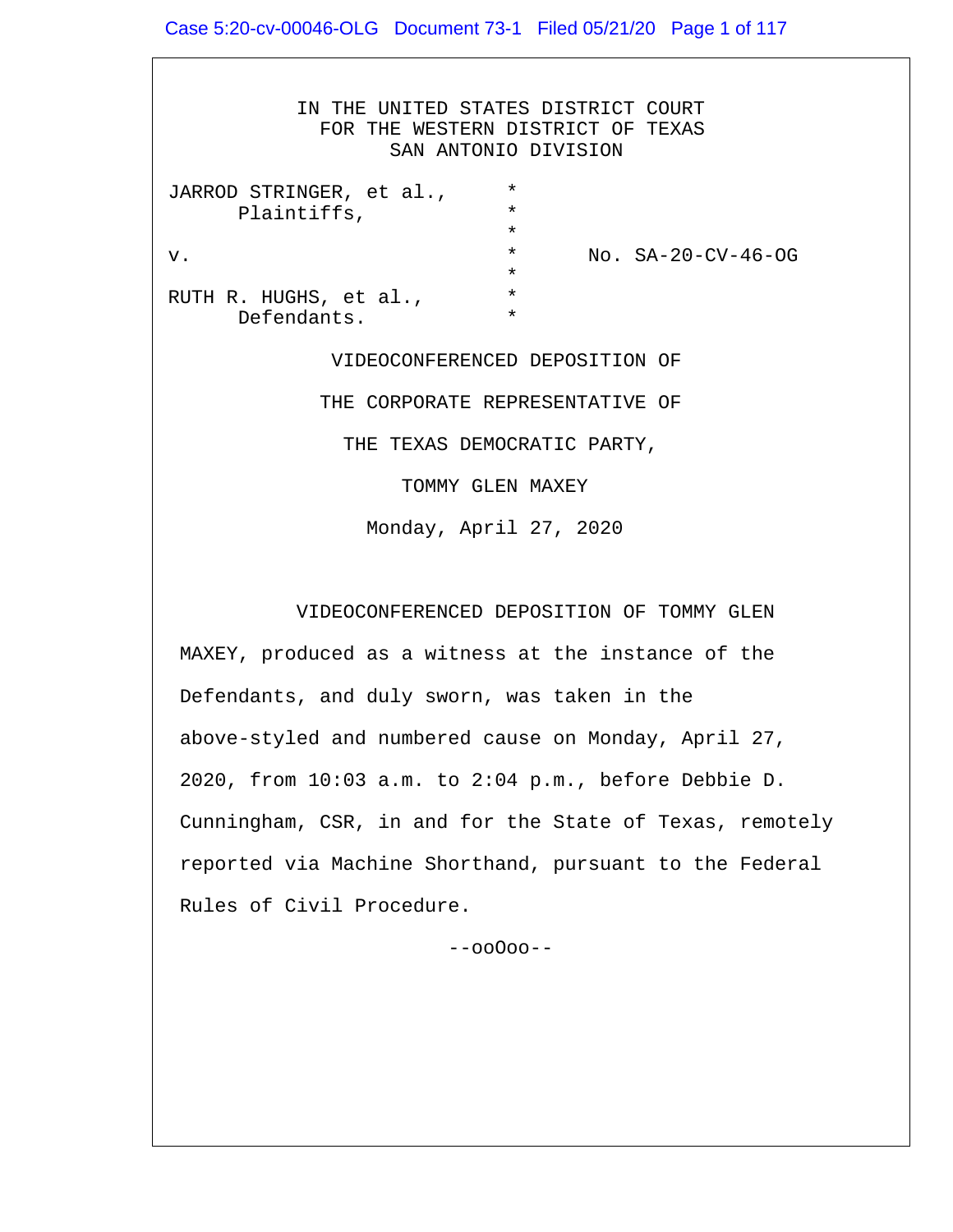IN THE UNITED STATES DISTRICT COURT
FOR THE WESTERN DISTRICT OF TEXAS
SAN ANTONIO DIVISION

| | | |
|---|---|---|
| JARROD STRINGER, et al., Plaintiffs, | * | |
| v. | * | No. SA-20-CV-46-OG |
| RUTH R. HUGHS, et al., Defendants. | * | |

VIDEOCONFERENCED DEPOSITION OF

THE CORPORATE REPRESENTATIVE OF

THE TEXAS DEMOCRATIC PARTY,

TOMMY GLEN MAXEY

Monday, April 27, 2020

VIDEOCONFERENCED DEPOSITION OF TOMMY GLEN MAXEY, produced as a witness at the instance of the Defendants, and duly sworn, was taken in the above-styled and numbered cause on Monday, April 27, 2020, from 10:03 a.m. to 2:04 p.m., before Debbie D. Cunningham, CSR, in and for the State of Texas, remotely reported via Machine Shorthand, pursuant to the Federal Rules of Civil Procedure.

--ooOoo--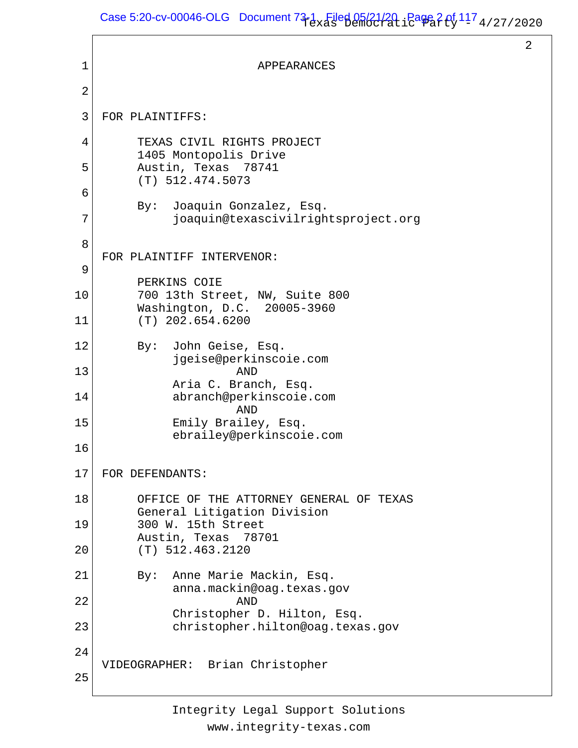# APPEARANCES

**FOR PLAINTIFFS:**

TEXAS CIVIL RIGHTS PROJECT
1405 Montopolis Drive
Austin, Texas 78741
(T) 512.474.5073

By: Joaquin Gonzalez, Esq.
joaquin@texascivilrightsproject.org

**FOR PLAINTIFF INTERVENOR:**

PERKINS COIE
700 13th Street, NW, Suite 800
Washington, D.C. 20005-3960
(T) 202.654.6200

By: John Geise, Esq.
jgeise@perkinscoie.com
AND
Aria C. Branch, Esq.
abranch@perkinscoie.com
AND
Emily Brailey, Esq.
ebrailey@perkinscoie.com

**FOR DEFENDANTS:**

OFFICE OF THE ATTORNEY GENERAL OF TEXAS
General Litigation Division
300 W. 15th Street
Austin, Texas 78701
(T) 512.463.2120

By: Anne Marie Mackin, Esq.
anna.mackin@oag.texas.gov
AND
Christopher D. Hilton, Esq.
christopher.hilton@oag.texas.gov

VIDEOGRAPHER: Brian Christopher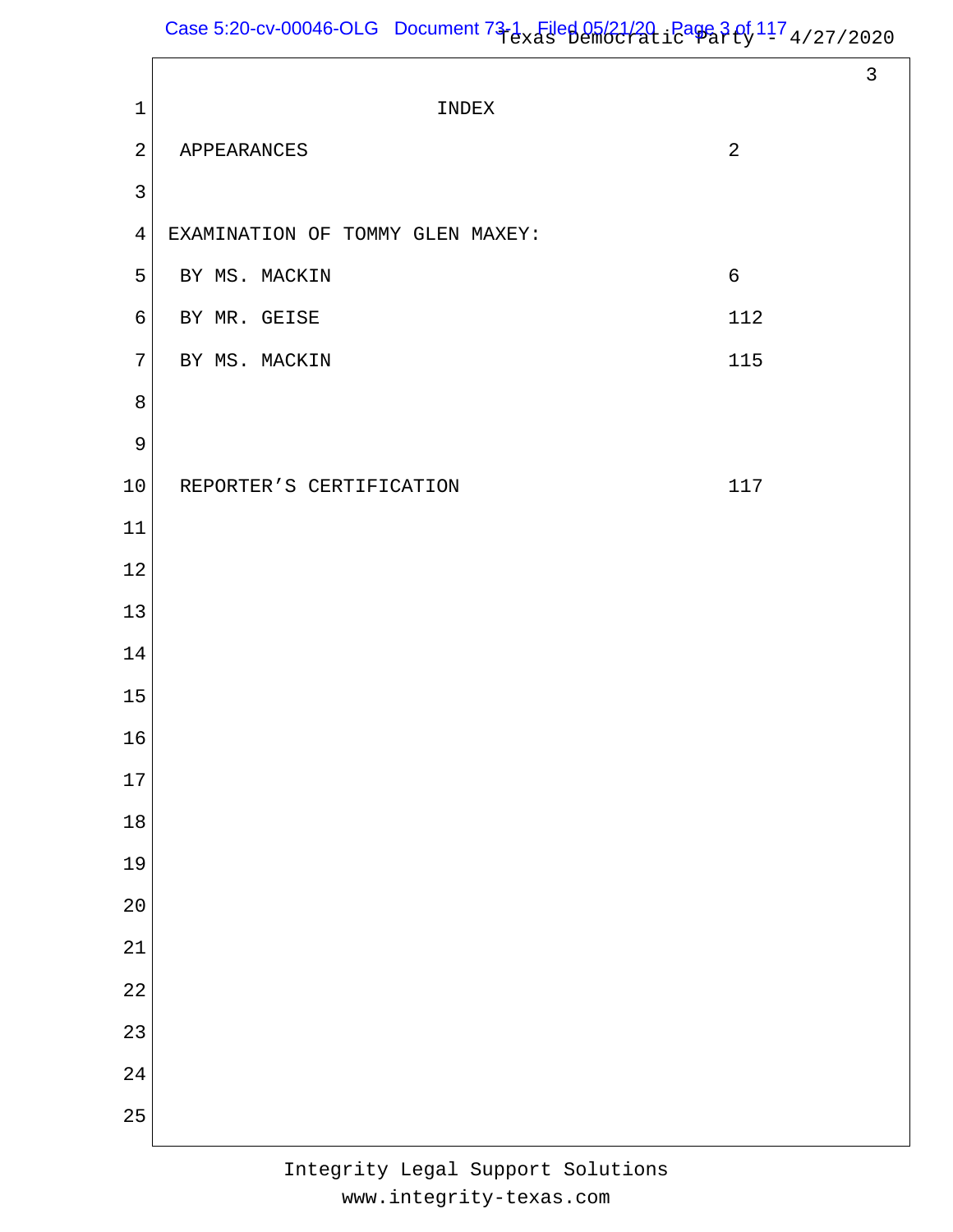# INDEX

| | |
|---|---|
| APPEARANCES | 2 |
| | |
| EXAMINATION OF TOMMY GLEN MAXEY: | |
| BY MS. MACKIN | 6 |
| BY MR. GEISE | 112 |
| BY MS. MACKIN | 115 |
| | |
| REPORTER'S CERTIFICATION | 117 |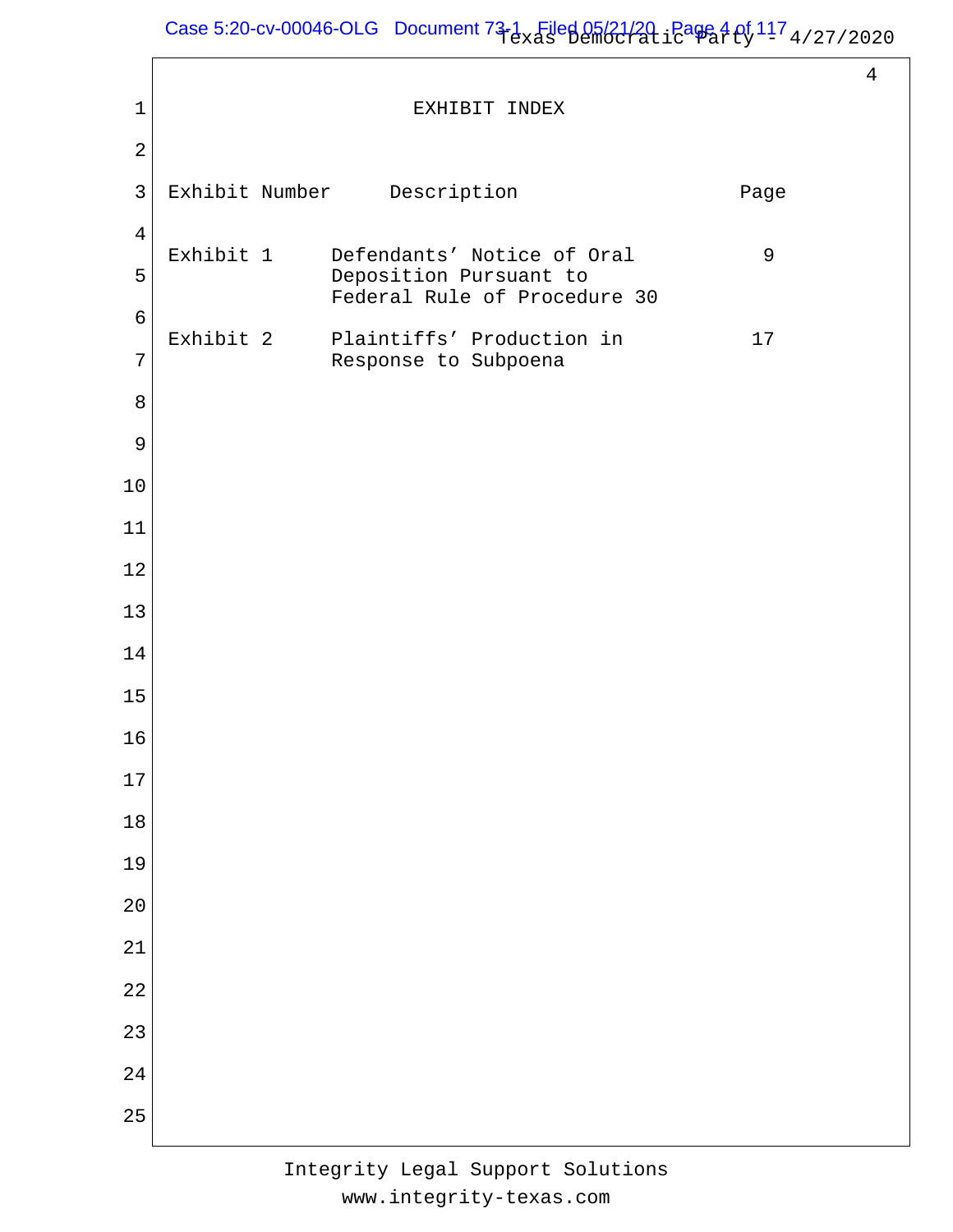# EXHIBIT INDEX

| Exhibit Number | Description | Page |
|---|---|---|
| Exhibit 1 | Defendants' Notice of Oral Deposition Pursuant to Federal Rule of Procedure 30 | 9 |
| Exhibit 2 | Plaintiffs' Production in Response to Subpoena | 17 |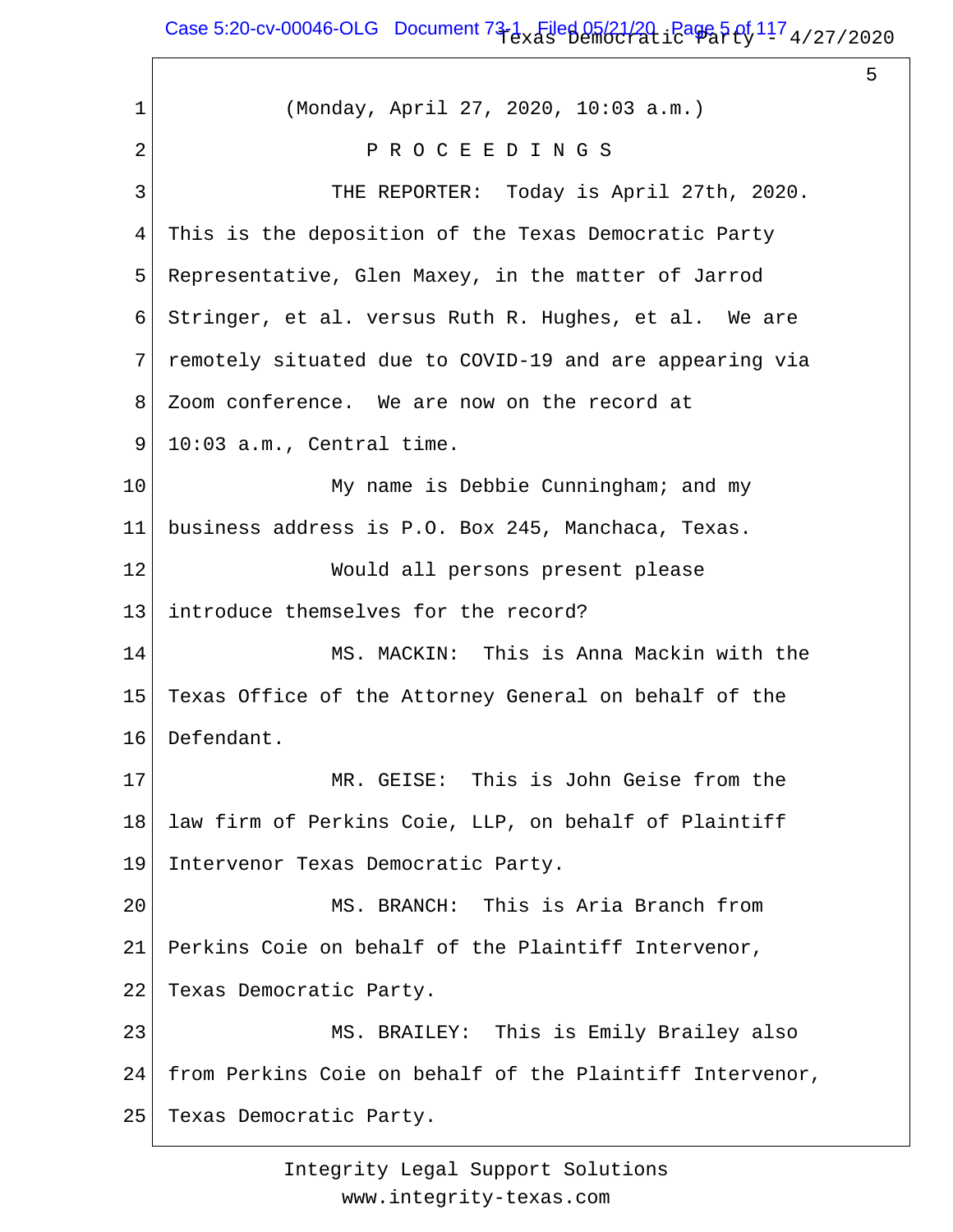(Monday, April 27, 2020, 10:03 a.m.)

P R O C E E D I N G S

THE REPORTER: Today is April 27th, 2020. This is the deposition of the Texas Democratic Party Representative, Glen Maxey, in the matter of Jarrod Stringer, et al. versus Ruth R. Hughes, et al. We are remotely situated due to COVID-19 and are appearing via Zoom conference. We are now on the record at 10:03 a.m., Central time.

My name is Debbie Cunningham; and my business address is P.O. Box 245, Manchaca, Texas.

Would all persons present please introduce themselves for the record?

MS. MACKIN: This is Anna Mackin with the Texas Office of the Attorney General on behalf of the Defendant.

MR. GEISE: This is John Geise from the law firm of Perkins Coie, LLP, on behalf of Plaintiff Intervenor Texas Democratic Party.

MS. BRANCH: This is Aria Branch from Perkins Coie on behalf of the Plaintiff Intervenor, Texas Democratic Party.

MS. BRAILEY: This is Emily Brailey also from Perkins Coie on behalf of the Plaintiff Intervenor, Texas Democratic Party.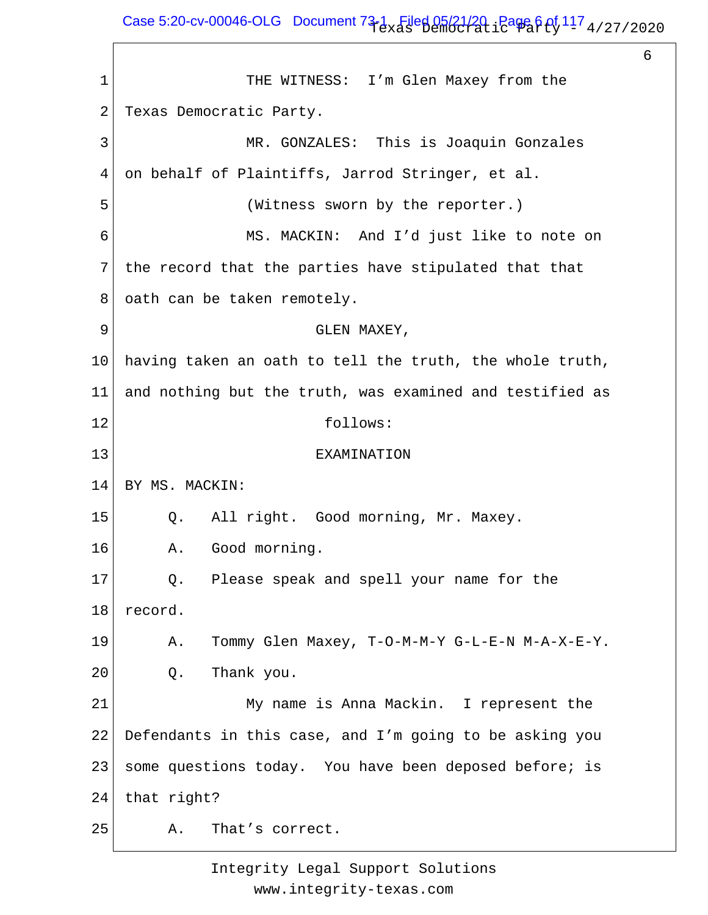THE WITNESS: I'm Glen Maxey from the Texas Democratic Party.

MR. GONZALES: This is Joaquin Gonzales on behalf of Plaintiffs, Jarrod Stringer, et al.

(Witness sworn by the reporter.)

MS. MACKIN: And I'd just like to note on the record that the parties have stipulated that that oath can be taken remotely.

GLEN MAXEY,

having taken an oath to tell the truth, the whole truth, and nothing but the truth, was examined and testified as follows:

EXAMINATION

BY MS. MACKIN:

Q. All right. Good morning, Mr. Maxey.

A. Good morning.

Q. Please speak and spell your name for the record.

A. Tommy Glen Maxey, T-O-M-M-Y G-L-E-N M-A-X-E-Y.

Q. Thank you.

My name is Anna Mackin. I represent the Defendants in this case, and I'm going to be asking you some questions today. You have been deposed before; is that right?

A. That's correct.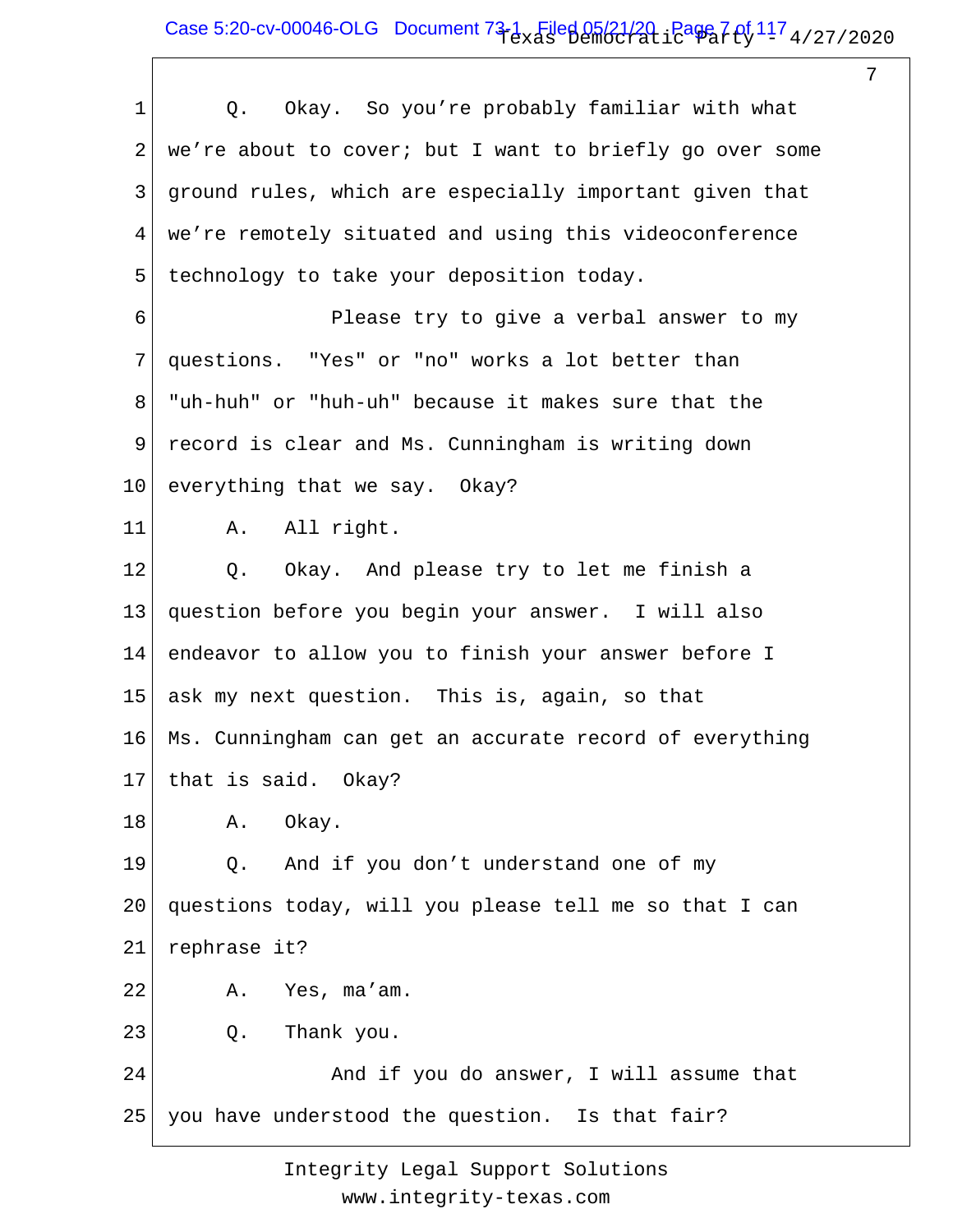Q. Okay. So you're probably familiar with what we're about to cover; but I want to briefly go over some ground rules, which are especially important given that we're remotely situated and using this videoconference technology to take your deposition today.

Please try to give a verbal answer to my questions. "Yes" or "no" works a lot better than "uh-huh" or "huh-uh" because it makes sure that the record is clear and Ms. Cunningham is writing down everything that we say. Okay?

A. All right.

Q. Okay. And please try to let me finish a question before you begin your answer. I will also endeavor to allow you to finish your answer before I ask my next question. This is, again, so that Ms. Cunningham can get an accurate record of everything that is said. Okay?

A. Okay.

Q. And if you don't understand one of my questions today, will you please tell me so that I can rephrase it?

A. Yes, ma'am.

Q. Thank you.

And if you do answer, I will assume that you have understood the question. Is that fair?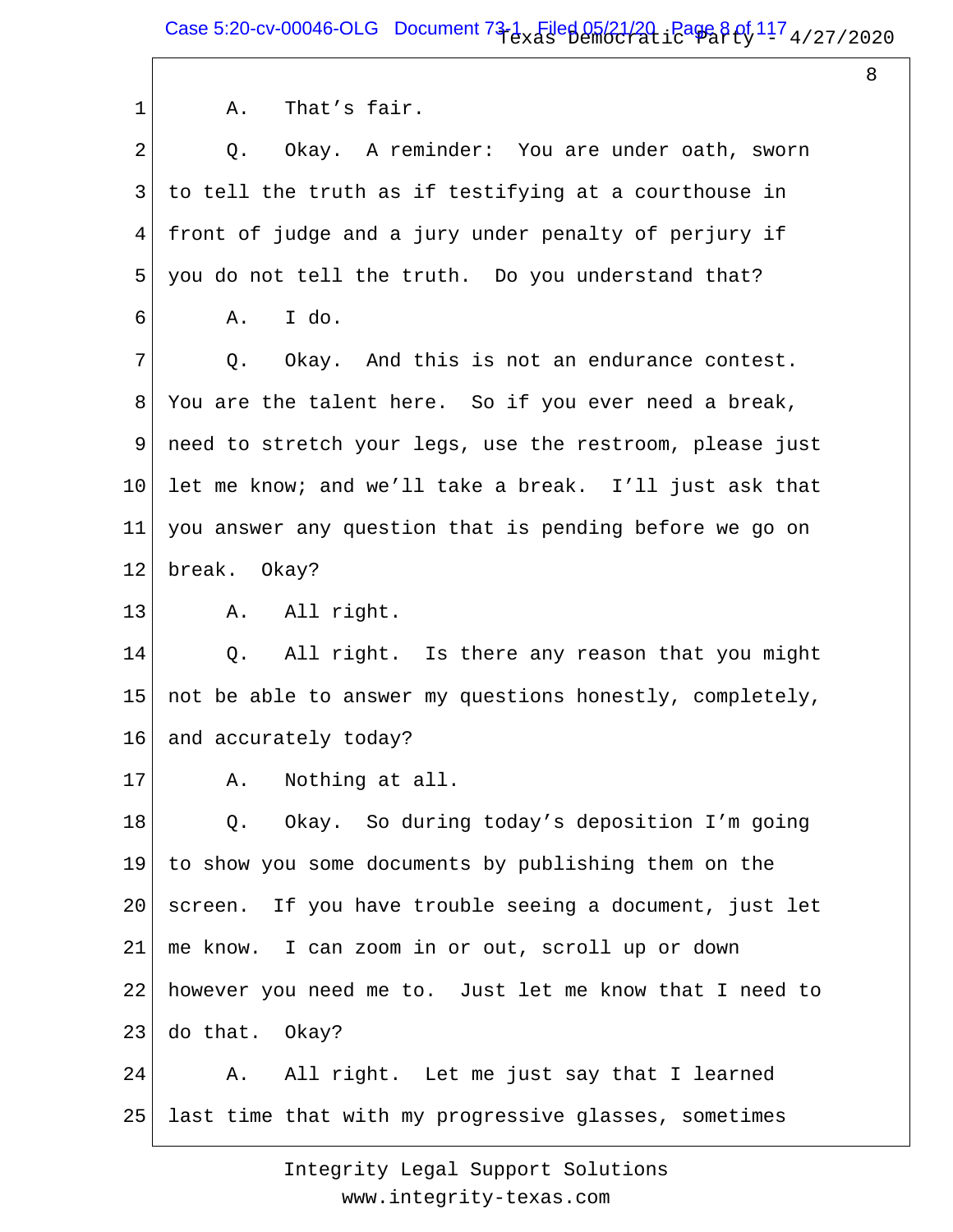A. That’s fair.

Q. Okay. A reminder: You are under oath, sworn to tell the truth as if testifying at a courthouse in front of judge and a jury under penalty of perjury if you do not tell the truth. Do you understand that?

A. I do.

Q. Okay. And this is not an endurance contest. You are the talent here. So if you ever need a break, need to stretch your legs, use the restroom, please just let me know; and we’ll take a break. I’ll just ask that you answer any question that is pending before we go on break. Okay?

A. All right.

Q. All right. Is there any reason that you might not be able to answer my questions honestly, completely, and accurately today?

A. Nothing at all.

Q. Okay. So during today’s deposition I’m going to show you some documents by publishing them on the screen. If you have trouble seeing a document, just let me know. I can zoom in or out, scroll up or down however you need me to. Just let me know that I need to do that. Okay?

A. All right. Let me just say that I learned last time that with my progressive glasses, sometimes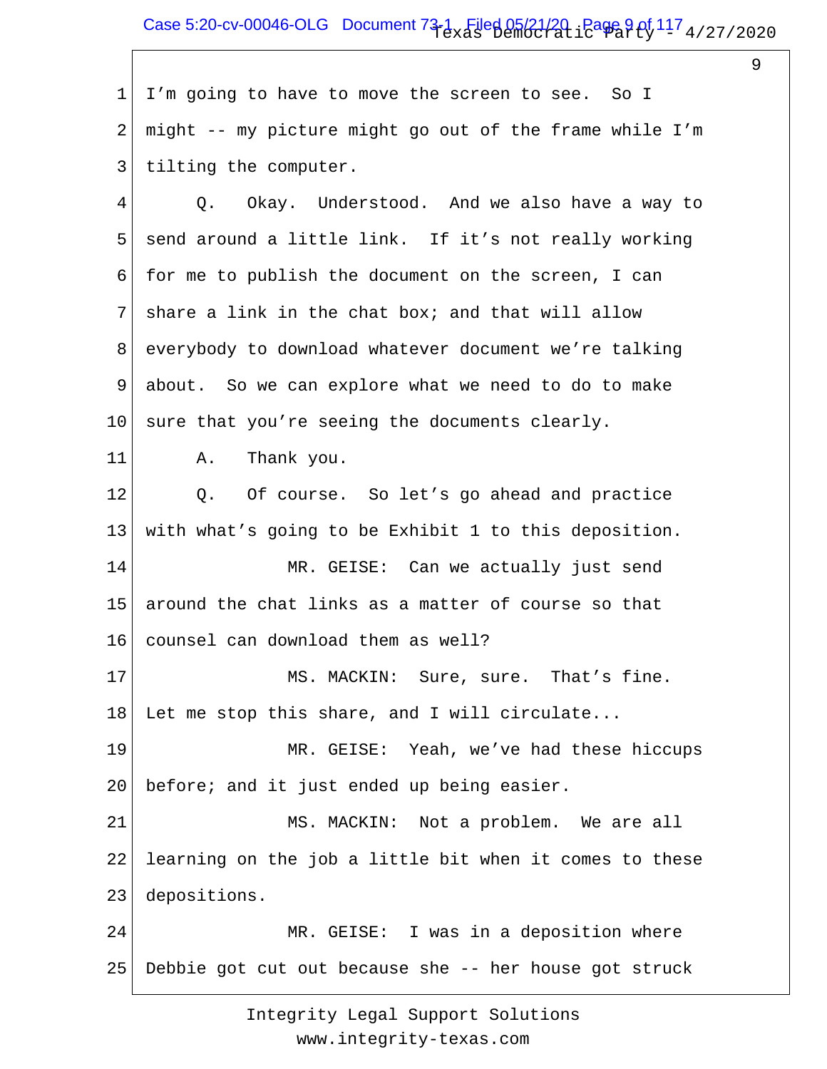1 I'm going to have to move the screen to see. So I
2 might -- my picture might go out of the frame while I'm
3 tilting the computer.

4 Q. Okay. Understood. And we also have a way to
5 send around a little link. If it's not really working
6 for me to publish the document on the screen, I can
7 share a link in the chat box; and that will allow
8 everybody to download whatever document we're talking
9 about. So we can explore what we need to do to make
10 sure that you're seeing the documents clearly.

11 A. Thank you.

12 Q. Of course. So let's go ahead and practice
13 with what's going to be Exhibit 1 to this deposition.

14 MR. GEISE: Can we actually just send
15 around the chat links as a matter of course so that
16 counsel can download them as well?

17 MS. MACKIN: Sure, sure. That's fine.
18 Let me stop this share, and I will circulate...

19 MR. GEISE: Yeah, we've had these hiccups
20 before; and it just ended up being easier.

21 MS. MACKIN: Not a problem. We are all
22 learning on the job a little bit when it comes to these
23 depositions.

24 MR. GEISE: I was in a deposition where
25 Debbie got cut out because she -- her house got struck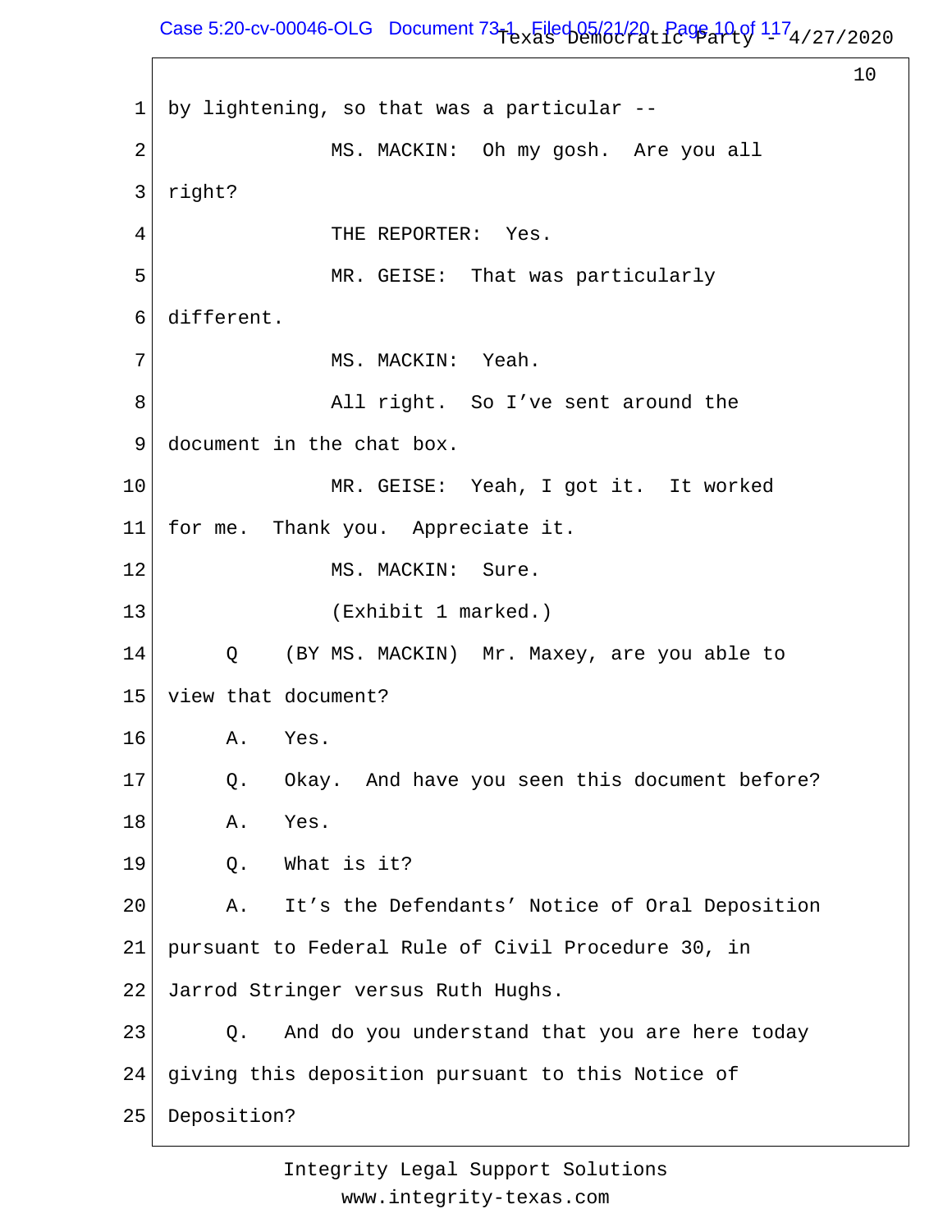by lightening, so that was a particular --

MS. MACKIN: Oh my gosh. Are you all right?

THE REPORTER: Yes.

MR. GEISE: That was particularly different.

MS. MACKIN: Yeah.

All right. So I've sent around the document in the chat box.

MR. GEISE: Yeah, I got it. It worked for me. Thank you. Appreciate it.

MS. MACKIN: Sure.

(Exhibit 1 marked.)

Q (BY MS. MACKIN) Mr. Maxey, are you able to view that document?

A. Yes.

Q. Okay. And have you seen this document before?

A. Yes.

Q. What is it?

A. It's the Defendants' Notice of Oral Deposition pursuant to Federal Rule of Civil Procedure 30, in Jarrod Stringer versus Ruth Hughs.

Q. And do you understand that you are here today giving this deposition pursuant to this Notice of Deposition?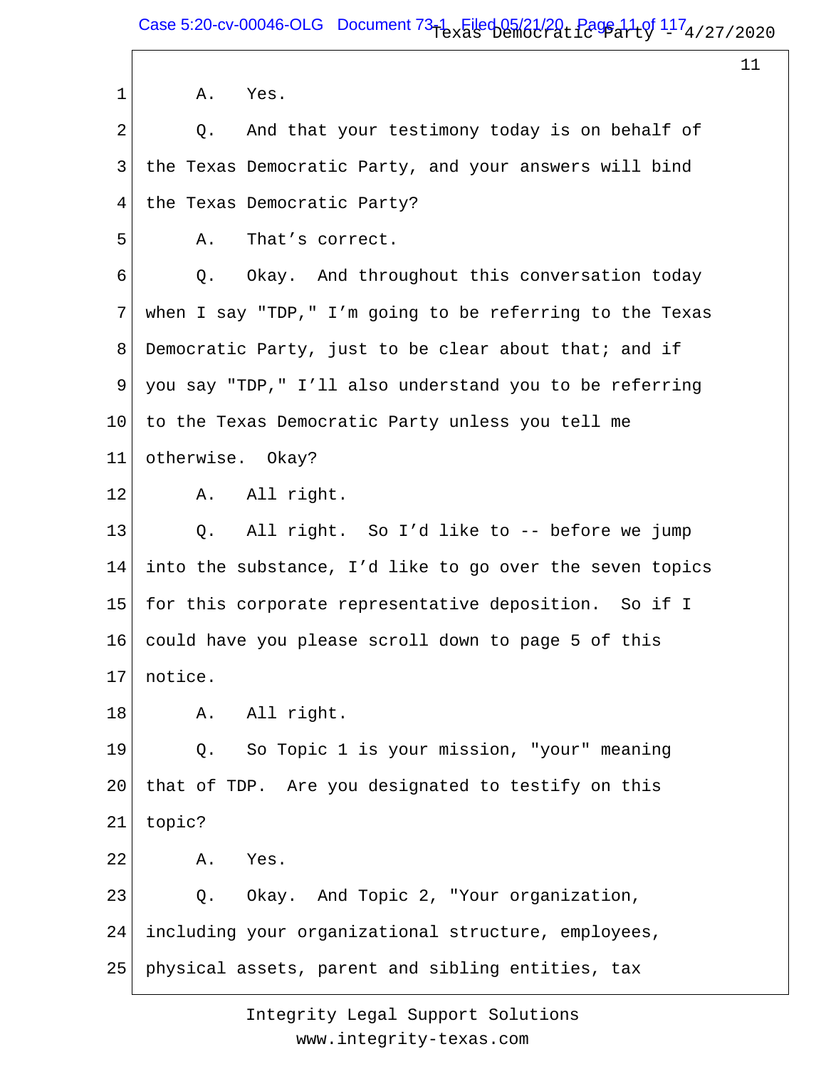A. Yes.

Q. And that your testimony today is on behalf of the Texas Democratic Party, and your answers will bind the Texas Democratic Party?

A. That's correct.

Q. Okay. And throughout this conversation today when I say "TDP," I'm going to be referring to the Texas Democratic Party, just to be clear about that; and if you say "TDP," I'll also understand you to be referring to the Texas Democratic Party unless you tell me otherwise. Okay?

A. All right.

Q. All right. So I'd like to -- before we jump into the substance, I'd like to go over the seven topics for this corporate representative deposition. So if I could have you please scroll down to page 5 of this notice.

A. All right.

Q. So Topic 1 is your mission, "your" meaning that of TDP. Are you designated to testify on this topic?

A. Yes.

Q. Okay. And Topic 2, "Your organization, including your organizational structure, employees, physical assets, parent and sibling entities, tax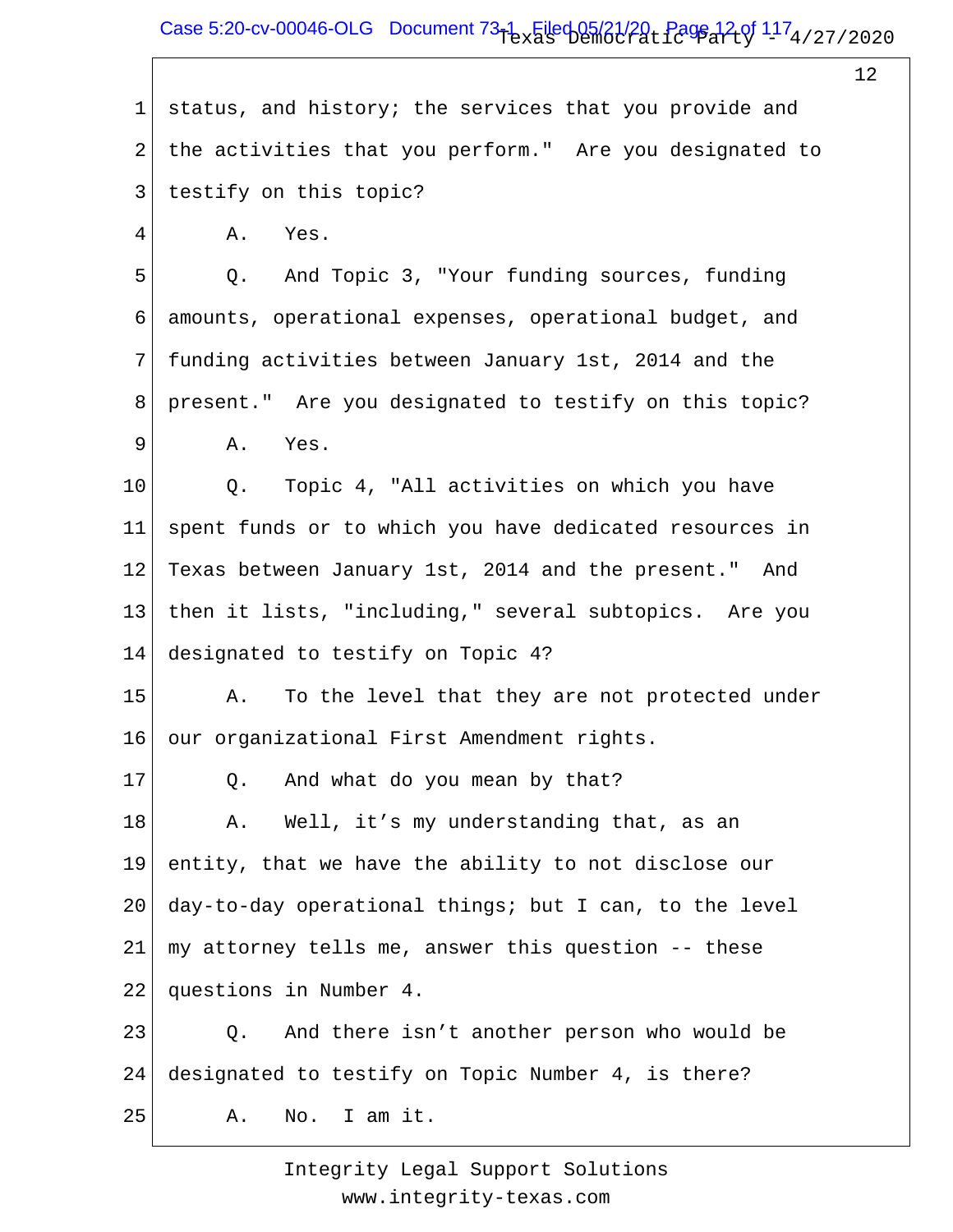status, and history; the services that you provide and the activities that you perform." Are you designated to testify on this topic?

A. Yes.

Q. And Topic 3, "Your funding sources, funding amounts, operational expenses, operational budget, and funding activities between January 1st, 2014 and the present." Are you designated to testify on this topic?

A. Yes.

Q. Topic 4, "All activities on which you have spent funds or to which you have dedicated resources in Texas between January 1st, 2014 and the present." And then it lists, "including," several subtopics. Are you designated to testify on Topic 4?

A. To the level that they are not protected under our organizational First Amendment rights.

Q. And what do you mean by that?

A. Well, it’s my understanding that, as an entity, that we have the ability to not disclose our day-to-day operational things; but I can, to the level my attorney tells me, answer this question -- these questions in Number 4.

Q. And there isn’t another person who would be designated to testify on Topic Number 4, is there?

A. No. I am it.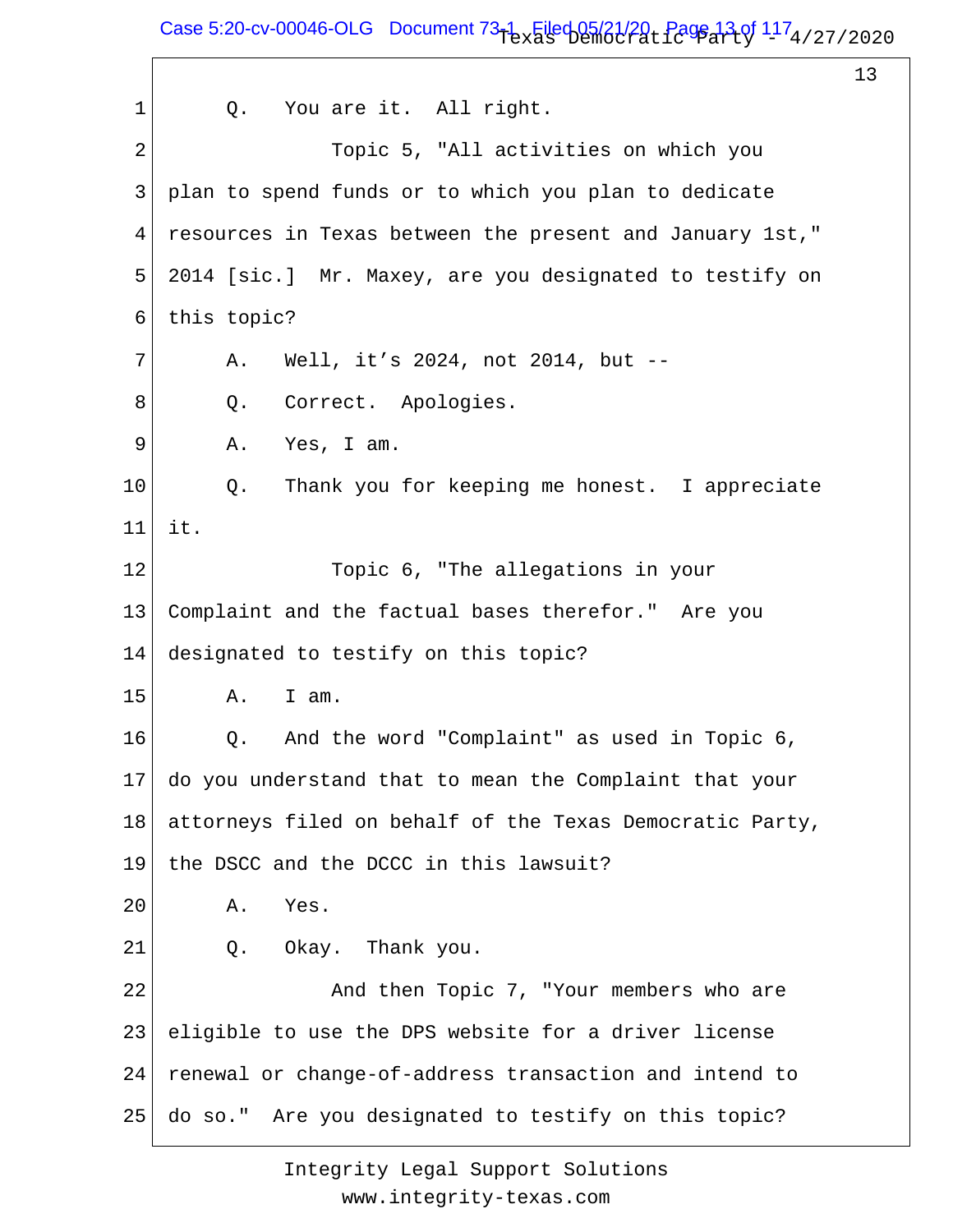1 Q. You are it. All right.

2 Topic 5, "All activities on which you

3 plan to spend funds or to which you plan to dedicate

4 resources in Texas between the present and January 1st,"

5 2014 [sic.] Mr. Maxey, are you designated to testify on

6 this topic?

7 A. Well, it's 2024, not 2014, but --

8 Q. Correct. Apologies.

9 A. Yes, I am.

10 Q. Thank you for keeping me honest. I appreciate

11 it.

12 Topic 6, "The allegations in your

13 Complaint and the factual bases therefor." Are you

14 designated to testify on this topic?

15 A. I am.

16 Q. And the word "Complaint" as used in Topic 6,

17 do you understand that to mean the Complaint that your

18 attorneys filed on behalf of the Texas Democratic Party,

19 the DSCC and the DCCC in this lawsuit?

20 A. Yes.

21 Q. Okay. Thank you.

22 And then Topic 7, "Your members who are

23 eligible to use the DPS website for a driver license

24 renewal or change-of-address transaction and intend to

25 do so." Are you designated to testify on this topic?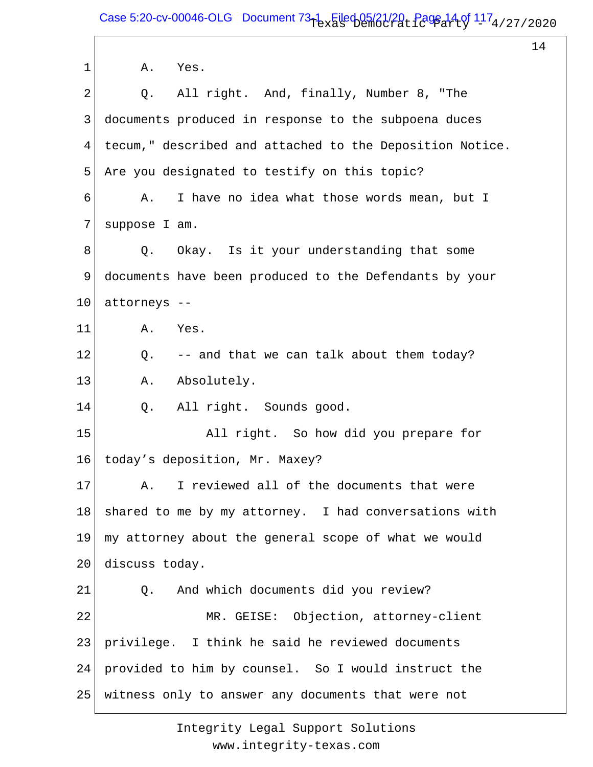1 A. Yes.

2 Q. All right. And, finally, Number 8, "The

3 documents produced in response to the subpoena duces

4 tecum," described and attached to the Deposition Notice.

5 Are you designated to testify on this topic?

6 A. I have no idea what those words mean, but I

7 suppose I am.

8 Q. Okay. Is it your understanding that some

9 documents have been produced to the Defendants by your

10 attorneys --

11 A. Yes.

12 Q. -- and that we can talk about them today?

13 A. Absolutely.

14 Q. All right. Sounds good.

15 All right. So how did you prepare for

16 today’s deposition, Mr. Maxey?

17 A. I reviewed all of the documents that were

18 shared to me by my attorney. I had conversations with

19 my attorney about the general scope of what we would

20 discuss today.

21 Q. And which documents did you review?

22 MR. GEISE: Objection, attorney-client

23 privilege. I think he said he reviewed documents

24 provided to him by counsel. So I would instruct the

25 witness only to answer any documents that were not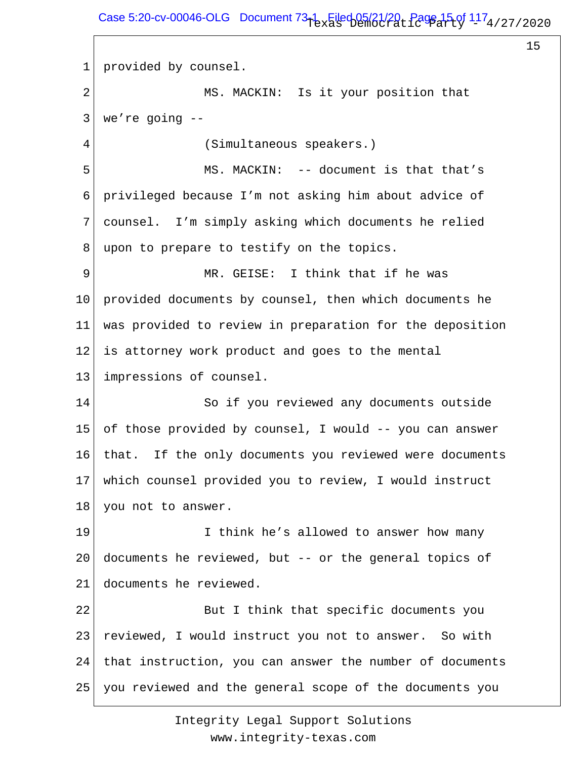provided by counsel.

MS. MACKIN: Is it your position that we're going --

(Simultaneous speakers.)

MS. MACKIN: -- document is that that's privileged because I'm not asking him about advice of counsel. I'm simply asking which documents he relied upon to prepare to testify on the topics.

MR. GEISE: I think that if he was provided documents by counsel, then which documents he was provided to review in preparation for the deposition is attorney work product and goes to the mental impressions of counsel.

So if you reviewed any documents outside of those provided by counsel, I would -- you can answer that. If the only documents you reviewed were documents which counsel provided you to review, I would instruct you not to answer.

I think he's allowed to answer how many documents he reviewed, but -- or the general topics of documents he reviewed.

But I think that specific documents you reviewed, I would instruct you not to answer. So with that instruction, you can answer the number of documents you reviewed and the general scope of the documents you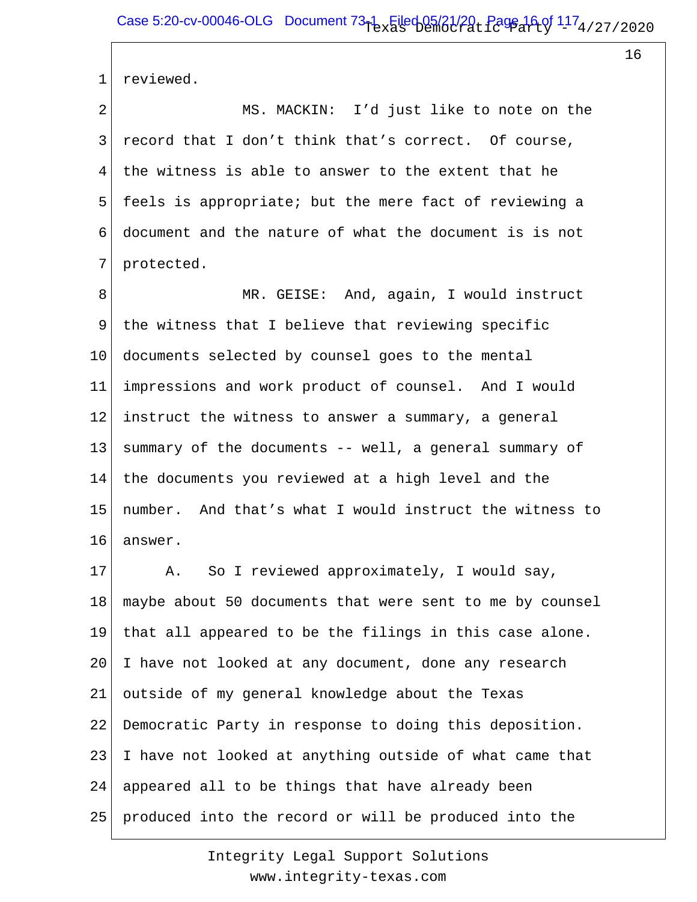reviewed.

MS. MACKIN: I'd just like to note on the record that I don't think that's correct. Of course, the witness is able to answer to the extent that he feels is appropriate; but the mere fact of reviewing a document and the nature of what the document is is not protected.

MR. GEISE: And, again, I would instruct the witness that I believe that reviewing specific documents selected by counsel goes to the mental impressions and work product of counsel. And I would instruct the witness to answer a summary, a general summary of the documents -- well, a general summary of the documents you reviewed at a high level and the number. And that's what I would instruct the witness to answer.

A. So I reviewed approximately, I would say, maybe about 50 documents that were sent to me by counsel that all appeared to be the filings in this case alone. I have not looked at any document, done any research outside of my general knowledge about the Texas Democratic Party in response to doing this deposition. I have not looked at anything outside of what came that appeared all to be things that have already been produced into the record or will be produced into the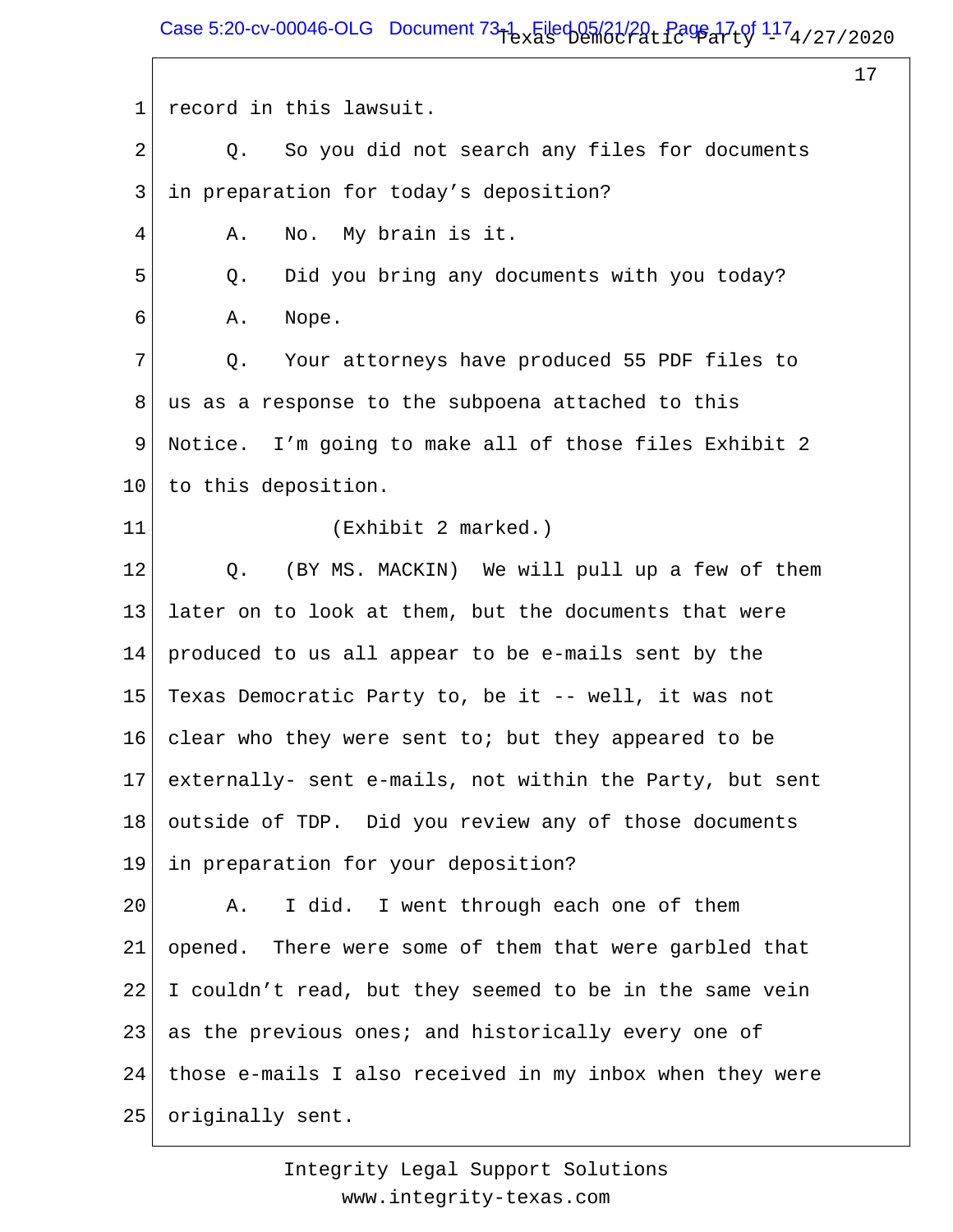1 record in this lawsuit.

2 Q. So you did not search any files for documents

3 in preparation for today's deposition?

4 A. No. My brain is it.

5 Q. Did you bring any documents with you today?

6 A. Nope.

7 Q. Your attorneys have produced 55 PDF files to

8 us as a response to the subpoena attached to this

9 Notice. I'm going to make all of those files Exhibit 2

10 to this deposition.

11 (Exhibit 2 marked.)

12 Q. (BY MS. MACKIN) We will pull up a few of them

13 later on to look at them, but the documents that were

14 produced to us all appear to be e-mails sent by the

15 Texas Democratic Party to, be it -- well, it was not

16 clear who they were sent to; but they appeared to be

17 externally- sent e-mails, not within the Party, but sent

18 outside of TDP. Did you review any of those documents

19 in preparation for your deposition?

20 A. I did. I went through each one of them

21 opened. There were some of them that were garbled that

22 I couldn't read, but they seemed to be in the same vein

23 as the previous ones; and historically every one of

24 those e-mails I also received in my inbox when they were

25 originally sent.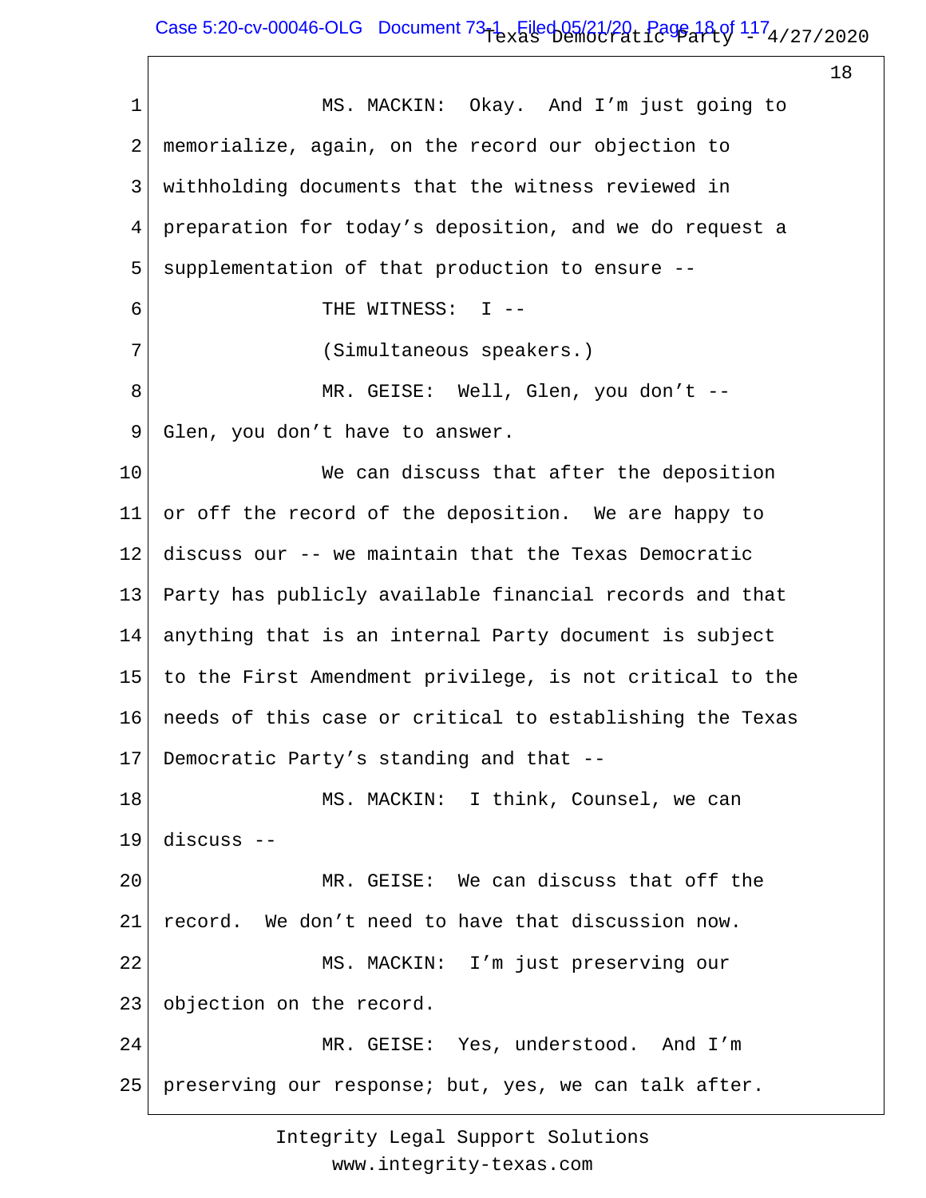1 MS. MACKIN: Okay. And I'm just going to
2 memorialize, again, on the record our objection to
3 withholding documents that the witness reviewed in
4 preparation for today's deposition, and we do request a
5 supplementation of that production to ensure --
6 THE WITNESS: I --
7 (Simultaneous speakers.)
8 MR. GEISE: Well, Glen, you don't --
9 Glen, you don't have to answer.
10 We can discuss that after the deposition
11 or off the record of the deposition. We are happy to
12 discuss our -- we maintain that the Texas Democratic
13 Party has publicly available financial records and that
14 anything that is an internal Party document is subject
15 to the First Amendment privilege, is not critical to the
16 needs of this case or critical to establishing the Texas
17 Democratic Party's standing and that --
18 MS. MACKIN: I think, Counsel, we can
19 discuss --
20 MR. GEISE: We can discuss that off the
21 record. We don't need to have that discussion now.
22 MS. MACKIN: I'm just preserving our
23 objection on the record.
24 MR. GEISE: Yes, understood. And I'm
25 preserving our response; but, yes, we can talk after.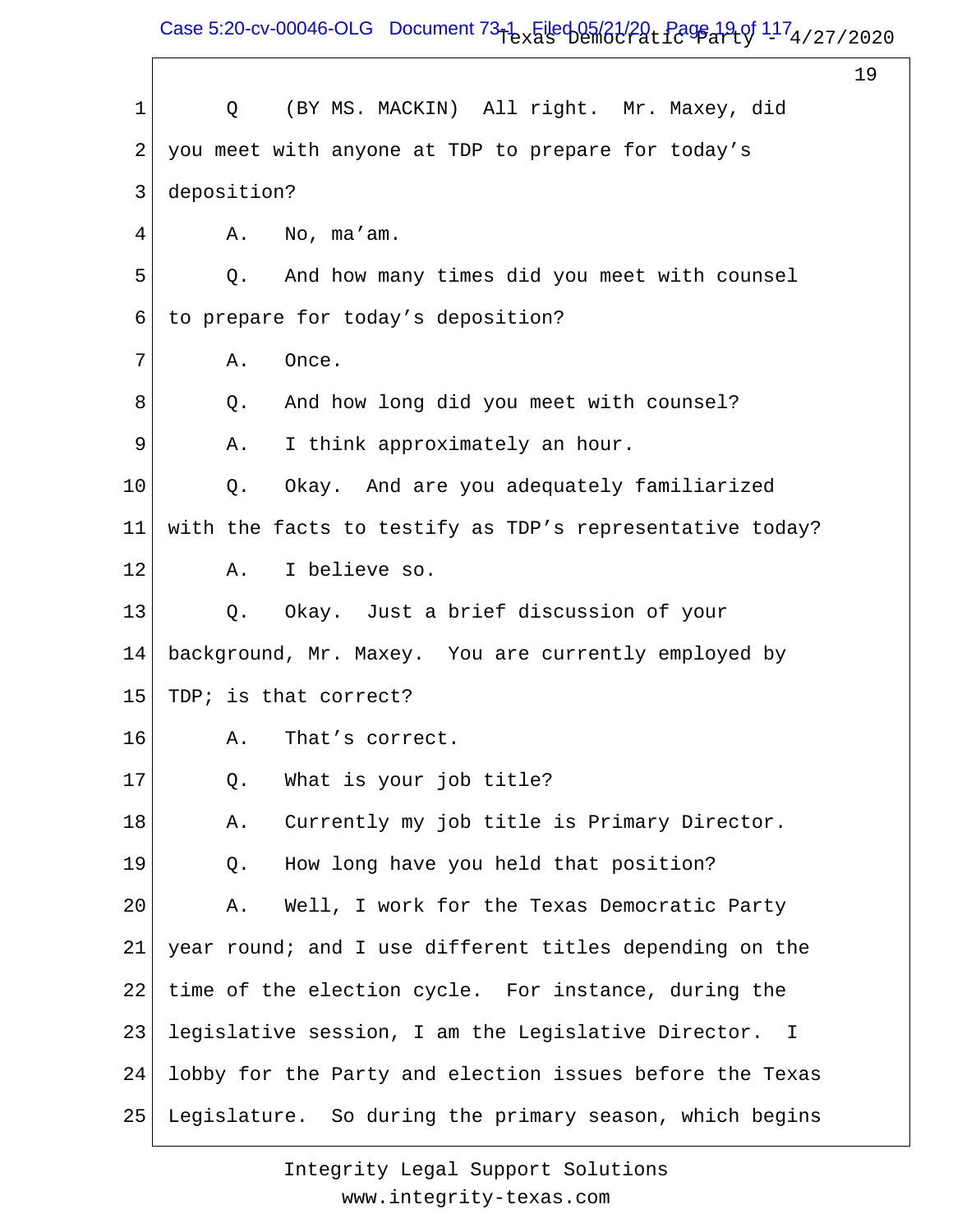Q (BY MS. MACKIN) All right. Mr. Maxey, did you meet with anyone at TDP to prepare for today's deposition?

A. No, ma'am.

Q. And how many times did you meet with counsel to prepare for today's deposition?

A. Once.

Q. And how long did you meet with counsel?

A. I think approximately an hour.

Q. Okay. And are you adequately familiarized with the facts to testify as TDP's representative today?

A. I believe so.

Q. Okay. Just a brief discussion of your background, Mr. Maxey. You are currently employed by TDP; is that correct?

A. That's correct.

Q. What is your job title?

A. Currently my job title is Primary Director.

Q. How long have you held that position?

A. Well, I work for the Texas Democratic Party year round; and I use different titles depending on the time of the election cycle. For instance, during the legislative session, I am the Legislative Director. I lobby for the Party and election issues before the Texas Legislature. So during the primary season, which begins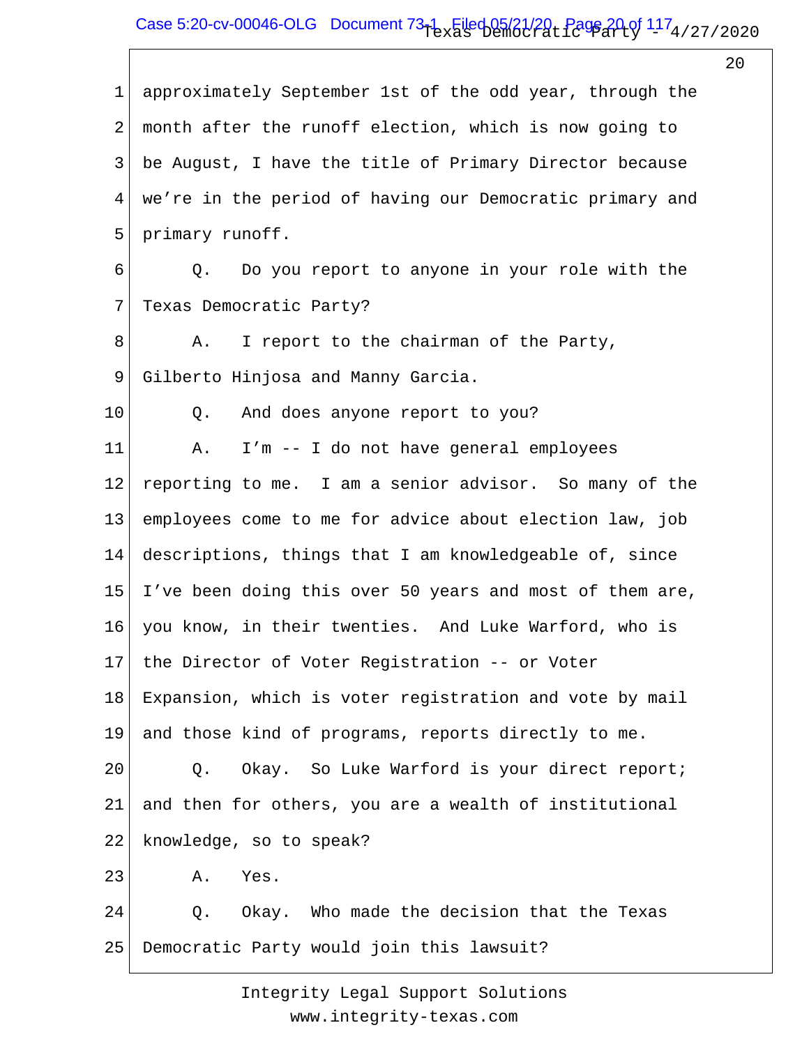1 approximately September 1st of the odd year, through the

2 month after the runoff election, which is now going to

3 be August, I have the title of Primary Director because

4 we're in the period of having our Democratic primary and

5 primary runoff.

6 Q. Do you report to anyone in your role with the

7 Texas Democratic Party?

8 A. I report to the chairman of the Party,

9 Gilberto Hinjosa and Manny Garcia.

10 Q. And does anyone report to you?

11 A. I'm -- I do not have general employees

12 reporting to me. I am a senior advisor. So many of the

13 employees come to me for advice about election law, job

14 descriptions, things that I am knowledgeable of, since

15 I've been doing this over 50 years and most of them are,

16 you know, in their twenties. And Luke Warford, who is

17 the Director of Voter Registration -- or Voter

18 Expansion, which is voter registration and vote by mail

19 and those kind of programs, reports directly to me.

20 Q. Okay. So Luke Warford is your direct report;

21 and then for others, you are a wealth of institutional

22 knowledge, so to speak?

23 A. Yes.

24 Q. Okay. Who made the decision that the Texas

25 Democratic Party would join this lawsuit?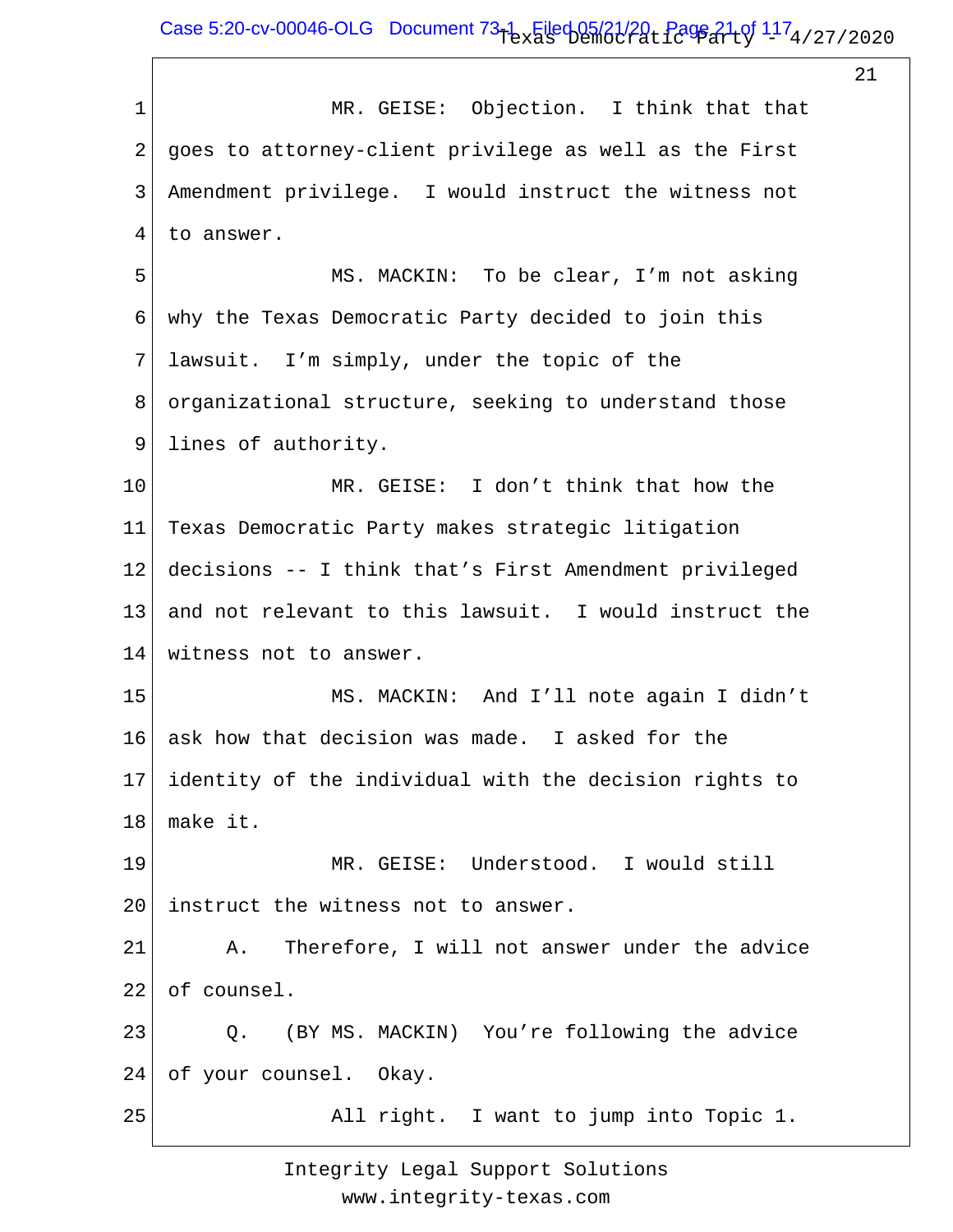MR. GEISE: Objection. I think that that goes to attorney-client privilege as well as the First Amendment privilege. I would instruct the witness not to answer.

MS. MACKIN: To be clear, I'm not asking why the Texas Democratic Party decided to join this lawsuit. I'm simply, under the topic of the organizational structure, seeking to understand those lines of authority.

MR. GEISE: I don't think that how the Texas Democratic Party makes strategic litigation decisions -- I think that's First Amendment privileged and not relevant to this lawsuit. I would instruct the witness not to answer.

MS. MACKIN: And I'll note again I didn't ask how that decision was made. I asked for the identity of the individual with the decision rights to make it.

MR. GEISE: Understood. I would still instruct the witness not to answer.

A. Therefore, I will not answer under the advice of counsel.

Q. (BY MS. MACKIN) You're following the advice of your counsel. Okay.

All right. I want to jump into Topic 1.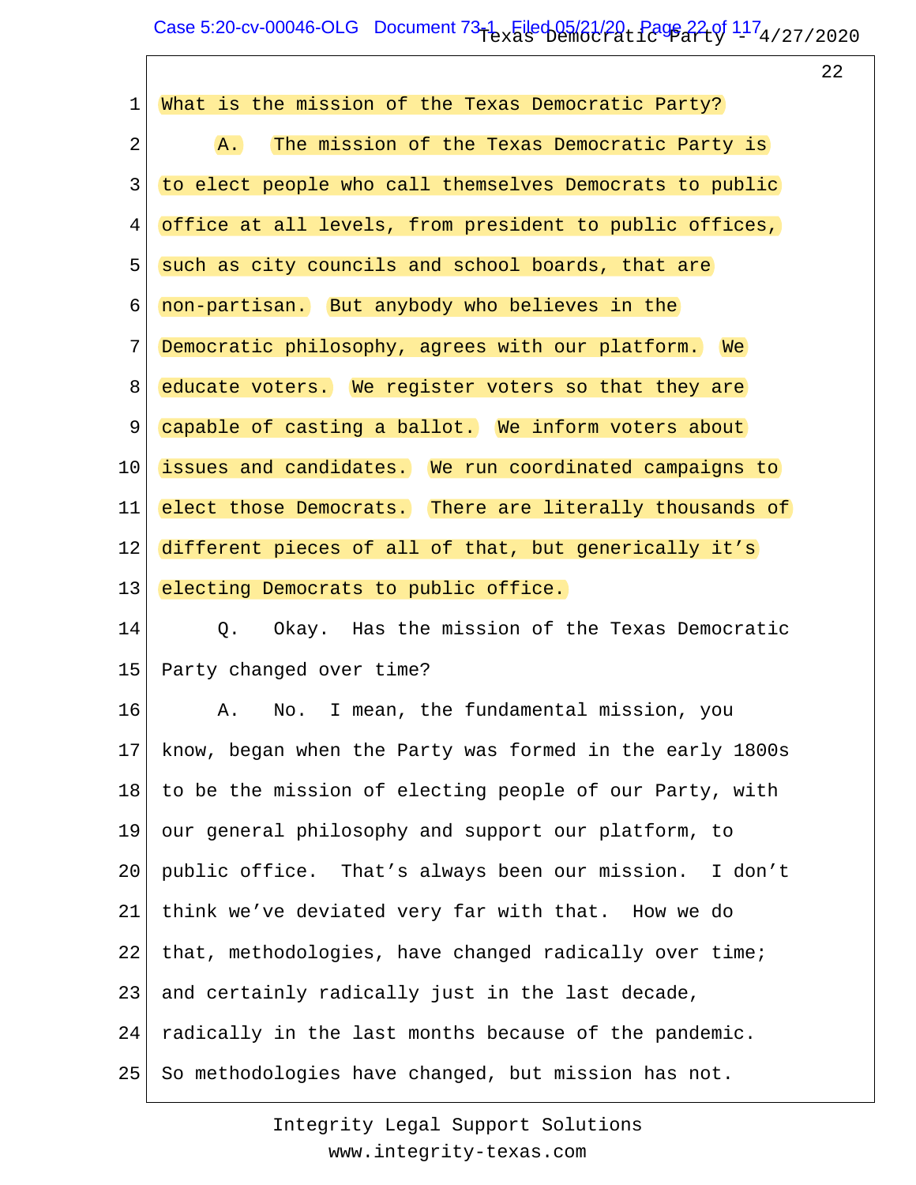What is the mission of the Texas Democratic Party?

A. The mission of the Texas Democratic Party is to elect people who call themselves Democrats to public office at all levels, from president to public offices, such as city councils and school boards, that are non-partisan. But anybody who believes in the Democratic philosophy, agrees with our platform. We educate voters. We register voters so that they are capable of casting a ballot. We inform voters about issues and candidates. We run coordinated campaigns to elect those Democrats. There are literally thousands of different pieces of all of that, but generically it's electing Democrats to public office.

Q. Okay. Has the mission of the Texas Democratic Party changed over time?

A. No. I mean, the fundamental mission, you know, began when the Party was formed in the early 1800s to be the mission of electing people of our Party, with our general philosophy and support our platform, to public office. That's always been our mission. I don't think we've deviated very far with that. How we do that, methodologies, have changed radically over time; and certainly radically just in the last decade, radically in the last months because of the pandemic. So methodologies have changed, but mission has not.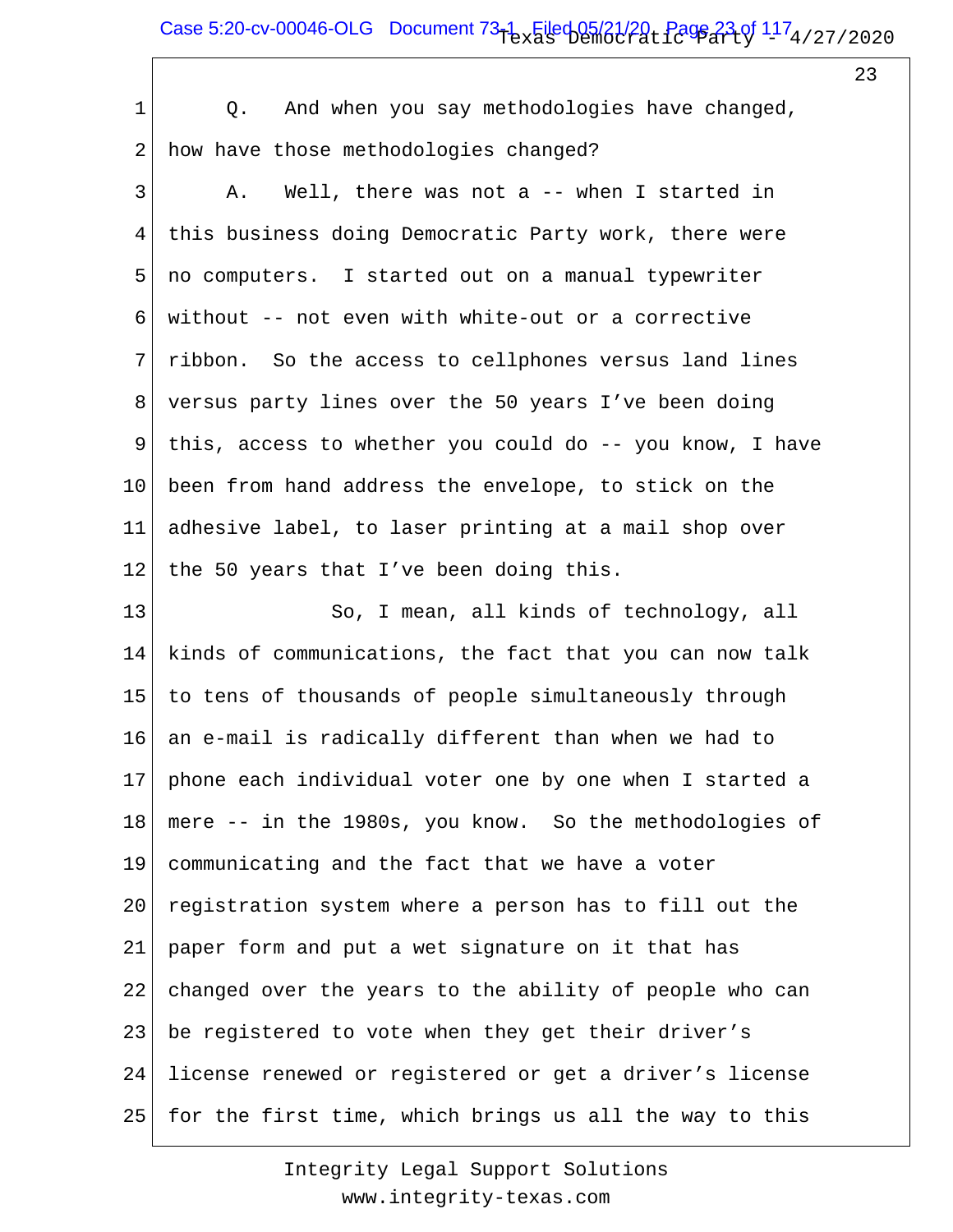Q. And when you say methodologies have changed, how have those methodologies changed?

A. Well, there was not a -- when I started in this business doing Democratic Party work, there were no computers. I started out on a manual typewriter without -- not even with white-out or a corrective ribbon. So the access to cellphones versus land lines versus party lines over the 50 years I've been doing this, access to whether you could do -- you know, I have been from hand address the envelope, to stick on the adhesive label, to laser printing at a mail shop over the 50 years that I've been doing this.

So, I mean, all kinds of technology, all kinds of communications, the fact that you can now talk to tens of thousands of people simultaneously through an e-mail is radically different than when we had to phone each individual voter one by one when I started a mere -- in the 1980s, you know. So the methodologies of communicating and the fact that we have a voter registration system where a person has to fill out the paper form and put a wet signature on it that has changed over the years to the ability of people who can be registered to vote when they get their driver's license renewed or registered or get a driver's license for the first time, which brings us all the way to this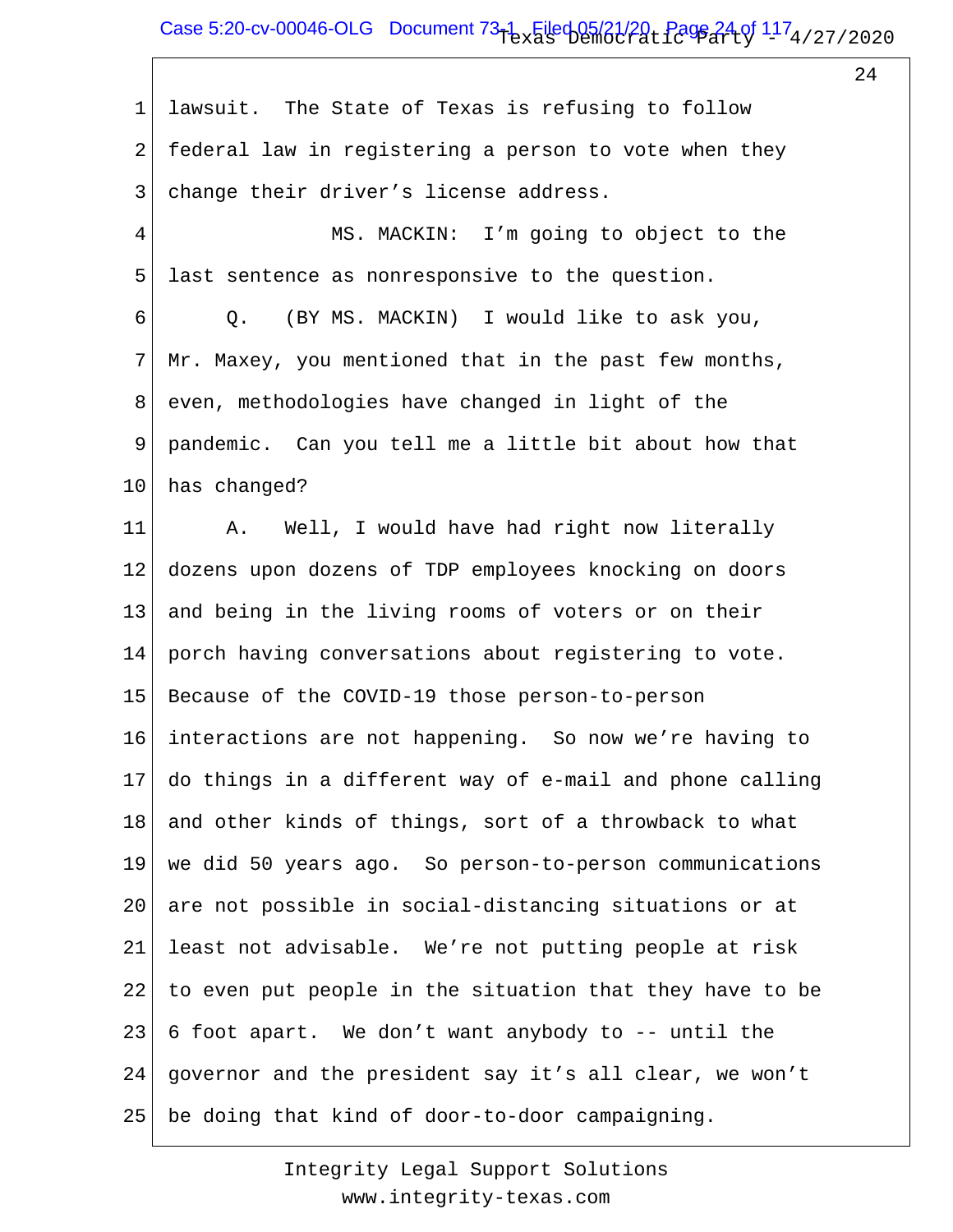lawsuit. The State of Texas is refusing to follow federal law in registering a person to vote when they change their driver's license address.

MS. MACKIN: I'm going to object to the last sentence as nonresponsive to the question.

Q. (BY MS. MACKIN) I would like to ask you, Mr. Maxey, you mentioned that in the past few months, even, methodologies have changed in light of the pandemic. Can you tell me a little bit about how that has changed?

A. Well, I would have had right now literally dozens upon dozens of TDP employees knocking on doors and being in the living rooms of voters or on their porch having conversations about registering to vote. Because of the COVID-19 those person-to-person interactions are not happening. So now we're having to do things in a different way of e-mail and phone calling and other kinds of things, sort of a throwback to what we did 50 years ago. So person-to-person communications are not possible in social-distancing situations or at least not advisable. We're not putting people at risk to even put people in the situation that they have to be 6 foot apart. We don't want anybody to -- until the governor and the president say it's all clear, we won't be doing that kind of door-to-door campaigning.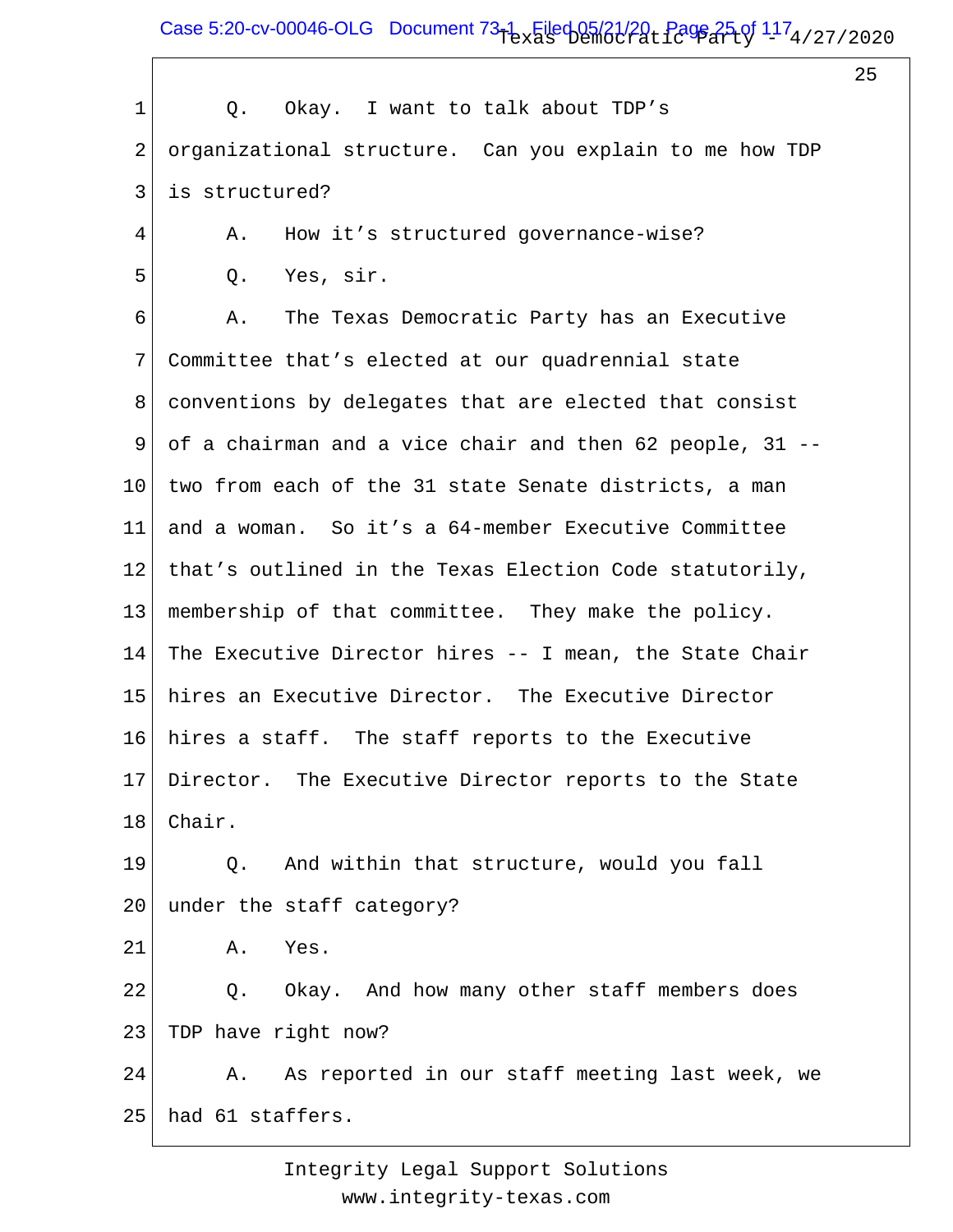Q. Okay. I want to talk about TDP's organizational structure. Can you explain to me how TDP is structured?

A. How it's structured governance-wise?

Q. Yes, sir.

A. The Texas Democratic Party has an Executive Committee that's elected at our quadrennial state conventions by delegates that are elected that consist of a chairman and a vice chair and then 62 people, 31 -- two from each of the 31 state Senate districts, a man and a woman. So it's a 64-member Executive Committee that's outlined in the Texas Election Code statutorily, membership of that committee. They make the policy. The Executive Director hires -- I mean, the State Chair hires an Executive Director. The Executive Director hires a staff. The staff reports to the Executive Director. The Executive Director reports to the State Chair.

Q. And within that structure, would you fall under the staff category?

A. Yes.

Q. Okay. And how many other staff members does TDP have right now?

A. As reported in our staff meeting last week, we had 61 staffers.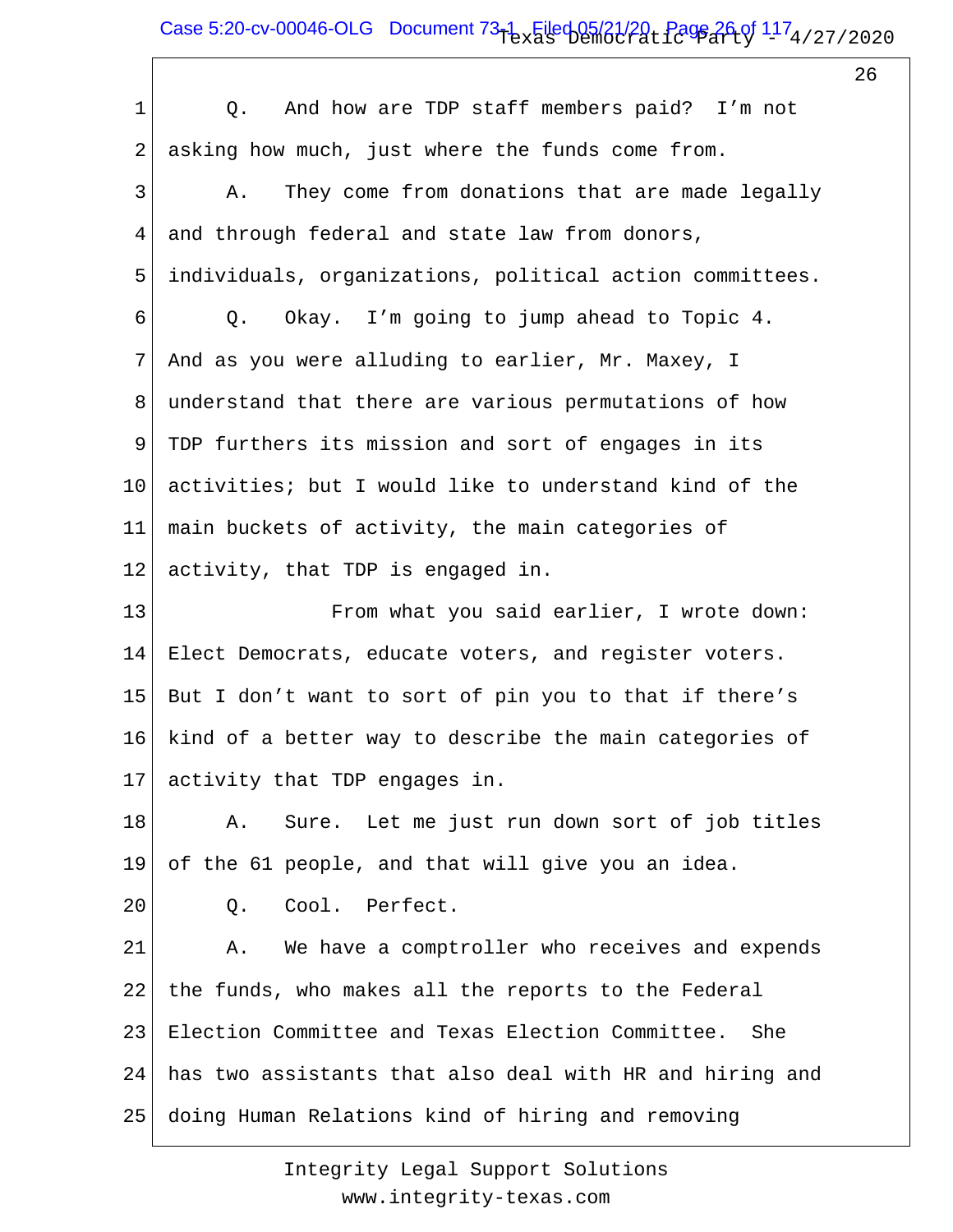Q. And how are TDP staff members paid? I'm not asking how much, just where the funds come from.

A. They come from donations that are made legally and through federal and state law from donors, individuals, organizations, political action committees.

Q. Okay. I'm going to jump ahead to Topic 4. And as you were alluding to earlier, Mr. Maxey, I understand that there are various permutations of how TDP furthers its mission and sort of engages in its activities; but I would like to understand kind of the main buckets of activity, the main categories of activity, that TDP is engaged in.

From what you said earlier, I wrote down: Elect Democrats, educate voters, and register voters. But I don't want to sort of pin you to that if there's kind of a better way to describe the main categories of activity that TDP engages in.

A. Sure. Let me just run down sort of job titles of the 61 people, and that will give you an idea.

Q. Cool. Perfect.

A. We have a comptroller who receives and expends the funds, who makes all the reports to the Federal Election Committee and Texas Election Committee. She has two assistants that also deal with HR and hiring and doing Human Relations kind of hiring and removing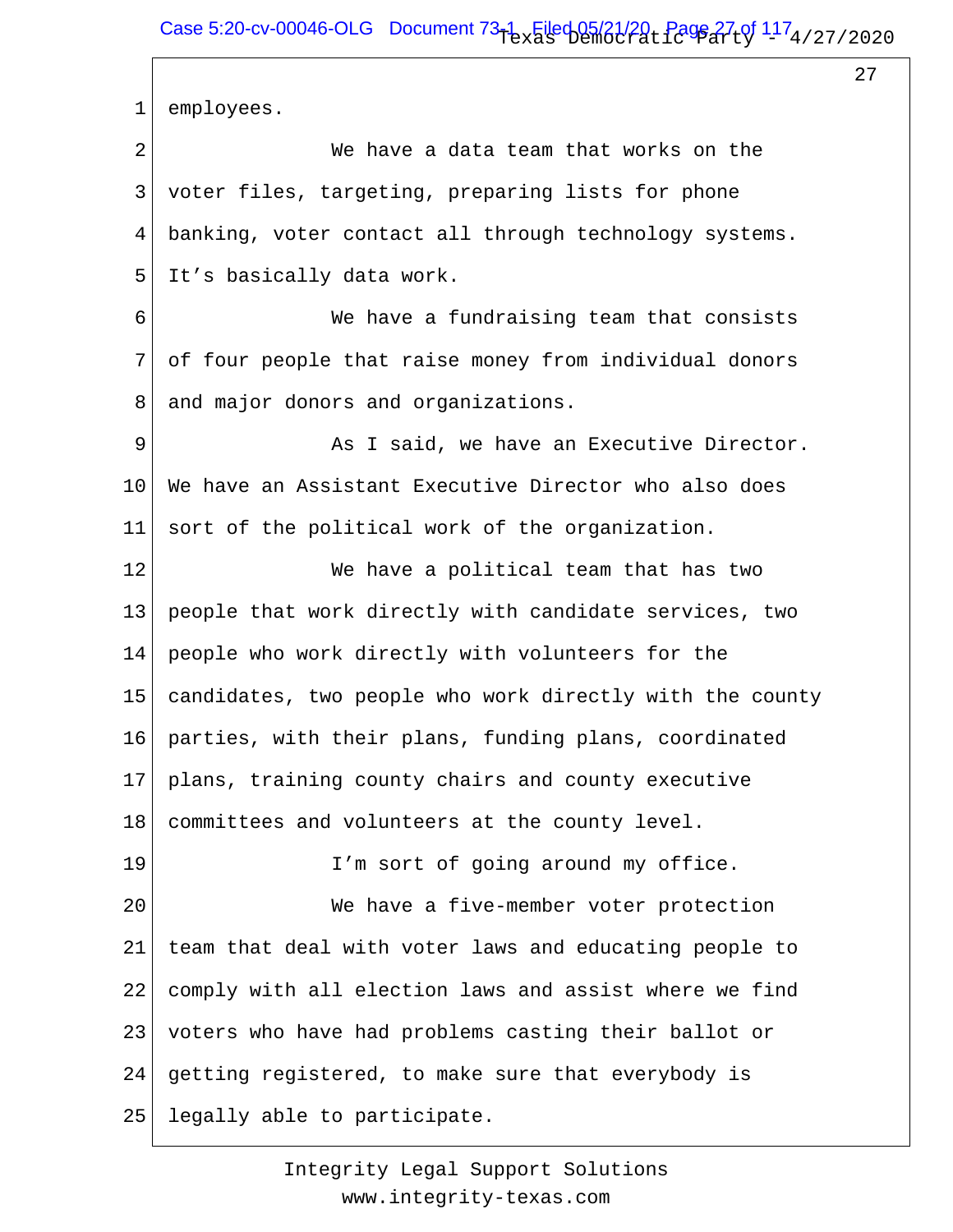employees.

We have a data team that works on the voter files, targeting, preparing lists for phone banking, voter contact all through technology systems. It's basically data work.

We have a fundraising team that consists of four people that raise money from individual donors and major donors and organizations.

As I said, we have an Executive Director. We have an Assistant Executive Director who also does sort of the political work of the organization.

We have a political team that has two people that work directly with candidate services, two people who work directly with volunteers for the candidates, two people who work directly with the county parties, with their plans, funding plans, coordinated plans, training county chairs and county executive committees and volunteers at the county level.

I'm sort of going around my office.

We have a five-member voter protection team that deal with voter laws and educating people to comply with all election laws and assist where we find voters who have had problems casting their ballot or getting registered, to make sure that everybody is legally able to participate.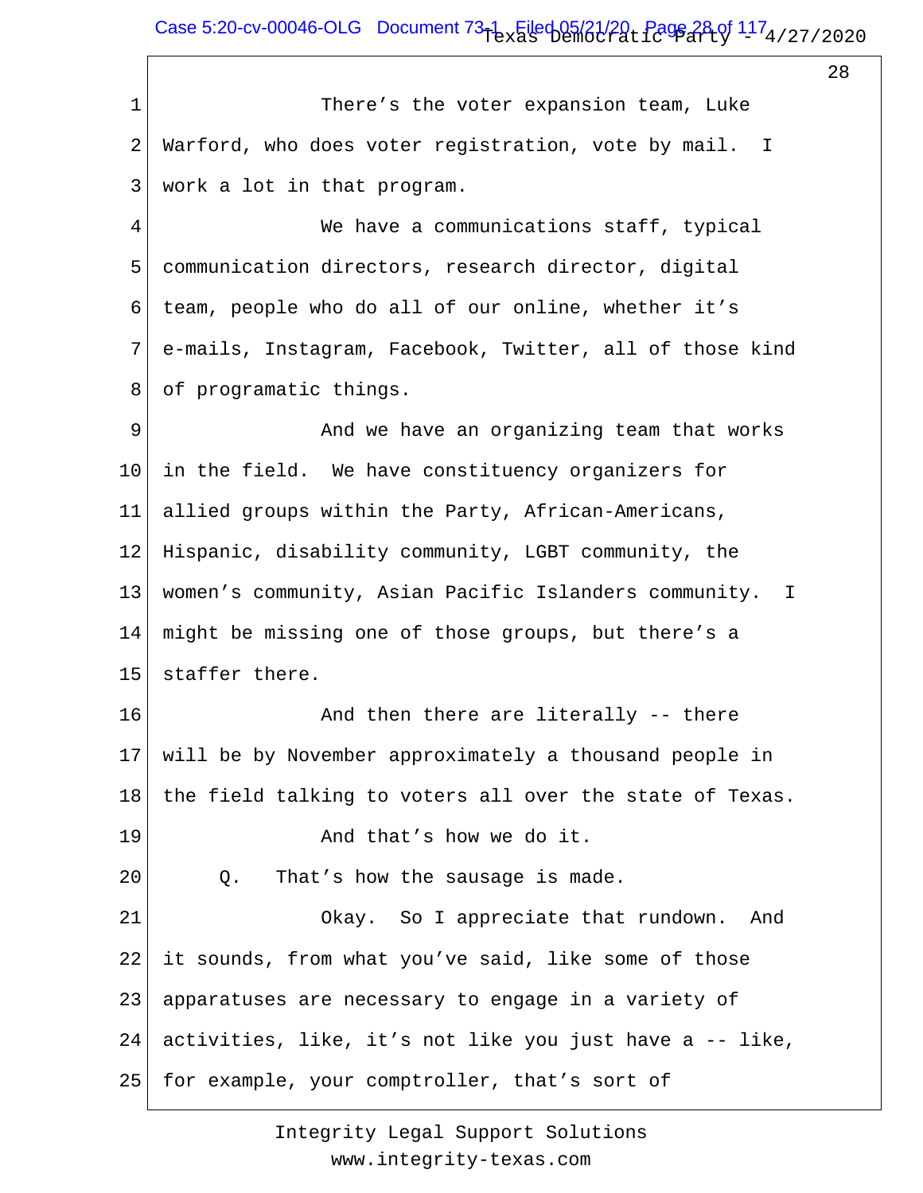There's the voter expansion team, Luke Warford, who does voter registration, vote by mail. I work a lot in that program.

We have a communications staff, typical communication directors, research director, digital team, people who do all of our online, whether it's e-mails, Instagram, Facebook, Twitter, all of those kind of programatic things.

And we have an organizing team that works in the field. We have constituency organizers for allied groups within the Party, African-Americans, Hispanic, disability community, LGBT community, the women's community, Asian Pacific Islanders community. I might be missing one of those groups, but there's a staffer there.

And then there are literally -- there will be by November approximately a thousand people in the field talking to voters all over the state of Texas.

And that's how we do it.

Q. That's how the sausage is made.

Okay. So I appreciate that rundown. And it sounds, from what you've said, like some of those apparatuses are necessary to engage in a variety of activities, like, it's not like you just have a -- like, for example, your comptroller, that's sort of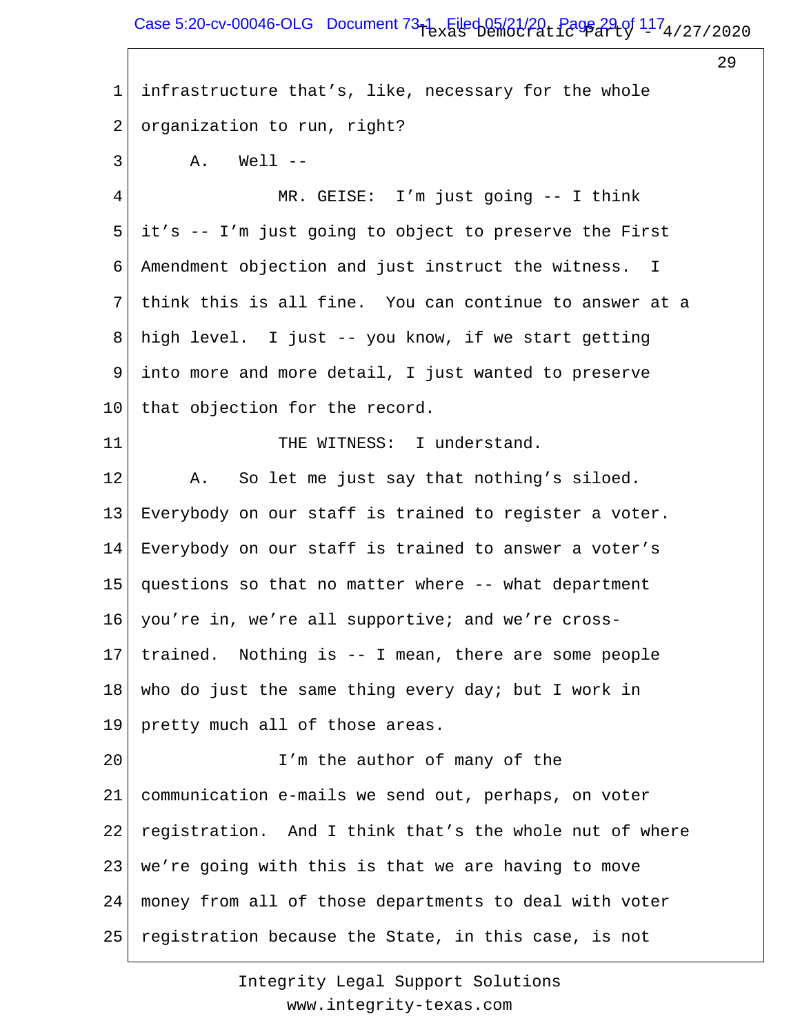1 infrastructure that's, like, necessary for the whole
2 organization to run, right?
3 A. Well --
4 MR. GEISE: I'm just going -- I think
5 it's -- I'm just going to object to preserve the First
6 Amendment objection and just instruct the witness. I
7 think this is all fine. You can continue to answer at a
8 high level. I just -- you know, if we start getting
9 into more and more detail, I just wanted to preserve
10 that objection for the record.
11 THE WITNESS: I understand.
12 A. So let me just say that nothing's siloed.
13 Everybody on our staff is trained to register a voter.
14 Everybody on our staff is trained to answer a voter's
15 questions so that no matter where -- what department
16 you're in, we're all supportive; and we're cross-
17 trained. Nothing is -- I mean, there are some people
18 who do just the same thing every day; but I work in
19 pretty much all of those areas.
20 I'm the author of many of the
21 communication e-mails we send out, perhaps, on voter
22 registration. And I think that's the whole nut of where
23 we're going with this is that we are having to move
24 money from all of those departments to deal with voter
25 registration because the State, in this case, is not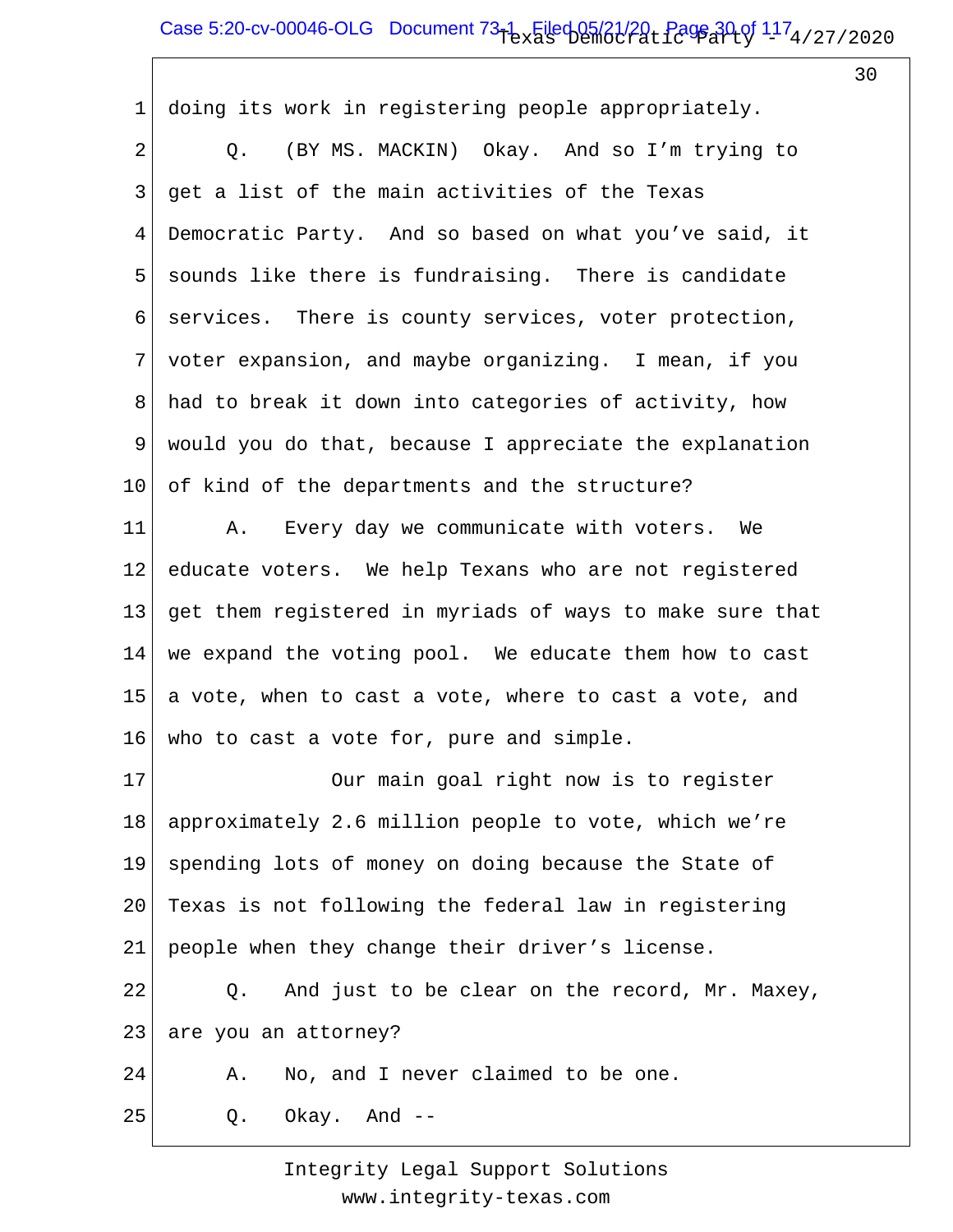doing its work in registering people appropriately.

Q. (BY MS. MACKIN) Okay. And so I'm trying to get a list of the main activities of the Texas Democratic Party. And so based on what you've said, it sounds like there is fundraising. There is candidate services. There is county services, voter protection, voter expansion, and maybe organizing. I mean, if you had to break it down into categories of activity, how would you do that, because I appreciate the explanation of kind of the departments and the structure?

A. Every day we communicate with voters. We educate voters. We help Texans who are not registered get them registered in myriads of ways to make sure that we expand the voting pool. We educate them how to cast a vote, when to cast a vote, where to cast a vote, and who to cast a vote for, pure and simple.

Our main goal right now is to register approximately 2.6 million people to vote, which we're spending lots of money on doing because the State of Texas is not following the federal law in registering people when they change their driver's license.

Q. And just to be clear on the record, Mr. Maxey, are you an attorney?

A. No, and I never claimed to be one.

Q. Okay. And --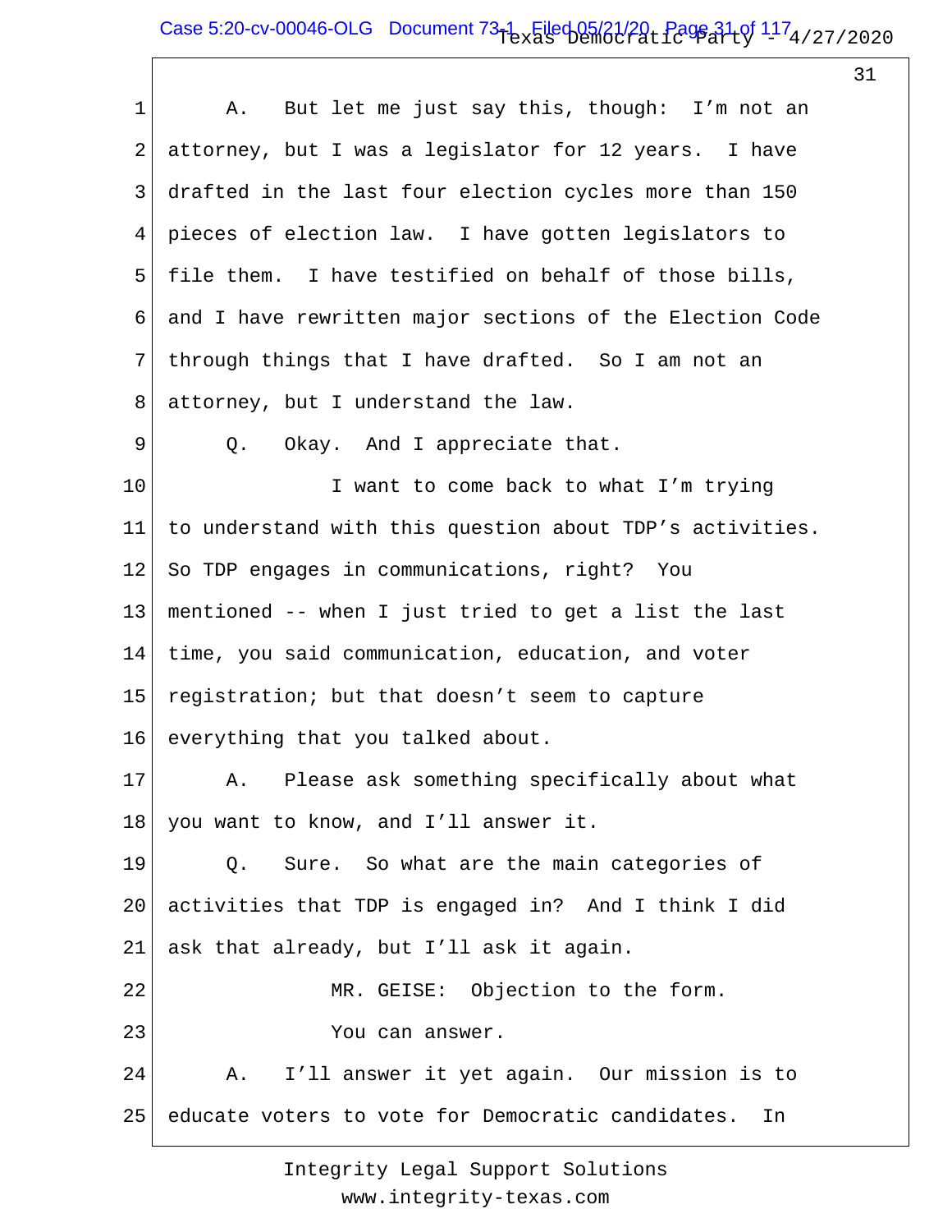A. But let me just say this, though: I'm not an attorney, but I was a legislator for 12 years. I have drafted in the last four election cycles more than 150 pieces of election law. I have gotten legislators to file them. I have testified on behalf of those bills, and I have rewritten major sections of the Election Code through things that I have drafted. So I am not an attorney, but I understand the law.

Q. Okay. And I appreciate that.

I want to come back to what I'm trying to understand with this question about TDP's activities. So TDP engages in communications, right? You mentioned -- when I just tried to get a list the last time, you said communication, education, and voter registration; but that doesn't seem to capture everything that you talked about.

A. Please ask something specifically about what you want to know, and I'll answer it.

Q. Sure. So what are the main categories of activities that TDP is engaged in? And I think I did ask that already, but I'll ask it again.

MR. GEISE: Objection to the form.

You can answer.

A. I'll answer it yet again. Our mission is to educate voters to vote for Democratic candidates. In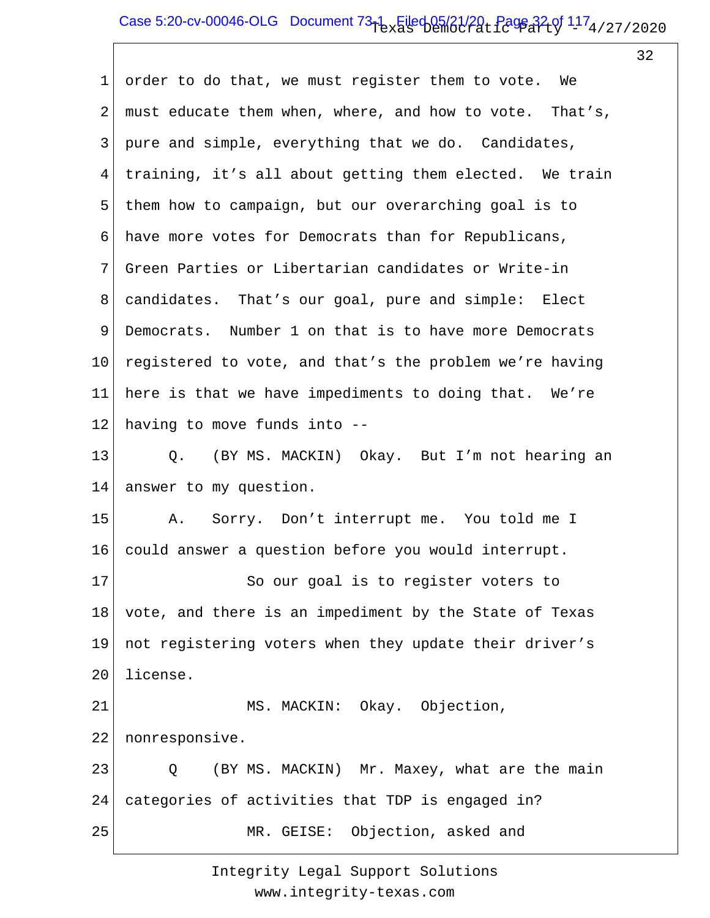order to do that, we must register them to vote. We must educate them when, where, and how to vote. That's, pure and simple, everything that we do. Candidates, training, it's all about getting them elected. We train them how to campaign, but our overarching goal is to have more votes for Democrats than for Republicans, Green Parties or Libertarian candidates or Write-in candidates. That's our goal, pure and simple: Elect Democrats. Number 1 on that is to have more Democrats registered to vote, and that's the problem we're having here is that we have impediments to doing that. We're having to move funds into --

Q. (BY MS. MACKIN) Okay. But I'm not hearing an answer to my question.

A. Sorry. Don't interrupt me. You told me I could answer a question before you would interrupt.

So our goal is to register voters to vote, and there is an impediment by the State of Texas not registering voters when they update their driver's license.

MS. MACKIN: Okay. Objection, nonresponsive.

Q (BY MS. MACKIN) Mr. Maxey, what are the main categories of activities that TDP is engaged in?

MR. GEISE: Objection, asked and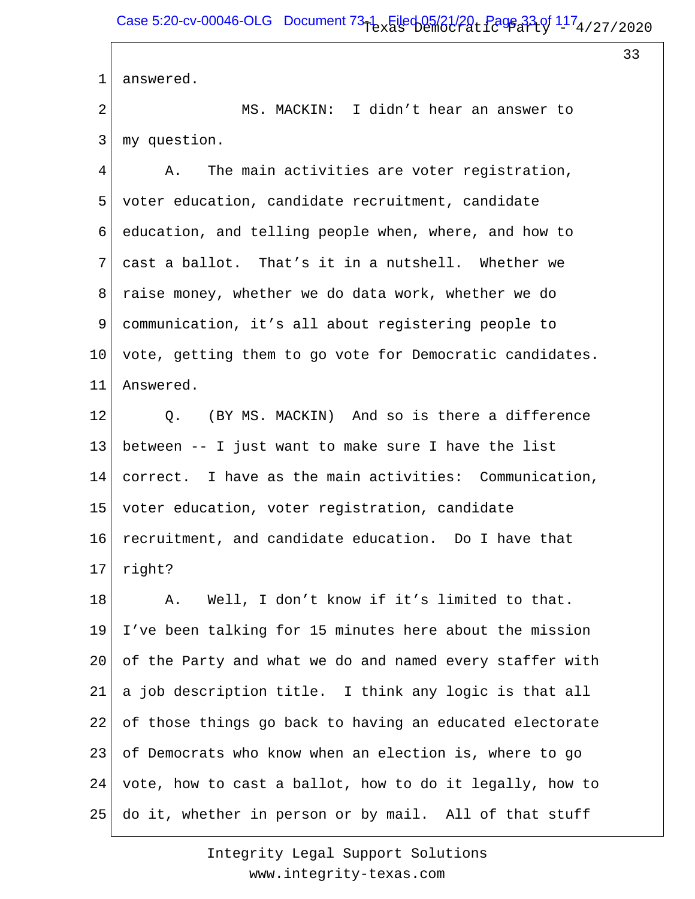answered.

MS. MACKIN: I didn't hear an answer to my question.

A. The main activities are voter registration, voter education, candidate recruitment, candidate education, and telling people when, where, and how to cast a ballot. That's it in a nutshell. Whether we raise money, whether we do data work, whether we do communication, it's all about registering people to vote, getting them to go vote for Democratic candidates. Answered.

Q. (BY MS. MACKIN) And so is there a difference between -- I just want to make sure I have the list correct. I have as the main activities: Communication, voter education, voter registration, candidate recruitment, and candidate education. Do I have that right?

A. Well, I don't know if it's limited to that. I've been talking for 15 minutes here about the mission of the Party and what we do and named every staffer with a job description title. I think any logic is that all of those things go back to having an educated electorate of Democrats who know when an election is, where to go vote, how to cast a ballot, how to do it legally, how to do it, whether in person or by mail. All of that stuff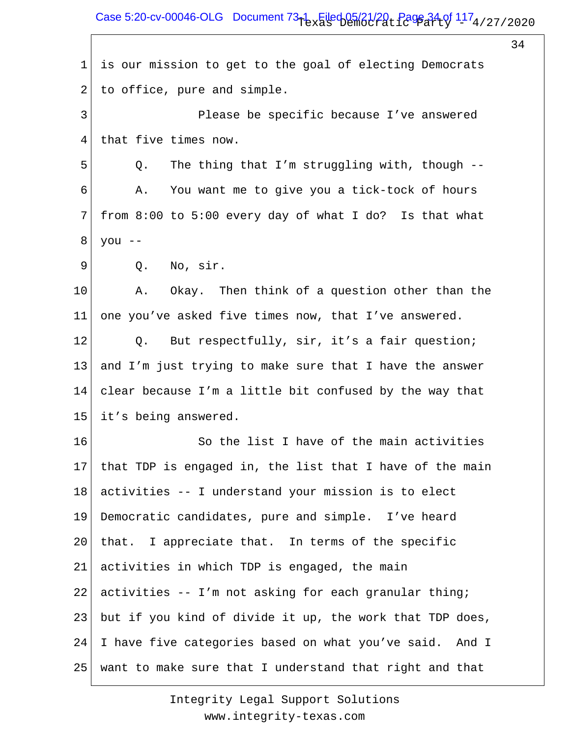1 is our mission to get to the goal of electing Democrats
2 to office, pure and simple.
3 Please be specific because I've answered
4 that five times now.
5 Q. The thing that I'm struggling with, though --
6 A. You want me to give you a tick-tock of hours
7 from 8:00 to 5:00 every day of what I do? Is that what
8 you --
9 Q. No, sir.
10 A. Okay. Then think of a question other than the
11 one you've asked five times now, that I've answered.
12 Q. But respectfully, sir, it's a fair question;
13 and I'm just trying to make sure that I have the answer
14 clear because I'm a little bit confused by the way that
15 it's being answered.
16 So the list I have of the main activities
17 that TDP is engaged in, the list that I have of the main
18 activities -- I understand your mission is to elect
19 Democratic candidates, pure and simple. I've heard
20 that. I appreciate that. In terms of the specific
21 activities in which TDP is engaged, the main
22 activities -- I'm not asking for each granular thing;
23 but if you kind of divide it up, the work that TDP does,
24 I have five categories based on what you've said. And I
25 want to make sure that I understand that right and that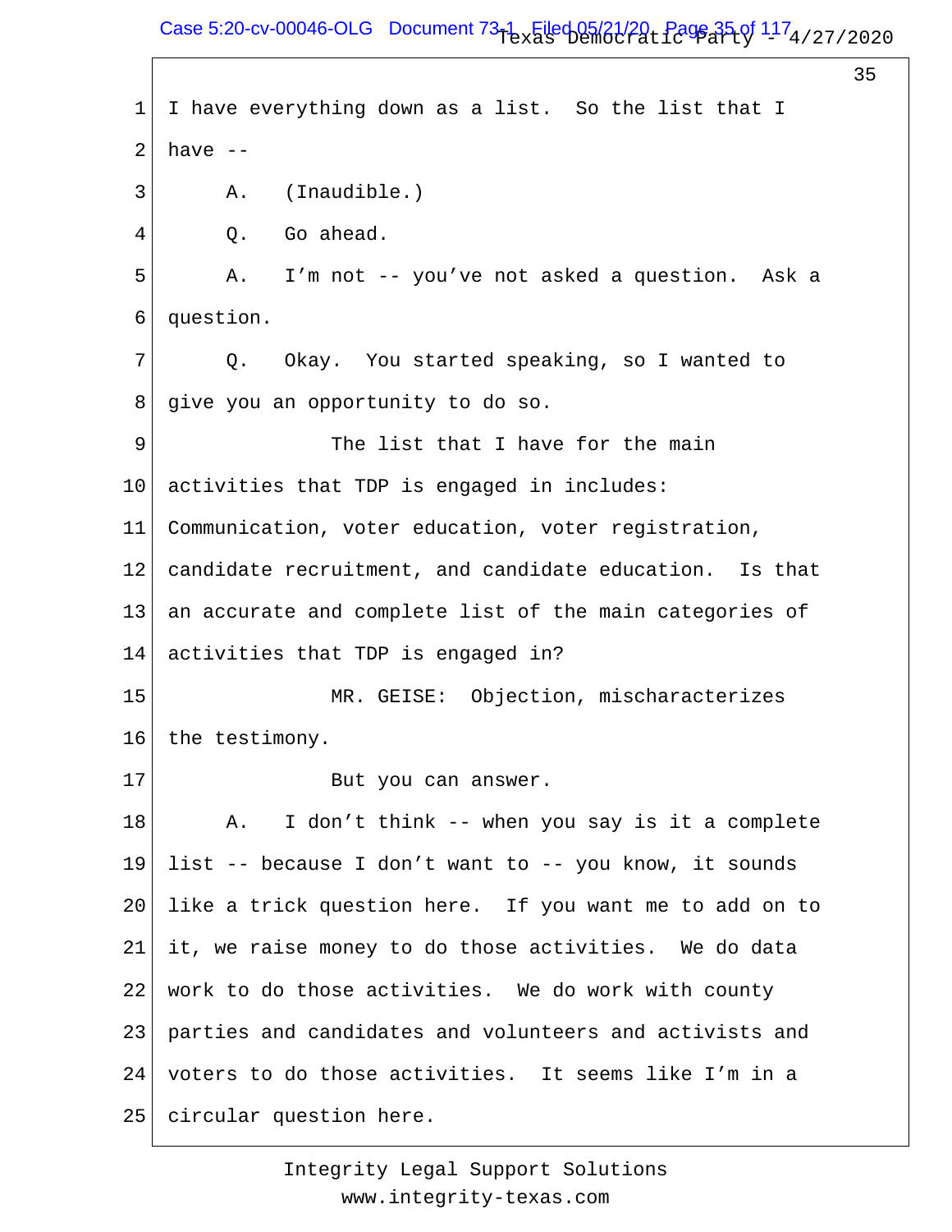I have everything down as a list. So the list that I have --

A. (Inaudible.)

Q. Go ahead.

A. I'm not -- you've not asked a question. Ask a question.

Q. Okay. You started speaking, so I wanted to give you an opportunity to do so.

The list that I have for the main activities that TDP is engaged in includes: Communication, voter education, voter registration, candidate recruitment, and candidate education. Is that an accurate and complete list of the main categories of activities that TDP is engaged in?

MR. GEISE: Objection, mischaracterizes the testimony.

But you can answer.

A. I don't think -- when you say is it a complete list -- because I don't want to -- you know, it sounds like a trick question here. If you want me to add on to it, we raise money to do those activities. We do data work to do those activities. We do work with county parties and candidates and volunteers and activists and voters to do those activities. It seems like I'm in a circular question here.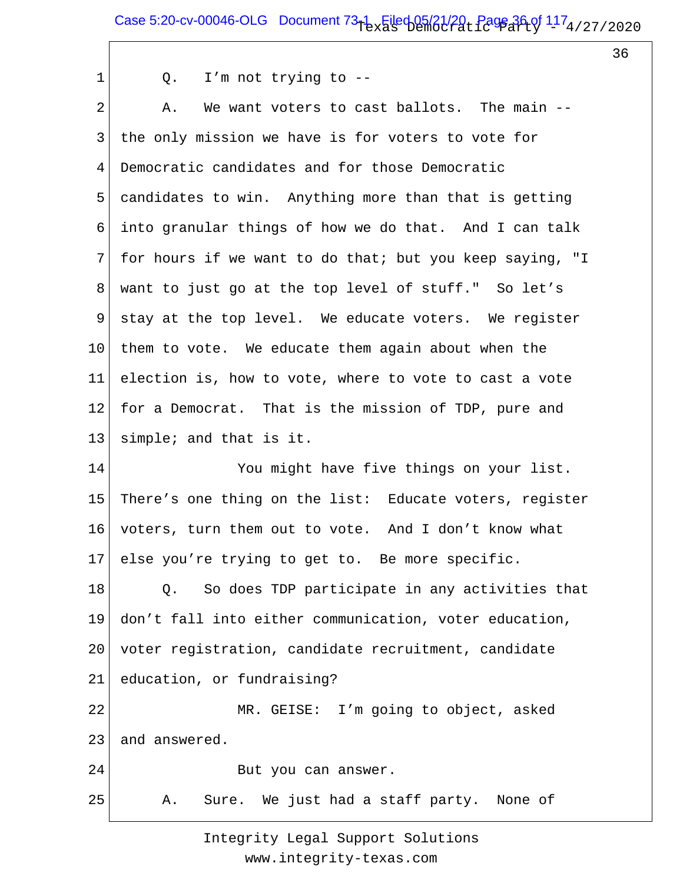Q. I'm not trying to --

A. We want voters to cast ballots. The main -- the only mission we have is for voters to vote for Democratic candidates and for those Democratic candidates to win. Anything more than that is getting into granular things of how we do that. And I can talk for hours if we want to do that; but you keep saying, "I want to just go at the top level of stuff." So let's stay at the top level. We educate voters. We register them to vote. We educate them again about when the election is, how to vote, where to vote to cast a vote for a Democrat. That is the mission of TDP, pure and simple; and that is it.

You might have five things on your list. There's one thing on the list: Educate voters, register voters, turn them out to vote. And I don't know what else you're trying to get to. Be more specific.

Q. So does TDP participate in any activities that don't fall into either communication, voter education, voter registration, candidate recruitment, candidate education, or fundraising?

MR. GEISE: I'm going to object, asked and answered.

But you can answer.

A. Sure. We just had a staff party. None of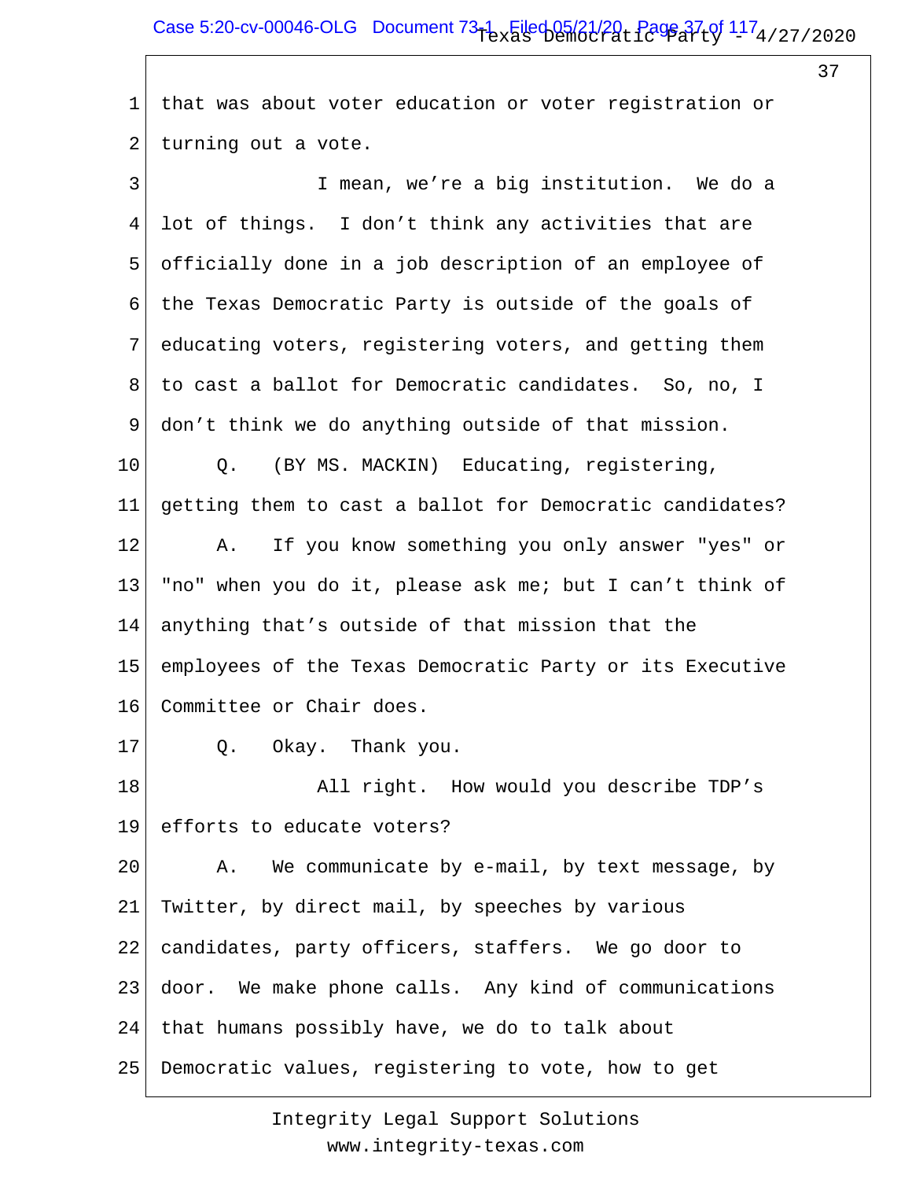1 that was about voter education or voter registration or
2 turning out a vote.
3 I mean, we're a big institution. We do a
4 lot of things. I don't think any activities that are
5 officially done in a job description of an employee of
6 the Texas Democratic Party is outside of the goals of
7 educating voters, registering voters, and getting them
8 to cast a ballot for Democratic candidates. So, no, I
9 don't think we do anything outside of that mission.
10 Q. (BY MS. MACKIN) Educating, registering,
11 getting them to cast a ballot for Democratic candidates?
12 A. If you know something you only answer "yes" or
13 "no" when you do it, please ask me; but I can't think of
14 anything that's outside of that mission that the
15 employees of the Texas Democratic Party or its Executive
16 Committee or Chair does.
17 Q. Okay. Thank you.
18 All right. How would you describe TDP's
19 efforts to educate voters?
20 A. We communicate by e-mail, by text message, by
21 Twitter, by direct mail, by speeches by various
22 candidates, party officers, staffers. We go door to
23 door. We make phone calls. Any kind of communications
24 that humans possibly have, we do to talk about
25 Democratic values, registering to vote, how to get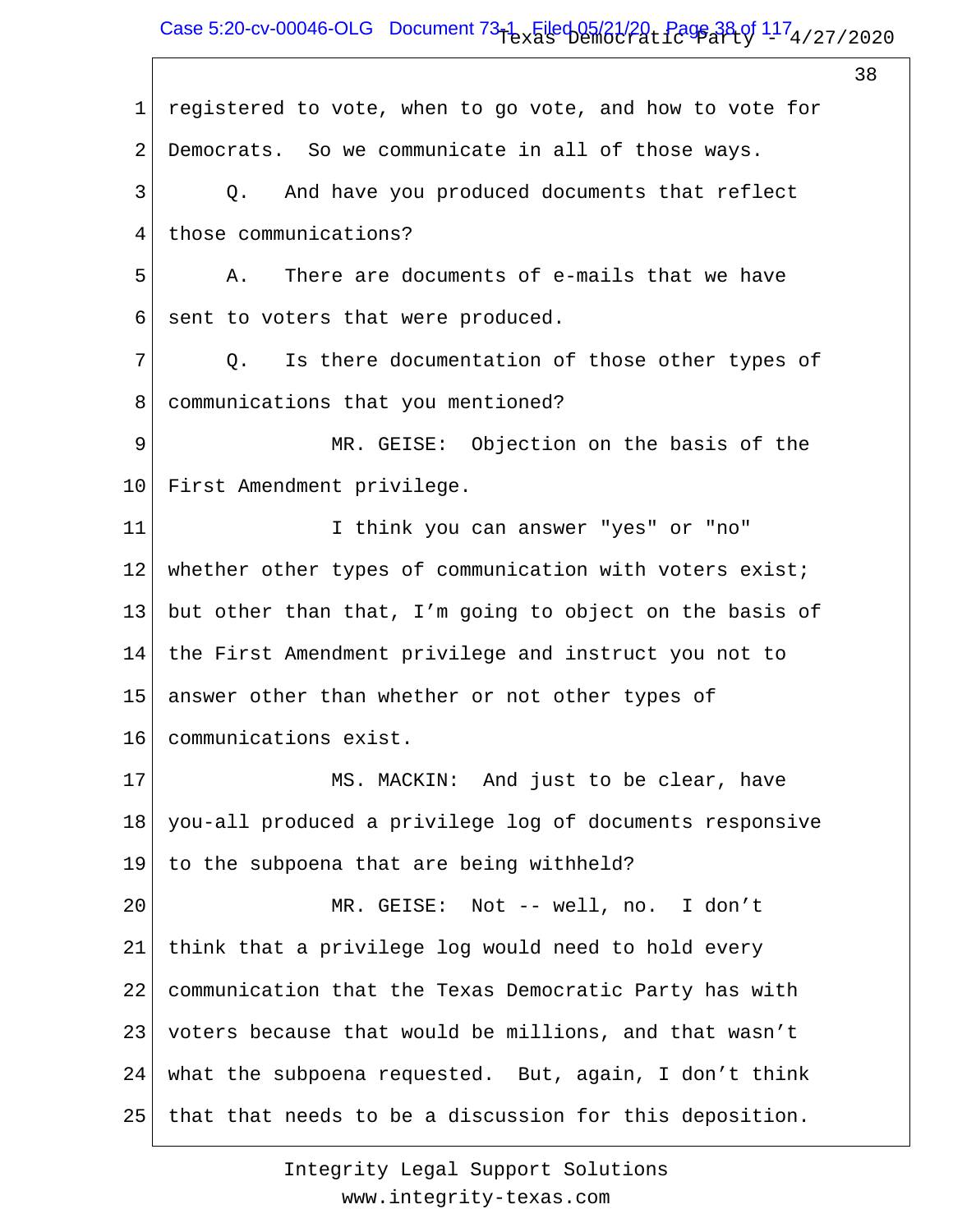1 registered to vote, when to go vote, and how to vote for
2 Democrats. So we communicate in all of those ways.
3 Q. And have you produced documents that reflect
4 those communications?
5 A. There are documents of e-mails that we have
6 sent to voters that were produced.
7 Q. Is there documentation of those other types of
8 communications that you mentioned?
9 MR. GEISE: Objection on the basis of the
10 First Amendment privilege.
11 I think you can answer "yes" or "no"
12 whether other types of communication with voters exist;
13 but other than that, I'm going to object on the basis of
14 the First Amendment privilege and instruct you not to
15 answer other than whether or not other types of
16 communications exist.
17 MS. MACKIN: And just to be clear, have
18 you-all produced a privilege log of documents responsive
19 to the subpoena that are being withheld?
20 MR. GEISE: Not -- well, no. I don't
21 think that a privilege log would need to hold every
22 communication that the Texas Democratic Party has with
23 voters because that would be millions, and that wasn't
24 what the subpoena requested. But, again, I don't think
25 that that needs to be a discussion for this deposition.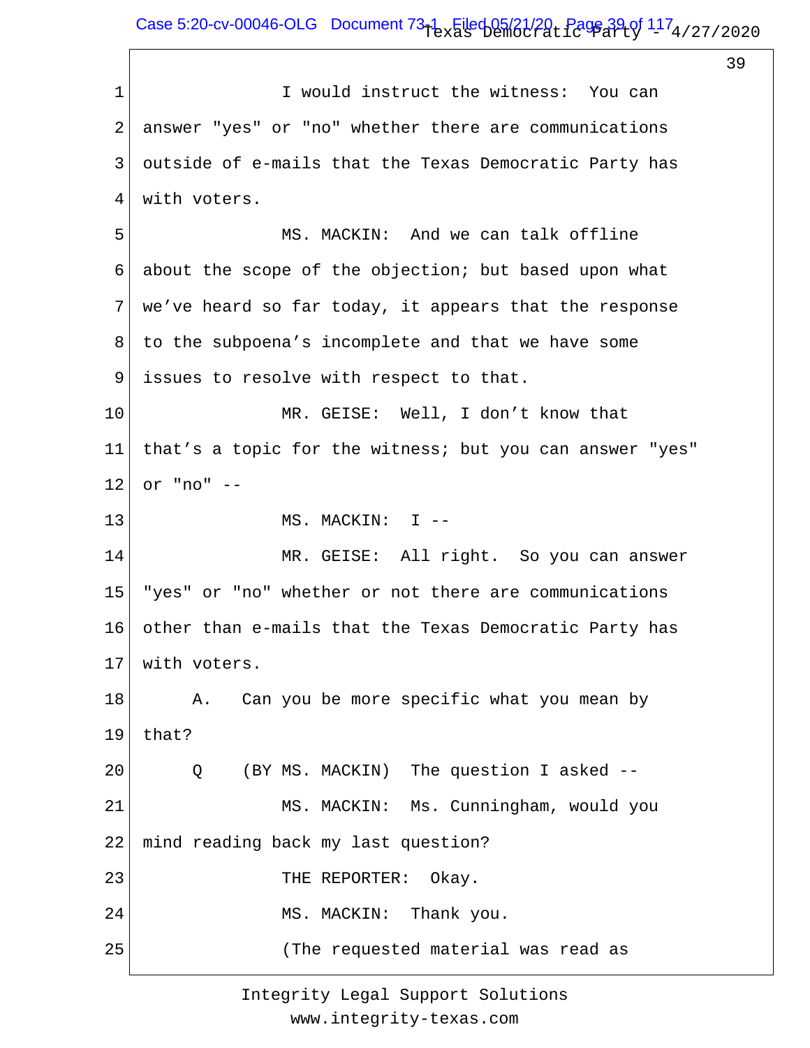1 I would instruct the witness: You can

2 answer "yes" or "no" whether there are communications

3 outside of e-mails that the Texas Democratic Party has

4 with voters.

5 MS. MACKIN: And we can talk offline

6 about the scope of the objection; but based upon what

7 we've heard so far today, it appears that the response

8 to the subpoena's incomplete and that we have some

9 issues to resolve with respect to that.

10 MR. GEISE: Well, I don't know that

11 that's a topic for the witness; but you can answer "yes"

12 or "no" --

13 MS. MACKIN: I --

14 MR. GEISE: All right. So you can answer

15 "yes" or "no" whether or not there are communications

16 other than e-mails that the Texas Democratic Party has

17 with voters.

18 A. Can you be more specific what you mean by

19 that?

20 Q (BY MS. MACKIN) The question I asked --

21 MS. MACKIN: Ms. Cunningham, would you

22 mind reading back my last question?

23 THE REPORTER: Okay.

24 MS. MACKIN: Thank you.

25 (The requested material was read as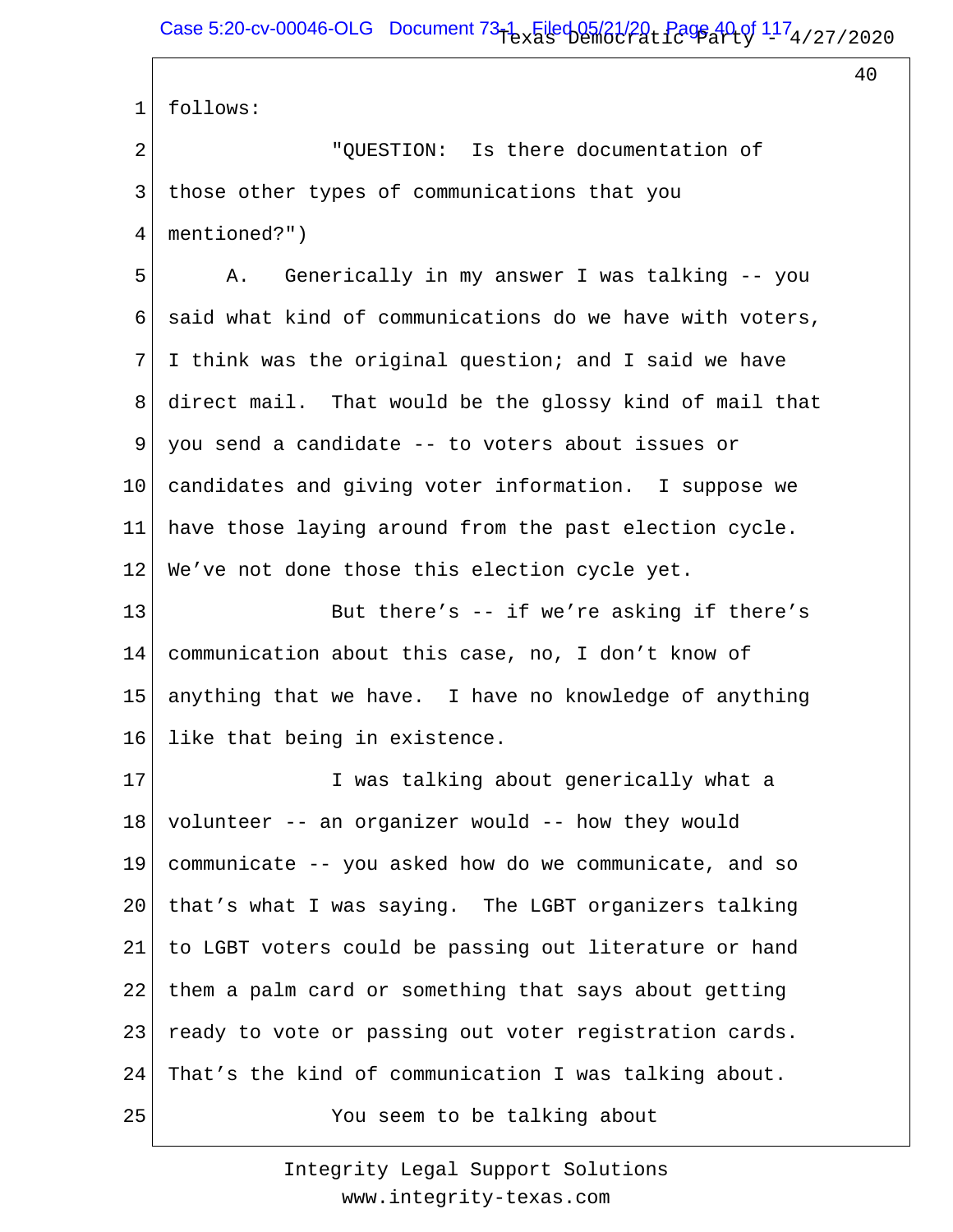1 follows:

2 "QUESTION: Is there documentation of

3 those other types of communications that you

4 mentioned?")

5 A. Generically in my answer I was talking -- you

6 said what kind of communications do we have with voters,

7 I think was the original question; and I said we have

8 direct mail. That would be the glossy kind of mail that

9 you send a candidate -- to voters about issues or

10 candidates and giving voter information. I suppose we

11 have those laying around from the past election cycle.

12 We've not done those this election cycle yet.

13 But there's -- if we're asking if there's

14 communication about this case, no, I don't know of

15 anything that we have. I have no knowledge of anything

16 like that being in existence.

17 I was talking about generically what a

18 volunteer -- an organizer would -- how they would

19 communicate -- you asked how do we communicate, and so

20 that's what I was saying. The LGBT organizers talking

21 to LGBT voters could be passing out literature or hand

22 them a palm card or something that says about getting

23 ready to vote or passing out voter registration cards.

24 That's the kind of communication I was talking about.

25 You seem to be talking about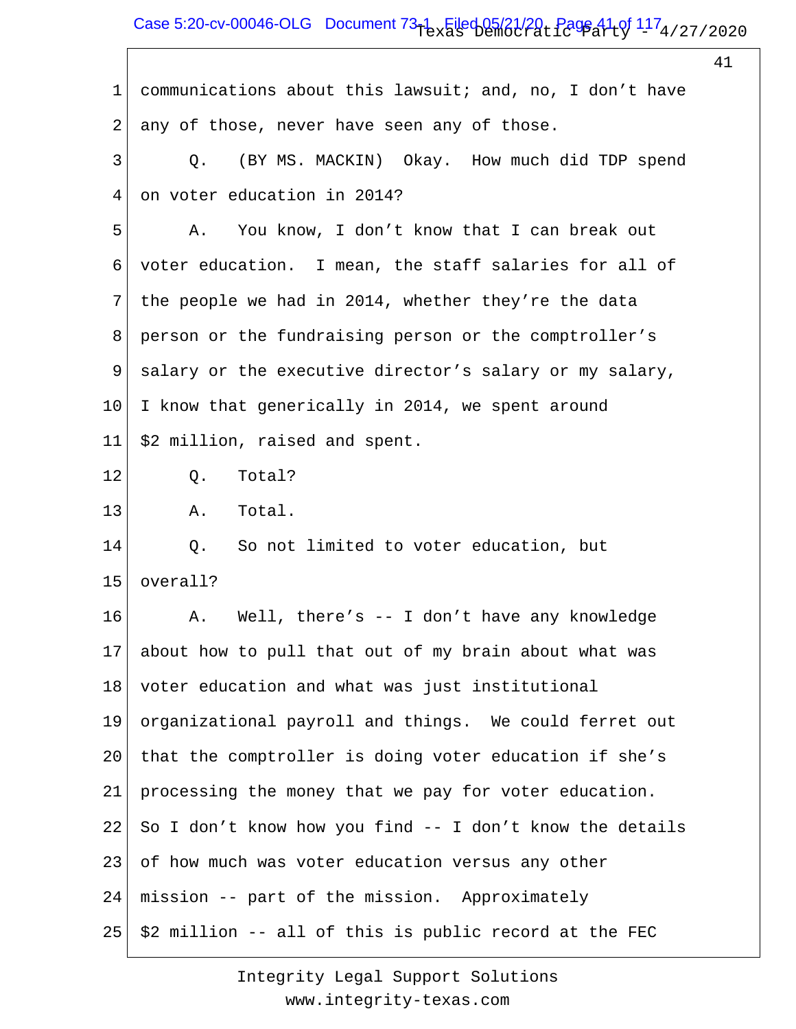communications about this lawsuit; and, no, I don't have any of those, never have seen any of those.

Q. (BY MS. MACKIN) Okay. How much did TDP spend on voter education in 2014?

A. You know, I don't know that I can break out voter education. I mean, the staff salaries for all of the people we had in 2014, whether they're the data person or the fundraising person or the comptroller's salary or the executive director's salary or my salary, I know that generically in 2014, we spent around $2 million, raised and spent.

Q. Total?

A. Total.

Q. So not limited to voter education, but overall?

A. Well, there's -- I don't have any knowledge about how to pull that out of my brain about what was voter education and what was just institutional organizational payroll and things. We could ferret out that the comptroller is doing voter education if she's processing the money that we pay for voter education. So I don't know how you find -- I don't know the details of how much was voter education versus any other mission -- part of the mission. Approximately $2 million -- all of this is public record at the FEC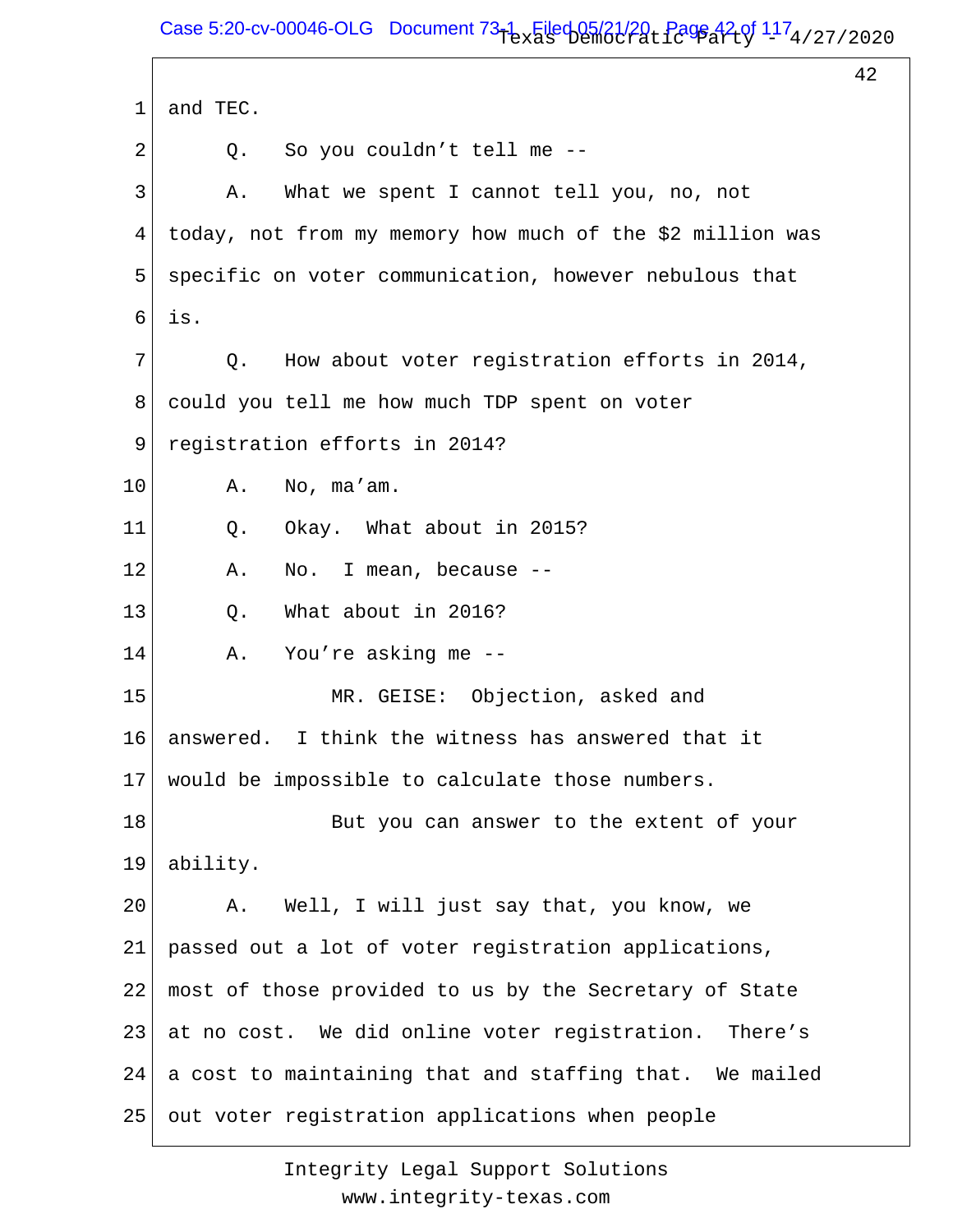1 and TEC.

2 Q. So you couldn't tell me --

3 A. What we spent I cannot tell you, no, not

4 today, not from my memory how much of the $2 million was

5 specific on voter communication, however nebulous that

6 is.

7 Q. How about voter registration efforts in 2014,

8 could you tell me how much TDP spent on voter

9 registration efforts in 2014?

10 A. No, ma'am.

11 Q. Okay. What about in 2015?

12 A. No. I mean, because --

13 Q. What about in 2016?

14 A. You're asking me --

15 MR. GEISE: Objection, asked and

16 answered. I think the witness has answered that it

17 would be impossible to calculate those numbers.

18 But you can answer to the extent of your

19 ability.

20 A. Well, I will just say that, you know, we

21 passed out a lot of voter registration applications,

22 most of those provided to us by the Secretary of State

23 at no cost. We did online voter registration. There's

24 a cost to maintaining that and staffing that. We mailed

25 out voter registration applications when people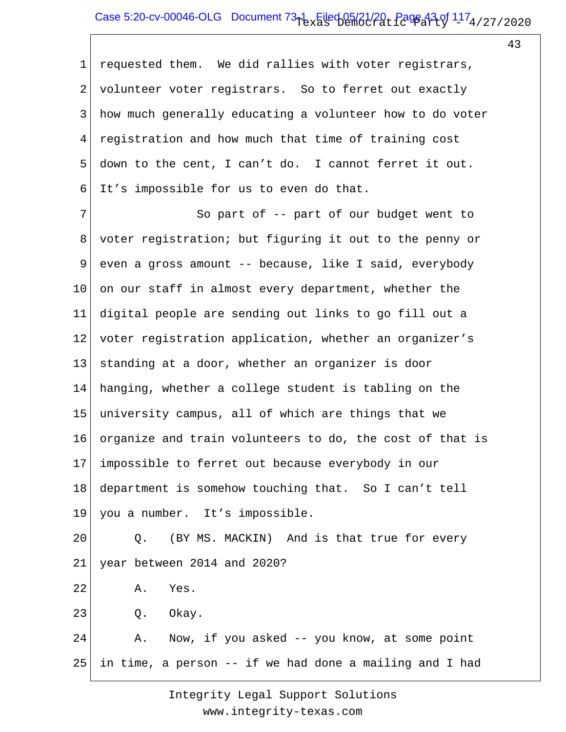requested them. We did rallies with voter registrars, volunteer voter registrars. So to ferret out exactly how much generally educating a volunteer how to do voter registration and how much that time of training cost down to the cent, I can't do. I cannot ferret it out. It's impossible for us to even do that.

So part of -- part of our budget went to voter registration; but figuring it out to the penny or even a gross amount -- because, like I said, everybody on our staff in almost every department, whether the digital people are sending out links to go fill out a voter registration application, whether an organizer's standing at a door, whether an organizer is door hanging, whether a college student is tabling on the university campus, all of which are things that we organize and train volunteers to do, the cost of that is impossible to ferret out because everybody in our department is somehow touching that. So I can't tell you a number. It's impossible.

Q. (BY MS. MACKIN) And is that true for every year between 2014 and 2020?

A. Yes.

Q. Okay.

A. Now, if you asked -- you know, at some point in time, a person -- if we had done a mailing and I had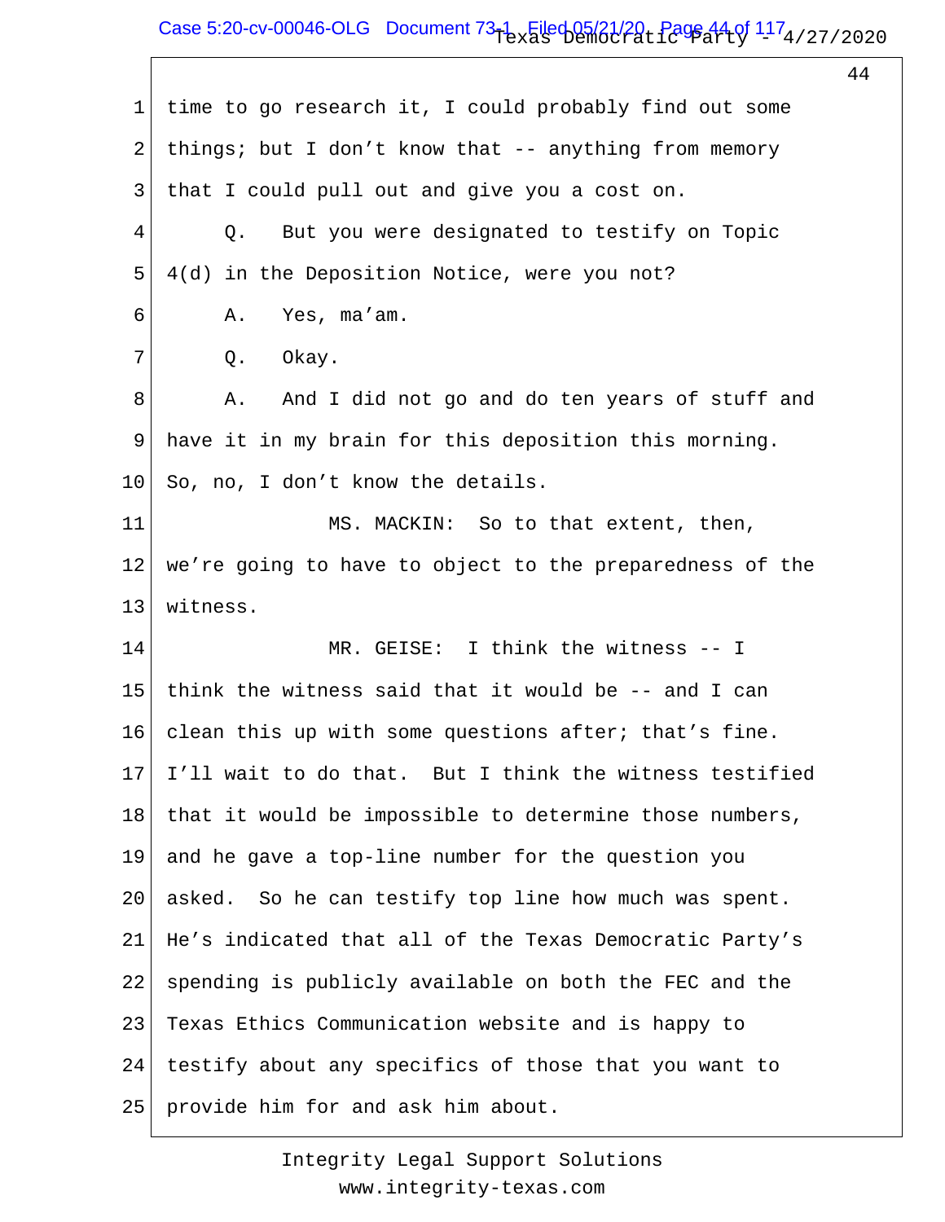time to go research it, I could probably find out some things; but I don't know that -- anything from memory that I could pull out and give you a cost on.

Q. But you were designated to testify on Topic 4(d) in the Deposition Notice, were you not?

A. Yes, ma'am.

Q. Okay.

A. And I did not go and do ten years of stuff and have it in my brain for this deposition this morning. So, no, I don't know the details.

MS. MACKIN: So to that extent, then, we're going to have to object to the preparedness of the witness.

MR. GEISE: I think the witness -- I think the witness said that it would be -- and I can clean this up with some questions after; that's fine. I'll wait to do that. But I think the witness testified that it would be impossible to determine those numbers, and he gave a top-line number for the question you asked. So he can testify top line how much was spent. He's indicated that all of the Texas Democratic Party's spending is publicly available on both the FEC and the Texas Ethics Communication website and is happy to testify about any specifics of those that you want to provide him for and ask him about.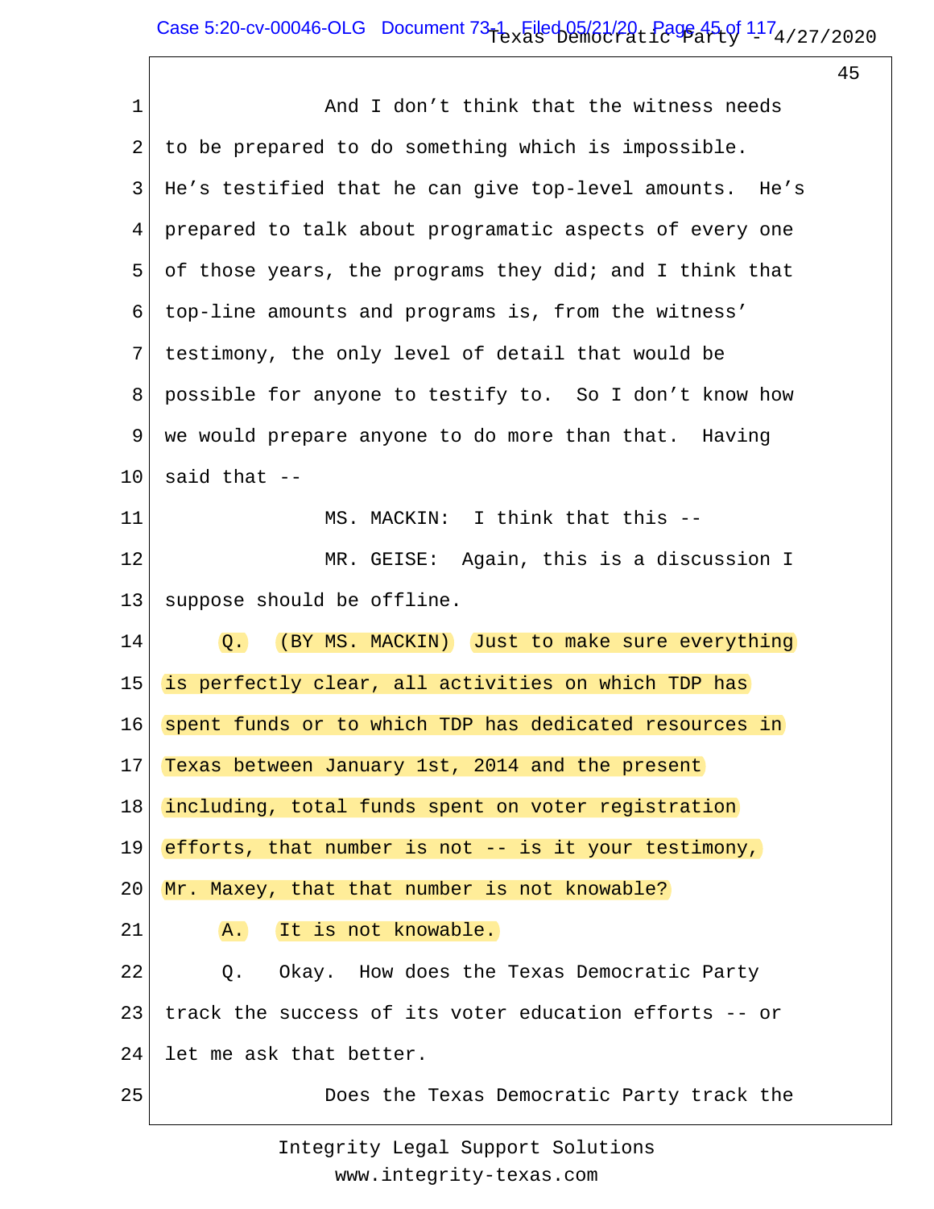And I don't think that the witness needs to be prepared to do something which is impossible. He's testified that he can give top-level amounts. He's prepared to talk about programatic aspects of every one of those years, the programs they did; and I think that top-line amounts and programs is, from the witness' testimony, the only level of detail that would be possible for anyone to testify to. So I don't know how we would prepare anyone to do more than that. Having said that --

MS. MACKIN: I think that this --

MR. GEISE: Again, this is a discussion I suppose should be offline.

Q. (BY MS. MACKIN) Just to make sure everything is perfectly clear, all activities on which TDP has spent funds or to which TDP has dedicated resources in Texas between January 1st, 2014 and the present including, total funds spent on voter registration efforts, that number is not -- is it your testimony, Mr. Maxey, that that number is not knowable?

A. It is not knowable.

Q. Okay. How does the Texas Democratic Party track the success of its voter education efforts -- or let me ask that better.

Does the Texas Democratic Party track the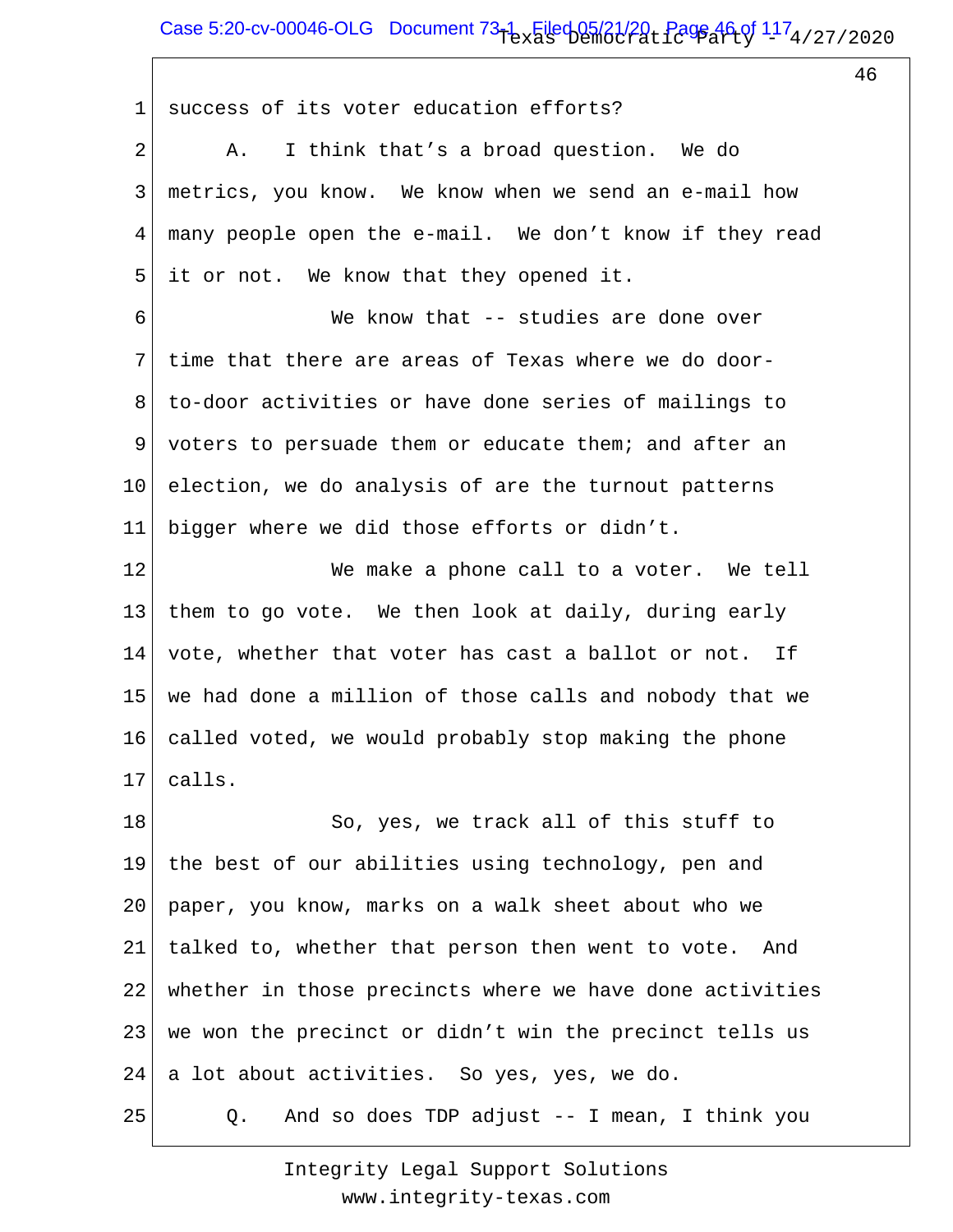1 success of its voter education efforts?

2 A. I think that's a broad question. We do

3 metrics, you know. We know when we send an e-mail how

4 many people open the e-mail. We don't know if they read

5 it or not. We know that they opened it.

6 We know that -- studies are done over

7 time that there are areas of Texas where we do door-

8 to-door activities or have done series of mailings to

9 voters to persuade them or educate them; and after an

10 election, we do analysis of are the turnout patterns

11 bigger where we did those efforts or didn't.

12 We make a phone call to a voter. We tell

13 them to go vote. We then look at daily, during early

14 vote, whether that voter has cast a ballot or not. If

15 we had done a million of those calls and nobody that we

16 called voted, we would probably stop making the phone

17 calls.

18 So, yes, we track all of this stuff to

19 the best of our abilities using technology, pen and

20 paper, you know, marks on a walk sheet about who we

21 talked to, whether that person then went to vote. And

22 whether in those precincts where we have done activities

23 we won the precinct or didn't win the precinct tells us

24 a lot about activities. So yes, yes, we do.

25 Q. And so does TDP adjust -- I mean, I think you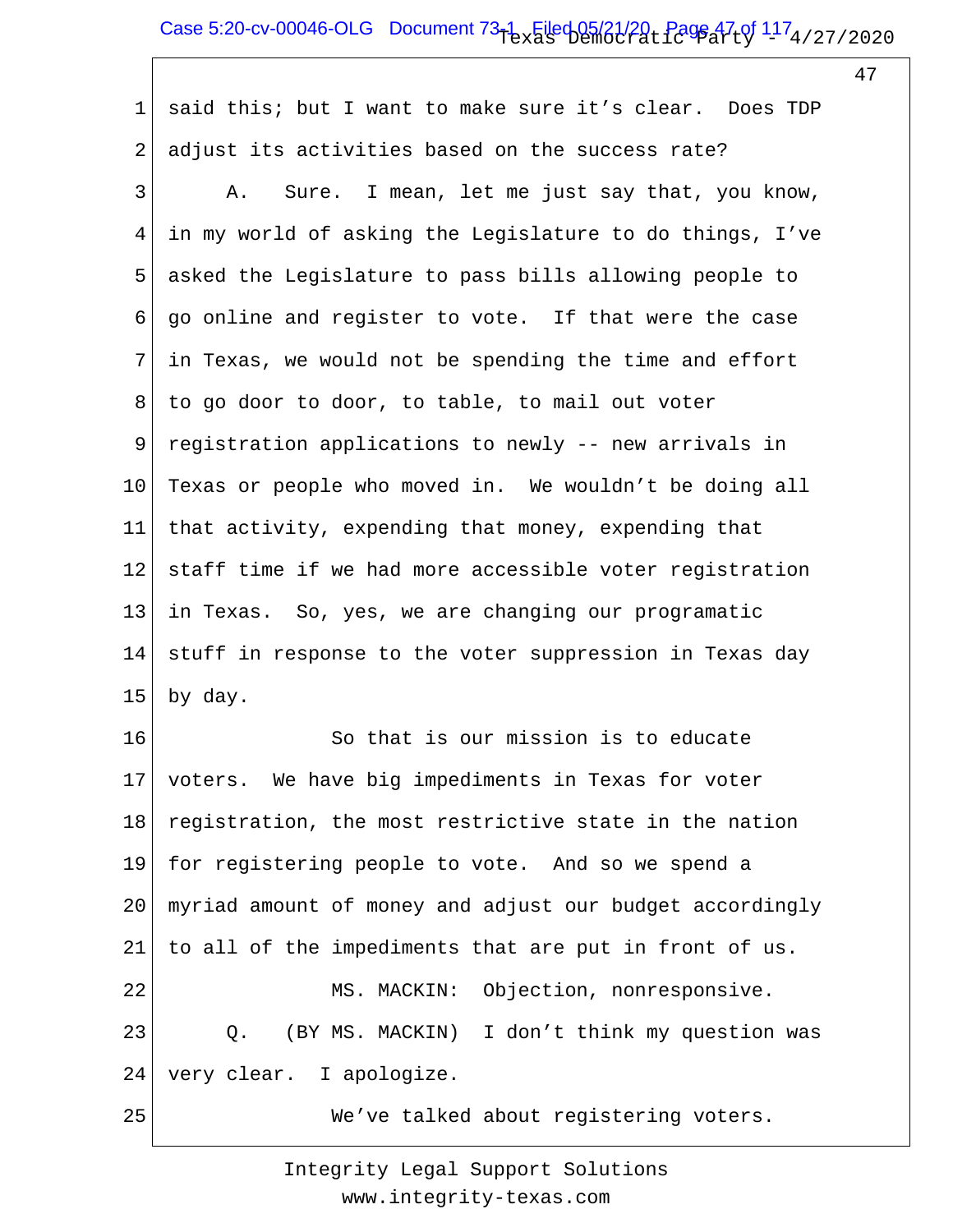said this; but I want to make sure it's clear. Does TDP adjust its activities based on the success rate?

A. Sure. I mean, let me just say that, you know, in my world of asking the Legislature to do things, I've asked the Legislature to pass bills allowing people to go online and register to vote. If that were the case in Texas, we would not be spending the time and effort to go door to door, to table, to mail out voter registration applications to newly -- new arrivals in Texas or people who moved in. We wouldn't be doing all that activity, expending that money, expending that staff time if we had more accessible voter registration in Texas. So, yes, we are changing our programatic stuff in response to the voter suppression in Texas day by day.

So that is our mission is to educate voters. We have big impediments in Texas for voter registration, the most restrictive state in the nation for registering people to vote. And so we spend a myriad amount of money and adjust our budget accordingly to all of the impediments that are put in front of us.

MS. MACKIN: Objection, nonresponsive.

Q. (BY MS. MACKIN) I don't think my question was very clear. I apologize.

We've talked about registering voters.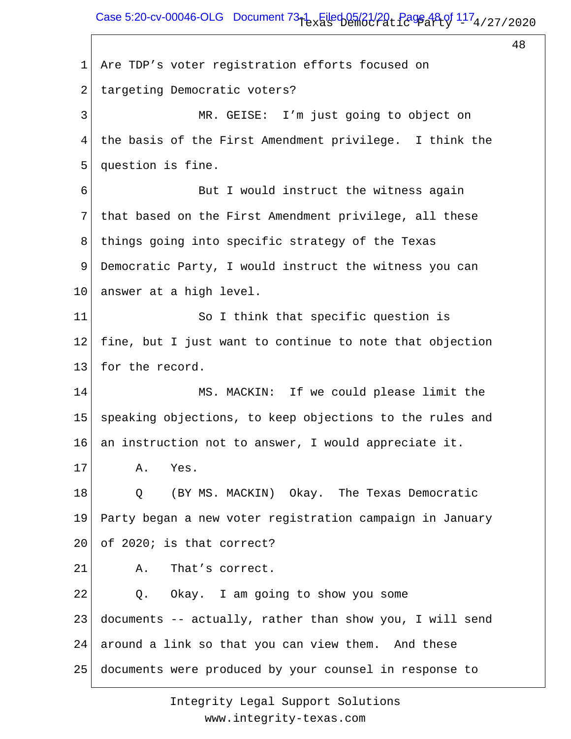Are TDP's voter registration efforts focused on targeting Democratic voters?

MR. GEISE: I'm just going to object on the basis of the First Amendment privilege. I think the question is fine.

But I would instruct the witness again that based on the First Amendment privilege, all these things going into specific strategy of the Texas Democratic Party, I would instruct the witness you can answer at a high level.

So I think that specific question is fine, but I just want to continue to note that objection for the record.

MS. MACKIN: If we could please limit the speaking objections, to keep objections to the rules and an instruction not to answer, I would appreciate it.

A. Yes.

Q (BY MS. MACKIN) Okay. The Texas Democratic Party began a new voter registration campaign in January of 2020; is that correct?

A. That's correct.

Q. Okay. I am going to show you some documents -- actually, rather than show you, I will send around a link so that you can view them. And these documents were produced by your counsel in response to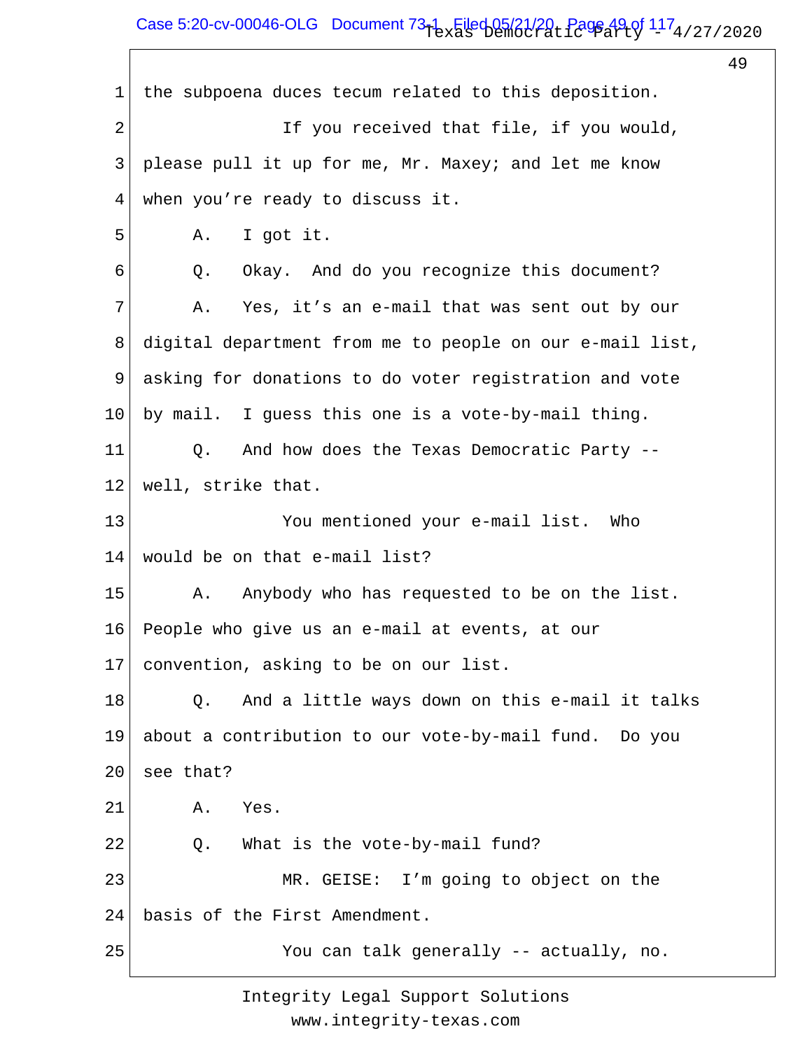1 the subpoena duces tecum related to this deposition.

2 If you received that file, if you would,

3 please pull it up for me, Mr. Maxey; and let me know

4 when you're ready to discuss it.

5 A. I got it.

6 Q. Okay. And do you recognize this document?

7 A. Yes, it's an e-mail that was sent out by our

8 digital department from me to people on our e-mail list,

9 asking for donations to do voter registration and vote

10 by mail. I guess this one is a vote-by-mail thing.

11 Q. And how does the Texas Democratic Party --

12 well, strike that.

13 You mentioned your e-mail list. Who

14 would be on that e-mail list?

15 A. Anybody who has requested to be on the list.

16 People who give us an e-mail at events, at our

17 convention, asking to be on our list.

18 Q. And a little ways down on this e-mail it talks

19 about a contribution to our vote-by-mail fund. Do you

20 see that?

21 A. Yes.

22 Q. What is the vote-by-mail fund?

23 MR. GEISE: I'm going to object on the

24 basis of the First Amendment.

25 You can talk generally -- actually, no.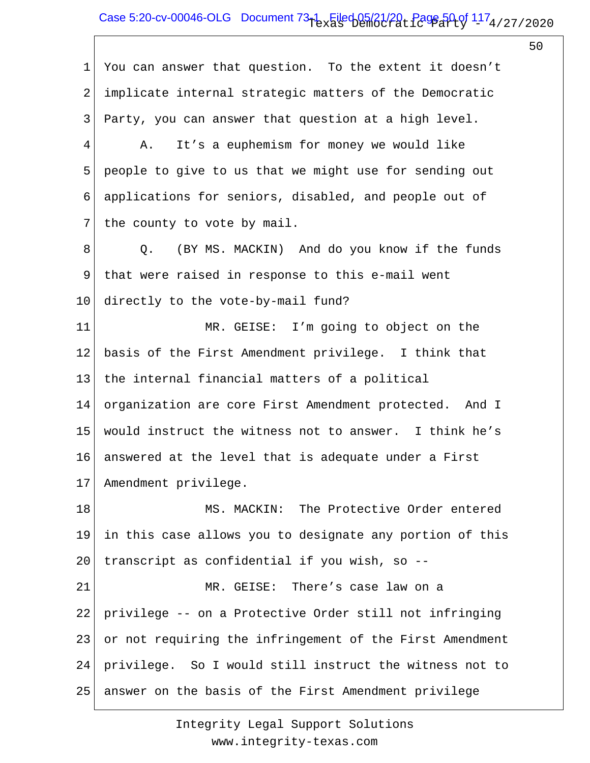You can answer that question. To the extent it doesn't implicate internal strategic matters of the Democratic Party, you can answer that question at a high level.

A. It's a euphemism for money we would like people to give to us that we might use for sending out applications for seniors, disabled, and people out of the county to vote by mail.

Q. (BY MS. MACKIN) And do you know if the funds that were raised in response to this e-mail went directly to the vote-by-mail fund?

MR. GEISE: I'm going to object on the basis of the First Amendment privilege. I think that the internal financial matters of a political organization are core First Amendment protected. And I would instruct the witness not to answer. I think he's answered at the level that is adequate under a First Amendment privilege.

MS. MACKIN: The Protective Order entered in this case allows you to designate any portion of this transcript as confidential if you wish, so --

MR. GEISE: There's case law on a privilege -- on a Protective Order still not infringing or not requiring the infringement of the First Amendment privilege. So I would still instruct the witness not to answer on the basis of the First Amendment privilege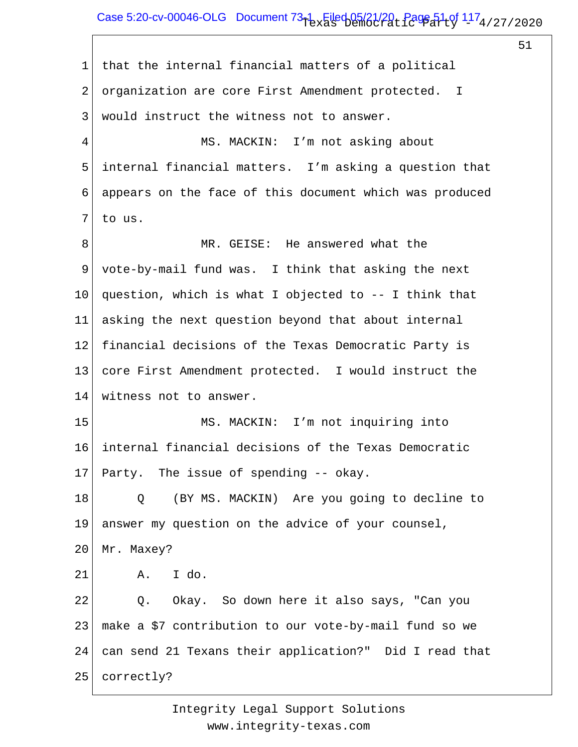1 that the internal financial matters of a political
2 organization are core First Amendment protected. I
3 would instruct the witness not to answer.
4 MS. MACKIN: I'm not asking about
5 internal financial matters. I'm asking a question that
6 appears on the face of this document which was produced
7 to us.
8 MR. GEISE: He answered what the
9 vote-by-mail fund was. I think that asking the next
10 question, which is what I objected to -- I think that
11 asking the next question beyond that about internal
12 financial decisions of the Texas Democratic Party is
13 core First Amendment protected. I would instruct the
14 witness not to answer.
15 MS. MACKIN: I'm not inquiring into
16 internal financial decisions of the Texas Democratic
17 Party. The issue of spending -- okay.
18 Q (BY MS. MACKIN) Are you going to decline to
19 answer my question on the advice of your counsel,
20 Mr. Maxey?
21 A. I do.
22 Q. Okay. So down here it also says, "Can you
23 make a $7 contribution to our vote-by-mail fund so we
24 can send 21 Texans their application?" Did I read that
25 correctly?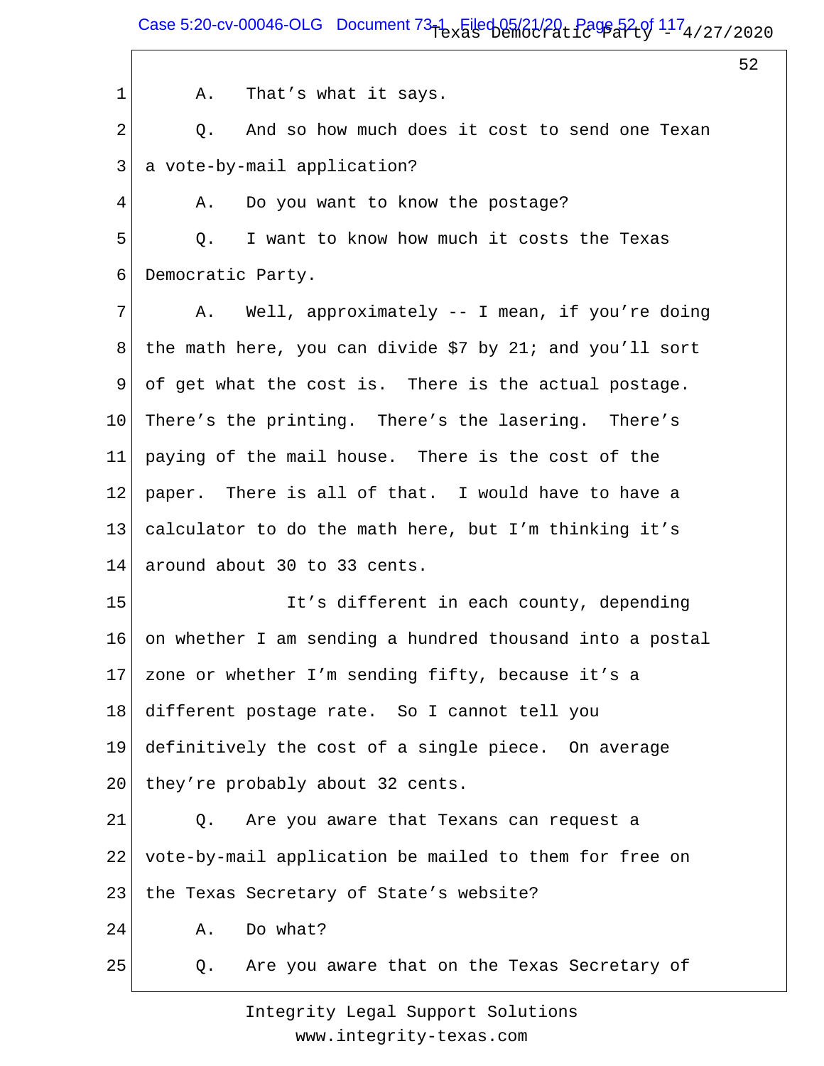A. That's what it says.

Q. And so how much does it cost to send one Texan a vote-by-mail application?

A. Do you want to know the postage?

Q. I want to know how much it costs the Texas Democratic Party.

A. Well, approximately -- I mean, if you're doing the math here, you can divide $7 by 21; and you'll sort of get what the cost is. There is the actual postage. There's the printing. There's the lasering. There's paying of the mail house. There is the cost of the paper. There is all of that. I would have to have a calculator to do the math here, but I'm thinking it's around about 30 to 33 cents.

It's different in each county, depending on whether I am sending a hundred thousand into a postal zone or whether I'm sending fifty, because it's a different postage rate. So I cannot tell you definitively the cost of a single piece. On average they're probably about 32 cents.

Q. Are you aware that Texans can request a vote-by-mail application be mailed to them for free on the Texas Secretary of State's website?

A. Do what?

Q. Are you aware that on the Texas Secretary of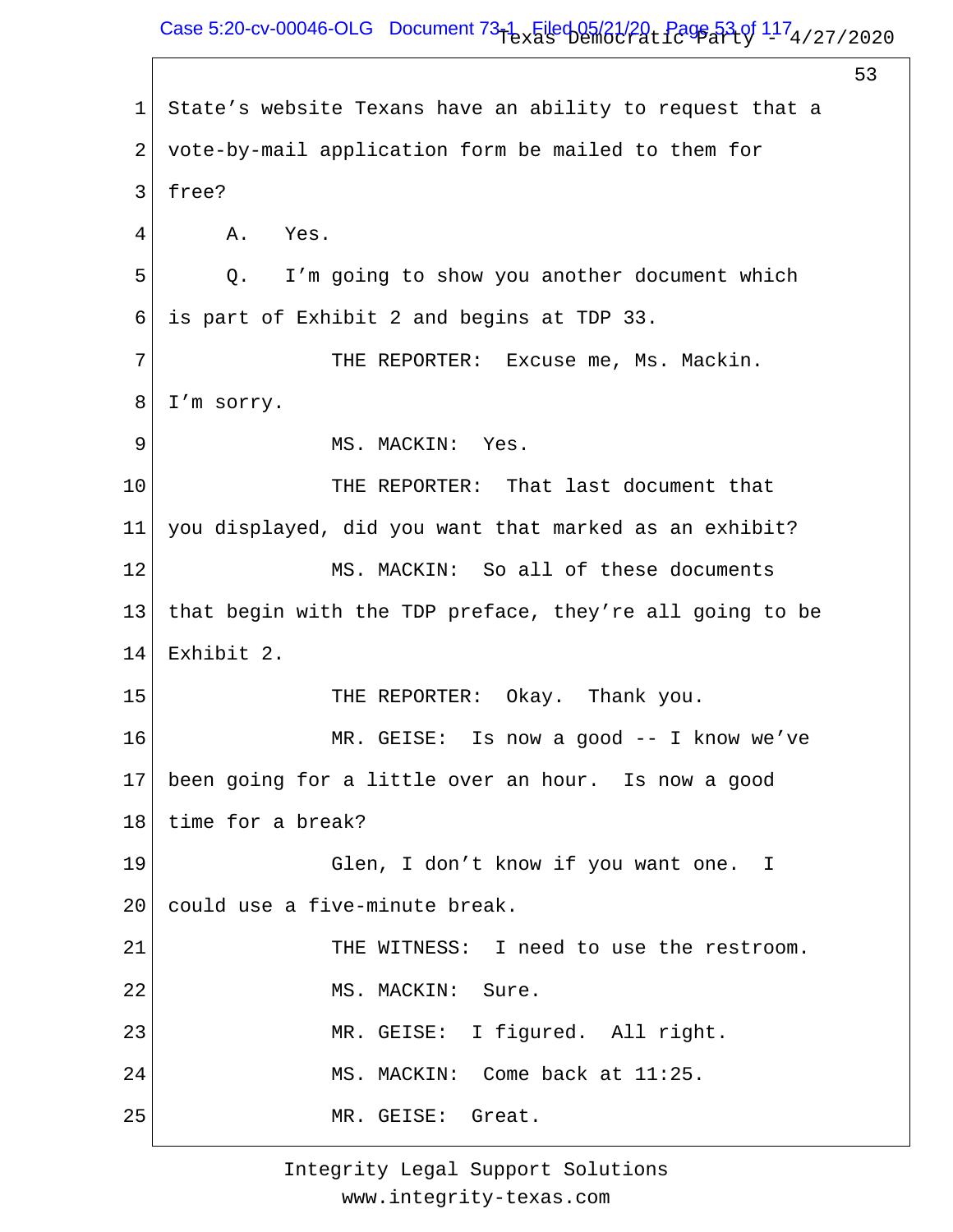State's website Texans have an ability to request that a vote-by-mail application form be mailed to them for free?

A. Yes.

Q. I'm going to show you another document which is part of Exhibit 2 and begins at TDP 33.

THE REPORTER: Excuse me, Ms. Mackin. I'm sorry.

MS. MACKIN: Yes.

THE REPORTER: That last document that you displayed, did you want that marked as an exhibit?

MS. MACKIN: So all of these documents that begin with the TDP preface, they're all going to be Exhibit 2.

THE REPORTER: Okay. Thank you.

MR. GEISE: Is now a good -- I know we've been going for a little over an hour. Is now a good time for a break?

Glen, I don't know if you want one. I could use a five-minute break.

THE WITNESS: I need to use the restroom.

MS. MACKIN: Sure.

MR. GEISE: I figured. All right.

MS. MACKIN: Come back at 11:25.

MR. GEISE: Great.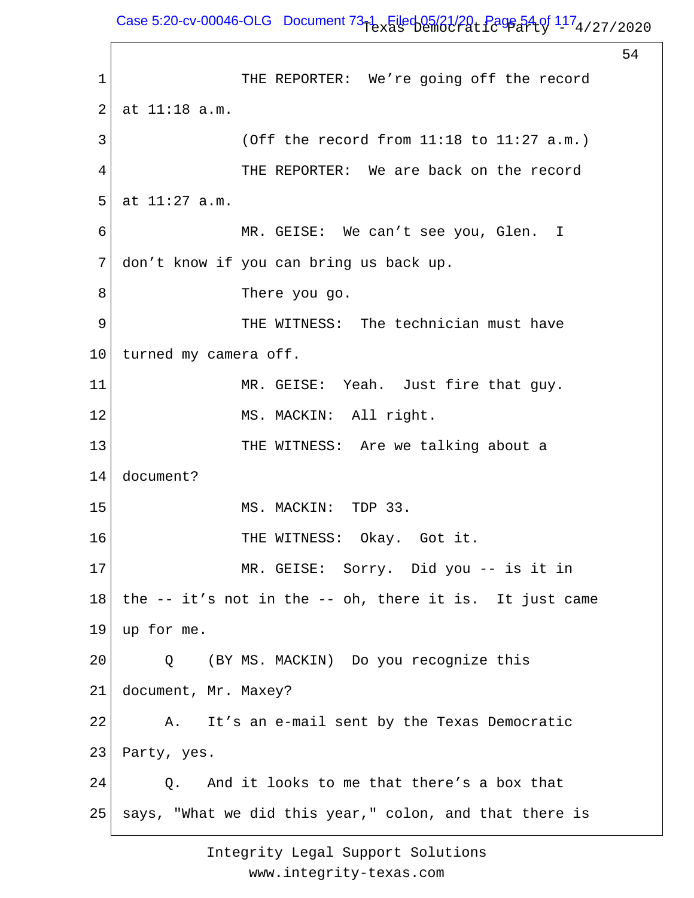1 THE REPORTER: We're going off the record
2 at 11:18 a.m.
3 (Off the record from 11:18 to 11:27 a.m.)
4 THE REPORTER: We are back on the record
5 at 11:27 a.m.
6 MR. GEISE: We can't see you, Glen. I
7 don't know if you can bring us back up.
8 There you go.
9 THE WITNESS: The technician must have
10 turned my camera off.
11 MR. GEISE: Yeah. Just fire that guy.
12 MS. MACKIN: All right.
13 THE WITNESS: Are we talking about a
14 document?
15 MS. MACKIN: TDP 33.
16 THE WITNESS: Okay. Got it.
17 MR. GEISE: Sorry. Did you -- is it in
18 the -- it's not in the -- oh, there it is. It just came
19 up for me.
20 Q (BY MS. MACKIN) Do you recognize this
21 document, Mr. Maxey?
22 A. It's an e-mail sent by the Texas Democratic
23 Party, yes.
24 Q. And it looks to me that there's a box that
25 says, "What we did this year," colon, and that there is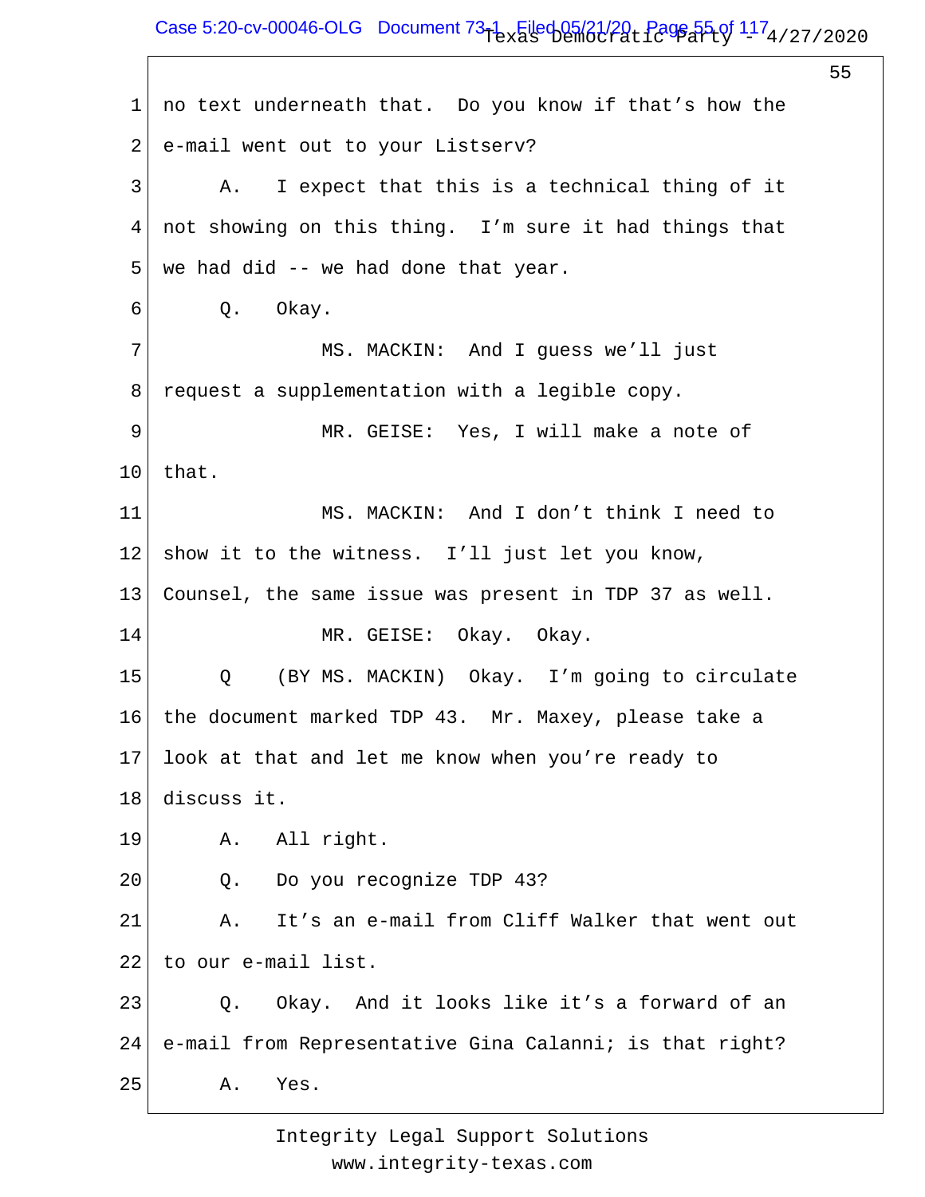1 no text underneath that. Do you know if that's how the
2 e-mail went out to your Listserv?
3 A. I expect that this is a technical thing of it
4 not showing on this thing. I'm sure it had things that
5 we had did -- we had done that year.
6 Q. Okay.
7 MS. MACKIN: And I guess we'll just
8 request a supplementation with a legible copy.
9 MR. GEISE: Yes, I will make a note of
10 that.
11 MS. MACKIN: And I don't think I need to
12 show it to the witness. I'll just let you know,
13 Counsel, the same issue was present in TDP 37 as well.
14 MR. GEISE: Okay. Okay.
15 Q (BY MS. MACKIN) Okay. I'm going to circulate
16 the document marked TDP 43. Mr. Maxey, please take a
17 look at that and let me know when you're ready to
18 discuss it.
19 A. All right.
20 Q. Do you recognize TDP 43?
21 A. It's an e-mail from Cliff Walker that went out
22 to our e-mail list.
23 Q. Okay. And it looks like it's a forward of an
24 e-mail from Representative Gina Calanni; is that right?
25 A. Yes.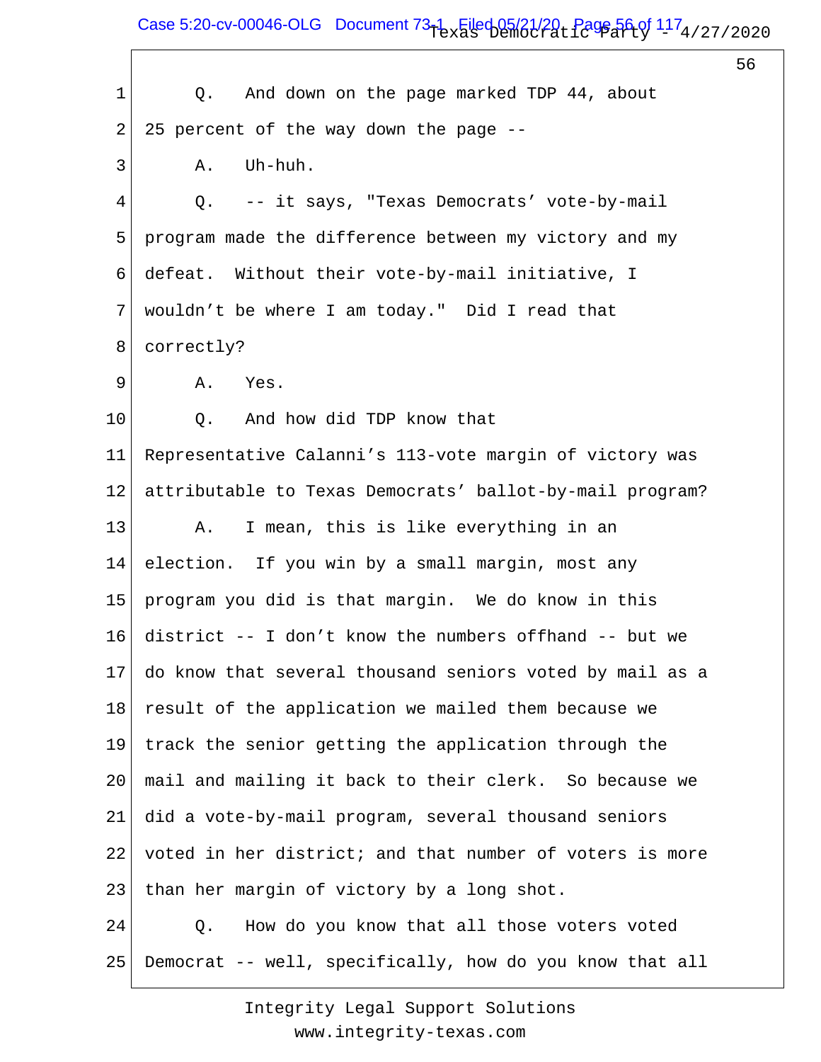Q. And down on the page marked TDP 44, about 25 percent of the way down the page --

A. Uh-huh.

Q. -- it says, "Texas Democrats' vote-by-mail program made the difference between my victory and my defeat. Without their vote-by-mail initiative, I wouldn't be where I am today." Did I read that correctly?

A. Yes.

Q. And how did TDP know that Representative Calanni's 113-vote margin of victory was attributable to Texas Democrats' ballot-by-mail program?

A. I mean, this is like everything in an election. If you win by a small margin, most any program you did is that margin. We do know in this district -- I don't know the numbers offhand -- but we do know that several thousand seniors voted by mail as a result of the application we mailed them because we track the senior getting the application through the mail and mailing it back to their clerk. So because we did a vote-by-mail program, several thousand seniors voted in her district; and that number of voters is more than her margin of victory by a long shot.

Q. How do you know that all those voters voted Democrat -- well, specifically, how do you know that all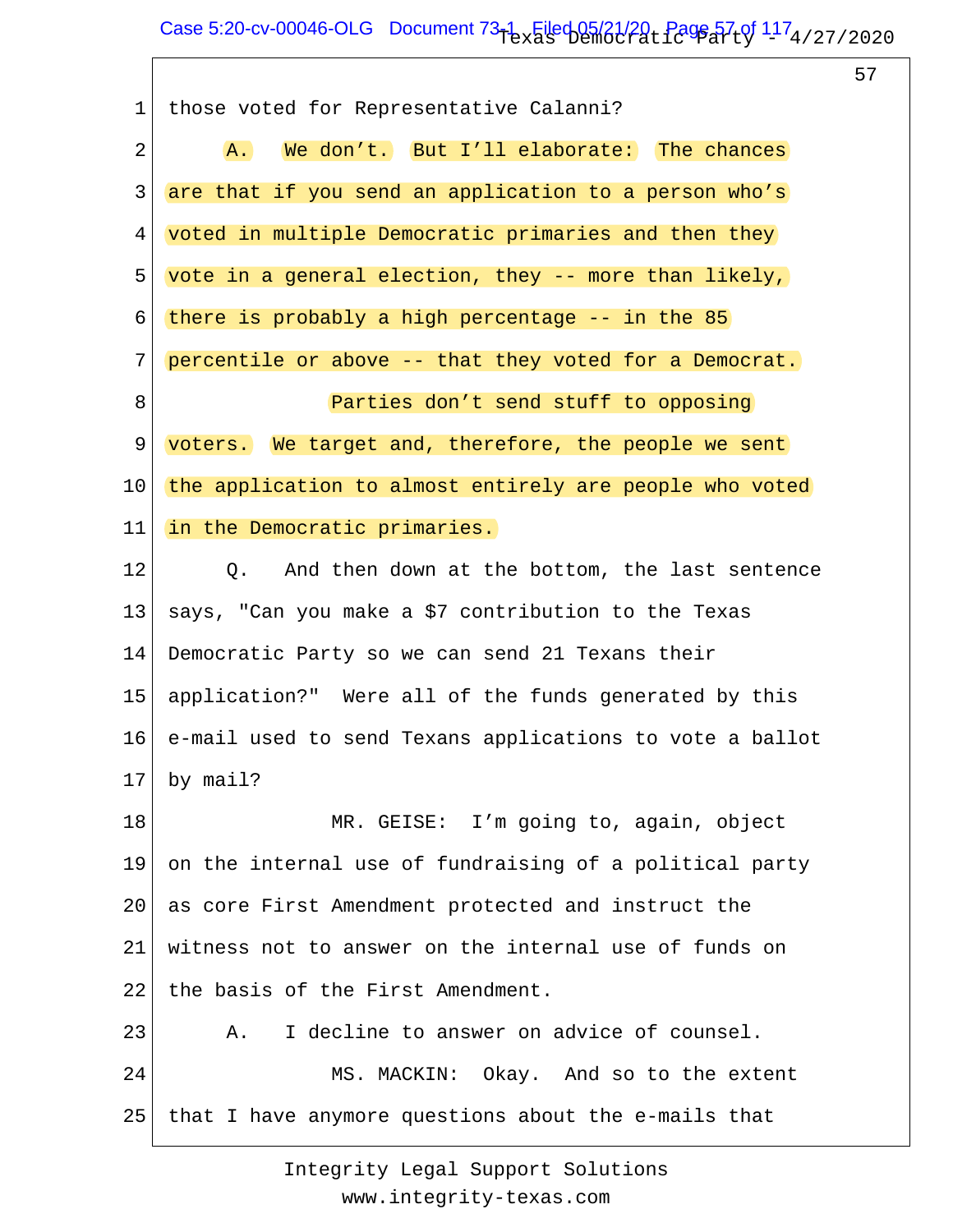1 those voted for Representative Calanni?

2 A. We don't. But I'll elaborate: The chances

3 are that if you send an application to a person who's

4 voted in multiple Democratic primaries and then they

5 vote in a general election, they -- more than likely,

6 there is probably a high percentage -- in the 85

7 percentile or above -- that they voted for a Democrat.

8 Parties don't send stuff to opposing

9 voters. We target and, therefore, the people we sent

10 the application to almost entirely are people who voted

11 in the Democratic primaries.

12 Q. And then down at the bottom, the last sentence

13 says, "Can you make a $7 contribution to the Texas

14 Democratic Party so we can send 21 Texans their

15 application?" Were all of the funds generated by this

16 e-mail used to send Texans applications to vote a ballot

17 by mail?

18 MR. GEISE: I'm going to, again, object

19 on the internal use of fundraising of a political party

20 as core First Amendment protected and instruct the

21 witness not to answer on the internal use of funds on

22 the basis of the First Amendment.

23 A. I decline to answer on advice of counsel.

24 MS. MACKIN: Okay. And so to the extent

25 that I have anymore questions about the e-mails that

Integrity Legal Support Solutions
www.integrity-texas.com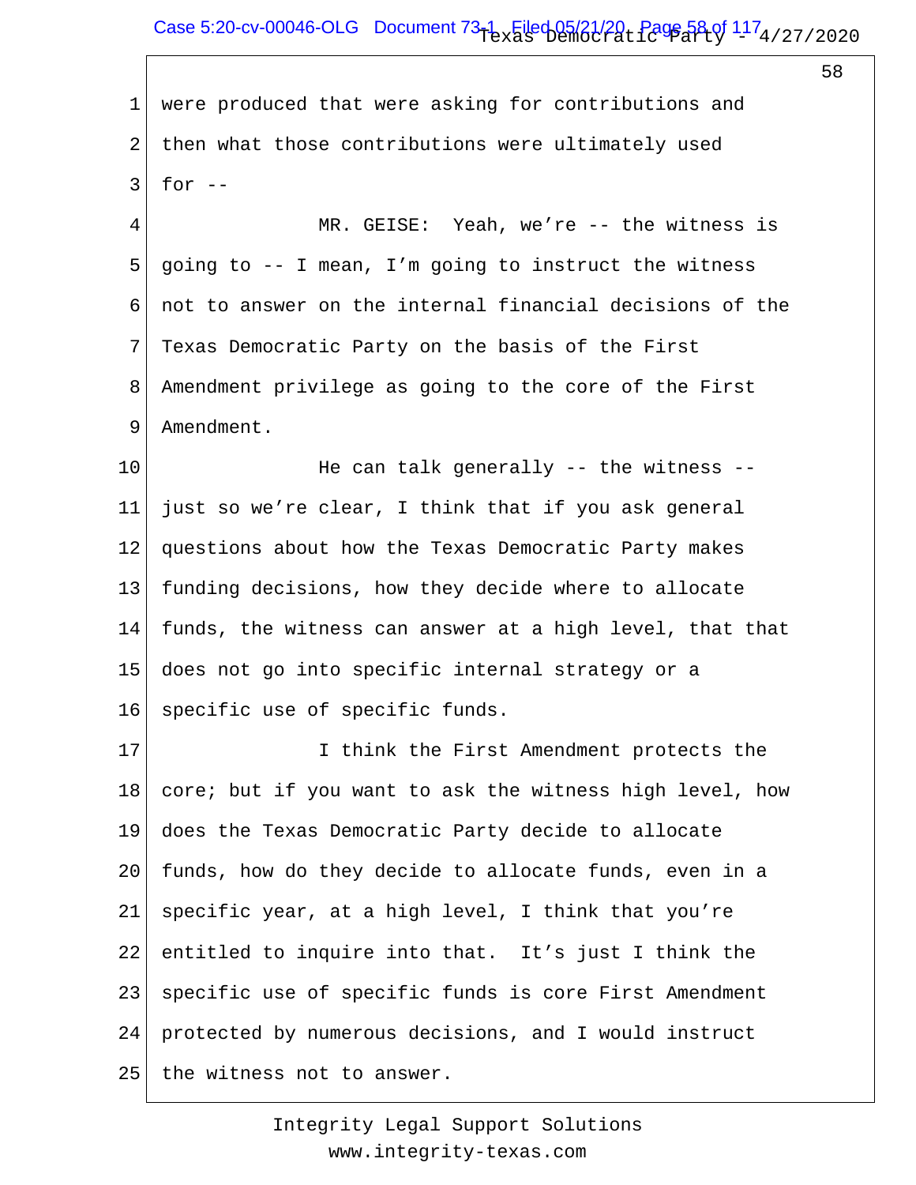were produced that were asking for contributions and then what those contributions were ultimately used for --

MR. GEISE: Yeah, we're -- the witness is going to -- I mean, I'm going to instruct the witness not to answer on the internal financial decisions of the Texas Democratic Party on the basis of the First Amendment privilege as going to the core of the First Amendment.

He can talk generally -- the witness -- just so we're clear, I think that if you ask general questions about how the Texas Democratic Party makes funding decisions, how they decide where to allocate funds, the witness can answer at a high level, that that does not go into specific internal strategy or a specific use of specific funds.

I think the First Amendment protects the core; but if you want to ask the witness high level, how does the Texas Democratic Party decide to allocate funds, how do they decide to allocate funds, even in a specific year, at a high level, I think that you're entitled to inquire into that. It's just I think the specific use of specific funds is core First Amendment protected by numerous decisions, and I would instruct the witness not to answer.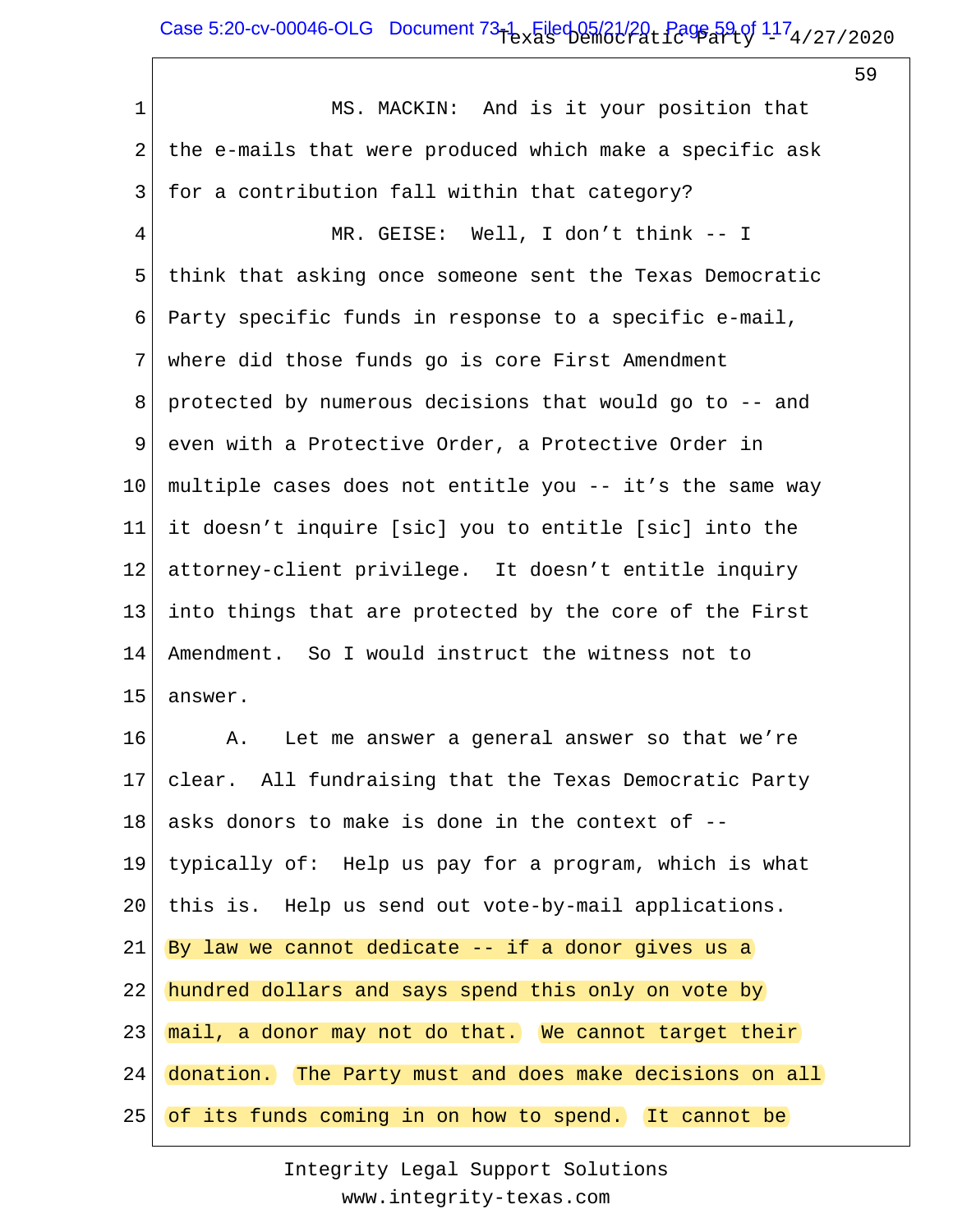MS. MACKIN: And is it your position that the e-mails that were produced which make a specific ask for a contribution fall within that category?

MR. GEISE: Well, I don't think -- I think that asking once someone sent the Texas Democratic Party specific funds in response to a specific e-mail, where did those funds go is core First Amendment protected by numerous decisions that would go to -- and even with a Protective Order, a Protective Order in multiple cases does not entitle you -- it's the same way it doesn't inquire [sic] you to entitle [sic] into the attorney-client privilege. It doesn't entitle inquiry into things that are protected by the core of the First Amendment. So I would instruct the witness not to answer.

A. Let me answer a general answer so that we're clear. All fundraising that the Texas Democratic Party asks donors to make is done in the context of -- typically of: Help us pay for a program, which is what this is. Help us send out vote-by-mail applications. By law we cannot dedicate -- if a donor gives us a hundred dollars and says spend this only on vote by mail, a donor may not do that. We cannot target their donation. The Party must and does make decisions on all of its funds coming in on how to spend. It cannot be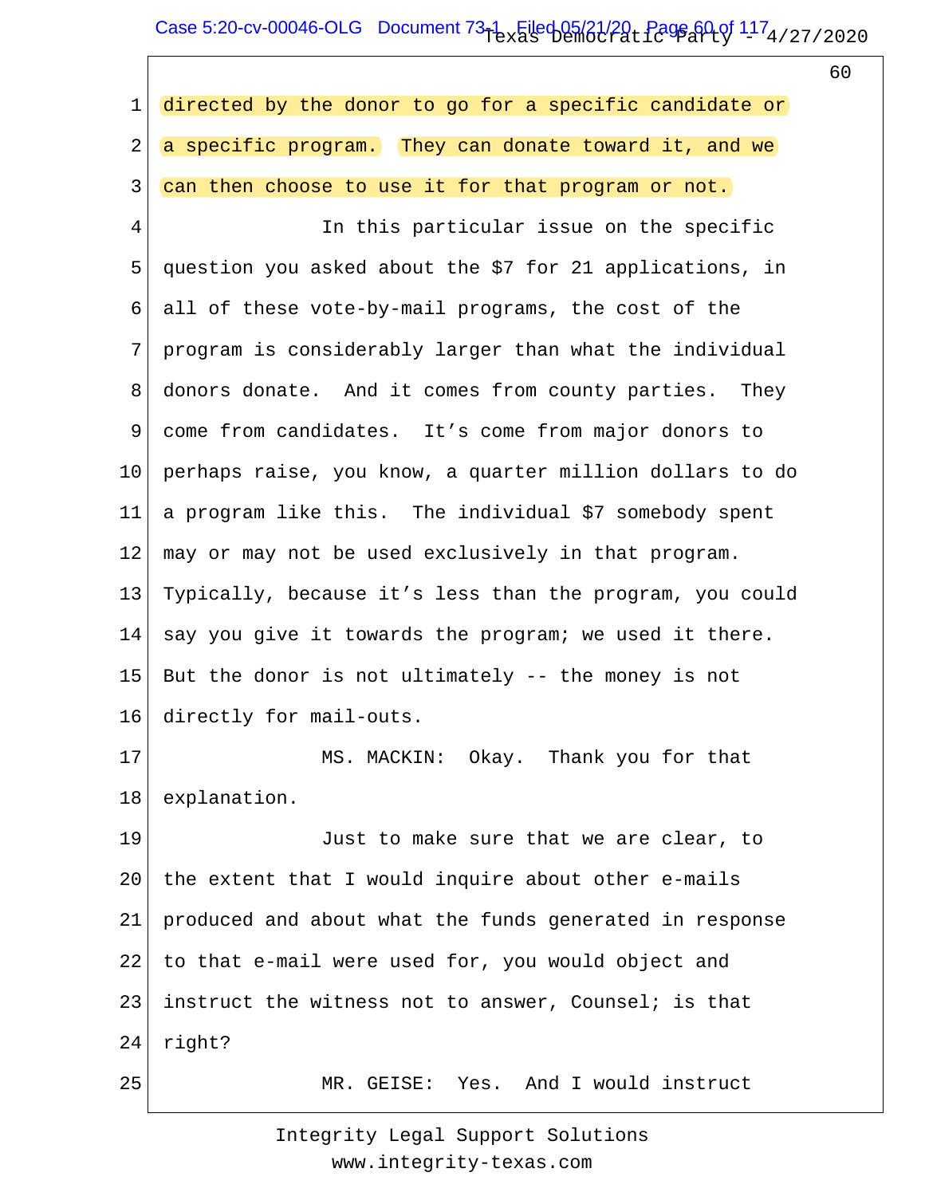directed by the donor to go for a specific candidate or a specific program. They can donate toward it, and we can then choose to use it for that program or not.

In this particular issue on the specific question you asked about the $7 for 21 applications, in all of these vote-by-mail programs, the cost of the program is considerably larger than what the individual donors donate. And it comes from county parties. They come from candidates. It's come from major donors to perhaps raise, you know, a quarter million dollars to do a program like this. The individual $7 somebody spent may or may not be used exclusively in that program. Typically, because it's less than the program, you could say you give it towards the program; we used it there. But the donor is not ultimately -- the money is not directly for mail-outs.

MS. MACKIN: Okay. Thank you for that explanation.

Just to make sure that we are clear, to the extent that I would inquire about other e-mails produced and about what the funds generated in response to that e-mail were used for, you would object and instruct the witness not to answer, Counsel; is that right?

MR. GEISE: Yes. And I would instruct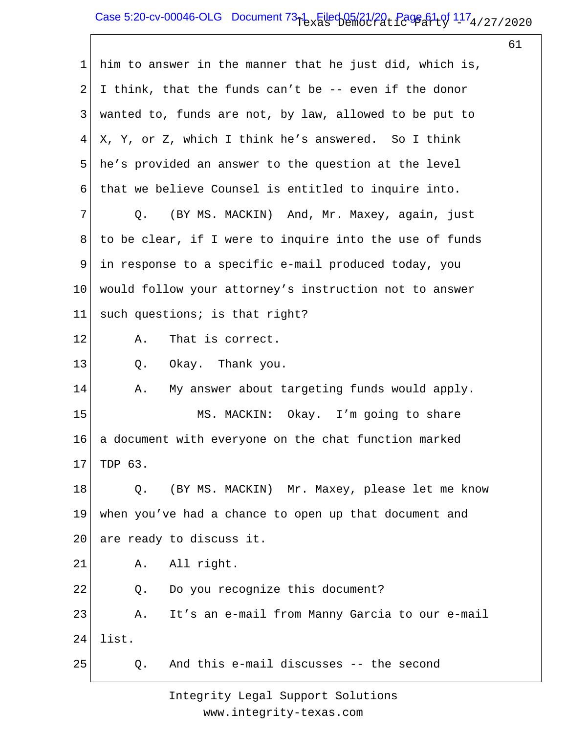1 him to answer in the manner that he just did, which is,
2 I think, that the funds can't be -- even if the donor
3 wanted to, funds are not, by law, allowed to be put to
4 X, Y, or Z, which I think he's answered. So I think
5 he's provided an answer to the question at the level
6 that we believe Counsel is entitled to inquire into.
7 Q. (BY MS. MACKIN) And, Mr. Maxey, again, just
8 to be clear, if I were to inquire into the use of funds
9 in response to a specific e-mail produced today, you
10 would follow your attorney's instruction not to answer
11 such questions; is that right?
12 A. That is correct.
13 Q. Okay. Thank you.
14 A. My answer about targeting funds would apply.
15 MS. MACKIN: Okay. I'm going to share
16 a document with everyone on the chat function marked
17 TDP 63.
18 Q. (BY MS. MACKIN) Mr. Maxey, please let me know
19 when you've had a chance to open up that document and
20 are ready to discuss it.
21 A. All right.
22 Q. Do you recognize this document?
23 A. It's an e-mail from Manny Garcia to our e-mail
24 list.
25 Q. And this e-mail discusses -- the second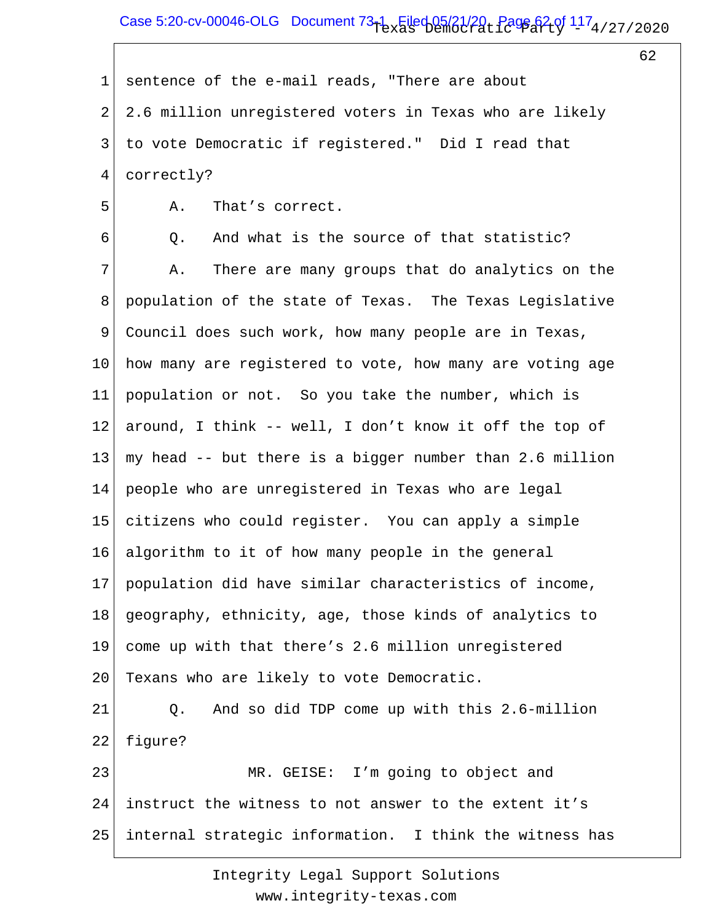sentence of the e-mail reads, "There are about 2.6 million unregistered voters in Texas who are likely to vote Democratic if registered." Did I read that correctly?

A. That's correct.

Q. And what is the source of that statistic?

A. There are many groups that do analytics on the population of the state of Texas. The Texas Legislative Council does such work, how many people are in Texas, how many are registered to vote, how many are voting age population or not. So you take the number, which is around, I think -- well, I don't know it off the top of my head -- but there is a bigger number than 2.6 million people who are unregistered in Texas who are legal citizens who could register. You can apply a simple algorithm to it of how many people in the general population did have similar characteristics of income, geography, ethnicity, age, those kinds of analytics to come up with that there's 2.6 million unregistered Texans who are likely to vote Democratic.

Q. And so did TDP come up with this 2.6-million figure?

MR. GEISE: I'm going to object and instruct the witness to not answer to the extent it's internal strategic information. I think the witness has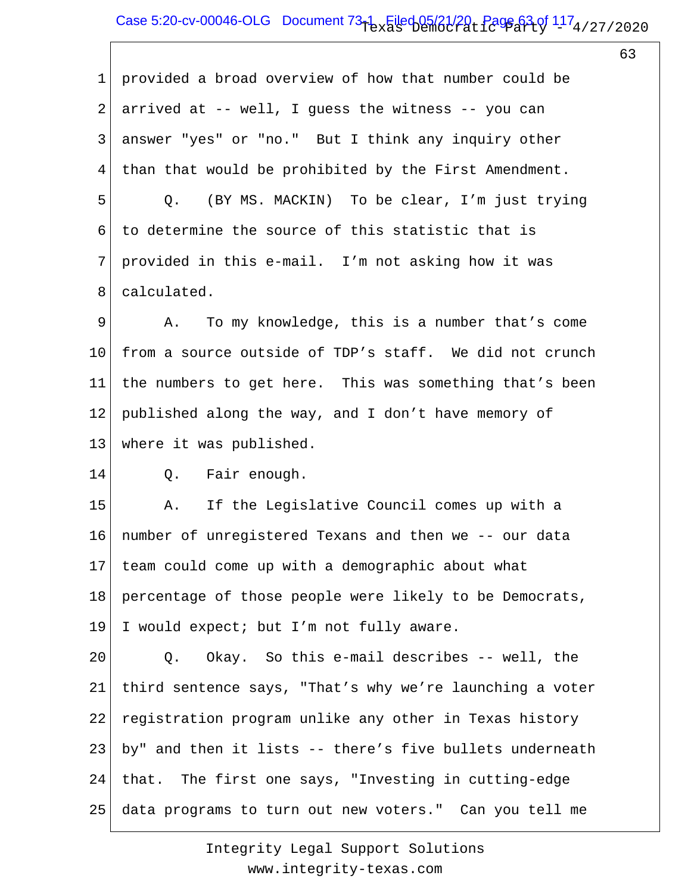1 provided a broad overview of how that number could be
2 arrived at -- well, I guess the witness -- you can
3 answer "yes" or "no." But I think any inquiry other
4 than that would be prohibited by the First Amendment.
5 Q. (BY MS. MACKIN) To be clear, I'm just trying
6 to determine the source of this statistic that is
7 provided in this e-mail. I'm not asking how it was
8 calculated.
9 A. To my knowledge, this is a number that's come
10 from a source outside of TDP's staff. We did not crunch
11 the numbers to get here. This was something that's been
12 published along the way, and I don't have memory of
13 where it was published.
14 Q. Fair enough.
15 A. If the Legislative Council comes up with a
16 number of unregistered Texans and then we -- our data
17 team could come up with a demographic about what
18 percentage of those people were likely to be Democrats,
19 I would expect; but I'm not fully aware.
20 Q. Okay. So this e-mail describes -- well, the
21 third sentence says, "That's why we're launching a voter
22 registration program unlike any other in Texas history
23 by" and then it lists -- there's five bullets underneath
24 that. The first one says, "Investing in cutting-edge
25 data programs to turn out new voters." Can you tell me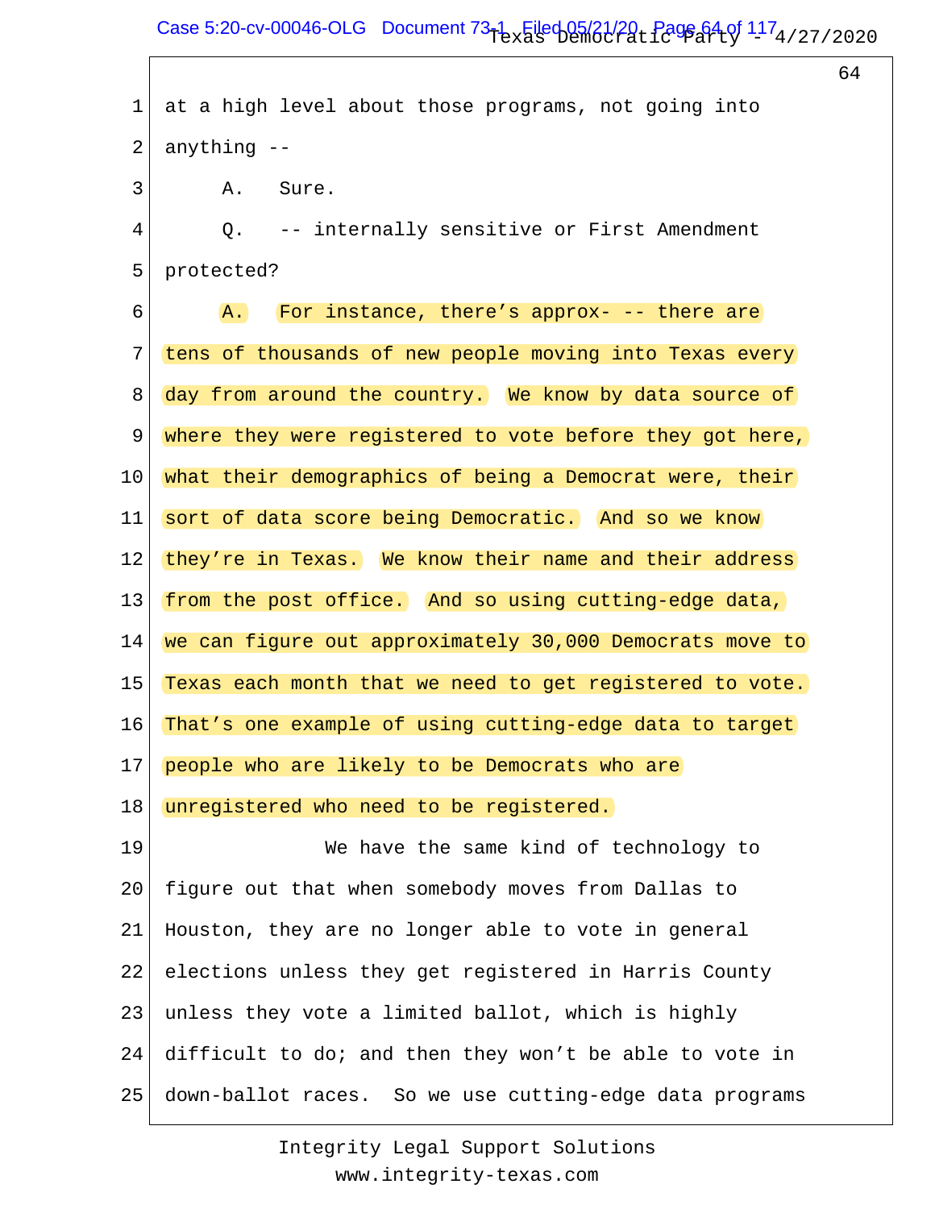at a high level about those programs, not going into anything --

A. Sure.

Q. -- internally sensitive or First Amendment protected?

A. For instance, there's approx- -- there are tens of thousands of new people moving into Texas every day from around the country. We know by data source of where they were registered to vote before they got here, what their demographics of being a Democrat were, their sort of data score being Democratic. And so we know they're in Texas. We know their name and their address from the post office. And so using cutting-edge data, we can figure out approximately 30,000 Democrats move to Texas each month that we need to get registered to vote. That's one example of using cutting-edge data to target people who are likely to be Democrats who are unregistered who need to be registered.

We have the same kind of technology to figure out that when somebody moves from Dallas to Houston, they are no longer able to vote in general elections unless they get registered in Harris County unless they vote a limited ballot, which is highly difficult to do; and then they won't be able to vote in down-ballot races. So we use cutting-edge data programs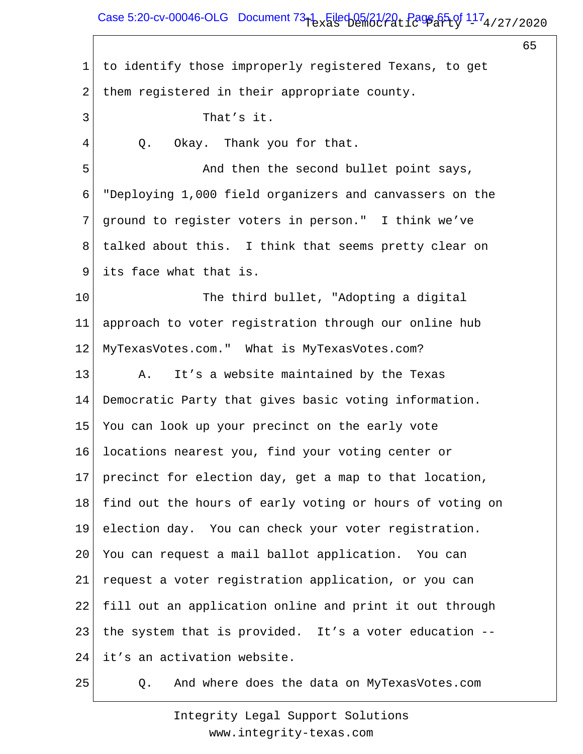1 to identify those improperly registered Texans, to get

2 them registered in their appropriate county.

3 That's it.

4 Q. Okay. Thank you for that.

5 And then the second bullet point says,

6 "Deploying 1,000 field organizers and canvassers on the

7 ground to register voters in person." I think we've

8 talked about this. I think that seems pretty clear on

9 its face what that is.

10 The third bullet, "Adopting a digital

11 approach to voter registration through our online hub

12 MyTexasVotes.com." What is MyTexasVotes.com?

13 A. It's a website maintained by the Texas

14 Democratic Party that gives basic voting information.

15 You can look up your precinct on the early vote

16 locations nearest you, find your voting center or

17 precinct for election day, get a map to that location,

18 find out the hours of early voting or hours of voting on

19 election day. You can check your voter registration.

20 You can request a mail ballot application. You can

21 request a voter registration application, or you can

22 fill out an application online and print it out through

23 the system that is provided. It's a voter education --

24 it's an activation website.

25 Q. And where does the data on MyTexasVotes.com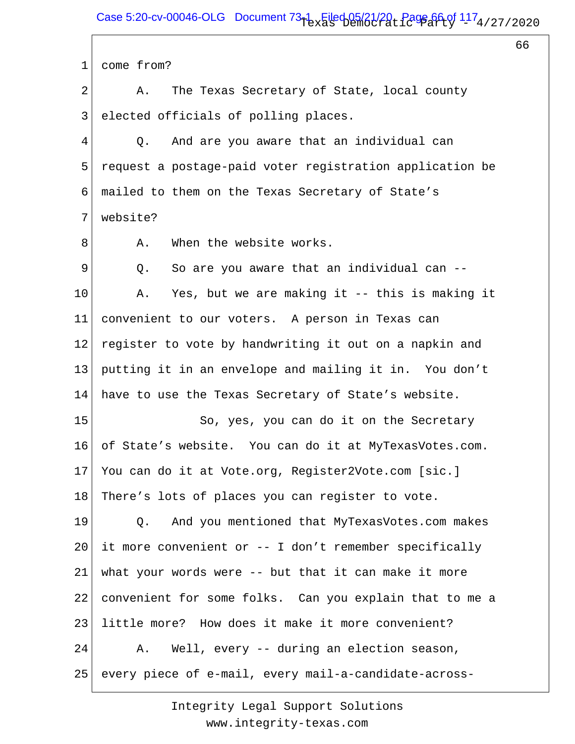come from?

A. The Texas Secretary of State, local county elected officials of polling places.

Q. And are you aware that an individual can request a postage-paid voter registration application be mailed to them on the Texas Secretary of State's website?

A. When the website works.

Q. So are you aware that an individual can --

A. Yes, but we are making it -- this is making it convenient to our voters. A person in Texas can register to vote by handwriting it out on a napkin and putting it in an envelope and mailing it in. You don't have to use the Texas Secretary of State's website.

So, yes, you can do it on the Secretary of State's website. You can do it at MyTexasVotes.com. You can do it at Vote.org, Register2Vote.com [sic.] There's lots of places you can register to vote.

Q. And you mentioned that MyTexasVotes.com makes it more convenient or -- I don't remember specifically what your words were -- but that it can make it more convenient for some folks. Can you explain that to me a little more? How does it make it more convenient?

A. Well, every -- during an election season, every piece of e-mail, every mail-a-candidate-across-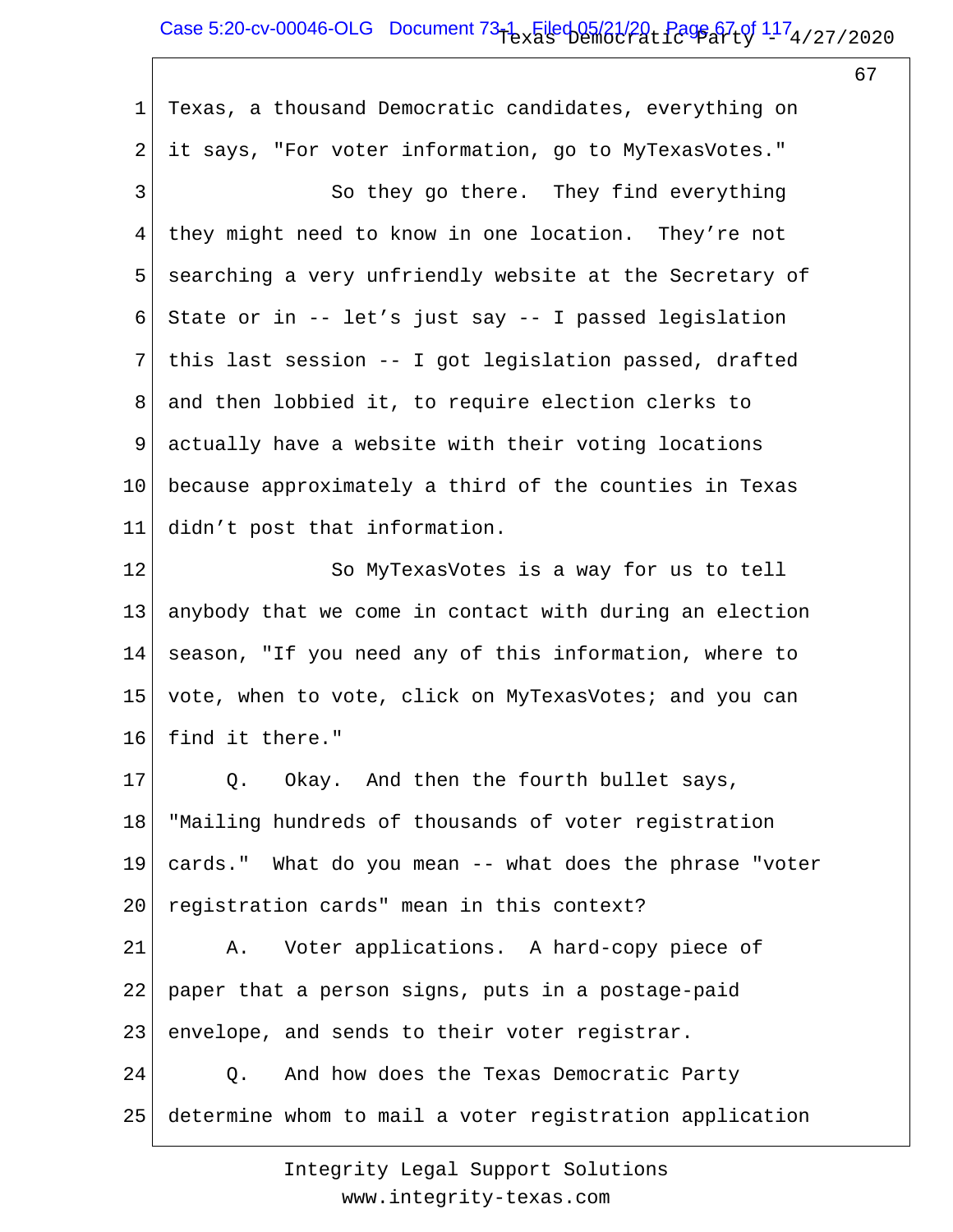Texas, a thousand Democratic candidates, everything on it says, "For voter information, go to MyTexasVotes."

So they go there. They find everything they might need to know in one location. They're not searching a very unfriendly website at the Secretary of State or in -- let's just say -- I passed legislation this last session -- I got legislation passed, drafted and then lobbied it, to require election clerks to actually have a website with their voting locations because approximately a third of the counties in Texas didn't post that information.

So MyTexasVotes is a way for us to tell anybody that we come in contact with during an election season, "If you need any of this information, where to vote, when to vote, click on MyTexasVotes; and you can find it there."

Q. Okay. And then the fourth bullet says, "Mailing hundreds of thousands of voter registration cards." What do you mean -- what does the phrase "voter registration cards" mean in this context?

A. Voter applications. A hard-copy piece of paper that a person signs, puts in a postage-paid envelope, and sends to their voter registrar.

Q. And how does the Texas Democratic Party determine whom to mail a voter registration application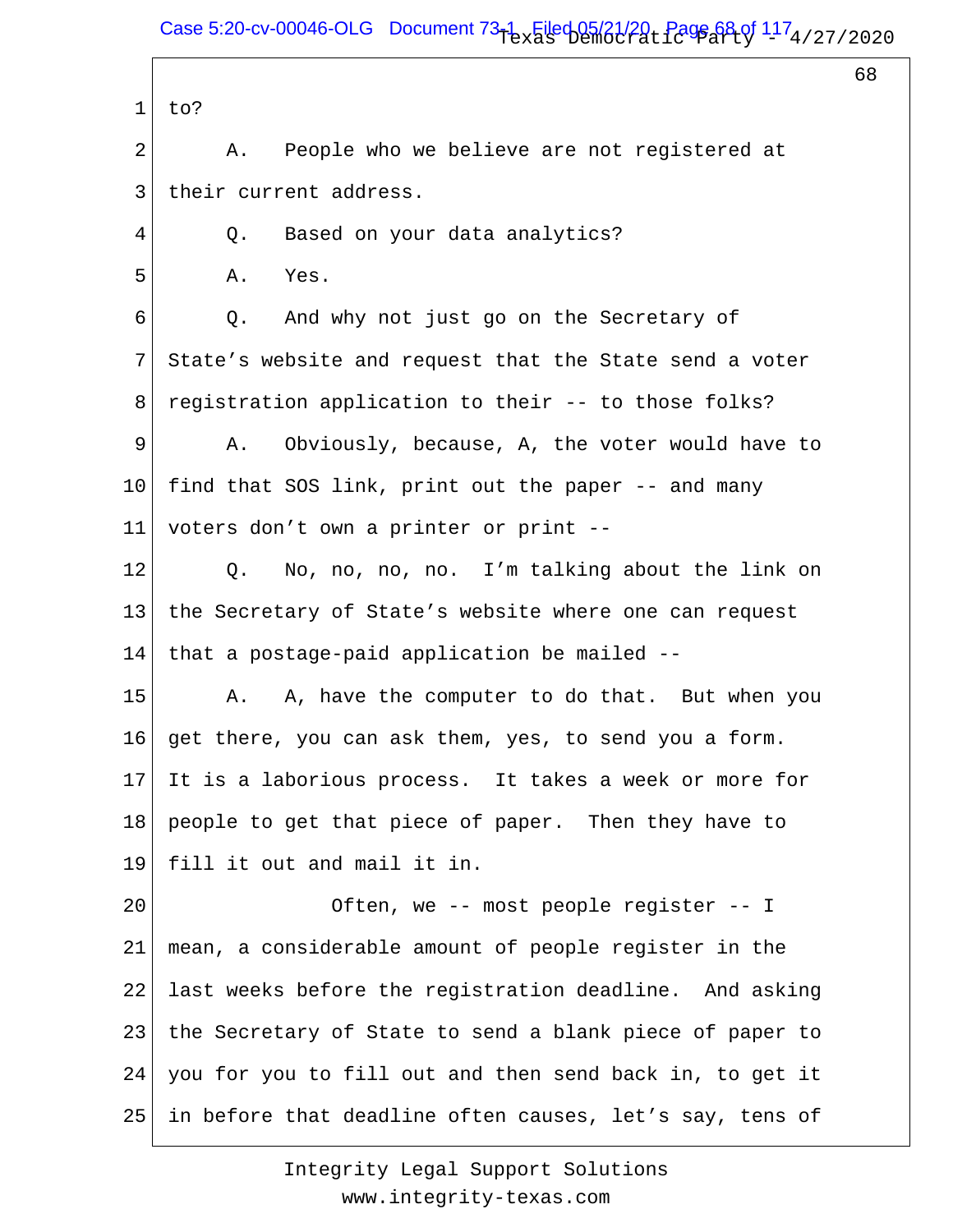to?

A. People who we believe are not registered at their current address.

Q. Based on your data analytics?

A. Yes.

Q. And why not just go on the Secretary of State's website and request that the State send a voter registration application to their -- to those folks?

A. Obviously, because, A, the voter would have to find that SOS link, print out the paper -- and many voters don't own a printer or print --

Q. No, no, no, no. I'm talking about the link on the Secretary of State's website where one can request that a postage-paid application be mailed --

A. A, have the computer to do that. But when you get there, you can ask them, yes, to send you a form. It is a laborious process. It takes a week or more for people to get that piece of paper. Then they have to fill it out and mail it in.

Often, we -- most people register -- I mean, a considerable amount of people register in the last weeks before the registration deadline. And asking the Secretary of State to send a blank piece of paper to you for you to fill out and then send back in, to get it in before that deadline often causes, let's say, tens of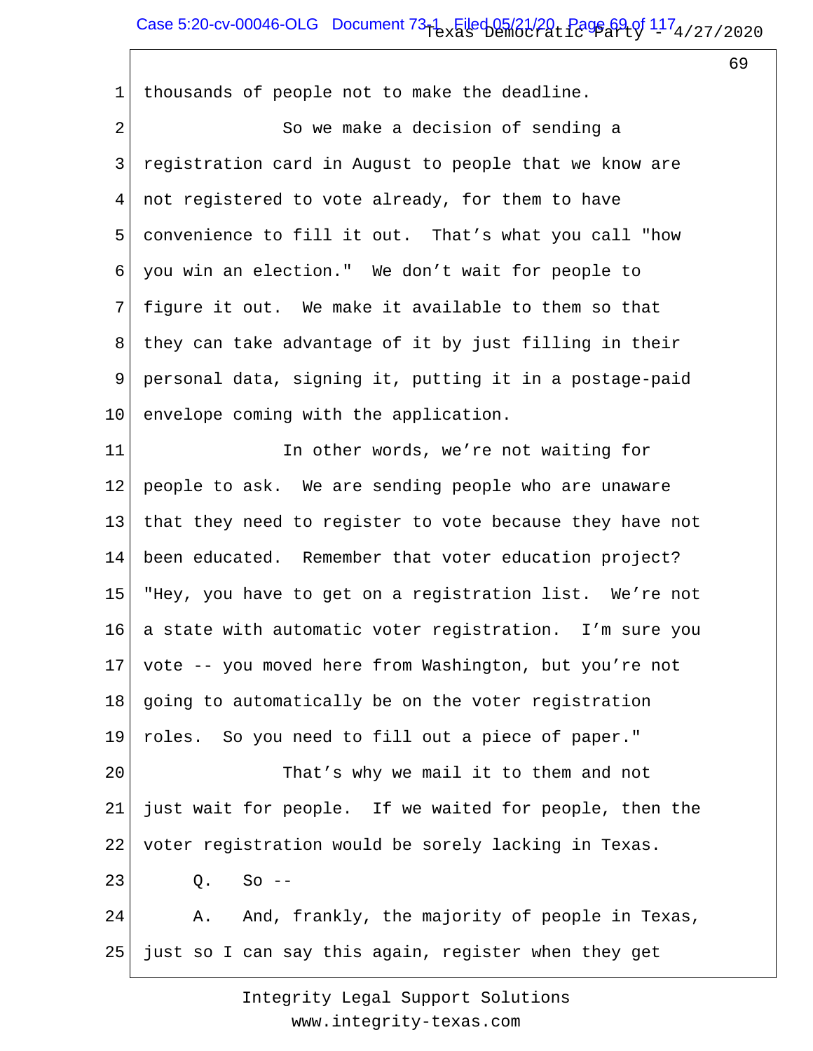thousands of people not to make the deadline.

So we make a decision of sending a registration card in August to people that we know are not registered to vote already, for them to have convenience to fill it out. That's what you call "how you win an election." We don't wait for people to figure it out. We make it available to them so that they can take advantage of it by just filling in their personal data, signing it, putting it in a postage-paid envelope coming with the application.

In other words, we're not waiting for people to ask. We are sending people who are unaware that they need to register to vote because they have not been educated. Remember that voter education project? "Hey, you have to get on a registration list. We're not a state with automatic voter registration. I'm sure you vote -- you moved here from Washington, but you're not going to automatically be on the voter registration roles. So you need to fill out a piece of paper."

That's why we mail it to them and not just wait for people. If we waited for people, then the voter registration would be sorely lacking in Texas.

Q. So --

A. And, frankly, the majority of people in Texas, just so I can say this again, register when they get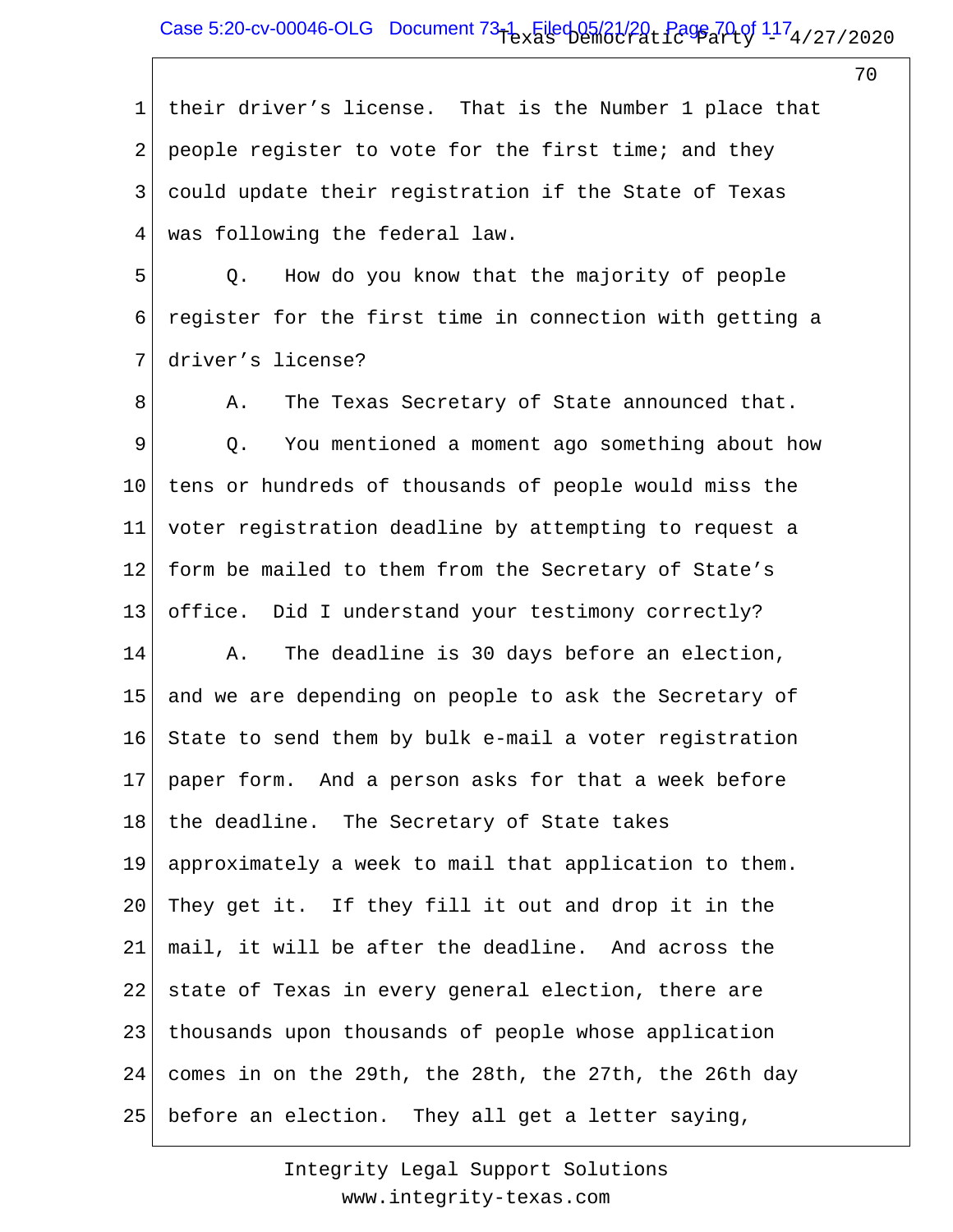their driver's license. That is the Number 1 place that people register to vote for the first time; and they could update their registration if the State of Texas was following the federal law.

Q. How do you know that the majority of people register for the first time in connection with getting a driver's license?

A. The Texas Secretary of State announced that.

Q. You mentioned a moment ago something about how tens or hundreds of thousands of people would miss the voter registration deadline by attempting to request a form be mailed to them from the Secretary of State's office. Did I understand your testimony correctly?

A. The deadline is 30 days before an election, and we are depending on people to ask the Secretary of State to send them by bulk e-mail a voter registration paper form. And a person asks for that a week before the deadline. The Secretary of State takes approximately a week to mail that application to them. They get it. If they fill it out and drop it in the mail, it will be after the deadline. And across the state of Texas in every general election, there are thousands upon thousands of people whose application comes in on the 29th, the 28th, the 27th, the 26th day before an election. They all get a letter saying,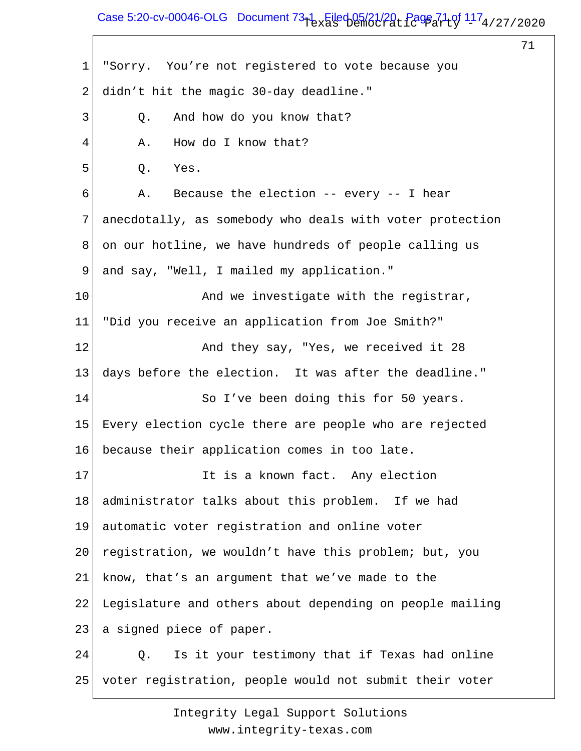"Sorry. You're not registered to vote because you didn't hit the magic 30-day deadline."

Q. And how do you know that?

A. How do I know that?

Q. Yes.

A. Because the election -- every -- I hear anecdotally, as somebody who deals with voter protection on our hotline, we have hundreds of people calling us and say, "Well, I mailed my application."

And we investigate with the registrar, "Did you receive an application from Joe Smith?"

And they say, "Yes, we received it 28 days before the election. It was after the deadline."

So I've been doing this for 50 years. Every election cycle there are people who are rejected because their application comes in too late.

It is a known fact. Any election administrator talks about this problem. If we had automatic voter registration and online voter registration, we wouldn't have this problem; but, you know, that's an argument that we've made to the Legislature and others about depending on people mailing a signed piece of paper.

Q. Is it your testimony that if Texas had online voter registration, people would not submit their voter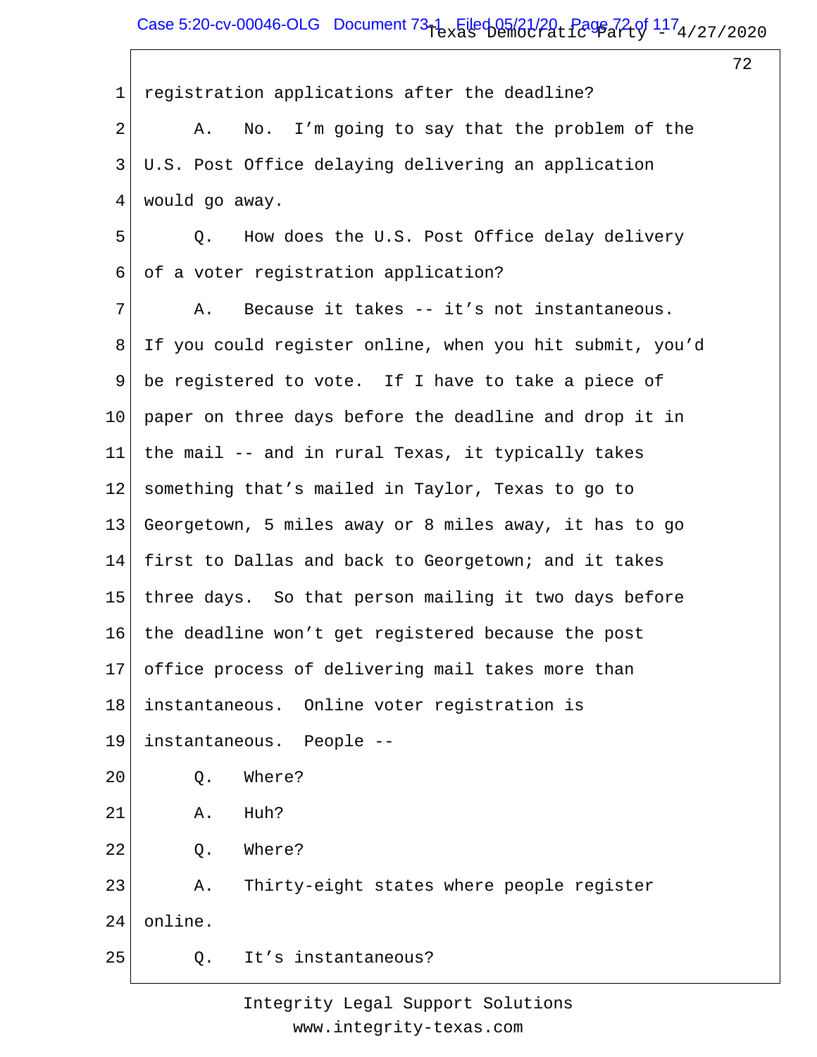1 registration applications after the deadline?

2 A. No. I'm going to say that the problem of the

3 U.S. Post Office delaying delivering an application

4 would go away.

5 Q. How does the U.S. Post Office delay delivery

6 of a voter registration application?

7 A. Because it takes -- it's not instantaneous.

8 If you could register online, when you hit submit, you'd

9 be registered to vote. If I have to take a piece of

10 paper on three days before the deadline and drop it in

11 the mail -- and in rural Texas, it typically takes

12 something that's mailed in Taylor, Texas to go to

13 Georgetown, 5 miles away or 8 miles away, it has to go

14 first to Dallas and back to Georgetown; and it takes

15 three days. So that person mailing it two days before

16 the deadline won't get registered because the post

17 office process of delivering mail takes more than

18 instantaneous. Online voter registration is

19 instantaneous. People --

20 Q. Where?

21 A. Huh?

22 Q. Where?

23 A. Thirty-eight states where people register

24 online.

25 Q. It's instantaneous?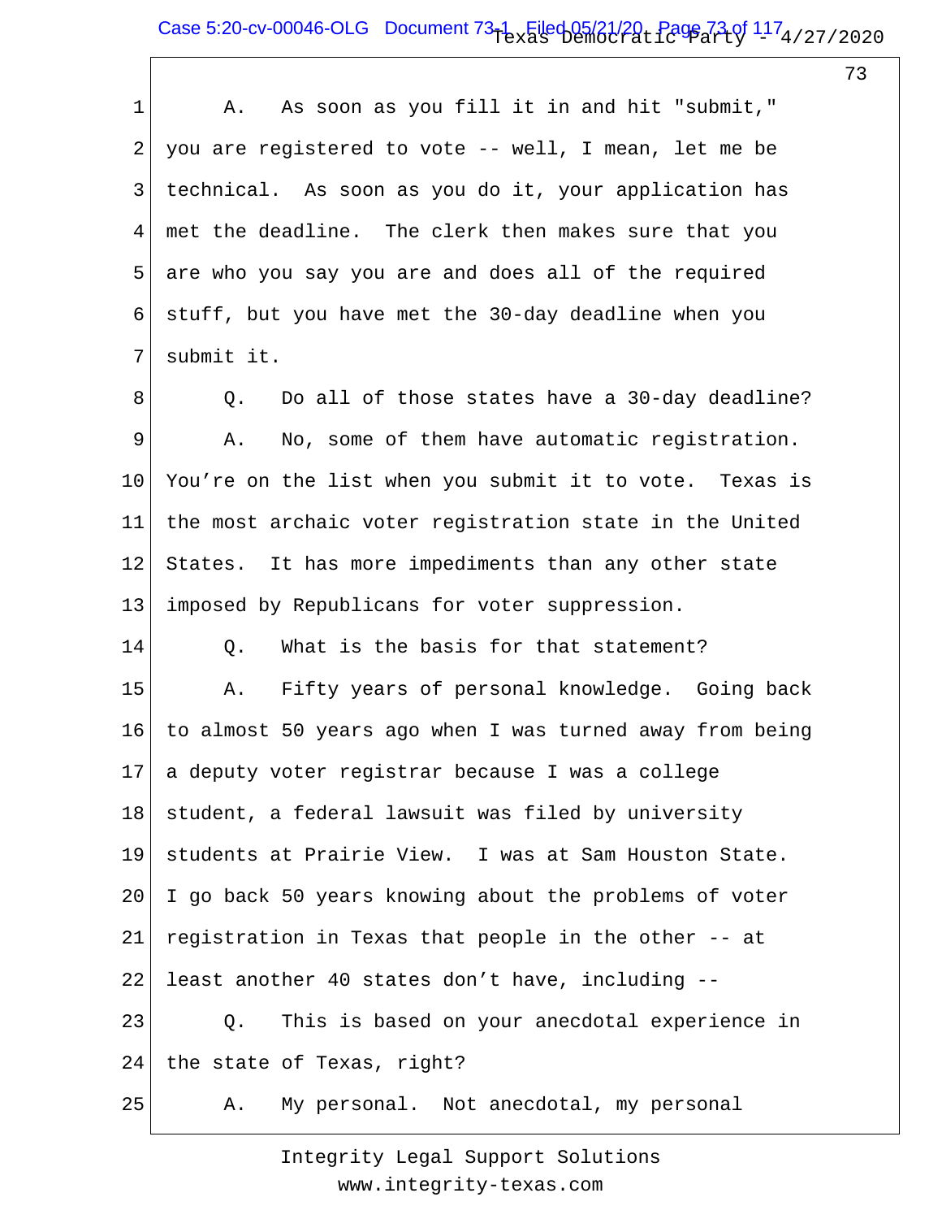A. As soon as you fill it in and hit "submit," you are registered to vote -- well, I mean, let me be technical. As soon as you do it, your application has met the deadline. The clerk then makes sure that you are who you say you are and does all of the required stuff, but you have met the 30-day deadline when you submit it.

Q. Do all of those states have a 30-day deadline?

A. No, some of them have automatic registration. You’re on the list when you submit it to vote. Texas is the most archaic voter registration state in the United States. It has more impediments than any other state imposed by Republicans for voter suppression.

Q. What is the basis for that statement?

A. Fifty years of personal knowledge. Going back to almost 50 years ago when I was turned away from being a deputy voter registrar because I was a college student, a federal lawsuit was filed by university students at Prairie View. I was at Sam Houston State. I go back 50 years knowing about the problems of voter registration in Texas that people in the other -- at least another 40 states don’t have, including --

Q. This is based on your anecdotal experience in the state of Texas, right?

A. My personal. Not anecdotal, my personal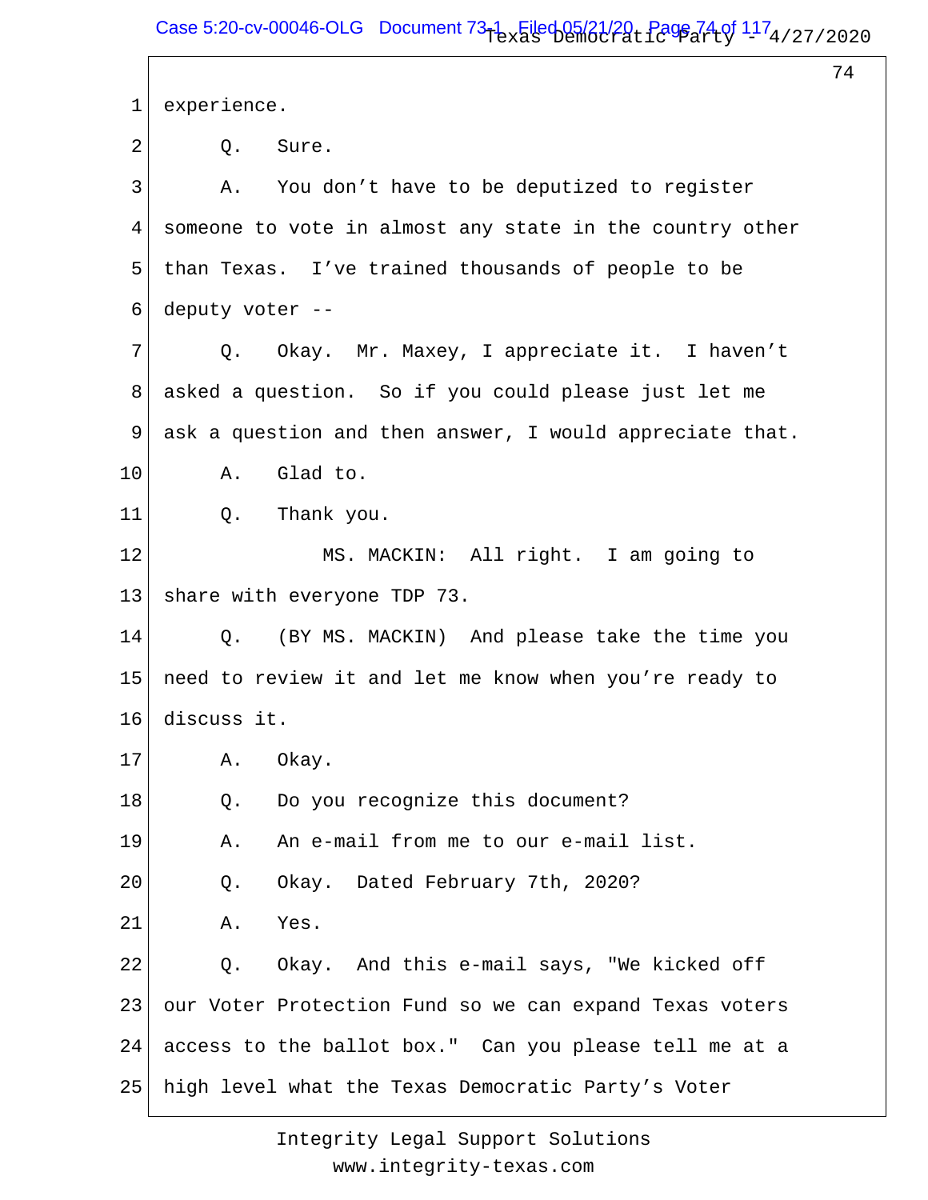1 experience.

2 Q. Sure.

3 A. You don't have to be deputized to register

4 someone to vote in almost any state in the country other

5 than Texas. I've trained thousands of people to be

6 deputy voter --

7 Q. Okay. Mr. Maxey, I appreciate it. I haven't

8 asked a question. So if you could please just let me

9 ask a question and then answer, I would appreciate that.

10 A. Glad to.

11 Q. Thank you.

12 MS. MACKIN: All right. I am going to

13 share with everyone TDP 73.

14 Q. (BY MS. MACKIN) And please take the time you

15 need to review it and let me know when you're ready to

16 discuss it.

17 A. Okay.

18 Q. Do you recognize this document?

19 A. An e-mail from me to our e-mail list.

20 Q. Okay. Dated February 7th, 2020?

21 A. Yes.

22 Q. Okay. And this e-mail says, "We kicked off

23 our Voter Protection Fund so we can expand Texas voters

24 access to the ballot box." Can you please tell me at a

25 high level what the Texas Democratic Party's Voter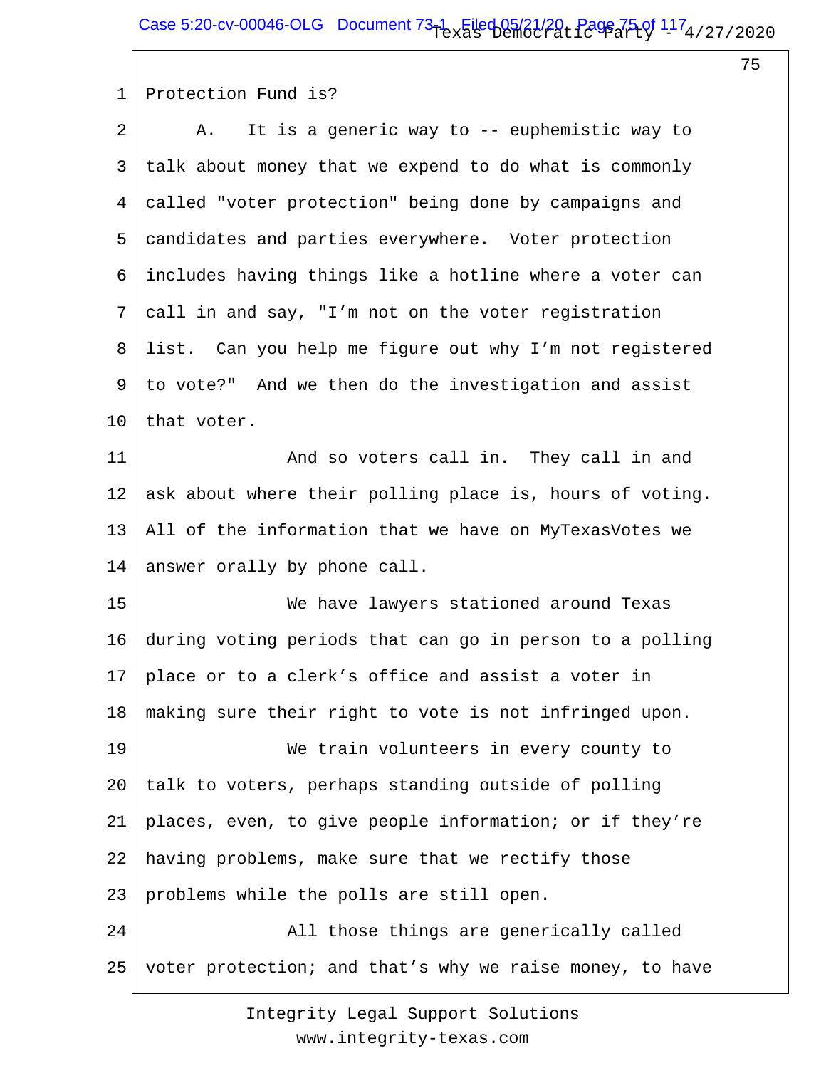Protection Fund is?

A. It is a generic way to -- euphemistic way to talk about money that we expend to do what is commonly called "voter protection" being done by campaigns and candidates and parties everywhere. Voter protection includes having things like a hotline where a voter can call in and say, "I'm not on the voter registration list. Can you help me figure out why I'm not registered to vote?" And we then do the investigation and assist that voter.

And so voters call in. They call in and ask about where their polling place is, hours of voting. All of the information that we have on MyTexasVotes we answer orally by phone call.

We have lawyers stationed around Texas during voting periods that can go in person to a polling place or to a clerk's office and assist a voter in making sure their right to vote is not infringed upon.

We train volunteers in every county to talk to voters, perhaps standing outside of polling places, even, to give people information; or if they're having problems, make sure that we rectify those problems while the polls are still open.

All those things are generically called voter protection; and that's why we raise money, to have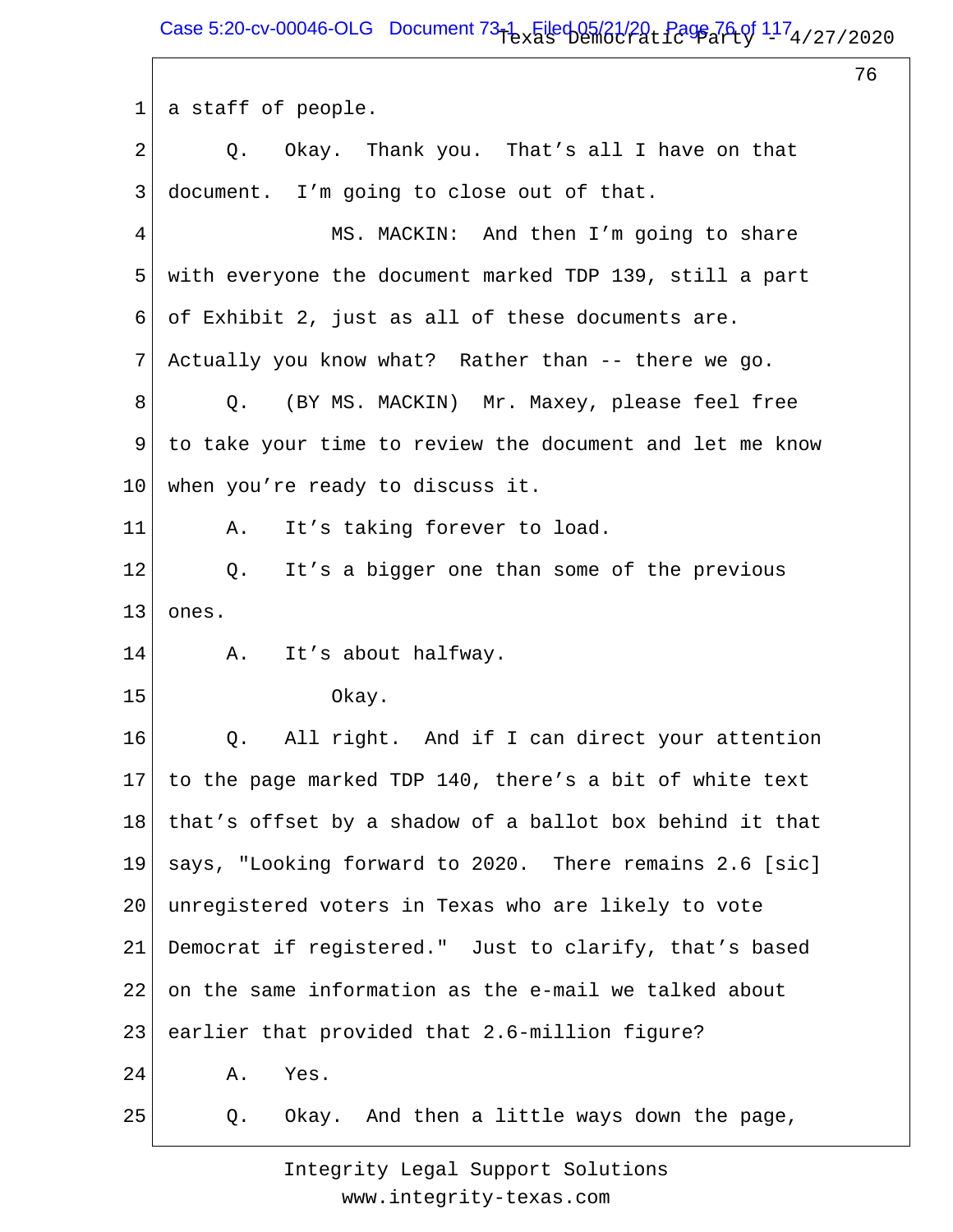1 a staff of people.

2 Q. Okay. Thank you. That's all I have on that

3 document. I'm going to close out of that.

4 MS. MACKIN: And then I'm going to share

5 with everyone the document marked TDP 139, still a part

6 of Exhibit 2, just as all of these documents are.

7 Actually you know what? Rather than -- there we go.

8 Q. (BY MS. MACKIN) Mr. Maxey, please feel free

9 to take your time to review the document and let me know

10 when you're ready to discuss it.

11 A. It's taking forever to load.

12 Q. It's a bigger one than some of the previous

13 ones.

14 A. It's about halfway.

15 Okay.

16 Q. All right. And if I can direct your attention

17 to the page marked TDP 140, there's a bit of white text

18 that's offset by a shadow of a ballot box behind it that

19 says, "Looking forward to 2020. There remains 2.6 [sic]

20 unregistered voters in Texas who are likely to vote

21 Democrat if registered." Just to clarify, that's based

22 on the same information as the e-mail we talked about

23 earlier that provided that 2.6-million figure?

24 A. Yes.

25 Q. Okay. And then a little ways down the page,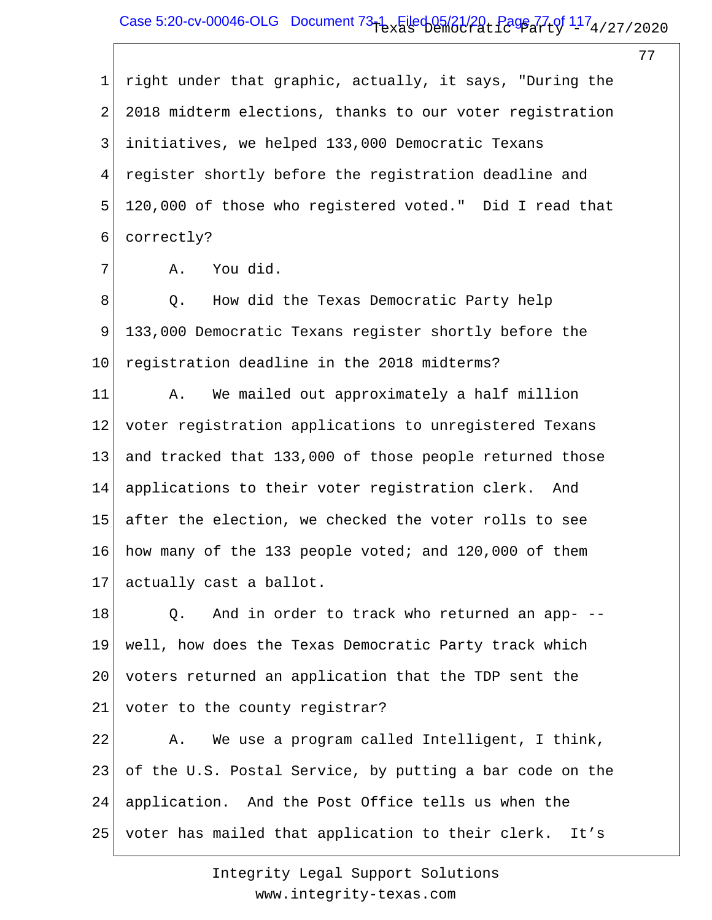right under that graphic, actually, it says, "During the 2018 midterm elections, thanks to our voter registration initiatives, we helped 133,000 Democratic Texans register shortly before the registration deadline and 120,000 of those who registered voted." Did I read that correctly?

A. You did.

Q. How did the Texas Democratic Party help 133,000 Democratic Texans register shortly before the registration deadline in the 2018 midterms?

A. We mailed out approximately a half million voter registration applications to unregistered Texans and tracked that 133,000 of those people returned those applications to their voter registration clerk. And after the election, we checked the voter rolls to see how many of the 133 people voted; and 120,000 of them actually cast a ballot.

Q. And in order to track who returned an app- -- well, how does the Texas Democratic Party track which voters returned an application that the TDP sent the voter to the county registrar?

A. We use a program called Intelligent, I think, of the U.S. Postal Service, by putting a bar code on the application. And the Post Office tells us when the voter has mailed that application to their clerk. It's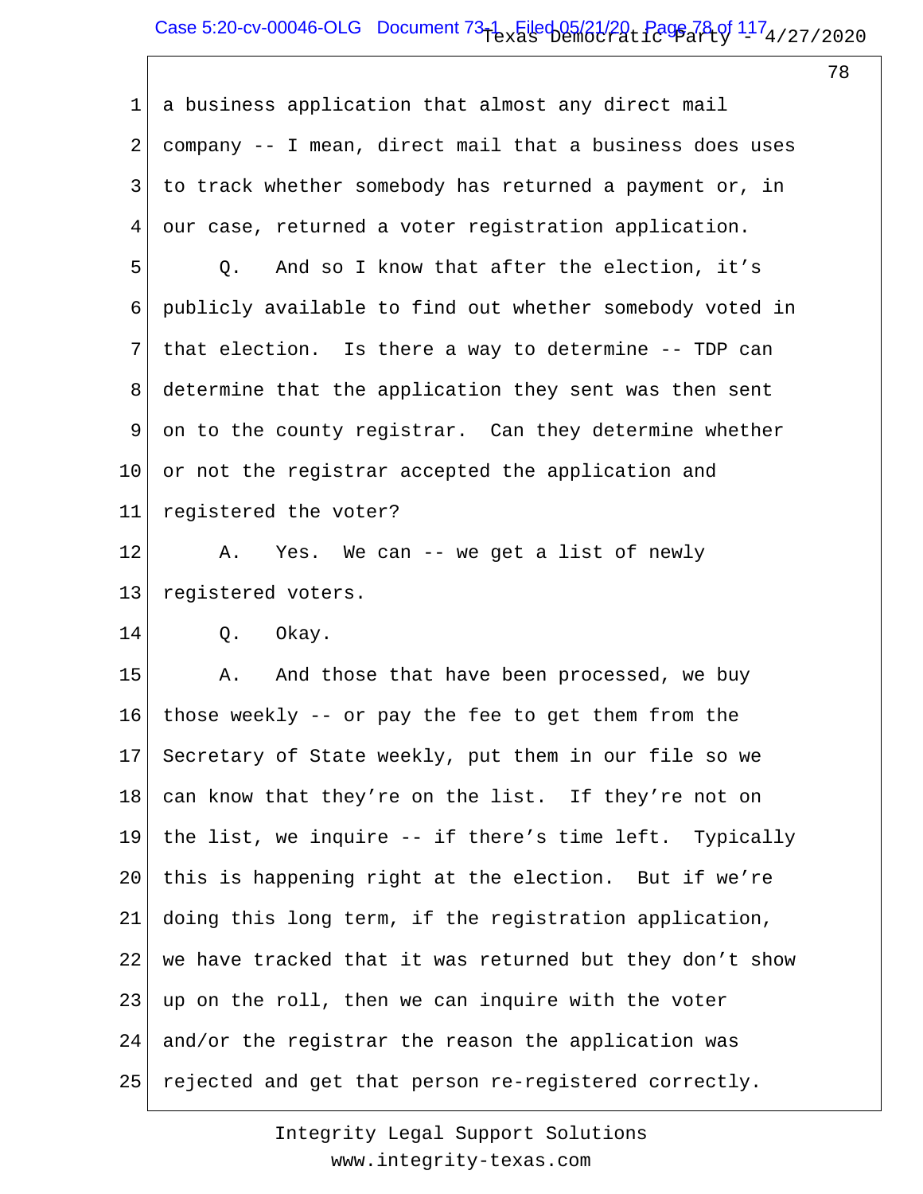a business application that almost any direct mail company -- I mean, direct mail that a business does uses to track whether somebody has returned a payment or, in our case, returned a voter registration application.

Q. And so I know that after the election, it's publicly available to find out whether somebody voted in that election. Is there a way to determine -- TDP can determine that the application they sent was then sent on to the county registrar. Can they determine whether or not the registrar accepted the application and registered the voter?

A. Yes. We can -- we get a list of newly registered voters.

Q. Okay.

A. And those that have been processed, we buy those weekly -- or pay the fee to get them from the Secretary of State weekly, put them in our file so we can know that they're on the list. If they're not on the list, we inquire -- if there's time left. Typically this is happening right at the election. But if we're doing this long term, if the registration application, we have tracked that it was returned but they don't show up on the roll, then we can inquire with the voter and/or the registrar the reason the application was rejected and get that person re-registered correctly.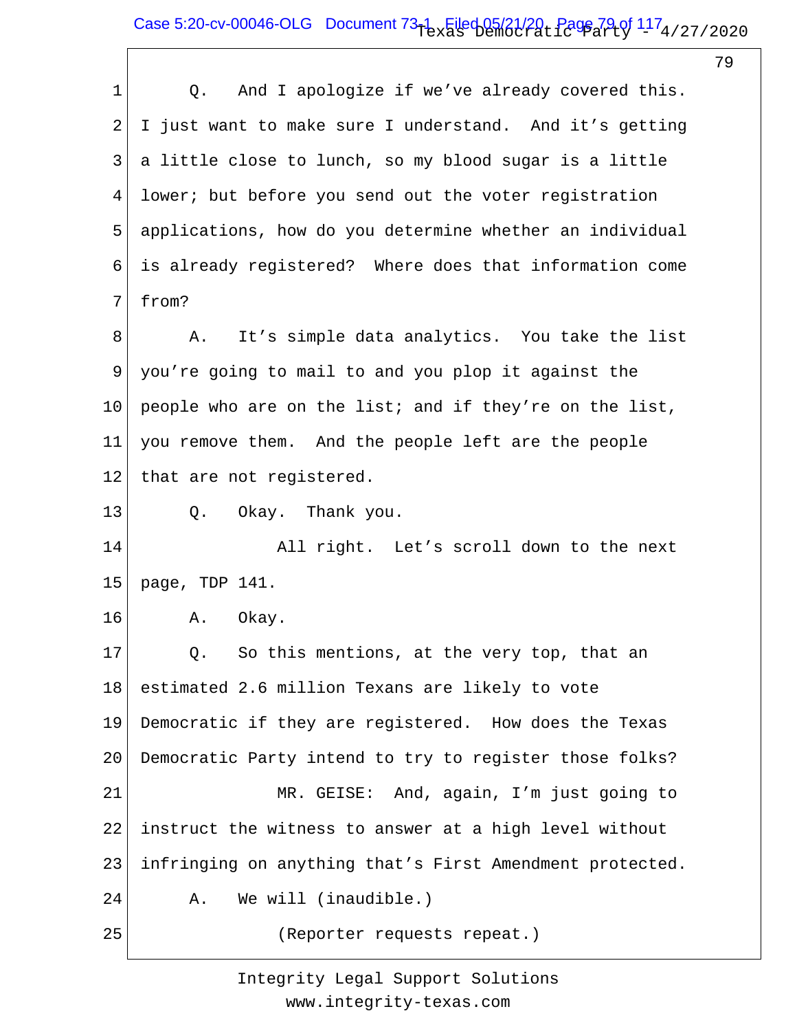Q. And I apologize if we've already covered this. I just want to make sure I understand. And it's getting a little close to lunch, so my blood sugar is a little lower; but before you send out the voter registration applications, how do you determine whether an individual is already registered? Where does that information come from?

A. It's simple data analytics. You take the list you're going to mail to and you plop it against the people who are on the list; and if they're on the list, you remove them. And the people left are the people that are not registered.

Q. Okay. Thank you.

All right. Let's scroll down to the next page, TDP 141.

A. Okay.

Q. So this mentions, at the very top, that an estimated 2.6 million Texans are likely to vote Democratic if they are registered. How does the Texas Democratic Party intend to try to register those folks?

MR. GEISE: And, again, I'm just going to instruct the witness to answer at a high level without infringing on anything that's First Amendment protected.

A. We will (inaudible.)

(Reporter requests repeat.)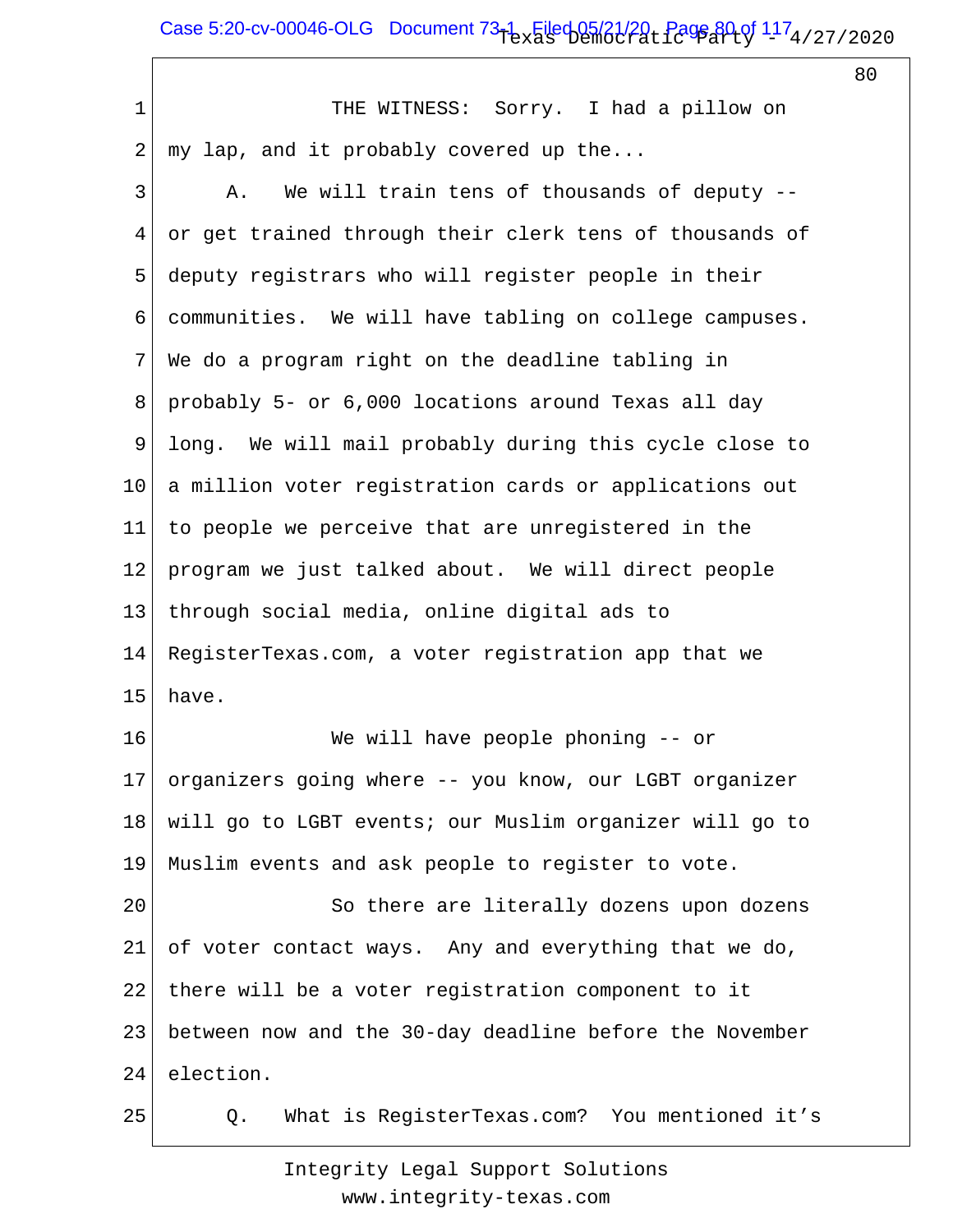THE WITNESS: Sorry. I had a pillow on my lap, and it probably covered up the...

A. We will train tens of thousands of deputy -- or get trained through their clerk tens of thousands of deputy registrars who will register people in their communities. We will have tabling on college campuses. We do a program right on the deadline tabling in probably 5- or 6,000 locations around Texas all day long. We will mail probably during this cycle close to a million voter registration cards or applications out to people we perceive that are unregistered in the program we just talked about. We will direct people through social media, online digital ads to RegisterTexas.com, a voter registration app that we have.

We will have people phoning -- or organizers going where -- you know, our LGBT organizer will go to LGBT events; our Muslim organizer will go to Muslim events and ask people to register to vote.

So there are literally dozens upon dozens of voter contact ways. Any and everything that we do, there will be a voter registration component to it between now and the 30-day deadline before the November election.

Q. What is RegisterTexas.com? You mentioned it's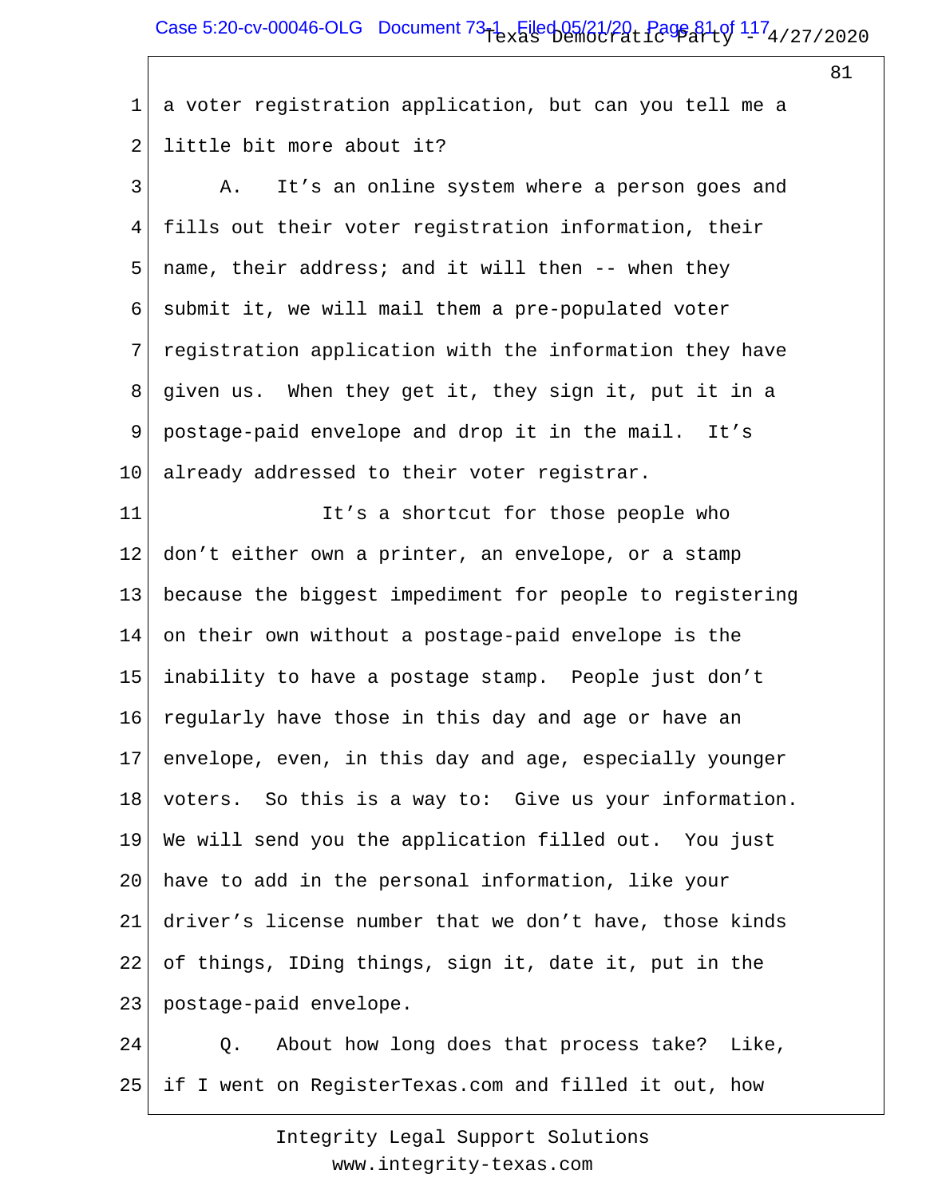1 a voter registration application, but can you tell me a
2 little bit more about it?

3 A. It's an online system where a person goes and
4 fills out their voter registration information, their
5 name, their address; and it will then -- when they
6 submit it, we will mail them a pre-populated voter
7 registration application with the information they have
8 given us. When they get it, they sign it, put it in a
9 postage-paid envelope and drop it in the mail. It's
10 already addressed to their voter registrar.

11 It's a shortcut for those people who
12 don't either own a printer, an envelope, or a stamp
13 because the biggest impediment for people to registering
14 on their own without a postage-paid envelope is the
15 inability to have a postage stamp. People just don't
16 regularly have those in this day and age or have an
17 envelope, even, in this day and age, especially younger
18 voters. So this is a way to: Give us your information.
19 We will send you the application filled out. You just
20 have to add in the personal information, like your
21 driver's license number that we don't have, those kinds
22 of things, IDing things, sign it, date it, put in the
23 postage-paid envelope.

24 Q. About how long does that process take? Like,
25 if I went on RegisterTexas.com and filled it out, how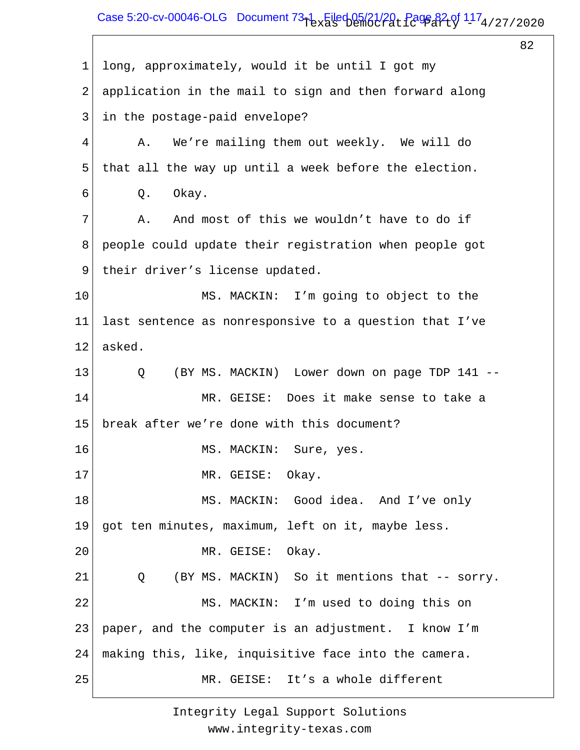1 long, approximately, would it be until I got my

2 application in the mail to sign and then forward along

3 in the postage-paid envelope?

4 A. We're mailing them out weekly. We will do

5 that all the way up until a week before the election.

6 Q. Okay.

7 A. And most of this we wouldn't have to do if

8 people could update their registration when people got

9 their driver's license updated.

10 MS. MACKIN: I'm going to object to the

11 last sentence as nonresponsive to a question that I've

12 asked.

13 Q (BY MS. MACKIN) Lower down on page TDP 141 --

14 MR. GEISE: Does it make sense to take a

15 break after we're done with this document?

16 MS. MACKIN: Sure, yes.

17 MR. GEISE: Okay.

18 MS. MACKIN: Good idea. And I've only

19 got ten minutes, maximum, left on it, maybe less.

20 MR. GEISE: Okay.

21 Q (BY MS. MACKIN) So it mentions that -- sorry.

22 MS. MACKIN: I'm used to doing this on

23 paper, and the computer is an adjustment. I know I'm

24 making this, like, inquisitive face into the camera.

25 MR. GEISE: It's a whole different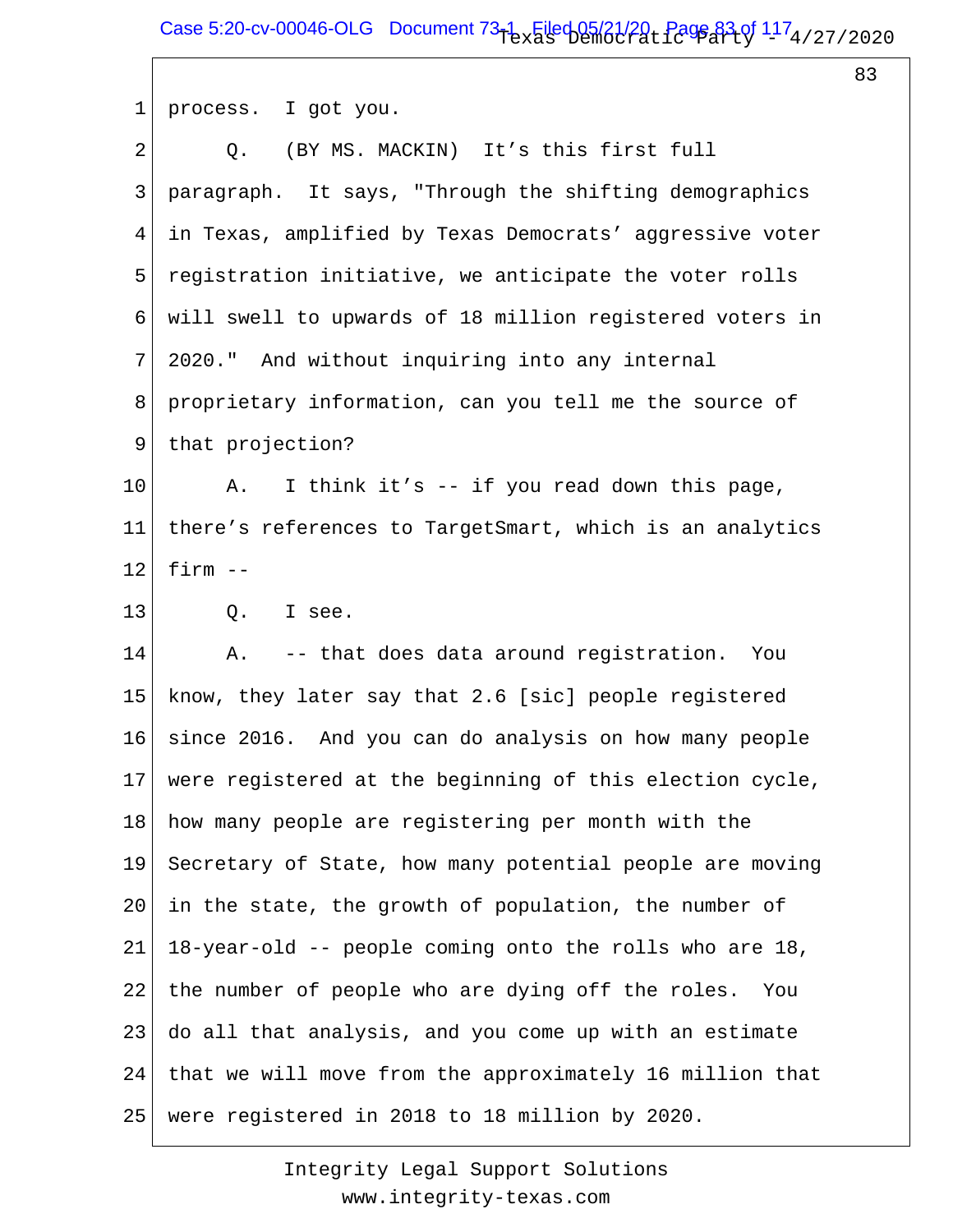1 process. I got you.

2 Q. (BY MS. MACKIN) It's this first full

3 paragraph. It says, "Through the shifting demographics

4 in Texas, amplified by Texas Democrats' aggressive voter

5 registration initiative, we anticipate the voter rolls

6 will swell to upwards of 18 million registered voters in

7 2020." And without inquiring into any internal

8 proprietary information, can you tell me the source of

9 that projection?

10 A. I think it's -- if you read down this page,

11 there's references to TargetSmart, which is an analytics

12 firm --

13 Q. I see.

14 A. -- that does data around registration. You

15 know, they later say that 2.6 [sic] people registered

16 since 2016. And you can do analysis on how many people

17 were registered at the beginning of this election cycle,

18 how many people are registering per month with the

19 Secretary of State, how many potential people are moving

20 in the state, the growth of population, the number of

21 18-year-old -- people coming onto the rolls who are 18,

22 the number of people who are dying off the roles. You

23 do all that analysis, and you come up with an estimate

24 that we will move from the approximately 16 million that

25 were registered in 2018 to 18 million by 2020.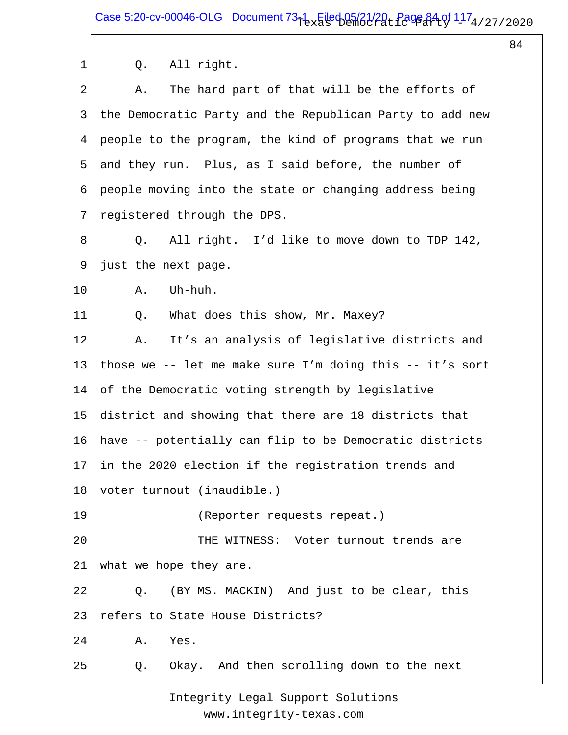Q. All right.

A. The hard part of that will be the efforts of the Democratic Party and the Republican Party to add new people to the program, the kind of programs that we run and they run. Plus, as I said before, the number of people moving into the state or changing address being registered through the DPS.

Q. All right. I'd like to move down to TDP 142, just the next page.

A. Uh-huh.

Q. What does this show, Mr. Maxey?

A. It's an analysis of legislative districts and those we -- let me make sure I'm doing this -- it's sort of the Democratic voting strength by legislative district and showing that there are 18 districts that have -- potentially can flip to be Democratic districts in the 2020 election if the registration trends and voter turnout (inaudible.)

(Reporter requests repeat.)

THE WITNESS: Voter turnout trends are what we hope they are.

Q. (BY MS. MACKIN) And just to be clear, this refers to State House Districts?

A. Yes.

Q. Okay. And then scrolling down to the next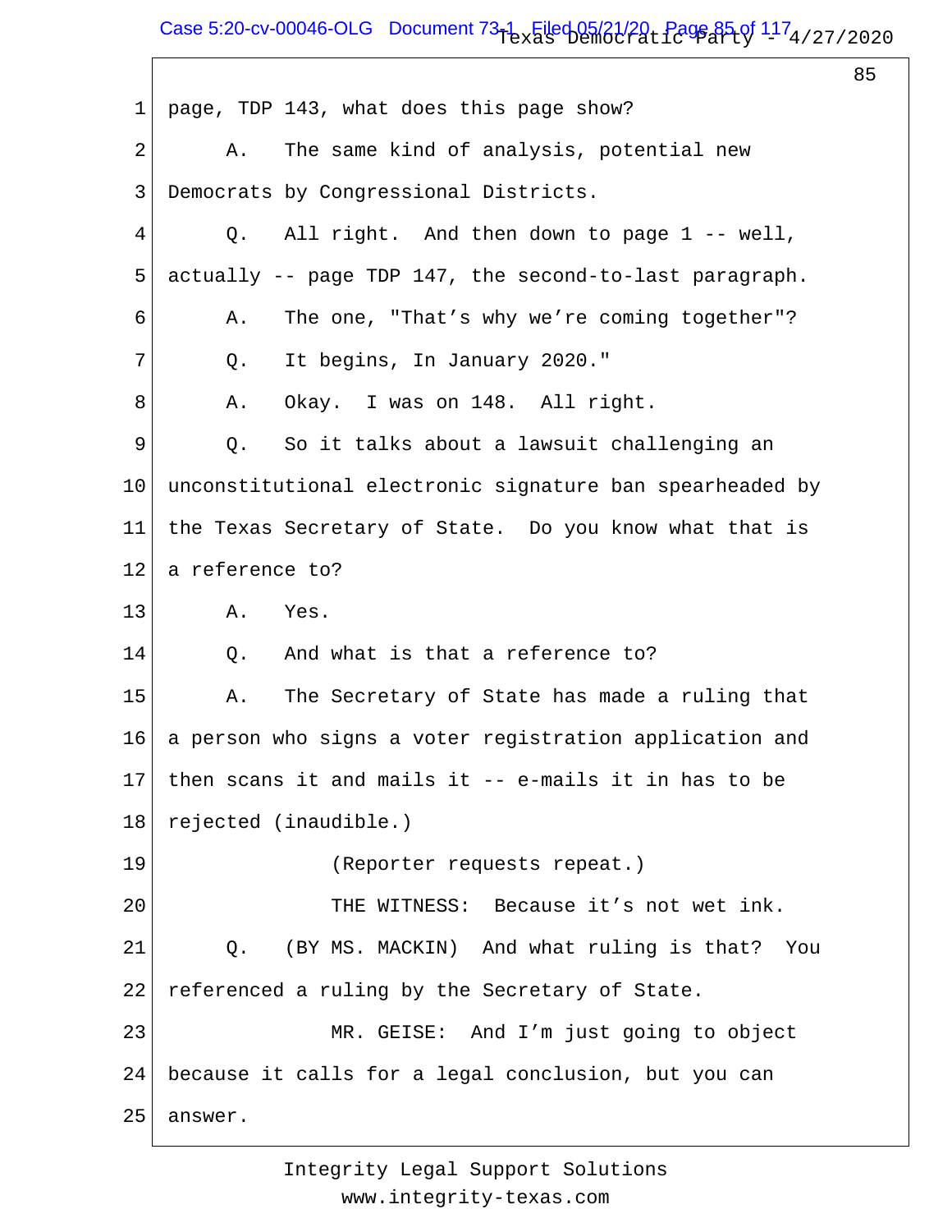1 page, TDP 143, what does this page show?

2 A. The same kind of analysis, potential new

3 Democrats by Congressional Districts.

4 Q. All right. And then down to page 1 -- well,

5 actually -- page TDP 147, the second-to-last paragraph.

6 A. The one, "That's why we're coming together"?

7 Q. It begins, In January 2020."

8 A. Okay. I was on 148. All right.

9 Q. So it talks about a lawsuit challenging an

10 unconstitutional electronic signature ban spearheaded by

11 the Texas Secretary of State. Do you know what that is

12 a reference to?

13 A. Yes.

14 Q. And what is that a reference to?

15 A. The Secretary of State has made a ruling that

16 a person who signs a voter registration application and

17 then scans it and mails it -- e-mails it in has to be

18 rejected (inaudible.)

19 (Reporter requests repeat.)

20 THE WITNESS: Because it's not wet ink.

21 Q. (BY MS. MACKIN) And what ruling is that? You

22 referenced a ruling by the Secretary of State.

23 MR. GEISE: And I'm just going to object

24 because it calls for a legal conclusion, but you can

25 answer.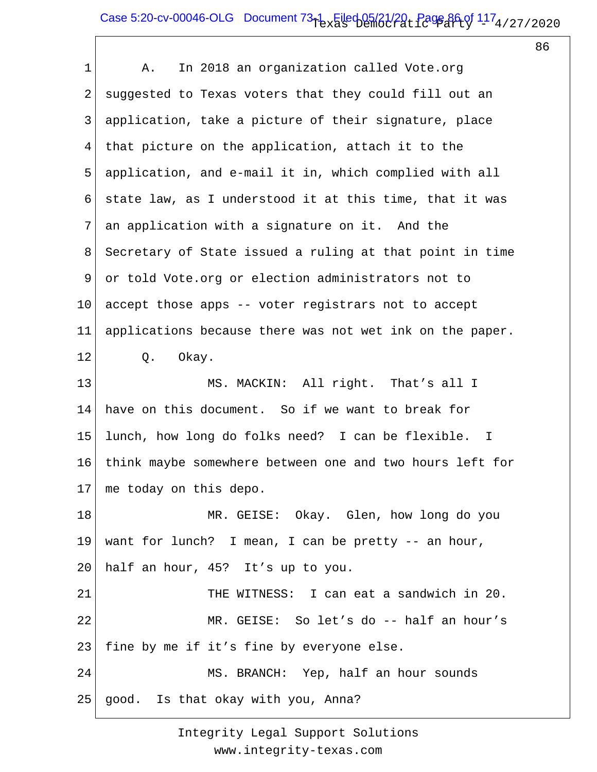A. In 2018 an organization called Vote.org suggested to Texas voters that they could fill out an application, take a picture of their signature, place that picture on the application, attach it to the application, and e-mail it in, which complied with all state law, as I understood it at this time, that it was an application with a signature on it. And the Secretary of State issued a ruling at that point in time or told Vote.org or election administrators not to accept those apps -- voter registrars not to accept applications because there was not wet ink on the paper.

Q. Okay.

MS. MACKIN: All right. That's all I have on this document. So if we want to break for lunch, how long do folks need? I can be flexible. I think maybe somewhere between one and two hours left for me today on this depo.

MR. GEISE: Okay. Glen, how long do you want for lunch? I mean, I can be pretty -- an hour, half an hour, 45? It's up to you.

THE WITNESS: I can eat a sandwich in 20.

MR. GEISE: So let's do -- half an hour's fine by me if it's fine by everyone else.

MS. BRANCH: Yep, half an hour sounds good. Is that okay with you, Anna?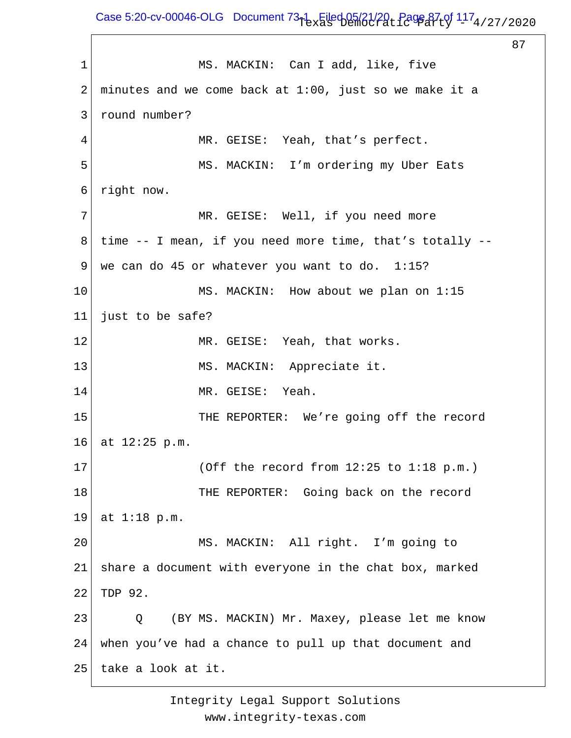MS. MACKIN: Can I add, like, five minutes and we come back at 1:00, just so we make it a round number?

MR. GEISE: Yeah, that's perfect.

MS. MACKIN: I'm ordering my Uber Eats right now.

MR. GEISE: Well, if you need more time -- I mean, if you need more time, that's totally -- we can do 45 or whatever you want to do. 1:15?

MS. MACKIN: How about we plan on 1:15 just to be safe?

MR. GEISE: Yeah, that works.

MS. MACKIN: Appreciate it.

MR. GEISE: Yeah.

THE REPORTER: We're going off the record at 12:25 p.m.

(Off the record from 12:25 to 1:18 p.m.)

THE REPORTER: Going back on the record at 1:18 p.m.

MS. MACKIN: All right. I'm going to share a document with everyone in the chat box, marked TDP 92.

Q (BY MS. MACKIN) Mr. Maxey, please let me know when you've had a chance to pull up that document and take a look at it.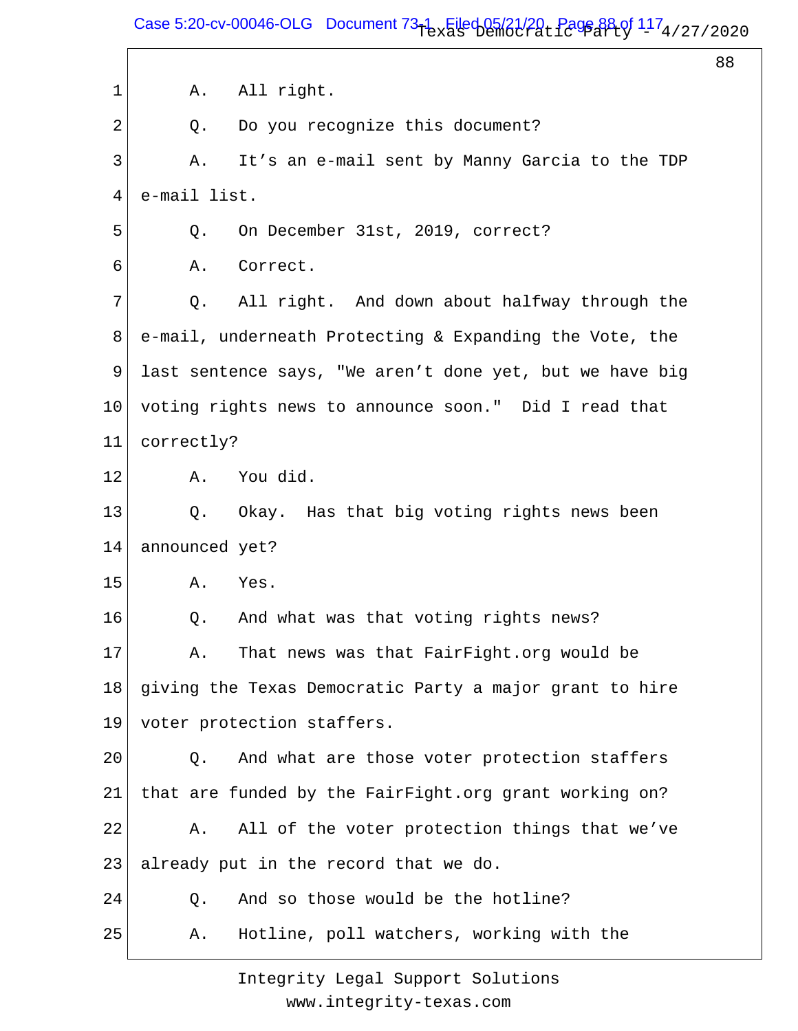A. All right.

Q. Do you recognize this document?

A. It's an e-mail sent by Manny Garcia to the TDP e-mail list.

Q. On December 31st, 2019, correct?

A. Correct.

Q. All right. And down about halfway through the e-mail, underneath Protecting & Expanding the Vote, the last sentence says, "We aren't done yet, but we have big voting rights news to announce soon." Did I read that correctly?

A. You did.

Q. Okay. Has that big voting rights news been announced yet?

A. Yes.

Q. And what was that voting rights news?

A. That news was that FairFight.org would be giving the Texas Democratic Party a major grant to hire voter protection staffers.

Q. And what are those voter protection staffers that are funded by the FairFight.org grant working on?

A. All of the voter protection things that we've already put in the record that we do.

Q. And so those would be the hotline?

A. Hotline, poll watchers, working with the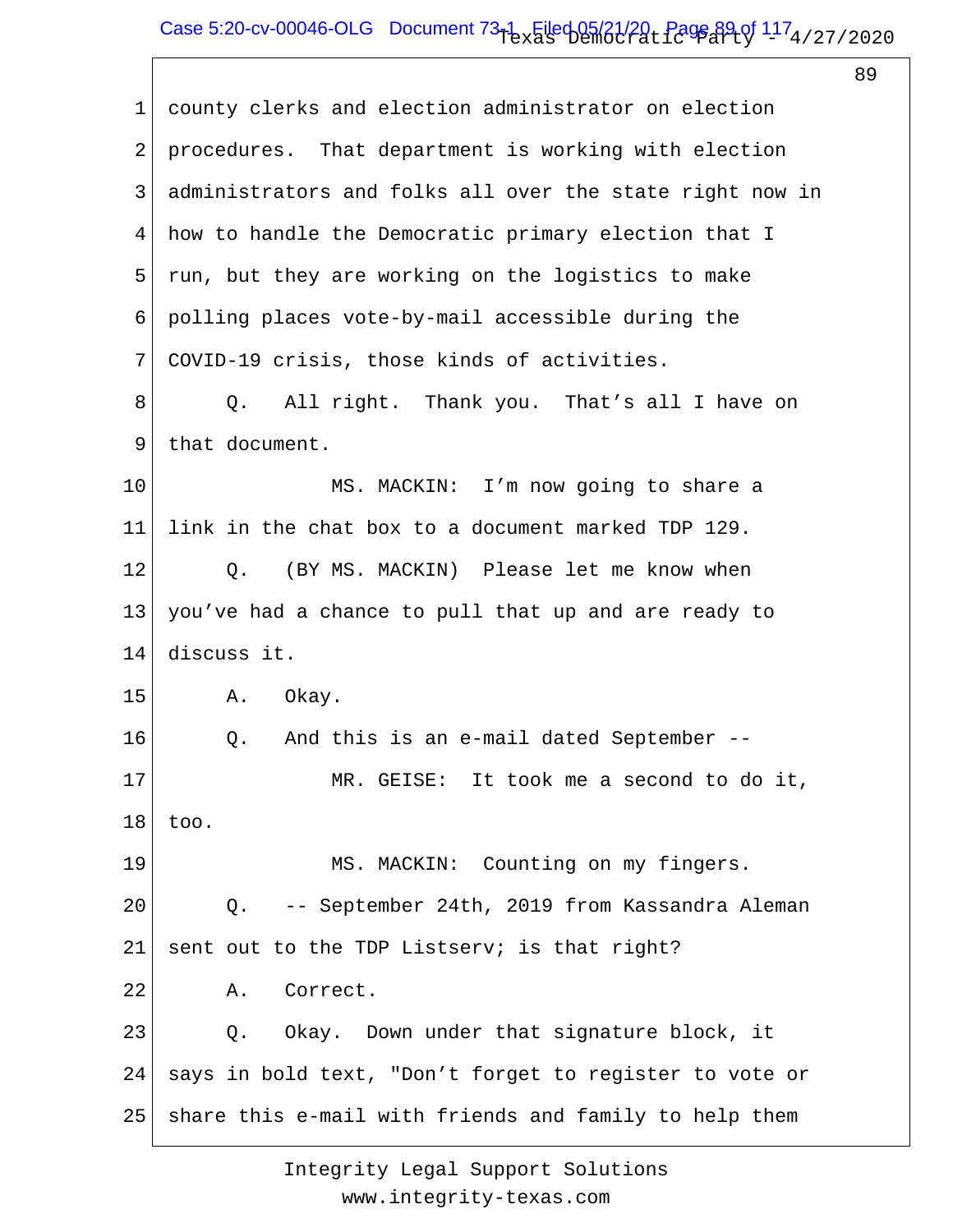county clerks and election administrator on election procedures. That department is working with election administrators and folks all over the state right now in how to handle the Democratic primary election that I run, but they are working on the logistics to make polling places vote-by-mail accessible during the COVID-19 crisis, those kinds of activities.

Q. All right. Thank you. That's all I have on that document.

MS. MACKIN: I'm now going to share a link in the chat box to a document marked TDP 129.

Q. (BY MS. MACKIN) Please let me know when you've had a chance to pull that up and are ready to discuss it.

A. Okay.

Q. And this is an e-mail dated September --

MR. GEISE: It took me a second to do it, too.

MS. MACKIN: Counting on my fingers.

Q. -- September 24th, 2019 from Kassandra Aleman sent out to the TDP Listserv; is that right?

A. Correct.

Q. Okay. Down under that signature block, it says in bold text, "Don't forget to register to vote or share this e-mail with friends and family to help them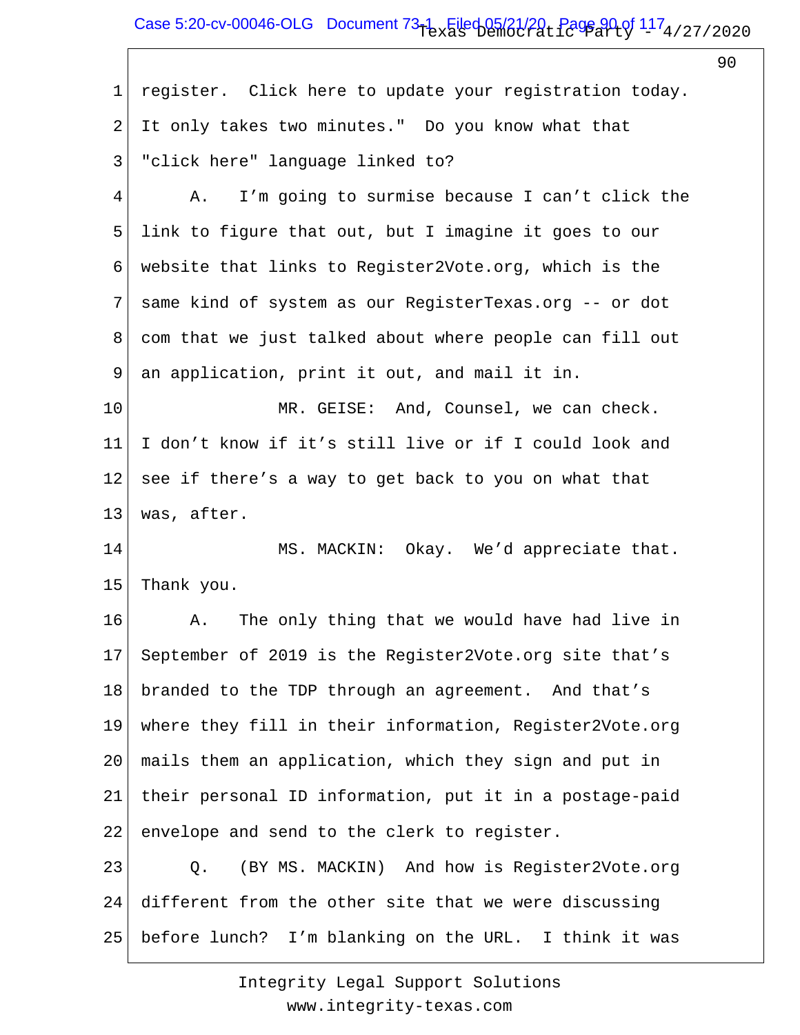1 register. Click here to update your registration today.
2 It only takes two minutes." Do you know what that
3 "click here" language linked to?
4 A. I'm going to surmise because I can't click the
5 link to figure that out, but I imagine it goes to our
6 website that links to Register2Vote.org, which is the
7 same kind of system as our RegisterTexas.org -- or dot
8 com that we just talked about where people can fill out
9 an application, print it out, and mail it in.
10 MR. GEISE: And, Counsel, we can check.
11 I don't know if it's still live or if I could look and
12 see if there's a way to get back to you on what that
13 was, after.
14 MS. MACKIN: Okay. We'd appreciate that.
15 Thank you.
16 A. The only thing that we would have had live in
17 September of 2019 is the Register2Vote.org site that's
18 branded to the TDP through an agreement. And that's
19 where they fill in their information, Register2Vote.org
20 mails them an application, which they sign and put in
21 their personal ID information, put it in a postage-paid
22 envelope and send to the clerk to register.
23 Q. (BY MS. MACKIN) And how is Register2Vote.org
24 different from the other site that we were discussing
25 before lunch? I'm blanking on the URL. I think it was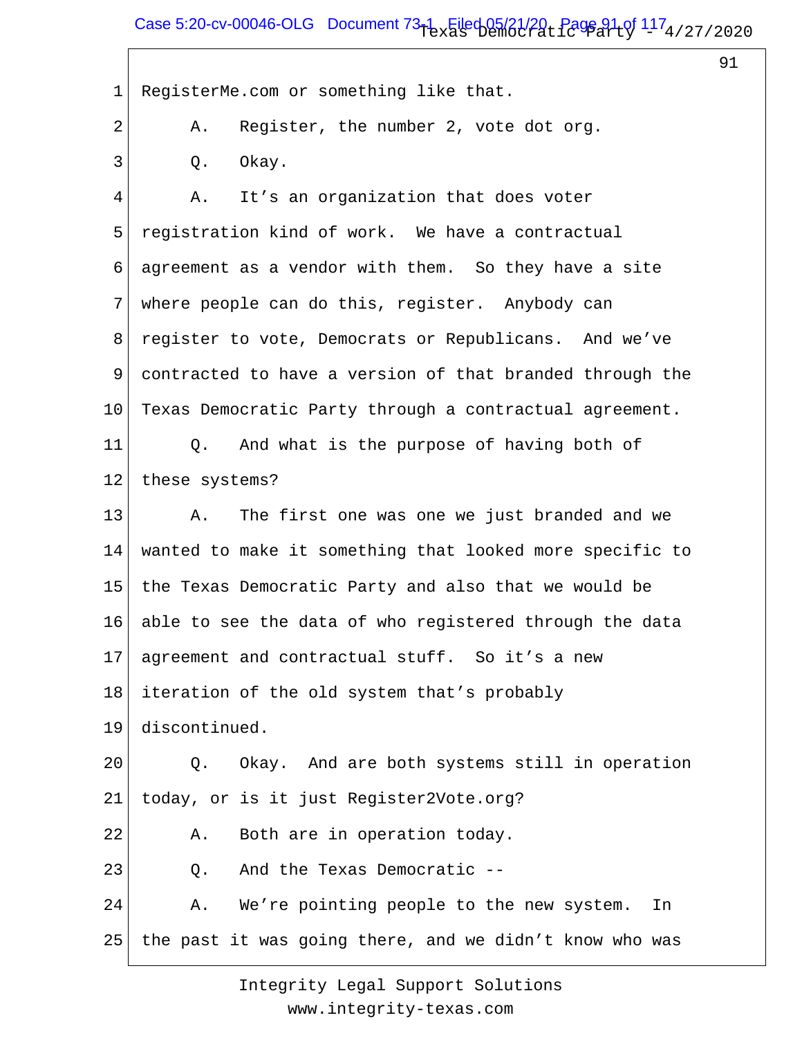RegisterMe.com or something like that.

A. Register, the number 2, vote dot org.

Q. Okay.

A. It's an organization that does voter registration kind of work. We have a contractual agreement as a vendor with them. So they have a site where people can do this, register. Anybody can register to vote, Democrats or Republicans. And we've contracted to have a version of that branded through the Texas Democratic Party through a contractual agreement.

Q. And what is the purpose of having both of these systems?

A. The first one was one we just branded and we wanted to make it something that looked more specific to the Texas Democratic Party and also that we would be able to see the data of who registered through the data agreement and contractual stuff. So it's a new iteration of the old system that's probably discontinued.

Q. Okay. And are both systems still in operation today, or is it just Register2Vote.org?

A. Both are in operation today.

Q. And the Texas Democratic --

A. We're pointing people to the new system. In the past it was going there, and we didn't know who was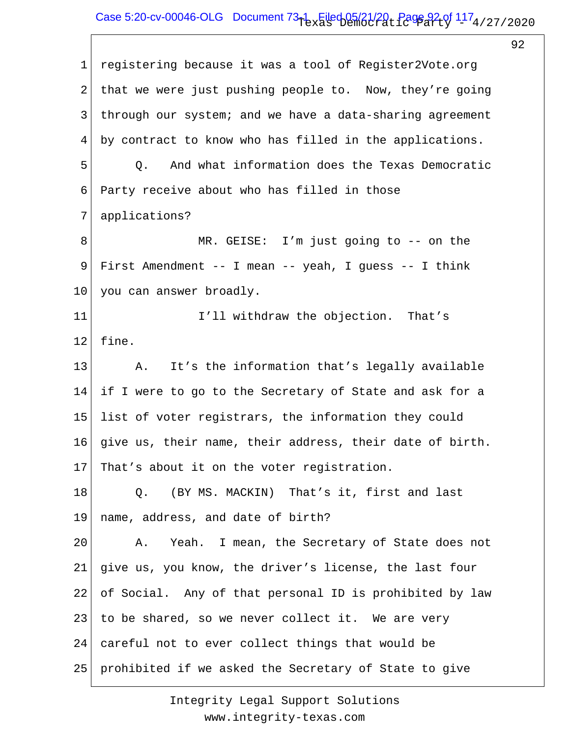1 registering because it was a tool of Register2Vote.org
2 that we were just pushing people to. Now, they're going
3 through our system; and we have a data-sharing agreement
4 by contract to know who has filled in the applications.
5 Q. And what information does the Texas Democratic
6 Party receive about who has filled in those
7 applications?
8 MR. GEISE: I'm just going to -- on the
9 First Amendment -- I mean -- yeah, I guess -- I think
10 you can answer broadly.
11 I'll withdraw the objection. That's
12 fine.
13 A. It's the information that's legally available
14 if I were to go to the Secretary of State and ask for a
15 list of voter registrars, the information they could
16 give us, their name, their address, their date of birth.
17 That's about it on the voter registration.
18 Q. (BY MS. MACKIN) That's it, first and last
19 name, address, and date of birth?
20 A. Yeah. I mean, the Secretary of State does not
21 give us, you know, the driver's license, the last four
22 of Social. Any of that personal ID is prohibited by law
23 to be shared, so we never collect it. We are very
24 careful not to ever collect things that would be
25 prohibited if we asked the Secretary of State to give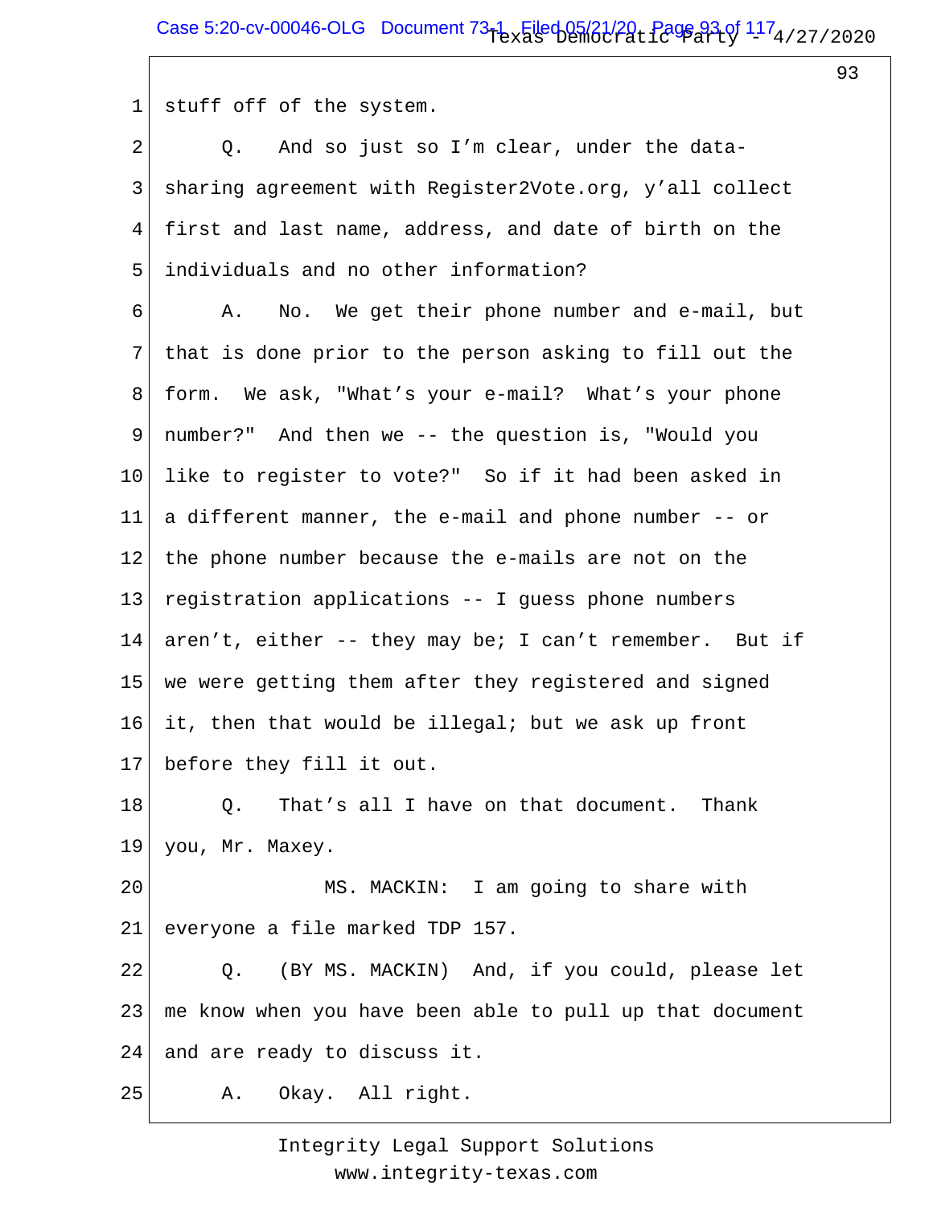stuff off of the system.

Q. And so just so I'm clear, under the data-sharing agreement with Register2Vote.org, y'all collect first and last name, address, and date of birth on the individuals and no other information?

A. No. We get their phone number and e-mail, but that is done prior to the person asking to fill out the form. We ask, "What's your e-mail? What's your phone number?" And then we -- the question is, "Would you like to register to vote?" So if it had been asked in a different manner, the e-mail and phone number -- or the phone number because the e-mails are not on the registration applications -- I guess phone numbers aren't, either -- they may be; I can't remember. But if we were getting them after they registered and signed it, then that would be illegal; but we ask up front before they fill it out.

Q. That's all I have on that document. Thank you, Mr. Maxey.

MS. MACKIN: I am going to share with everyone a file marked TDP 157.

Q. (BY MS. MACKIN) And, if you could, please let me know when you have been able to pull up that document and are ready to discuss it.

A. Okay. All right.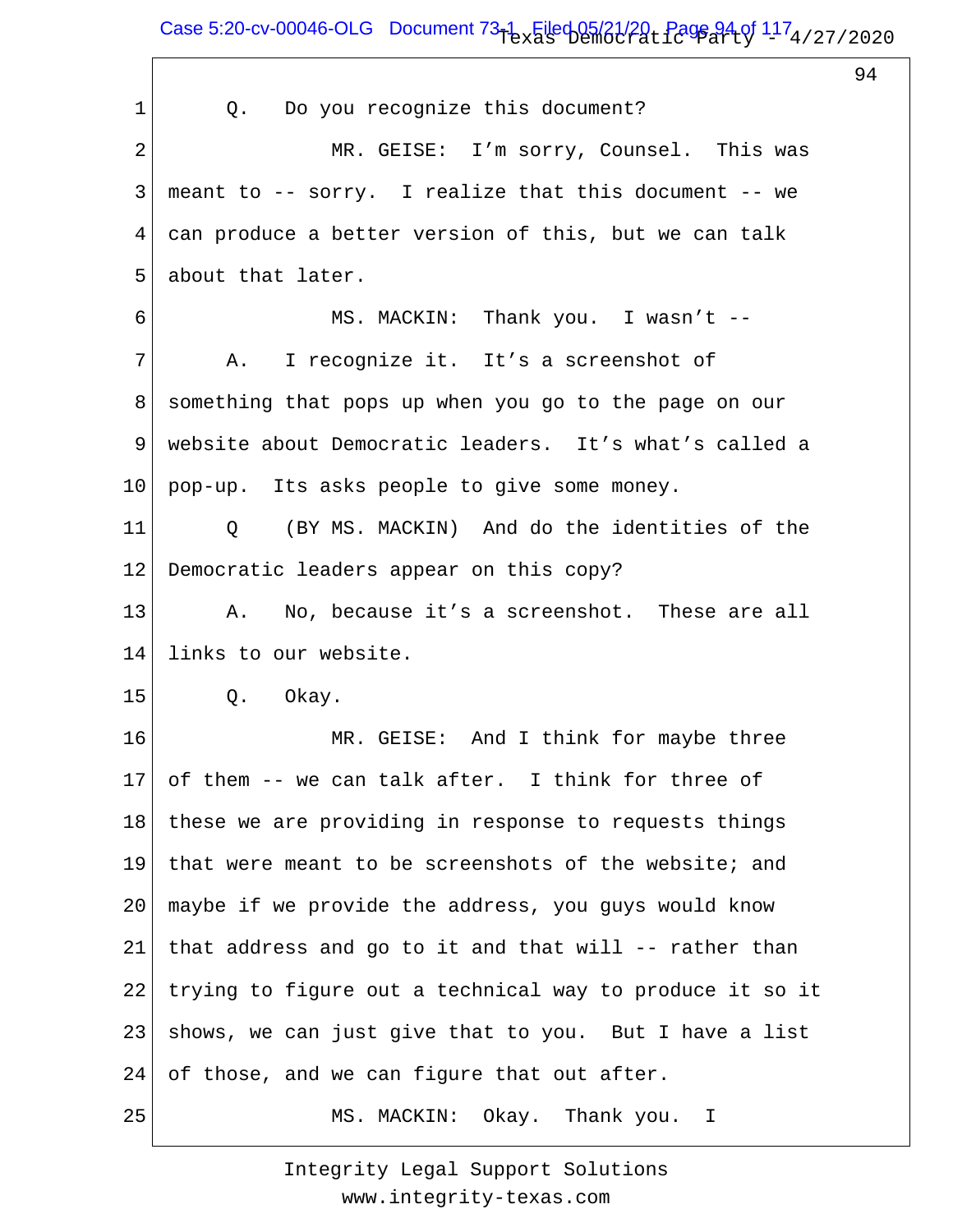1 Q. Do you recognize this document?

2 MR. GEISE: I'm sorry, Counsel. This was

3 meant to -- sorry. I realize that this document -- we

4 can produce a better version of this, but we can talk

5 about that later.

6 MS. MACKIN: Thank you. I wasn't --

7 A. I recognize it. It's a screenshot of

8 something that pops up when you go to the page on our

9 website about Democratic leaders. It's what's called a

10 pop-up. Its asks people to give some money.

11 Q (BY MS. MACKIN) And do the identities of the

12 Democratic leaders appear on this copy?

13 A. No, because it's a screenshot. These are all

14 links to our website.

15 Q. Okay.

16 MR. GEISE: And I think for maybe three

17 of them -- we can talk after. I think for three of

18 these we are providing in response to requests things

19 that were meant to be screenshots of the website; and

20 maybe if we provide the address, you guys would know

21 that address and go to it and that will -- rather than

22 trying to figure out a technical way to produce it so it

23 shows, we can just give that to you. But I have a list

24 of those, and we can figure that out after.

25 MS. MACKIN: Okay. Thank you. I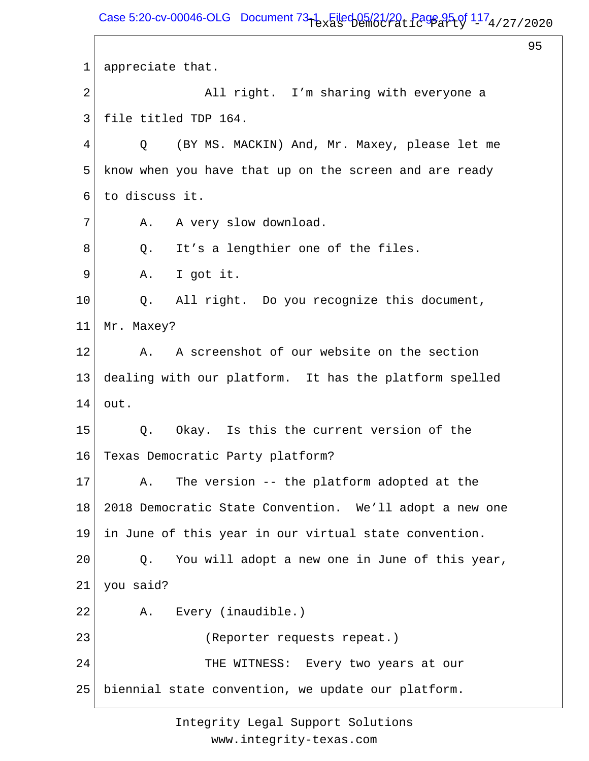1 appreciate that.

2 All right. I'm sharing with everyone a

3 file titled TDP 164.

4 Q (BY MS. MACKIN) And, Mr. Maxey, please let me

5 know when you have that up on the screen and are ready

6 to discuss it.

7 A. A very slow download.

8 Q. It's a lengthier one of the files.

9 A. I got it.

10 Q. All right. Do you recognize this document,

11 Mr. Maxey?

12 A. A screenshot of our website on the section

13 dealing with our platform. It has the platform spelled

14 out.

15 Q. Okay. Is this the current version of the

16 Texas Democratic Party platform?

17 A. The version -- the platform adopted at the

18 2018 Democratic State Convention. We'll adopt a new one

19 in June of this year in our virtual state convention.

20 Q. You will adopt a new one in June of this year,

21 you said?

22 A. Every (inaudible.)

23 (Reporter requests repeat.)

24 THE WITNESS: Every two years at our

25 biennial state convention, we update our platform.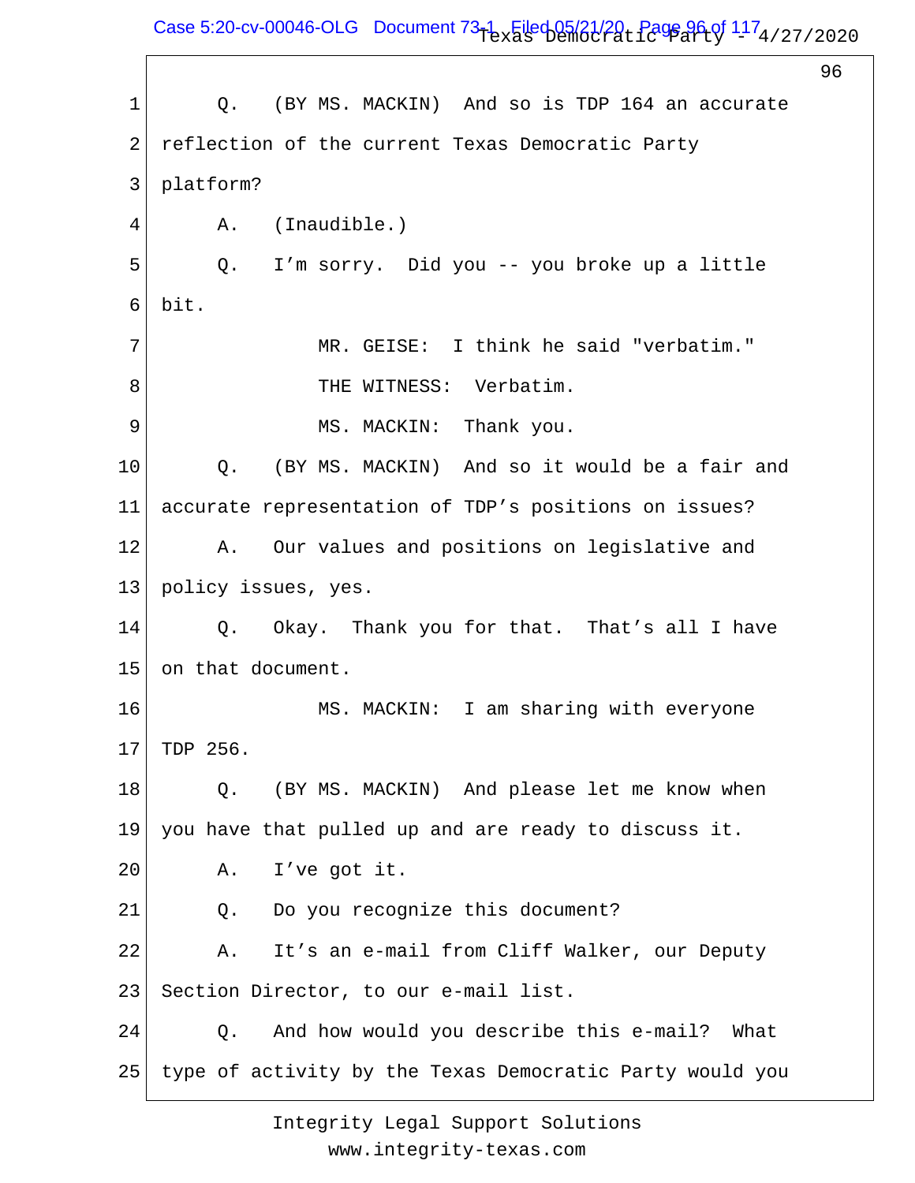1 Q. (BY MS. MACKIN) And so is TDP 164 an accurate
2 reflection of the current Texas Democratic Party
3 platform?
4 A. (Inaudible.)
5 Q. I'm sorry. Did you -- you broke up a little
6 bit.
7 MR. GEISE: I think he said "verbatim."
8 THE WITNESS: Verbatim.
9 MS. MACKIN: Thank you.
10 Q. (BY MS. MACKIN) And so it would be a fair and
11 accurate representation of TDP's positions on issues?
12 A. Our values and positions on legislative and
13 policy issues, yes.
14 Q. Okay. Thank you for that. That's all I have
15 on that document.
16 MS. MACKIN: I am sharing with everyone
17 TDP 256.
18 Q. (BY MS. MACKIN) And please let me know when
19 you have that pulled up and are ready to discuss it.
20 A. I've got it.
21 Q. Do you recognize this document?
22 A. It's an e-mail from Cliff Walker, our Deputy
23 Section Director, to our e-mail list.
24 Q. And how would you describe this e-mail? What
25 type of activity by the Texas Democratic Party would you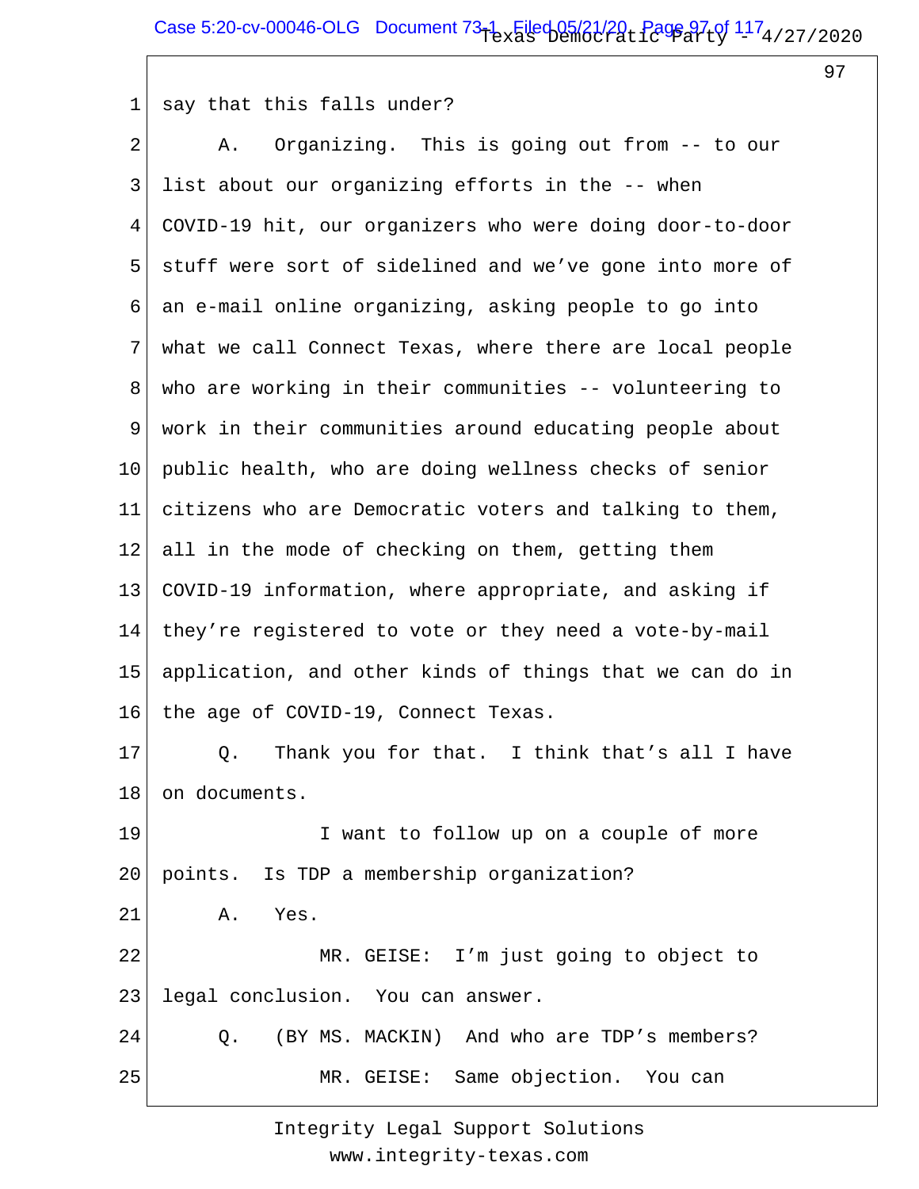say that this falls under?

A. Organizing. This is going out from -- to our list about our organizing efforts in the -- when COVID-19 hit, our organizers who were doing door-to-door stuff were sort of sidelined and we've gone into more of an e-mail online organizing, asking people to go into what we call Connect Texas, where there are local people who are working in their communities -- volunteering to work in their communities around educating people about public health, who are doing wellness checks of senior citizens who are Democratic voters and talking to them, all in the mode of checking on them, getting them COVID-19 information, where appropriate, and asking if they're registered to vote or they need a vote-by-mail application, and other kinds of things that we can do in the age of COVID-19, Connect Texas.

Q. Thank you for that. I think that's all I have on documents.

I want to follow up on a couple of more points. Is TDP a membership organization?

A. Yes.

MR. GEISE: I'm just going to object to legal conclusion. You can answer.

Q. (BY MS. MACKIN) And who are TDP's members?

MR. GEISE: Same objection. You can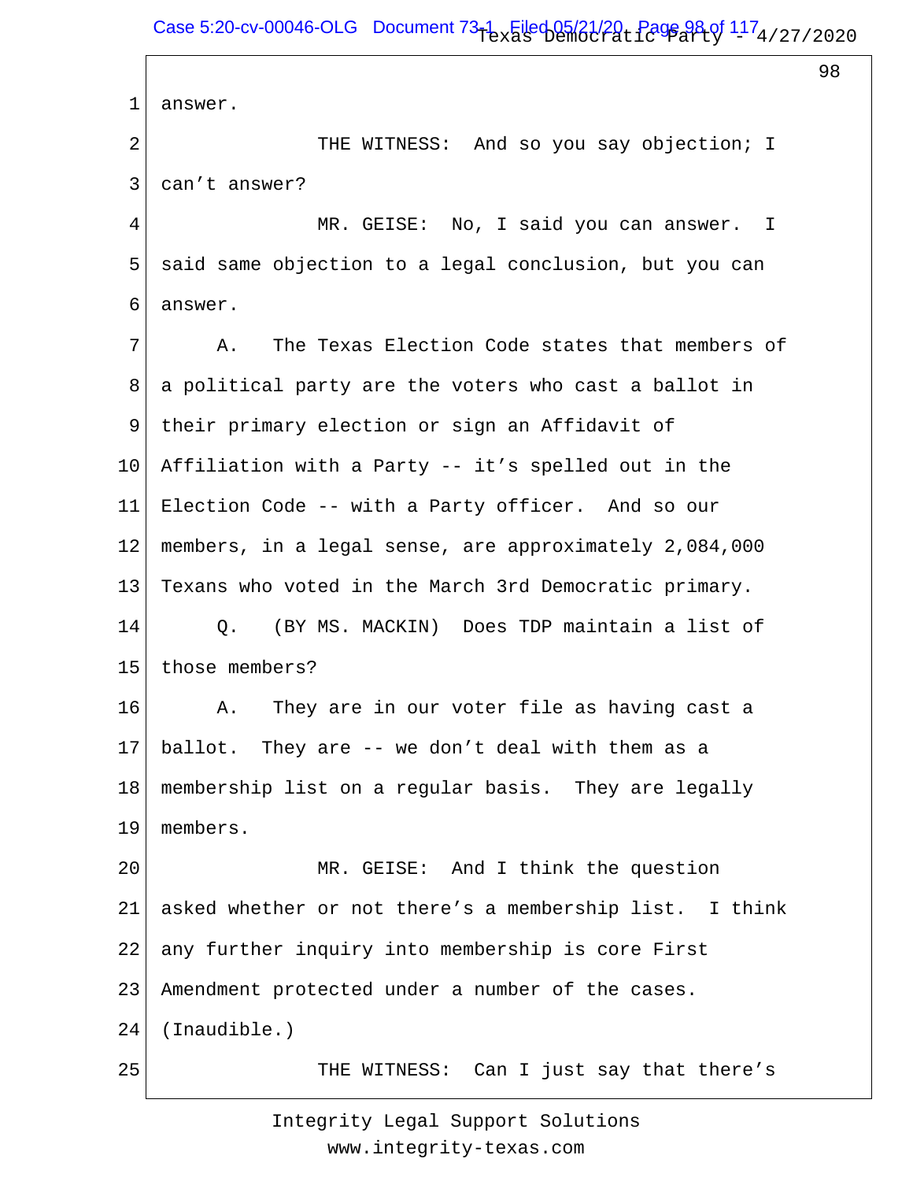1 answer.

2 THE WITNESS: And so you say objection; I

3 can't answer?

4 MR. GEISE: No, I said you can answer. I

5 said same objection to a legal conclusion, but you can

6 answer.

7 A. The Texas Election Code states that members of

8 a political party are the voters who cast a ballot in

9 their primary election or sign an Affidavit of

10 Affiliation with a Party -- it's spelled out in the

11 Election Code -- with a Party officer. And so our

12 members, in a legal sense, are approximately 2,084,000

13 Texans who voted in the March 3rd Democratic primary.

14 Q. (BY MS. MACKIN) Does TDP maintain a list of

15 those members?

16 A. They are in our voter file as having cast a

17 ballot. They are -- we don't deal with them as a

18 membership list on a regular basis. They are legally

19 members.

20 MR. GEISE: And I think the question

21 asked whether or not there's a membership list. I think

22 any further inquiry into membership is core First

23 Amendment protected under a number of the cases.

24 (Inaudible.)

25 THE WITNESS: Can I just say that there's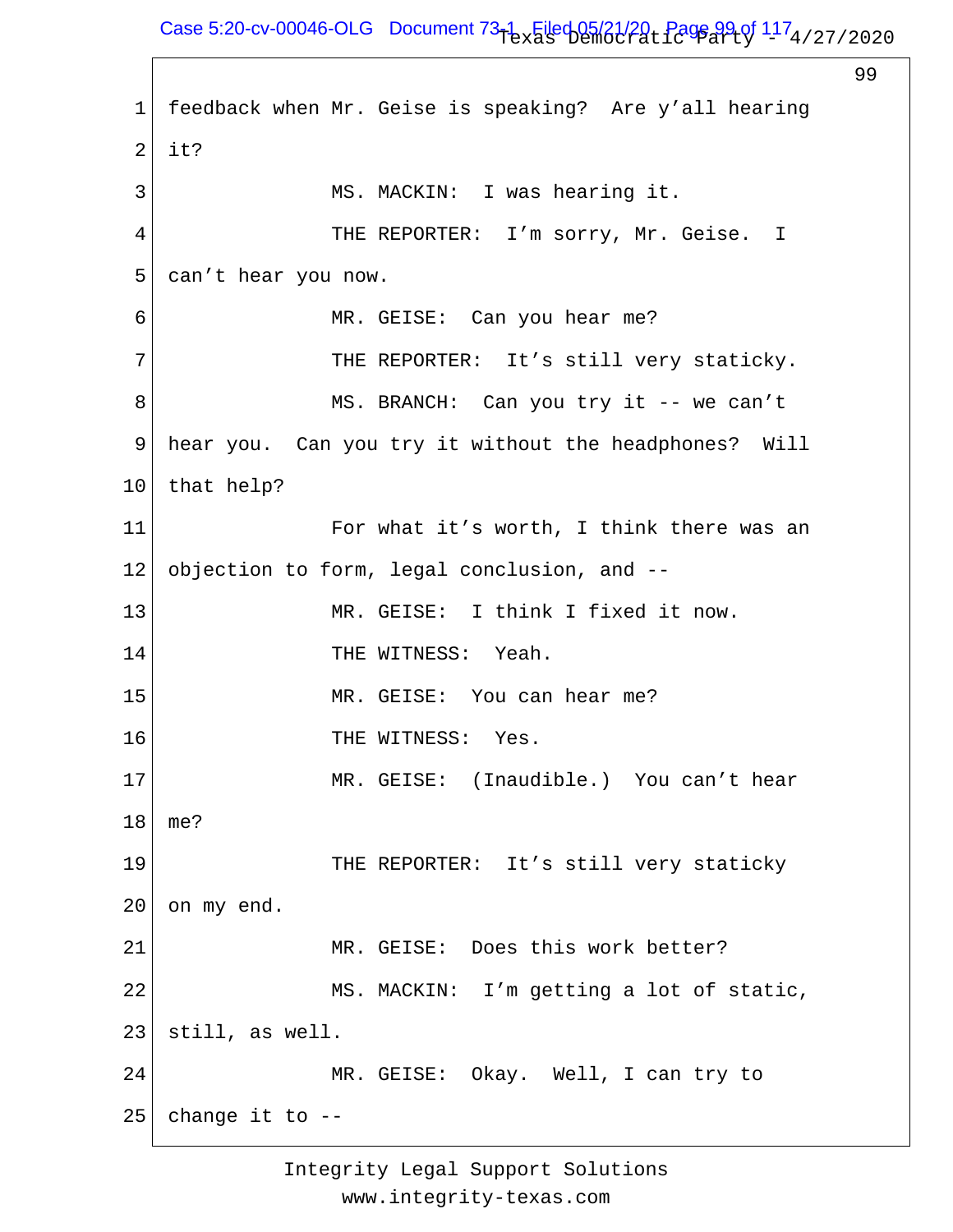feedback when Mr. Geise is speaking? Are y'all hearing it?

MS. MACKIN: I was hearing it.

THE REPORTER: I'm sorry, Mr. Geise. I can't hear you now.

MR. GEISE: Can you hear me?

THE REPORTER: It's still very staticky.

MS. BRANCH: Can you try it -- we can't hear you. Can you try it without the headphones? Will that help?

For what it's worth, I think there was an objection to form, legal conclusion, and --

MR. GEISE: I think I fixed it now.

THE WITNESS: Yeah.

MR. GEISE: You can hear me?

THE WITNESS: Yes.

MR. GEISE: (Inaudible.) You can't hear me?

THE REPORTER: It's still very staticky on my end.

MR. GEISE: Does this work better?

MS. MACKIN: I'm getting a lot of static, still, as well.

MR. GEISE: Okay. Well, I can try to change it to --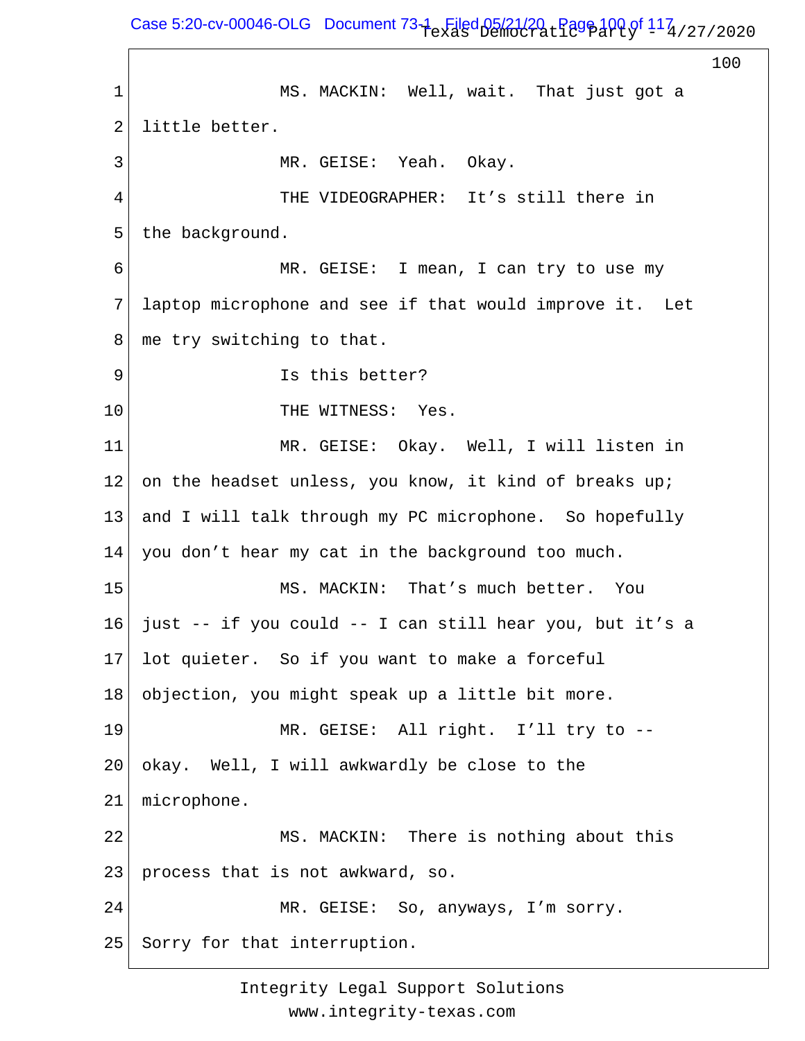MS. MACKIN: Well, wait. That just got a little better.

MR. GEISE: Yeah. Okay.

THE VIDEOGRAPHER: It's still there in the background.

MR. GEISE: I mean, I can try to use my laptop microphone and see if that would improve it. Let me try switching to that.

Is this better?

THE WITNESS: Yes.

MR. GEISE: Okay. Well, I will listen in on the headset unless, you know, it kind of breaks up; and I will talk through my PC microphone. So hopefully you don't hear my cat in the background too much.

MS. MACKIN: That's much better. You just -- if you could -- I can still hear you, but it's a lot quieter. So if you want to make a forceful objection, you might speak up a little bit more.

MR. GEISE: All right. I'll try to -- okay. Well, I will awkwardly be close to the microphone.

MS. MACKIN: There is nothing about this process that is not awkward, so.

MR. GEISE: So, anyways, I'm sorry. Sorry for that interruption.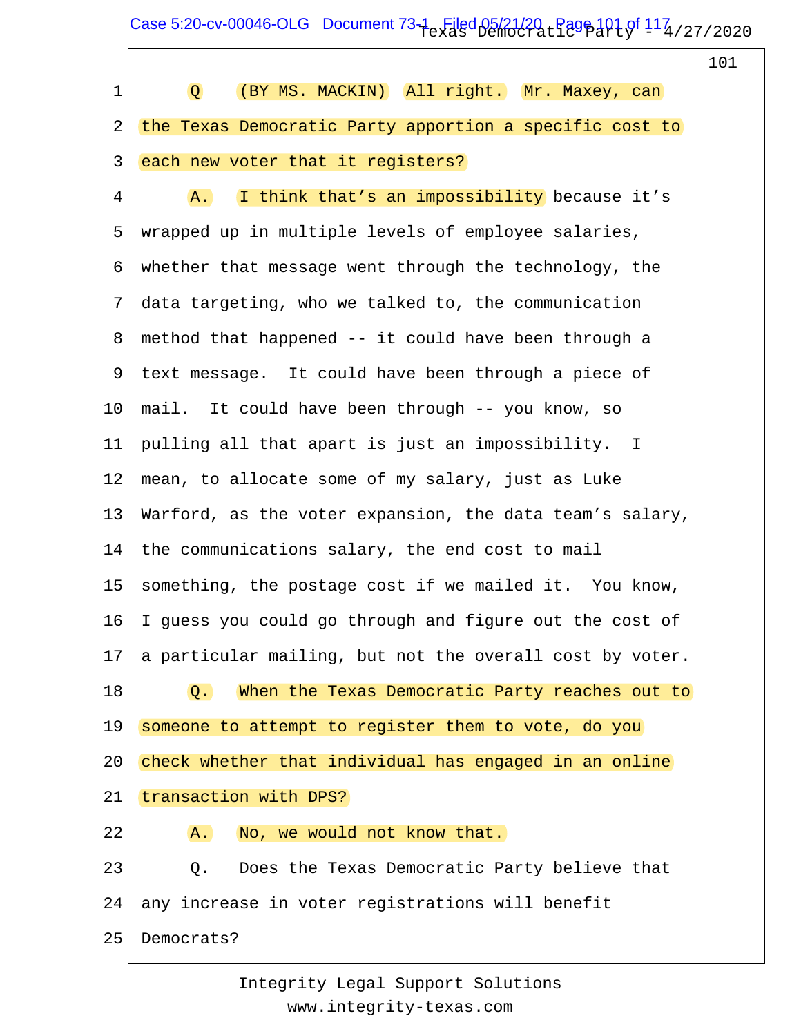Q. (BY MS. MACKIN) All right. Mr. Maxey, can the Texas Democratic Party apportion a specific cost to each new voter that it registers?

A. I think that's an impossibility because it's wrapped up in multiple levels of employee salaries, whether that message went through the technology, the data targeting, who we talked to, the communication method that happened -- it could have been through a text message. It could have been through a piece of mail. It could have been through -- you know, so pulling all that apart is just an impossibility. I mean, to allocate some of my salary, just as Luke Warford, as the voter expansion, the data team's salary, the communications salary, the end cost to mail something, the postage cost if we mailed it. You know, I guess you could go through and figure out the cost of a particular mailing, but not the overall cost by voter.

Q. When the Texas Democratic Party reaches out to someone to attempt to register them to vote, do you check whether that individual has engaged in an online transaction with DPS?

A. No, we would not know that.

Q. Does the Texas Democratic Party believe that any increase in voter registrations will benefit Democrats?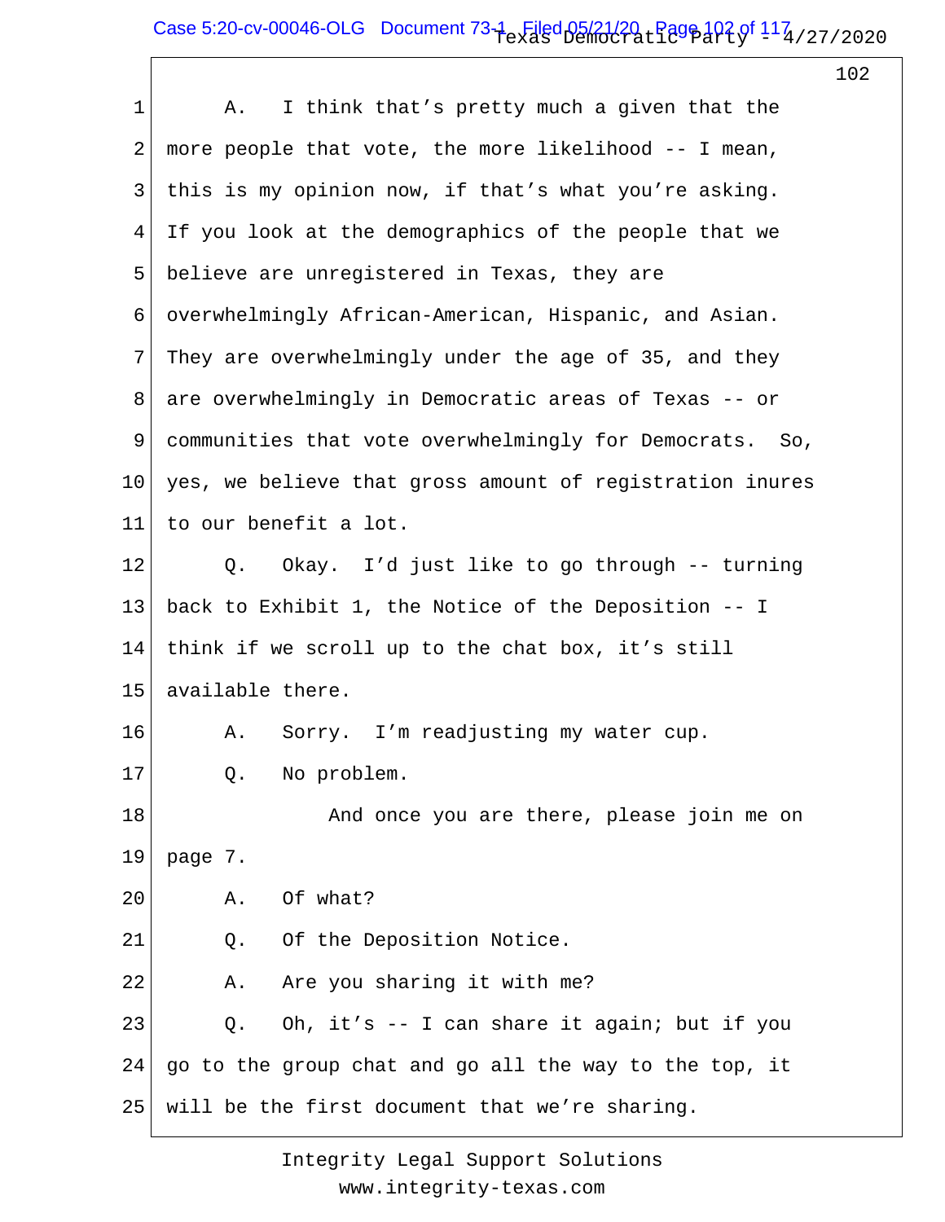A. I think that's pretty much a given that the more people that vote, the more likelihood -- I mean, this is my opinion now, if that's what you're asking. If you look at the demographics of the people that we believe are unregistered in Texas, they are overwhelmingly African-American, Hispanic, and Asian. They are overwhelmingly under the age of 35, and they are overwhelmingly in Democratic areas of Texas -- or communities that vote overwhelmingly for Democrats. So, yes, we believe that gross amount of registration inures to our benefit a lot.

Q. Okay. I'd just like to go through -- turning back to Exhibit 1, the Notice of the Deposition -- I think if we scroll up to the chat box, it's still available there.

A. Sorry. I'm readjusting my water cup.

Q. No problem.

And once you are there, please join me on page 7.

A. Of what?

Q. Of the Deposition Notice.

A. Are you sharing it with me?

Q. Oh, it's -- I can share it again; but if you go to the group chat and go all the way to the top, it will be the first document that we're sharing.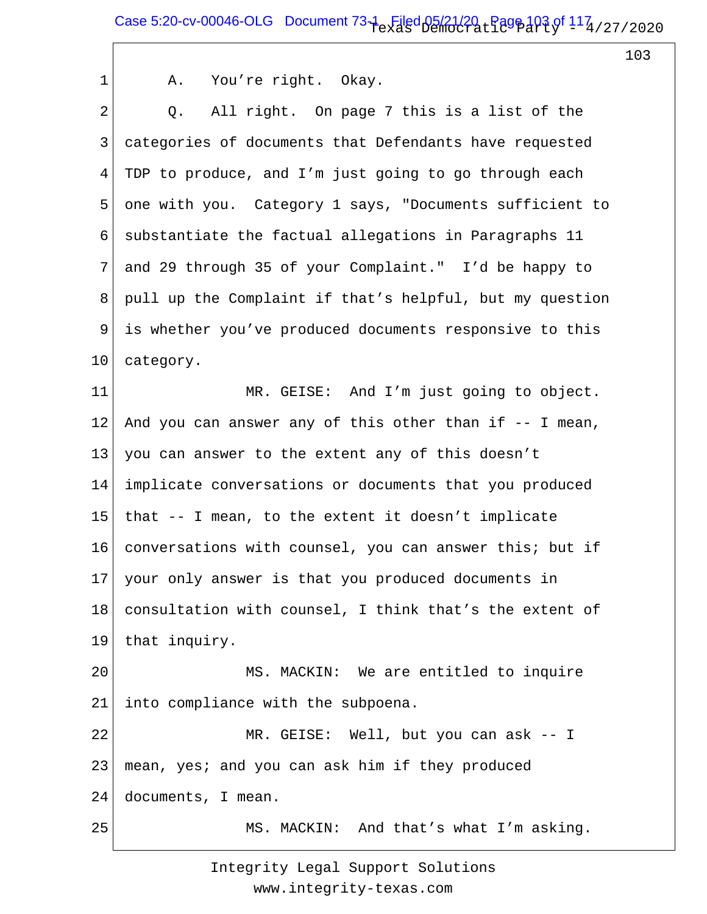A. You're right. Okay.

Q. All right. On page 7 this is a list of the categories of documents that Defendants have requested TDP to produce, and I'm just going to go through each one with you. Category 1 says, "Documents sufficient to substantiate the factual allegations in Paragraphs 11 and 29 through 35 of your Complaint." I'd be happy to pull up the Complaint if that's helpful, but my question is whether you've produced documents responsive to this category.

MR. GEISE: And I'm just going to object. And you can answer any of this other than if -- I mean, you can answer to the extent any of this doesn't implicate conversations or documents that you produced that -- I mean, to the extent it doesn't implicate conversations with counsel, you can answer this; but if your only answer is that you produced documents in consultation with counsel, I think that's the extent of that inquiry.

MS. MACKIN: We are entitled to inquire into compliance with the subpoena.

MR. GEISE: Well, but you can ask -- I mean, yes; and you can ask him if they produced documents, I mean.

MS. MACKIN: And that's what I'm asking.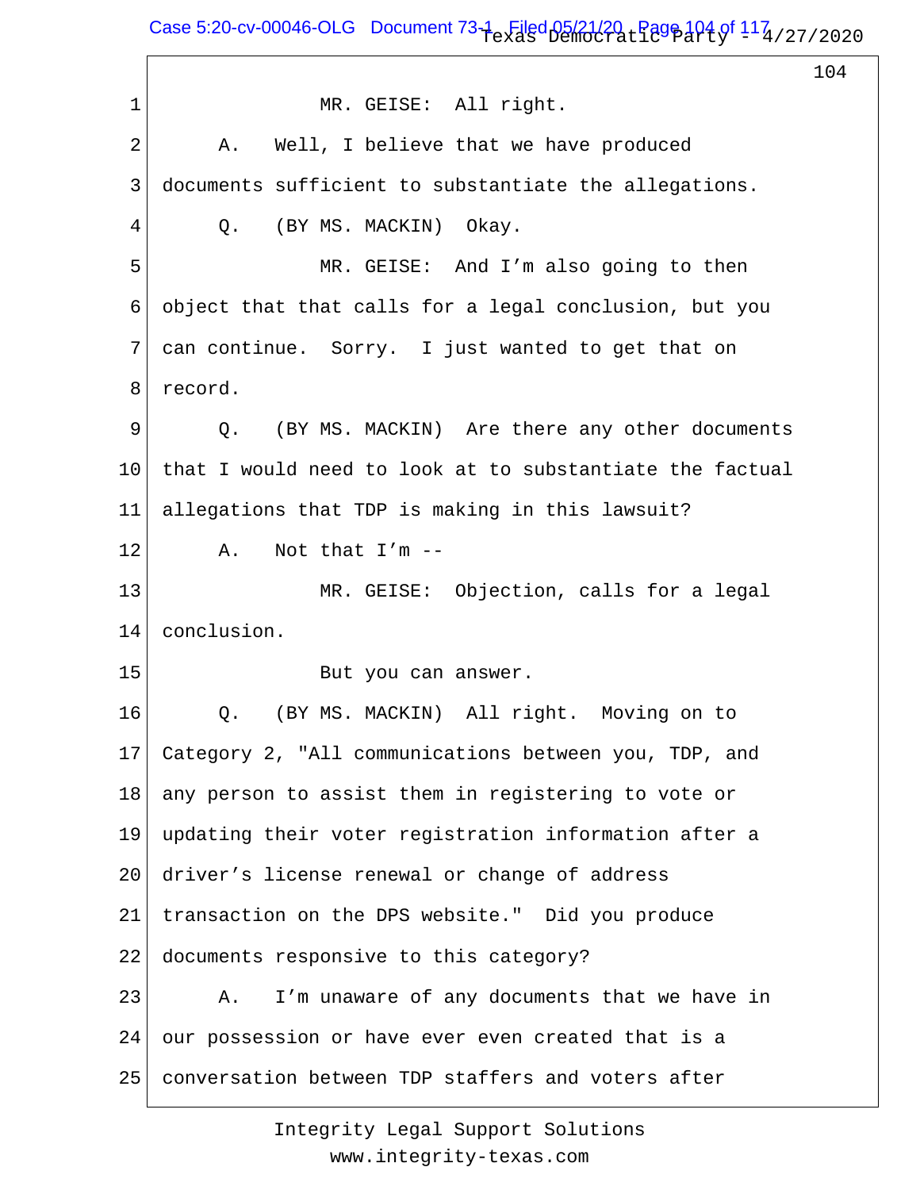1 MR. GEISE: All right.

2 A. Well, I believe that we have produced

3 documents sufficient to substantiate the allegations.

4 Q. (BY MS. MACKIN) Okay.

5 MR. GEISE: And I'm also going to then

6 object that that calls for a legal conclusion, but you

7 can continue. Sorry. I just wanted to get that on

8 record.

9 Q. (BY MS. MACKIN) Are there any other documents

10 that I would need to look at to substantiate the factual

11 allegations that TDP is making in this lawsuit?

12 A. Not that I'm --

13 MR. GEISE: Objection, calls for a legal

14 conclusion.

15 But you can answer.

16 Q. (BY MS. MACKIN) All right. Moving on to

17 Category 2, "All communications between you, TDP, and

18 any person to assist them in registering to vote or

19 updating their voter registration information after a

20 driver's license renewal or change of address

21 transaction on the DPS website." Did you produce

22 documents responsive to this category?

23 A. I'm unaware of any documents that we have in

24 our possession or have ever even created that is a

25 conversation between TDP staffers and voters after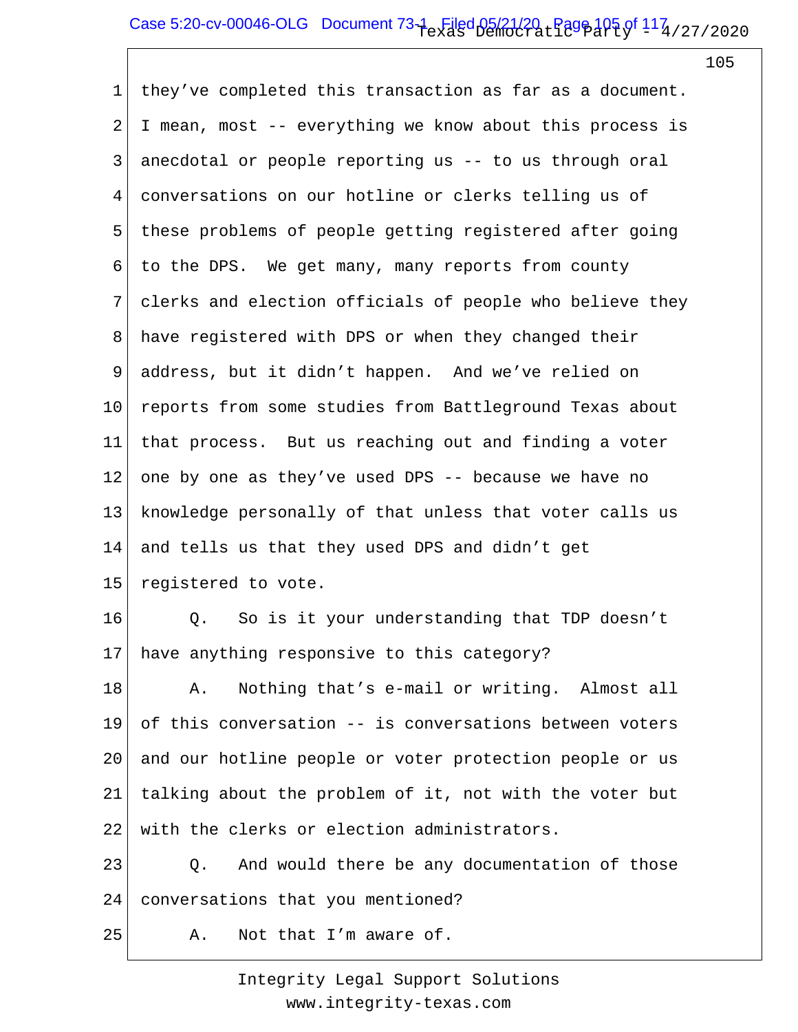they've completed this transaction as far as a document. I mean, most -- everything we know about this process is anecdotal or people reporting us -- to us through oral conversations on our hotline or clerks telling us of these problems of people getting registered after going to the DPS. We get many, many reports from county clerks and election officials of people who believe they have registered with DPS or when they changed their address, but it didn't happen. And we've relied on reports from some studies from Battleground Texas about that process. But us reaching out and finding a voter one by one as they've used DPS -- because we have no knowledge personally of that unless that voter calls us and tells us that they used DPS and didn't get registered to vote.

Q. So is it your understanding that TDP doesn't have anything responsive to this category?

A. Nothing that's e-mail or writing. Almost all of this conversation -- is conversations between voters and our hotline people or voter protection people or us talking about the problem of it, not with the voter but with the clerks or election administrators.

Q. And would there be any documentation of those conversations that you mentioned?

A. Not that I'm aware of.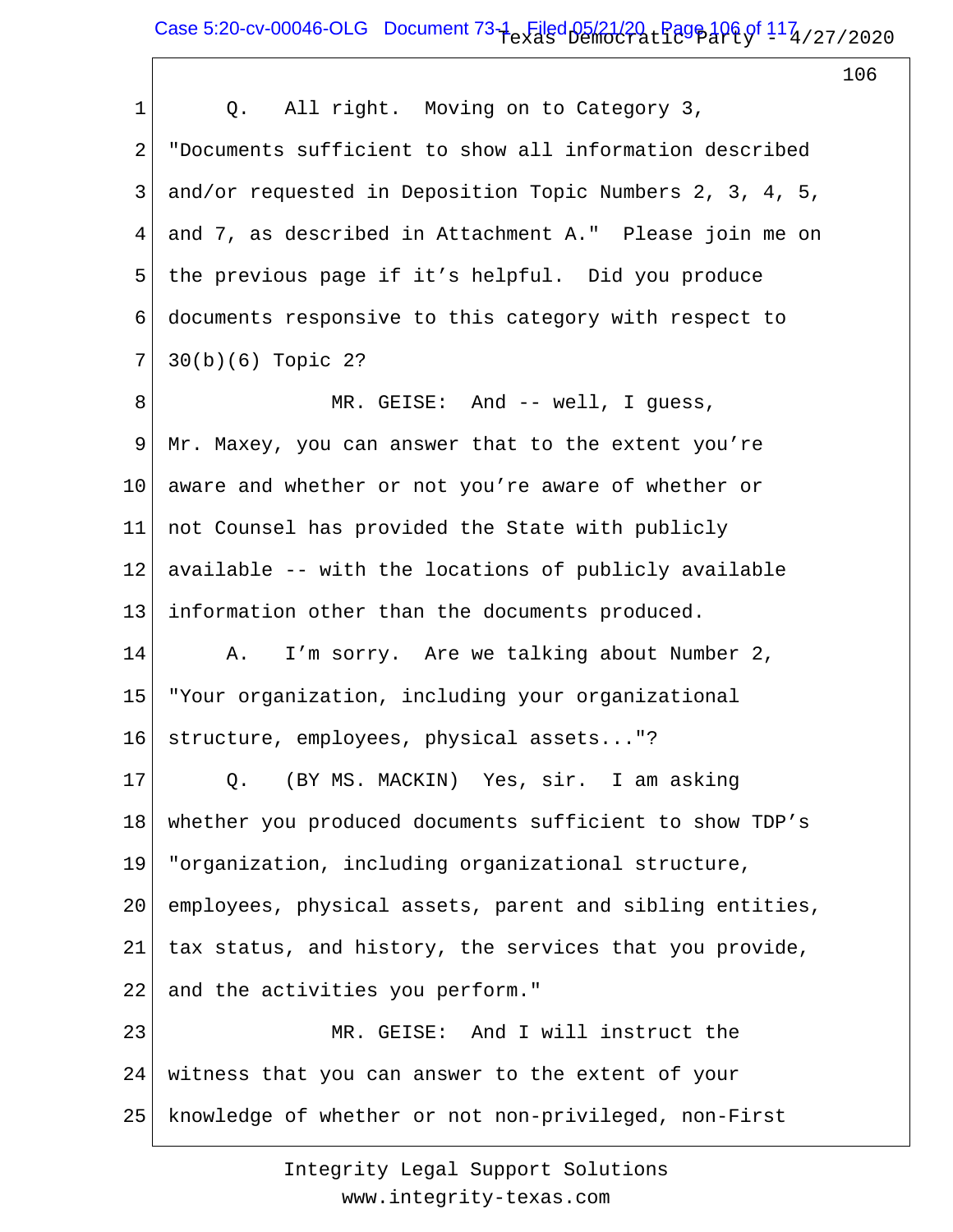Q. All right. Moving on to Category 3, "Documents sufficient to show all information described and/or requested in Deposition Topic Numbers 2, 3, 4, 5, and 7, as described in Attachment A." Please join me on the previous page if it's helpful. Did you produce documents responsive to this category with respect to 30(b)(6) Topic 2?

MR. GEISE: And -- well, I guess, Mr. Maxey, you can answer that to the extent you're aware and whether or not you're aware of whether or not Counsel has provided the State with publicly available -- with the locations of publicly available information other than the documents produced.

A. I'm sorry. Are we talking about Number 2, "Your organization, including your organizational structure, employees, physical assets..."?

Q. (BY MS. MACKIN) Yes, sir. I am asking whether you produced documents sufficient to show TDP's "organization, including organizational structure, employees, physical assets, parent and sibling entities, tax status, and history, the services that you provide, and the activities you perform."

MR. GEISE: And I will instruct the witness that you can answer to the extent of your knowledge of whether or not non-privileged, non-First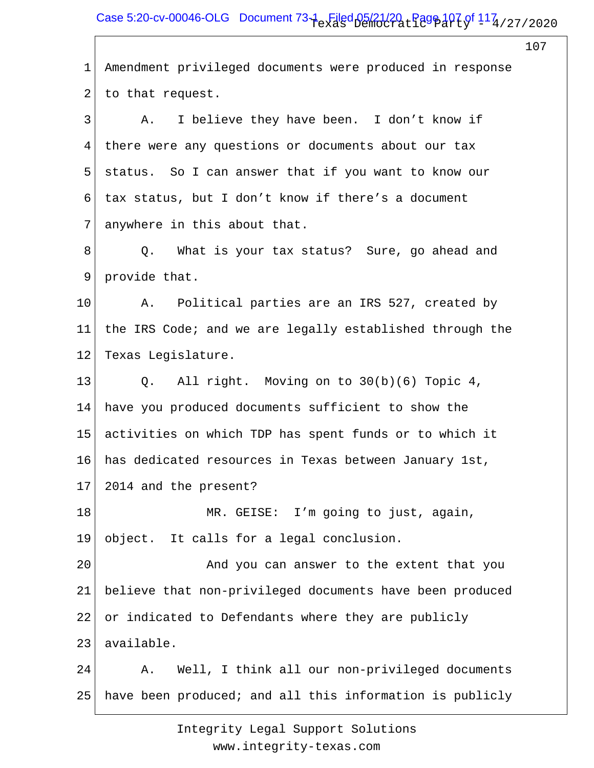1 Amendment privileged documents were produced in response
2 to that request.
3 A. I believe they have been. I don't know if
4 there were any questions or documents about our tax
5 status. So I can answer that if you want to know our
6 tax status, but I don't know if there's a document
7 anywhere in this about that.
8 Q. What is your tax status? Sure, go ahead and
9 provide that.
10 A. Political parties are an IRS 527, created by
11 the IRS Code; and we are legally established through the
12 Texas Legislature.
13 Q. All right. Moving on to 30(b)(6) Topic 4,
14 have you produced documents sufficient to show the
15 activities on which TDP has spent funds or to which it
16 has dedicated resources in Texas between January 1st,
17 2014 and the present?
18 MR. GEISE: I'm going to just, again,
19 object. It calls for a legal conclusion.
20 And you can answer to the extent that you
21 believe that non-privileged documents have been produced
22 or indicated to Defendants where they are publicly
23 available.
24 A. Well, I think all our non-privileged documents
25 have been produced; and all this information is publicly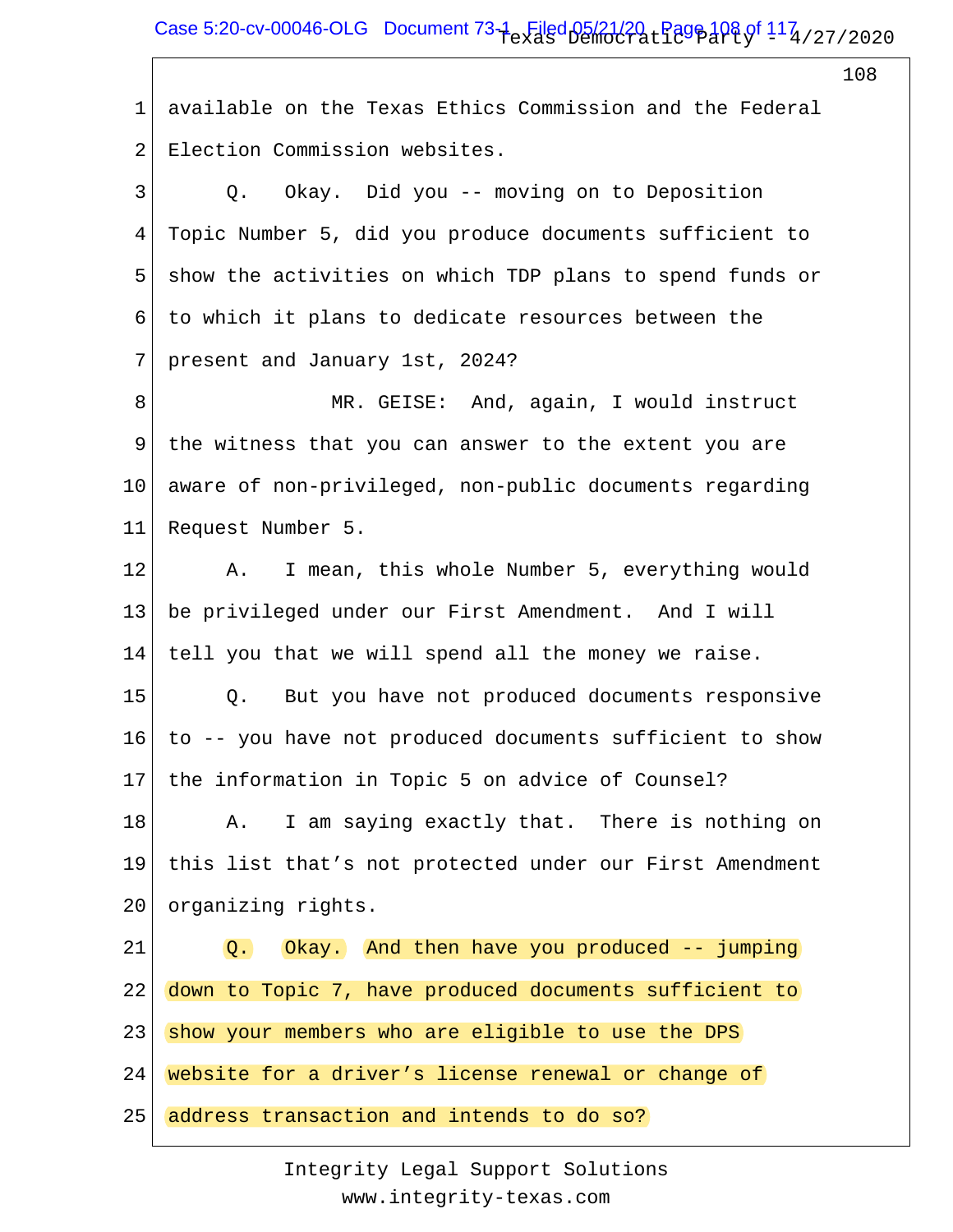available on the Texas Ethics Commission and the Federal Election Commission websites.

Q. Okay. Did you -- moving on to Deposition Topic Number 5, did you produce documents sufficient to show the activities on which TDP plans to spend funds or to which it plans to dedicate resources between the present and January 1st, 2024?

MR. GEISE: And, again, I would instruct the witness that you can answer to the extent you are aware of non-privileged, non-public documents regarding Request Number 5.

A. I mean, this whole Number 5, everything would be privileged under our First Amendment. And I will tell you that we will spend all the money we raise.

Q. But you have not produced documents responsive to -- you have not produced documents sufficient to show the information in Topic 5 on advice of Counsel?

A. I am saying exactly that. There is nothing on this list that's not protected under our First Amendment organizing rights.

Q. Okay. And then have you produced -- jumping down to Topic 7, have produced documents sufficient to show your members who are eligible to use the DPS website for a driver's license renewal or change of address transaction and intends to do so?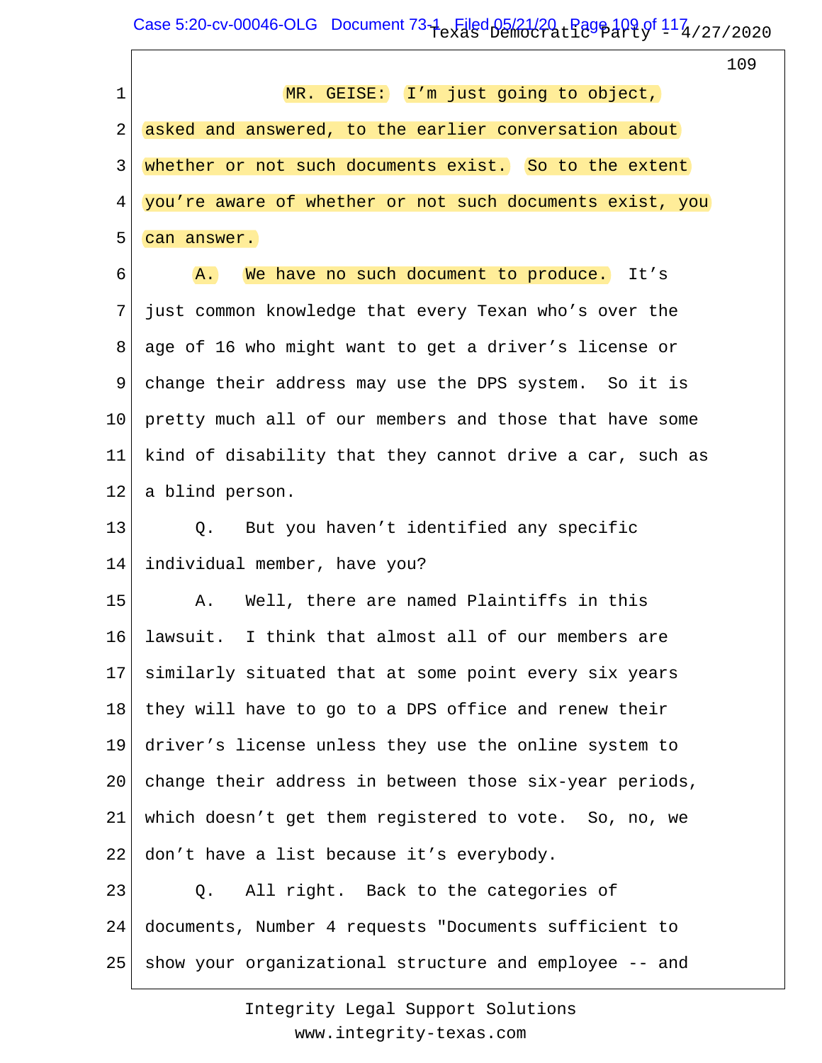MR. GEISE: I'm just going to object, asked and answered, to the earlier conversation about whether or not such documents exist. So to the extent you're aware of whether or not such documents exist, you can answer.

A. We have no such document to produce. It's just common knowledge that every Texan who's over the age of 16 who might want to get a driver's license or change their address may use the DPS system. So it is pretty much all of our members and those that have some kind of disability that they cannot drive a car, such as a blind person.

Q. But you haven't identified any specific individual member, have you?

A. Well, there are named Plaintiffs in this lawsuit. I think that almost all of our members are similarly situated that at some point every six years they will have to go to a DPS office and renew their driver's license unless they use the online system to change their address in between those six-year periods, which doesn't get them registered to vote. So, no, we don't have a list because it's everybody.

Q. All right. Back to the categories of documents, Number 4 requests "Documents sufficient to show your organizational structure and employee -- and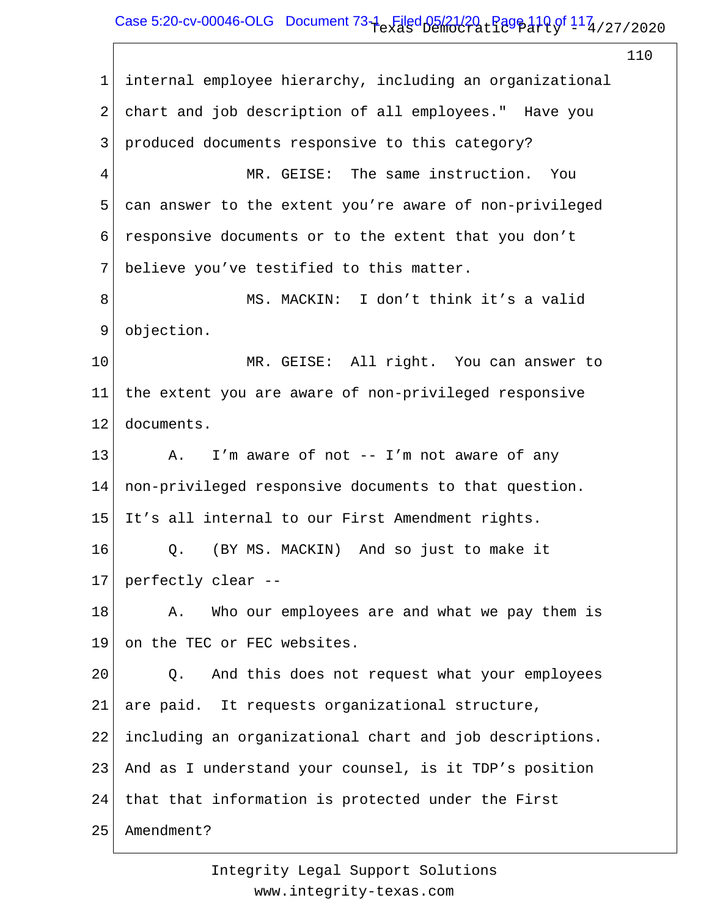1 internal employee hierarchy, including an organizational
2 chart and job description of all employees." Have you
3 produced documents responsive to this category?

4 MR. GEISE: The same instruction. You
5 can answer to the extent you're aware of non-privileged
6 responsive documents or to the extent that you don't
7 believe you've testified to this matter.

8 MS. MACKIN: I don't think it's a valid
9 objection.

10 MR. GEISE: All right. You can answer to
11 the extent you are aware of non-privileged responsive
12 documents.

13 A. I'm aware of not -- I'm not aware of any
14 non-privileged responsive documents to that question.
15 It's all internal to our First Amendment rights.

16 Q. (BY MS. MACKIN) And so just to make it
17 perfectly clear --

18 A. Who our employees are and what we pay them is
19 on the TEC or FEC websites.

20 Q. And this does not request what your employees
21 are paid. It requests organizational structure,
22 including an organizational chart and job descriptions.
23 And as I understand your counsel, is it TDP's position
24 that that information is protected under the First
25 Amendment?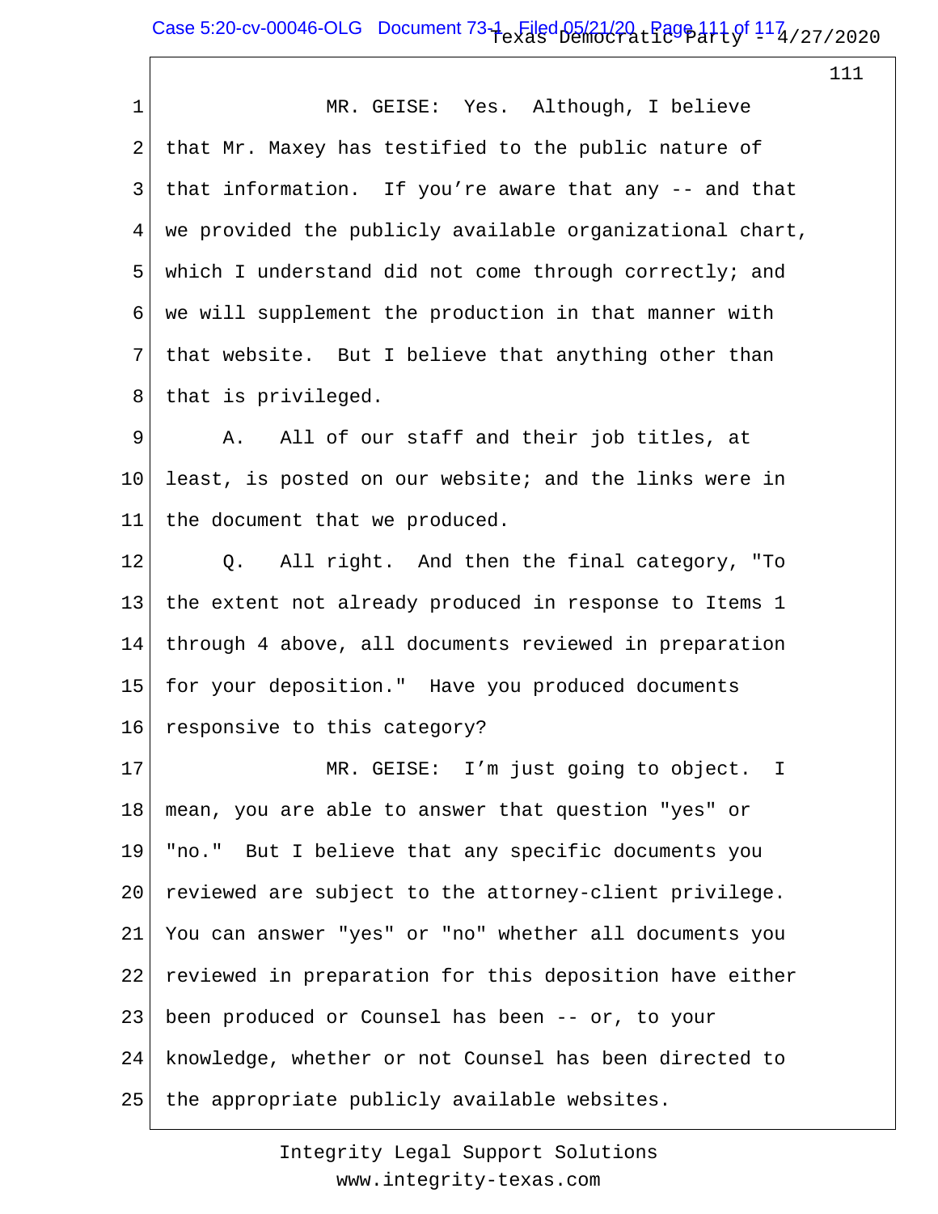MR. GEISE: Yes. Although, I believe that Mr. Maxey has testified to the public nature of that information. If you're aware that any -- and that we provided the publicly available organizational chart, which I understand did not come through correctly; and we will supplement the production in that manner with that website. But I believe that anything other than that is privileged.

A. All of our staff and their job titles, at least, is posted on our website; and the links were in the document that we produced.

Q. All right. And then the final category, "To the extent not already produced in response to Items 1 through 4 above, all documents reviewed in preparation for your deposition." Have you produced documents responsive to this category?

MR. GEISE: I'm just going to object. I mean, you are able to answer that question "yes" or "no." But I believe that any specific documents you reviewed are subject to the attorney-client privilege. You can answer "yes" or "no" whether all documents you reviewed in preparation for this deposition have either been produced or Counsel has been -- or, to your knowledge, whether or not Counsel has been directed to the appropriate publicly available websites.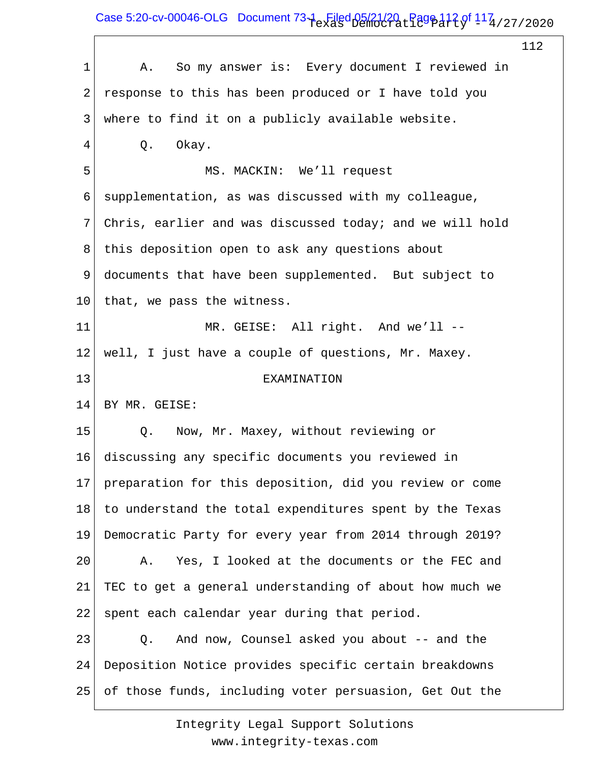A. So my answer is: Every document I reviewed in response to this has been produced or I have told you where to find it on a publicly available website.

Q. Okay.

MS. MACKIN: We'll request supplementation, as was discussed with my colleague, Chris, earlier and was discussed today; and we will hold this deposition open to ask any questions about documents that have been supplemented. But subject to that, we pass the witness.

MR. GEISE: All right. And we'll -- well, I just have a couple of questions, Mr. Maxey.

EXAMINATION

BY MR. GEISE:

Q. Now, Mr. Maxey, without reviewing or discussing any specific documents you reviewed in preparation for this deposition, did you review or come to understand the total expenditures spent by the Texas Democratic Party for every year from 2014 through 2019?

A. Yes, I looked at the documents or the FEC and TEC to get a general understanding of about how much we spent each calendar year during that period.

Q. And now, Counsel asked you about -- and the Deposition Notice provides specific certain breakdowns of those funds, including voter persuasion, Get Out the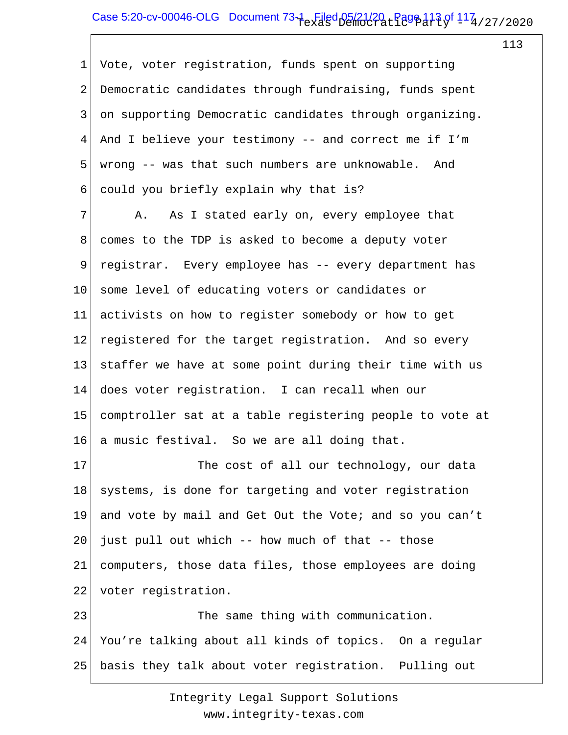Vote, voter registration, funds spent on supporting Democratic candidates through fundraising, funds spent on supporting Democratic candidates through organizing. And I believe your testimony -- and correct me if I'm wrong -- was that such numbers are unknowable. And could you briefly explain why that is?

A. As I stated early on, every employee that comes to the TDP is asked to become a deputy voter registrar. Every employee has -- every department has some level of educating voters or candidates or activists on how to register somebody or how to get registered for the target registration. And so every staffer we have at some point during their time with us does voter registration. I can recall when our comptroller sat at a table registering people to vote at a music festival. So we are all doing that.

The cost of all our technology, our data systems, is done for targeting and voter registration and vote by mail and Get Out the Vote; and so you can't just pull out which -- how much of that -- those computers, those data files, those employees are doing voter registration.

The same thing with communication. You're talking about all kinds of topics. On a regular basis they talk about voter registration. Pulling out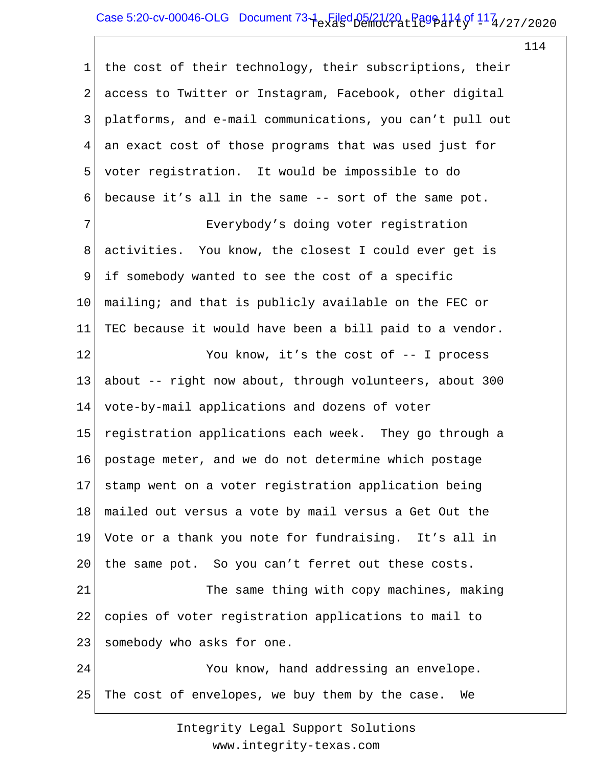1 the cost of their technology, their subscriptions, their
2 access to Twitter or Instagram, Facebook, other digital
3 platforms, and e-mail communications, you can’t pull out
4 an exact cost of those programs that was used just for
5 voter registration. It would be impossible to do
6 because it’s all in the same -- sort of the same pot.
7 Everybody’s doing voter registration
8 activities. You know, the closest I could ever get is
9 if somebody wanted to see the cost of a specific
10 mailing; and that is publicly available on the FEC or
11 TEC because it would have been a bill paid to a vendor.
12 You know, it’s the cost of -- I process
13 about -- right now about, through volunteers, about 300
14 vote-by-mail applications and dozens of voter
15 registration applications each week. They go through a
16 postage meter, and we do not determine which postage
17 stamp went on a voter registration application being
18 mailed out versus a vote by mail versus a Get Out the
19 Vote or a thank you note for fundraising. It’s all in
20 the same pot. So you can’t ferret out these costs.
21 The same thing with copy machines, making
22 copies of voter registration applications to mail to
23 somebody who asks for one.
24 You know, hand addressing an envelope.
25 The cost of envelopes, we buy them by the case. We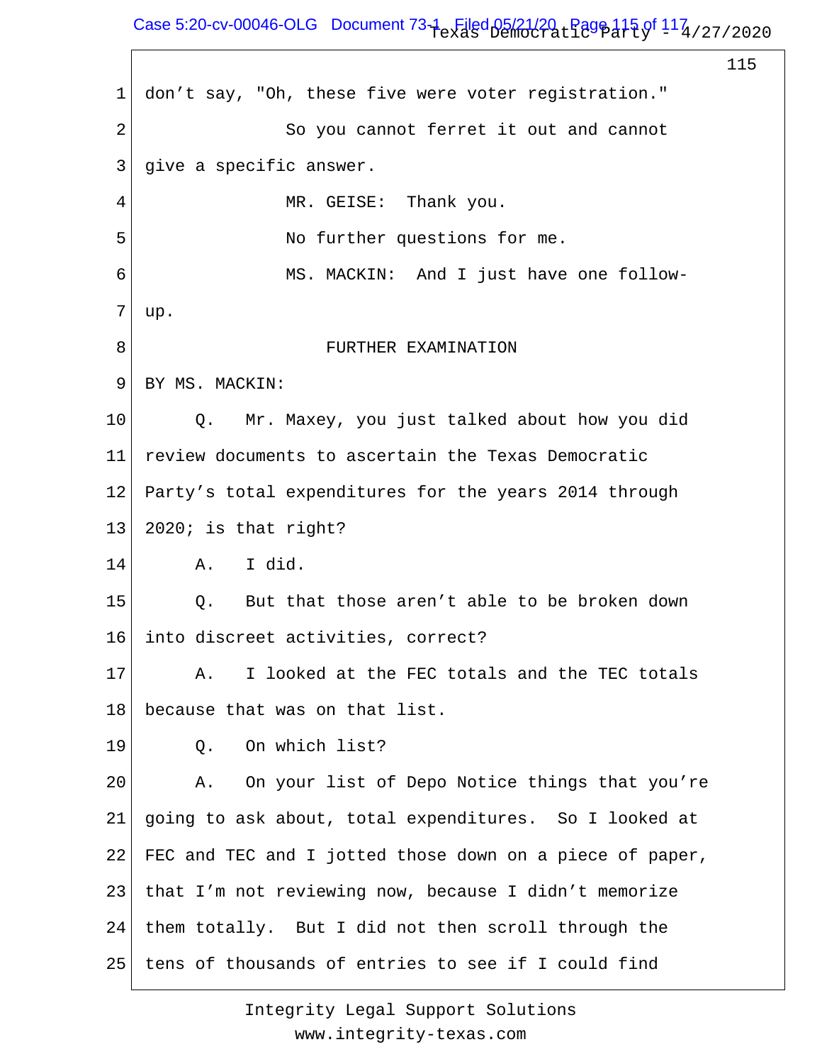1 don't say, "Oh, these five were voter registration."

2 So you cannot ferret it out and cannot

3 give a specific answer.

4 MR. GEISE: Thank you.

5 No further questions for me.

6 MS. MACKIN: And I just have one follow-

7 up.

8 FURTHER EXAMINATION

9 BY MS. MACKIN:

10 Q. Mr. Maxey, you just talked about how you did

11 review documents to ascertain the Texas Democratic

12 Party's total expenditures for the years 2014 through

13 2020; is that right?

14 A. I did.

15 Q. But that those aren't able to be broken down

16 into discreet activities, correct?

17 A. I looked at the FEC totals and the TEC totals

18 because that was on that list.

19 Q. On which list?

20 A. On your list of Depo Notice things that you're

21 going to ask about, total expenditures. So I looked at

22 FEC and TEC and I jotted those down on a piece of paper,

23 that I'm not reviewing now, because I didn't memorize

24 them totally. But I did not then scroll through the

25 tens of thousands of entries to see if I could find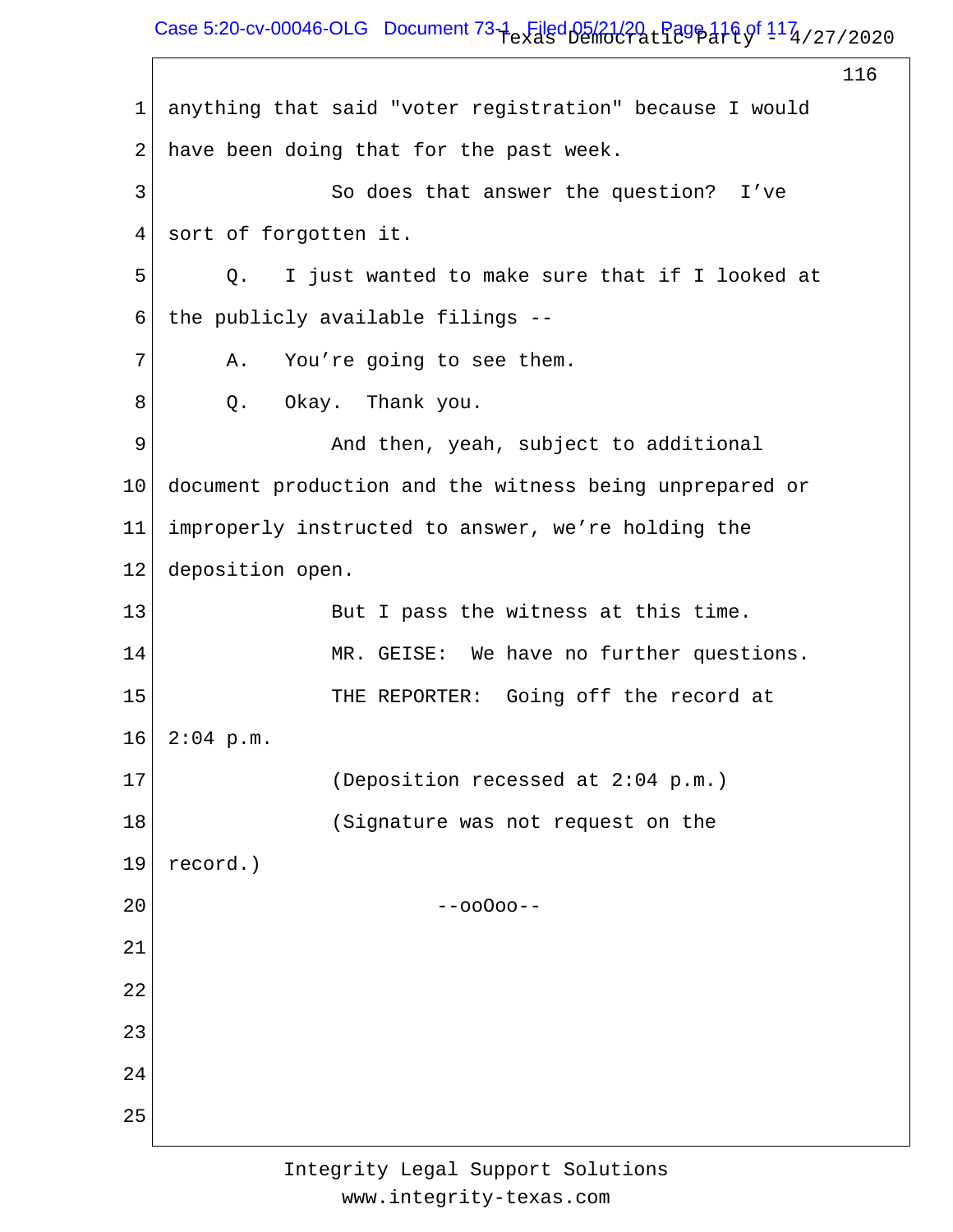anything that said "voter registration" because I would have been doing that for the past week.

So does that answer the question? I've sort of forgotten it.

Q. I just wanted to make sure that if I looked at the publicly available filings --

A. You're going to see them.

Q. Okay. Thank you.

And then, yeah, subject to additional document production and the witness being unprepared or improperly instructed to answer, we're holding the deposition open.

But I pass the witness at this time.

MR. GEISE: We have no further questions.

THE REPORTER: Going off the record at 2:04 p.m.

(Deposition recessed at 2:04 p.m.)

(Signature was not request on the record.)

--ooOoo--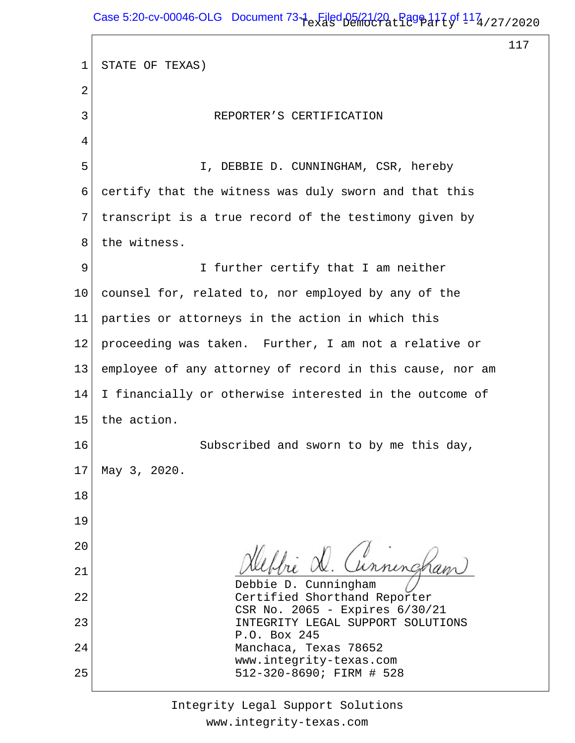STATE OF TEXAS)

REPORTER'S CERTIFICATION

I, DEBBIE D. CUNNINGHAM, CSR, hereby certify that the witness was duly sworn and that this transcript is a true record of the testimony given by the witness.

I further certify that I am neither counsel for, related to, nor employed by any of the parties or attorneys in the action in which this proceeding was taken. Further, I am not a relative or employee of any attorney of record in this cause, nor am I financially or otherwise interested in the outcome of the action.

Subscribed and sworn to by me this day, May 3, 2020.

Debbie D. Cunningham
Certified Shorthand Reporter
CSR No. 2065 - Expires 6/30/21
INTEGRITY LEGAL SUPPORT SOLUTIONS
P.O. Box 245
Manchaca, Texas 78652
www.integrity-texas.com
512-320-8690; FIRM # 528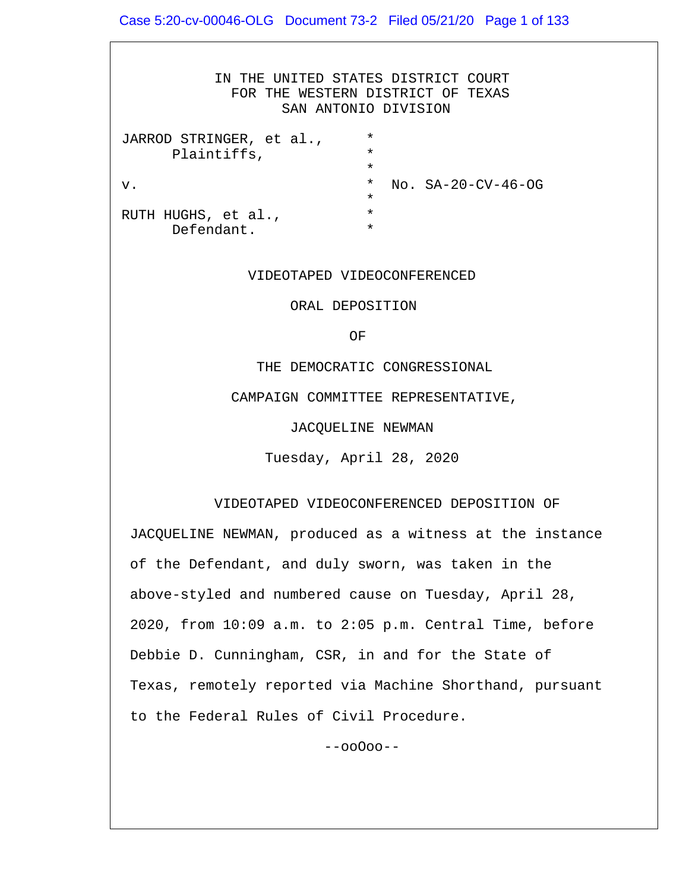IN THE UNITED STATES DISTRICT COURT
FOR THE WESTERN DISTRICT OF TEXAS
SAN ANTONIO DIVISION

| | | |
|---|---|---|
| JARROD STRINGER, et al., Plaintiffs, | * | |
| v. | * | No. SA-20-CV-46-OG |
| RUTH HUGHS, et al., Defendant. | * | |

VIDEOTAPED VIDEOCONFERENCED

ORAL DEPOSITION

OF

THE DEMOCRATIC CONGRESSIONAL

CAMPAIGN COMMITTEE REPRESENTATIVE,

JACQUELINE NEWMAN

Tuesday, April 28, 2020

VIDEOTAPED VIDEOCONFERENCED DEPOSITION OF JACQUELINE NEWMAN, produced as a witness at the instance of the Defendant, and duly sworn, was taken in the above-styled and numbered cause on Tuesday, April 28, 2020, from 10:09 a.m. to 2:05 p.m. Central Time, before Debbie D. Cunningham, CSR, in and for the State of Texas, remotely reported via Machine Shorthand, pursuant to the Federal Rules of Civil Procedure.

--ooOoo--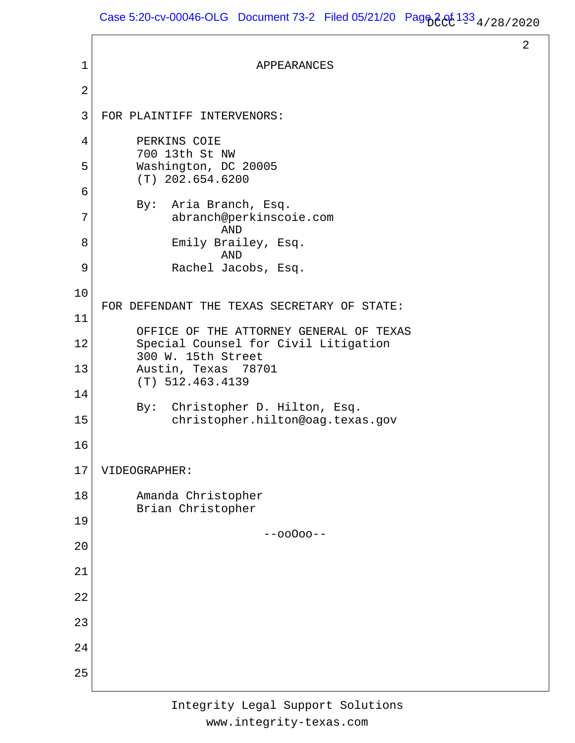APPEARANCES

FOR PLAINTIFF INTERVENORS:

PERKINS COIE
700 13th St NW
Washington, DC 20005
(T) 202.654.6200

By: Aria Branch, Esq.
abranch@perkinscoie.com
AND
Emily Brailey, Esq.
AND
Rachel Jacobs, Esq.

FOR DEFENDANT THE TEXAS SECRETARY OF STATE:

OFFICE OF THE ATTORNEY GENERAL OF TEXAS
Special Counsel for Civil Litigation
300 W. 15th Street
Austin, Texas 78701
(T) 512.463.4139

By: Christopher D. Hilton, Esq.
christopher.hilton@oag.texas.gov

VIDEOGRAPHER:

Amanda Christopher
Brian Christopher

--ooOoo--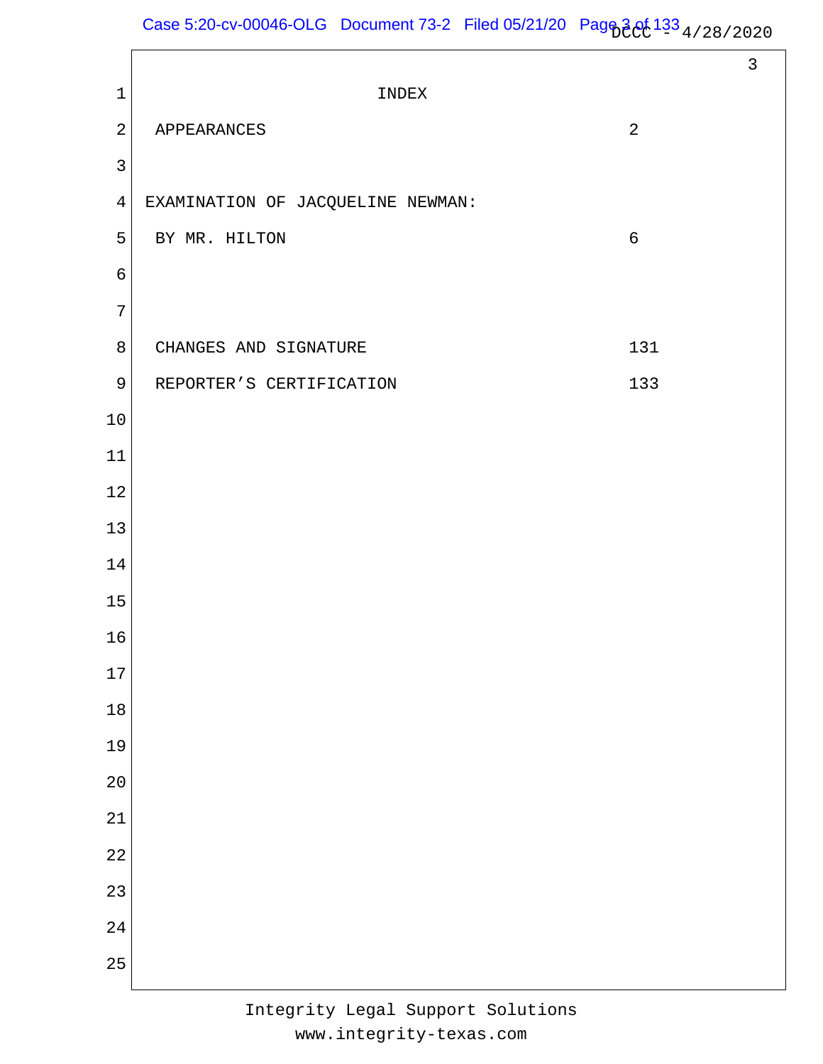# INDEX

| | |
|---|---|
| APPEARANCES | 2 |
| EXAMINATION OF JACQUELINE NEWMAN: | |
| BY MR. HILTON | 6 |
| CHANGES AND SIGNATURE | 131 |
| REPORTER'S CERTIFICATION | 133 |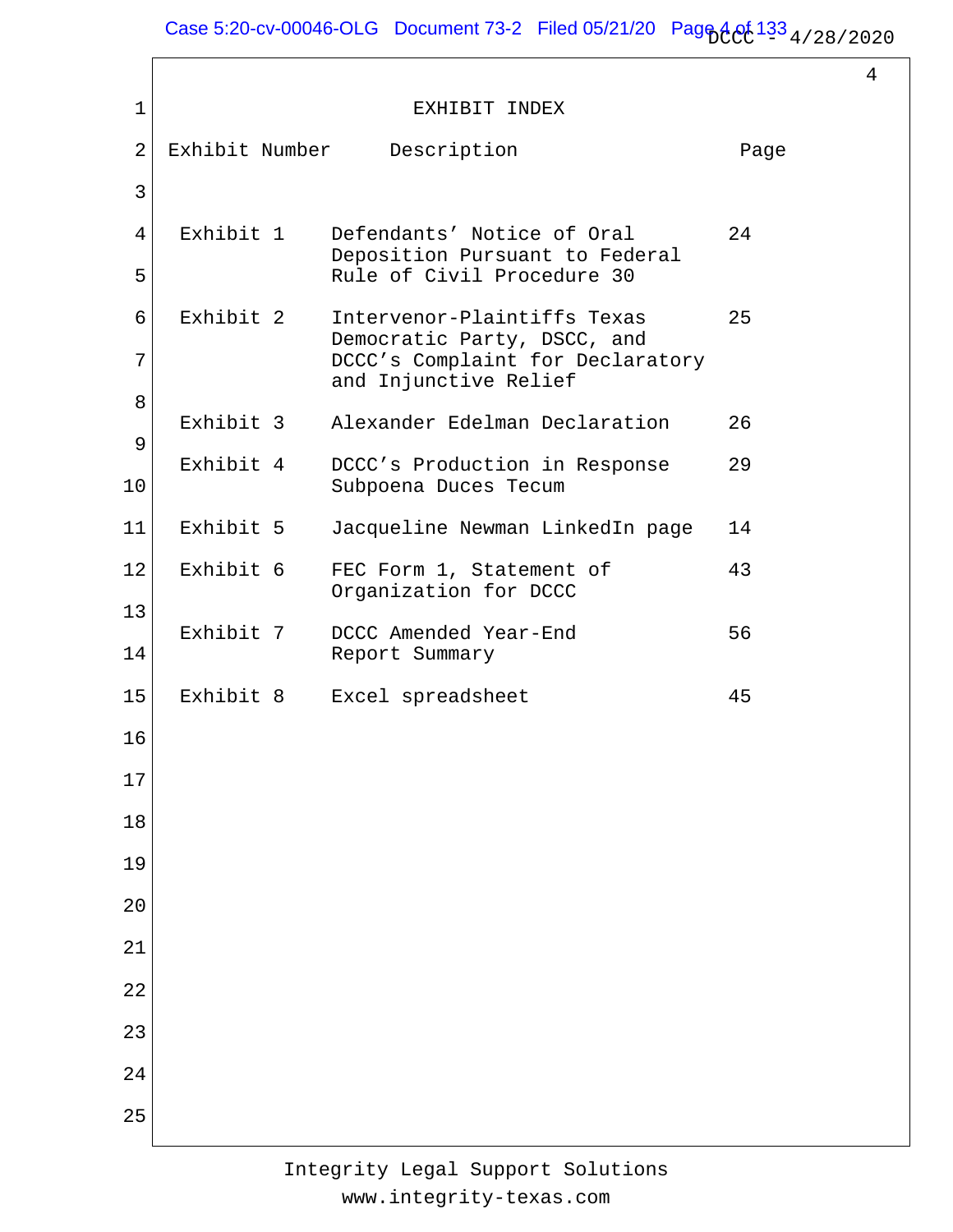# EXHIBIT INDEX

| Exhibit Number | Description | Page |
|---|---|---|
| Exhibit 1 | Defendants' Notice of Oral Deposition Pursuant to Federal Rule of Civil Procedure 30 | 24 |
| Exhibit 2 | Intervenor-Plaintiffs Texas Democratic Party, DSCC, and DCCC's Complaint for Declaratory and Injunctive Relief | 25 |
| Exhibit 3 | Alexander Edelman Declaration | 26 |
| Exhibit 4 | DCCC's Production in Response Subpoena Duces Tecum | 29 |
| Exhibit 5 | Jacqueline Newman LinkedIn page | 14 |
| Exhibit 6 | FEC Form 1, Statement of Organization for DCCC | 43 |
| Exhibit 7 | DCCC Amended Year-End Report Summary | 56 |
| Exhibit 8 | Excel spreadsheet | 45 |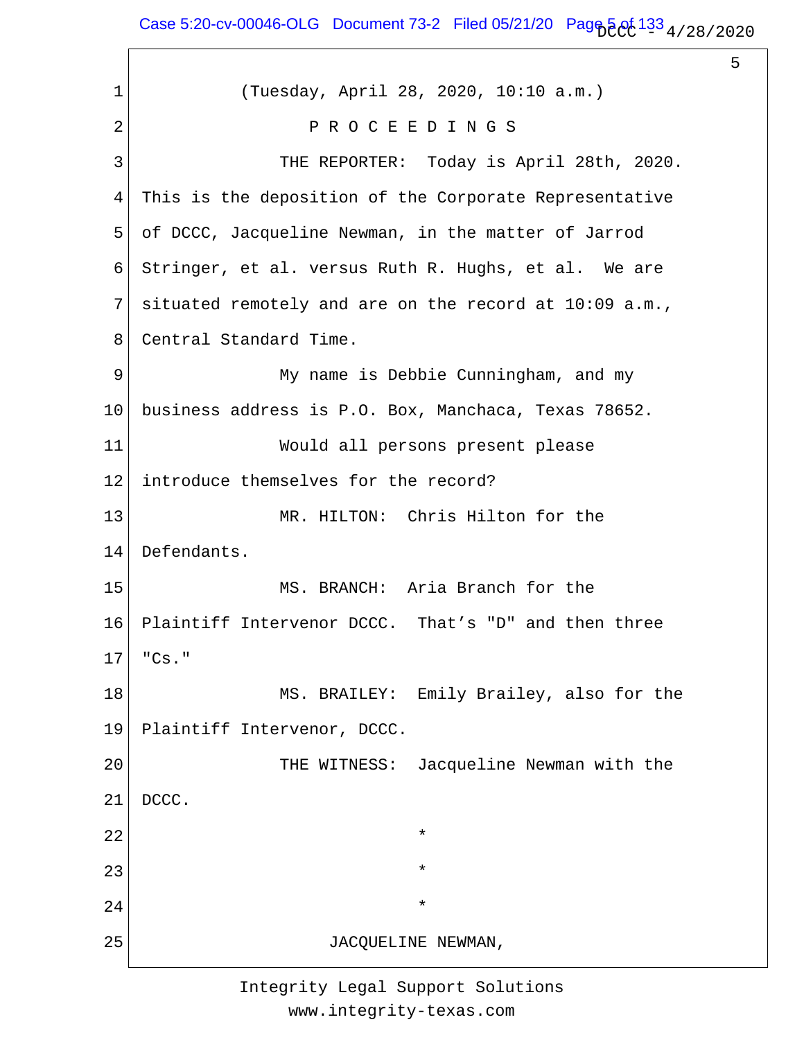(Tuesday, April 28, 2020, 10:10 a.m.)

P R O C E E D I N G S

THE REPORTER: Today is April 28th, 2020. This is the deposition of the Corporate Representative of DCCC, Jacqueline Newman, in the matter of Jarrod Stringer, et al. versus Ruth R. Hughs, et al. We are situated remotely and are on the record at 10:09 a.m., Central Standard Time.

My name is Debbie Cunningham, and my business address is P.O. Box, Manchaca, Texas 78652.

Would all persons present please introduce themselves for the record?

MR. HILTON: Chris Hilton for the Defendants.

MS. BRANCH: Aria Branch for the Plaintiff Intervenor DCCC. That’s "D" and then three "Cs."

MS. BRAILEY: Emily Brailey, also for the Plaintiff Intervenor, DCCC.

THE WITNESS: Jacqueline Newman with the DCCC.

*

*

*

JACQUELINE NEWMAN,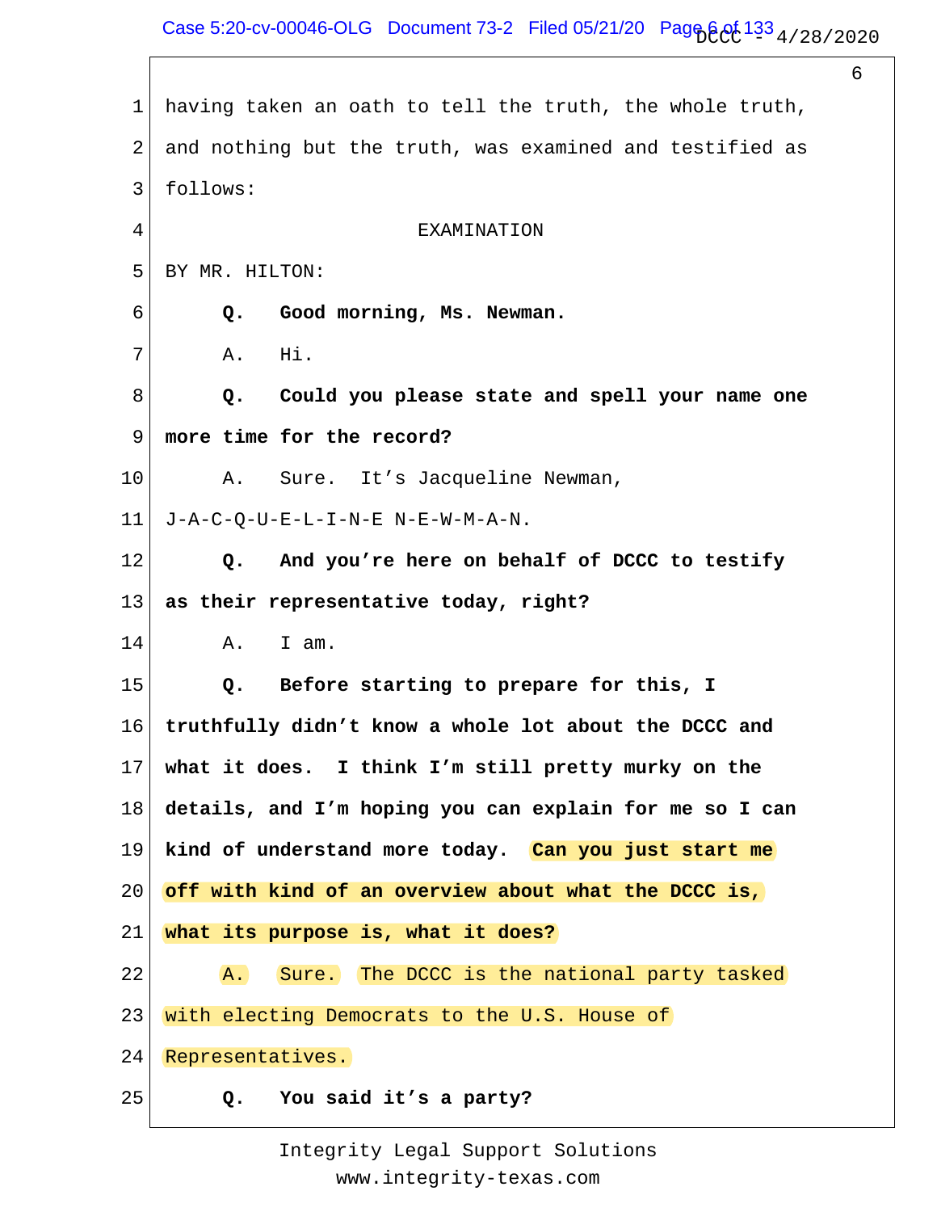having taken an oath to tell the truth, the whole truth, and nothing but the truth, was examined and testified as follows:

EXAMINATION

BY MR. HILTON:

**Q. Good morning, Ms. Newman.**

A. Hi.

**Q. Could you please state and spell your name one more time for the record?**

A. Sure. It's Jacqueline Newman, J-A-C-Q-U-E-L-I-N-E N-E-W-M-A-N.

**Q. And you're here on behalf of DCCC to testify as their representative today, right?**

A. I am.

**Q. Before starting to prepare for this, I truthfully didn't know a whole lot about the DCCC and what it does. I think I'm still pretty murky on the details, and I'm hoping you can explain for me so I can kind of understand more today. Can you just start me off with kind of an overview about what the DCCC is, what its purpose is, what it does?**

A. Sure. The DCCC is the national party tasked with electing Democrats to the U.S. House of Representatives.

**Q. You said it's a party?**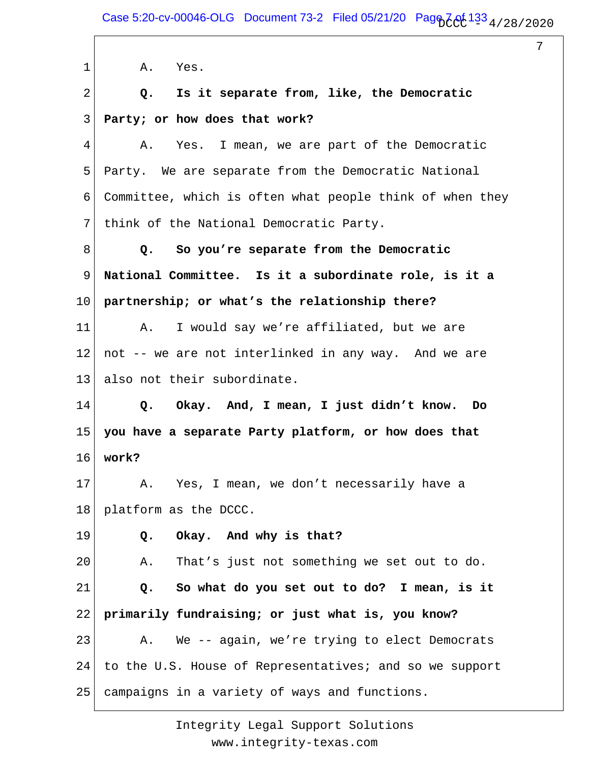A. Yes.

**Q. Is it separate from, like, the Democratic Party; or how does that work?**

A. Yes. I mean, we are part of the Democratic Party. We are separate from the Democratic National Committee, which is often what people think of when they think of the National Democratic Party.

**Q. So you're separate from the Democratic National Committee. Is it a subordinate role, is it a partnership; or what's the relationship there?**

A. I would say we're affiliated, but we are not -- we are not interlinked in any way. And we are also not their subordinate.

**Q. Okay. And, I mean, I just didn't know. Do you have a separate Party platform, or how does that work?**

A. Yes, I mean, we don't necessarily have a platform as the DCCC.

**Q. Okay. And why is that?**

A. That's just not something we set out to do.

**Q. So what do you set out to do? I mean, is it primarily fundraising; or just what is, you know?**

A. We -- again, we're trying to elect Democrats to the U.S. House of Representatives; and so we support campaigns in a variety of ways and functions.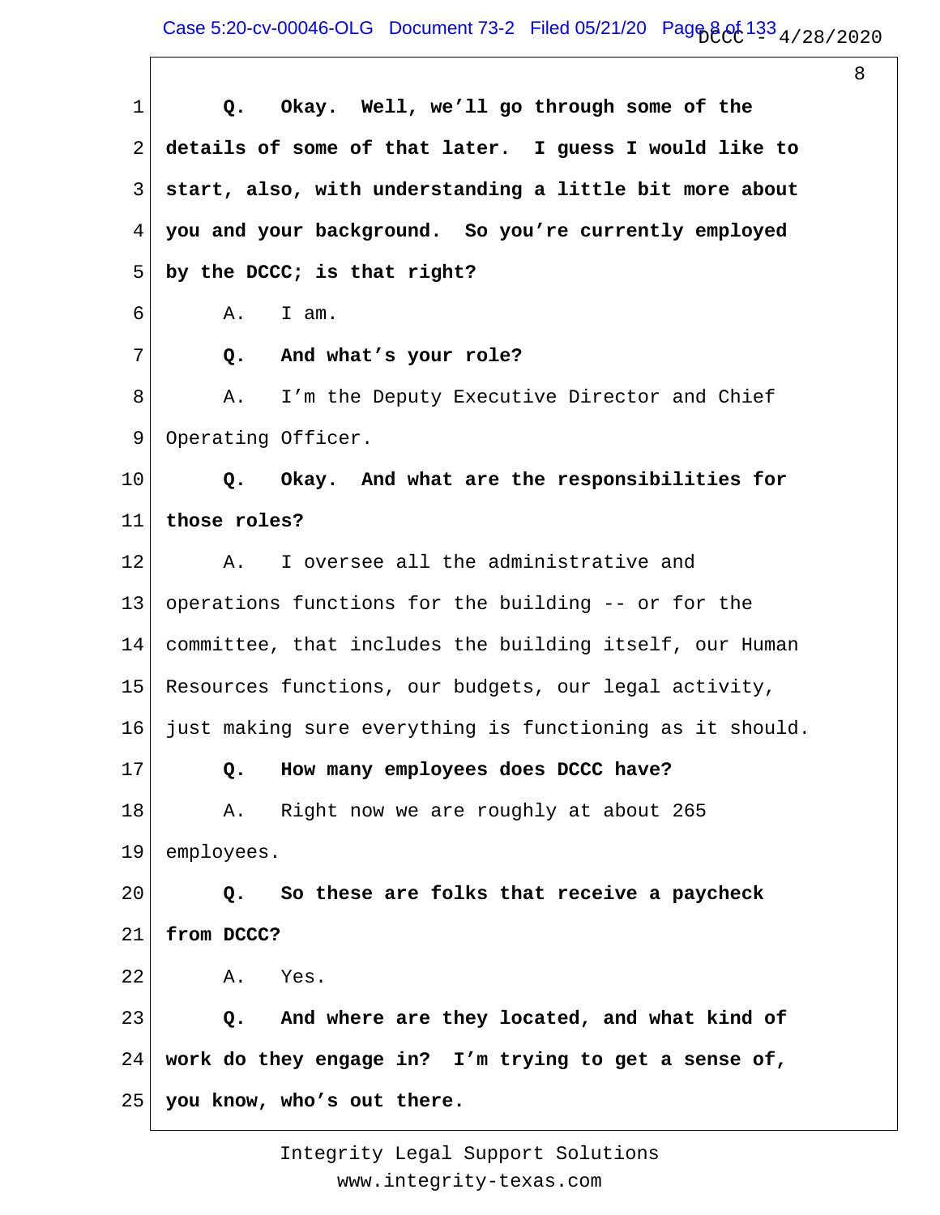**Q. Okay. Well, we'll go through some of the details of some of that later. I guess I would like to start, also, with understanding a little bit more about you and your background. So you're currently employed by the DCCC; is that right?**

A. I am.

**Q. And what's your role?**

A. I'm the Deputy Executive Director and Chief Operating Officer.

**Q. Okay. And what are the responsibilities for those roles?**

A. I oversee all the administrative and operations functions for the building -- or for the committee, that includes the building itself, our Human Resources functions, our budgets, our legal activity, just making sure everything is functioning as it should.

**Q. How many employees does DCCC have?**

A. Right now we are roughly at about 265 employees.

**Q. So these are folks that receive a paycheck from DCCC?**

A. Yes.

**Q. And where are they located, and what kind of work do they engage in? I'm trying to get a sense of, you know, who's out there.**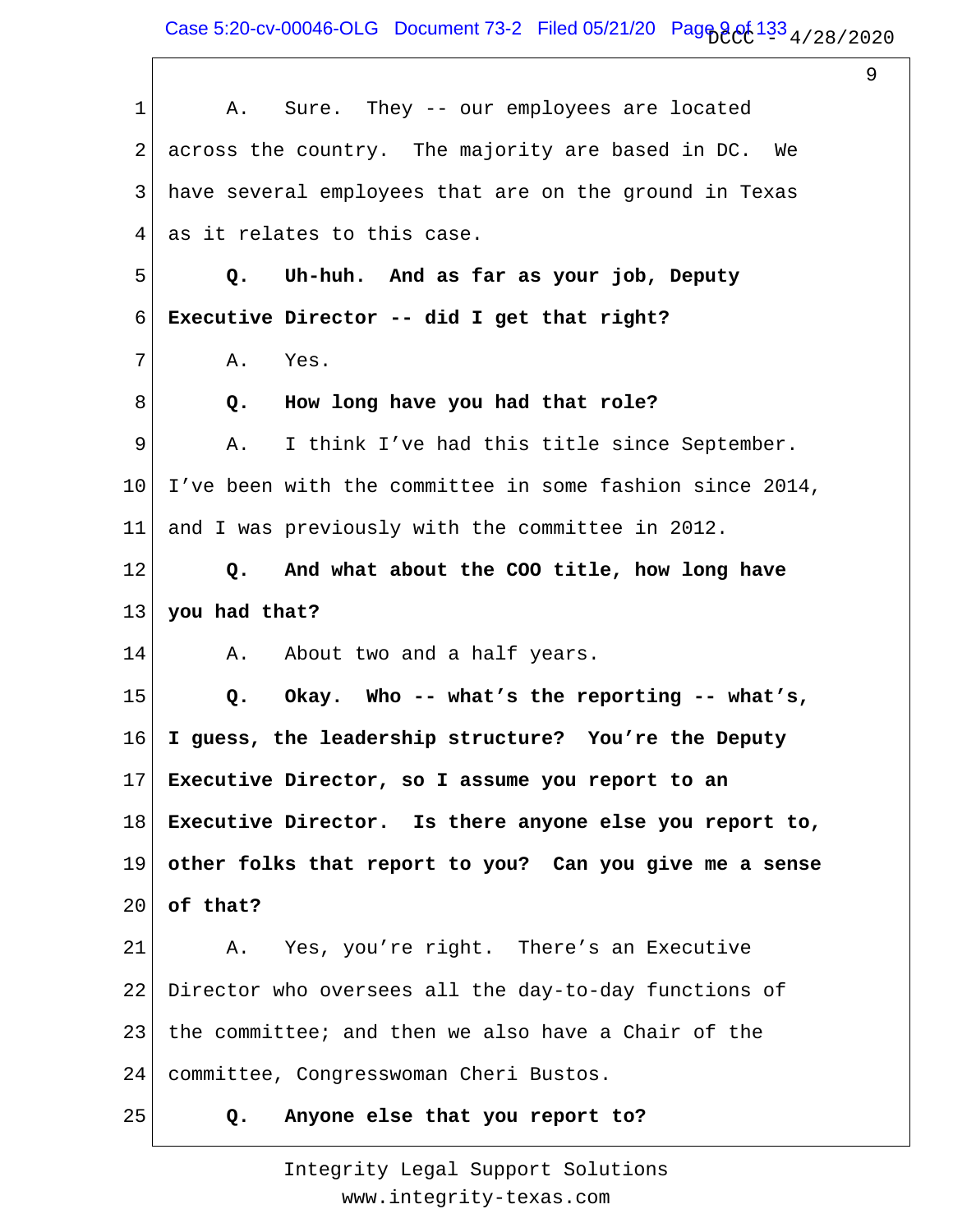A. Sure. They -- our employees are located across the country. The majority are based in DC. We have several employees that are on the ground in Texas as it relates to this case.

**Q. Uh-huh. And as far as your job, Deputy Executive Director -- did I get that right?**

A. Yes.

**Q. How long have you had that role?**

A. I think I've had this title since September. I've been with the committee in some fashion since 2014, and I was previously with the committee in 2012.

**Q. And what about the COO title, how long have you had that?**

A. About two and a half years.

**Q. Okay. Who -- what's the reporting -- what's, I guess, the leadership structure? You're the Deputy Executive Director, so I assume you report to an Executive Director. Is there anyone else you report to, other folks that report to you? Can you give me a sense of that?**

A. Yes, you're right. There's an Executive Director who oversees all the day-to-day functions of the committee; and then we also have a Chair of the committee, Congresswoman Cheri Bustos.

**Q. Anyone else that you report to?**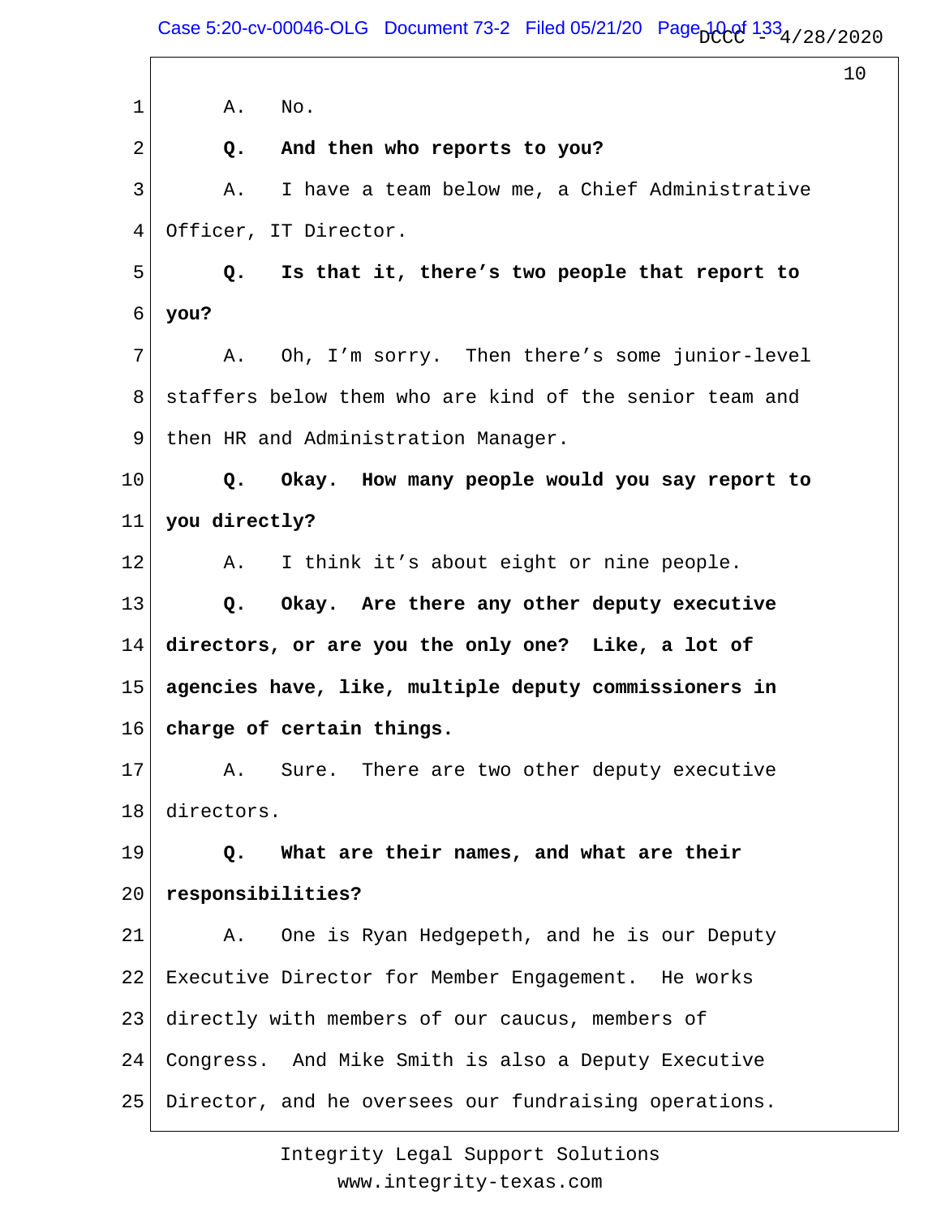A. No.

**Q. And then who reports to you?**

A. I have a team below me, a Chief Administrative Officer, IT Director.

**Q. Is that it, there's two people that report to you?**

A. Oh, I'm sorry. Then there's some junior-level staffers below them who are kind of the senior team and then HR and Administration Manager.

**Q. Okay. How many people would you say report to you directly?**

A. I think it's about eight or nine people.

**Q. Okay. Are there any other deputy executive directors, or are you the only one? Like, a lot of agencies have, like, multiple deputy commissioners in charge of certain things.**

A. Sure. There are two other deputy executive directors.

**Q. What are their names, and what are their responsibilities?**

A. One is Ryan Hedgepeth, and he is our Deputy Executive Director for Member Engagement. He works directly with members of our caucus, members of Congress. And Mike Smith is also a Deputy Executive Director, and he oversees our fundraising operations.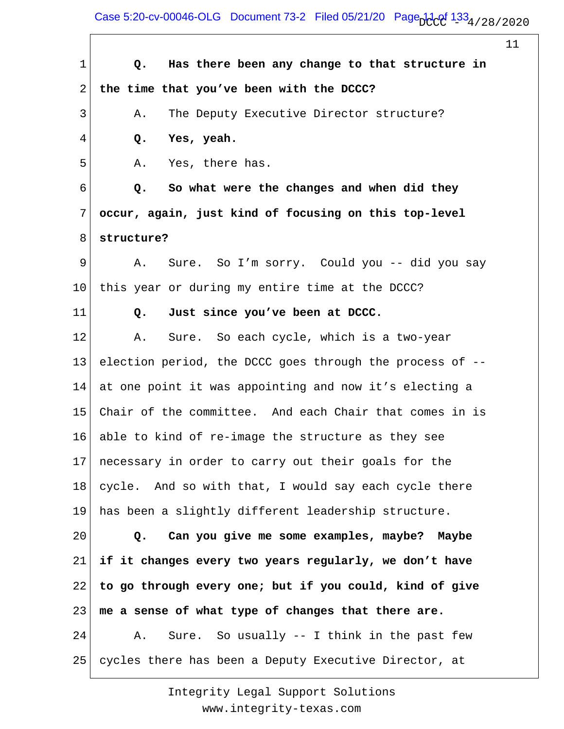**Q. Has there been any change to that structure in the time that you've been with the DCCC?**

A. The Deputy Executive Director structure?

**Q. Yes, yeah.**

A. Yes, there has.

**Q. So what were the changes and when did they occur, again, just kind of focusing on this top-level structure?**

A. Sure. So I'm sorry. Could you -- did you say this year or during my entire time at the DCCC?

**Q. Just since you've been at DCCC.**

A. Sure. So each cycle, which is a two-year election period, the DCCC goes through the process of -- at one point it was appointing and now it's electing a Chair of the committee. And each Chair that comes in is able to kind of re-image the structure as they see necessary in order to carry out their goals for the cycle. And so with that, I would say each cycle there has been a slightly different leadership structure.

**Q. Can you give me some examples, maybe? Maybe if it changes every two years regularly, we don't have to go through every one; but if you could, kind of give me a sense of what type of changes that there are.**

A. Sure. So usually -- I think in the past few cycles there has been a Deputy Executive Director, at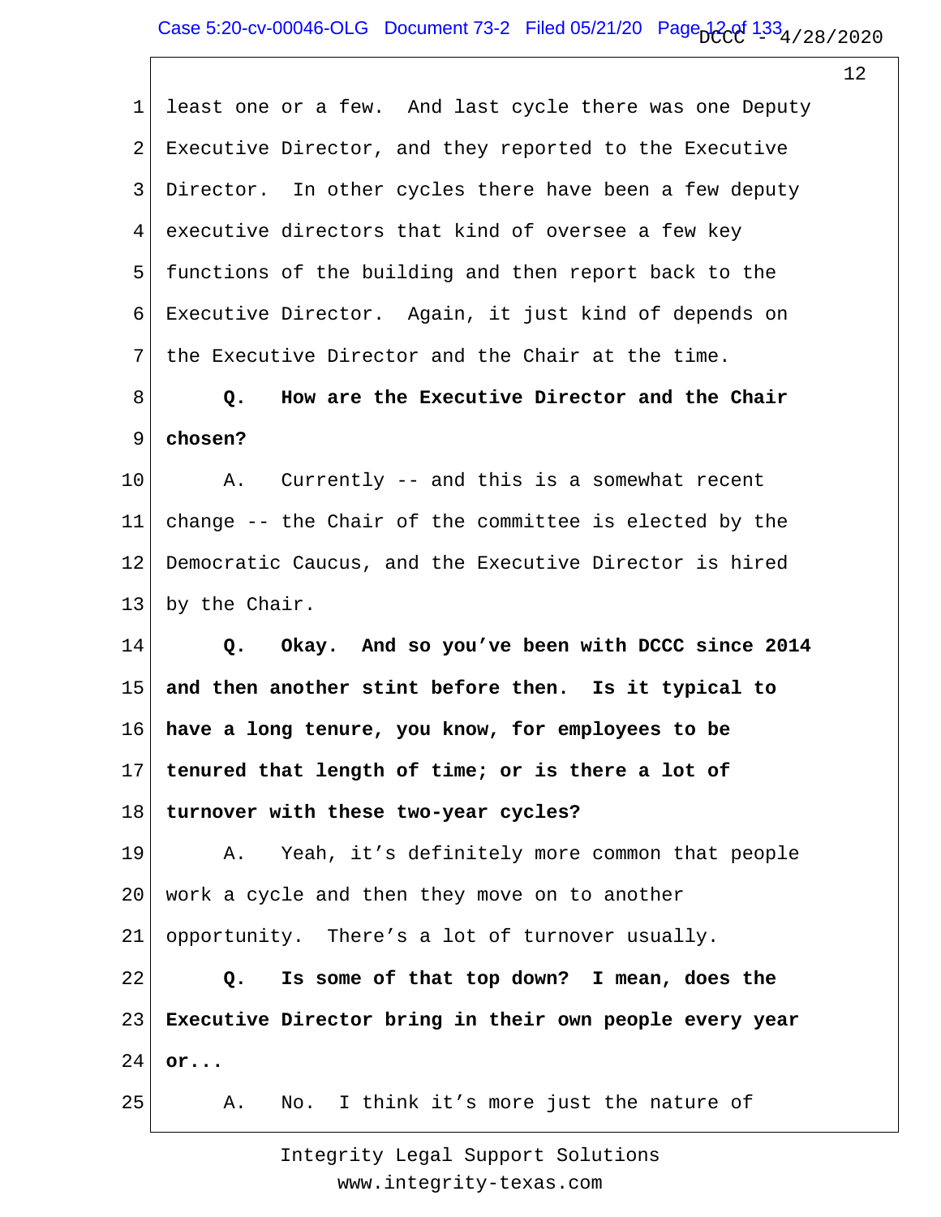least one or a few. And last cycle there was one Deputy Executive Director, and they reported to the Executive Director. In other cycles there have been a few deputy executive directors that kind of oversee a few key functions of the building and then report back to the Executive Director. Again, it just kind of depends on the Executive Director and the Chair at the time.

**Q. How are the Executive Director and the Chair chosen?**

A. Currently -- and this is a somewhat recent change -- the Chair of the committee is elected by the Democratic Caucus, and the Executive Director is hired by the Chair.

**Q. Okay. And so you've been with DCCC since 2014 and then another stint before then. Is it typical to have a long tenure, you know, for employees to be tenured that length of time; or is there a lot of turnover with these two-year cycles?**

A. Yeah, it's definitely more common that people work a cycle and then they move on to another opportunity. There's a lot of turnover usually.

**Q. Is some of that top down? I mean, does the Executive Director bring in their own people every year or...**

A. No. I think it's more just the nature of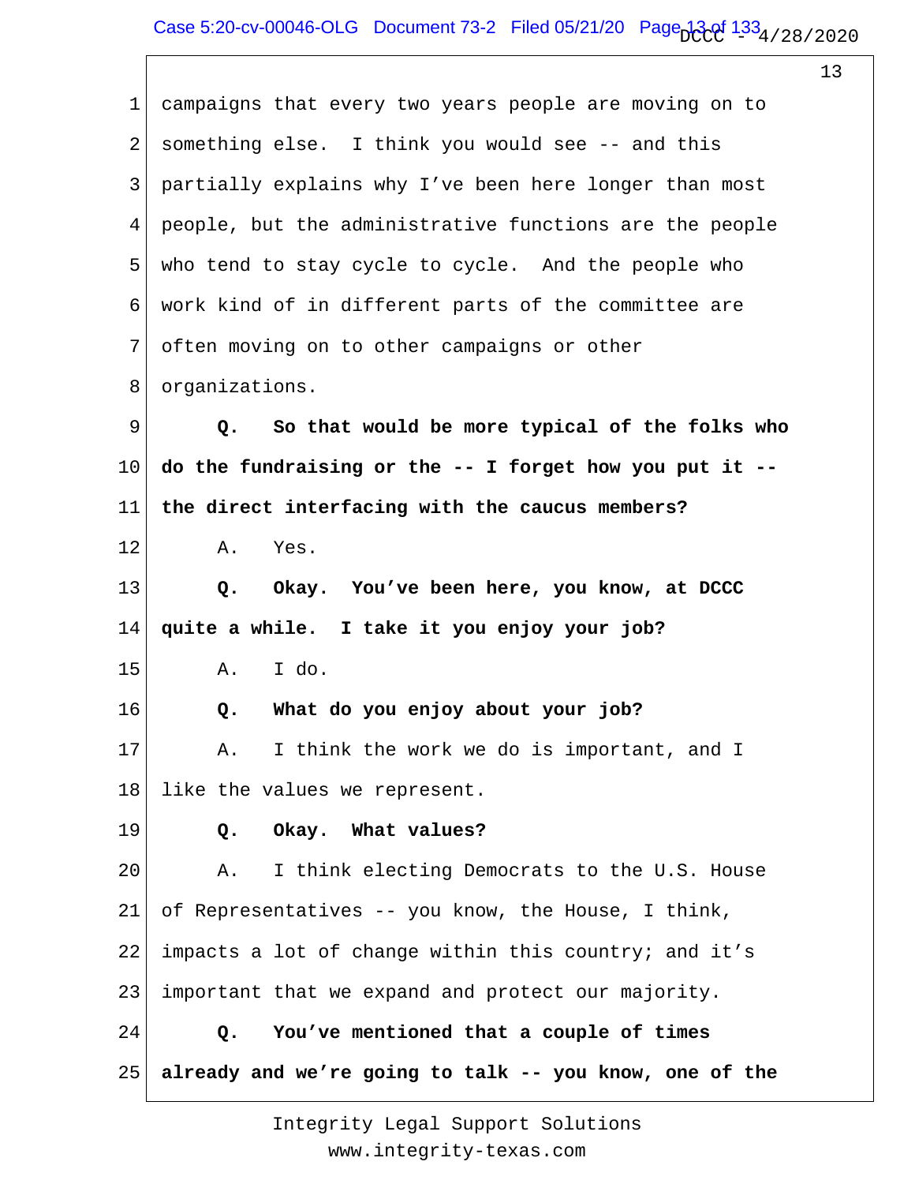1 campaigns that every two years people are moving on to
2 something else. I think you would see -- and this
3 partially explains why I've been here longer than most
4 people, but the administrative functions are the people
5 who tend to stay cycle to cycle. And the people who
6 work kind of in different parts of the committee are
7 often moving on to other campaigns or other
8 organizations.

9 **Q. So that would be more typical of the folks who**
10 **do the fundraising or the -- I forget how you put it --**
11 **the direct interfacing with the caucus members?**

12 A. Yes.

13 **Q. Okay. You've been here, you know, at DCCC**
14 **quite a while. I take it you enjoy your job?**

15 A. I do.

16 **Q. What do you enjoy about your job?**

17 A. I think the work we do is important, and I
18 like the values we represent.

19 **Q. Okay. What values?**

20 A. I think electing Democrats to the U.S. House
21 of Representatives -- you know, the House, I think,
22 impacts a lot of change within this country; and it's
23 important that we expand and protect our majority.

24 **Q. You've mentioned that a couple of times**
25 **already and we're going to talk -- you know, one of the**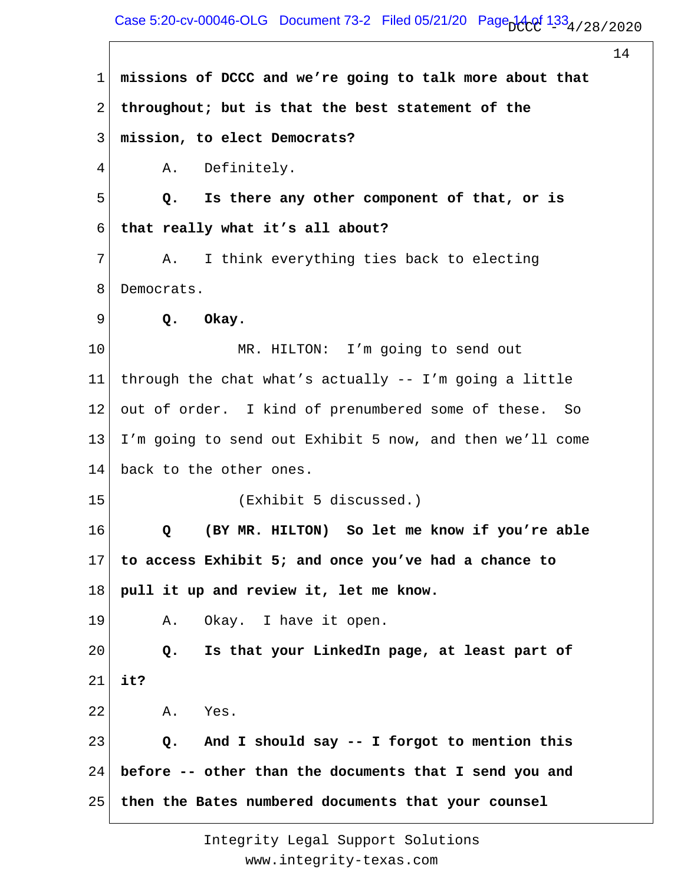missions of DCCC and we're going to talk more about that throughout; but is that the best statement of the mission, to elect Democrats?

A. Definitely.

**Q. Is there any other component of that, or is that really what it's all about?**

A. I think everything ties back to electing Democrats.

**Q. Okay.**

MR. HILTON: I'm going to send out through the chat what's actually -- I'm going a little out of order. I kind of prenumbered some of these. So I'm going to send out Exhibit 5 now, and then we'll come back to the other ones.

(Exhibit 5 discussed.)

**Q (BY MR. HILTON) So let me know if you're able to access Exhibit 5; and once you've had a chance to pull it up and review it, let me know.**

A. Okay. I have it open.

**Q. Is that your LinkedIn page, at least part of it?**

A. Yes.

**Q. And I should say -- I forgot to mention this before -- other than the documents that I send you and then the Bates numbered documents that your counsel**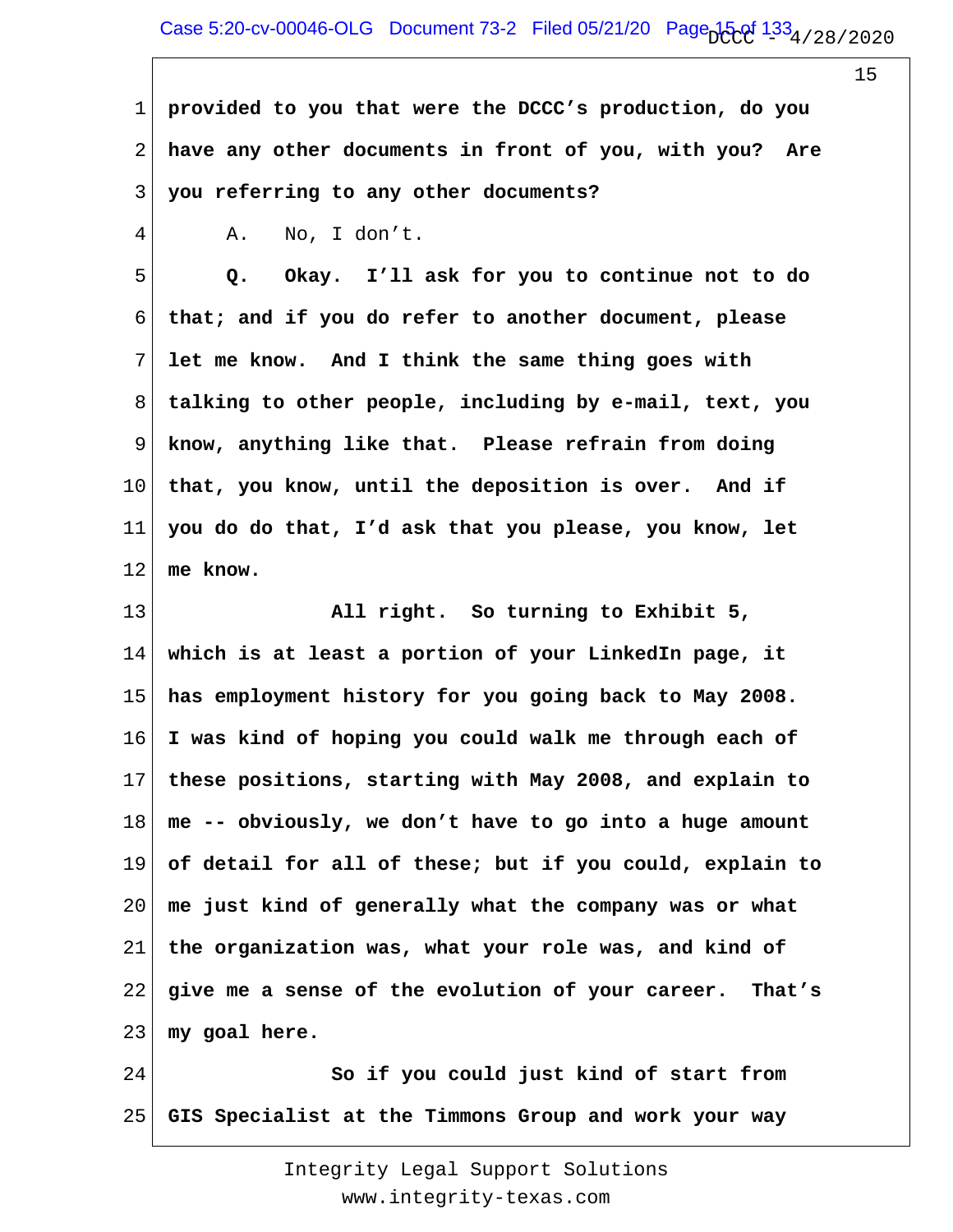1 **provided to you that were the DCCC's production, do you**
2 **have any other documents in front of you, with you? Are**
3 **you referring to any other documents?**

4 A. No, I don't.

5 **Q. Okay. I'll ask for you to continue not to do**
6 **that; and if you do refer to another document, please**
7 **let me know. And I think the same thing goes with**
8 **talking to other people, including by e-mail, text, you**
9 **know, anything like that. Please refrain from doing**
10 **that, you know, until the deposition is over. And if**
11 **you do do that, I'd ask that you please, you know, let**
12 **me know.**

13 **All right. So turning to Exhibit 5,**
14 **which is at least a portion of your LinkedIn page, it**
15 **has employment history for you going back to May 2008.**
16 **I was kind of hoping you could walk me through each of**
17 **these positions, starting with May 2008, and explain to**
18 **me -- obviously, we don't have to go into a huge amount**
19 **of detail for all of these; but if you could, explain to**
20 **me just kind of generally what the company was or what**
21 **the organization was, what your role was, and kind of**
22 **give me a sense of the evolution of your career. That's**
23 **my goal here.**

24 **So if you could just kind of start from**
25 **GIS Specialist at the Timmons Group and work your way**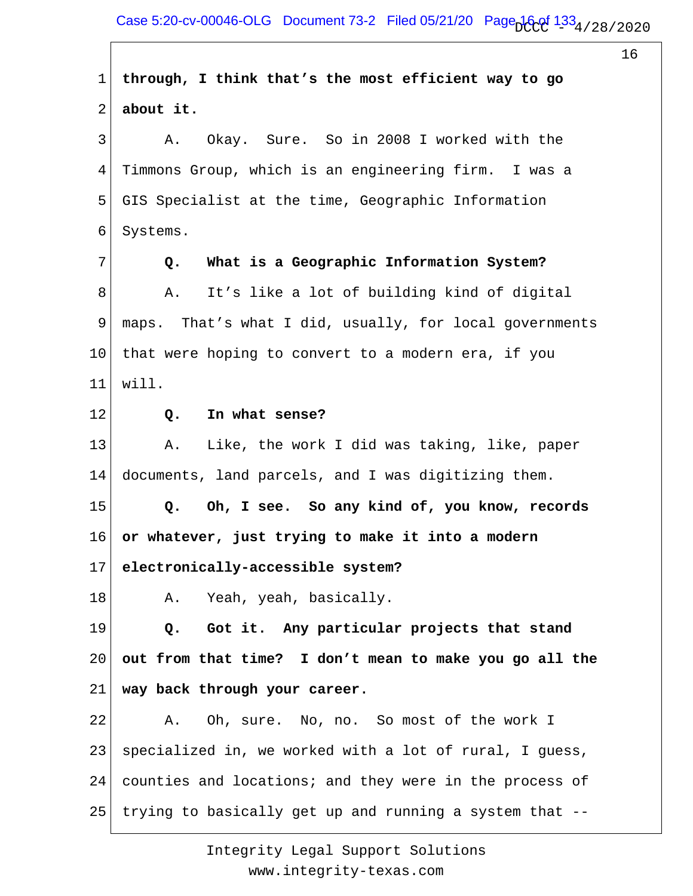**through, I think that's the most efficient way to go about it.**

A. Okay. Sure. So in 2008 I worked with the Timmons Group, which is an engineering firm. I was a GIS Specialist at the time, Geographic Information Systems.

**Q. What is a Geographic Information System?**

A. It's like a lot of building kind of digital maps. That's what I did, usually, for local governments that were hoping to convert to a modern era, if you will.

**Q. In what sense?**

A. Like, the work I did was taking, like, paper documents, land parcels, and I was digitizing them.

**Q. Oh, I see. So any kind of, you know, records or whatever, just trying to make it into a modern electronically-accessible system?**

A. Yeah, yeah, basically.

**Q. Got it. Any particular projects that stand out from that time? I don't mean to make you go all the way back through your career.**

A. Oh, sure. No, no. So most of the work I specialized in, we worked with a lot of rural, I guess, counties and locations; and they were in the process of trying to basically get up and running a system that --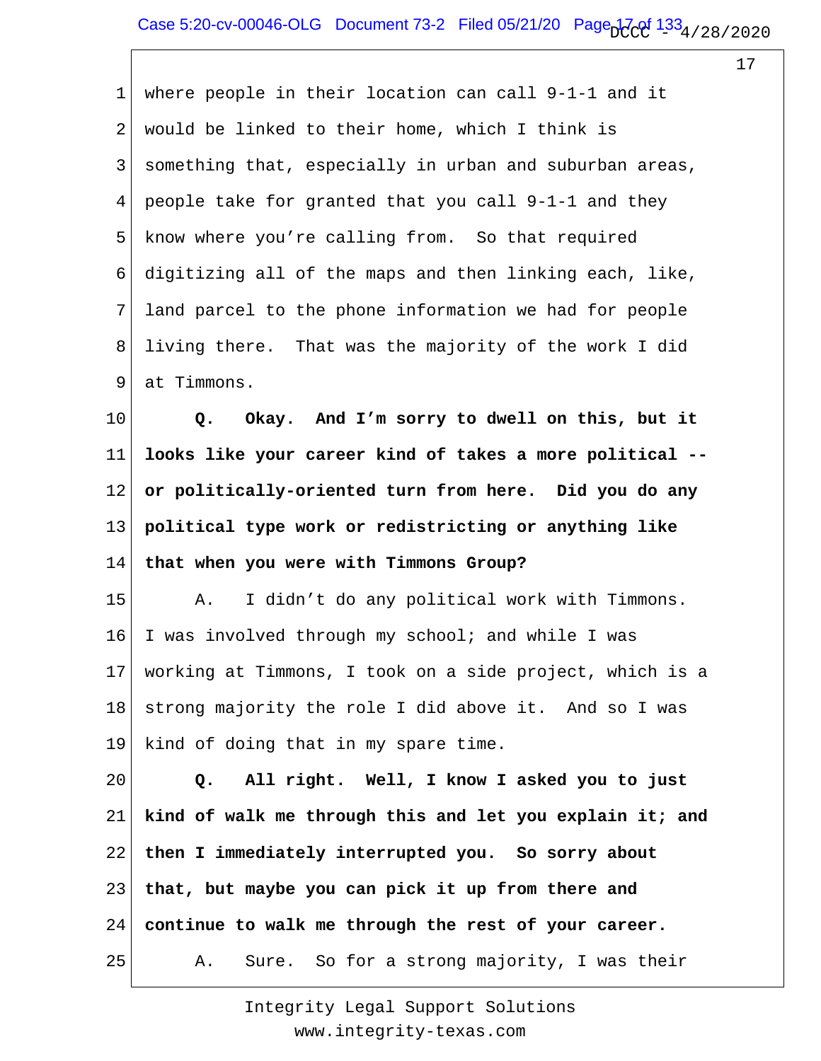1 where people in their location can call 9-1-1 and it
2 would be linked to their home, which I think is
3 something that, especially in urban and suburban areas,
4 people take for granted that you call 9-1-1 and they
5 know where you're calling from. So that required
6 digitizing all of the maps and then linking each, like,
7 land parcel to the phone information we had for people
8 living there. That was the majority of the work I did
9 at Timmons.

10 **Q. Okay. And I'm sorry to dwell on this, but it**
11 **looks like your career kind of takes a more political --**
12 **or politically-oriented turn from here. Did you do any**
13 **political type work or redistricting or anything like**
14 **that when you were with Timmons Group?**

15 A. I didn't do any political work with Timmons.
16 I was involved through my school; and while I was
17 working at Timmons, I took on a side project, which is a
18 strong majority the role I did above it. And so I was
19 kind of doing that in my spare time.

20 **Q. All right. Well, I know I asked you to just**
21 **kind of walk me through this and let you explain it; and**
22 **then I immediately interrupted you. So sorry about**
23 **that, but maybe you can pick it up from there and**
24 **continue to walk me through the rest of your career.**

25 A. Sure. So for a strong majority, I was their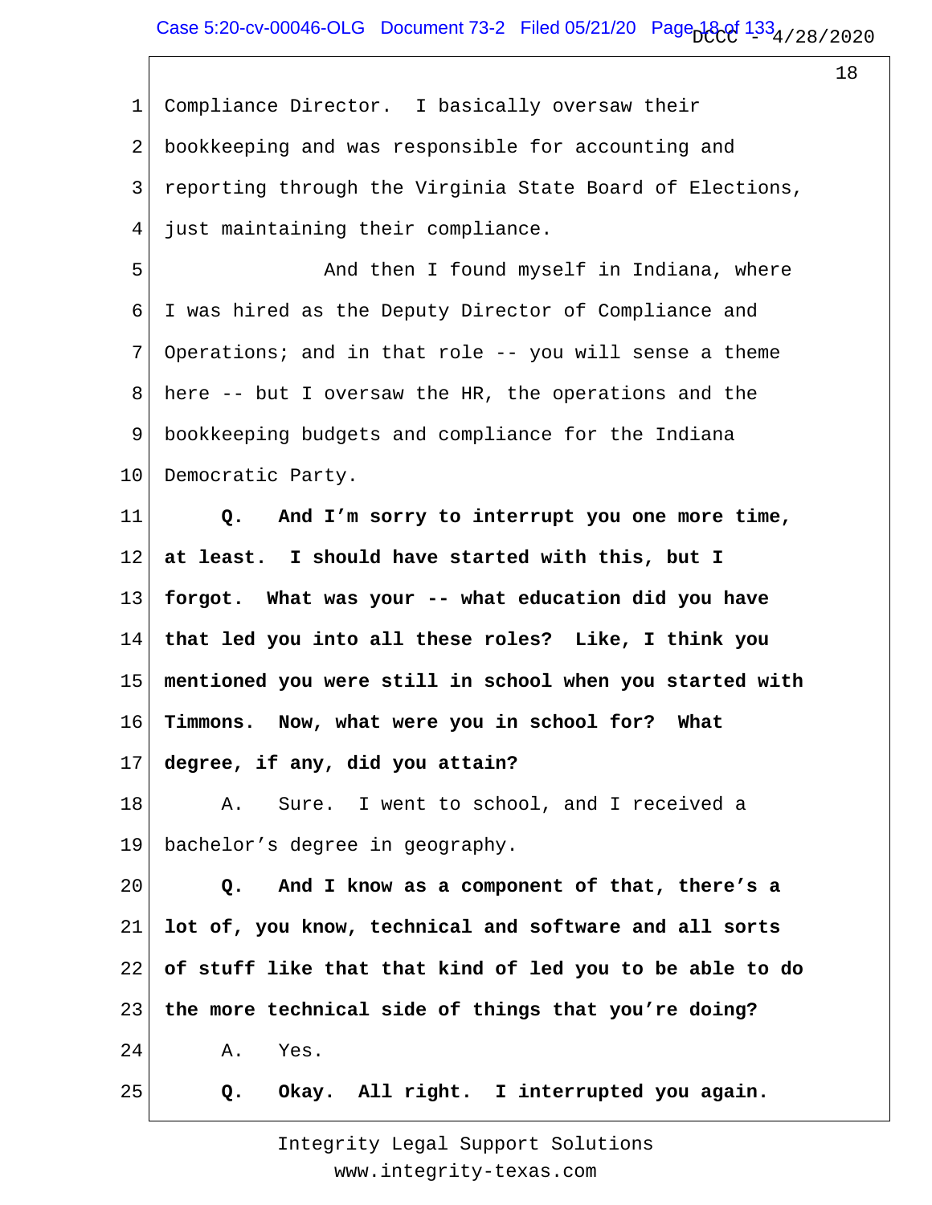1 Compliance Director. I basically oversaw their
2 bookkeeping and was responsible for accounting and
3 reporting through the Virginia State Board of Elections,
4 just maintaining their compliance.

5 And then I found myself in Indiana, where
6 I was hired as the Deputy Director of Compliance and
7 Operations; and in that role -- you will sense a theme
8 here -- but I oversaw the HR, the operations and the
9 bookkeeping budgets and compliance for the Indiana
10 Democratic Party.

11 **Q. And I'm sorry to interrupt you one more time,**
12 **at least. I should have started with this, but I**
13 **forgot. What was your -- what education did you have**
14 **that led you into all these roles? Like, I think you**
15 **mentioned you were still in school when you started with**
16 **Timmons. Now, what were you in school for? What**
17 **degree, if any, did you attain?**

18 A. Sure. I went to school, and I received a
19 bachelor's degree in geography.

20 **Q. And I know as a component of that, there's a**
21 **lot of, you know, technical and software and all sorts**
22 **of stuff like that that kind of led you to be able to do**
23 **the more technical side of things that you're doing?**

24 A. Yes.

25 **Q. Okay. All right. I interrupted you again.**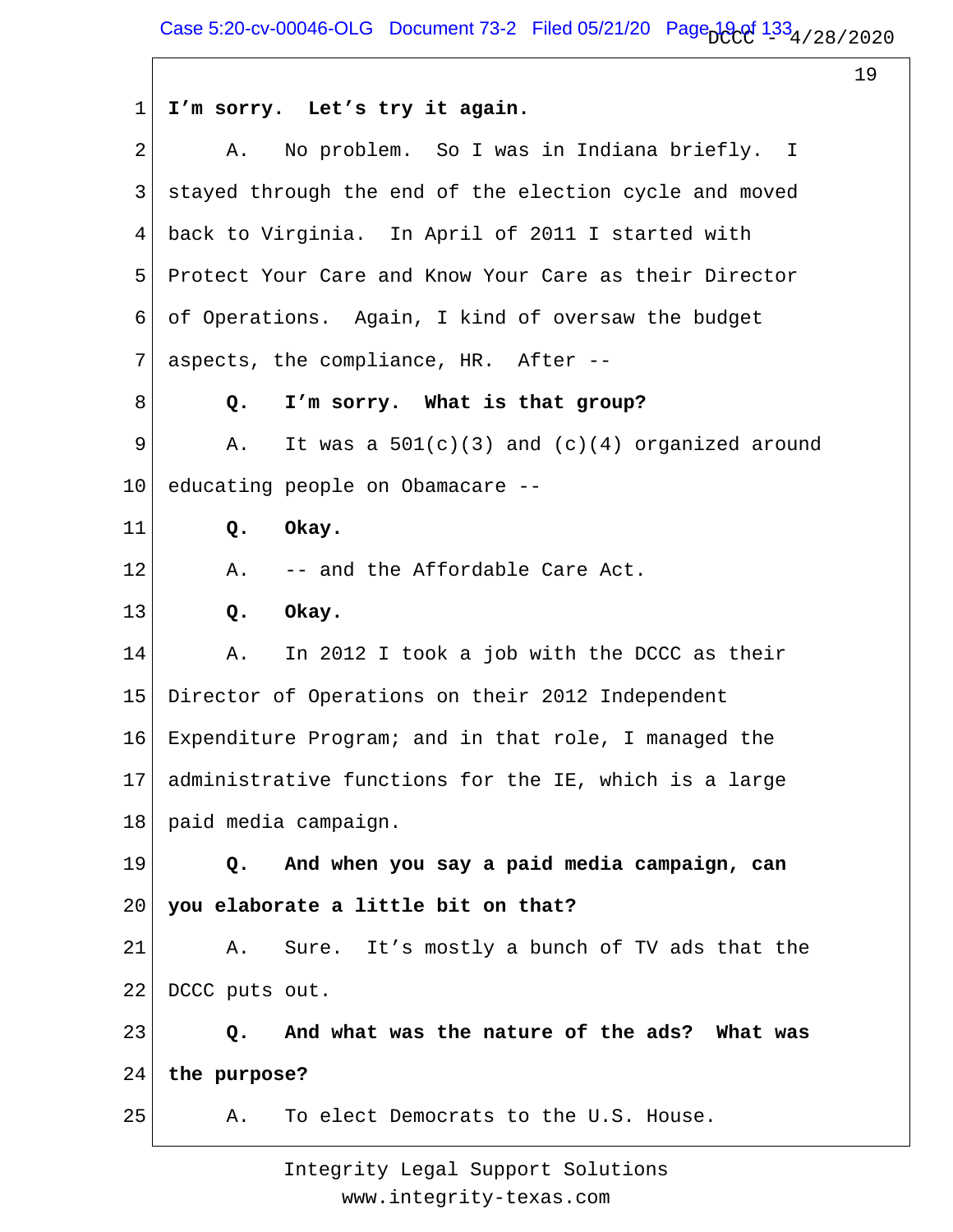1 **I'm sorry. Let's try it again.**

2 A. No problem. So I was in Indiana briefly. I

3 stayed through the end of the election cycle and moved

4 back to Virginia. In April of 2011 I started with

5 Protect Your Care and Know Your Care as their Director

6 of Operations. Again, I kind of oversaw the budget

7 aspects, the compliance, HR. After --

8 **Q. I'm sorry. What is that group?**

9 A. It was a 501(c)(3) and (c)(4) organized around

10 educating people on Obamacare --

11 **Q. Okay.**

12 A. -- and the Affordable Care Act.

13 **Q. Okay.**

14 A. In 2012 I took a job with the DCCC as their

15 Director of Operations on their 2012 Independent

16 Expenditure Program; and in that role, I managed the

17 administrative functions for the IE, which is a large

18 paid media campaign.

19 **Q. And when you say a paid media campaign, can**

20 **you elaborate a little bit on that?**

21 A. Sure. It's mostly a bunch of TV ads that the

22 DCCC puts out.

23 **Q. And what was the nature of the ads? What was**

24 **the purpose?**

25 A. To elect Democrats to the U.S. House.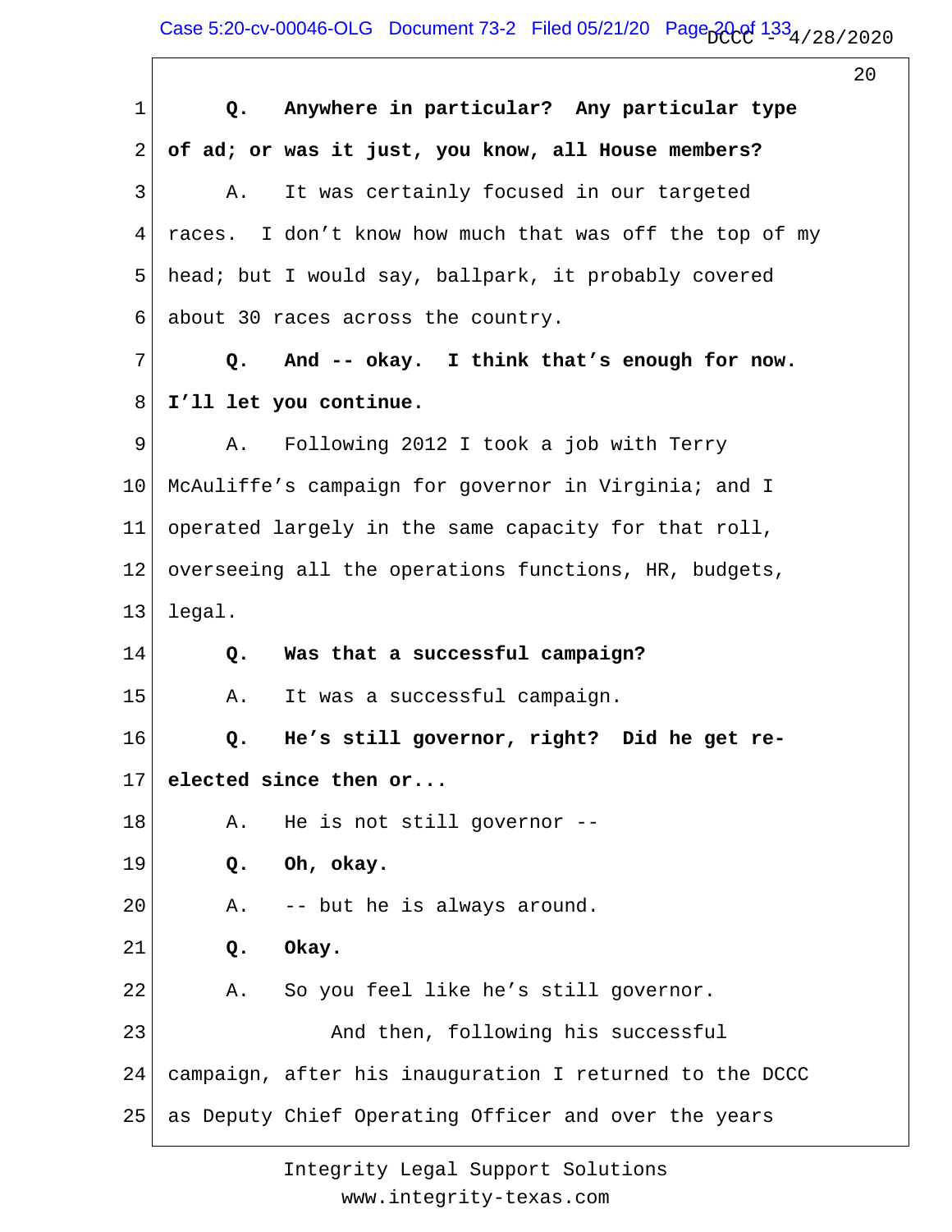**Q. Anywhere in particular? Any particular type of ad; or was it just, you know, all House members?**

A. It was certainly focused in our targeted races. I don't know how much that was off the top of my head; but I would say, ballpark, it probably covered about 30 races across the country.

**Q. And -- okay. I think that's enough for now. I'll let you continue.**

A. Following 2012 I took a job with Terry McAuliffe's campaign for governor in Virginia; and I operated largely in the same capacity for that roll, overseeing all the operations functions, HR, budgets, legal.

**Q. Was that a successful campaign?**

A. It was a successful campaign.

**Q. He's still governor, right? Did he get re-elected since then or...**

A. He is not still governor --

**Q. Oh, okay.**

A. -- but he is always around.

**Q. Okay.**

A. So you feel like he's still governor.

And then, following his successful campaign, after his inauguration I returned to the DCCC as Deputy Chief Operating Officer and over the years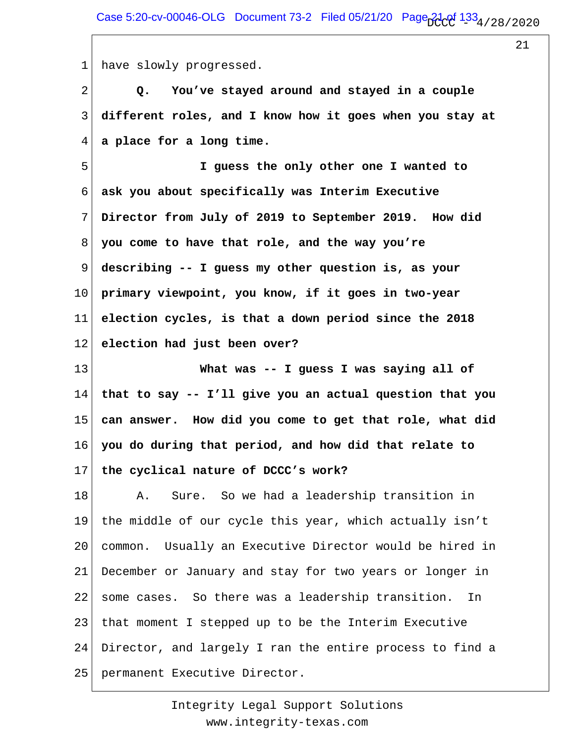have slowly progressed.

**Q. You've stayed around and stayed in a couple different roles, and I know how it goes when you stay at a place for a long time.**

**I guess the only other one I wanted to ask you about specifically was Interim Executive Director from July of 2019 to September 2019. How did you come to have that role, and the way you're describing -- I guess my other question is, as your primary viewpoint, you know, if it goes in two-year election cycles, is that a down period since the 2018 election had just been over?**

**What was -- I guess I was saying all of that to say -- I'll give you an actual question that you can answer. How did you come to get that role, what did you do during that period, and how did that relate to the cyclical nature of DCCC's work?**

A. Sure. So we had a leadership transition in the middle of our cycle this year, which actually isn't common. Usually an Executive Director would be hired in December or January and stay for two years or longer in some cases. So there was a leadership transition. In that moment I stepped up to be the Interim Executive Director, and largely I ran the entire process to find a permanent Executive Director.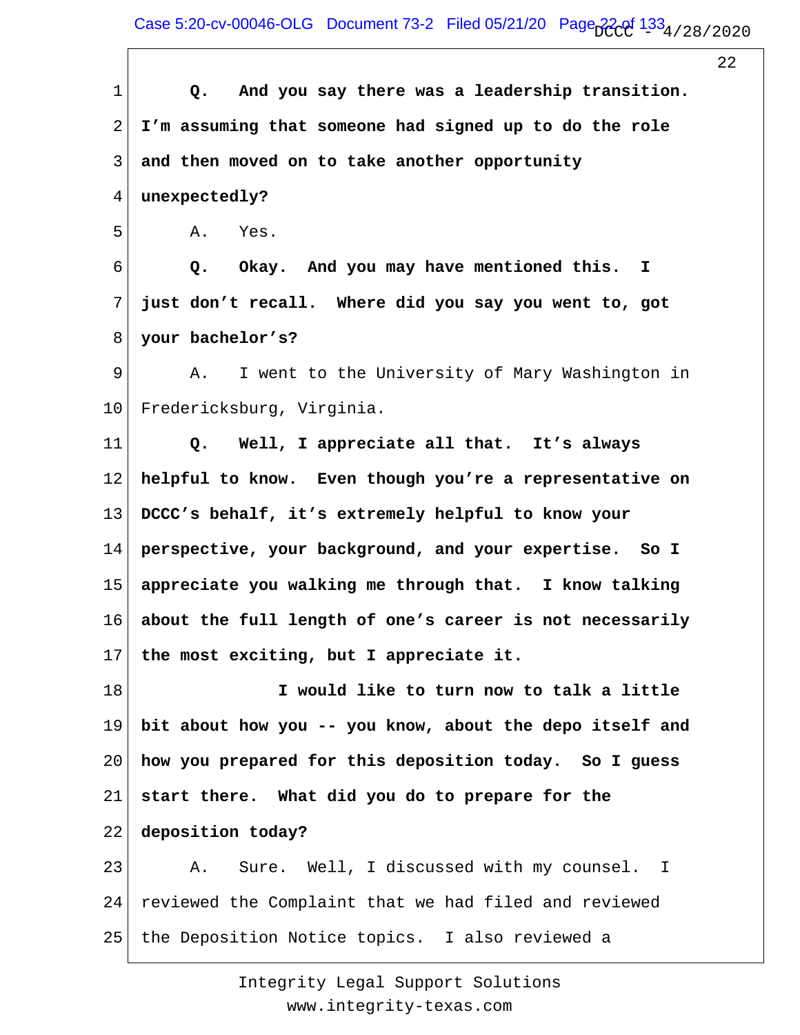**Q. And you say there was a leadership transition. I'm assuming that someone had signed up to do the role and then moved on to take another opportunity unexpectedly?**

A. Yes.

**Q. Okay. And you may have mentioned this. I just don't recall. Where did you say you went to, got your bachelor's?**

A. I went to the University of Mary Washington in Fredericksburg, Virginia.

**Q. Well, I appreciate all that. It's always helpful to know. Even though you're a representative on DCCC's behalf, it's extremely helpful to know your perspective, your background, and your expertise. So I appreciate you walking me through that. I know talking about the full length of one's career is not necessarily the most exciting, but I appreciate it.**

**I would like to turn now to talk a little bit about how you -- you know, about the depo itself and how you prepared for this deposition today. So I guess start there. What did you do to prepare for the deposition today?**

A. Sure. Well, I discussed with my counsel. I reviewed the Complaint that we had filed and reviewed the Deposition Notice topics. I also reviewed a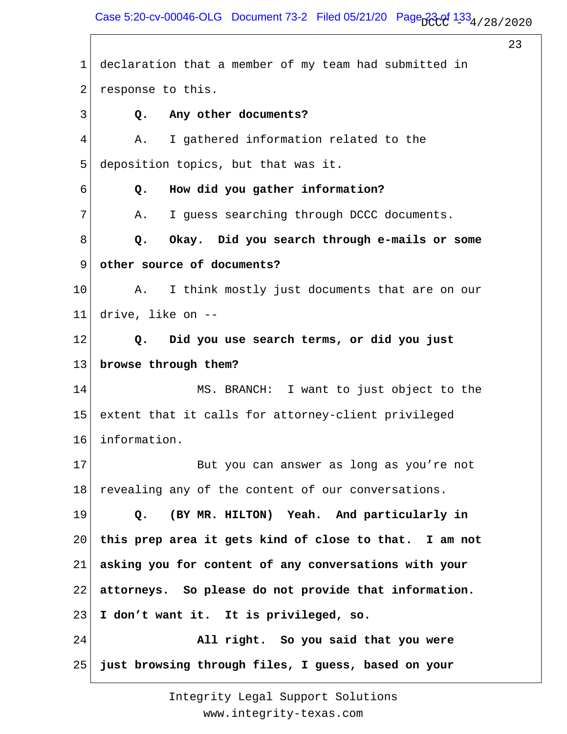declaration that a member of my team had submitted in response to this.

**Q. Any other documents?**

A. I gathered information related to the deposition topics, but that was it.

**Q. How did you gather information?**

A. I guess searching through DCCC documents.

**Q. Okay. Did you search through e-mails or some other source of documents?**

A. I think mostly just documents that are on our drive, like on --

**Q. Did you use search terms, or did you just browse through them?**

MS. BRANCH: I want to just object to the extent that it calls for attorney-client privileged information.

But you can answer as long as you're not revealing any of the content of our conversations.

**Q. (BY MR. HILTON) Yeah. And particularly in this prep area it gets kind of close to that. I am not asking you for content of any conversations with your attorneys. So please do not provide that information. I don't want it. It is privileged, so.**

**All right. So you said that you were just browsing through files, I guess, based on your**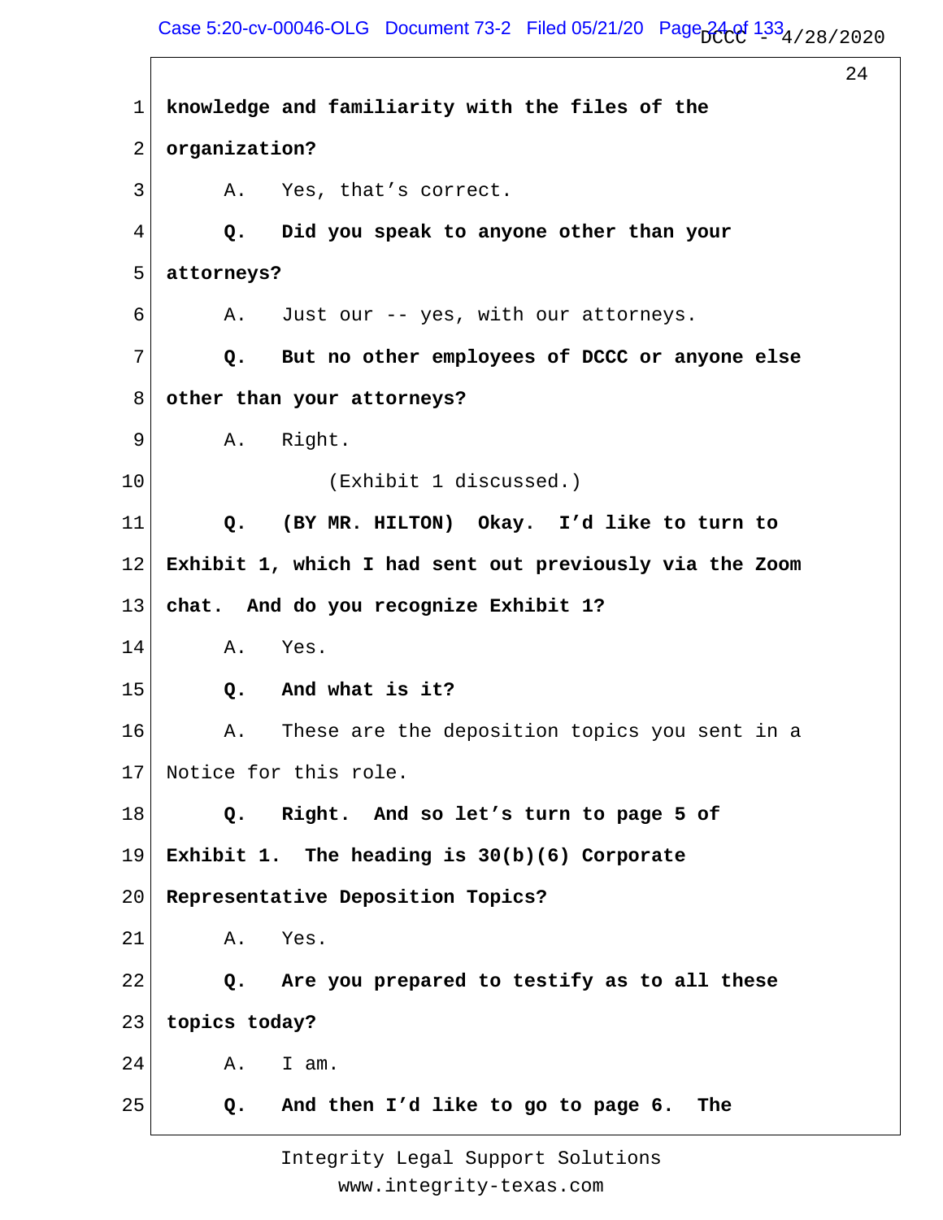1 **knowledge and familiarity with the files of the**

2 **organization?**

3 A. Yes, that's correct.

4 **Q. Did you speak to anyone other than your**

5 **attorneys?**

6 A. Just our -- yes, with our attorneys.

7 **Q. But no other employees of DCCC or anyone else**

8 **other than your attorneys?**

9 A. Right.

10 (Exhibit 1 discussed.)

11 **Q. (BY MR. HILTON) Okay. I'd like to turn to**

12 **Exhibit 1, which I had sent out previously via the Zoom**

13 **chat. And do you recognize Exhibit 1?**

14 A. Yes.

15 **Q. And what is it?**

16 A. These are the deposition topics you sent in a

17 Notice for this role.

18 **Q. Right. And so let's turn to page 5 of**

19 **Exhibit 1. The heading is 30(b)(6) Corporate**

20 **Representative Deposition Topics?**

21 A. Yes.

22 **Q. Are you prepared to testify as to all these**

23 **topics today?**

24 A. I am.

25 **Q. And then I'd like to go to page 6. The**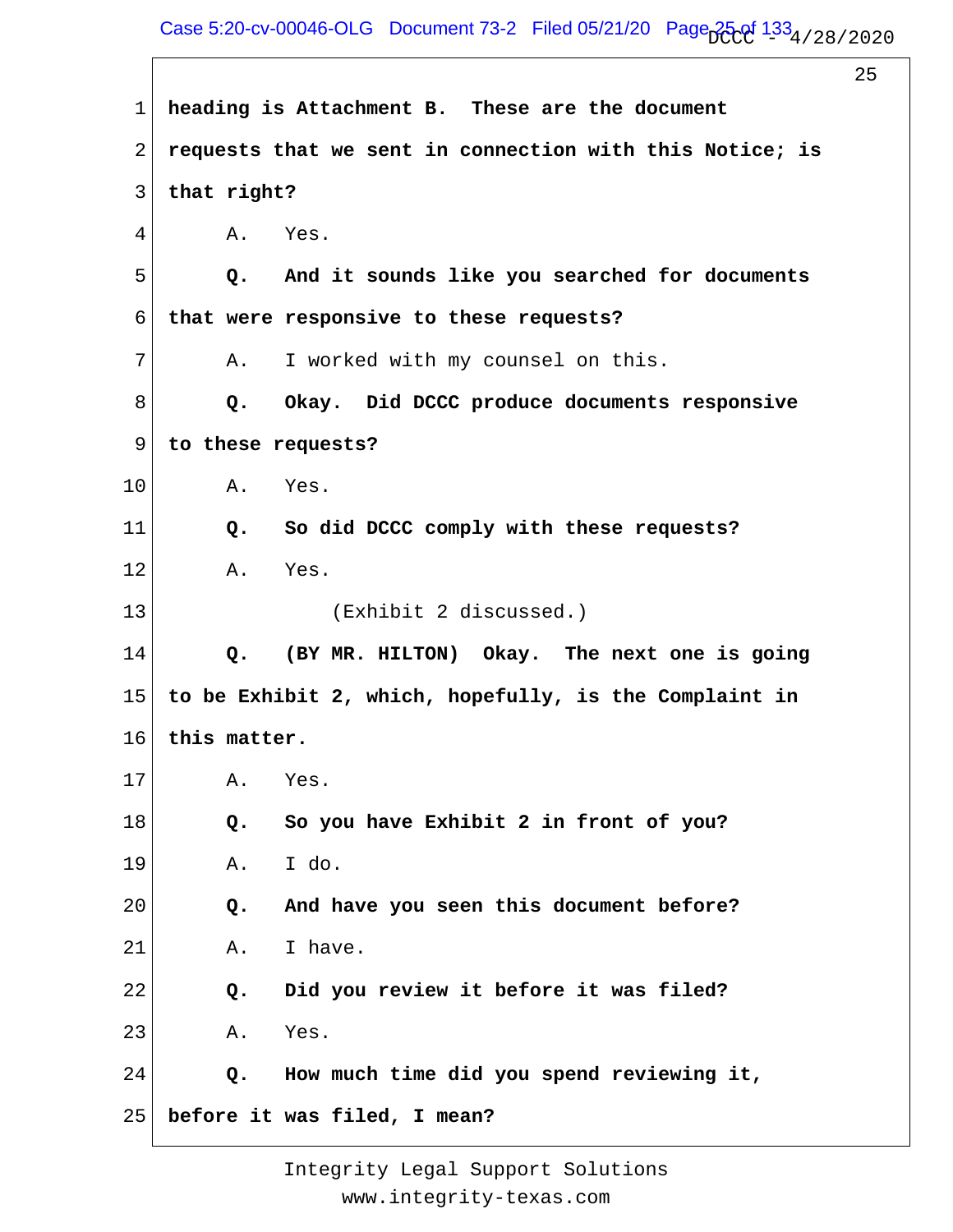1 **heading is Attachment B. These are the document**

2 **requests that we sent in connection with this Notice; is**

3 **that right?**

4 A. Yes.

5 **Q. And it sounds like you searched for documents**

6 **that were responsive to these requests?**

7 A. I worked with my counsel on this.

8 **Q. Okay. Did DCCC produce documents responsive**

9 **to these requests?**

10 A. Yes.

11 **Q. So did DCCC comply with these requests?**

12 A. Yes.

13 (Exhibit 2 discussed.)

14 **Q. (BY MR. HILTON) Okay. The next one is going**

15 **to be Exhibit 2, which, hopefully, is the Complaint in**

16 **this matter.**

17 A. Yes.

18 **Q. So you have Exhibit 2 in front of you?**

19 A. I do.

20 **Q. And have you seen this document before?**

21 A. I have.

22 **Q. Did you review it before it was filed?**

23 A. Yes.

24 **Q. How much time did you spend reviewing it,**

25 **before it was filed, I mean?**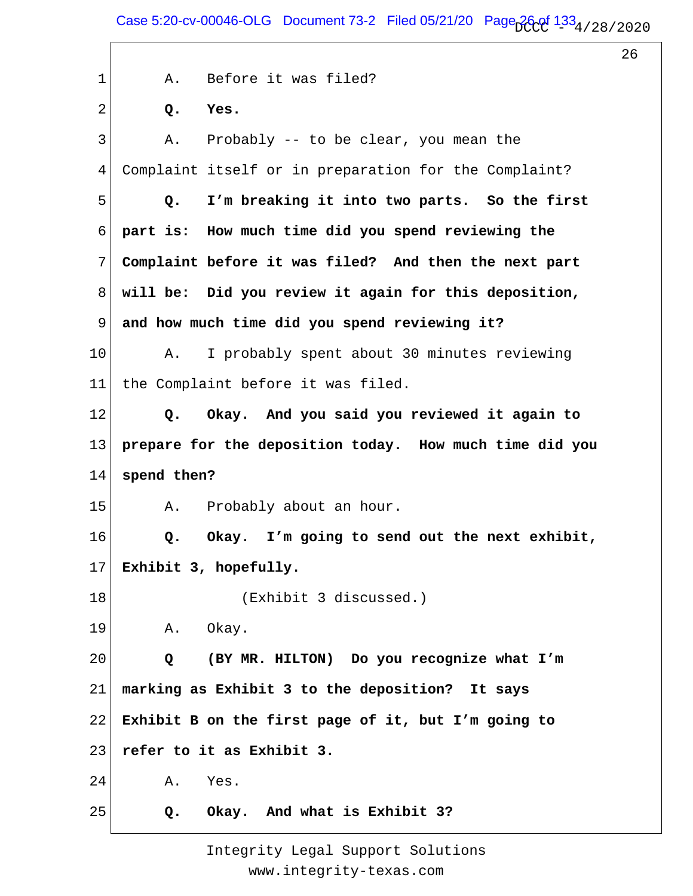1 A. Before it was filed?

2 **Q. Yes.**

3 A. Probably -- to be clear, you mean the

4 Complaint itself or in preparation for the Complaint?

5 **Q. I'm breaking it into two parts. So the first**

6 **part is: How much time did you spend reviewing the**

7 **Complaint before it was filed? And then the next part**

8 **will be: Did you review it again for this deposition,**

9 **and how much time did you spend reviewing it?**

10 A. I probably spent about 30 minutes reviewing

11 the Complaint before it was filed.

12 **Q. Okay. And you said you reviewed it again to**

13 **prepare for the deposition today. How much time did you**

14 **spend then?**

15 A. Probably about an hour.

16 **Q. Okay. I'm going to send out the next exhibit,**

17 **Exhibit 3, hopefully.**

18 (Exhibit 3 discussed.)

19 A. Okay.

20 **Q (BY MR. HILTON) Do you recognize what I'm**

21 **marking as Exhibit 3 to the deposition? It says**

22 **Exhibit B on the first page of it, but I'm going to**

23 **refer to it as Exhibit 3.**

24 A. Yes.

25 **Q. Okay. And what is Exhibit 3?**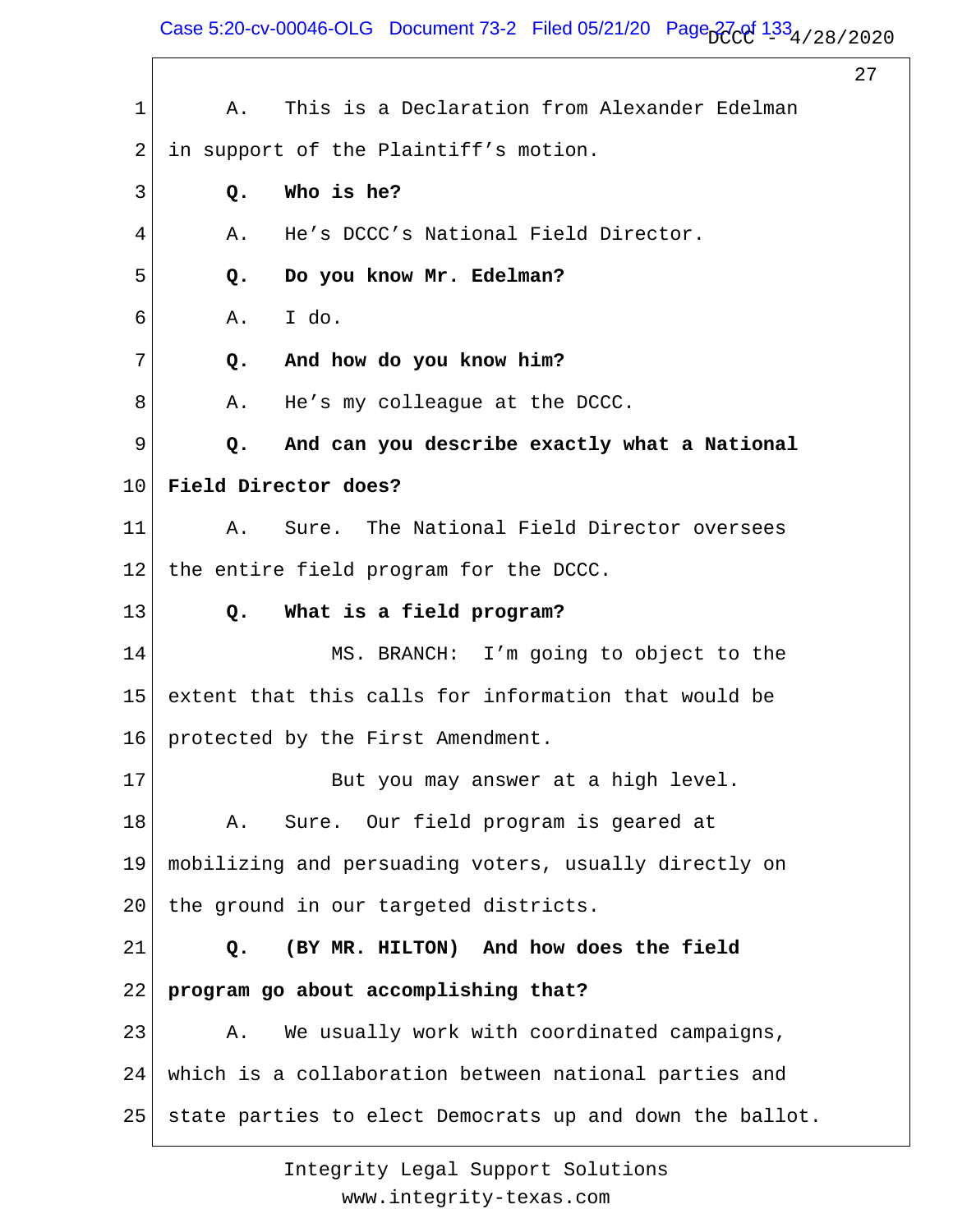1 A. This is a Declaration from Alexander Edelman
2 in support of the Plaintiff's motion.
3 **Q. Who is he?**
4 A. He's DCCC's National Field Director.
5 **Q. Do you know Mr. Edelman?**
6 A. I do.
7 **Q. And how do you know him?**
8 A. He's my colleague at the DCCC.
9 **Q. And can you describe exactly what a National**
10 **Field Director does?**
11 A. Sure. The National Field Director oversees
12 the entire field program for the DCCC.
13 **Q. What is a field program?**
14 MS. BRANCH: I'm going to object to the
15 extent that this calls for information that would be
16 protected by the First Amendment.
17 But you may answer at a high level.
18 A. Sure. Our field program is geared at
19 mobilizing and persuading voters, usually directly on
20 the ground in our targeted districts.
21 **Q. (BY MR. HILTON) And how does the field**
22 **program go about accomplishing that?**
23 A. We usually work with coordinated campaigns,
24 which is a collaboration between national parties and
25 state parties to elect Democrats up and down the ballot.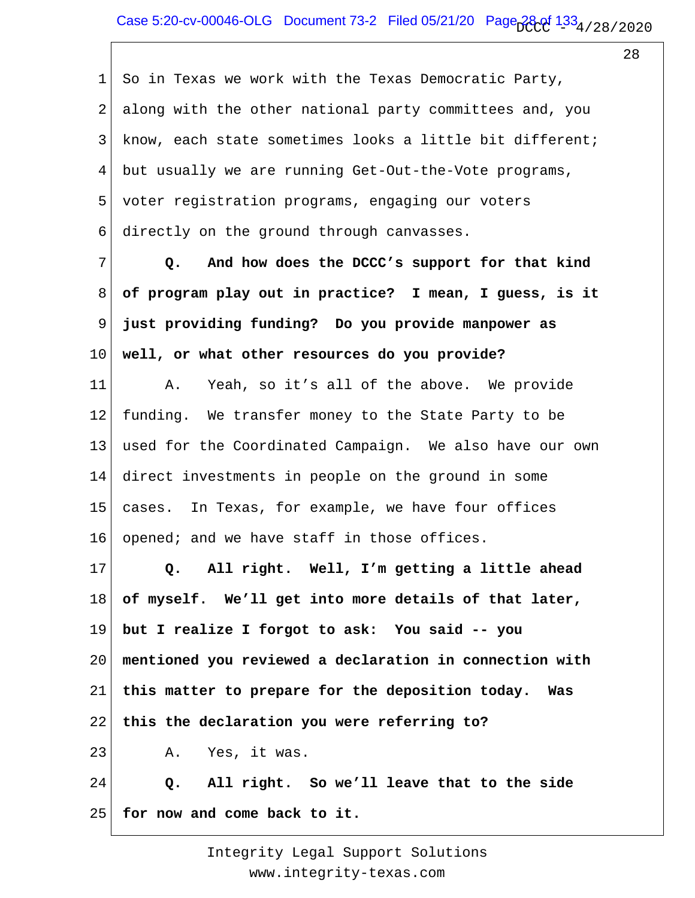So in Texas we work with the Texas Democratic Party, along with the other national party committees and, you know, each state sometimes looks a little bit different; but usually we are running Get-Out-the-Vote programs, voter registration programs, engaging our voters directly on the ground through canvasses.

**Q. And how does the DCCC's support for that kind of program play out in practice? I mean, I guess, is it just providing funding? Do you provide manpower as well, or what other resources do you provide?**

A. Yeah, so it's all of the above. We provide funding. We transfer money to the State Party to be used for the Coordinated Campaign. We also have our own direct investments in people on the ground in some cases. In Texas, for example, we have four offices opened; and we have staff in those offices.

**Q. All right. Well, I'm getting a little ahead of myself. We'll get into more details of that later, but I realize I forgot to ask: You said -- you mentioned you reviewed a declaration in connection with this matter to prepare for the deposition today. Was this the declaration you were referring to?**

A. Yes, it was.

**Q. All right. So we'll leave that to the side for now and come back to it.**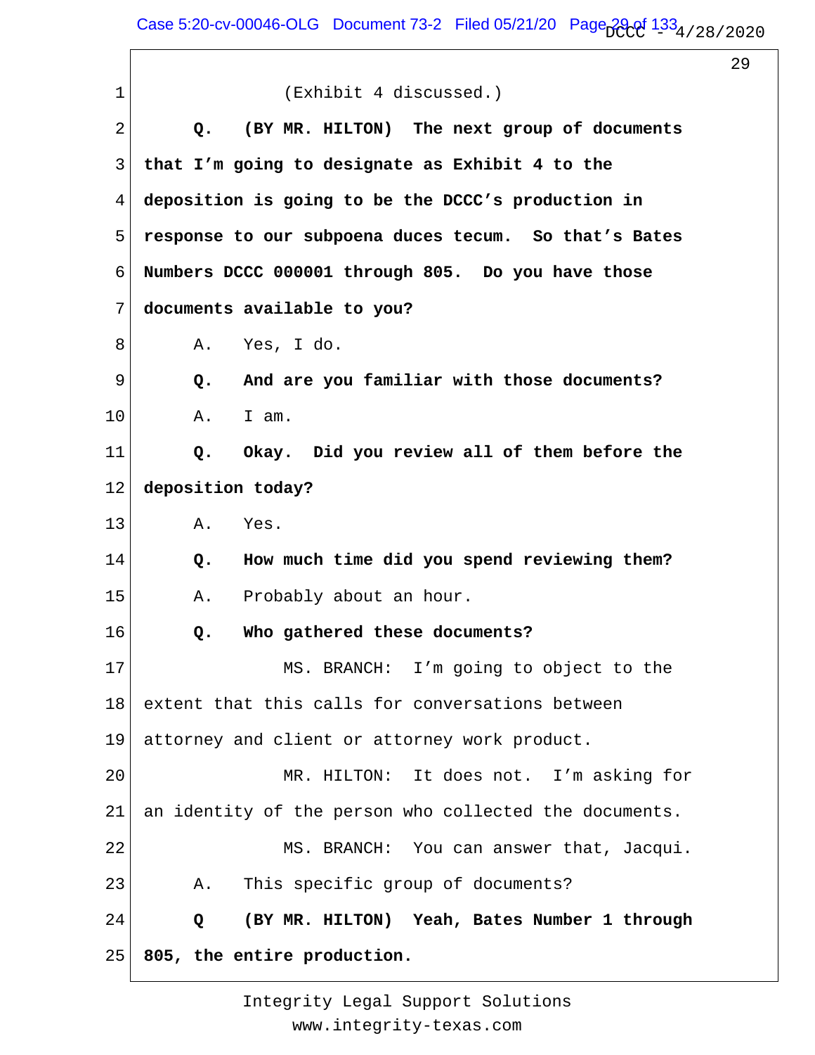(Exhibit 4 discussed.)

**Q. (BY MR. HILTON) The next group of documents that I'm going to designate as Exhibit 4 to the deposition is going to be the DCCC's production in response to our subpoena duces tecum. So that's Bates Numbers DCCC 000001 through 805. Do you have those documents available to you?**

A. Yes, I do.

**Q. And are you familiar with those documents?**

A. I am.

**Q. Okay. Did you review all of them before the deposition today?**

A. Yes.

**Q. How much time did you spend reviewing them?**

A. Probably about an hour.

**Q. Who gathered these documents?**

MS. BRANCH: I'm going to object to the extent that this calls for conversations between attorney and client or attorney work product.

MR. HILTON: It does not. I'm asking for an identity of the person who collected the documents.

MS. BRANCH: You can answer that, Jacqui.

A. This specific group of documents?

**Q (BY MR. HILTON) Yeah, Bates Number 1 through 805, the entire production.**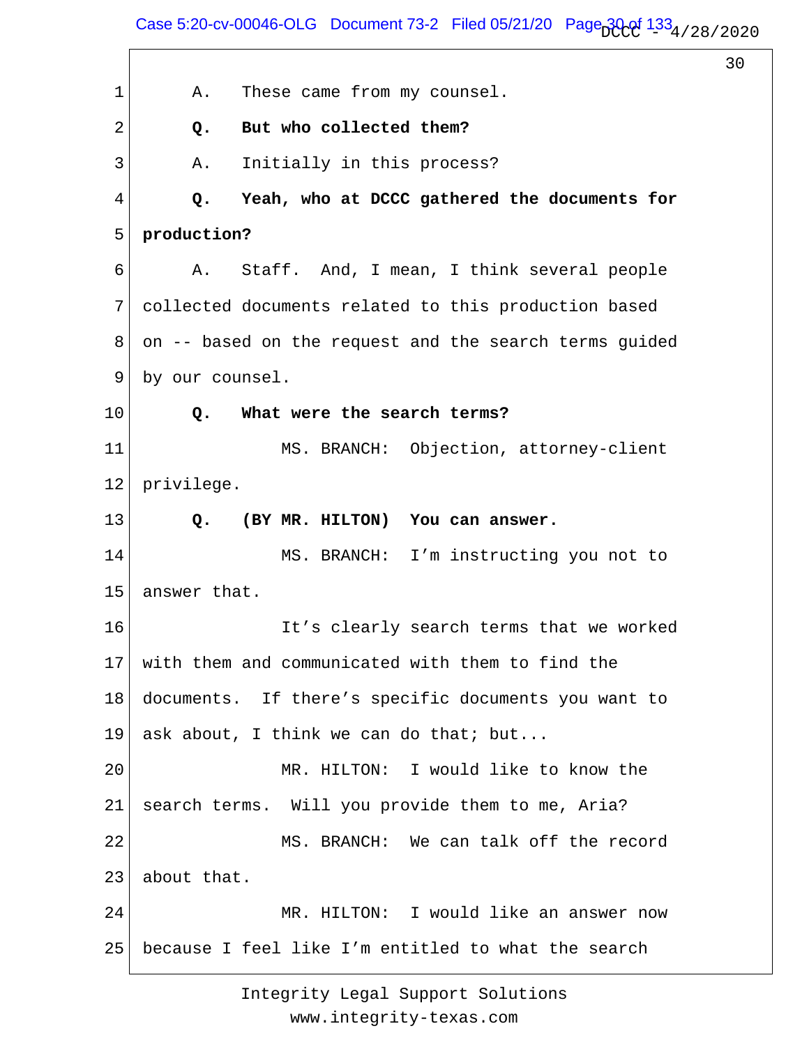A. These came from my counsel.

**Q. But who collected them?**

A. Initially in this process?

**Q. Yeah, who at DCCC gathered the documents for production?**

A. Staff. And, I mean, I think several people collected documents related to this production based on -- based on the request and the search terms guided by our counsel.

**Q. What were the search terms?**

MS. BRANCH: Objection, attorney-client privilege.

**Q. (BY MR. HILTON) You can answer.**

MS. BRANCH: I'm instructing you not to answer that.

It's clearly search terms that we worked with them and communicated with them to find the documents. If there's specific documents you want to ask about, I think we can do that; but...

MR. HILTON: I would like to know the search terms. Will you provide them to me, Aria?

MS. BRANCH: We can talk off the record about that.

MR. HILTON: I would like an answer now because I feel like I'm entitled to what the search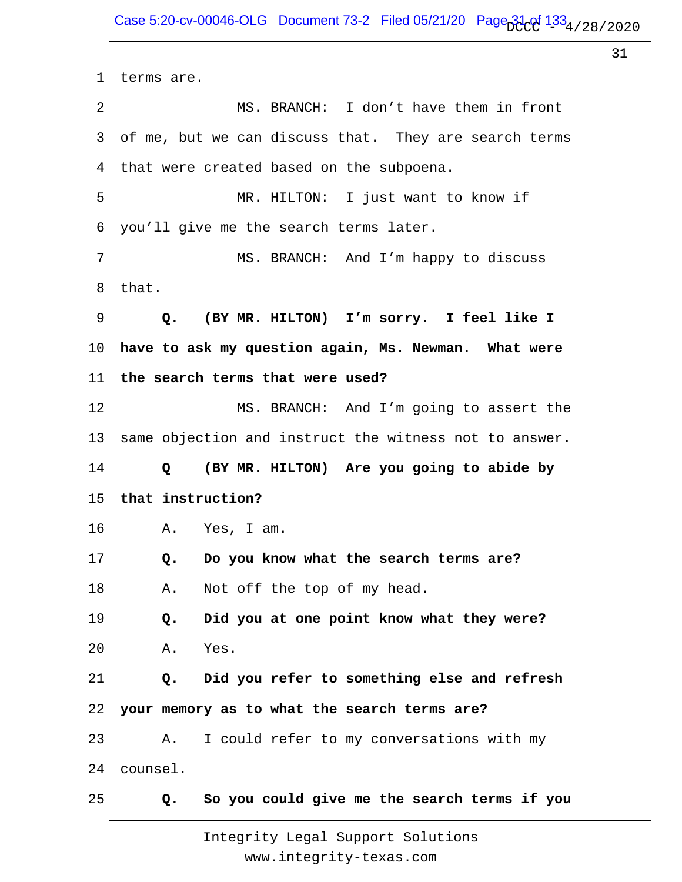1 terms are.

2 MS. BRANCH: I don't have them in front

3 of me, but we can discuss that. They are search terms

4 that were created based on the subpoena.

5 MR. HILTON: I just want to know if

6 you'll give me the search terms later.

7 MS. BRANCH: And I'm happy to discuss

8 that.

9 **Q. (BY MR. HILTON) I'm sorry. I feel like I**

10 **have to ask my question again, Ms. Newman. What were**

11 **the search terms that were used?**

12 MS. BRANCH: And I'm going to assert the

13 same objection and instruct the witness not to answer.

14 **Q (BY MR. HILTON) Are you going to abide by**

15 **that instruction?**

16 A. Yes, I am.

17 **Q. Do you know what the search terms are?**

18 A. Not off the top of my head.

19 **Q. Did you at one point know what they were?**

20 A. Yes.

21 **Q. Did you refer to something else and refresh**

22 **your memory as to what the search terms are?**

23 A. I could refer to my conversations with my

24 counsel.

25 **Q. So you could give me the search terms if you**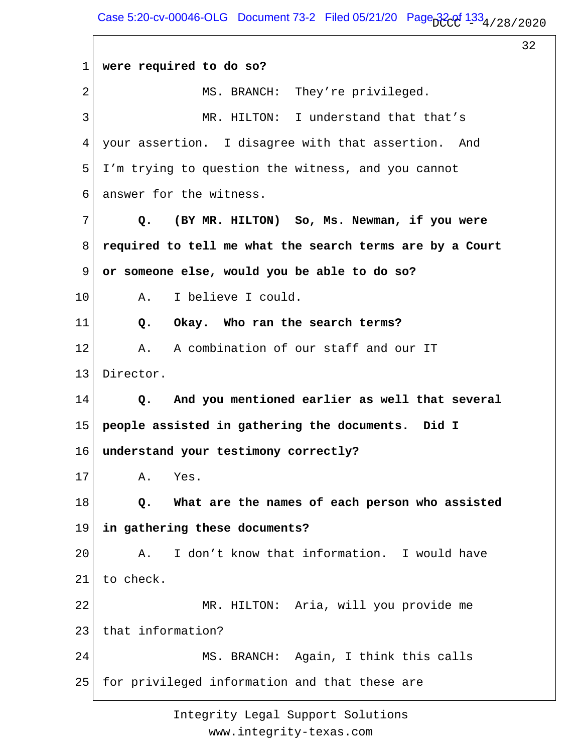1 **were required to do so?**

2 MS. BRANCH: They're privileged.

3 MR. HILTON: I understand that that's

4 your assertion. I disagree with that assertion. And

5 I'm trying to question the witness, and you cannot

6 answer for the witness.

7 **Q. (BY MR. HILTON) So, Ms. Newman, if you were**

8 **required to tell me what the search terms are by a Court**

9 **or someone else, would you be able to do so?**

10 A. I believe I could.

11 **Q. Okay. Who ran the search terms?**

12 A. A combination of our staff and our IT

13 Director.

14 **Q. And you mentioned earlier as well that several**

15 **people assisted in gathering the documents. Did I**

16 **understand your testimony correctly?**

17 A. Yes.

18 **Q. What are the names of each person who assisted**

19 **in gathering these documents?**

20 A. I don't know that information. I would have

21 to check.

22 MR. HILTON: Aria, will you provide me

23 that information?

24 MS. BRANCH: Again, I think this calls

25 for privileged information and that these are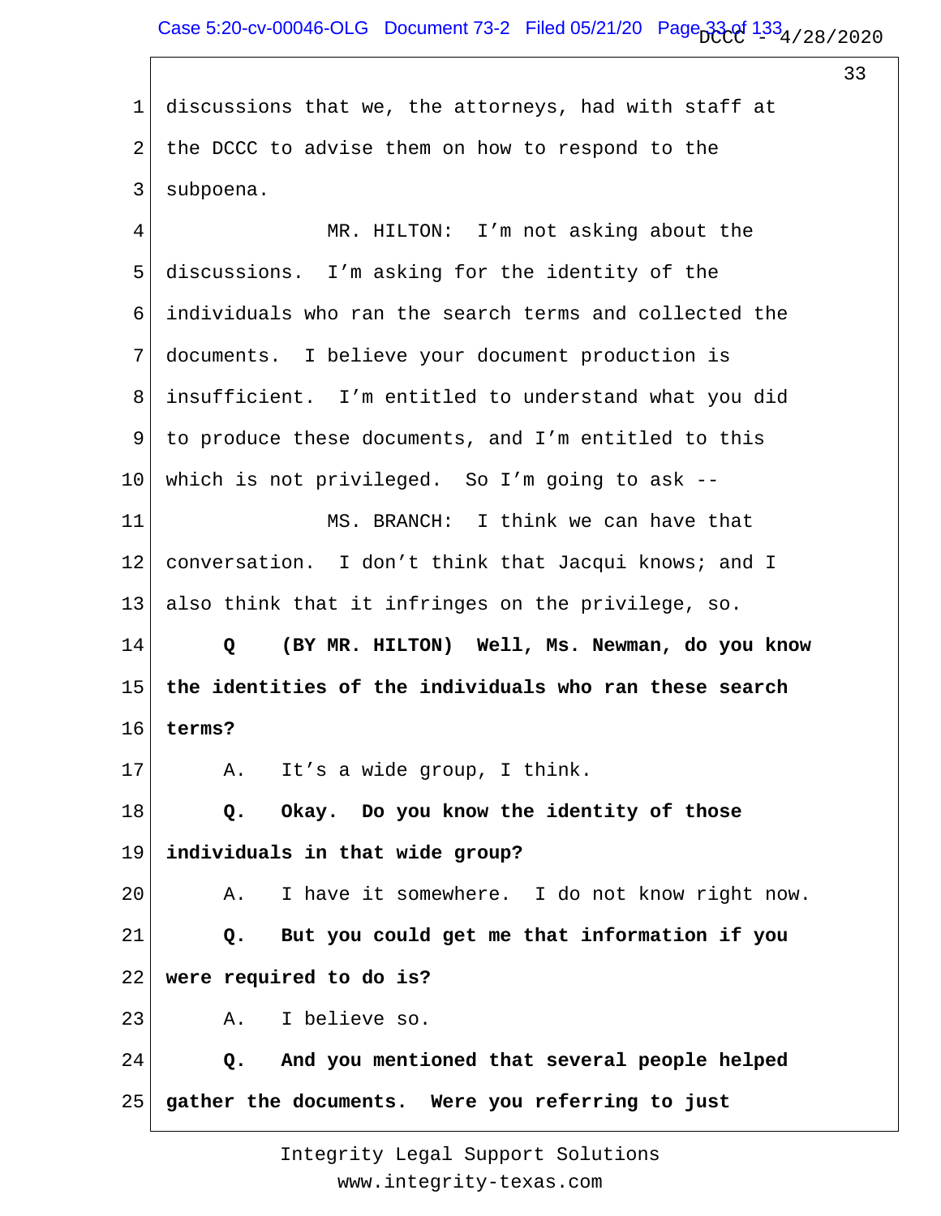discussions that we, the attorneys, had with staff at the DCCC to advise them on how to respond to the subpoena.

MR. HILTON: I'm not asking about the discussions. I'm asking for the identity of the individuals who ran the search terms and collected the documents. I believe your document production is insufficient. I'm entitled to understand what you did to produce these documents, and I'm entitled to this which is not privileged. So I'm going to ask --

MS. BRANCH: I think we can have that conversation. I don't think that Jacqui knows; and I also think that it infringes on the privilege, so.

**Q (BY MR. HILTON) Well, Ms. Newman, do you know the identities of the individuals who ran these search terms?**

A. It's a wide group, I think.

**Q. Okay. Do you know the identity of those individuals in that wide group?**

A. I have it somewhere. I do not know right now.

**Q. But you could get me that information if you were required to do is?**

A. I believe so.

**Q. And you mentioned that several people helped gather the documents. Were you referring to just**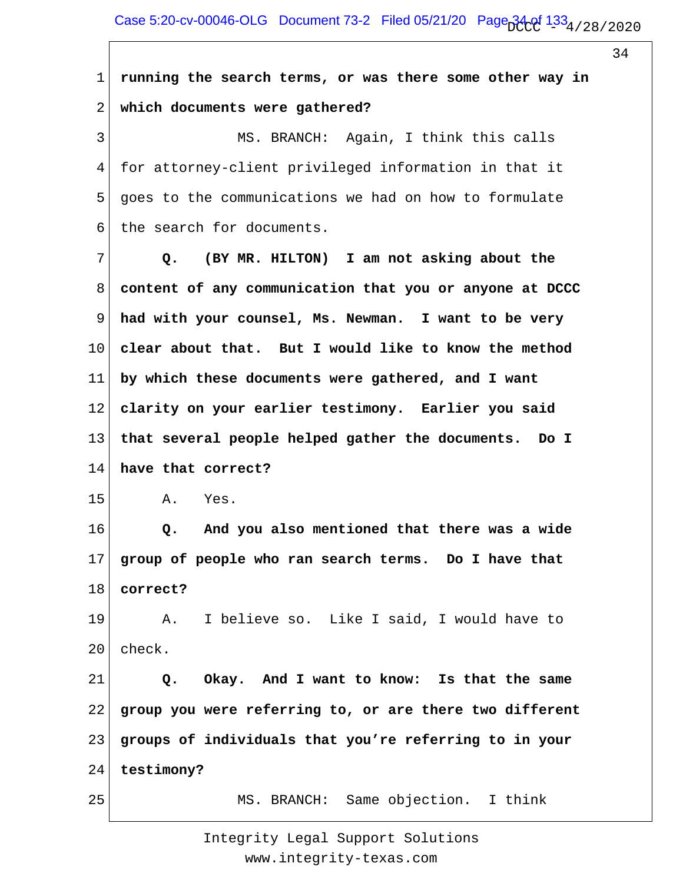1 **running the search terms, or was there some other way in**
2 **which documents were gathered?**
3 MS. BRANCH: Again, I think this calls
4 for attorney-client privileged information in that it
5 goes to the communications we had on how to formulate
6 the search for documents.
7 **Q. (BY MR. HILTON) I am not asking about the**
8 **content of any communication that you or anyone at DCCC**
9 **had with your counsel, Ms. Newman. I want to be very**
10 **clear about that. But I would like to know the method**
11 **by which these documents were gathered, and I want**
12 **clarity on your earlier testimony. Earlier you said**
13 **that several people helped gather the documents. Do I**
14 **have that correct?**
15 A. Yes.
16 **Q. And you also mentioned that there was a wide**
17 **group of people who ran search terms. Do I have that**
18 **correct?**
19 A. I believe so. Like I said, I would have to
20 check.
21 **Q. Okay. And I want to know: Is that the same**
22 **group you were referring to, or are there two different**
23 **groups of individuals that you're referring to in your**
24 **testimony?**
25 MS. BRANCH: Same objection. I think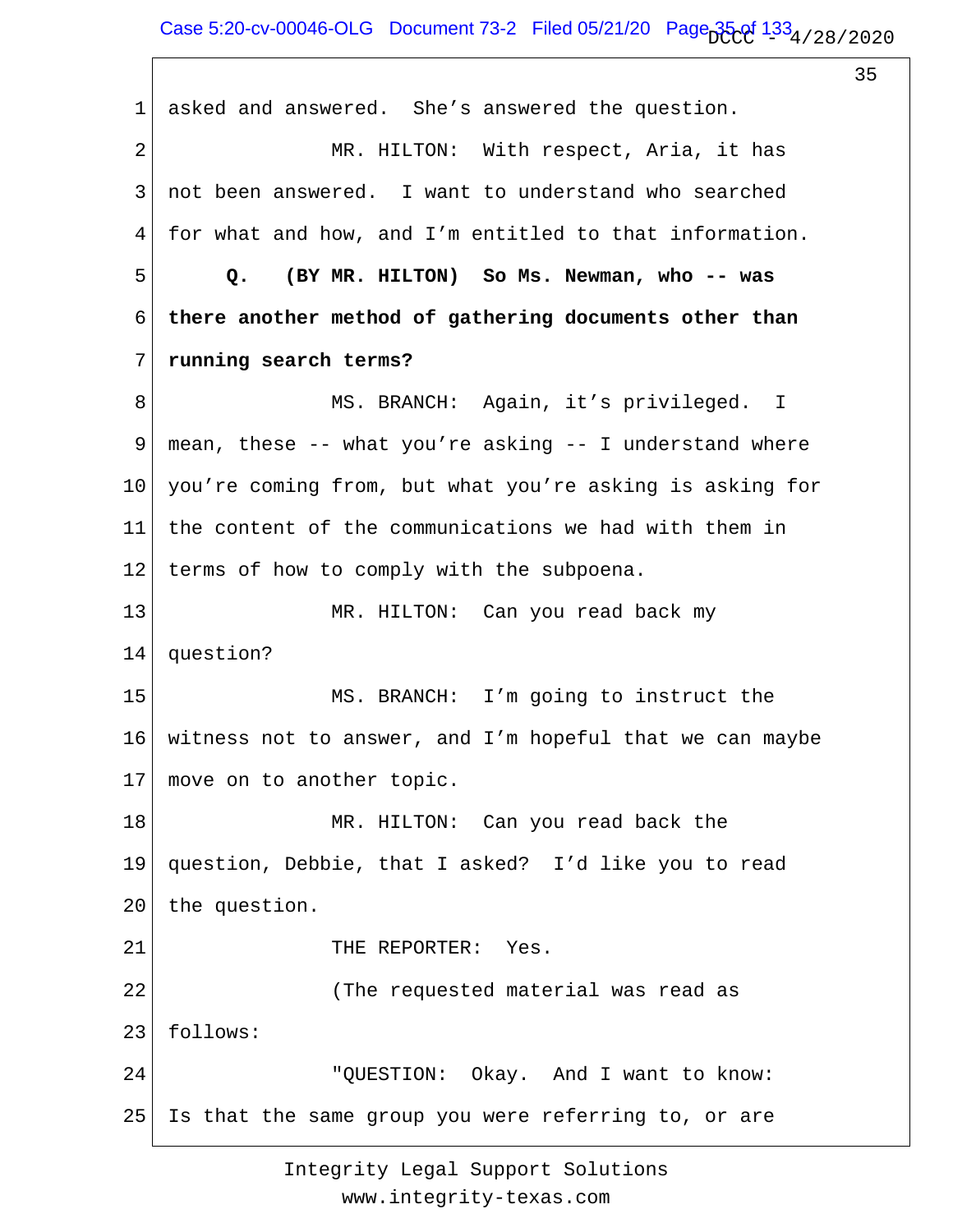1 asked and answered. She's answered the question.

2 MR. HILTON: With respect, Aria, it has

3 not been answered. I want to understand who searched

4 for what and how, and I'm entitled to that information.

5 **Q. (BY MR. HILTON) So Ms. Newman, who -- was**

6 **there another method of gathering documents other than**

7 **running search terms?**

8 MS. BRANCH: Again, it's privileged. I

9 mean, these -- what you're asking -- I understand where

10 you're coming from, but what you're asking is asking for

11 the content of the communications we had with them in

12 terms of how to comply with the subpoena.

13 MR. HILTON: Can you read back my

14 question?

15 MS. BRANCH: I'm going to instruct the

16 witness not to answer, and I'm hopeful that we can maybe

17 move on to another topic.

18 MR. HILTON: Can you read back the

19 question, Debbie, that I asked? I'd like you to read

20 the question.

21 THE REPORTER: Yes.

22 (The requested material was read as

23 follows:

24 "QUESTION: Okay. And I want to know:

25 Is that the same group you were referring to, or are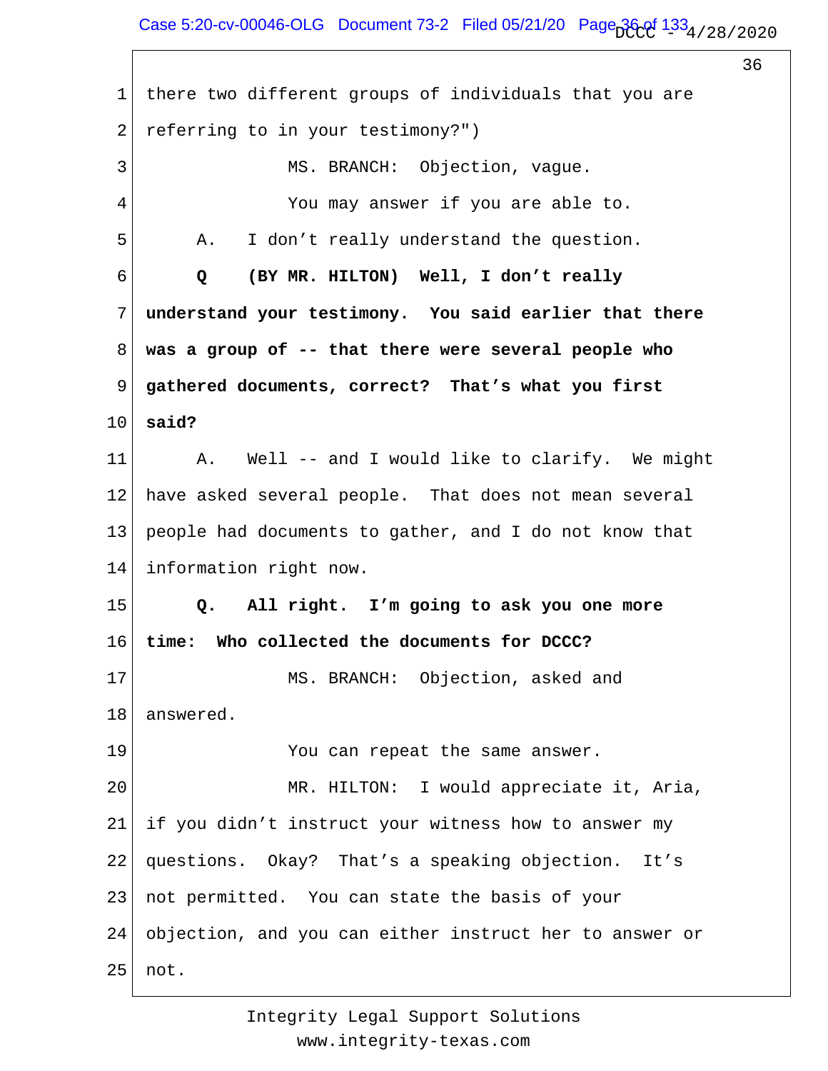1 there two different groups of individuals that you are
2 referring to in your testimony?")
3 MS. BRANCH: Objection, vague.
4 You may answer if you are able to.
5 A. I don't really understand the question.
6 **Q (BY MR. HILTON) Well, I don't really**
7 **understand your testimony. You said earlier that there**
8 **was a group of -- that there were several people who**
9 **gathered documents, correct? That's what you first**
10 **said?**
11 A. Well -- and I would like to clarify. We might
12 have asked several people. That does not mean several
13 people had documents to gather, and I do not know that
14 information right now.
15 **Q. All right. I'm going to ask you one more**
16 **time: Who collected the documents for DCCC?**
17 MS. BRANCH: Objection, asked and
18 answered.
19 You can repeat the same answer.
20 MR. HILTON: I would appreciate it, Aria,
21 if you didn't instruct your witness how to answer my
22 questions. Okay? That's a speaking objection. It's
23 not permitted. You can state the basis of your
24 objection, and you can either instruct her to answer or
25 not.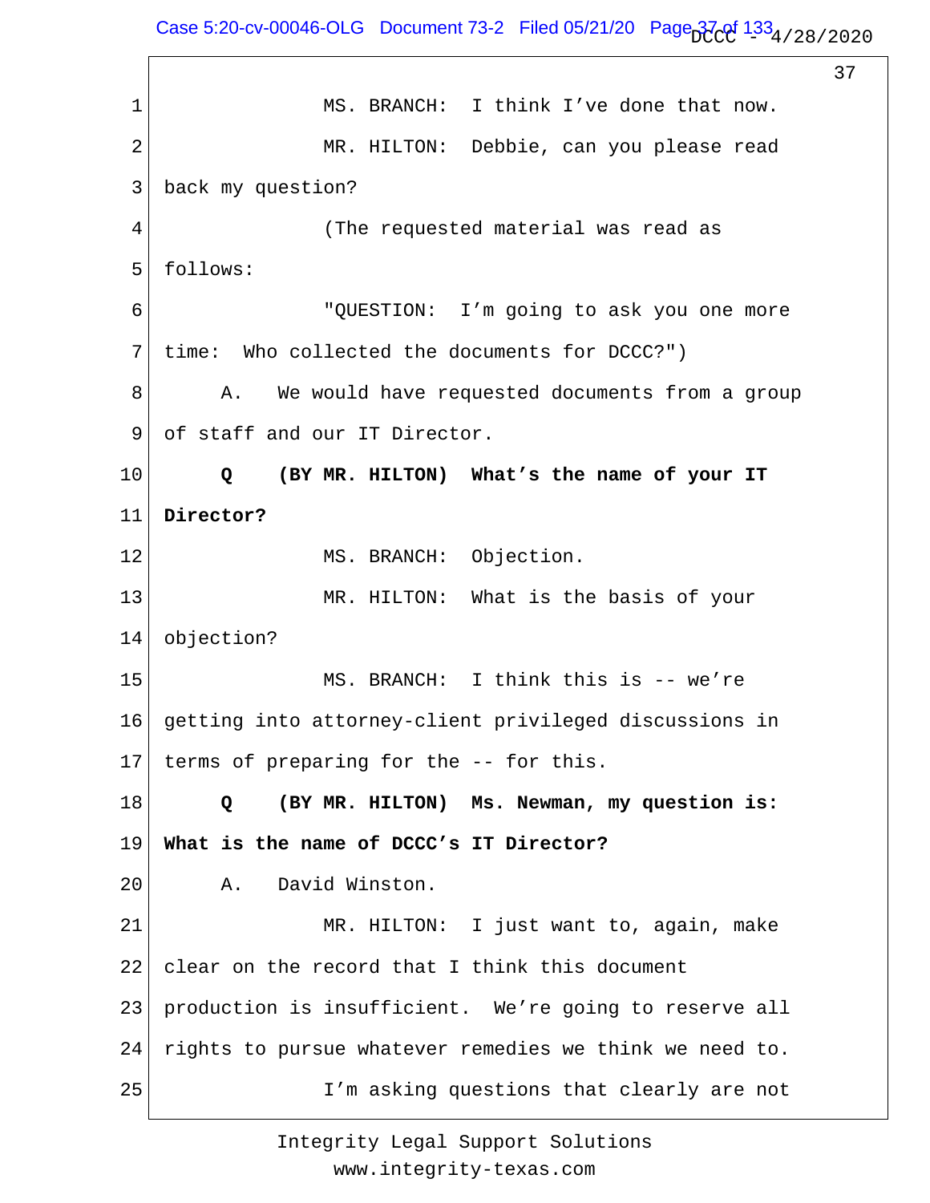MS. BRANCH: I think I've done that now.

MR. HILTON: Debbie, can you please read back my question?

(The requested material was read as follows:

"QUESTION: I'm going to ask you one more time: Who collected the documents for DCCC?")

A. We would have requested documents from a group of staff and our IT Director.

**Q (BY MR. HILTON) What's the name of your IT Director?**

MS. BRANCH: Objection.

MR. HILTON: What is the basis of your objection?

MS. BRANCH: I think this is -- we're getting into attorney-client privileged discussions in terms of preparing for the -- for this.

**Q (BY MR. HILTON) Ms. Newman, my question is: What is the name of DCCC's IT Director?**

A. David Winston.

MR. HILTON: I just want to, again, make clear on the record that I think this document production is insufficient. We're going to reserve all rights to pursue whatever remedies we think we need to.

I'm asking questions that clearly are not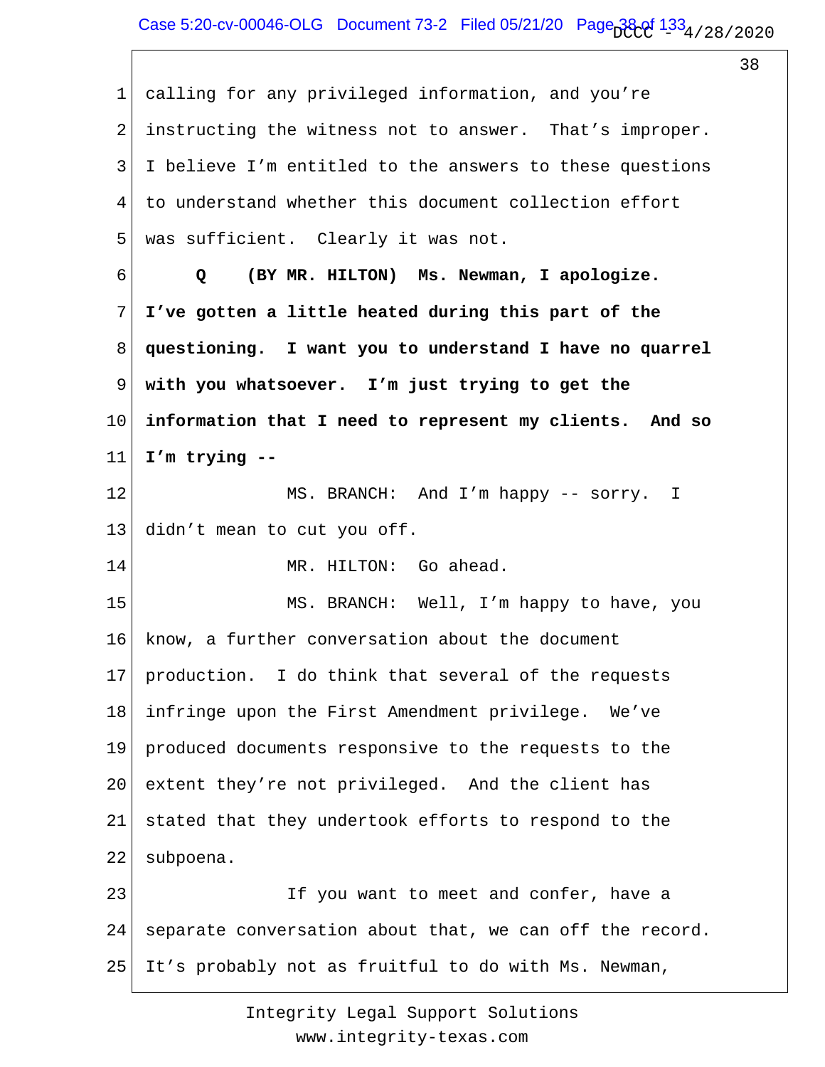calling for any privileged information, and you're instructing the witness not to answer. That's improper. I believe I'm entitled to the answers to these questions to understand whether this document collection effort was sufficient. Clearly it was not.

**Q (BY MR. HILTON) Ms. Newman, I apologize. I've gotten a little heated during this part of the questioning. I want you to understand I have no quarrel with you whatsoever. I'm just trying to get the information that I need to represent my clients. And so I'm trying --**

MS. BRANCH: And I'm happy -- sorry. I didn't mean to cut you off.

MR. HILTON: Go ahead.

MS. BRANCH: Well, I'm happy to have, you know, a further conversation about the document production. I do think that several of the requests infringe upon the First Amendment privilege. We've produced documents responsive to the requests to the extent they're not privileged. And the client has stated that they undertook efforts to respond to the subpoena.

If you want to meet and confer, have a separate conversation about that, we can off the record. It's probably not as fruitful to do with Ms. Newman,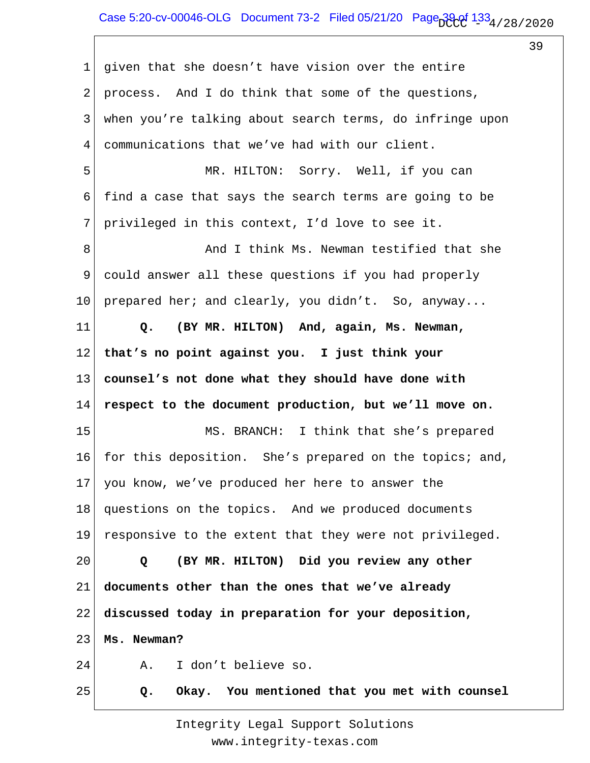given that she doesn't have vision over the entire process. And I do think that some of the questions, when you're talking about search terms, do infringe upon communications that we've had with our client.

MR. HILTON: Sorry. Well, if you can find a case that says the search terms are going to be privileged in this context, I'd love to see it.

And I think Ms. Newman testified that she could answer all these questions if you had properly prepared her; and clearly, you didn't. So, anyway...

**Q. (BY MR. HILTON) And, again, Ms. Newman, that's no point against you. I just think your counsel's not done what they should have done with respect to the document production, but we'll move on.**

MS. BRANCH: I think that she's prepared for this deposition. She's prepared on the topics; and, you know, we've produced her here to answer the questions on the topics. And we produced documents responsive to the extent that they were not privileged.

**Q (BY MR. HILTON) Did you review any other documents other than the ones that we've already discussed today in preparation for your deposition, Ms. Newman?**

A. I don't believe so.

**Q. Okay. You mentioned that you met with counsel**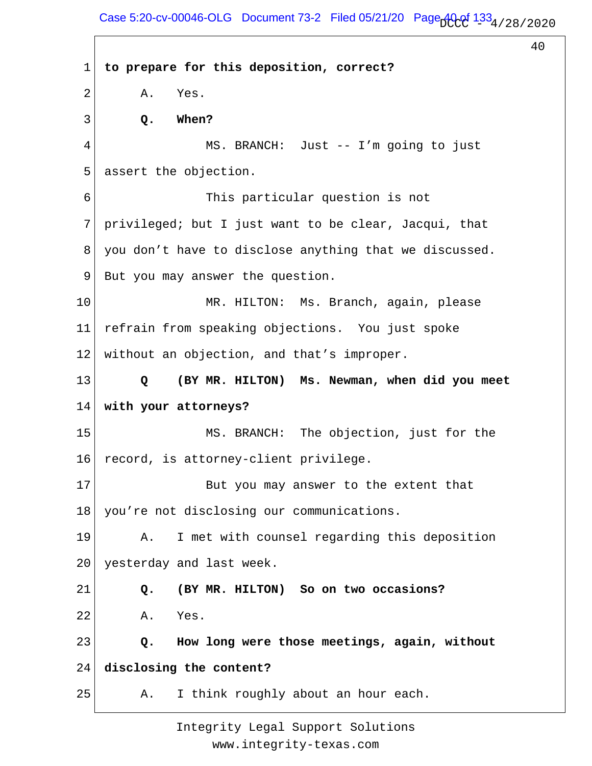**to prepare for this deposition, correct?**

A. Yes.

**Q. When?**

MS. BRANCH: Just -- I'm going to just assert the objection.

This particular question is not privileged; but I just want to be clear, Jacqui, that you don't have to disclose anything that we discussed. But you may answer the question.

MR. HILTON: Ms. Branch, again, please refrain from speaking objections. You just spoke without an objection, and that's improper.

**Q (BY MR. HILTON) Ms. Newman, when did you meet with your attorneys?**

MS. BRANCH: The objection, just for the record, is attorney-client privilege.

But you may answer to the extent that you're not disclosing our communications.

A. I met with counsel regarding this deposition yesterday and last week.

**Q. (BY MR. HILTON) So on two occasions?**

A. Yes.

**Q. How long were those meetings, again, without disclosing the content?**

A. I think roughly about an hour each.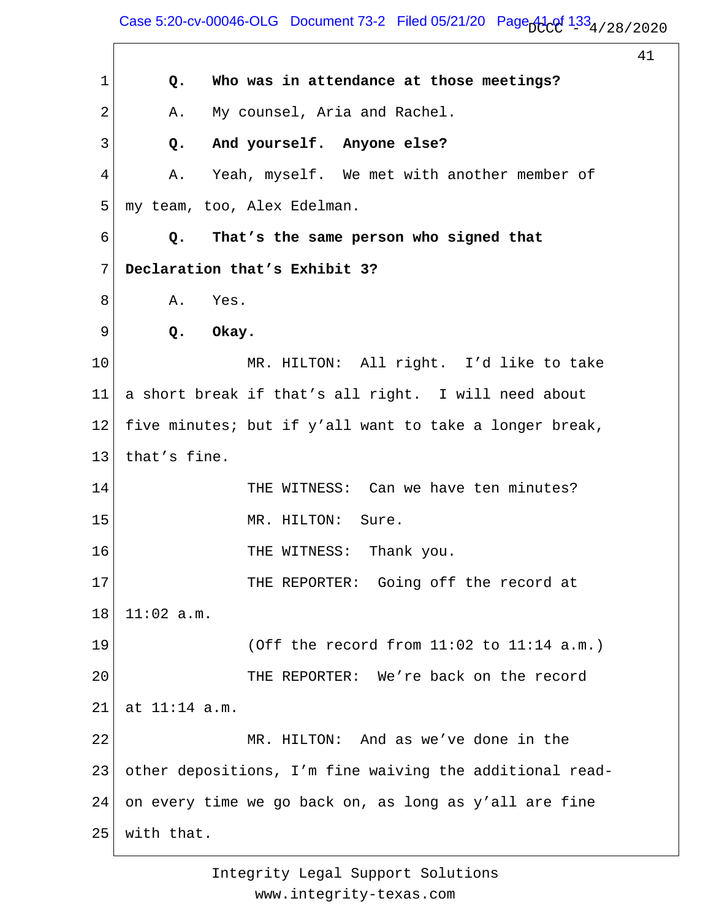1 **Q. Who was in attendance at those meetings?**

2 A. My counsel, Aria and Rachel.

3 **Q. And yourself. Anyone else?**

4 A. Yeah, myself. We met with another member of

5 my team, too, Alex Edelman.

6 **Q. That's the same person who signed that**

7 **Declaration that's Exhibit 3?**

8 A. Yes.

9 **Q. Okay.**

10 MR. HILTON: All right. I'd like to take

11 a short break if that's all right. I will need about

12 five minutes; but if y'all want to take a longer break,

13 that's fine.

14 THE WITNESS: Can we have ten minutes?

15 MR. HILTON: Sure.

16 THE WITNESS: Thank you.

17 THE REPORTER: Going off the record at

18 11:02 a.m.

19 (Off the record from 11:02 to 11:14 a.m.)

20 THE REPORTER: We're back on the record

21 at 11:14 a.m.

22 MR. HILTON: And as we've done in the

23 other depositions, I'm fine waiving the additional read-

24 on every time we go back on, as long as y'all are fine

25 with that.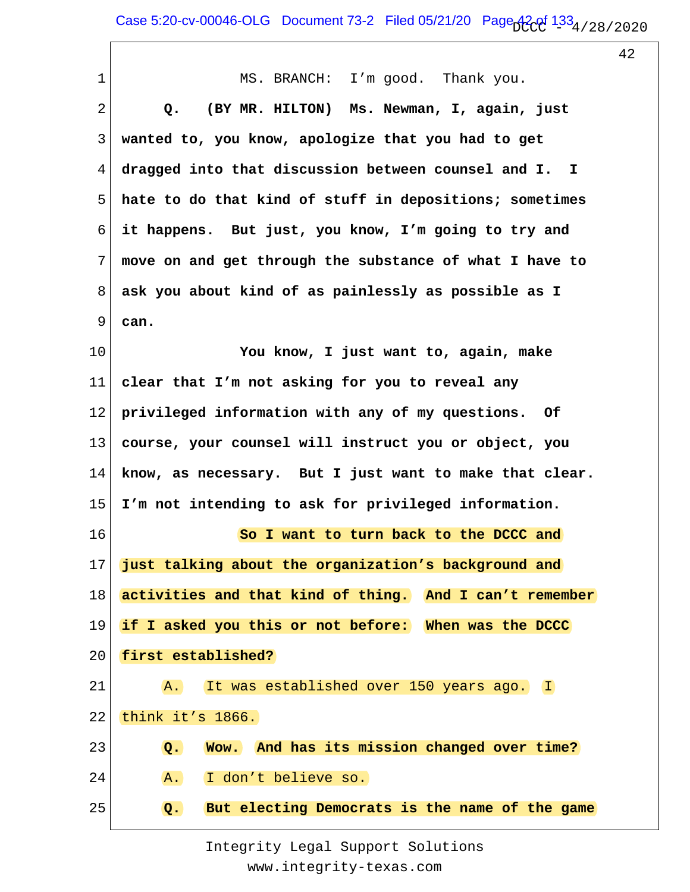MS. BRANCH: I'm good. Thank you.

**Q. (BY MR. HILTON) Ms. Newman, I, again, just wanted to, you know, apologize that you had to get dragged into that discussion between counsel and I. I hate to do that kind of stuff in depositions; sometimes it happens. But just, you know, I'm going to try and move on and get through the substance of what I have to ask you about kind of as painlessly as possible as I can.**

**You know, I just want to, again, make clear that I'm not asking for you to reveal any privileged information with any of my questions. Of course, your counsel will instruct you or object, you know, as necessary. But I just want to make that clear. I'm not intending to ask for privileged information.**

**So I want to turn back to the DCCC and just talking about the organization's background and activities and that kind of thing. And I can't remember if I asked you this or not before: When was the DCCC first established?**

A. It was established over 150 years ago. I think it's 1866.

**Q. Wow. And has its mission changed over time?**

A. I don't believe so.

**Q. But electing Democrats is the name of the game**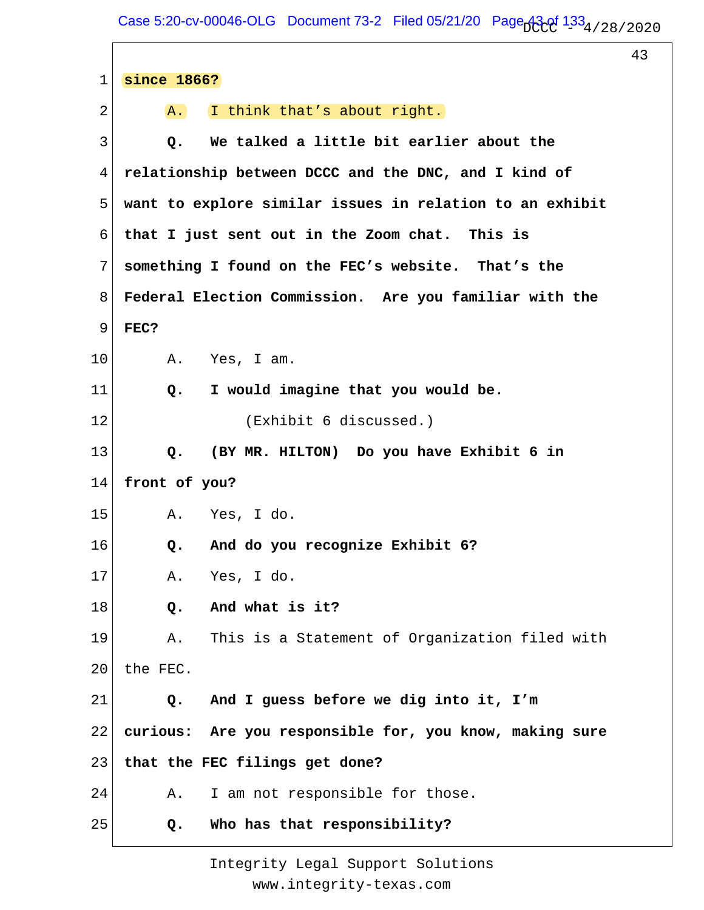1 **since 1866?**

2 A. I think that's about right.

3 **Q. We talked a little bit earlier about the**

4 **relationship between DCCC and the DNC, and I kind of**

5 **want to explore similar issues in relation to an exhibit**

6 **that I just sent out in the Zoom chat. This is**

7 **something I found on the FEC's website. That's the**

8 **Federal Election Commission. Are you familiar with the**

9 **FEC?**

10 A. Yes, I am.

11 **Q. I would imagine that you would be.**

12 (Exhibit 6 discussed.)

13 **Q. (BY MR. HILTON) Do you have Exhibit 6 in**

14 **front of you?**

15 A. Yes, I do.

16 **Q. And do you recognize Exhibit 6?**

17 A. Yes, I do.

18 **Q. And what is it?**

19 A. This is a Statement of Organization filed with

20 the FEC.

21 **Q. And I guess before we dig into it, I'm**

22 **curious: Are you responsible for, you know, making sure**

23 **that the FEC filings get done?**

24 A. I am not responsible for those.

25 **Q. Who has that responsibility?**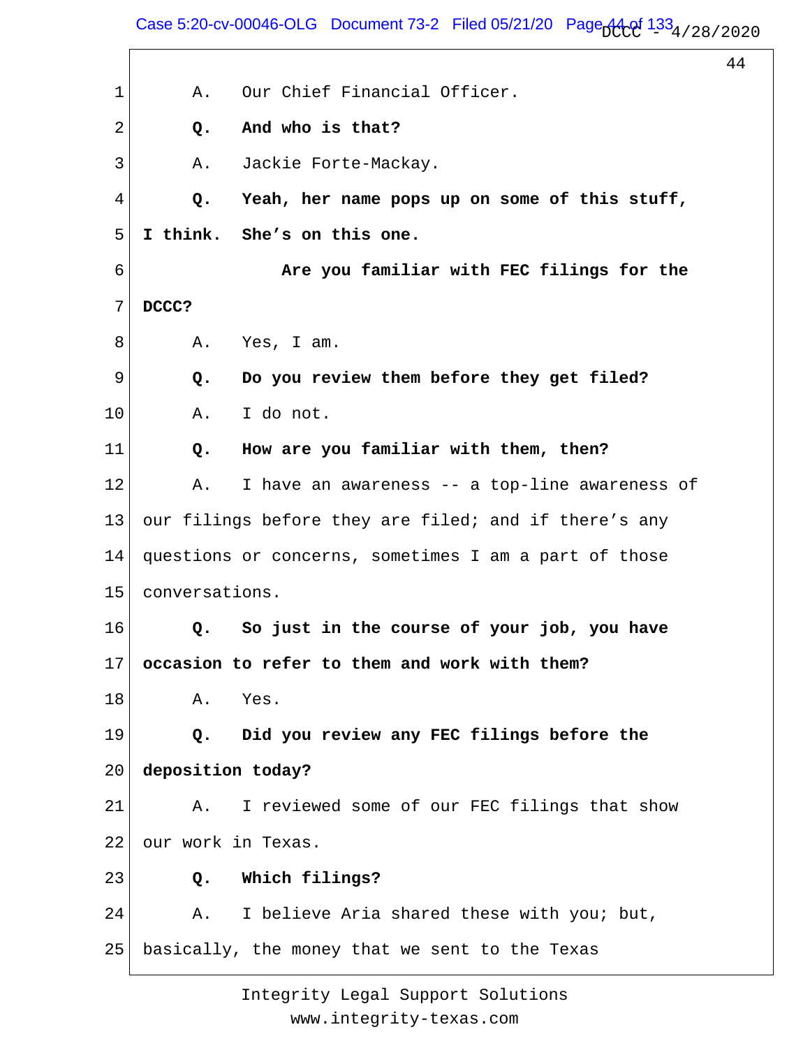A. Our Chief Financial Officer.

**Q. And who is that?**

A. Jackie Forte-Mackay.

**Q. Yeah, her name pops up on some of this stuff, I think. She's on this one.**

**Are you familiar with FEC filings for the DCCC?**

A. Yes, I am.

**Q. Do you review them before they get filed?**

A. I do not.

**Q. How are you familiar with them, then?**

A. I have an awareness -- a top-line awareness of our filings before they are filed; and if there's any questions or concerns, sometimes I am a part of those conversations.

**Q. So just in the course of your job, you have occasion to refer to them and work with them?**

A. Yes.

**Q. Did you review any FEC filings before the deposition today?**

A. I reviewed some of our FEC filings that show our work in Texas.

**Q. Which filings?**

A. I believe Aria shared these with you; but, basically, the money that we sent to the Texas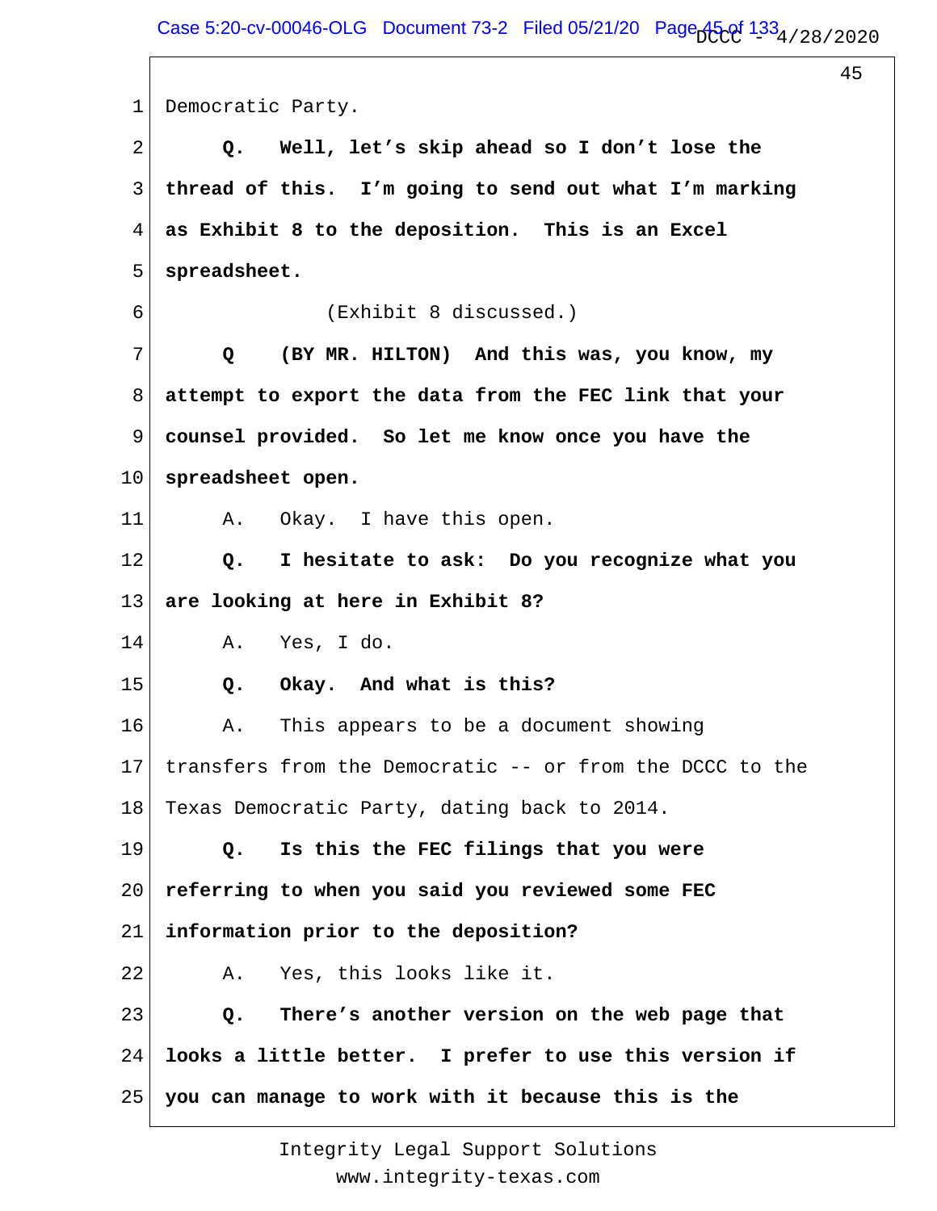1 Democratic Party.

2 **Q. Well, let's skip ahead so I don't lose the**

3 **thread of this. I'm going to send out what I'm marking**

4 **as Exhibit 8 to the deposition. This is an Excel**

5 **spreadsheet.**

6 (Exhibit 8 discussed.)

7 **Q (BY MR. HILTON) And this was, you know, my**

8 **attempt to export the data from the FEC link that your**

9 **counsel provided. So let me know once you have the**

10 **spreadsheet open.**

11 A. Okay. I have this open.

12 **Q. I hesitate to ask: Do you recognize what you**

13 **are looking at here in Exhibit 8?**

14 A. Yes, I do.

15 **Q. Okay. And what is this?**

16 A. This appears to be a document showing

17 transfers from the Democratic -- or from the DCCC to the

18 Texas Democratic Party, dating back to 2014.

19 **Q. Is this the FEC filings that you were**

20 **referring to when you said you reviewed some FEC**

21 **information prior to the deposition?**

22 A. Yes, this looks like it.

23 **Q. There's another version on the web page that**

24 **looks a little better. I prefer to use this version if**

25 **you can manage to work with it because this is the**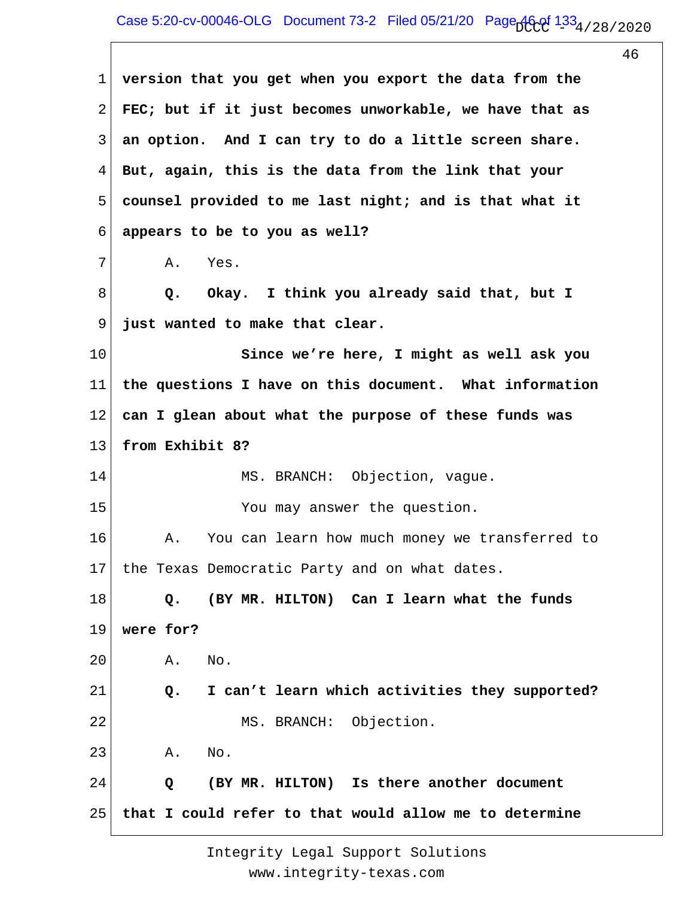1 **version that you get when you export the data from the**

2 **FEC; but if it just becomes unworkable, we have that as**

3 **an option. And I can try to do a little screen share.**

4 **But, again, this is the data from the link that your**

5 **counsel provided to me last night; and is that what it**

6 **appears to be to you as well?**

7 A. Yes.

8 **Q. Okay. I think you already said that, but I**

9 **just wanted to make that clear.**

10 **Since we're here, I might as well ask you**

11 **the questions I have on this document. What information**

12 **can I glean about what the purpose of these funds was**

13 **from Exhibit 8?**

14 MS. BRANCH: Objection, vague.

15 You may answer the question.

16 A. You can learn how much money we transferred to

17 the Texas Democratic Party and on what dates.

18 **Q. (BY MR. HILTON) Can I learn what the funds**

19 **were for?**

20 A. No.

21 **Q. I can't learn which activities they supported?**

22 MS. BRANCH: Objection.

23 A. No.

24 **Q (BY MR. HILTON) Is there another document**

25 **that I could refer to that would allow me to determine**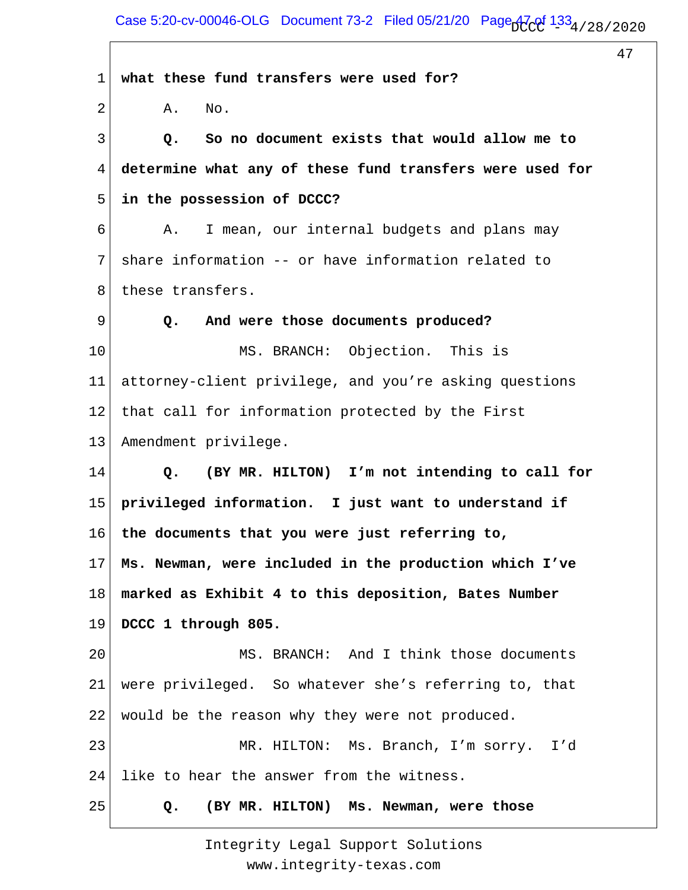what these fund transfers were used for?

A. No.

**Q. So no document exists that would allow me to determine what any of these fund transfers were used for in the possession of DCCC?**

A. I mean, our internal budgets and plans may share information -- or have information related to these transfers.

**Q. And were those documents produced?**

MS. BRANCH: Objection. This is attorney-client privilege, and you're asking questions that call for information protected by the First Amendment privilege.

**Q. (BY MR. HILTON) I'm not intending to call for privileged information. I just want to understand if the documents that you were just referring to, Ms. Newman, were included in the production which I've marked as Exhibit 4 to this deposition, Bates Number DCCC 1 through 805.**

MS. BRANCH: And I think those documents were privileged. So whatever she's referring to, that would be the reason why they were not produced.

MR. HILTON: Ms. Branch, I'm sorry. I'd like to hear the answer from the witness.

**Q. (BY MR. HILTON) Ms. Newman, were those**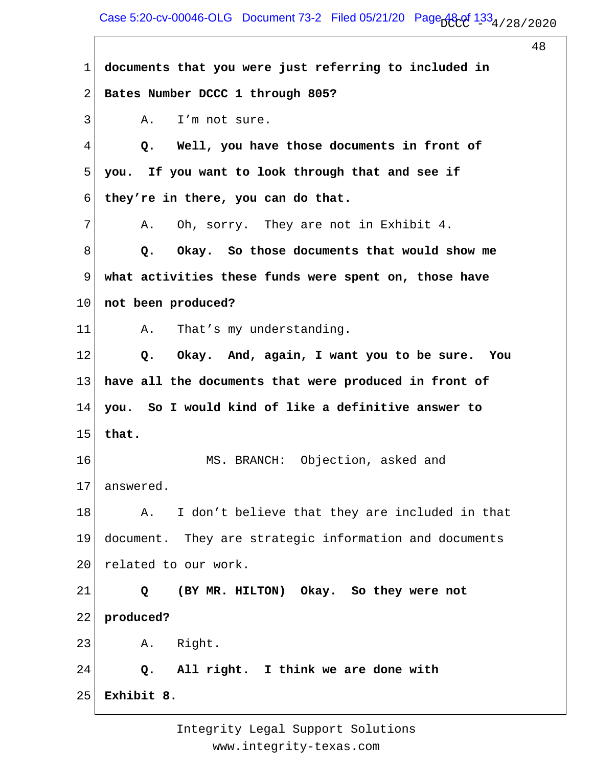1 **documents that you were just referring to included in**

2 **Bates Number DCCC 1 through 805?**

3 A. I'm not sure.

4 **Q. Well, you have those documents in front of**

5 **you. If you want to look through that and see if**

6 **they're in there, you can do that.**

7 A. Oh, sorry. They are not in Exhibit 4.

8 **Q. Okay. So those documents that would show me**

9 **what activities these funds were spent on, those have**

10 **not been produced?**

11 A. That's my understanding.

12 **Q. Okay. And, again, I want you to be sure. You**

13 **have all the documents that were produced in front of**

14 **you. So I would kind of like a definitive answer to**

15 **that.**

16 MS. BRANCH: Objection, asked and

17 answered.

18 A. I don't believe that they are included in that

19 document. They are strategic information and documents

20 related to our work.

21 **Q (BY MR. HILTON) Okay. So they were not**

22 **produced?**

23 A. Right.

24 **Q. All right. I think we are done with**

25 **Exhibit 8.**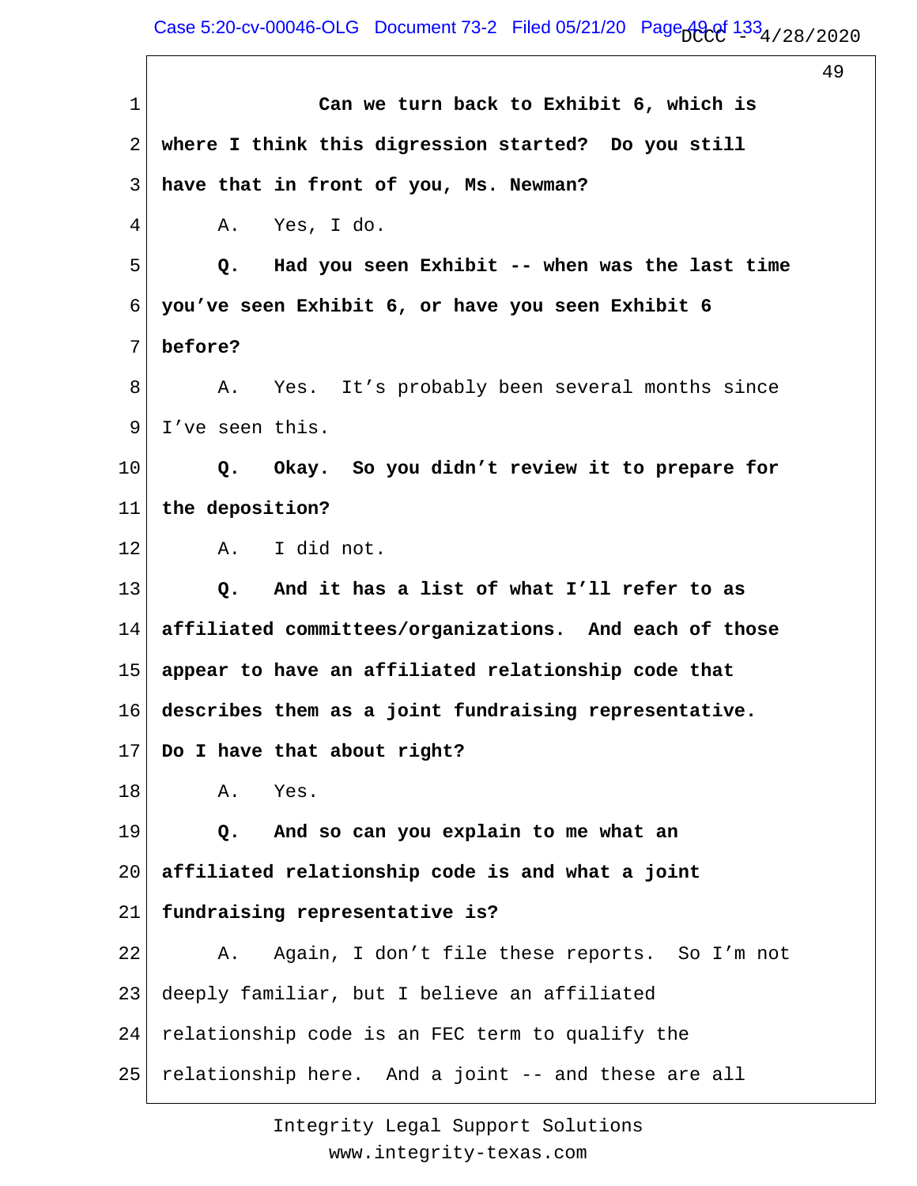**Can we turn back to Exhibit 6, which is where I think this digression started? Do you still have that in front of you, Ms. Newman?**

A. Yes, I do.

**Q. Had you seen Exhibit -- when was the last time you've seen Exhibit 6, or have you seen Exhibit 6 before?**

A. Yes. It's probably been several months since I've seen this.

**Q. Okay. So you didn't review it to prepare for the deposition?**

A. I did not.

**Q. And it has a list of what I'll refer to as affiliated committees/organizations. And each of those appear to have an affiliated relationship code that describes them as a joint fundraising representative. Do I have that about right?**

A. Yes.

**Q. And so can you explain to me what an affiliated relationship code is and what a joint fundraising representative is?**

A. Again, I don't file these reports. So I'm not deeply familiar, but I believe an affiliated relationship code is an FEC term to qualify the relationship here. And a joint -- and these are all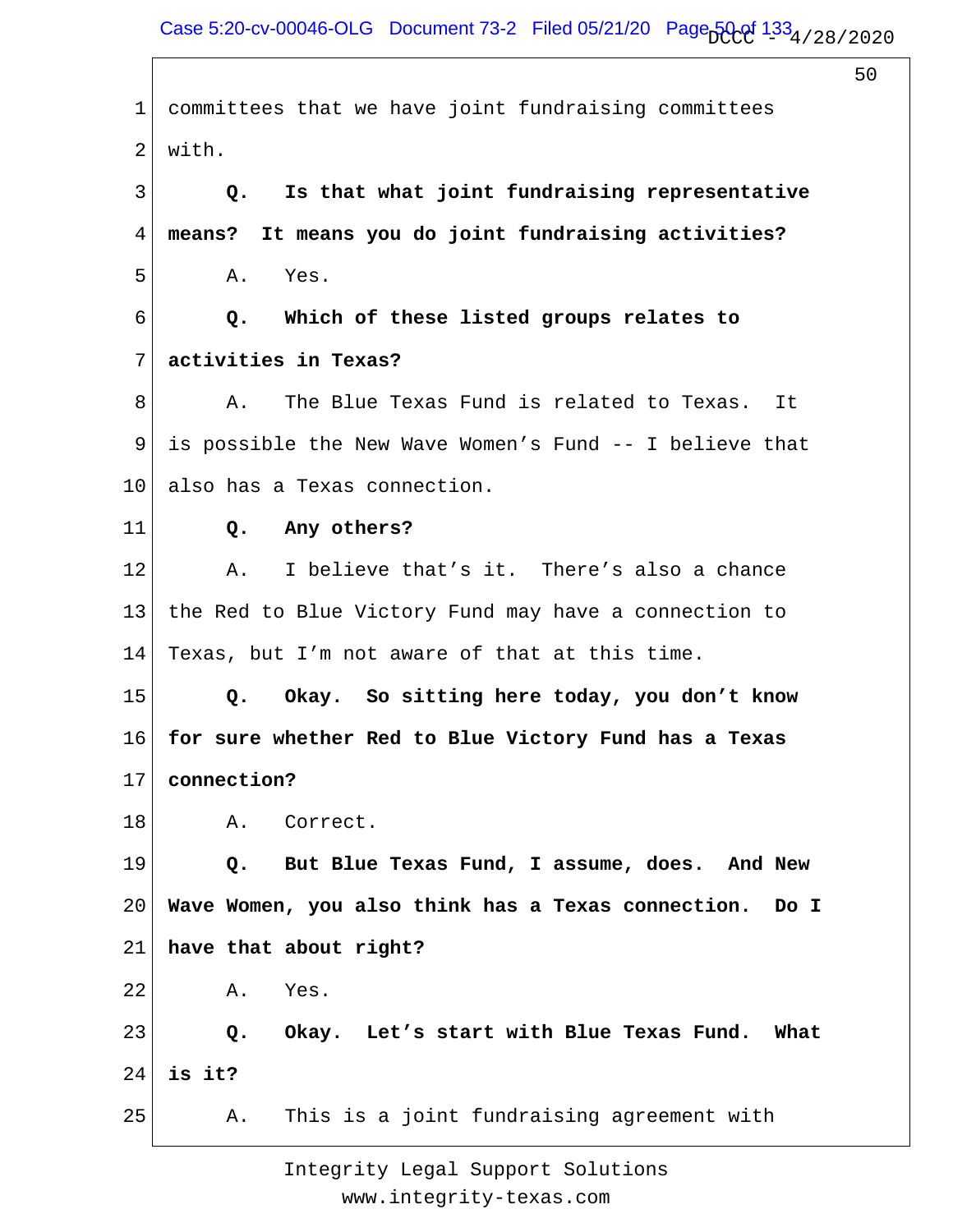committees that we have joint fundraising committees with.

**Q. Is that what joint fundraising representative means? It means you do joint fundraising activities?**

A. Yes.

**Q. Which of these listed groups relates to activities in Texas?**

A. The Blue Texas Fund is related to Texas. It is possible the New Wave Women's Fund -- I believe that also has a Texas connection.

**Q. Any others?**

A. I believe that's it. There's also a chance the Red to Blue Victory Fund may have a connection to Texas, but I'm not aware of that at this time.

**Q. Okay. So sitting here today, you don't know for sure whether Red to Blue Victory Fund has a Texas connection?**

A. Correct.

**Q. But Blue Texas Fund, I assume, does. And New Wave Women, you also think has a Texas connection. Do I have that about right?**

A. Yes.

**Q. Okay. Let's start with Blue Texas Fund. What is it?**

A. This is a joint fundraising agreement with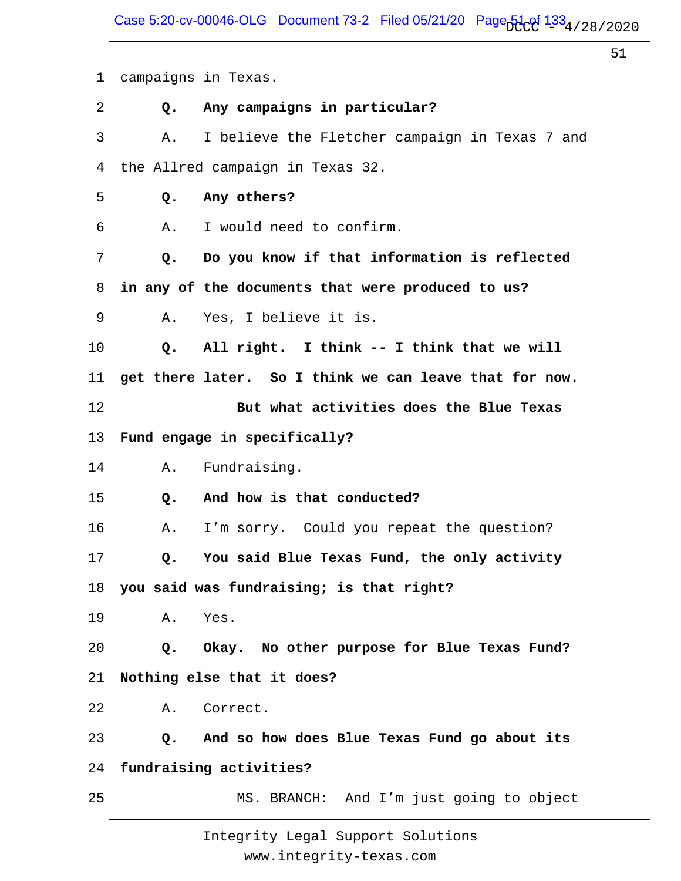1 campaigns in Texas.

2 **Q. Any campaigns in particular?**

3 A. I believe the Fletcher campaign in Texas 7 and

4 the Allred campaign in Texas 32.

5 **Q. Any others?**

6 A. I would need to confirm.

7 **Q. Do you know if that information is reflected**

8 **in any of the documents that were produced to us?**

9 A. Yes, I believe it is.

10 **Q. All right. I think -- I think that we will**

11 **get there later. So I think we can leave that for now.**

12 **But what activities does the Blue Texas**

13 **Fund engage in specifically?**

14 A. Fundraising.

15 **Q. And how is that conducted?**

16 A. I'm sorry. Could you repeat the question?

17 **Q. You said Blue Texas Fund, the only activity**

18 **you said was fundraising; is that right?**

19 A. Yes.

20 **Q. Okay. No other purpose for Blue Texas Fund?**

21 **Nothing else that it does?**

22 A. Correct.

23 **Q. And so how does Blue Texas Fund go about its**

24 **fundraising activities?**

25 MS. BRANCH: And I'm just going to object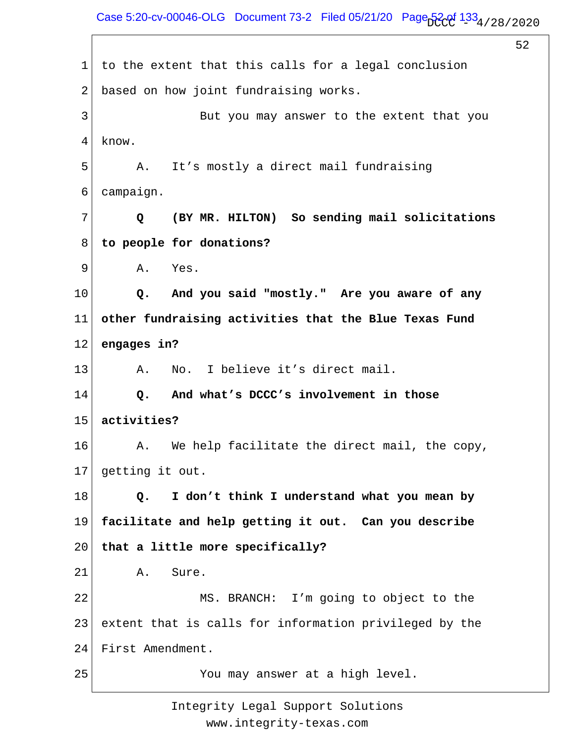to the extent that this calls for a legal conclusion based on how joint fundraising works.

But you may answer to the extent that you know.

A. It's mostly a direct mail fundraising campaign.

**Q (BY MR. HILTON) So sending mail solicitations to people for donations?**

A. Yes.

**Q. And you said "mostly." Are you aware of any other fundraising activities that the Blue Texas Fund engages in?**

A. No. I believe it's direct mail.

**Q. And what's DCCC's involvement in those activities?**

A. We help facilitate the direct mail, the copy, getting it out.

**Q. I don't think I understand what you mean by facilitate and help getting it out. Can you describe that a little more specifically?**

A. Sure.

MS. BRANCH: I'm going to object to the extent that is calls for information privileged by the First Amendment.

You may answer at a high level.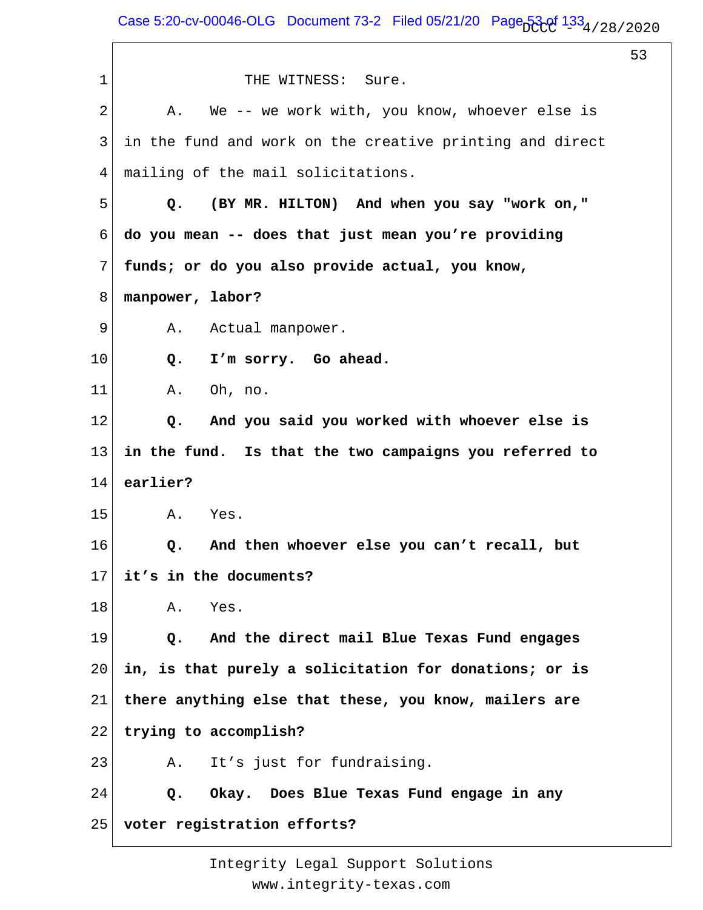THE WITNESS: Sure.

A. We -- we work with, you know, whoever else is in the fund and work on the creative printing and direct mailing of the mail solicitations.

**Q. (BY MR. HILTON) And when you say "work on," do you mean -- does that just mean you're providing funds; or do you also provide actual, you know, manpower, labor?**

A. Actual manpower.

**Q. I'm sorry. Go ahead.**

A. Oh, no.

**Q. And you said you worked with whoever else is in the fund. Is that the two campaigns you referred to earlier?**

A. Yes.

**Q. And then whoever else you can't recall, but it's in the documents?**

A. Yes.

**Q. And the direct mail Blue Texas Fund engages in, is that purely a solicitation for donations; or is there anything else that these, you know, mailers are trying to accomplish?**

A. It's just for fundraising.

**Q. Okay. Does Blue Texas Fund engage in any voter registration efforts?**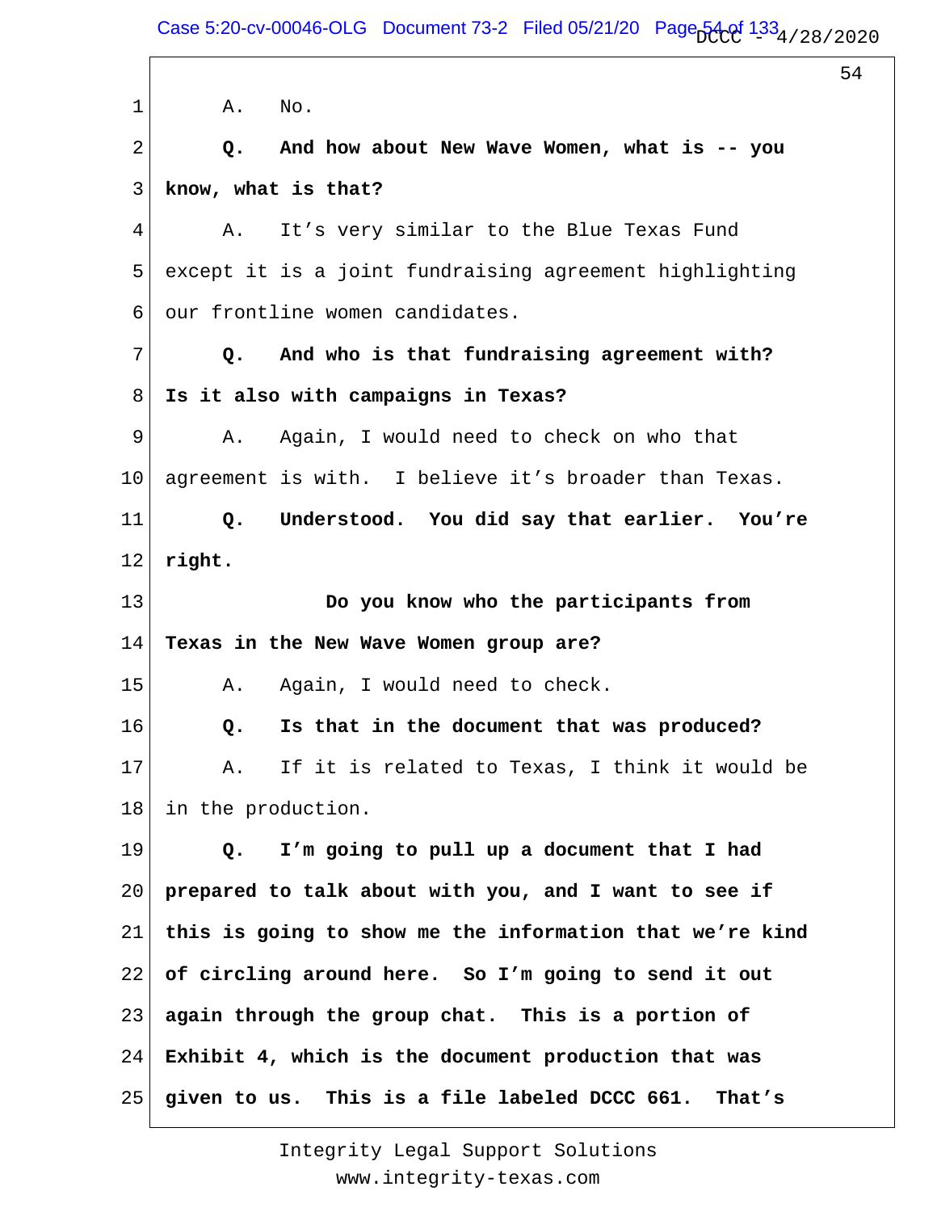A. No.

**Q. And how about New Wave Women, what is -- you know, what is that?**

A. It's very similar to the Blue Texas Fund except it is a joint fundraising agreement highlighting our frontline women candidates.

**Q. And who is that fundraising agreement with? Is it also with campaigns in Texas?**

A. Again, I would need to check on who that agreement is with. I believe it's broader than Texas.

**Q. Understood. You did say that earlier. You're right.**

**Do you know who the participants from Texas in the New Wave Women group are?**

A. Again, I would need to check.

**Q. Is that in the document that was produced?**

A. If it is related to Texas, I think it would be in the production.

**Q. I'm going to pull up a document that I had prepared to talk about with you, and I want to see if this is going to show me the information that we're kind of circling around here. So I'm going to send it out again through the group chat. This is a portion of Exhibit 4, which is the document production that was given to us. This is a file labeled DCCC 661. That's**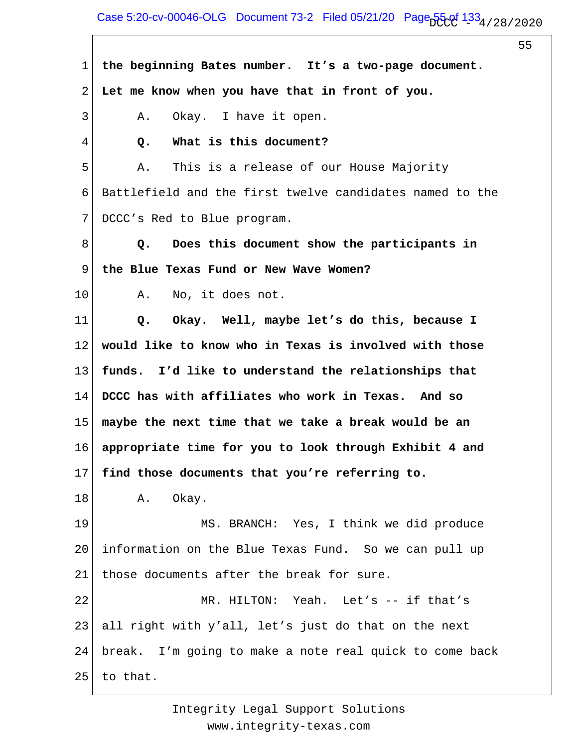**the beginning Bates number. It's a two-page document. Let me know when you have that in front of you.**

A. Okay. I have it open.

**Q. What is this document?**

A. This is a release of our House Majority Battlefield and the first twelve candidates named to the DCCC's Red to Blue program.

**Q. Does this document show the participants in the Blue Texas Fund or New Wave Women?**

A. No, it does not.

**Q. Okay. Well, maybe let's do this, because I would like to know who in Texas is involved with those funds. I'd like to understand the relationships that DCCC has with affiliates who work in Texas. And so maybe the next time that we take a break would be an appropriate time for you to look through Exhibit 4 and find those documents that you're referring to.**

A. Okay.

MS. BRANCH: Yes, I think we did produce information on the Blue Texas Fund. So we can pull up those documents after the break for sure.

MR. HILTON: Yeah. Let's -- if that's all right with y'all, let's just do that on the next break. I'm going to make a note real quick to come back to that.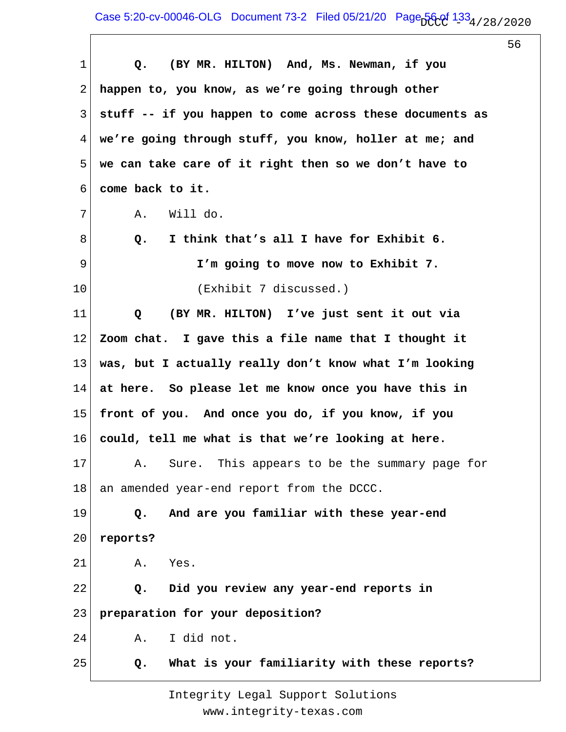1 **Q. (BY MR. HILTON) And, Ms. Newman, if you**
2 **happen to, you know, as we're going through other**
3 **stuff -- if you happen to come across these documents as**
4 **we're going through stuff, you know, holler at me; and**
5 **we can take care of it right then so we don't have to**
6 **come back to it.**
7 A. Will do.
8 **Q. I think that's all I have for Exhibit 6.**
9 **I'm going to move now to Exhibit 7.**
10 (Exhibit 7 discussed.)
11 **Q (BY MR. HILTON) I've just sent it out via**
12 **Zoom chat. I gave this a file name that I thought it**
13 **was, but I actually really don't know what I'm looking**
14 **at here. So please let me know once you have this in**
15 **front of you. And once you do, if you know, if you**
16 **could, tell me what is that we're looking at here.**
17 A. Sure. This appears to be the summary page for
18 an amended year-end report from the DCCC.
19 **Q. And are you familiar with these year-end**
20 **reports?**
21 A. Yes.
22 **Q. Did you review any year-end reports in**
23 **preparation for your deposition?**
24 A. I did not.
25 **Q. What is your familiarity with these reports?**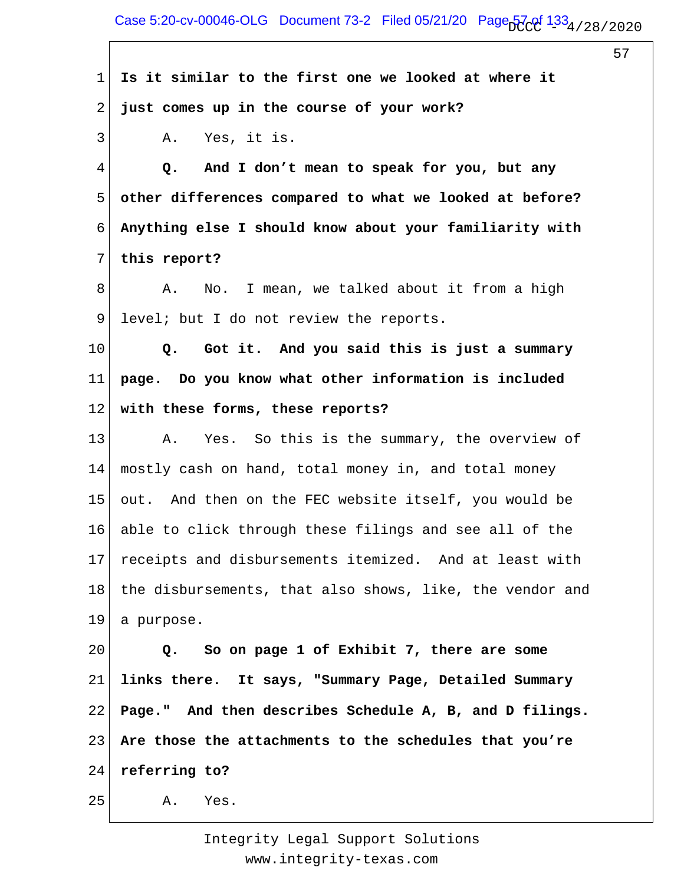**Is it similar to the first one we looked at where it just comes up in the course of your work?**

A. Yes, it is.

**Q. And I don't mean to speak for you, but any other differences compared to what we looked at before? Anything else I should know about your familiarity with this report?**

A. No. I mean, we talked about it from a high level; but I do not review the reports.

**Q. Got it. And you said this is just a summary page. Do you know what other information is included with these forms, these reports?**

A. Yes. So this is the summary, the overview of mostly cash on hand, total money in, and total money out. And then on the FEC website itself, you would be able to click through these filings and see all of the receipts and disbursements itemized. And at least with the disbursements, that also shows, like, the vendor and a purpose.

**Q. So on page 1 of Exhibit 7, there are some links there. It says, "Summary Page, Detailed Summary Page." And then describes Schedule A, B, and D filings. Are those the attachments to the schedules that you're referring to?**

A. Yes.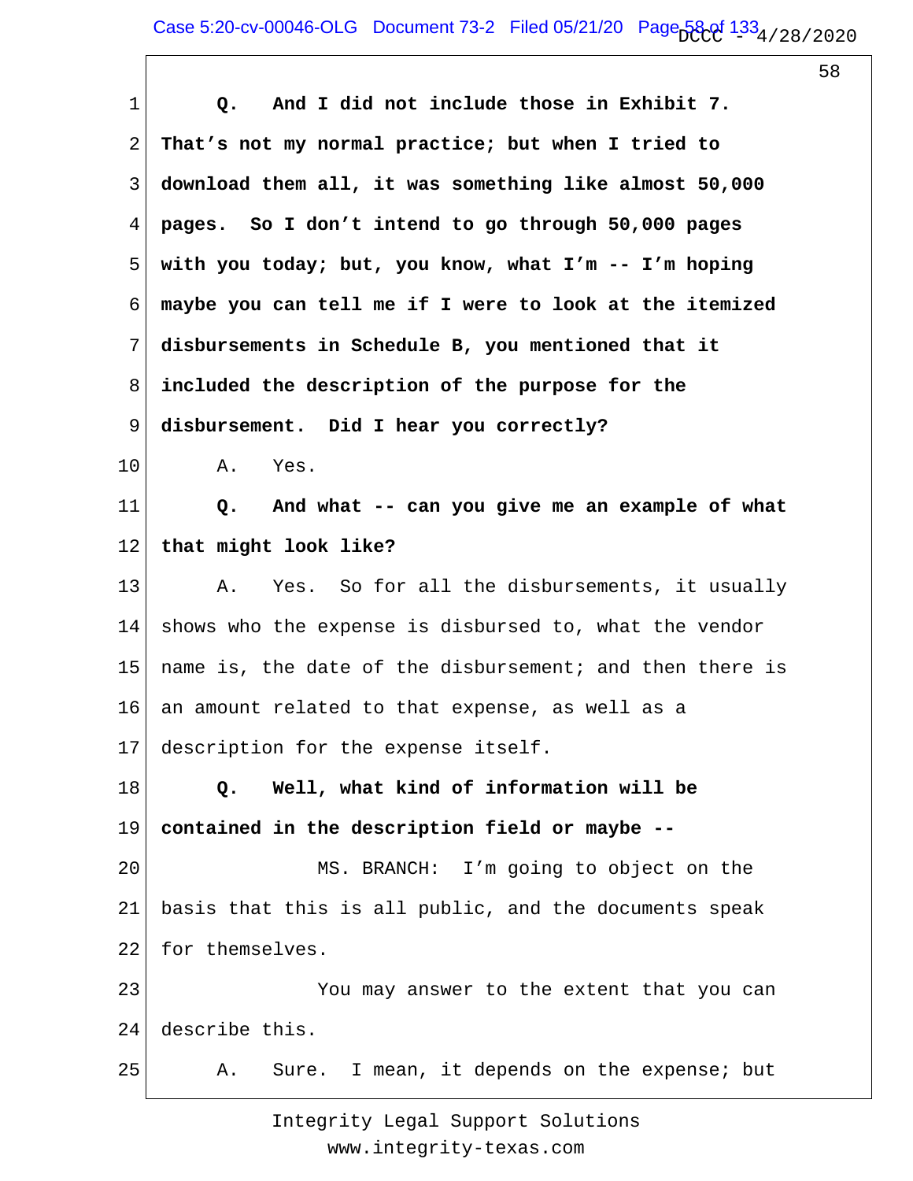1 **Q. And I did not include those in Exhibit 7.**
2 **That's not my normal practice; but when I tried to**
3 **download them all, it was something like almost 50,000**
4 **pages. So I don't intend to go through 50,000 pages**
5 **with you today; but, you know, what I'm -- I'm hoping**
6 **maybe you can tell me if I were to look at the itemized**
7 **disbursements in Schedule B, you mentioned that it**
8 **included the description of the purpose for the**
9 **disbursement. Did I hear you correctly?**
10 A. Yes.
11 **Q. And what -- can you give me an example of what**
12 **that might look like?**
13 A. Yes. So for all the disbursements, it usually
14 shows who the expense is disbursed to, what the vendor
15 name is, the date of the disbursement; and then there is
16 an amount related to that expense, as well as a
17 description for the expense itself.
18 **Q. Well, what kind of information will be**
19 **contained in the description field or maybe --**
20 MS. BRANCH: I'm going to object on the
21 basis that this is all public, and the documents speak
22 for themselves.
23 You may answer to the extent that you can
24 describe this.
25 A. Sure. I mean, it depends on the expense; but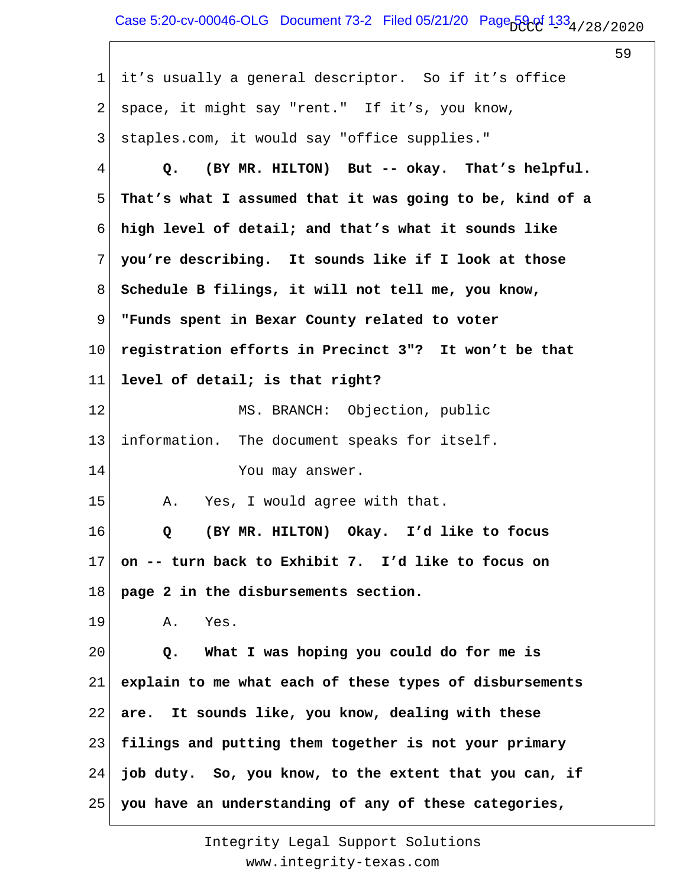1 it's usually a general descriptor. So if it's office
2 space, it might say "rent." If it's, you know,
3 staples.com, it would say "office supplies."
4 **Q. (BY MR. HILTON) But -- okay. That's helpful.**
5 **That's what I assumed that it was going to be, kind of a**
6 **high level of detail; and that's what it sounds like**
7 **you're describing. It sounds like if I look at those**
8 **Schedule B filings, it will not tell me, you know,**
9 **"Funds spent in Bexar County related to voter**
10 **registration efforts in Precinct 3"? It won't be that**
11 **level of detail; is that right?**
12 MS. BRANCH: Objection, public
13 information. The document speaks for itself.
14 You may answer.
15 A. Yes, I would agree with that.
16 **Q (BY MR. HILTON) Okay. I'd like to focus**
17 **on -- turn back to Exhibit 7. I'd like to focus on**
18 **page 2 in the disbursements section.**
19 A. Yes.
20 **Q. What I was hoping you could do for me is**
21 **explain to me what each of these types of disbursements**
22 **are. It sounds like, you know, dealing with these**
23 **filings and putting them together is not your primary**
24 **job duty. So, you know, to the extent that you can, if**
25 **you have an understanding of any of these categories,**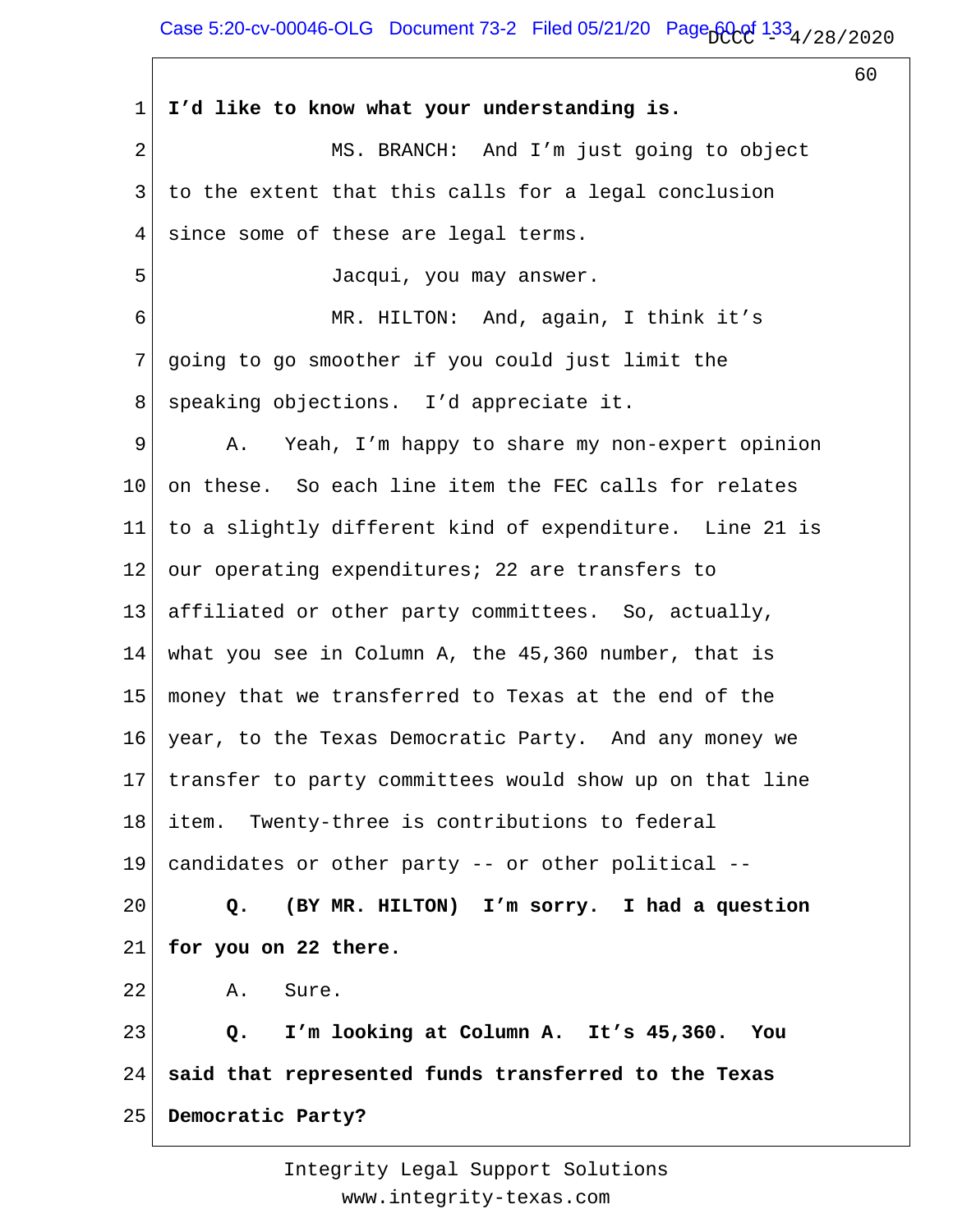**I'd like to know what your understanding is.**

MS. BRANCH: And I'm just going to object to the extent that this calls for a legal conclusion since some of these are legal terms.

Jacqui, you may answer.

MR. HILTON: And, again, I think it's going to go smoother if you could just limit the speaking objections. I'd appreciate it.

A. Yeah, I'm happy to share my non-expert opinion on these. So each line item the FEC calls for relates to a slightly different kind of expenditure. Line 21 is our operating expenditures; 22 are transfers to affiliated or other party committees. So, actually, what you see in Column A, the 45,360 number, that is money that we transferred to Texas at the end of the year, to the Texas Democratic Party. And any money we transfer to party committees would show up on that line item. Twenty-three is contributions to federal candidates or other party -- or other political --

**Q. (BY MR. HILTON) I'm sorry. I had a question for you on 22 there.**

A. Sure.

**Q. I'm looking at Column A. It's 45,360. You said that represented funds transferred to the Texas Democratic Party?**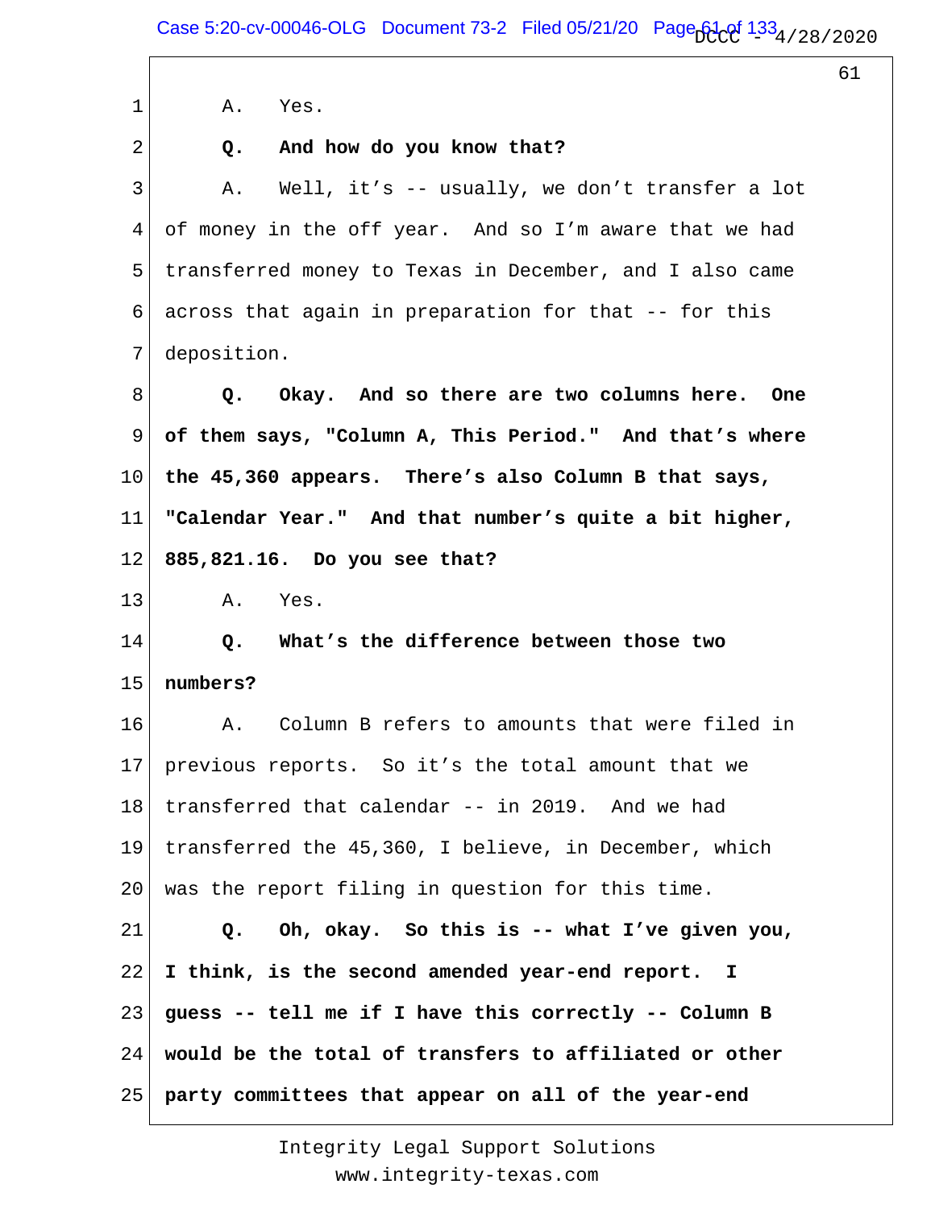A. Yes.

**Q. And how do you know that?**

A. Well, it's -- usually, we don't transfer a lot of money in the off year. And so I'm aware that we had transferred money to Texas in December, and I also came across that again in preparation for that -- for this deposition.

**Q. Okay. And so there are two columns here. One of them says, "Column A, This Period." And that's where the 45,360 appears. There's also Column B that says, "Calendar Year." And that number's quite a bit higher, 885,821.16. Do you see that?**

A. Yes.

**Q. What's the difference between those two numbers?**

A. Column B refers to amounts that were filed in previous reports. So it's the total amount that we transferred that calendar -- in 2019. And we had transferred the 45,360, I believe, in December, which was the report filing in question for this time.

**Q. Oh, okay. So this is -- what I've given you, I think, is the second amended year-end report. I guess -- tell me if I have this correctly -- Column B would be the total of transfers to affiliated or other party committees that appear on all of the year-end**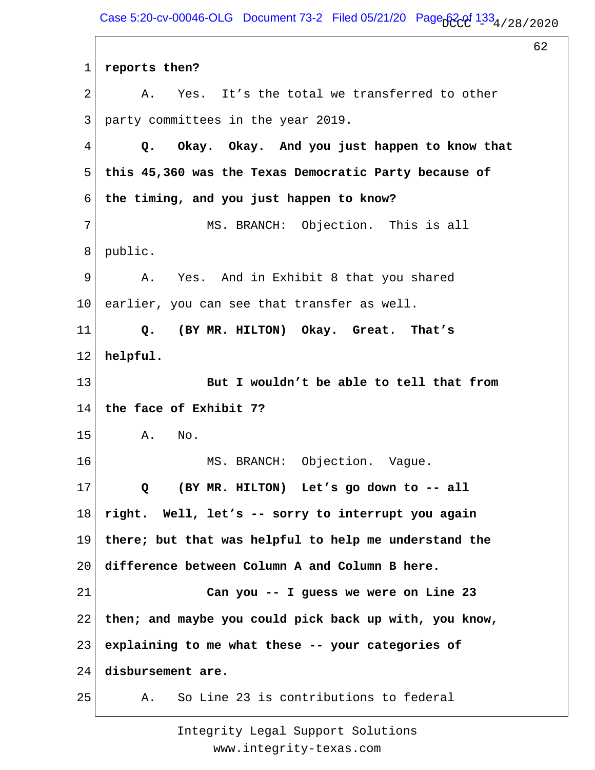1 **reports then?**

2 A. Yes. It's the total we transferred to other

3 party committees in the year 2019.

4 **Q. Okay. Okay. And you just happen to know that**

5 **this 45,360 was the Texas Democratic Party because of**

6 **the timing, and you just happen to know?**

7 MS. BRANCH: Objection. This is all

8 public.

9 A. Yes. And in Exhibit 8 that you shared

10 earlier, you can see that transfer as well.

11 **Q. (BY MR. HILTON) Okay. Great. That's**

12 **helpful.**

13 **But I wouldn't be able to tell that from**

14 **the face of Exhibit 7?**

15 A. No.

16 MS. BRANCH: Objection. Vague.

17 **Q (BY MR. HILTON) Let's go down to -- all**

18 **right. Well, let's -- sorry to interrupt you again**

19 **there; but that was helpful to help me understand the**

20 **difference between Column A and Column B here.**

21 **Can you -- I guess we were on Line 23**

22 **then; and maybe you could pick back up with, you know,**

23 **explaining to me what these -- your categories of**

24 **disbursement are.**

25 A. So Line 23 is contributions to federal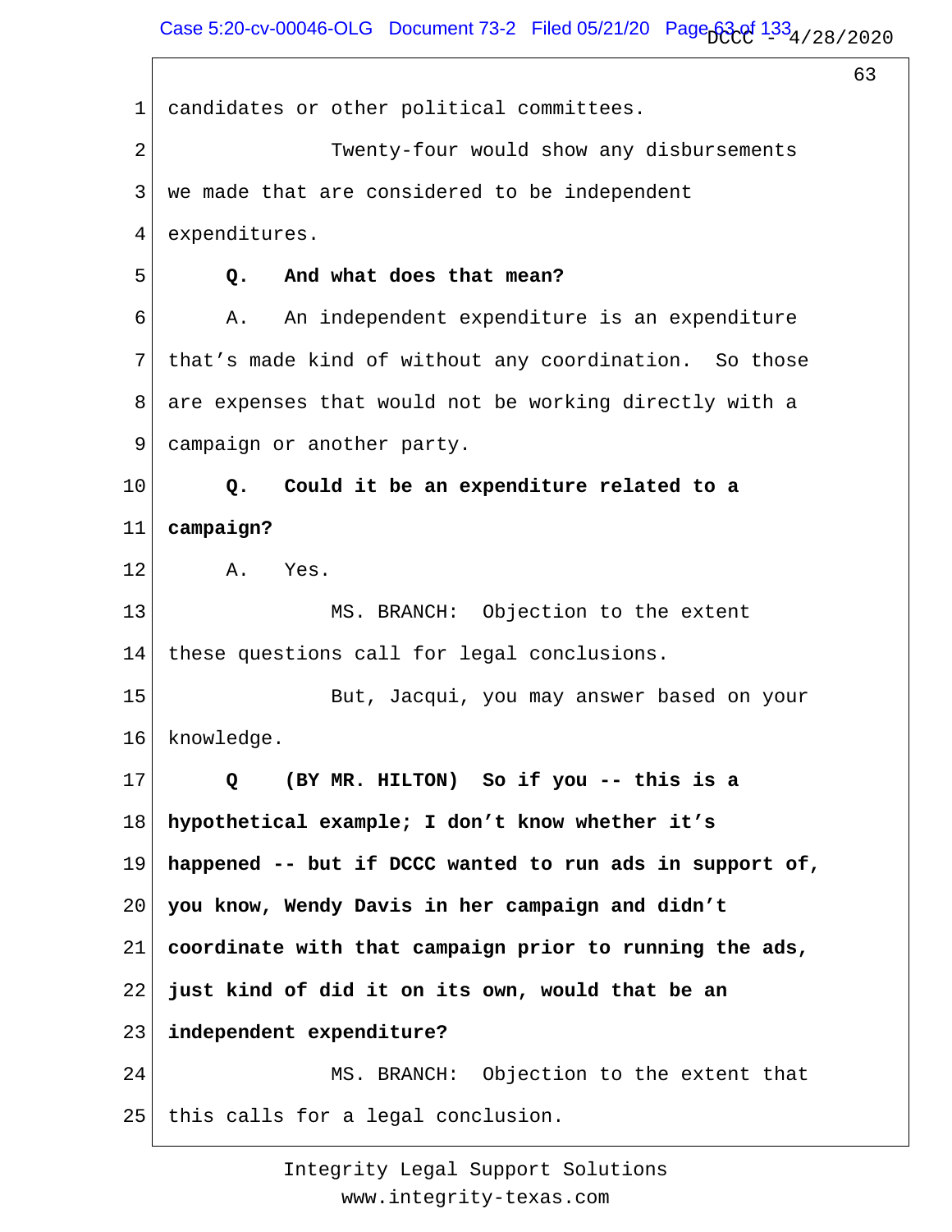candidates or other political committees.

Twenty-four would show any disbursements we made that are considered to be independent expenditures.

**Q. And what does that mean?**

A. An independent expenditure is an expenditure that's made kind of without any coordination. So those are expenses that would not be working directly with a campaign or another party.

**Q. Could it be an expenditure related to a campaign?**

A. Yes.

MS. BRANCH: Objection to the extent these questions call for legal conclusions.

But, Jacqui, you may answer based on your knowledge.

**Q (BY MR. HILTON) So if you -- this is a hypothetical example; I don't know whether it's happened -- but if DCCC wanted to run ads in support of, you know, Wendy Davis in her campaign and didn't coordinate with that campaign prior to running the ads, just kind of did it on its own, would that be an independent expenditure?**

MS. BRANCH: Objection to the extent that this calls for a legal conclusion.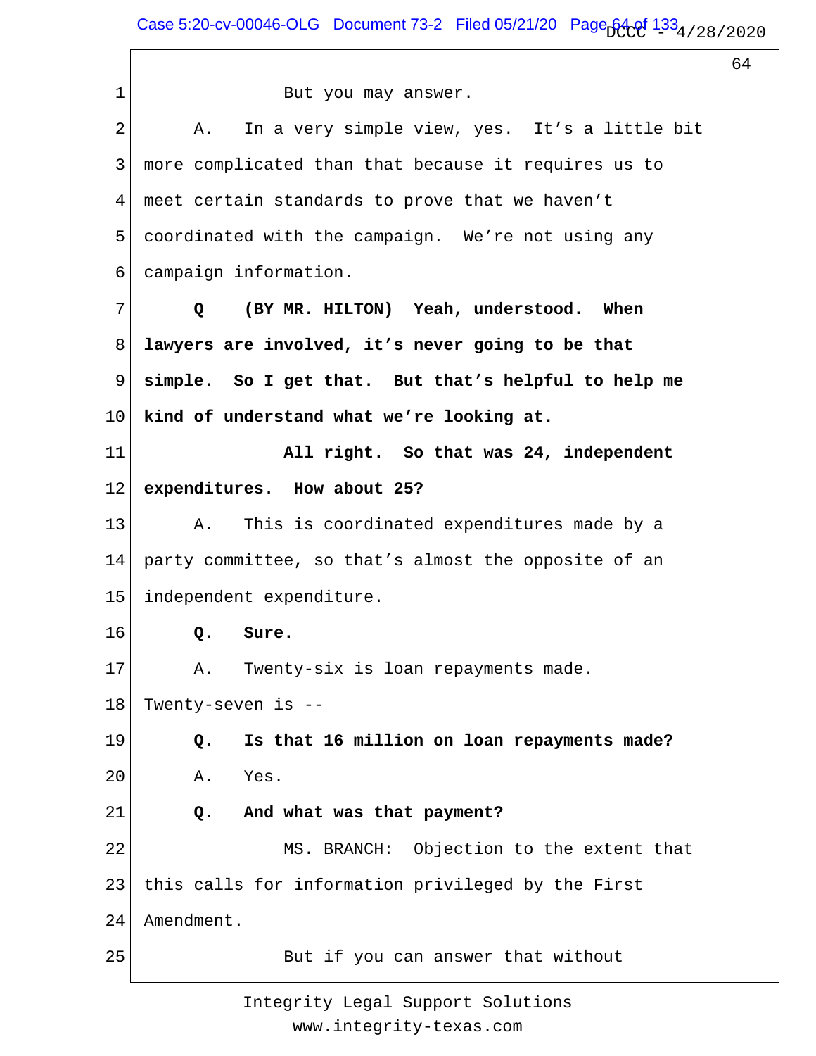1 But you may answer.

2 A. In a very simple view, yes. It's a little bit

3 more complicated than that because it requires us to

4 meet certain standards to prove that we haven't

5 coordinated with the campaign. We're not using any

6 campaign information.

7 **Q (BY MR. HILTON) Yeah, understood. When**

8 **lawyers are involved, it's never going to be that**

9 **simple. So I get that. But that's helpful to help me**

10 **kind of understand what we're looking at.**

11 **All right. So that was 24, independent**

12 **expenditures. How about 25?**

13 A. This is coordinated expenditures made by a

14 party committee, so that's almost the opposite of an

15 independent expenditure.

16 **Q. Sure.**

17 A. Twenty-six is loan repayments made.

18 Twenty-seven is --

19 **Q. Is that 16 million on loan repayments made?**

20 A. Yes.

21 **Q. And what was that payment?**

22 MS. BRANCH: Objection to the extent that

23 this calls for information privileged by the First

24 Amendment.

25 But if you can answer that without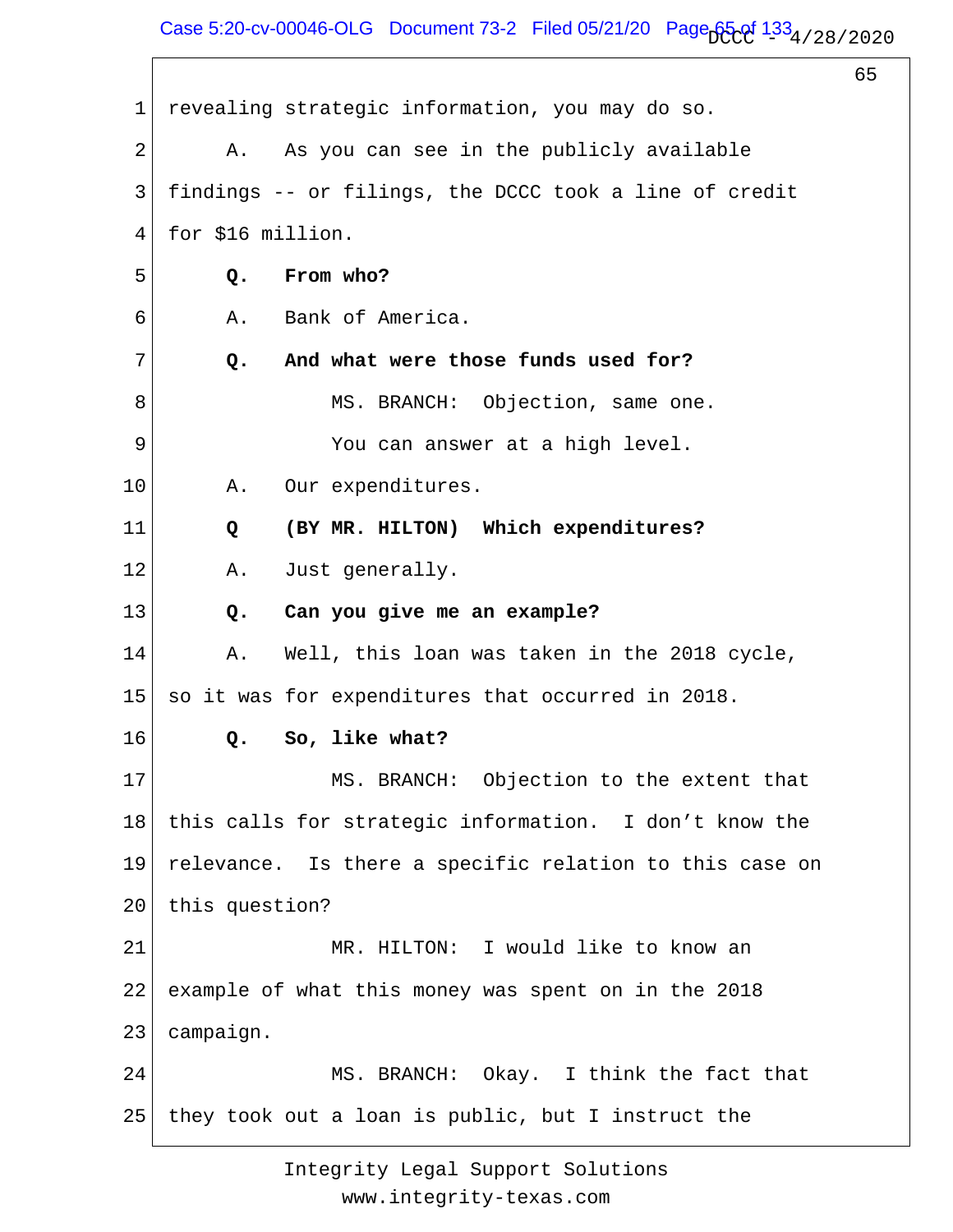1 revealing strategic information, you may do so.

2 A. As you can see in the publicly available

3 findings -- or filings, the DCCC took a line of credit

4 for $16 million.

5 **Q. From who?**

6 A. Bank of America.

7 **Q. And what were those funds used for?**

8 MS. BRANCH: Objection, same one.

9 You can answer at a high level.

10 A. Our expenditures.

11 **Q (BY MR. HILTON) Which expenditures?**

12 A. Just generally.

13 **Q. Can you give me an example?**

14 A. Well, this loan was taken in the 2018 cycle,

15 so it was for expenditures that occurred in 2018.

16 **Q. So, like what?**

17 MS. BRANCH: Objection to the extent that

18 this calls for strategic information. I don't know the

19 relevance. Is there a specific relation to this case on

20 this question?

21 MR. HILTON: I would like to know an

22 example of what this money was spent on in the 2018

23 campaign.

24 MS. BRANCH: Okay. I think the fact that

25 they took out a loan is public, but I instruct the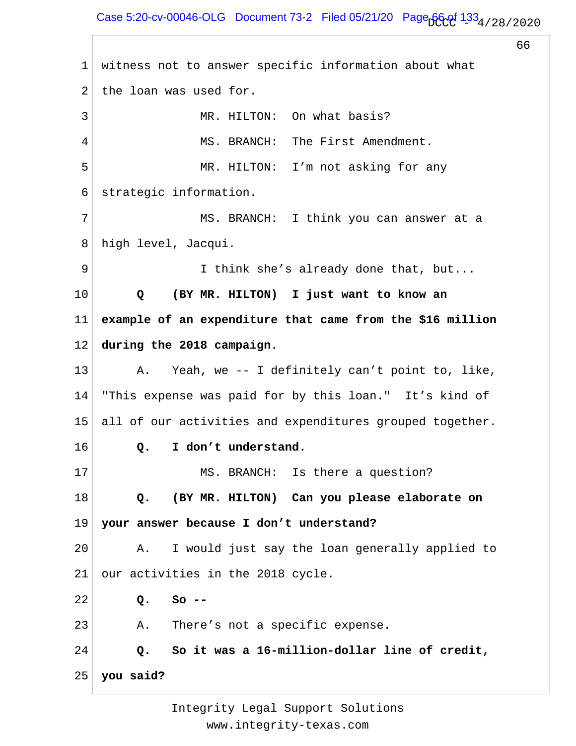witness not to answer specific information about what the loan was used for.

MR. HILTON: On what basis?

MS. BRANCH: The First Amendment.

MR. HILTON: I'm not asking for any strategic information.

MS. BRANCH: I think you can answer at a high level, Jacqui.

I think she's already done that, but...

**Q (BY MR. HILTON) I just want to know an example of an expenditure that came from the $16 million during the 2018 campaign.**

A. Yeah, we -- I definitely can't point to, like, "This expense was paid for by this loan." It's kind of all of our activities and expenditures grouped together.

**Q. I don't understand.**

MS. BRANCH: Is there a question?

**Q. (BY MR. HILTON) Can you please elaborate on your answer because I don't understand?**

A. I would just say the loan generally applied to our activities in the 2018 cycle.

**Q. So --**

A. There's not a specific expense.

**Q. So it was a 16-million-dollar line of credit, you said?**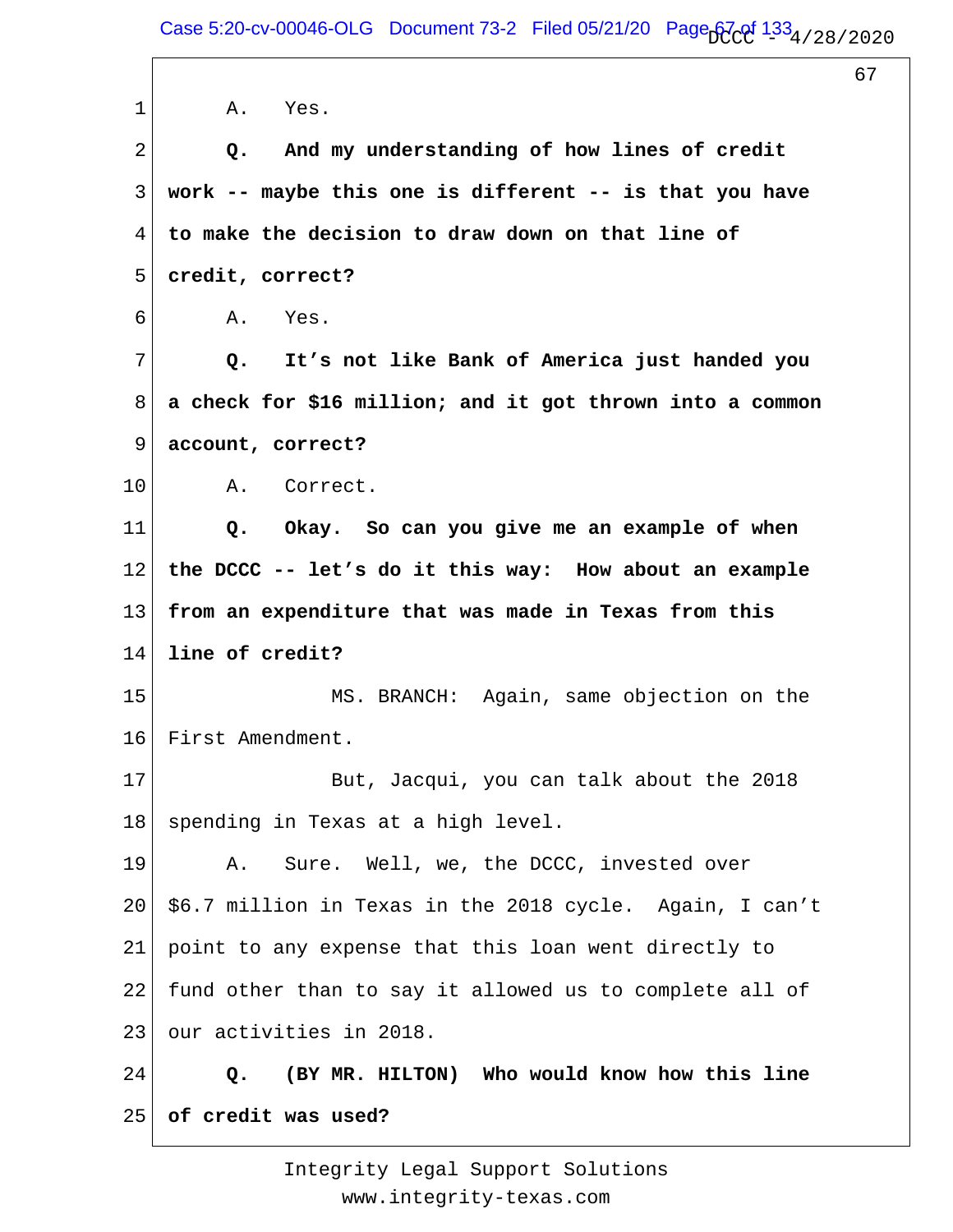A. Yes.

**Q. And my understanding of how lines of credit work -- maybe this one is different -- is that you have to make the decision to draw down on that line of credit, correct?**

A. Yes.

**Q. It's not like Bank of America just handed you a check for $16 million; and it got thrown into a common account, correct?**

A. Correct.

**Q. Okay. So can you give me an example of when the DCCC -- let's do it this way: How about an example from an expenditure that was made in Texas from this line of credit?**

MS. BRANCH: Again, same objection on the First Amendment.

But, Jacqui, you can talk about the 2018 spending in Texas at a high level.

A. Sure. Well, we, the DCCC, invested over $6.7 million in Texas in the 2018 cycle. Again, I can't point to any expense that this loan went directly to fund other than to say it allowed us to complete all of our activities in 2018.

**Q. (BY MR. HILTON) Who would know how this line of credit was used?**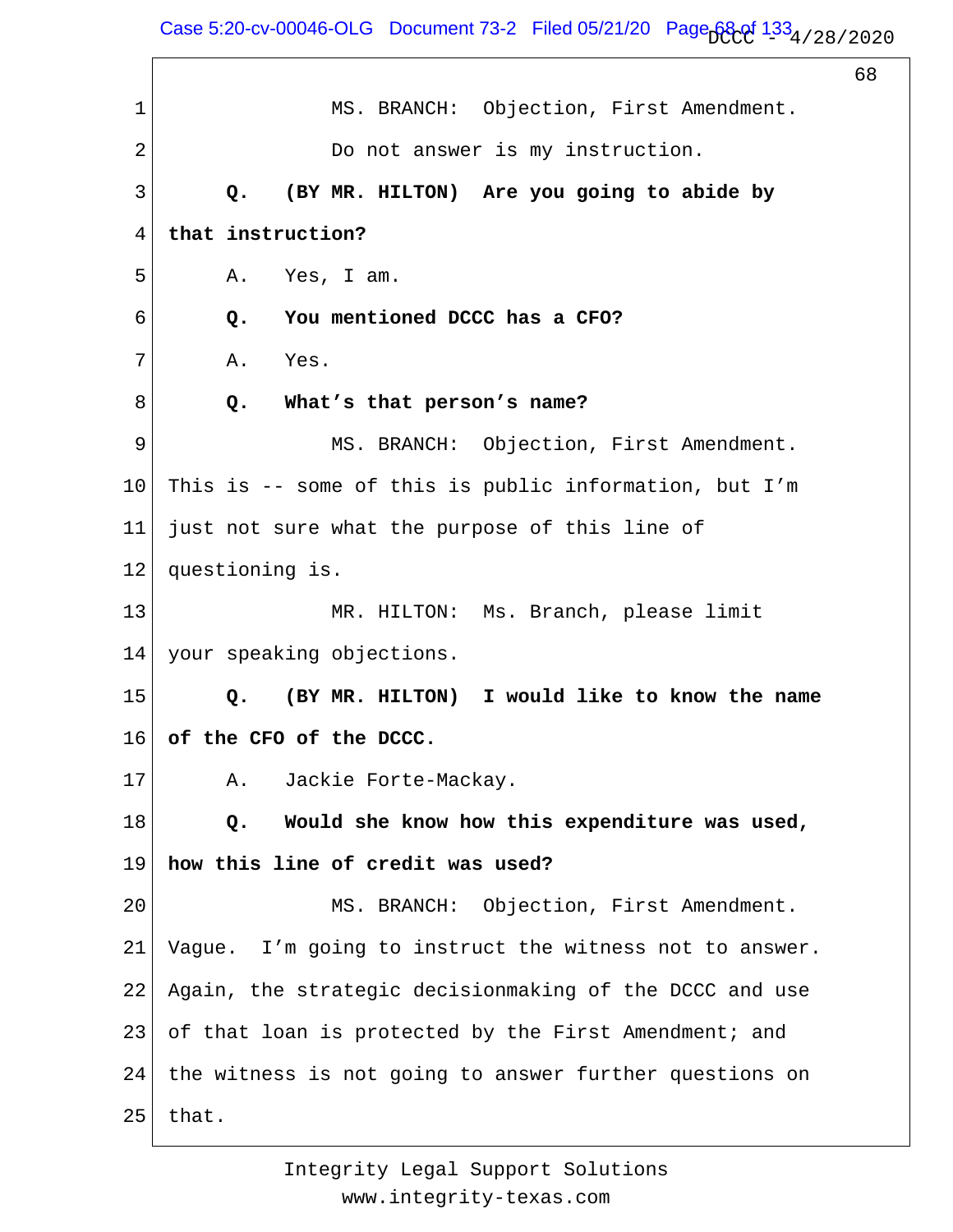MS. BRANCH: Objection, First Amendment. Do not answer is my instruction.

**Q. (BY MR. HILTON) Are you going to abide by that instruction?**

A. Yes, I am.

**Q. You mentioned DCCC has a CFO?**

A. Yes.

**Q. What's that person's name?**

MS. BRANCH: Objection, First Amendment. This is -- some of this is public information, but I'm just not sure what the purpose of this line of questioning is.

MR. HILTON: Ms. Branch, please limit your speaking objections.

**Q. (BY MR. HILTON) I would like to know the name of the CFO of the DCCC.**

A. Jackie Forte-Mackay.

**Q. Would she know how this expenditure was used, how this line of credit was used?**

MS. BRANCH: Objection, First Amendment. Vague. I'm going to instruct the witness not to answer. Again, the strategic decisionmaking of the DCCC and use of that loan is protected by the First Amendment; and the witness is not going to answer further questions on that.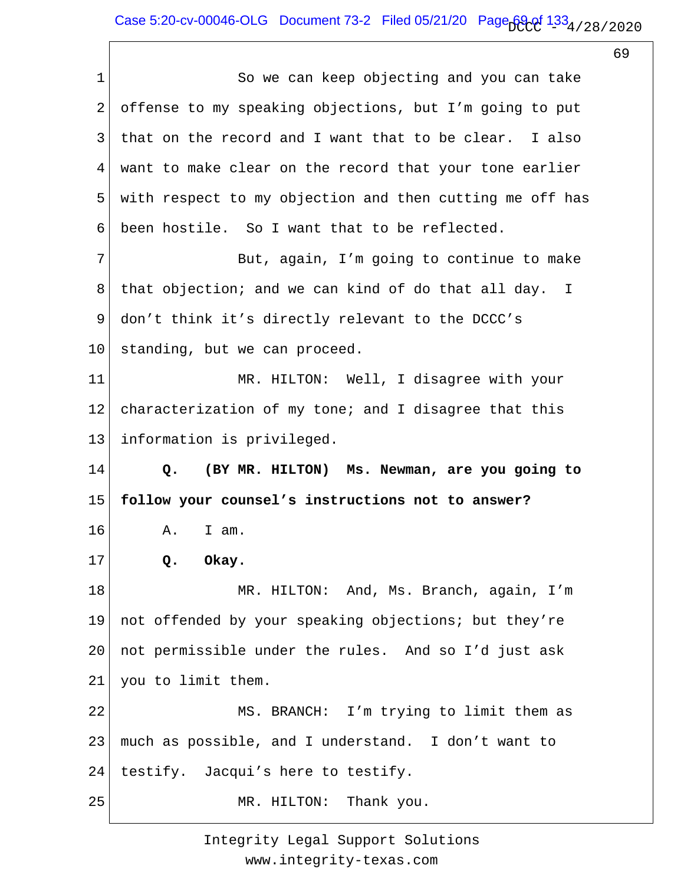1 So we can keep objecting and you can take
2 offense to my speaking objections, but I'm going to put
3 that on the record and I want that to be clear. I also
4 want to make clear on the record that your tone earlier
5 with respect to my objection and then cutting me off has
6 been hostile. So I want that to be reflected.
7 But, again, I'm going to continue to make
8 that objection; and we can kind of do that all day. I
9 don't think it's directly relevant to the DCCC's
10 standing, but we can proceed.
11 MR. HILTON: Well, I disagree with your
12 characterization of my tone; and I disagree that this
13 information is privileged.
14 **Q. (BY MR. HILTON) Ms. Newman, are you going to**
15 **follow your counsel's instructions not to answer?**
16 A. I am.
17 **Q. Okay.**
18 MR. HILTON: And, Ms. Branch, again, I'm
19 not offended by your speaking objections; but they're
20 not permissible under the rules. And so I'd just ask
21 you to limit them.
22 MS. BRANCH: I'm trying to limit them as
23 much as possible, and I understand. I don't want to
24 testify. Jacqui's here to testify.
25 MR. HILTON: Thank you.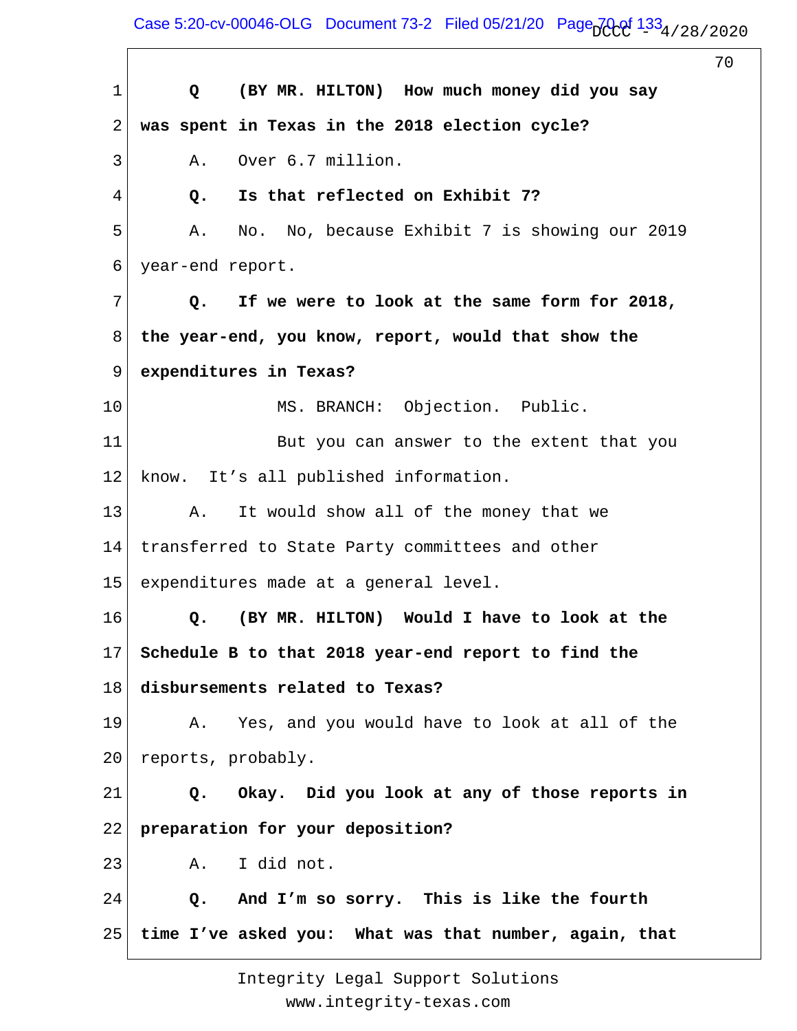1 **Q (BY MR. HILTON) How much money did you say**

2 **was spent in Texas in the 2018 election cycle?**

3 A. Over 6.7 million.

4 **Q. Is that reflected on Exhibit 7?**

5 A. No. No, because Exhibit 7 is showing our 2019

6 year-end report.

7 **Q. If we were to look at the same form for 2018,**

8 **the year-end, you know, report, would that show the**

9 **expenditures in Texas?**

10 MS. BRANCH: Objection. Public.

11 But you can answer to the extent that you

12 know. It's all published information.

13 A. It would show all of the money that we

14 transferred to State Party committees and other

15 expenditures made at a general level.

16 **Q. (BY MR. HILTON) Would I have to look at the**

17 **Schedule B to that 2018 year-end report to find the**

18 **disbursements related to Texas?**

19 A. Yes, and you would have to look at all of the

20 reports, probably.

21 **Q. Okay. Did you look at any of those reports in**

22 **preparation for your deposition?**

23 A. I did not.

24 **Q. And I'm so sorry. This is like the fourth**

25 **time I've asked you: What was that number, again, that**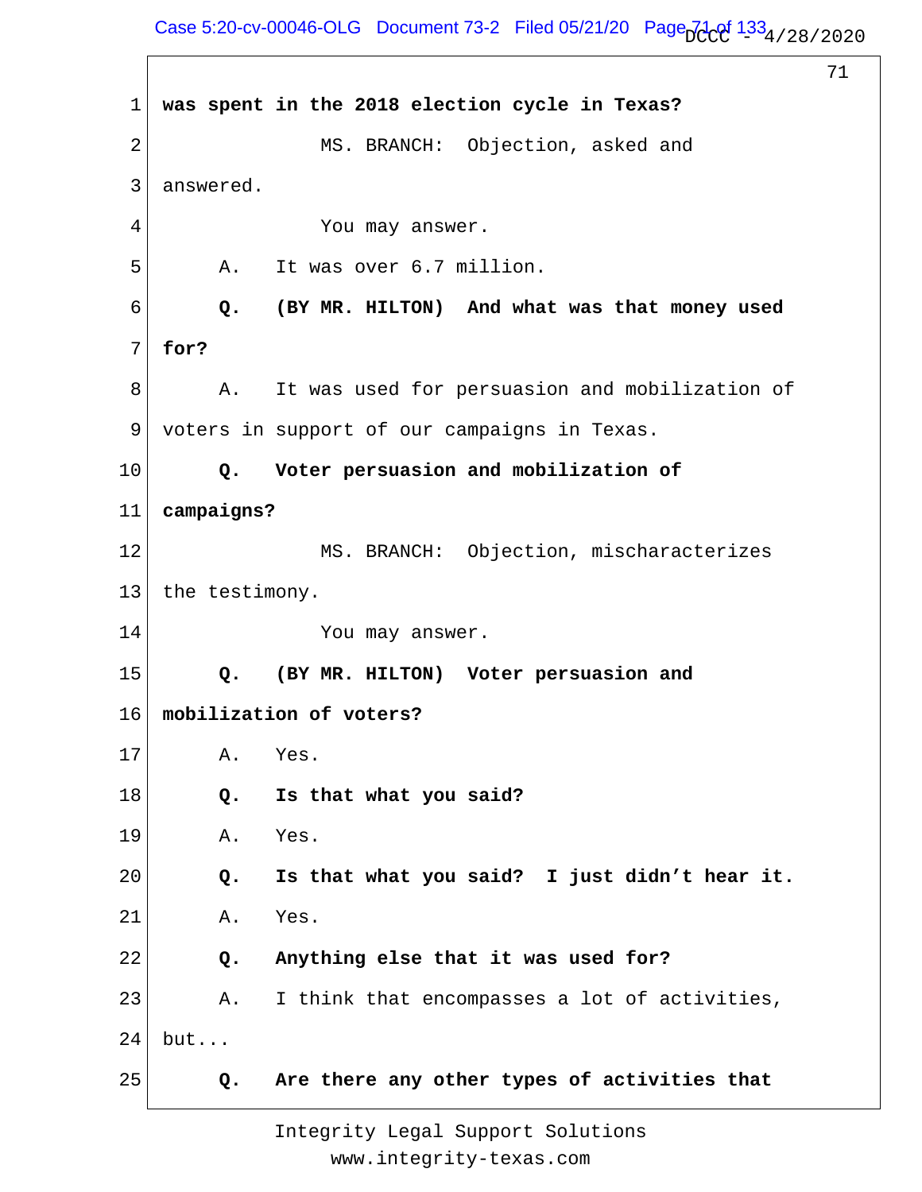1 **was spent in the 2018 election cycle in Texas?**

2 MS. BRANCH: Objection, asked and

3 answered.

4 You may answer.

5 A. It was over 6.7 million.

6 **Q. (BY MR. HILTON) And what was that money used**

7 **for?**

8 A. It was used for persuasion and mobilization of

9 voters in support of our campaigns in Texas.

10 **Q. Voter persuasion and mobilization of**

11 **campaigns?**

12 MS. BRANCH: Objection, mischaracterizes

13 the testimony.

14 You may answer.

15 **Q. (BY MR. HILTON) Voter persuasion and**

16 **mobilization of voters?**

17 A. Yes.

18 **Q. Is that what you said?**

19 A. Yes.

20 **Q. Is that what you said? I just didn't hear it.**

21 A. Yes.

22 **Q. Anything else that it was used for?**

23 A. I think that encompasses a lot of activities,

24 but...

25 **Q. Are there any other types of activities that**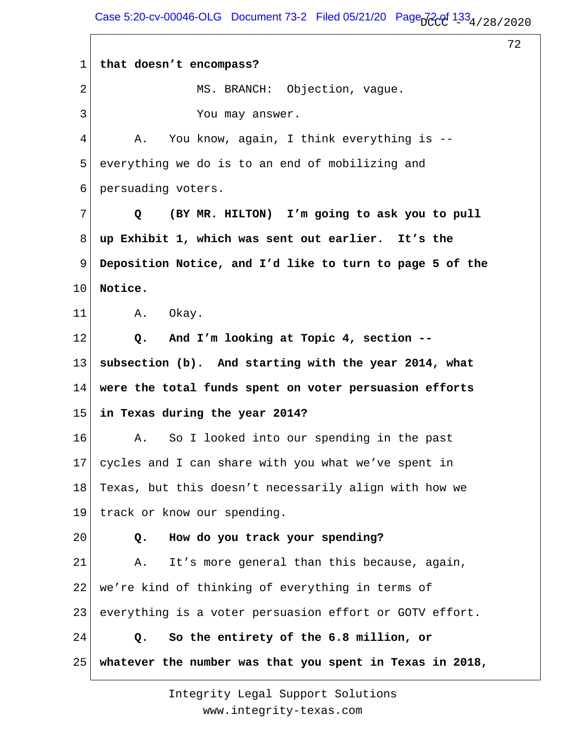1 **that doesn't encompass?**

2 MS. BRANCH: Objection, vague.

3 You may answer.

4 A. You know, again, I think everything is --

5 everything we do is to an end of mobilizing and

6 persuading voters.

7 **Q (BY MR. HILTON) I'm going to ask you to pull**

8 **up Exhibit 1, which was sent out earlier. It's the**

9 **Deposition Notice, and I'd like to turn to page 5 of the**

10 **Notice.**

11 A. Okay.

12 **Q. And I'm looking at Topic 4, section --**

13 **subsection (b). And starting with the year 2014, what**

14 **were the total funds spent on voter persuasion efforts**

15 **in Texas during the year 2014?**

16 A. So I looked into our spending in the past

17 cycles and I can share with you what we've spent in

18 Texas, but this doesn't necessarily align with how we

19 track or know our spending.

20 **Q. How do you track your spending?**

21 A. It's more general than this because, again,

22 we're kind of thinking of everything in terms of

23 everything is a voter persuasion effort or GOTV effort.

24 **Q. So the entirety of the 6.8 million, or**

25 **whatever the number was that you spent in Texas in 2018,**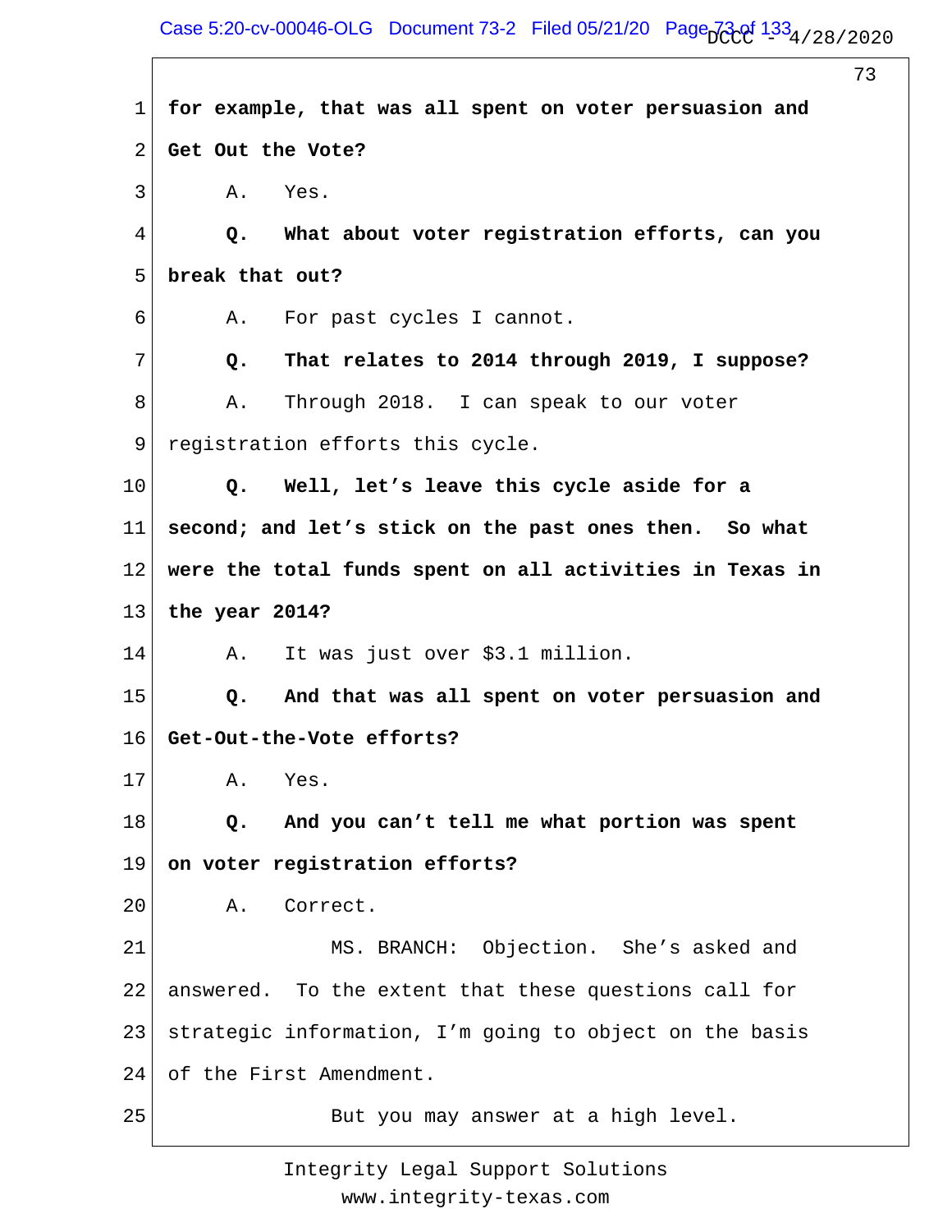**for example, that was all spent on voter persuasion and Get Out the Vote?**

A. Yes.

**Q. What about voter registration efforts, can you break that out?**

A. For past cycles I cannot.

**Q. That relates to 2014 through 2019, I suppose?**

A. Through 2018. I can speak to our voter registration efforts this cycle.

**Q. Well, let's leave this cycle aside for a second; and let's stick on the past ones then. So what were the total funds spent on all activities in Texas in the year 2014?**

A. It was just over $3.1 million.

**Q. And that was all spent on voter persuasion and Get-Out-the-Vote efforts?**

A. Yes.

**Q. And you can't tell me what portion was spent on voter registration efforts?**

A. Correct.

MS. BRANCH: Objection. She's asked and answered. To the extent that these questions call for strategic information, I'm going to object on the basis of the First Amendment.

But you may answer at a high level.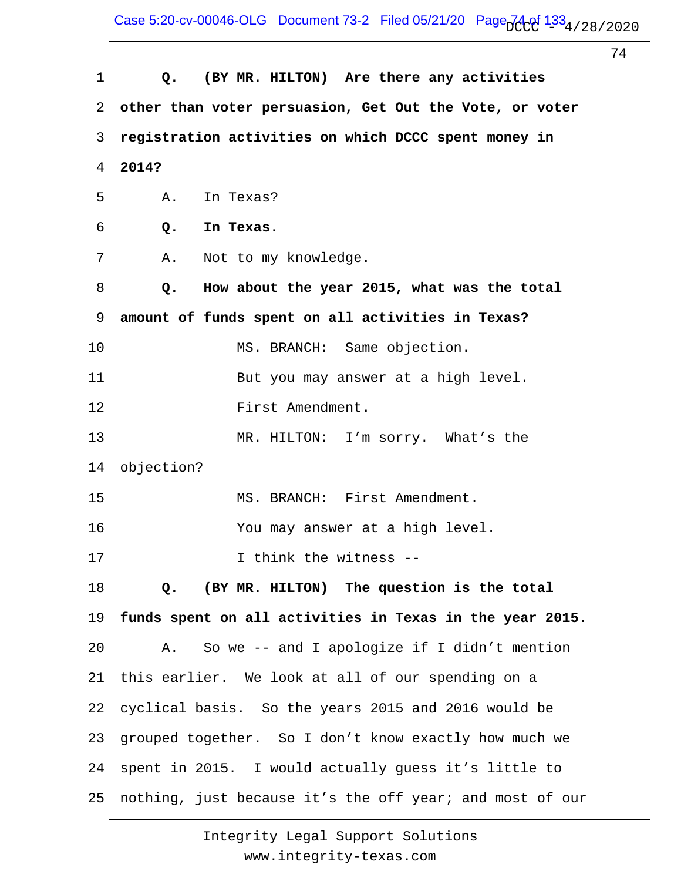**Q. (BY MR. HILTON) Are there any activities other than voter persuasion, Get Out the Vote, or voter registration activities on which DCCC spent money in 2014?**

A. In Texas?

**Q. In Texas.**

A. Not to my knowledge.

**Q. How about the year 2015, what was the total amount of funds spent on all activities in Texas?**

MS. BRANCH: Same objection.

But you may answer at a high level.

First Amendment.

MR. HILTON: I'm sorry. What's the objection?

MS. BRANCH: First Amendment.

You may answer at a high level.

I think the witness --

**Q. (BY MR. HILTON) The question is the total funds spent on all activities in Texas in the year 2015.**

A. So we -- and I apologize if I didn't mention this earlier. We look at all of our spending on a cyclical basis. So the years 2015 and 2016 would be grouped together. So I don't know exactly how much we spent in 2015. I would actually guess it's little to nothing, just because it's the off year; and most of our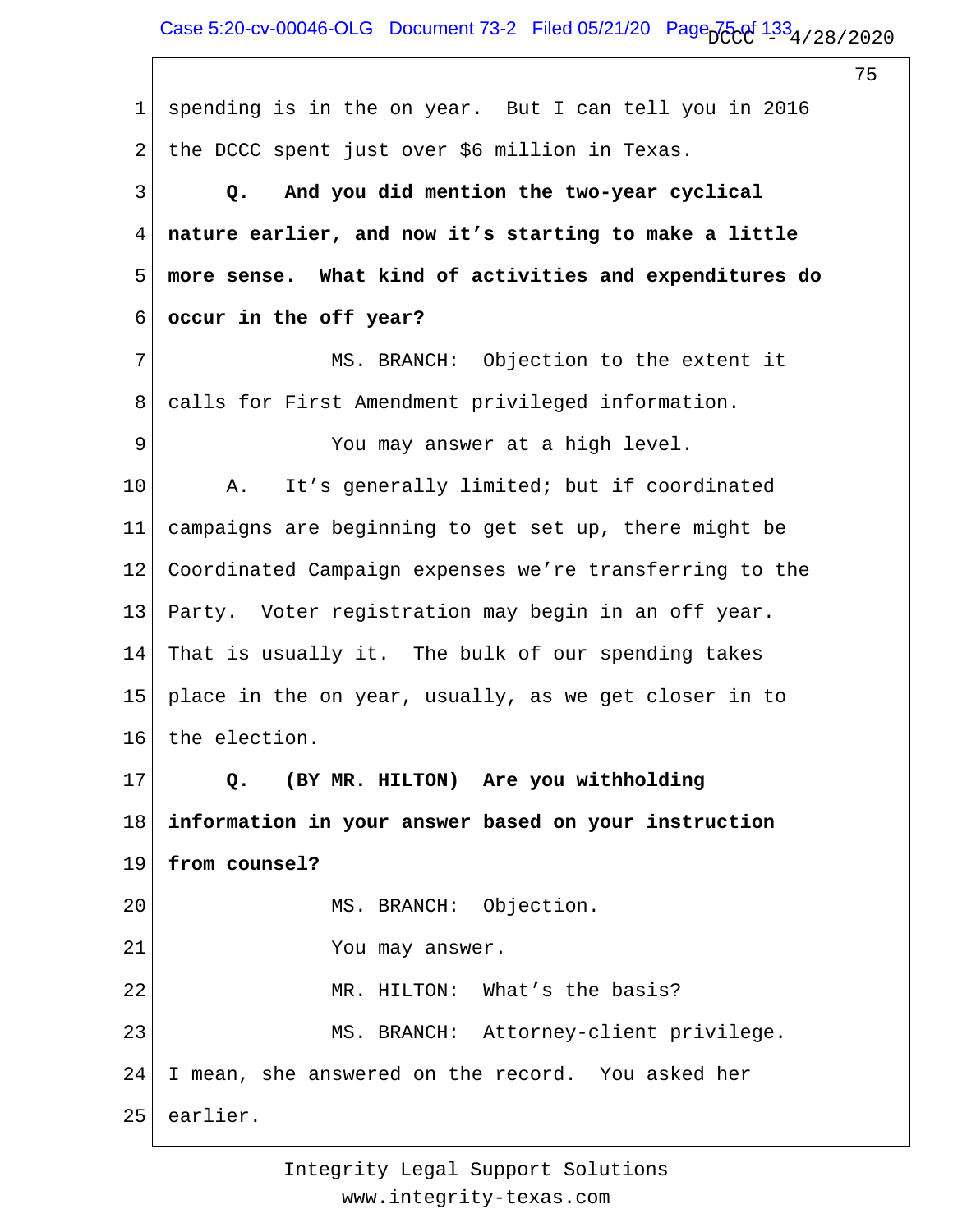spending is in the on year. But I can tell you in 2016 the DCCC spent just over $6 million in Texas.

**Q. And you did mention the two-year cyclical nature earlier, and now it's starting to make a little more sense. What kind of activities and expenditures do occur in the off year?**

MS. BRANCH: Objection to the extent it calls for First Amendment privileged information.

You may answer at a high level.

A. It's generally limited; but if coordinated campaigns are beginning to get set up, there might be Coordinated Campaign expenses we're transferring to the Party. Voter registration may begin in an off year. That is usually it. The bulk of our spending takes place in the on year, usually, as we get closer in to the election.

**Q. (BY MR. HILTON) Are you withholding information in your answer based on your instruction from counsel?**

MS. BRANCH: Objection.

You may answer.

MR. HILTON: What's the basis?

MS. BRANCH: Attorney-client privilege. I mean, she answered on the record. You asked her earlier.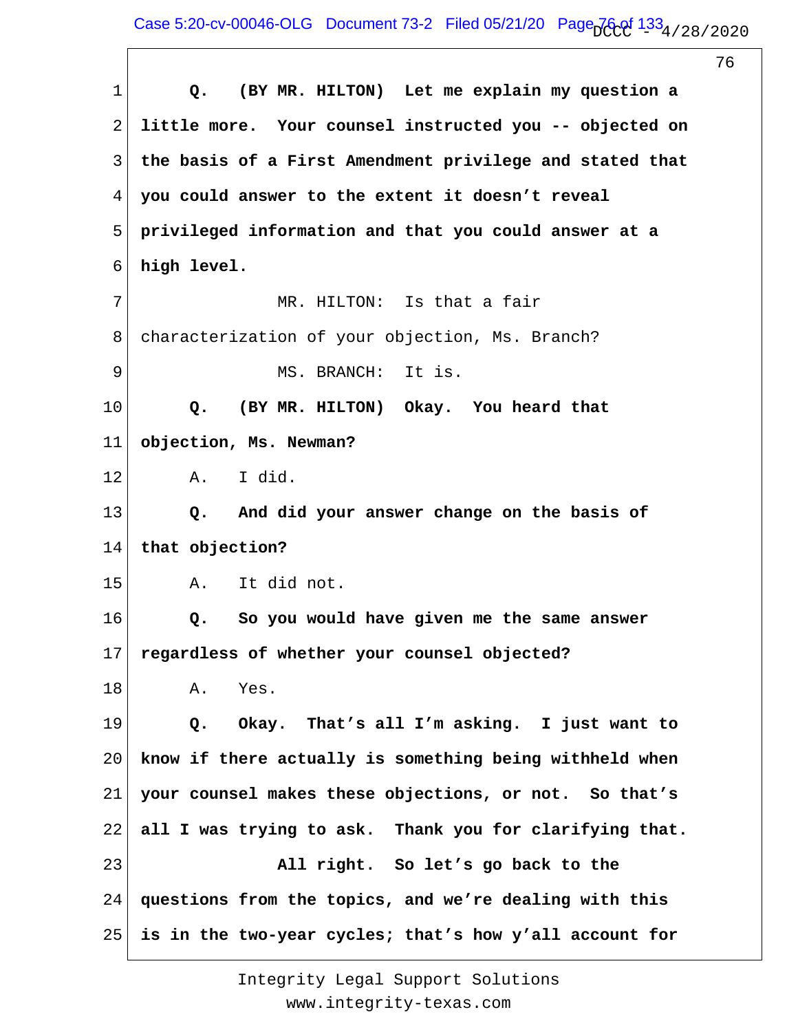1 **Q. (BY MR. HILTON) Let me explain my question a**
2 **little more. Your counsel instructed you -- objected on**
3 **the basis of a First Amendment privilege and stated that**
4 **you could answer to the extent it doesn't reveal**
5 **privileged information and that you could answer at a**
6 **high level.**
7 MR. HILTON: Is that a fair
8 characterization of your objection, Ms. Branch?
9 MS. BRANCH: It is.
10 **Q. (BY MR. HILTON) Okay. You heard that**
11 **objection, Ms. Newman?**
12 A. I did.
13 **Q. And did your answer change on the basis of**
14 **that objection?**
15 A. It did not.
16 **Q. So you would have given me the same answer**
17 **regardless of whether your counsel objected?**
18 A. Yes.
19 **Q. Okay. That's all I'm asking. I just want to**
20 **know if there actually is something being withheld when**
21 **your counsel makes these objections, or not. So that's**
22 **all I was trying to ask. Thank you for clarifying that.**
23 **All right. So let's go back to the**
24 **questions from the topics, and we're dealing with this**
25 **is in the two-year cycles; that's how y'all account for**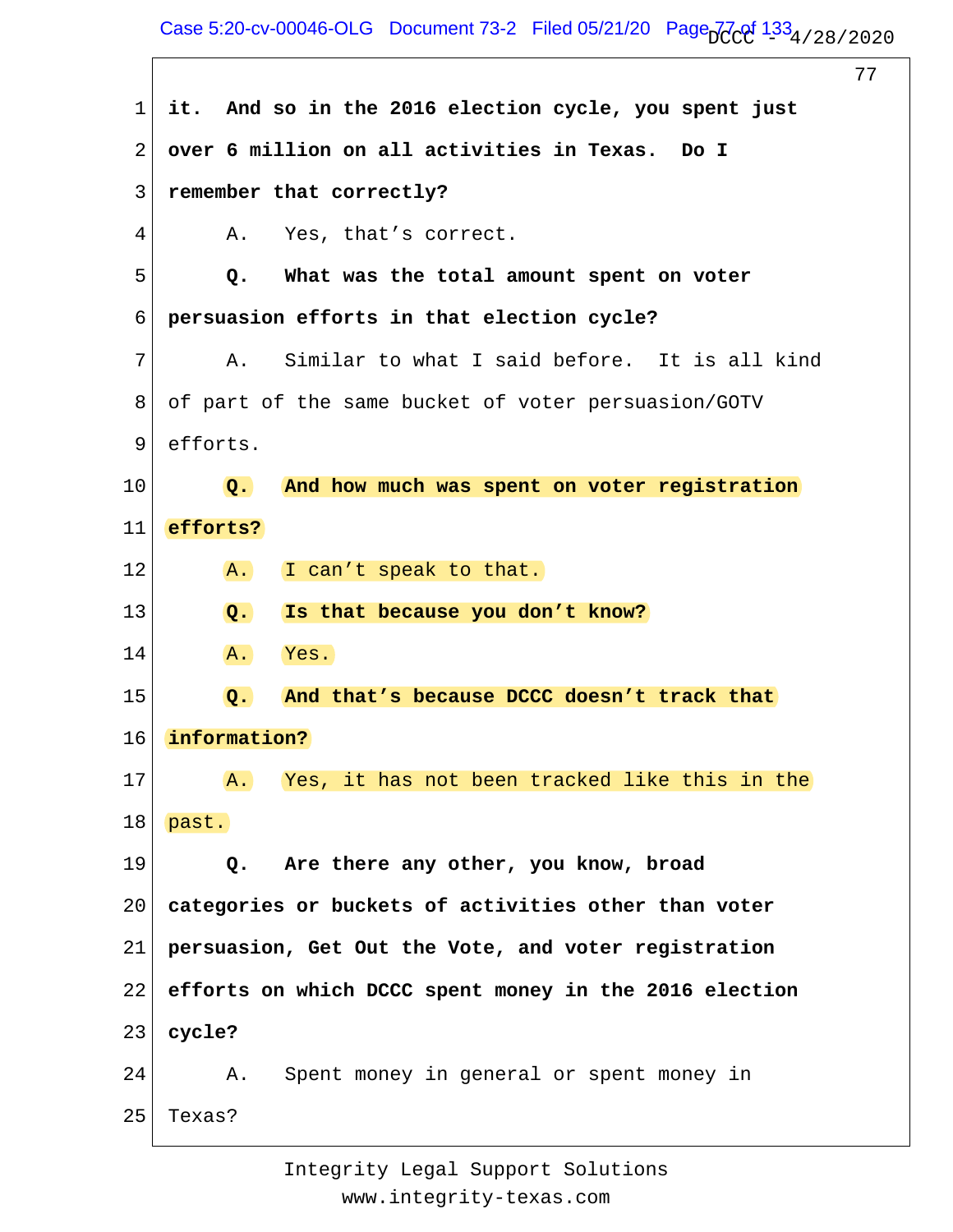1 **it. And so in the 2016 election cycle, you spent just**

2 **over 6 million on all activities in Texas. Do I**

3 **remember that correctly?**

4 A. Yes, that's correct.

5 **Q. What was the total amount spent on voter**

6 **persuasion efforts in that election cycle?**

7 A. Similar to what I said before. It is all kind

8 of part of the same bucket of voter persuasion/GOTV

9 efforts.

10 **Q. And how much was spent on voter registration**

11 **efforts?**

12 A. I can't speak to that.

13 **Q. Is that because you don't know?**

14 A. Yes.

15 **Q. And that's because DCCC doesn't track that**

16 **information?**

17 A. Yes, it has not been tracked like this in the

18 past.

19 **Q. Are there any other, you know, broad**

20 **categories or buckets of activities other than voter**

21 **persuasion, Get Out the Vote, and voter registration**

22 **efforts on which DCCC spent money in the 2016 election**

23 **cycle?**

24 A. Spent money in general or spent money in

25 Texas?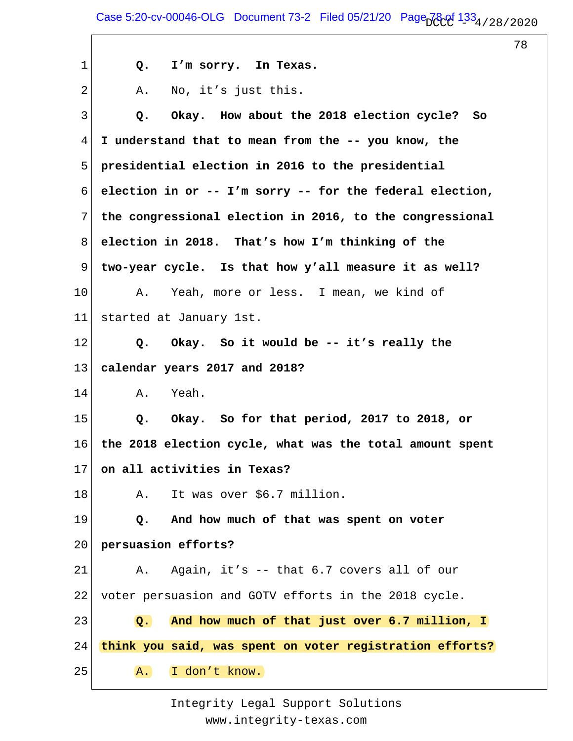**Q. I'm sorry. In Texas.**

A. No, it's just this.

**Q. Okay. How about the 2018 election cycle? So I understand that to mean from the -- you know, the presidential election in 2016 to the presidential election in or -- I'm sorry -- for the federal election, the congressional election in 2016, to the congressional election in 2018. That's how I'm thinking of the two-year cycle. Is that how y'all measure it as well?**

A. Yeah, more or less. I mean, we kind of started at January 1st.

**Q. Okay. So it would be -- it's really the calendar years 2017 and 2018?**

A. Yeah.

**Q. Okay. So for that period, 2017 to 2018, or the 2018 election cycle, what was the total amount spent on all activities in Texas?**

A. It was over $6.7 million.

**Q. And how much of that was spent on voter persuasion efforts?**

A. Again, it's -- that 6.7 covers all of our voter persuasion and GOTV efforts in the 2018 cycle.

**Q. And how much of that just over 6.7 million, I think you said, was spent on voter registration efforts?**

A. I don't know.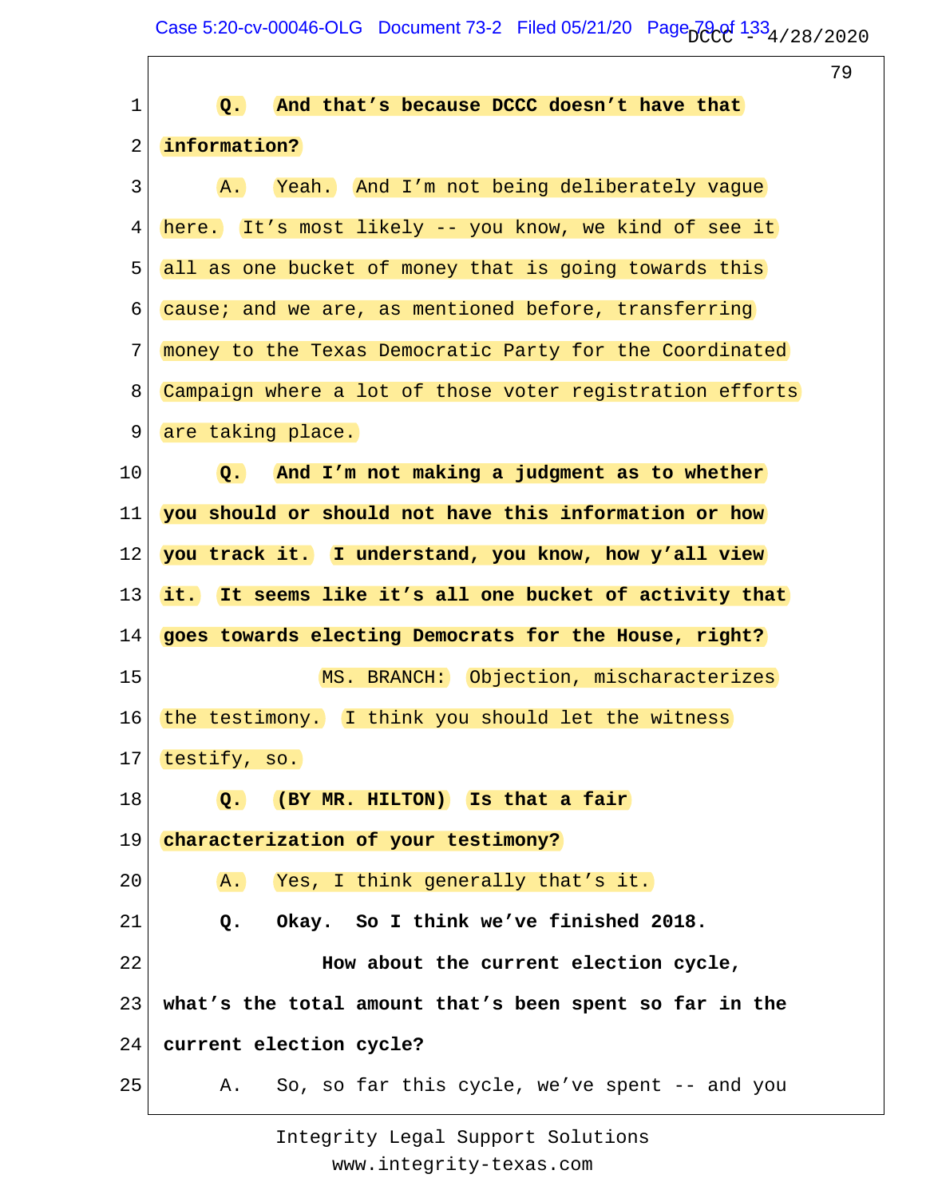**Q. And that's because DCCC doesn't have that information?**

A. Yeah. And I'm not being deliberately vague here. It's most likely -- you know, we kind of see it all as one bucket of money that is going towards this cause; and we are, as mentioned before, transferring money to the Texas Democratic Party for the Coordinated Campaign where a lot of those voter registration efforts are taking place.

**Q. And I'm not making a judgment as to whether you should or should not have this information or how you track it. I understand, you know, how y'all view it. It seems like it's all one bucket of activity that goes towards electing Democrats for the House, right?**

MS. BRANCH: Objection, mischaracterizes the testimony. I think you should let the witness testify, so.

**Q. (BY MR. HILTON) Is that a fair characterization of your testimony?**

A. Yes, I think generally that's it.

**Q. Okay. So I think we've finished 2018.**

**How about the current election cycle, what's the total amount that's been spent so far in the current election cycle?**

A. So, so far this cycle, we've spent -- and you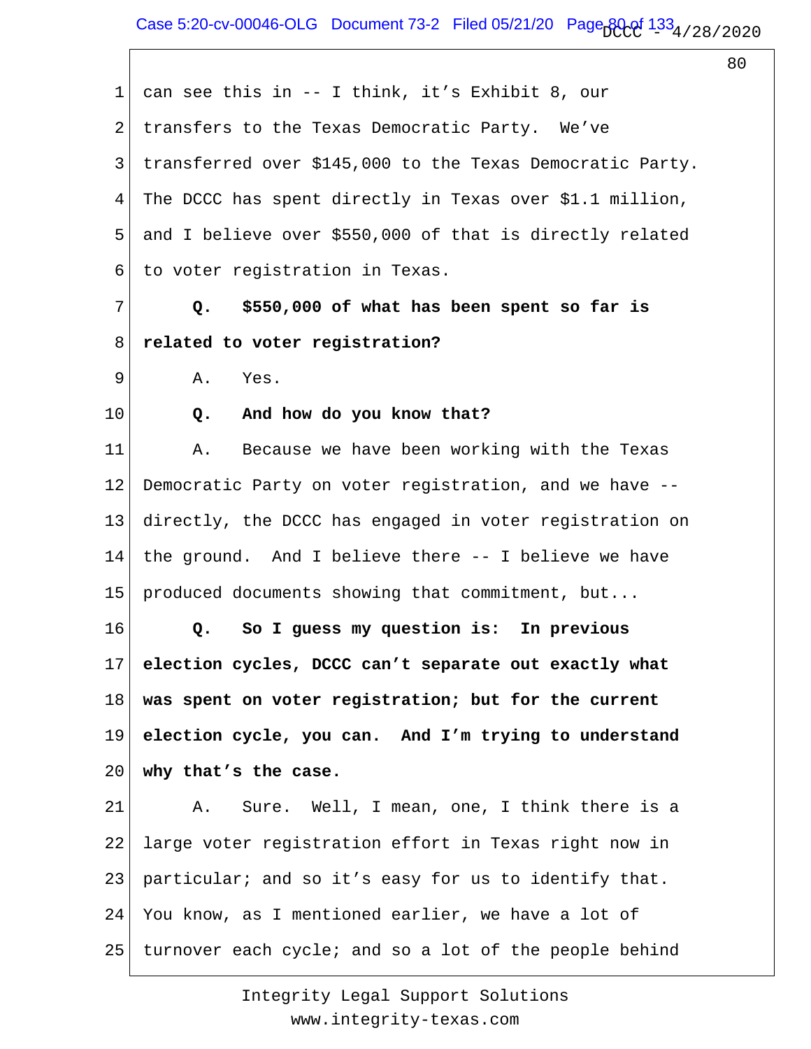can see this in -- I think, it's Exhibit 8, our transfers to the Texas Democratic Party. We've transferred over $145,000 to the Texas Democratic Party. The DCCC has spent directly in Texas over $1.1 million, and I believe over $550,000 of that is directly related to voter registration in Texas.

**Q. $550,000 of what has been spent so far is related to voter registration?**

A. Yes.

**Q. And how do you know that?**

A. Because we have been working with the Texas Democratic Party on voter registration, and we have -- directly, the DCCC has engaged in voter registration on the ground. And I believe there -- I believe we have produced documents showing that commitment, but...

**Q. So I guess my question is: In previous election cycles, DCCC can't separate out exactly what was spent on voter registration; but for the current election cycle, you can. And I'm trying to understand why that's the case.**

A. Sure. Well, I mean, one, I think there is a large voter registration effort in Texas right now in particular; and so it's easy for us to identify that. You know, as I mentioned earlier, we have a lot of turnover each cycle; and so a lot of the people behind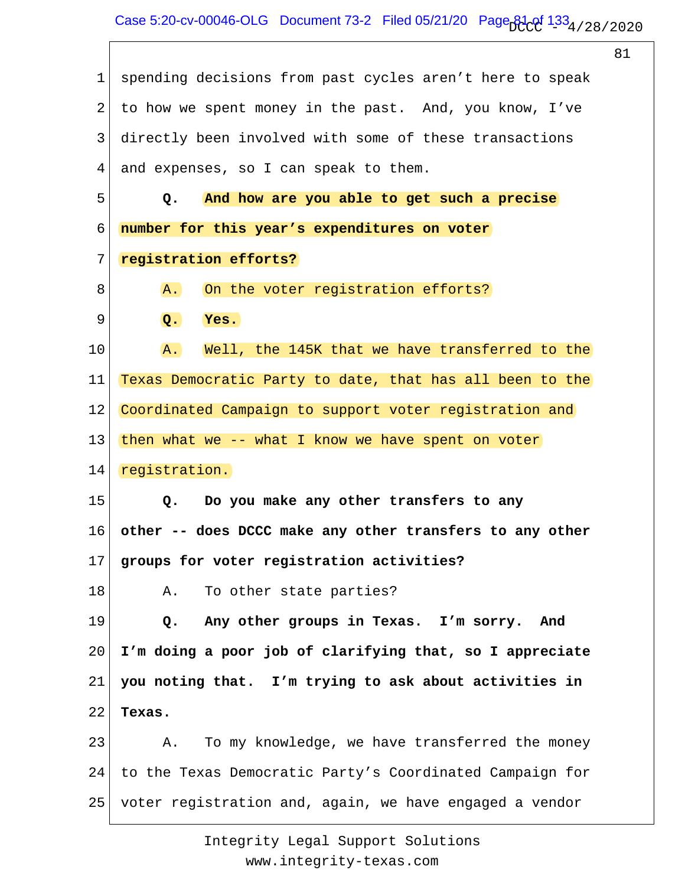spending decisions from past cycles aren't here to speak to how we spent money in the past. And, you know, I've directly been involved with some of these transactions and expenses, so I can speak to them.

**Q. And how are you able to get such a precise number for this year's expenditures on voter registration efforts?**

A. On the voter registration efforts?

**Q. Yes.**

A. Well, the 145K that we have transferred to the Texas Democratic Party to date, that has all been to the Coordinated Campaign to support voter registration and then what we -- what I know we have spent on voter registration.

**Q. Do you make any other transfers to any other -- does DCCC make any other transfers to any other groups for voter registration activities?**

A. To other state parties?

**Q. Any other groups in Texas. I'm sorry. And I'm doing a poor job of clarifying that, so I appreciate you noting that. I'm trying to ask about activities in Texas.**

A. To my knowledge, we have transferred the money to the Texas Democratic Party's Coordinated Campaign for voter registration and, again, we have engaged a vendor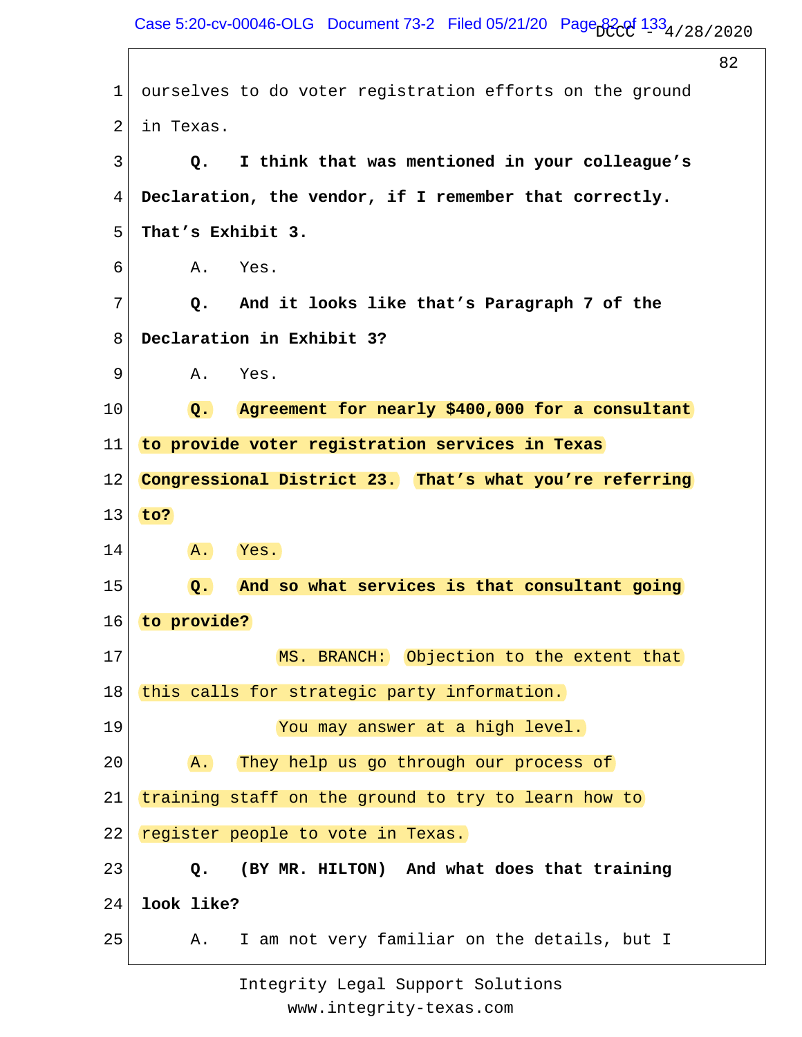1 ourselves to do voter registration efforts on the ground

2 in Texas.

3 **Q. I think that was mentioned in your colleague's**

4 **Declaration, the vendor, if I remember that correctly.**

5 **That's Exhibit 3.**

6 A. Yes.

7 **Q. And it looks like that's Paragraph 7 of the**

8 **Declaration in Exhibit 3?**

9 A. Yes.

10 **Q. Agreement for nearly $400,000 for a consultant**

11 **to provide voter registration services in Texas**

12 **Congressional District 23. That's what you're referring**

13 **to?**

14 A. Yes.

15 **Q. And so what services is that consultant going**

16 **to provide?**

17 MS. BRANCH: Objection to the extent that

18 this calls for strategic party information.

19 You may answer at a high level.

20 A. They help us go through our process of

21 training staff on the ground to try to learn how to

22 register people to vote in Texas.

23 **Q. (BY MR. HILTON) And what does that training**

24 **look like?**

25 A. I am not very familiar on the details, but I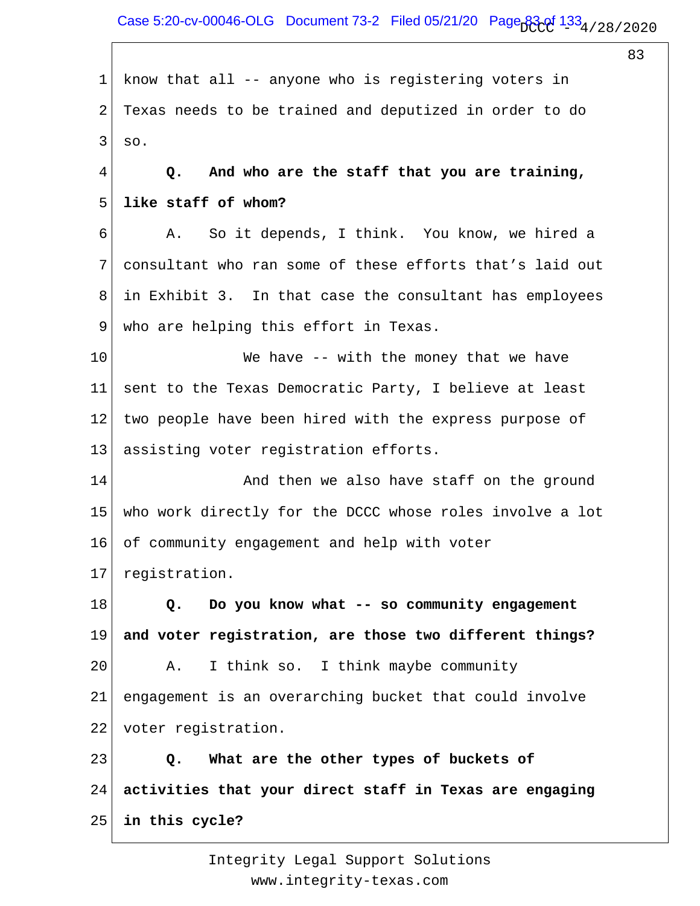know that all -- anyone who is registering voters in Texas needs to be trained and deputized in order to do so.

**Q. And who are the staff that you are training, like staff of whom?**

A. So it depends, I think. You know, we hired a consultant who ran some of these efforts that's laid out in Exhibit 3. In that case the consultant has employees who are helping this effort in Texas.

We have -- with the money that we have sent to the Texas Democratic Party, I believe at least two people have been hired with the express purpose of assisting voter registration efforts.

And then we also have staff on the ground who work directly for the DCCC whose roles involve a lot of community engagement and help with voter registration.

**Q. Do you know what -- so community engagement and voter registration, are those two different things?**

A. I think so. I think maybe community engagement is an overarching bucket that could involve voter registration.

**Q. What are the other types of buckets of activities that your direct staff in Texas are engaging in this cycle?**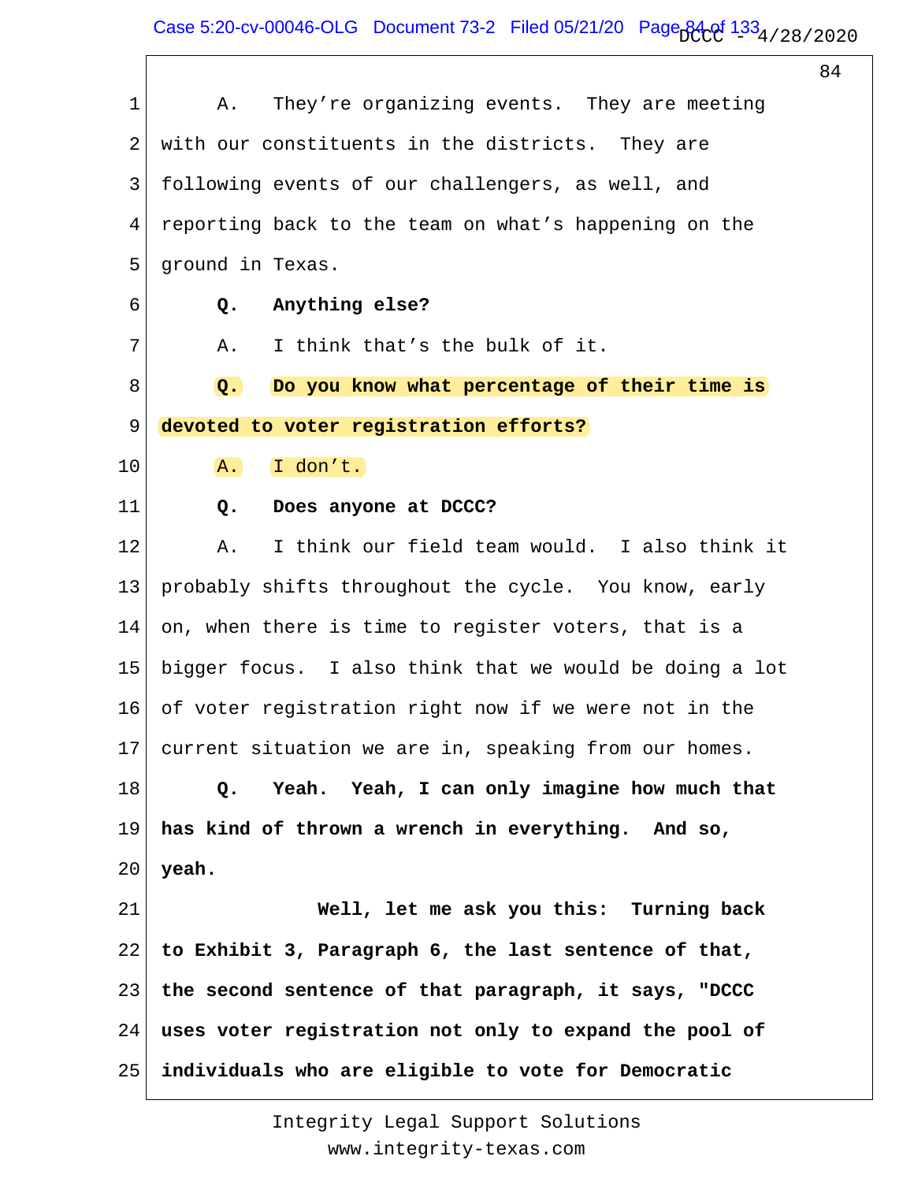A. They're organizing events. They are meeting with our constituents in the districts. They are following events of our challengers, as well, and reporting back to the team on what's happening on the ground in Texas.

**Q. Anything else?**

A. I think that's the bulk of it.

**Q. Do you know what percentage of their time is devoted to voter registration efforts?**

A. I don't.

**Q. Does anyone at DCCC?**

A. I think our field team would. I also think it probably shifts throughout the cycle. You know, early on, when there is time to register voters, that is a bigger focus. I also think that we would be doing a lot of voter registration right now if we were not in the current situation we are in, speaking from our homes.

**Q. Yeah. Yeah, I can only imagine how much that has kind of thrown a wrench in everything. And so, yeah.**

**Well, let me ask you this: Turning back to Exhibit 3, Paragraph 6, the last sentence of that, the second sentence of that paragraph, it says, "DCCC uses voter registration not only to expand the pool of individuals who are eligible to vote for Democratic**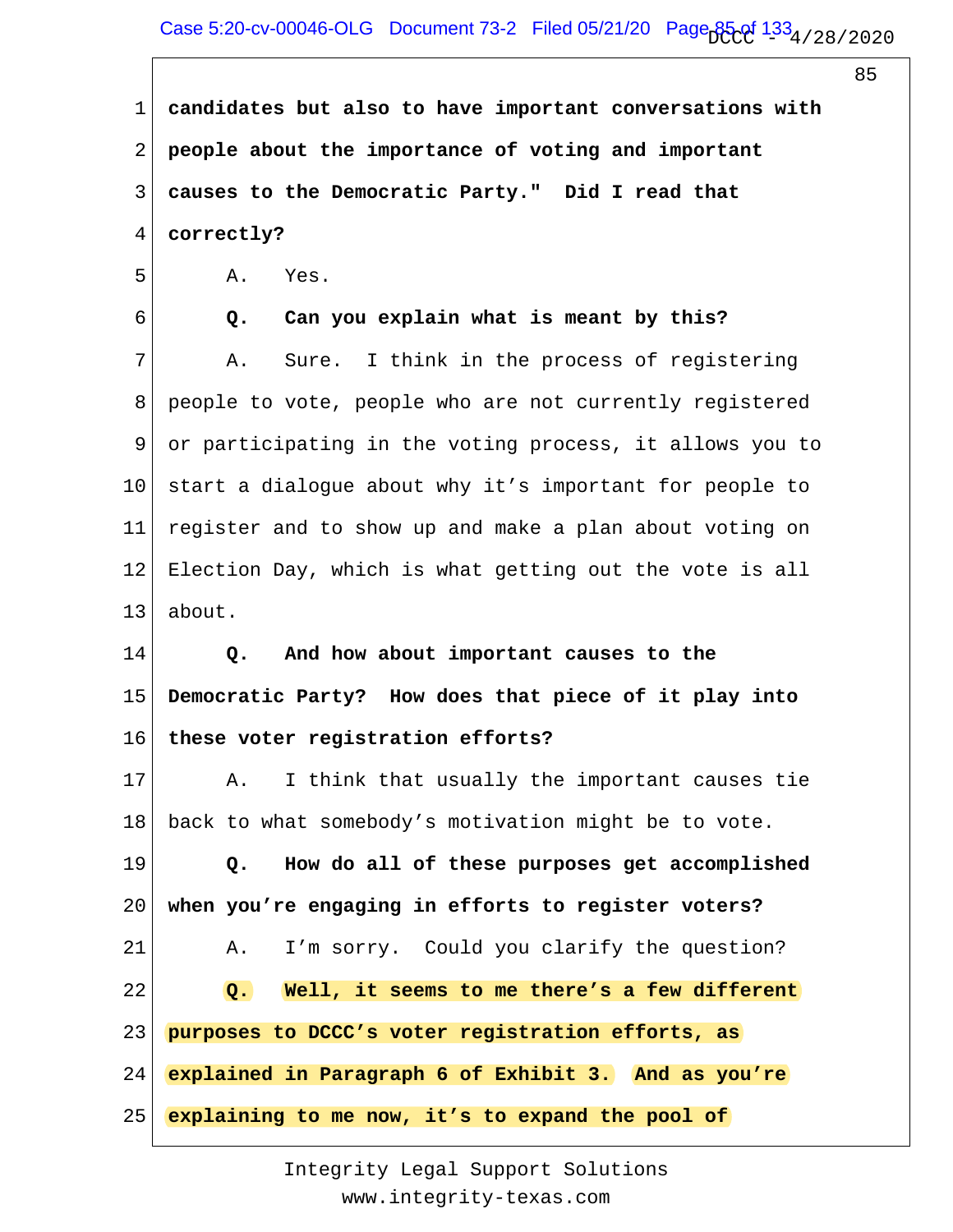**candidates but also to have important conversations with people about the importance of voting and important causes to the Democratic Party." Did I read that correctly?**

A. Yes.

**Q. Can you explain what is meant by this?**

A. Sure. I think in the process of registering people to vote, people who are not currently registered or participating in the voting process, it allows you to start a dialogue about why it's important for people to register and to show up and make a plan about voting on Election Day, which is what getting out the vote is all about.

**Q. And how about important causes to the Democratic Party? How does that piece of it play into these voter registration efforts?**

A. I think that usually the important causes tie back to what somebody's motivation might be to vote.

**Q. How do all of these purposes get accomplished when you're engaging in efforts to register voters?**

A. I'm sorry. Could you clarify the question?

**Q. Well, it seems to me there's a few different purposes to DCCC's voter registration efforts, as explained in Paragraph 6 of Exhibit 3. And as you're explaining to me now, it's to expand the pool of**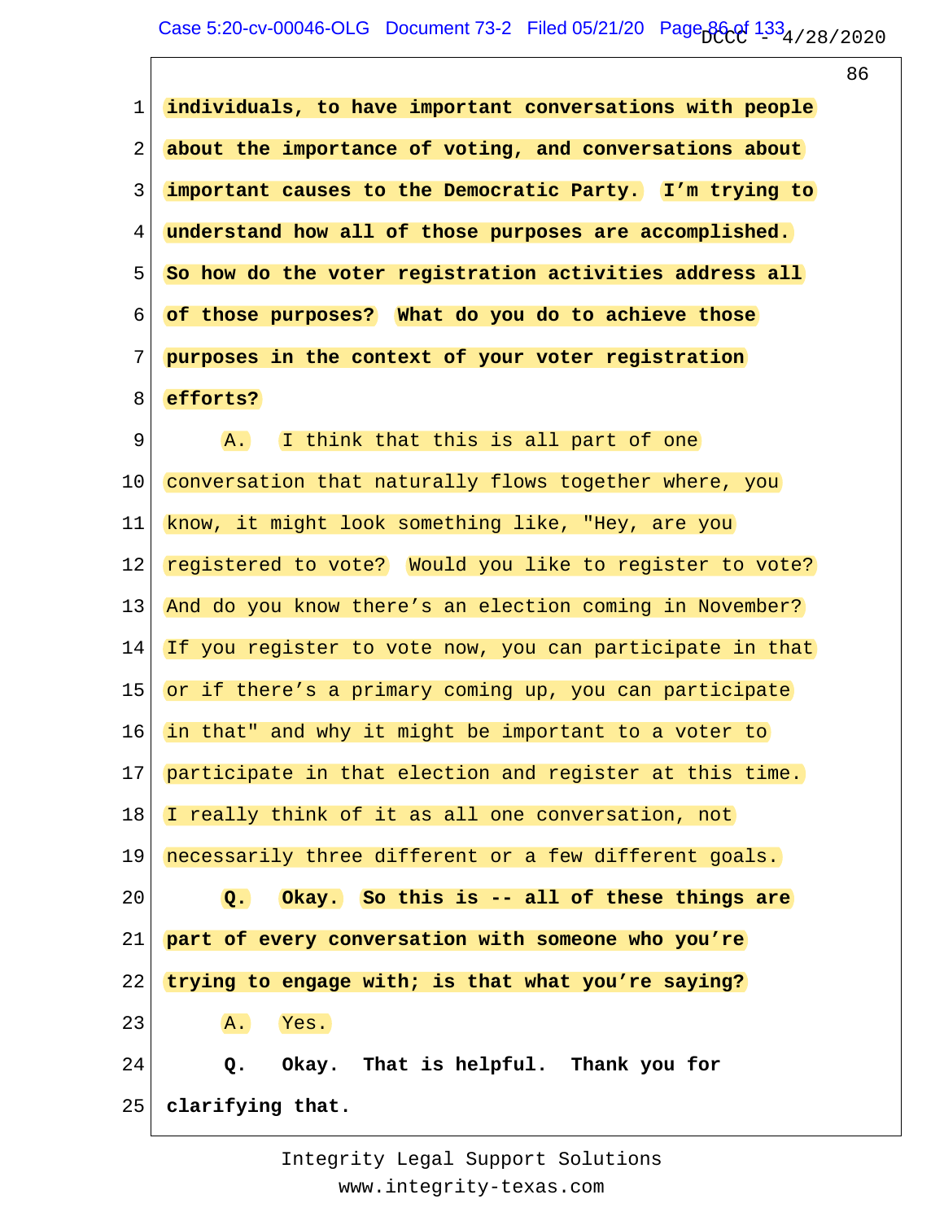**individuals, to have important conversations with people about the importance of voting, and conversations about important causes to the Democratic Party. I'm trying to understand how all of those purposes are accomplished. So how do the voter registration activities address all of those purposes? What do you do to achieve those purposes in the context of your voter registration efforts?**

A. I think that this is all part of one conversation that naturally flows together where, you know, it might look something like, "Hey, are you registered to vote? Would you like to register to vote? And do you know there's an election coming in November? If you register to vote now, you can participate in that or if there's a primary coming up, you can participate in that" and why it might be important to a voter to participate in that election and register at this time. I really think of it as all one conversation, not necessarily three different or a few different goals.

**Q. Okay. So this is -- all of these things are part of every conversation with someone who you're trying to engage with; is that what you're saying?**

A. Yes.

**Q. Okay. That is helpful. Thank you for clarifying that.**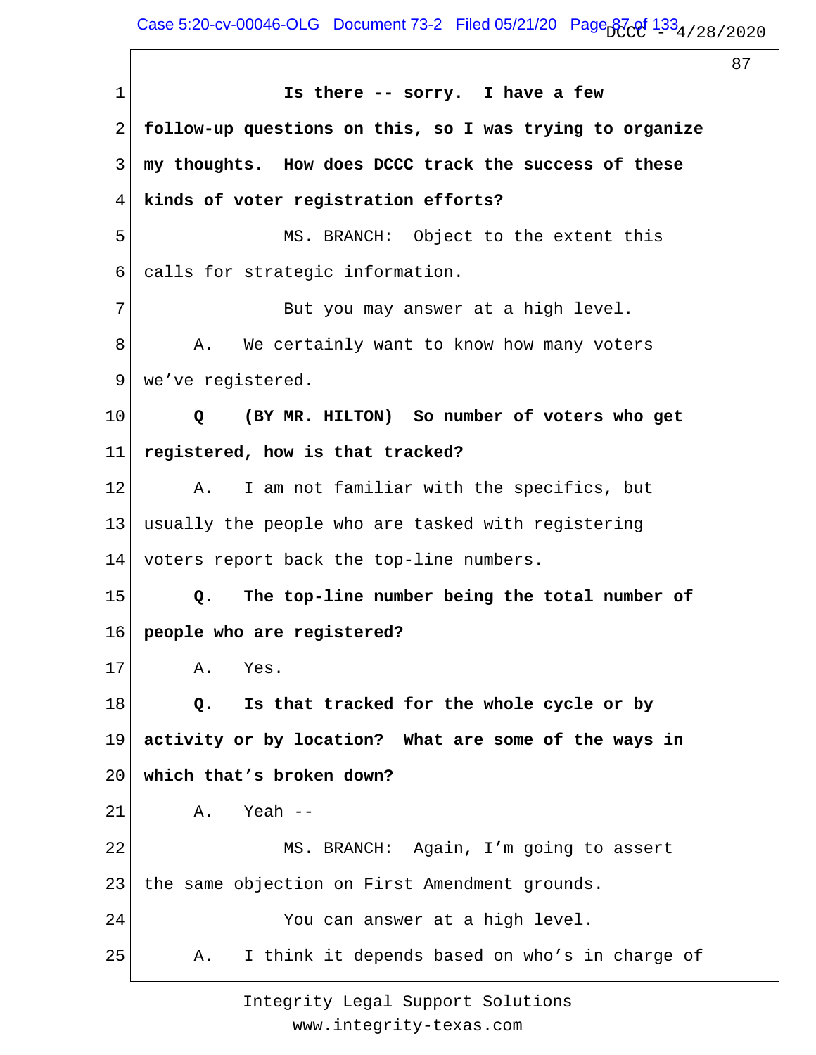1 **Is there -- sorry. I have a few**

2 **follow-up questions on this, so I was trying to organize**

3 **my thoughts. How does DCCC track the success of these**

4 **kinds of voter registration efforts?**

5 MS. BRANCH: Object to the extent this

6 calls for strategic information.

7 But you may answer at a high level.

8 A. We certainly want to know how many voters

9 we've registered.

10 **Q (BY MR. HILTON) So number of voters who get**

11 **registered, how is that tracked?**

12 A. I am not familiar with the specifics, but

13 usually the people who are tasked with registering

14 voters report back the top-line numbers.

15 **Q. The top-line number being the total number of**

16 **people who are registered?**

17 A. Yes.

18 **Q. Is that tracked for the whole cycle or by**

19 **activity or by location? What are some of the ways in**

20 **which that's broken down?**

21 A. Yeah --

22 MS. BRANCH: Again, I'm going to assert

23 the same objection on First Amendment grounds.

24 You can answer at a high level.

25 A. I think it depends based on who's in charge of

Integrity Legal Support Solutions
www.integrity-texas.com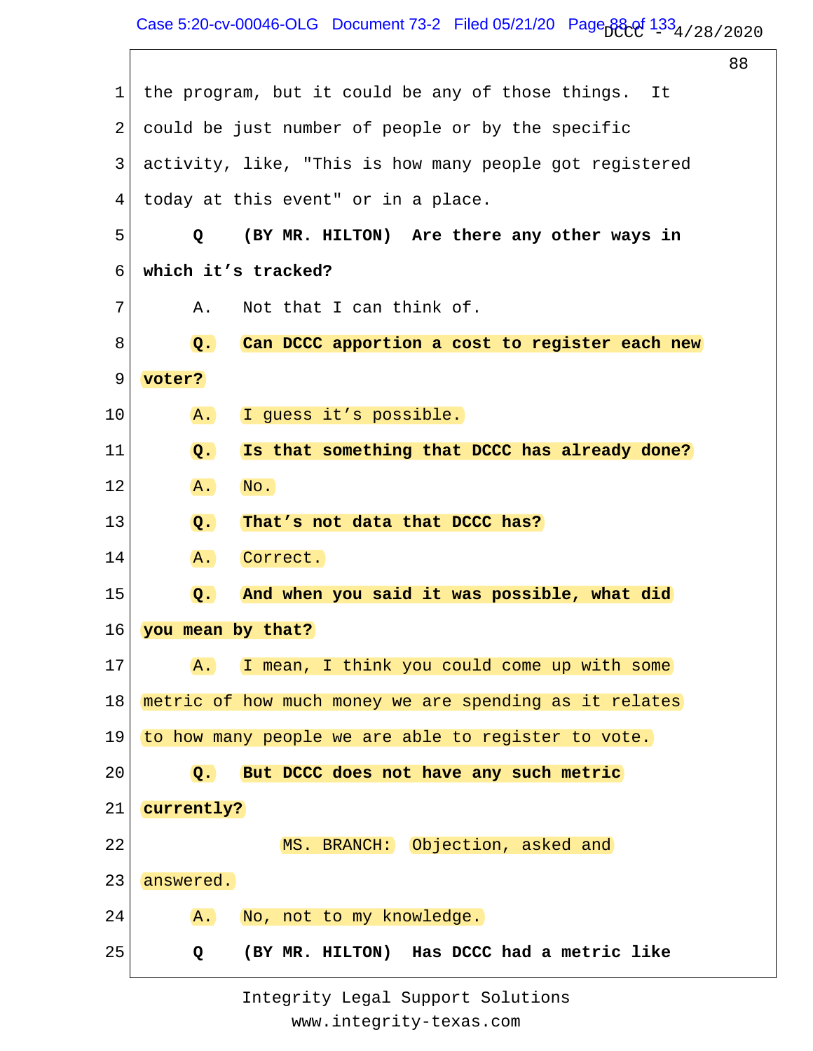the program, but it could be any of those things. It could be just number of people or by the specific activity, like, "This is how many people got registered today at this event" or in a place.

**Q (BY MR. HILTON) Are there any other ways in which it's tracked?**

A. Not that I can think of.

**Q. Can DCCC apportion a cost to register each new voter?**

A. I guess it's possible.

**Q. Is that something that DCCC has already done?**

A. No.

**Q. That's not data that DCCC has?**

A. Correct.

**Q. And when you said it was possible, what did you mean by that?**

A. I mean, I think you could come up with some metric of how much money we are spending as it relates to how many people we are able to register to vote.

**Q. But DCCC does not have any such metric currently?**

MS. BRANCH: Objection, asked and answered.

A. No, not to my knowledge.

**Q (BY MR. HILTON) Has DCCC had a metric like**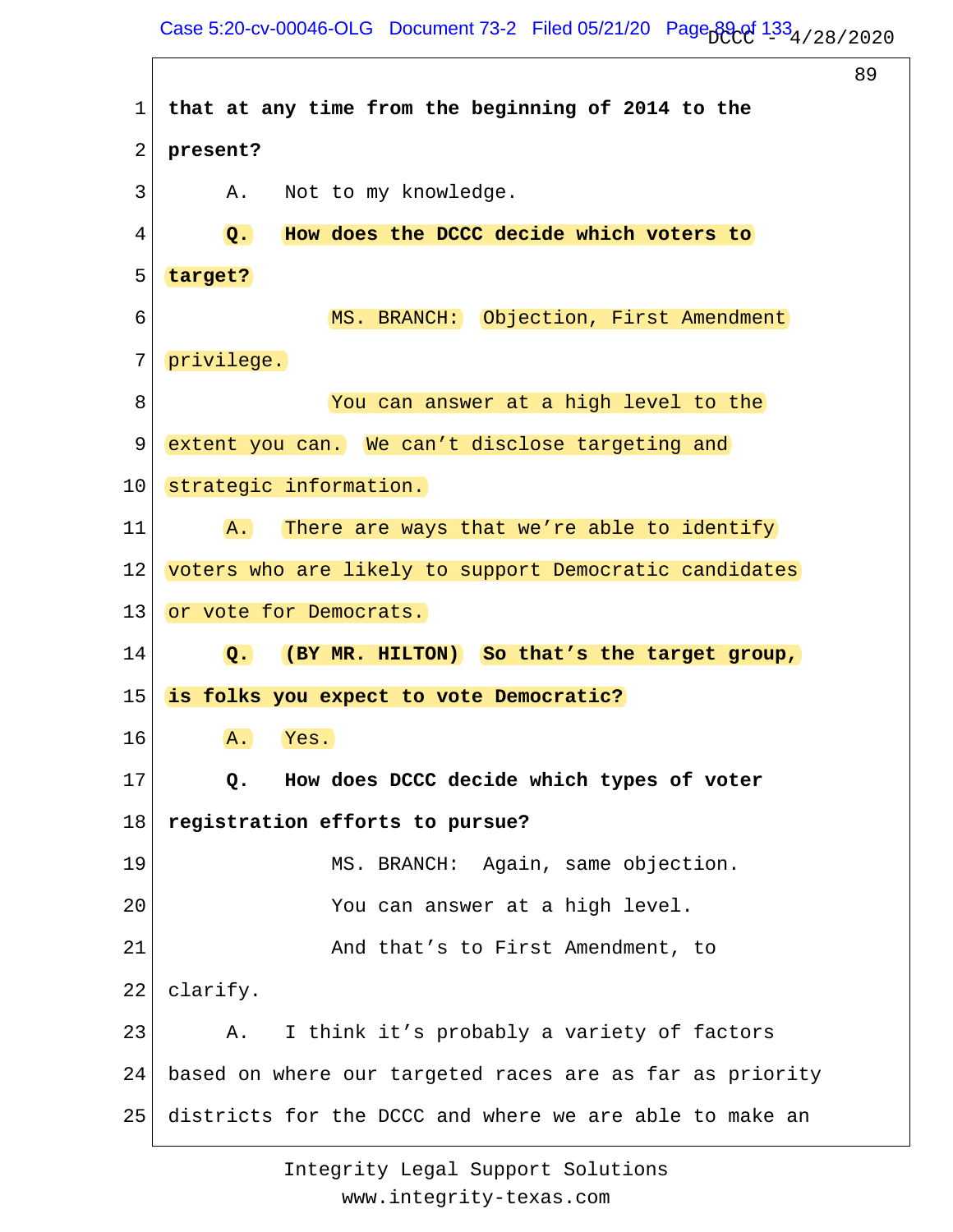**that at any time from the beginning of 2014 to the present?**

A. Not to my knowledge.

**Q. How does the DCCC decide which voters to target?**

MS. BRANCH: Objection, First Amendment privilege.

You can answer at a high level to the extent you can. We can't disclose targeting and strategic information.

A. There are ways that we're able to identify voters who are likely to support Democratic candidates or vote for Democrats.

**Q. (BY MR. HILTON) So that's the target group, is folks you expect to vote Democratic?**

A. Yes.

**Q. How does DCCC decide which types of voter registration efforts to pursue?**

MS. BRANCH: Again, same objection.

You can answer at a high level.

And that's to First Amendment, to clarify.

A. I think it's probably a variety of factors based on where our targeted races are as far as priority districts for the DCCC and where we are able to make an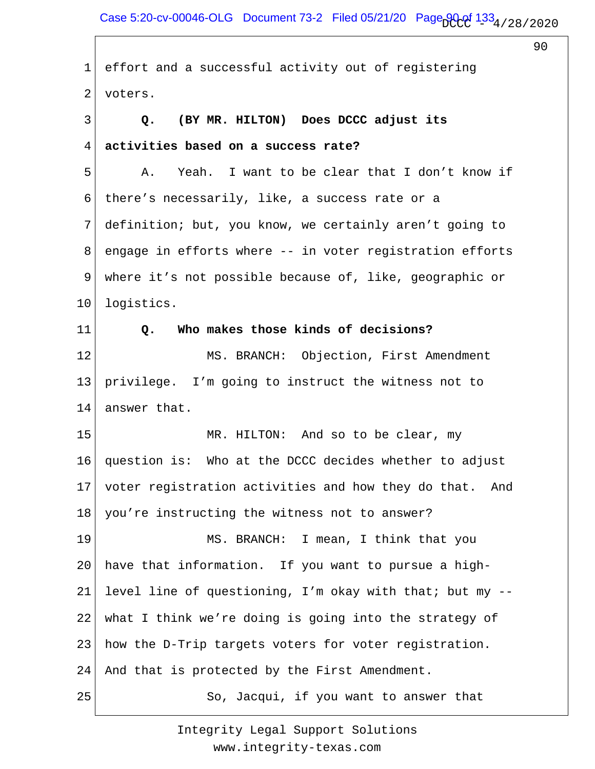effort and a successful activity out of registering voters.

**Q. (BY MR. HILTON) Does DCCC adjust its activities based on a success rate?**

A. Yeah. I want to be clear that I don't know if there's necessarily, like, a success rate or a definition; but, you know, we certainly aren't going to engage in efforts where -- in voter registration efforts where it's not possible because of, like, geographic or logistics.

**Q. Who makes those kinds of decisions?**

MS. BRANCH: Objection, First Amendment privilege. I'm going to instruct the witness not to answer that.

MR. HILTON: And so to be clear, my question is: Who at the DCCC decides whether to adjust voter registration activities and how they do that. And you're instructing the witness not to answer?

MS. BRANCH: I mean, I think that you have that information. If you want to pursue a high-level line of questioning, I'm okay with that; but my -- what I think we're doing is going into the strategy of how the D-Trip targets voters for voter registration. And that is protected by the First Amendment.

So, Jacqui, if you want to answer that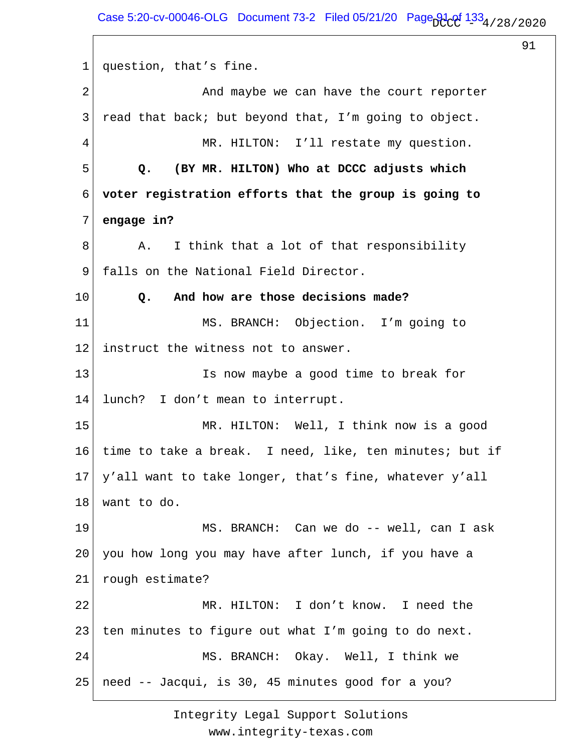1 question, that's fine.

2 And maybe we can have the court reporter

3 read that back; but beyond that, I'm going to object.

4 MR. HILTON: I'll restate my question.

5 **Q. (BY MR. HILTON) Who at DCCC adjusts which**

6 **voter registration efforts that the group is going to**

7 **engage in?**

8 A. I think that a lot of that responsibility

9 falls on the National Field Director.

10 **Q. And how are those decisions made?**

11 MS. BRANCH: Objection. I'm going to

12 instruct the witness not to answer.

13 Is now maybe a good time to break for

14 lunch? I don't mean to interrupt.

15 MR. HILTON: Well, I think now is a good

16 time to take a break. I need, like, ten minutes; but if

17 y'all want to take longer, that's fine, whatever y'all

18 want to do.

19 MS. BRANCH: Can we do -- well, can I ask

20 you how long you may have after lunch, if you have a

21 rough estimate?

22 MR. HILTON: I don't know. I need the

23 ten minutes to figure out what I'm going to do next.

24 MS. BRANCH: Okay. Well, I think we

25 need -- Jacqui, is 30, 45 minutes good for a you?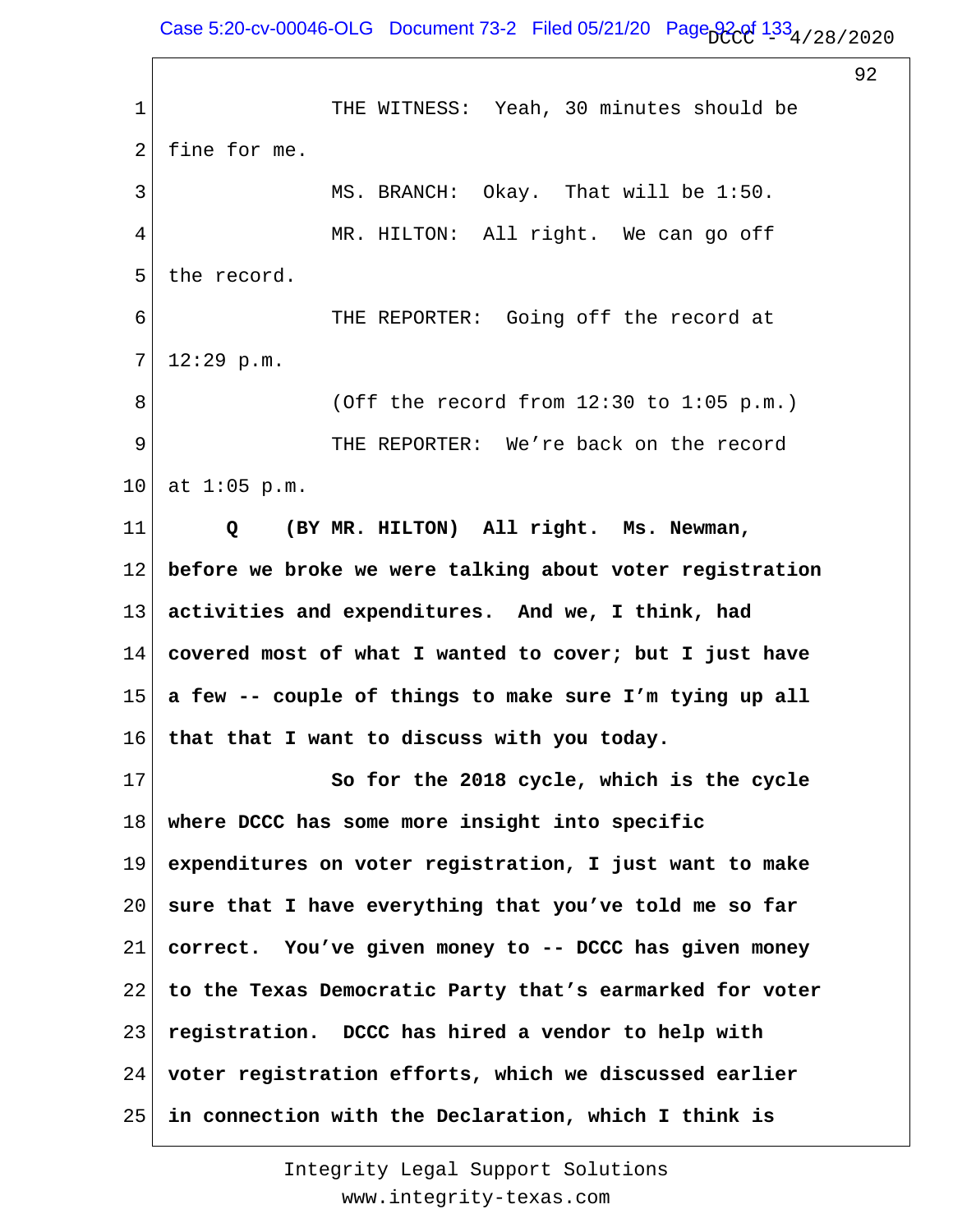1 THE WITNESS: Yeah, 30 minutes should be
2 fine for me.
3 MS. BRANCH: Okay. That will be 1:50.
4 MR. HILTON: All right. We can go off
5 the record.
6 THE REPORTER: Going off the record at
7 12:29 p.m.
8 (Off the record from 12:30 to 1:05 p.m.)
9 THE REPORTER: We're back on the record
10 at 1:05 p.m.
11 **Q (BY MR. HILTON) All right. Ms. Newman,**
12 **before we broke we were talking about voter registration**
13 **activities and expenditures. And we, I think, had**
14 **covered most of what I wanted to cover; but I just have**
15 **a few -- couple of things to make sure I'm tying up all**
16 **that that I want to discuss with you today.**
17 **So for the 2018 cycle, which is the cycle**
18 **where DCCC has some more insight into specific**
19 **expenditures on voter registration, I just want to make**
20 **sure that I have everything that you've told me so far**
21 **correct. You've given money to -- DCCC has given money**
22 **to the Texas Democratic Party that's earmarked for voter**
23 **registration. DCCC has hired a vendor to help with**
24 **voter registration efforts, which we discussed earlier**
25 **in connection with the Declaration, which I think is**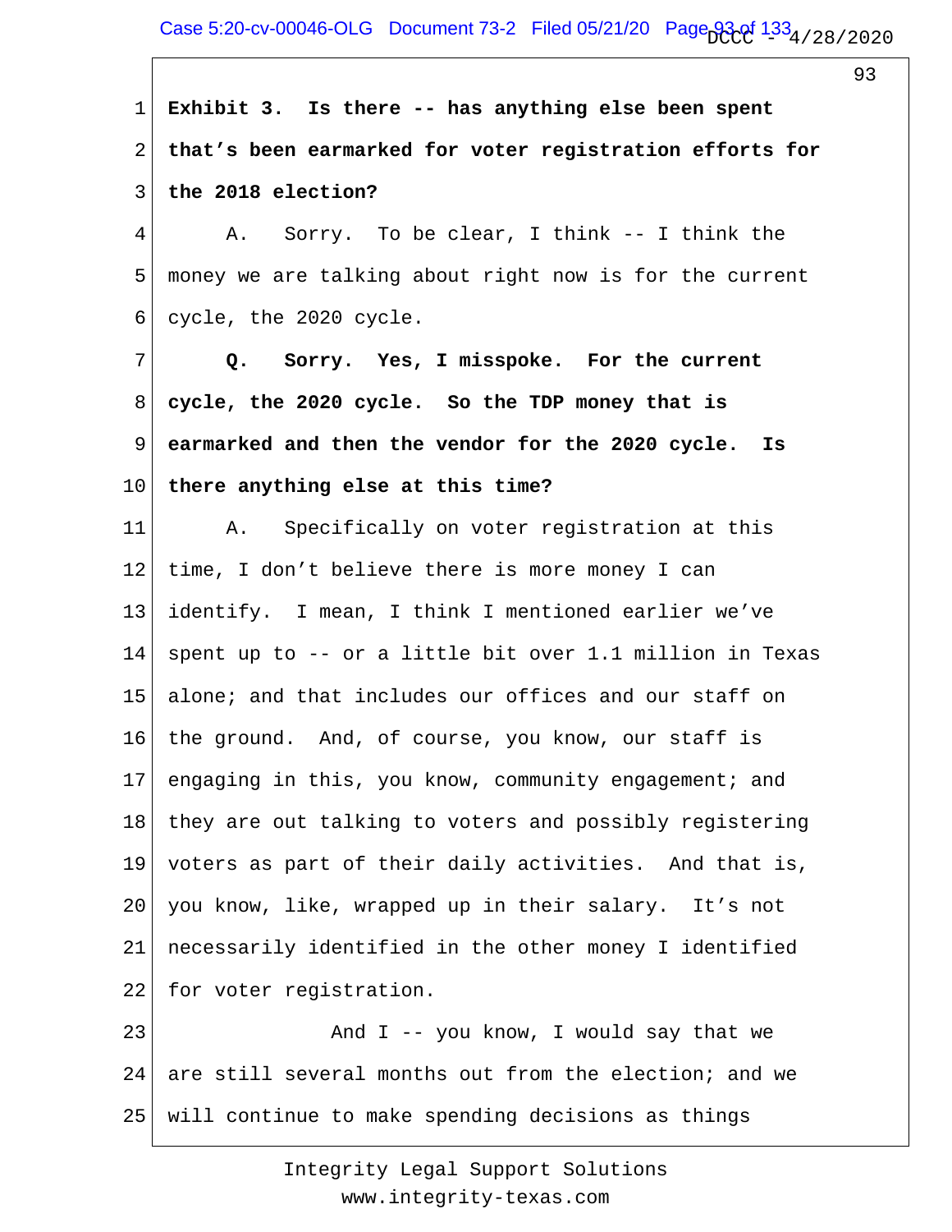**Exhibit 3. Is there -- has anything else been spent that's been earmarked for voter registration efforts for the 2018 election?**

A. Sorry. To be clear, I think -- I think the money we are talking about right now is for the current cycle, the 2020 cycle.

**Q. Sorry. Yes, I misspoke. For the current cycle, the 2020 cycle. So the TDP money that is earmarked and then the vendor for the 2020 cycle. Is there anything else at this time?**

A. Specifically on voter registration at this time, I don't believe there is more money I can identify. I mean, I think I mentioned earlier we've spent up to -- or a little bit over 1.1 million in Texas alone; and that includes our offices and our staff on the ground. And, of course, you know, our staff is engaging in this, you know, community engagement; and they are out talking to voters and possibly registering voters as part of their daily activities. And that is, you know, like, wrapped up in their salary. It's not necessarily identified in the other money I identified for voter registration.

And I -- you know, I would say that we are still several months out from the election; and we will continue to make spending decisions as things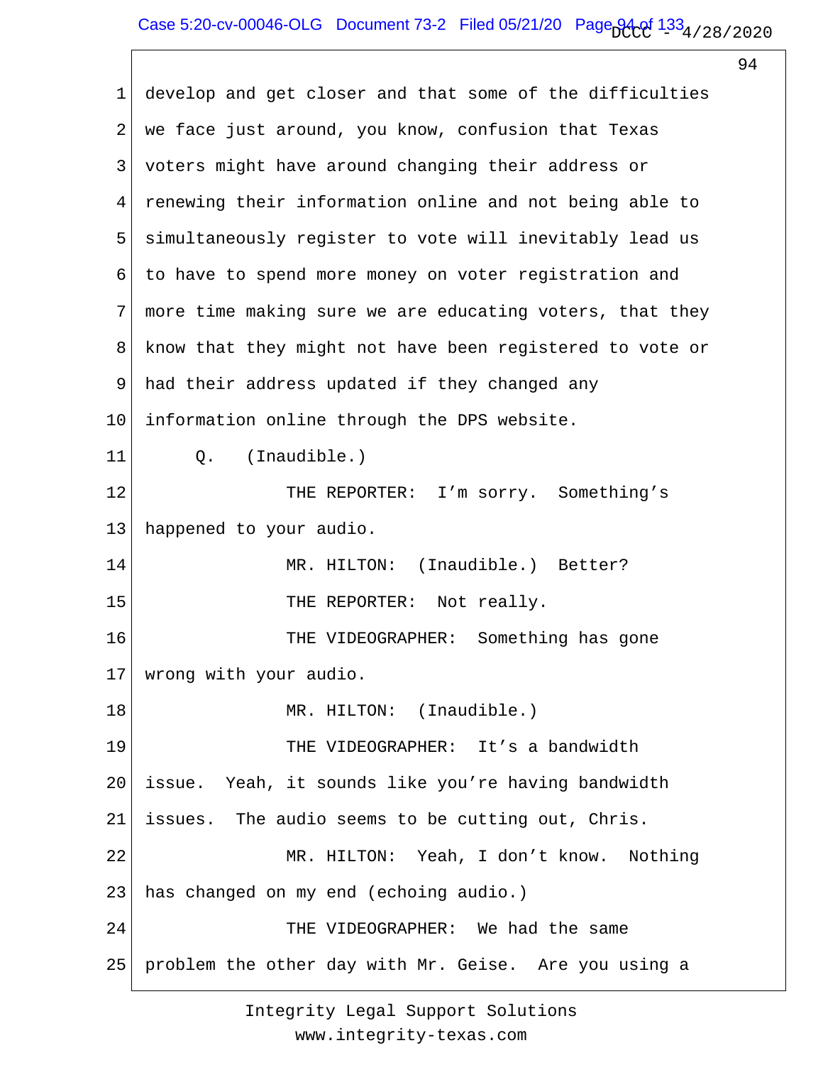1 develop and get closer and that some of the difficulties
2 we face just around, you know, confusion that Texas
3 voters might have around changing their address or
4 renewing their information online and not being able to
5 simultaneously register to vote will inevitably lead us
6 to have to spend more money on voter registration and
7 more time making sure we are educating voters, that they
8 know that they might not have been registered to vote or
9 had their address updated if they changed any
10 information online through the DPS website.

11 Q. (Inaudible.)

12 THE REPORTER: I'm sorry. Something's
13 happened to your audio.

14 MR. HILTON: (Inaudible.) Better?

15 THE REPORTER: Not really.

16 THE VIDEOGRAPHER: Something has gone
17 wrong with your audio.

18 MR. HILTON: (Inaudible.)

19 THE VIDEOGRAPHER: It's a bandwidth
20 issue. Yeah, it sounds like you're having bandwidth
21 issues. The audio seems to be cutting out, Chris.

22 MR. HILTON: Yeah, I don't know. Nothing
23 has changed on my end (echoing audio.)

24 THE VIDEOGRAPHER: We had the same
25 problem the other day with Mr. Geise. Are you using a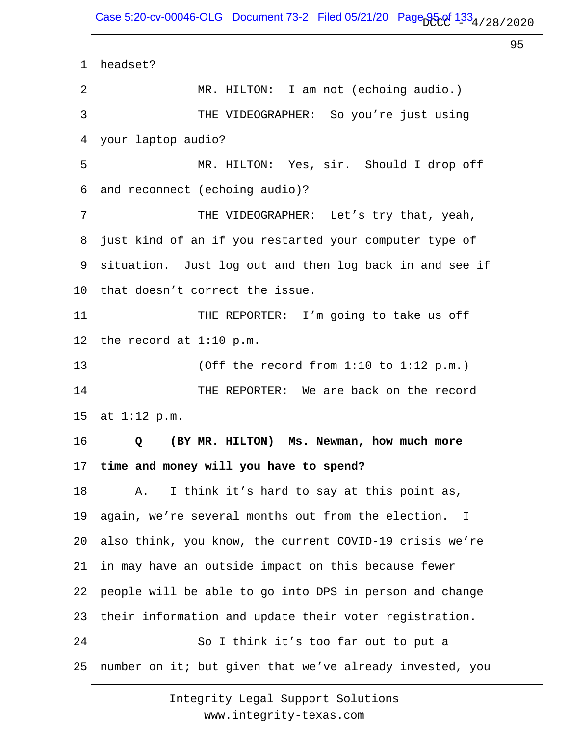1 headset?

2 MR. HILTON: I am not (echoing audio.)

3 THE VIDEOGRAPHER: So you're just using

4 your laptop audio?

5 MR. HILTON: Yes, sir. Should I drop off

6 and reconnect (echoing audio)?

7 THE VIDEOGRAPHER: Let's try that, yeah,

8 just kind of an if you restarted your computer type of

9 situation. Just log out and then log back in and see if

10 that doesn't correct the issue.

11 THE REPORTER: I'm going to take us off

12 the record at 1:10 p.m.

13 (Off the record from 1:10 to 1:12 p.m.)

14 THE REPORTER: We are back on the record

15 at 1:12 p.m.

16 **Q (BY MR. HILTON) Ms. Newman, how much more**

17 **time and money will you have to spend?**

18 A. I think it's hard to say at this point as,

19 again, we're several months out from the election. I

20 also think, you know, the current COVID-19 crisis we're

21 in may have an outside impact on this because fewer

22 people will be able to go into DPS in person and change

23 their information and update their voter registration.

24 So I think it's too far out to put a

25 number on it; but given that we've already invested, you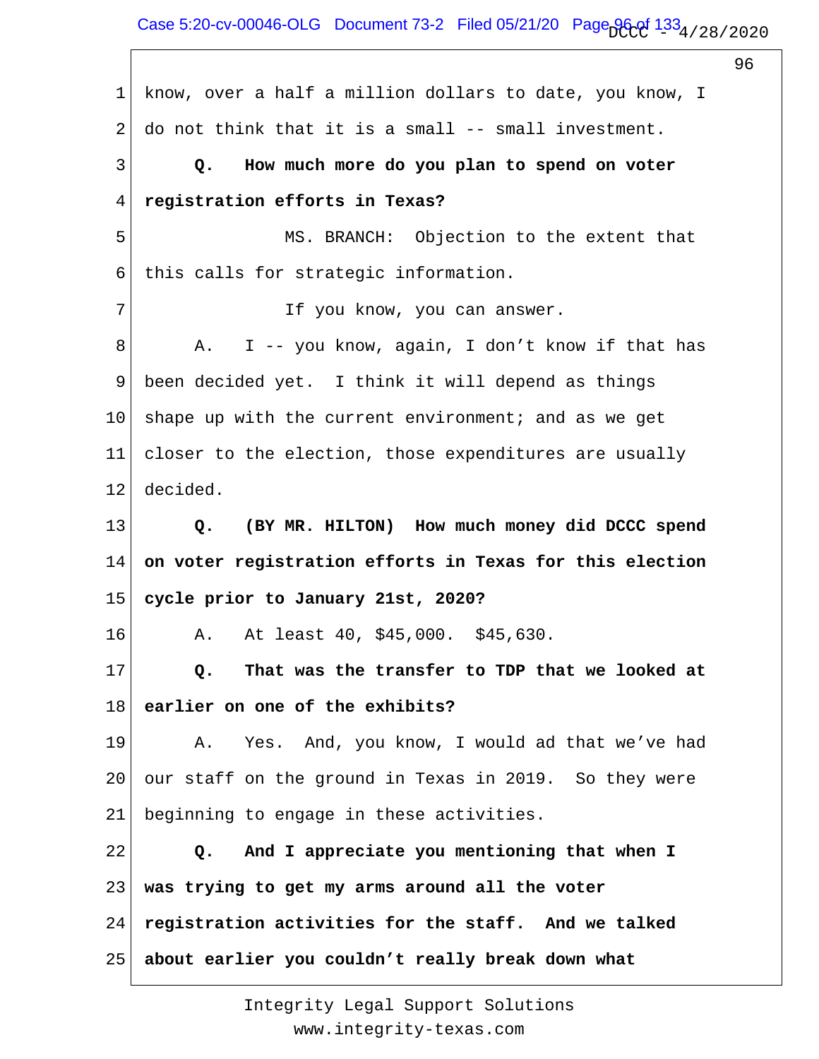know, over a half a million dollars to date, you know, I do not think that it is a small -- small investment.

**Q. How much more do you plan to spend on voter registration efforts in Texas?**

MS. BRANCH: Objection to the extent that this calls for strategic information.

If you know, you can answer.

A. I -- you know, again, I don't know if that has been decided yet. I think it will depend as things shape up with the current environment; and as we get closer to the election, those expenditures are usually decided.

**Q. (BY MR. HILTON) How much money did DCCC spend on voter registration efforts in Texas for this election cycle prior to January 21st, 2020?**

A. At least 40, $45,000. $45,630.

**Q. That was the transfer to TDP that we looked at earlier on one of the exhibits?**

A. Yes. And, you know, I would ad that we've had our staff on the ground in Texas in 2019. So they were beginning to engage in these activities.

**Q. And I appreciate you mentioning that when I was trying to get my arms around all the voter registration activities for the staff. And we talked about earlier you couldn't really break down what**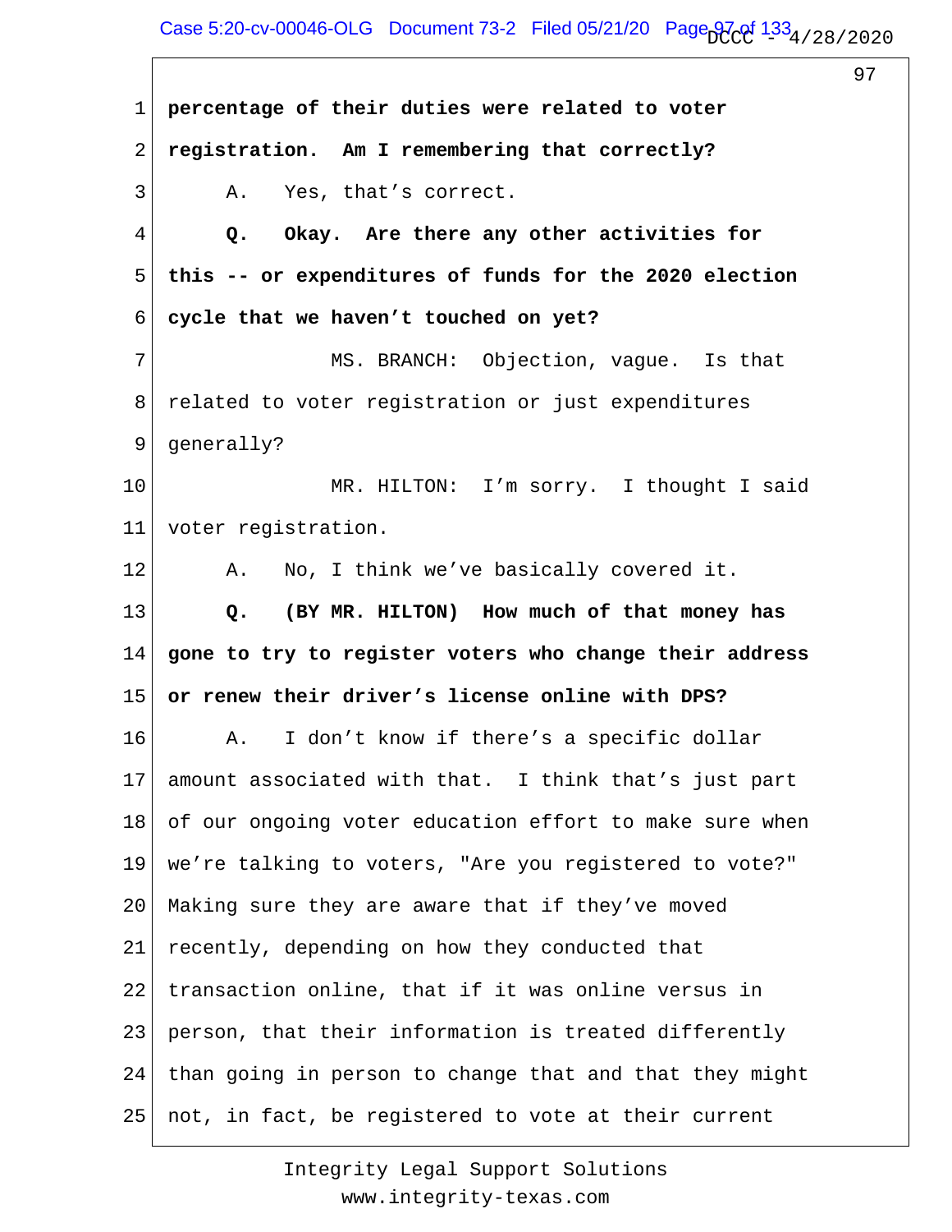1 **percentage of their duties were related to voter**

2 **registration. Am I remembering that correctly?**

3 A. Yes, that's correct.

4 **Q. Okay. Are there any other activities for**

5 **this -- or expenditures of funds for the 2020 election**

6 **cycle that we haven't touched on yet?**

7 MS. BRANCH: Objection, vague. Is that

8 related to voter registration or just expenditures

9 generally?

10 MR. HILTON: I'm sorry. I thought I said

11 voter registration.

12 A. No, I think we've basically covered it.

13 **Q. (BY MR. HILTON) How much of that money has**

14 **gone to try to register voters who change their address**

15 **or renew their driver's license online with DPS?**

16 A. I don't know if there's a specific dollar

17 amount associated with that. I think that's just part

18 of our ongoing voter education effort to make sure when

19 we're talking to voters, "Are you registered to vote?"

20 Making sure they are aware that if they've moved

21 recently, depending on how they conducted that

22 transaction online, that if it was online versus in

23 person, that their information is treated differently

24 than going in person to change that and that they might

25 not, in fact, be registered to vote at their current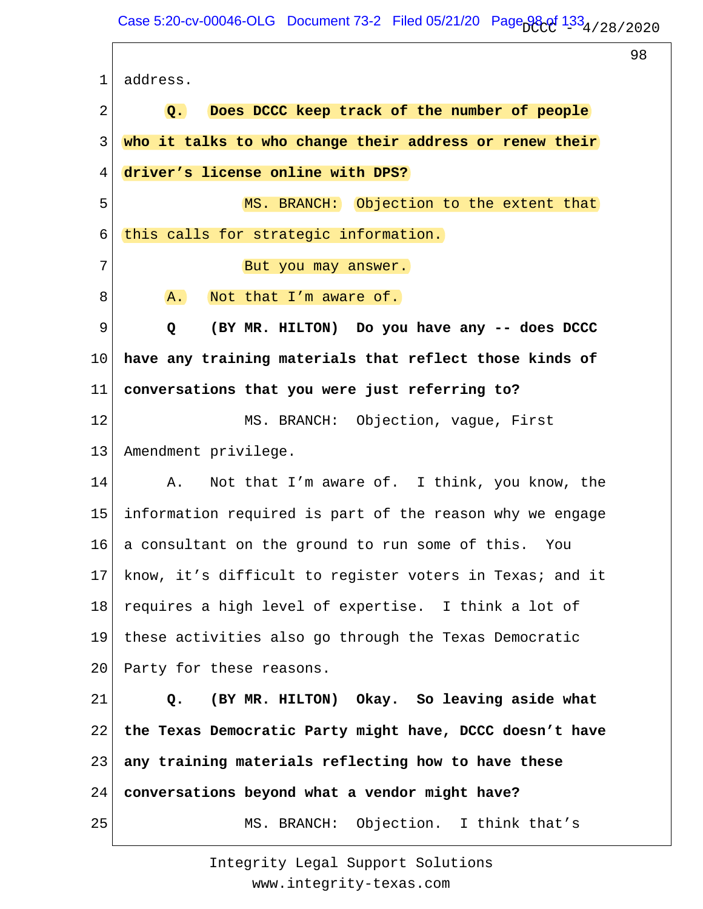address.

**Q. Does DCCC keep track of the number of people who it talks to who change their address or renew their driver's license online with DPS?**

MS. BRANCH: Objection to the extent that this calls for strategic information.

But you may answer.

A. Not that I'm aware of.

**Q (BY MR. HILTON) Do you have any -- does DCCC have any training materials that reflect those kinds of conversations that you were just referring to?**

MS. BRANCH: Objection, vague, First Amendment privilege.

A. Not that I'm aware of. I think, you know, the information required is part of the reason why we engage a consultant on the ground to run some of this. You know, it's difficult to register voters in Texas; and it requires a high level of expertise. I think a lot of these activities also go through the Texas Democratic Party for these reasons.

**Q. (BY MR. HILTON) Okay. So leaving aside what the Texas Democratic Party might have, DCCC doesn't have any training materials reflecting how to have these conversations beyond what a vendor might have?**

MS. BRANCH: Objection. I think that's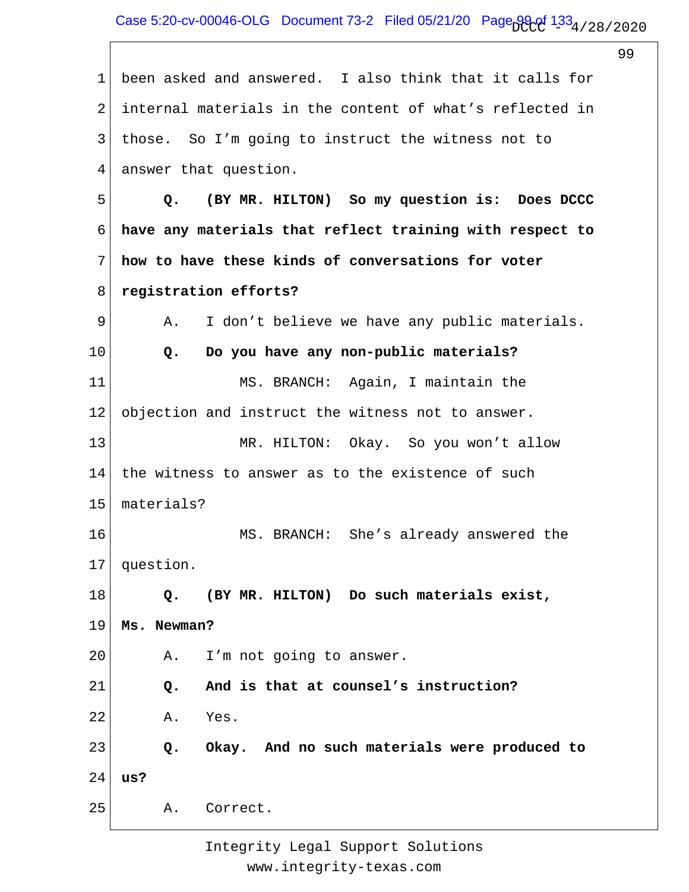been asked and answered. I also think that it calls for internal materials in the content of what's reflected in those. So I'm going to instruct the witness not to answer that question.

**Q. (BY MR. HILTON) So my question is: Does DCCC have any materials that reflect training with respect to how to have these kinds of conversations for voter registration efforts?**

A. I don't believe we have any public materials.

**Q. Do you have any non-public materials?**

MS. BRANCH: Again, I maintain the objection and instruct the witness not to answer.

MR. HILTON: Okay. So you won't allow the witness to answer as to the existence of such materials?

MS. BRANCH: She's already answered the question.

**Q. (BY MR. HILTON) Do such materials exist, Ms. Newman?**

A. I'm not going to answer.

**Q. And is that at counsel's instruction?**

A. Yes.

**Q. Okay. And no such materials were produced to us?**

A. Correct.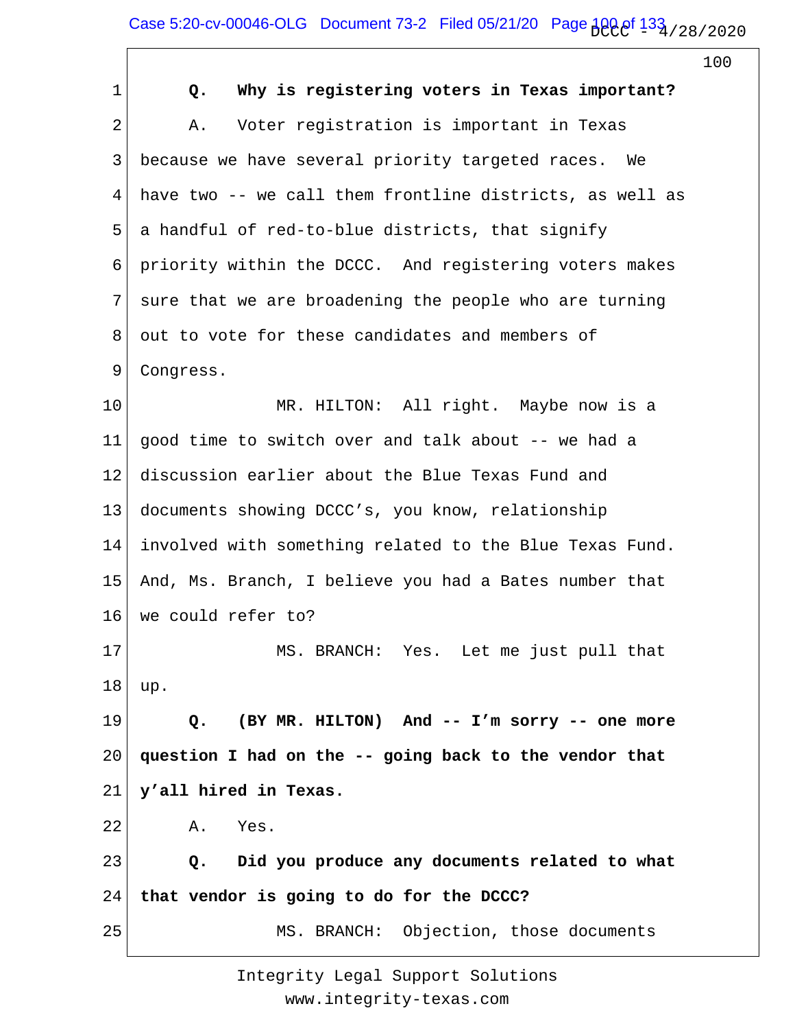**Q. Why is registering voters in Texas important?**

A. Voter registration is important in Texas because we have several priority targeted races. We have two -- we call them frontline districts, as well as a handful of red-to-blue districts, that signify priority within the DCCC. And registering voters makes sure that we are broadening the people who are turning out to vote for these candidates and members of Congress.

MR. HILTON: All right. Maybe now is a good time to switch over and talk about -- we had a discussion earlier about the Blue Texas Fund and documents showing DCCC's, you know, relationship involved with something related to the Blue Texas Fund. And, Ms. Branch, I believe you had a Bates number that we could refer to?

MS. BRANCH: Yes. Let me just pull that up.

**Q. (BY MR. HILTON) And -- I'm sorry -- one more question I had on the -- going back to the vendor that y'all hired in Texas.**

A. Yes.

**Q. Did you produce any documents related to what that vendor is going to do for the DCCC?**

MS. BRANCH: Objection, those documents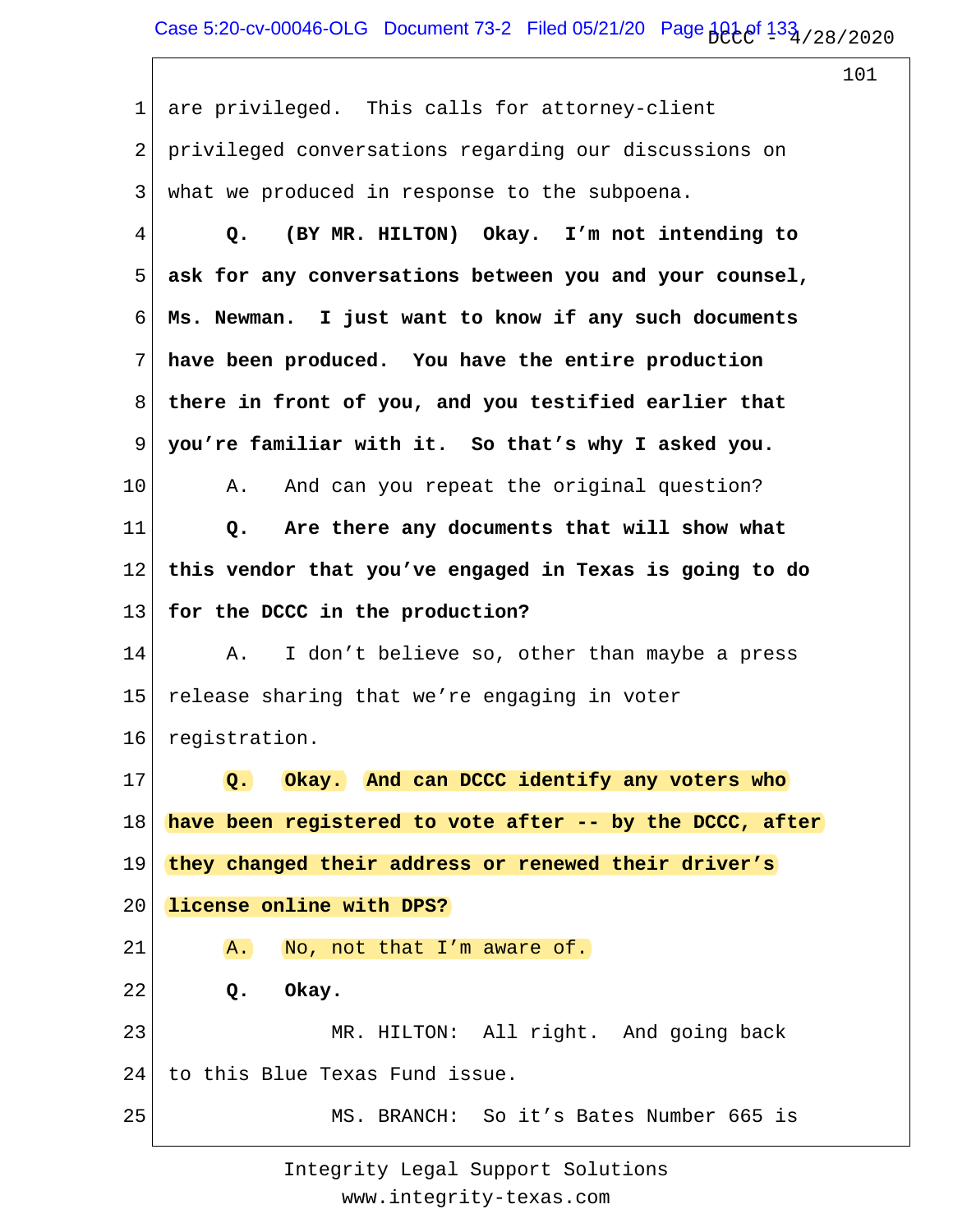are privileged. This calls for attorney-client privileged conversations regarding our discussions on what we produced in response to the subpoena.

**Q. (BY MR. HILTON) Okay. I'm not intending to ask for any conversations between you and your counsel, Ms. Newman. I just want to know if any such documents have been produced. You have the entire production there in front of you, and you testified earlier that you're familiar with it. So that's why I asked you.**

A. And can you repeat the original question?

**Q. Are there any documents that will show what this vendor that you've engaged in Texas is going to do for the DCCC in the production?**

A. I don't believe so, other than maybe a press release sharing that we're engaging in voter registration.

**Q. Okay. And can DCCC identify any voters who have been registered to vote after -- by the DCCC, after they changed their address or renewed their driver's license online with DPS?**

A. No, not that I'm aware of.

**Q. Okay.**

MR. HILTON: All right. And going back to this Blue Texas Fund issue.

MS. BRANCH: So it's Bates Number 665 is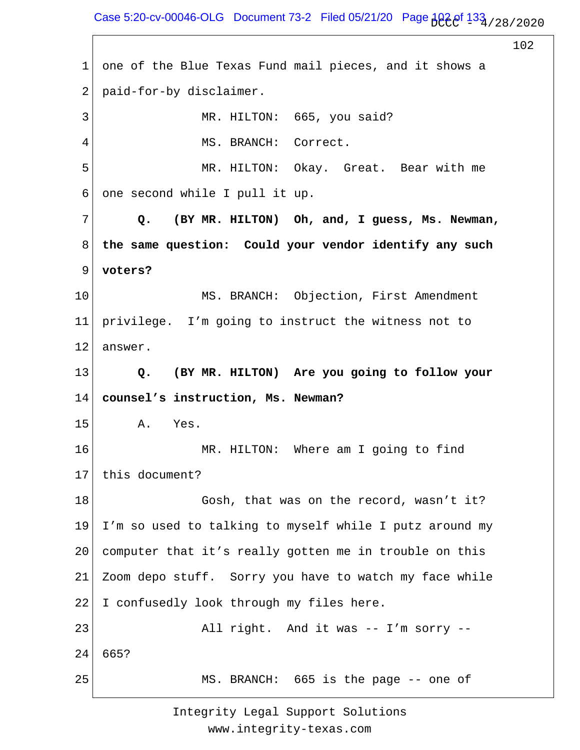1 one of the Blue Texas Fund mail pieces, and it shows a
2 paid-for-by disclaimer.
3 MR. HILTON: 665, you said?
4 MS. BRANCH: Correct.
5 MR. HILTON: Okay. Great. Bear with me
6 one second while I pull it up.
7 **Q. (BY MR. HILTON) Oh, and, I guess, Ms. Newman,**
8 **the same question: Could your vendor identify any such**
9 **voters?**
10 MS. BRANCH: Objection, First Amendment
11 privilege. I'm going to instruct the witness not to
12 answer.
13 **Q. (BY MR. HILTON) Are you going to follow your**
14 **counsel's instruction, Ms. Newman?**
15 A. Yes.
16 MR. HILTON: Where am I going to find
17 this document?
18 Gosh, that was on the record, wasn't it?
19 I'm so used to talking to myself while I putz around my
20 computer that it's really gotten me in trouble on this
21 Zoom depo stuff. Sorry you have to watch my face while
22 I confusedly look through my files here.
23 All right. And it was -- I'm sorry --
24 665?
25 MS. BRANCH: 665 is the page -- one of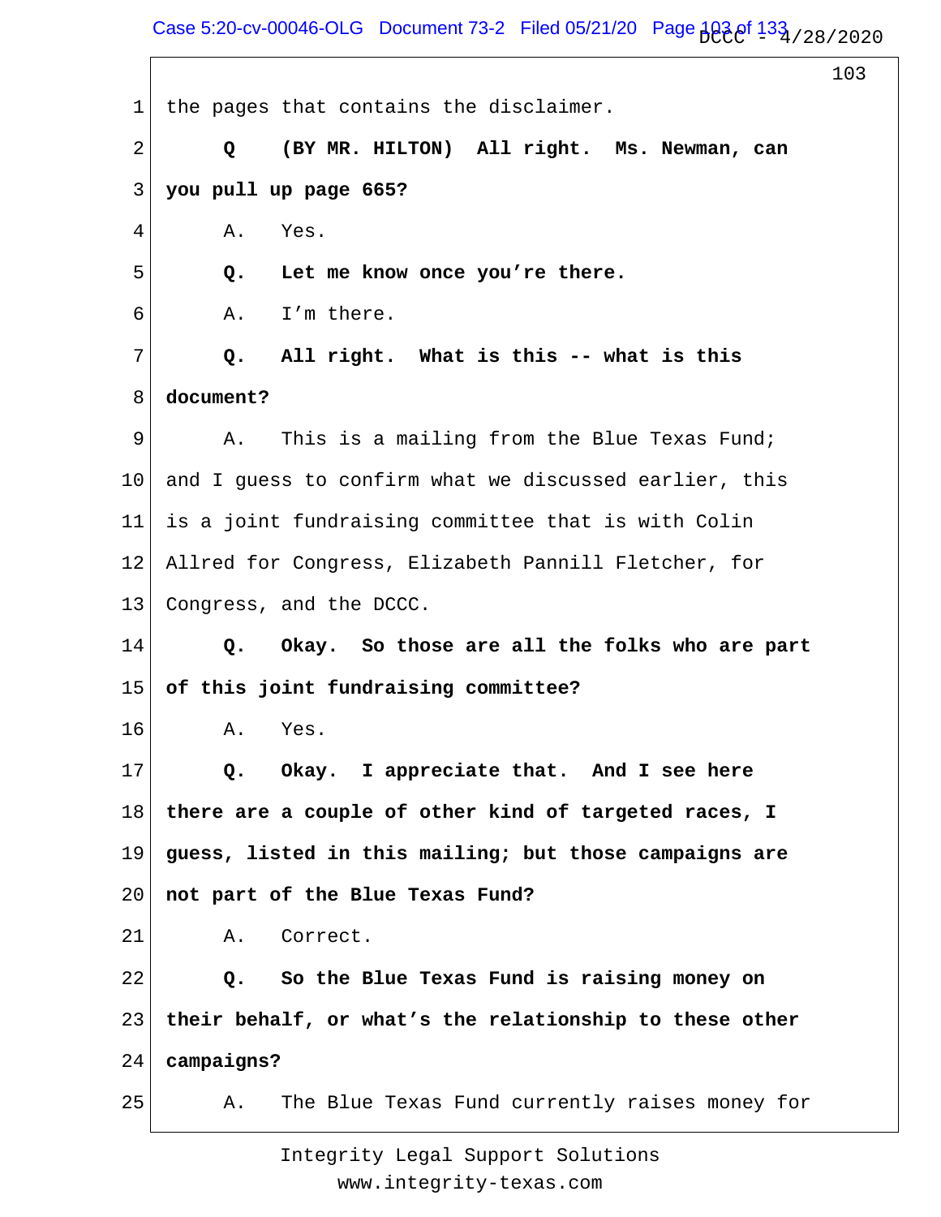1 the pages that contains the disclaimer.

2 **Q (BY MR. HILTON) All right. Ms. Newman, can**

3 **you pull up page 665?**

4 A. Yes.

5 **Q. Let me know once you're there.**

6 A. I'm there.

7 **Q. All right. What is this -- what is this**

8 **document?**

9 A. This is a mailing from the Blue Texas Fund;

10 and I guess to confirm what we discussed earlier, this

11 is a joint fundraising committee that is with Colin

12 Allred for Congress, Elizabeth Pannill Fletcher, for

13 Congress, and the DCCC.

14 **Q. Okay. So those are all the folks who are part**

15 **of this joint fundraising committee?**

16 A. Yes.

17 **Q. Okay. I appreciate that. And I see here**

18 **there are a couple of other kind of targeted races, I**

19 **guess, listed in this mailing; but those campaigns are**

20 **not part of the Blue Texas Fund?**

21 A. Correct.

22 **Q. So the Blue Texas Fund is raising money on**

23 **their behalf, or what's the relationship to these other**

24 **campaigns?**

25 A. The Blue Texas Fund currently raises money for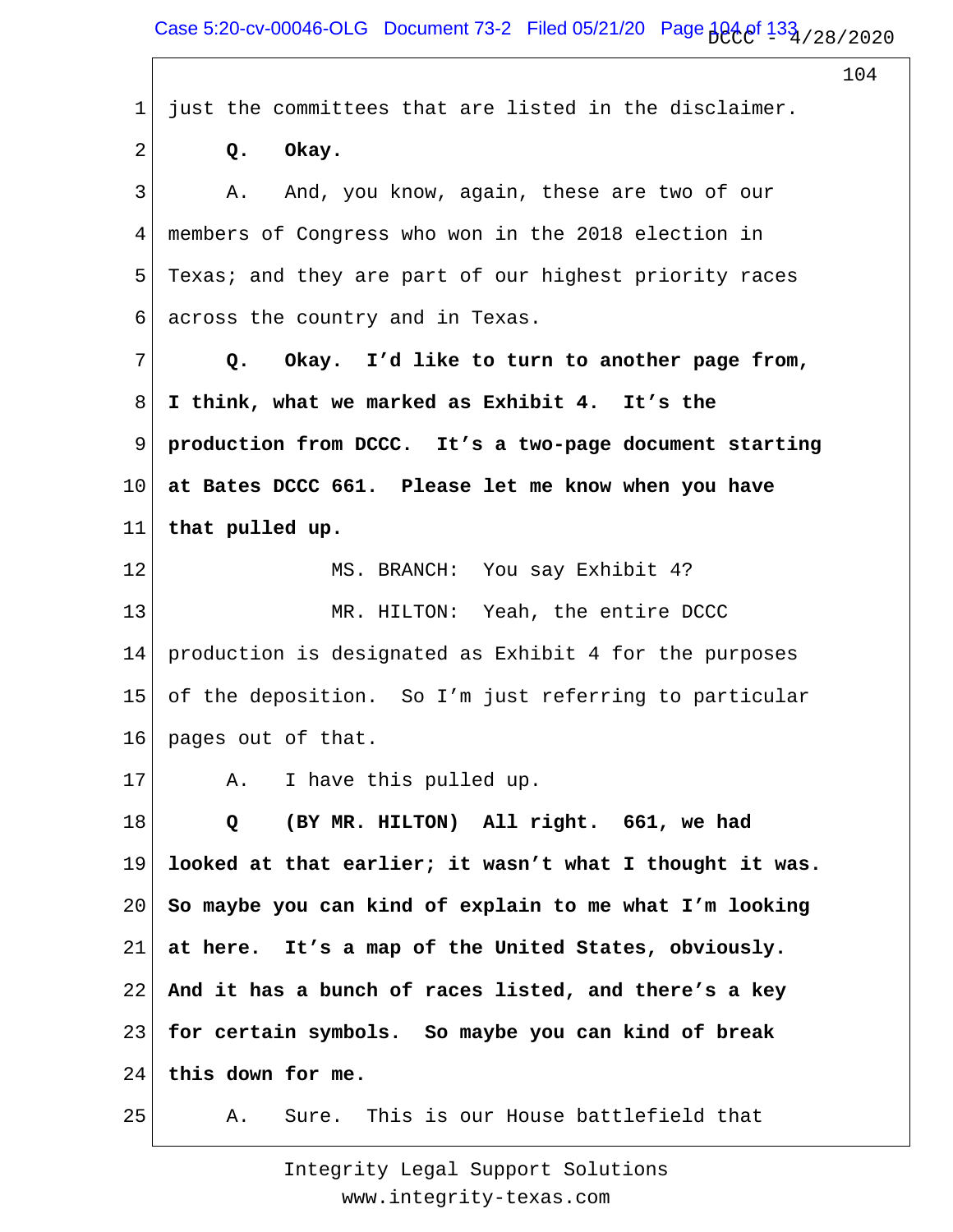just the committees that are listed in the disclaimer.

**Q. Okay.**

A. And, you know, again, these are two of our members of Congress who won in the 2018 election in Texas; and they are part of our highest priority races across the country and in Texas.

**Q. Okay. I'd like to turn to another page from, I think, what we marked as Exhibit 4. It's the production from DCCC. It's a two-page document starting at Bates DCCC 661. Please let me know when you have that pulled up.**

MS. BRANCH: You say Exhibit 4?

MR. HILTON: Yeah, the entire DCCC production is designated as Exhibit 4 for the purposes of the deposition. So I'm just referring to particular pages out of that.

A. I have this pulled up.

**Q (BY MR. HILTON) All right. 661, we had looked at that earlier; it wasn't what I thought it was. So maybe you can kind of explain to me what I'm looking at here. It's a map of the United States, obviously. And it has a bunch of races listed, and there's a key for certain symbols. So maybe you can kind of break this down for me.**

A. Sure. This is our House battlefield that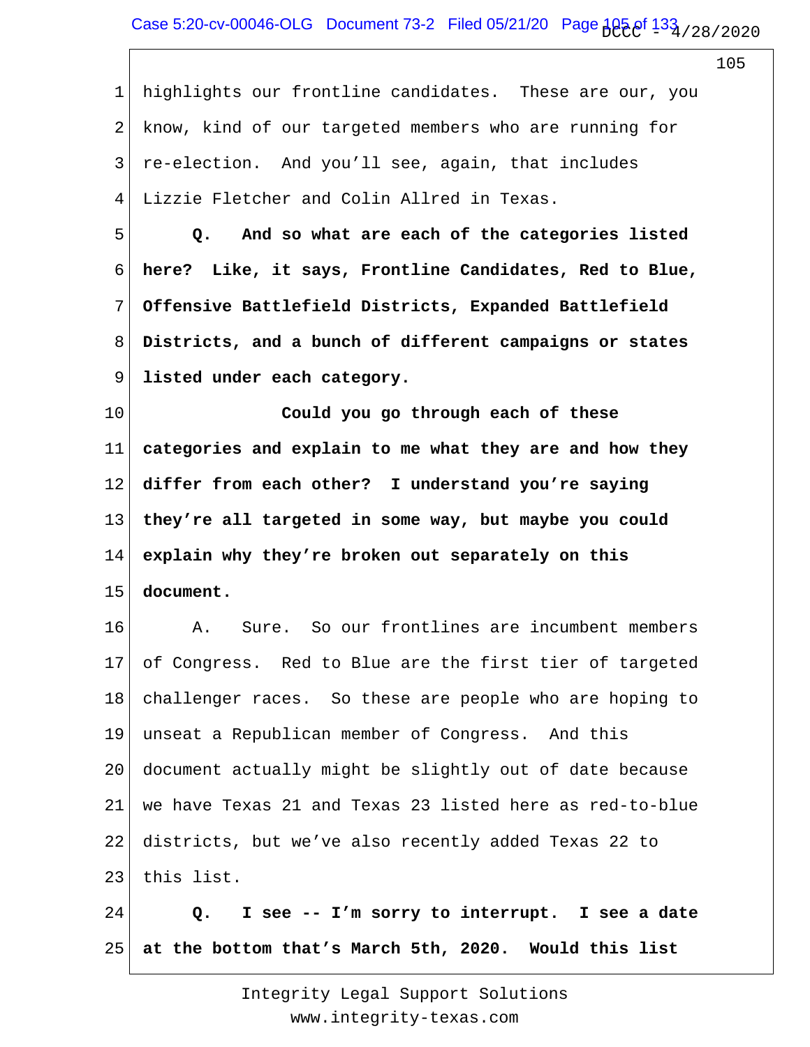highlights our frontline candidates. These are our, you know, kind of our targeted members who are running for re-election. And you'll see, again, that includes Lizzie Fletcher and Colin Allred in Texas.

**Q. And so what are each of the categories listed here? Like, it says, Frontline Candidates, Red to Blue, Offensive Battlefield Districts, Expanded Battlefield Districts, and a bunch of different campaigns or states listed under each category.**

**Could you go through each of these categories and explain to me what they are and how they differ from each other? I understand you're saying they're all targeted in some way, but maybe you could explain why they're broken out separately on this document.**

A. Sure. So our frontlines are incumbent members of Congress. Red to Blue are the first tier of targeted challenger races. So these are people who are hoping to unseat a Republican member of Congress. And this document actually might be slightly out of date because we have Texas 21 and Texas 23 listed here as red-to-blue districts, but we've also recently added Texas 22 to this list.

**Q. I see -- I'm sorry to interrupt. I see a date at the bottom that's March 5th, 2020. Would this list**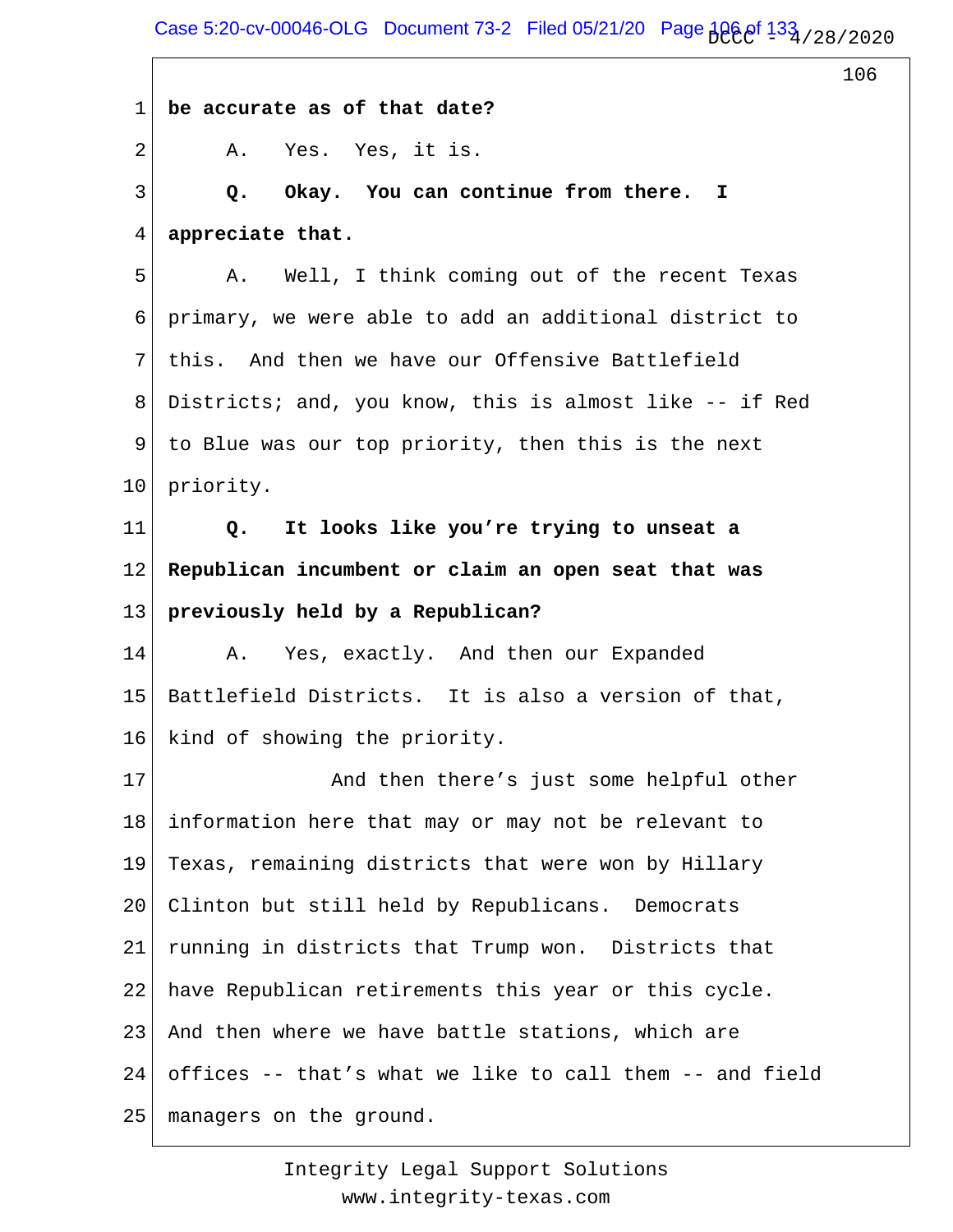1 **be accurate as of that date?**

2 A. Yes. Yes, it is.

3 **Q. Okay. You can continue from there. I**

4 **appreciate that.**

5 A. Well, I think coming out of the recent Texas

6 primary, we were able to add an additional district to

7 this. And then we have our Offensive Battlefield

8 Districts; and, you know, this is almost like -- if Red

9 to Blue was our top priority, then this is the next

10 priority.

11 **Q. It looks like you're trying to unseat a**

12 **Republican incumbent or claim an open seat that was**

13 **previously held by a Republican?**

14 A. Yes, exactly. And then our Expanded

15 Battlefield Districts. It is also a version of that,

16 kind of showing the priority.

17 And then there's just some helpful other

18 information here that may or may not be relevant to

19 Texas, remaining districts that were won by Hillary

20 Clinton but still held by Republicans. Democrats

21 running in districts that Trump won. Districts that

22 have Republican retirements this year or this cycle.

23 And then where we have battle stations, which are

24 offices -- that's what we like to call them -- and field

25 managers on the ground.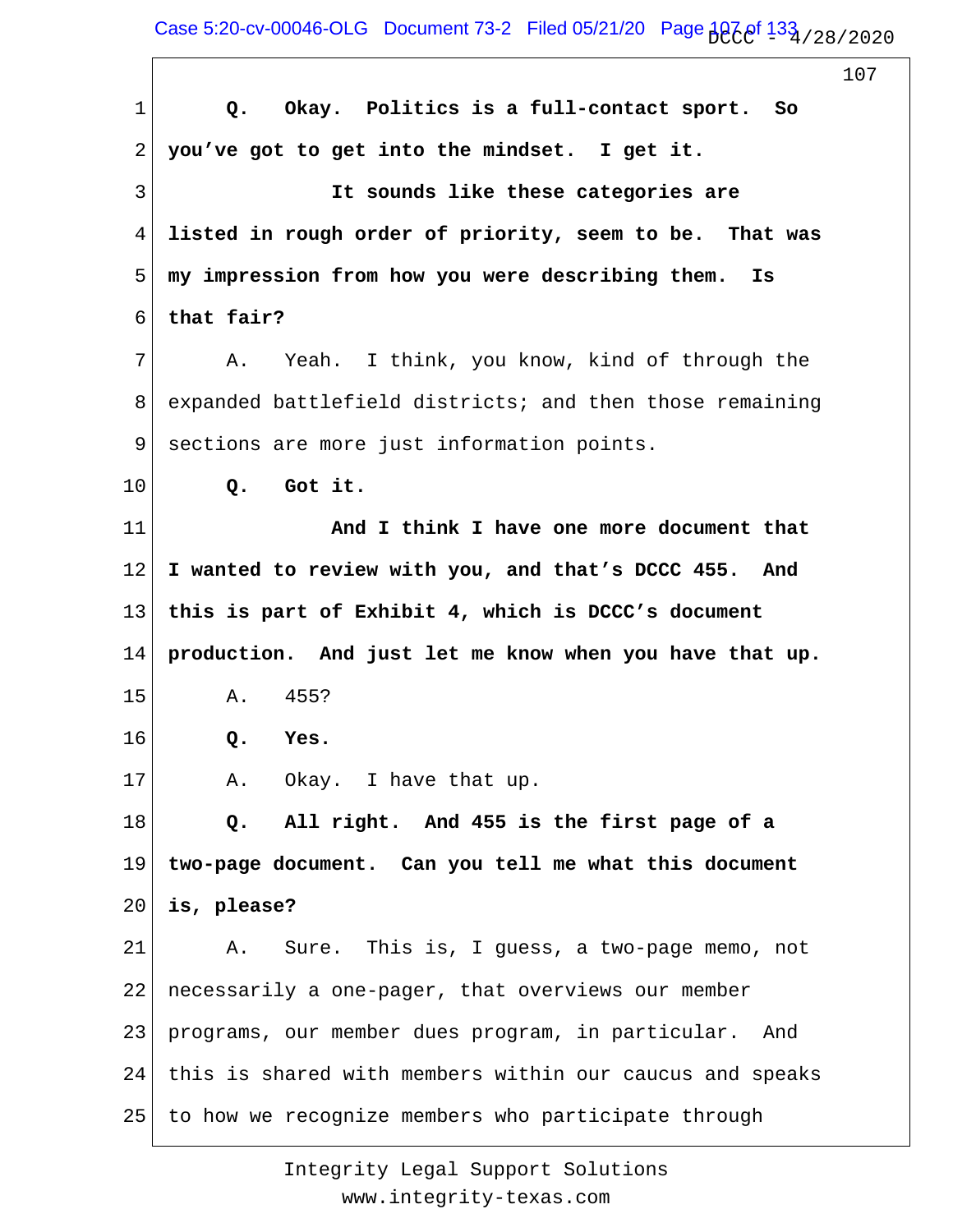**Q. Okay. Politics is a full-contact sport. So you've got to get into the mindset. I get it.**

**It sounds like these categories are listed in rough order of priority, seem to be. That was my impression from how you were describing them. Is that fair?**

A. Yeah. I think, you know, kind of through the expanded battlefield districts; and then those remaining sections are more just information points.

**Q. Got it.**

**And I think I have one more document that I wanted to review with you, and that's DCCC 455. And this is part of Exhibit 4, which is DCCC's document production. And just let me know when you have that up.**

A. 455?

**Q. Yes.**

A. Okay. I have that up.

**Q. All right. And 455 is the first page of a two-page document. Can you tell me what this document is, please?**

A. Sure. This is, I guess, a two-page memo, not necessarily a one-pager, that overviews our member programs, our member dues program, in particular. And this is shared with members within our caucus and speaks to how we recognize members who participate through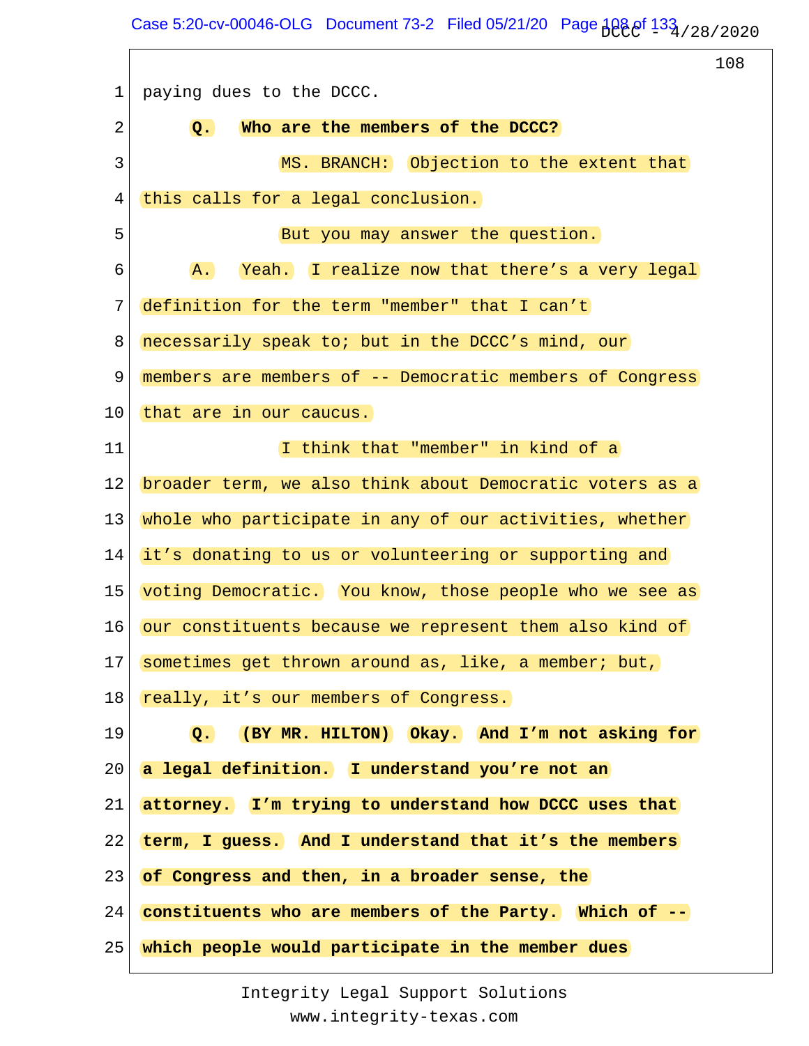paying dues to the DCCC.

**Q. Who are the members of the DCCC?**

MS. BRANCH: Objection to the extent that this calls for a legal conclusion.

But you may answer the question.

A. Yeah. I realize now that there's a very legal definition for the term "member" that I can't necessarily speak to; but in the DCCC's mind, our members are members of -- Democratic members of Congress that are in our caucus.

I think that "member" in kind of a broader term, we also think about Democratic voters as a whole who participate in any of our activities, whether it's donating to us or volunteering or supporting and voting Democratic. You know, those people who we see as our constituents because we represent them also kind of sometimes get thrown around as, like, a member; but, really, it's our members of Congress.

**Q. (BY MR. HILTON) Okay. And I'm not asking for a legal definition. I understand you're not an attorney. I'm trying to understand how DCCC uses that term, I guess. And I understand that it's the members of Congress and then, in a broader sense, the constituents who are members of the Party. Which of -- which people would participate in the member dues**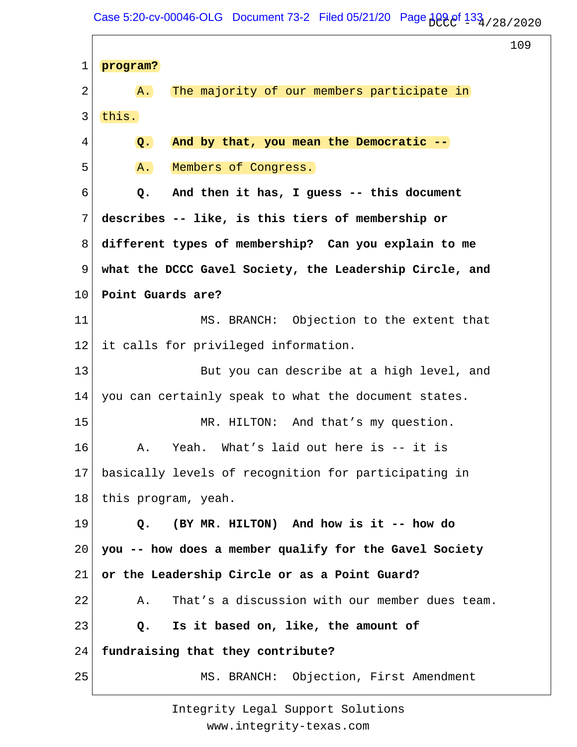1 **program?**

2 A. The majority of our members participate in

3 this.

4 **Q. And by that, you mean the Democratic --**

5 A. Members of Congress.

6 **Q. And then it has, I guess -- this document**

7 **describes -- like, is this tiers of membership or**

8 **different types of membership? Can you explain to me**

9 **what the DCCC Gavel Society, the Leadership Circle, and**

10 **Point Guards are?**

11 MS. BRANCH: Objection to the extent that

12 it calls for privileged information.

13 But you can describe at a high level, and

14 you can certainly speak to what the document states.

15 MR. HILTON: And that's my question.

16 A. Yeah. What's laid out here is -- it is

17 basically levels of recognition for participating in

18 this program, yeah.

19 **Q. (BY MR. HILTON) And how is it -- how do**

20 **you -- how does a member qualify for the Gavel Society**

21 **or the Leadership Circle or as a Point Guard?**

22 A. That's a discussion with our member dues team.

23 **Q. Is it based on, like, the amount of**

24 **fundraising that they contribute?**

25 MS. BRANCH: Objection, First Amendment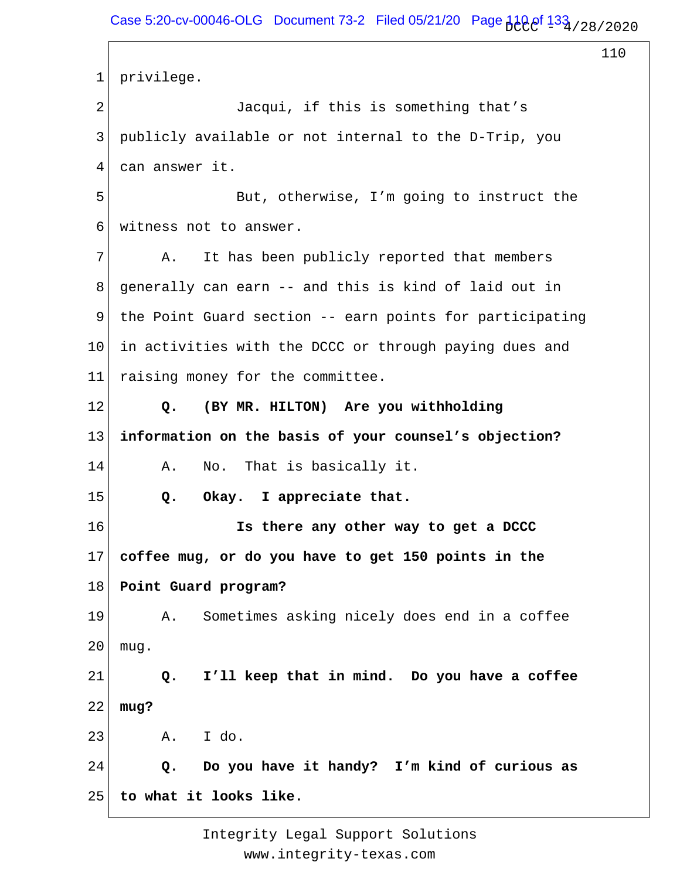1 privilege.

2 Jacqui, if this is something that's

3 publicly available or not internal to the D-Trip, you

4 can answer it.

5 But, otherwise, I'm going to instruct the

6 witness not to answer.

7 A. It has been publicly reported that members

8 generally can earn -- and this is kind of laid out in

9 the Point Guard section -- earn points for participating

10 in activities with the DCCC or through paying dues and

11 raising money for the committee.

12 **Q. (BY MR. HILTON) Are you withholding**

13 **information on the basis of your counsel's objection?**

14 A. No. That is basically it.

15 **Q. Okay. I appreciate that.**

16 **Is there any other way to get a DCCC**

17 **coffee mug, or do you have to get 150 points in the**

18 **Point Guard program?**

19 A. Sometimes asking nicely does end in a coffee

20 mug.

21 **Q. I'll keep that in mind. Do you have a coffee**

22 **mug?**

23 A. I do.

24 **Q. Do you have it handy? I'm kind of curious as**

25 **to what it looks like.**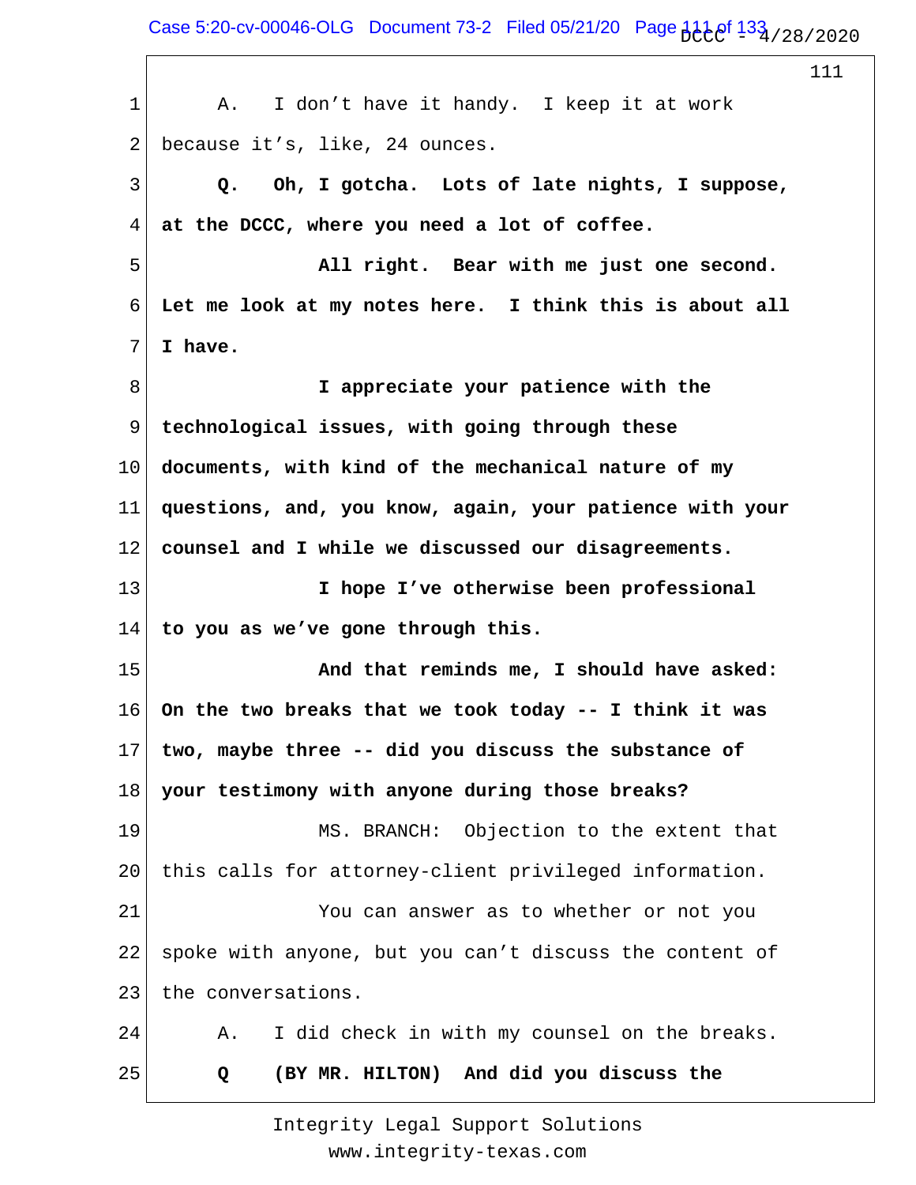1 A. I don't have it handy. I keep it at work

2 because it's, like, 24 ounces.

3 **Q. Oh, I gotcha. Lots of late nights, I suppose,**

4 **at the DCCC, where you need a lot of coffee.**

5 **All right. Bear with me just one second.**

6 **Let me look at my notes here. I think this is about all**

7 **I have.**

8 **I appreciate your patience with the**

9 **technological issues, with going through these**

10 **documents, with kind of the mechanical nature of my**

11 **questions, and, you know, again, your patience with your**

12 **counsel and I while we discussed our disagreements.**

13 **I hope I've otherwise been professional**

14 **to you as we've gone through this.**

15 **And that reminds me, I should have asked:**

16 **On the two breaks that we took today -- I think it was**

17 **two, maybe three -- did you discuss the substance of**

18 **your testimony with anyone during those breaks?**

19 MS. BRANCH: Objection to the extent that

20 this calls for attorney-client privileged information.

21 You can answer as to whether or not you

22 spoke with anyone, but you can't discuss the content of

23 the conversations.

24 A. I did check in with my counsel on the breaks.

25 **Q (BY MR. HILTON) And did you discuss the**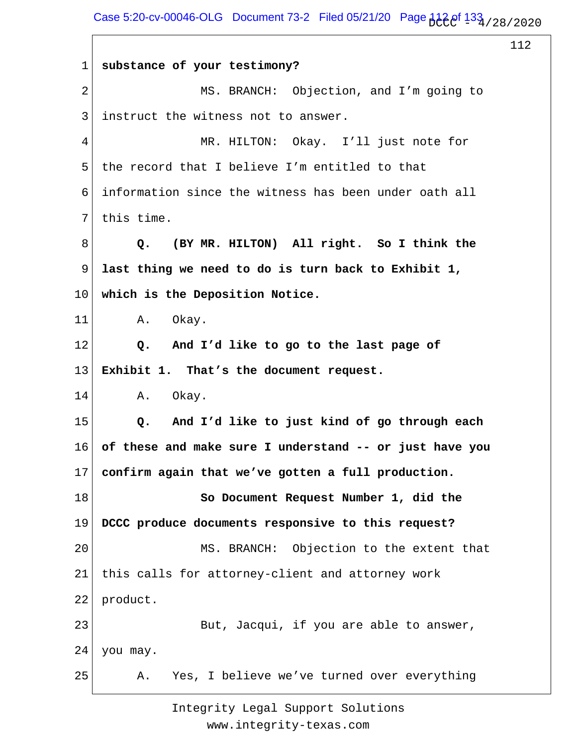1 **substance of your testimony?**

2 MS. BRANCH: Objection, and I'm going to

3 instruct the witness not to answer.

4 MR. HILTON: Okay. I'll just note for

5 the record that I believe I'm entitled to that

6 information since the witness has been under oath all

7 this time.

8 **Q. (BY MR. HILTON) All right. So I think the**

9 **last thing we need to do is turn back to Exhibit 1,**

10 **which is the Deposition Notice.**

11 A. Okay.

12 **Q. And I'd like to go to the last page of**

13 **Exhibit 1. That's the document request.**

14 A. Okay.

15 **Q. And I'd like to just kind of go through each**

16 **of these and make sure I understand -- or just have you**

17 **confirm again that we've gotten a full production.**

18 **So Document Request Number 1, did the**

19 **DCCC produce documents responsive to this request?**

20 MS. BRANCH: Objection to the extent that

21 this calls for attorney-client and attorney work

22 product.

23 But, Jacqui, if you are able to answer,

24 you may.

25 A. Yes, I believe we've turned over everything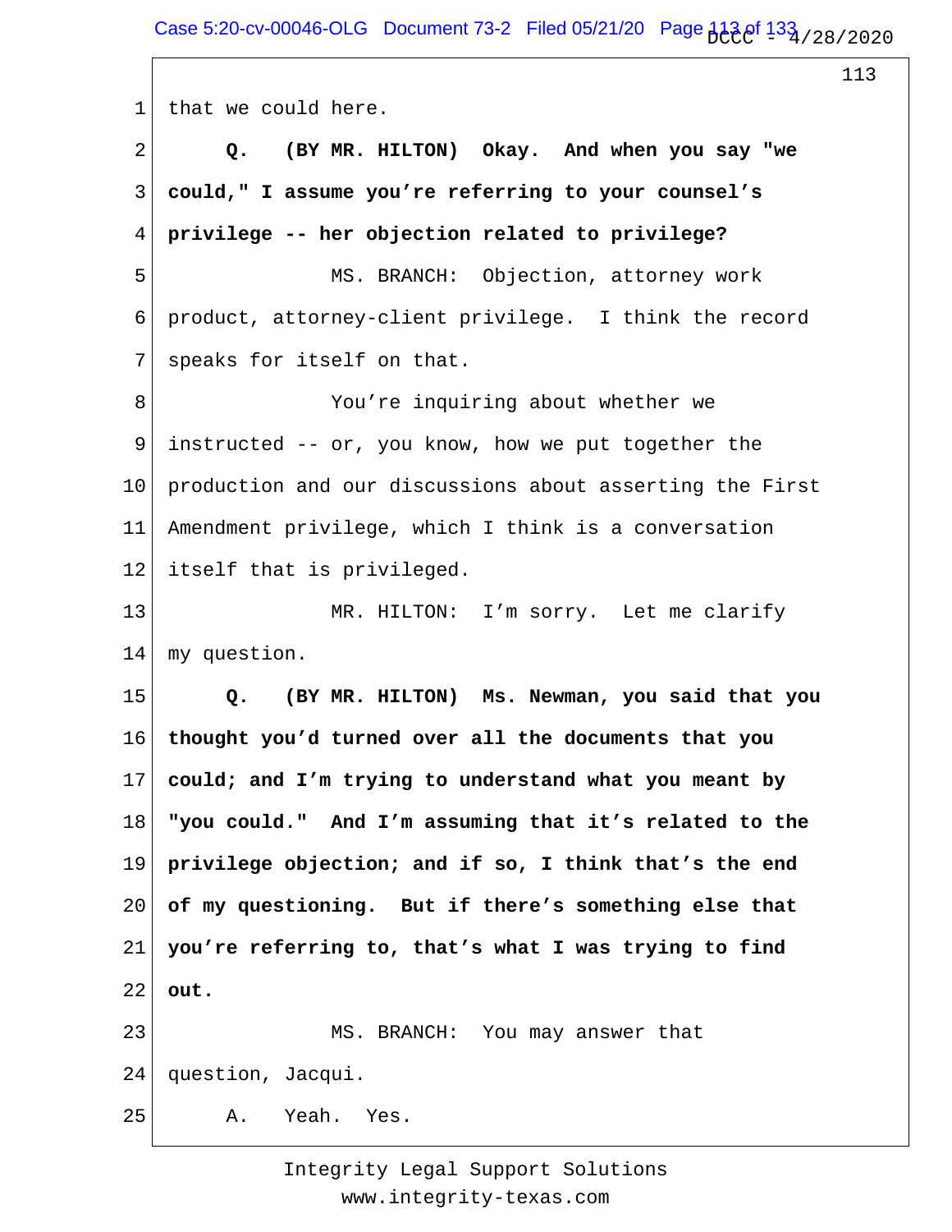1 that we could here.

2 **Q. (BY MR. HILTON) Okay. And when you say "we**

3 **could," I assume you're referring to your counsel's**

4 **privilege -- her objection related to privilege?**

5 MS. BRANCH: Objection, attorney work

6 product, attorney-client privilege. I think the record

7 speaks for itself on that.

8 You're inquiring about whether we

9 instructed -- or, you know, how we put together the

10 production and our discussions about asserting the First

11 Amendment privilege, which I think is a conversation

12 itself that is privileged.

13 MR. HILTON: I'm sorry. Let me clarify

14 my question.

15 **Q. (BY MR. HILTON) Ms. Newman, you said that you**

16 **thought you'd turned over all the documents that you**

17 **could; and I'm trying to understand what you meant by**

18 **"you could." And I'm assuming that it's related to the**

19 **privilege objection; and if so, I think that's the end**

20 **of my questioning. But if there's something else that**

21 **you're referring to, that's what I was trying to find**

22 **out.**

23 MS. BRANCH: You may answer that

24 question, Jacqui.

25 A. Yeah. Yes.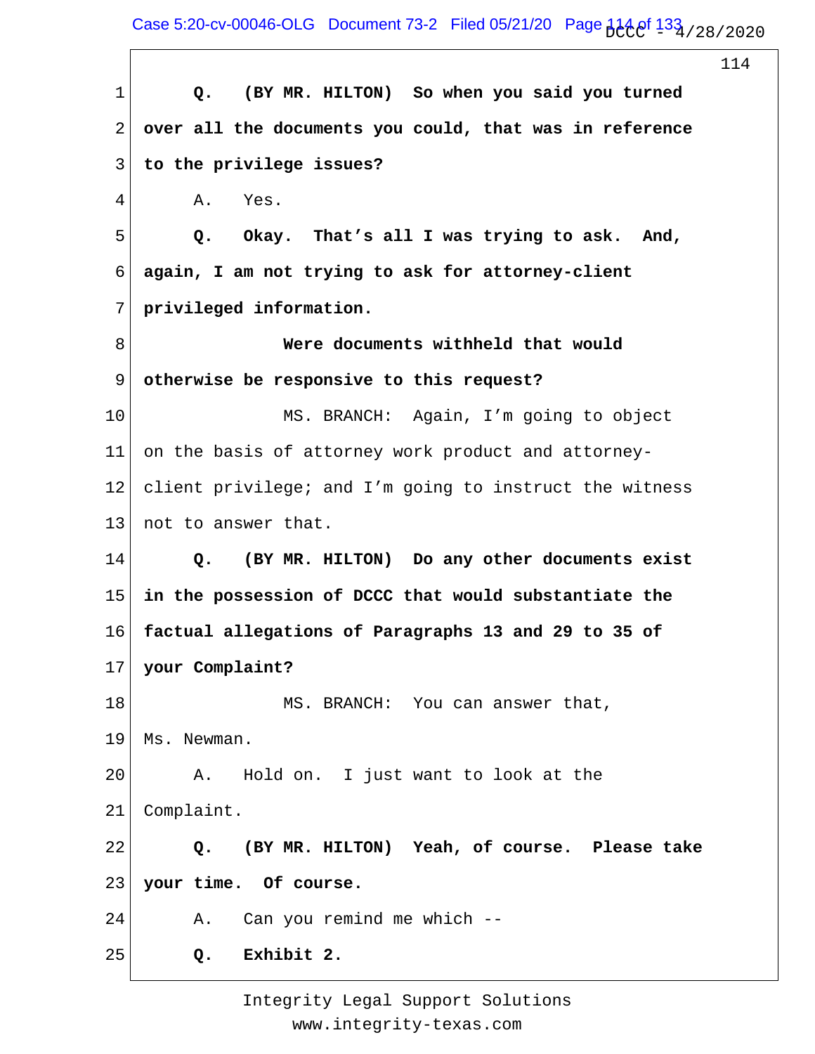**Q. (BY MR. HILTON) So when you said you turned over all the documents you could, that was in reference to the privilege issues?**

A. Yes.

**Q. Okay. That's all I was trying to ask. And, again, I am not trying to ask for attorney-client privileged information.**

**Were documents withheld that would otherwise be responsive to this request?**

MS. BRANCH: Again, I'm going to object on the basis of attorney work product and attorney-client privilege; and I'm going to instruct the witness not to answer that.

**Q. (BY MR. HILTON) Do any other documents exist in the possession of DCCC that would substantiate the factual allegations of Paragraphs 13 and 29 to 35 of your Complaint?**

MS. BRANCH: You can answer that, Ms. Newman.

A. Hold on. I just want to look at the Complaint.

**Q. (BY MR. HILTON) Yeah, of course. Please take your time. Of course.**

A. Can you remind me which --

**Q. Exhibit 2.**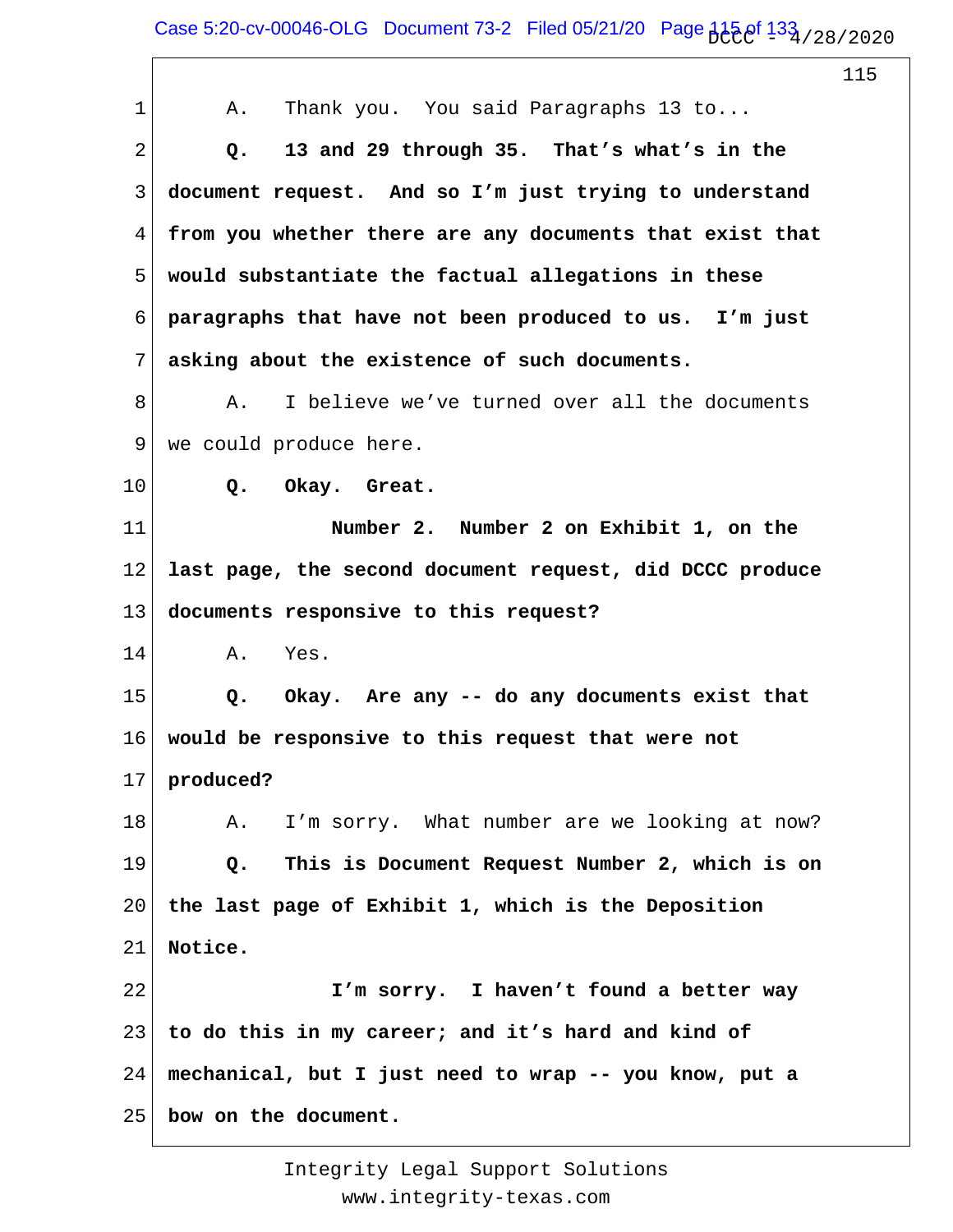A. Thank you. You said Paragraphs 13 to...

**Q. 13 and 29 through 35. That's what's in the document request. And so I'm just trying to understand from you whether there are any documents that exist that would substantiate the factual allegations in these paragraphs that have not been produced to us. I'm just asking about the existence of such documents.**

A. I believe we've turned over all the documents we could produce here.

**Q. Okay. Great.**

**Number 2. Number 2 on Exhibit 1, on the last page, the second document request, did DCCC produce documents responsive to this request?**

A. Yes.

**Q. Okay. Are any -- do any documents exist that would be responsive to this request that were not produced?**

A. I'm sorry. What number are we looking at now?

**Q. This is Document Request Number 2, which is on the last page of Exhibit 1, which is the Deposition Notice.**

**I'm sorry. I haven't found a better way to do this in my career; and it's hard and kind of mechanical, but I just need to wrap -- you know, put a bow on the document.**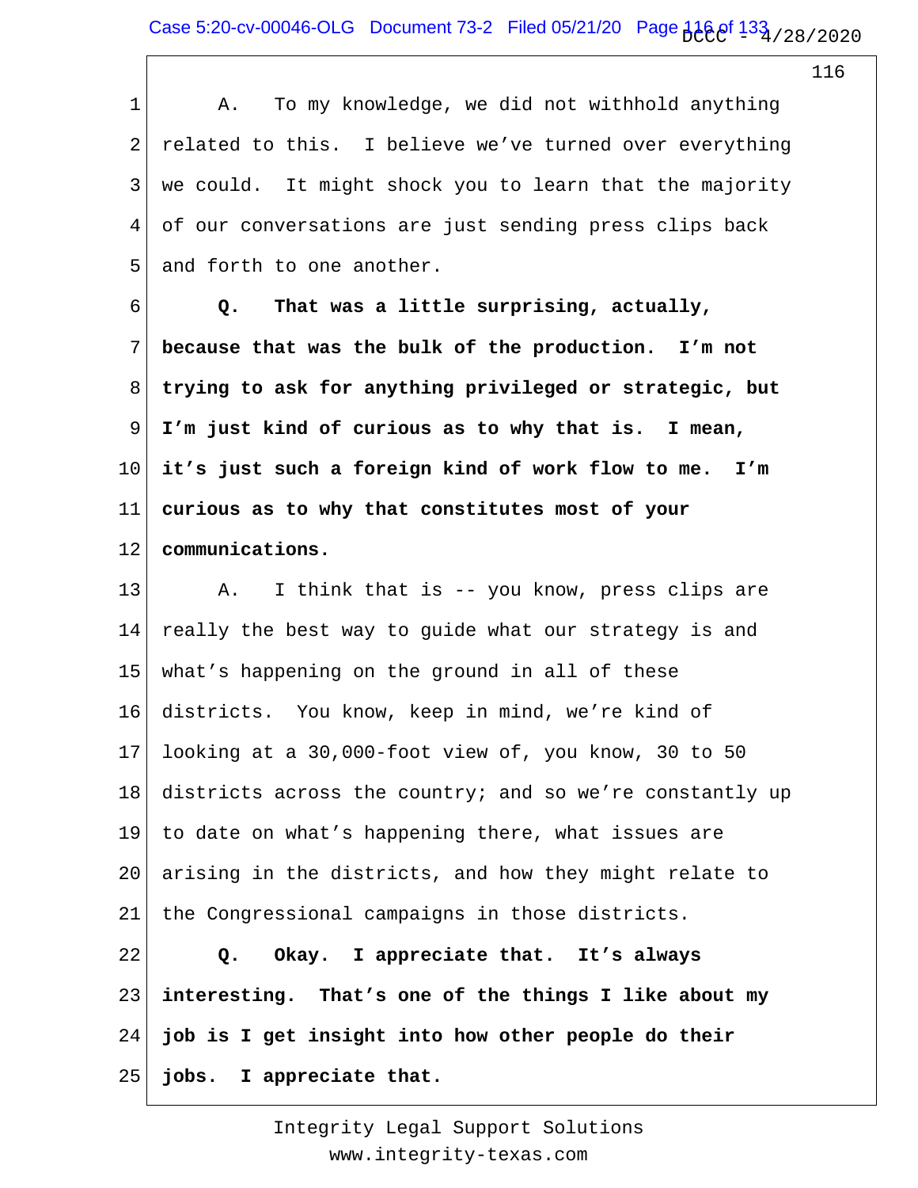A. To my knowledge, we did not withhold anything related to this. I believe we've turned over everything we could. It might shock you to learn that the majority of our conversations are just sending press clips back and forth to one another.

**Q. That was a little surprising, actually, because that was the bulk of the production. I'm not trying to ask for anything privileged or strategic, but I'm just kind of curious as to why that is. I mean, it's just such a foreign kind of work flow to me. I'm curious as to why that constitutes most of your communications.**

A. I think that is -- you know, press clips are really the best way to guide what our strategy is and what's happening on the ground in all of these districts. You know, keep in mind, we're kind of looking at a 30,000-foot view of, you know, 30 to 50 districts across the country; and so we're constantly up to date on what's happening there, what issues are arising in the districts, and how they might relate to the Congressional campaigns in those districts.

**Q. Okay. I appreciate that. It's always interesting. That's one of the things I like about my job is I get insight into how other people do their jobs. I appreciate that.**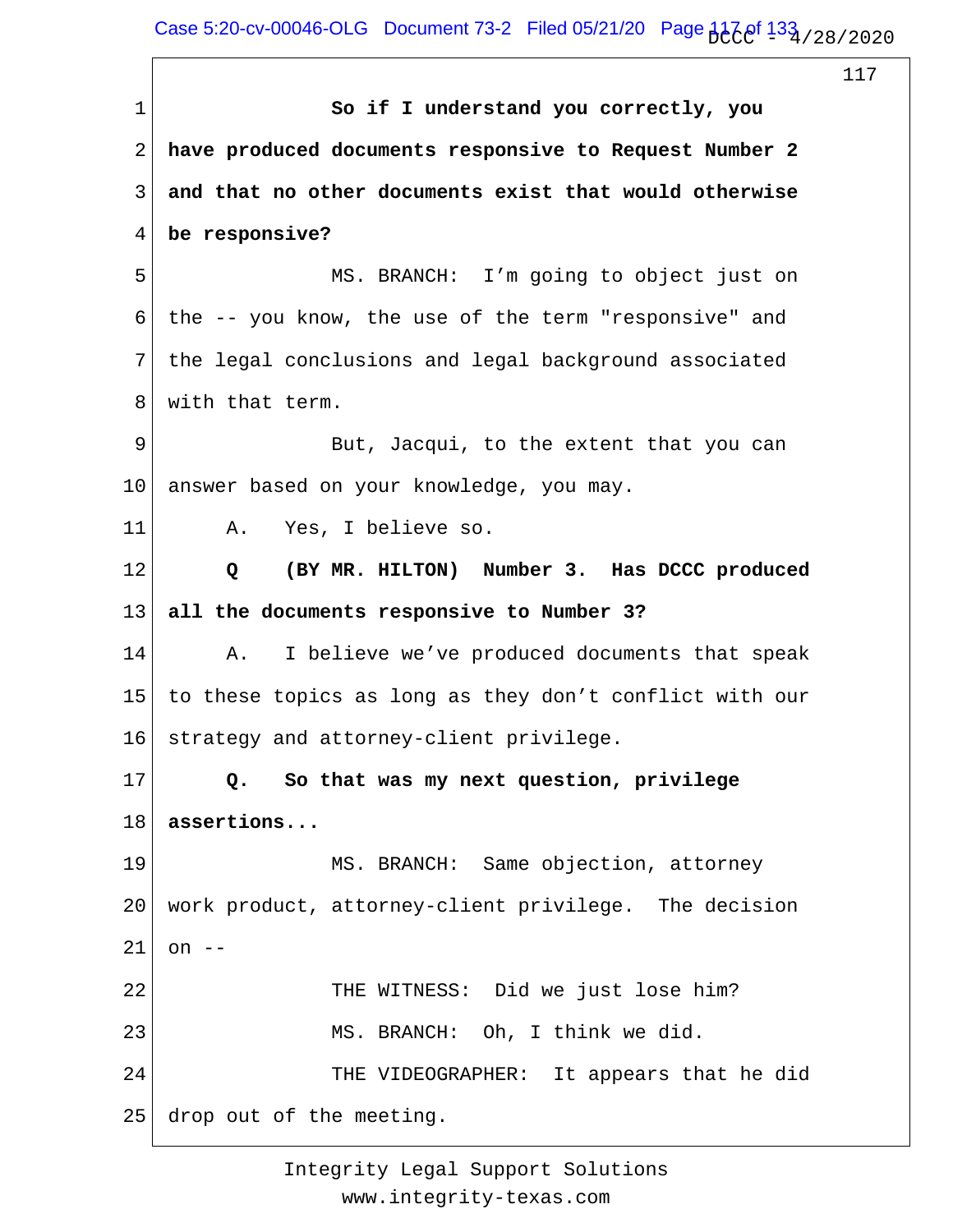**So if I understand you correctly, you have produced documents responsive to Request Number 2 and that no other documents exist that would otherwise be responsive?**

MS. BRANCH: I'm going to object just on the -- you know, the use of the term "responsive" and the legal conclusions and legal background associated with that term.

But, Jacqui, to the extent that you can answer based on your knowledge, you may.

A. Yes, I believe so.

**Q (BY MR. HILTON) Number 3. Has DCCC produced all the documents responsive to Number 3?**

A. I believe we've produced documents that speak to these topics as long as they don't conflict with our strategy and attorney-client privilege.

**Q. So that was my next question, privilege assertions...**

MS. BRANCH: Same objection, attorney work product, attorney-client privilege. The decision on --

THE WITNESS: Did we just lose him?

MS. BRANCH: Oh, I think we did.

THE VIDEOGRAPHER: It appears that he did drop out of the meeting.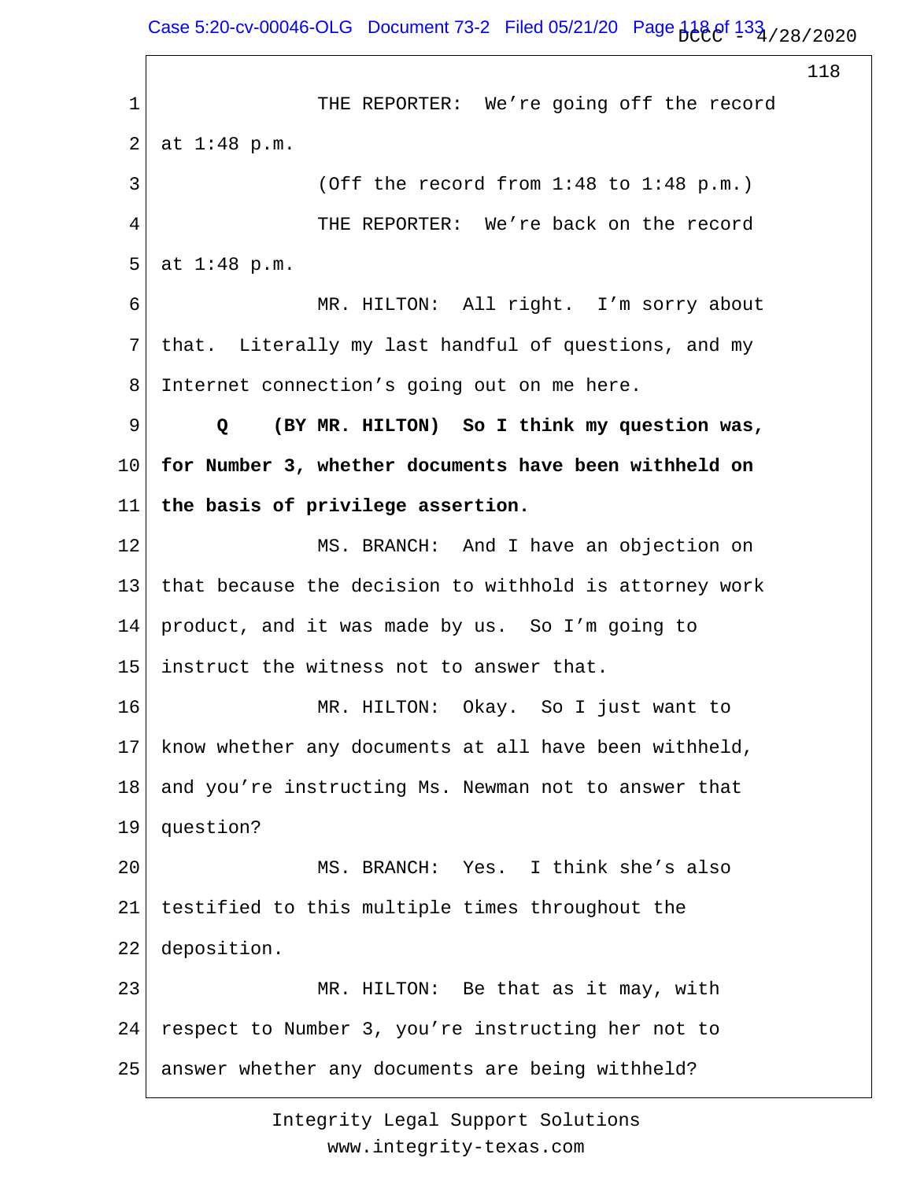THE REPORTER: We're going off the record at 1:48 p.m.

(Off the record from 1:48 to 1:48 p.m.)

THE REPORTER: We're back on the record at 1:48 p.m.

MR. HILTON: All right. I'm sorry about that. Literally my last handful of questions, and my Internet connection's going out on me here.

**Q (BY MR. HILTON) So I think my question was, for Number 3, whether documents have been withheld on the basis of privilege assertion.**

MS. BRANCH: And I have an objection on that because the decision to withhold is attorney work product, and it was made by us. So I'm going to instruct the witness not to answer that.

MR. HILTON: Okay. So I just want to know whether any documents at all have been withheld, and you're instructing Ms. Newman not to answer that question?

MS. BRANCH: Yes. I think she's also testified to this multiple times throughout the deposition.

MR. HILTON: Be that as it may, with respect to Number 3, you're instructing her not to answer whether any documents are being withheld?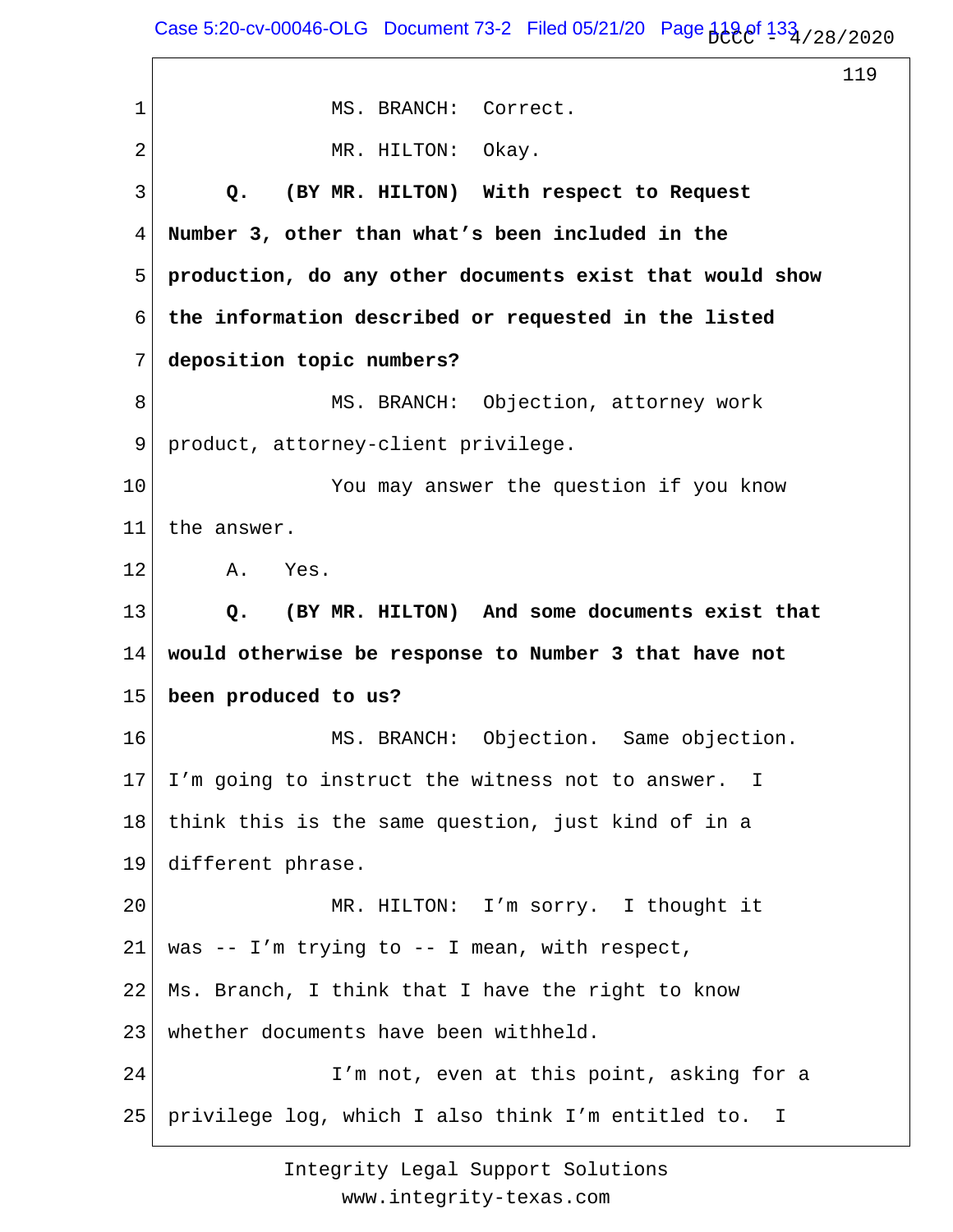1 MS. BRANCH: Correct.

2 MR. HILTON: Okay.

3 **Q. (BY MR. HILTON) With respect to Request**

4 **Number 3, other than what's been included in the**

5 **production, do any other documents exist that would show**

6 **the information described or requested in the listed**

7 **deposition topic numbers?**

8 MS. BRANCH: Objection, attorney work

9 product, attorney-client privilege.

10 You may answer the question if you know

11 the answer.

12 A. Yes.

13 **Q. (BY MR. HILTON) And some documents exist that**

14 **would otherwise be response to Number 3 that have not**

15 **been produced to us?**

16 MS. BRANCH: Objection. Same objection.

17 I'm going to instruct the witness not to answer. I

18 think this is the same question, just kind of in a

19 different phrase.

20 MR. HILTON: I'm sorry. I thought it

21 was -- I'm trying to -- I mean, with respect,

22 Ms. Branch, I think that I have the right to know

23 whether documents have been withheld.

24 I'm not, even at this point, asking for a

25 privilege log, which I also think I'm entitled to. I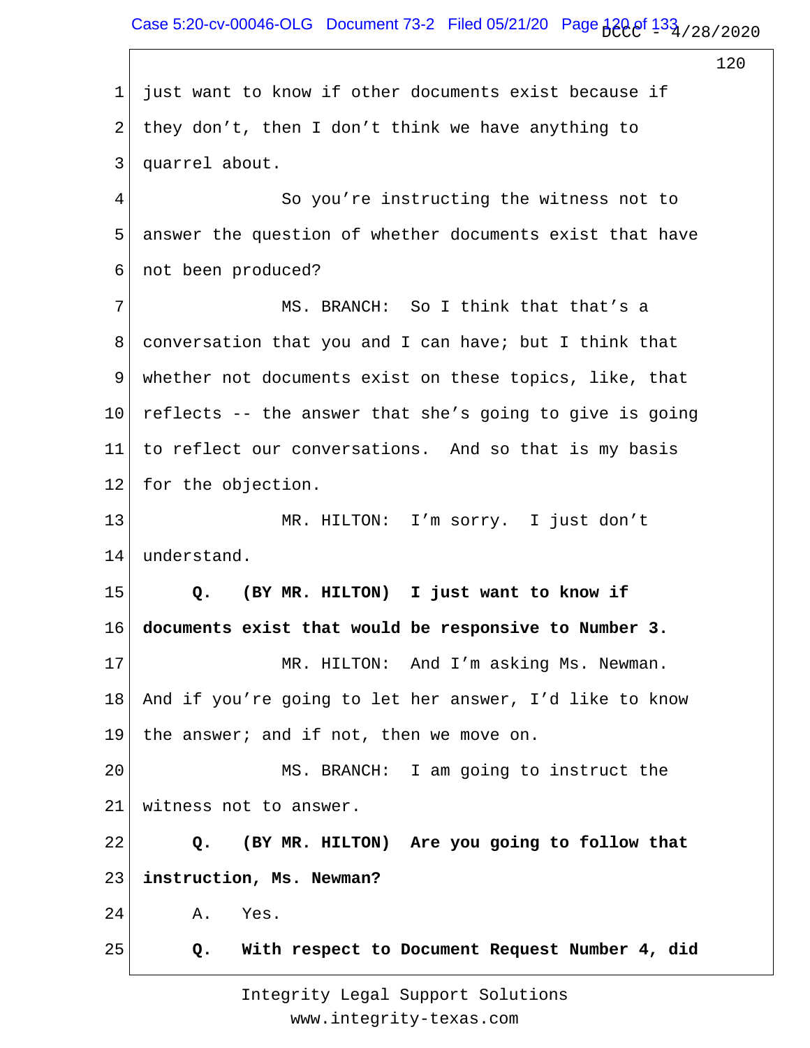just want to know if other documents exist because if they don't, then I don't think we have anything to quarrel about.

So you're instructing the witness not to answer the question of whether documents exist that have not been produced?

MS. BRANCH: So I think that that's a conversation that you and I can have; but I think that whether not documents exist on these topics, like, that reflects -- the answer that she's going to give is going to reflect our conversations. And so that is my basis for the objection.

MR. HILTON: I'm sorry. I just don't understand.

**Q. (BY MR. HILTON) I just want to know if documents exist that would be responsive to Number 3.**

MR. HILTON: And I'm asking Ms. Newman. And if you're going to let her answer, I'd like to know the answer; and if not, then we move on.

MS. BRANCH: I am going to instruct the witness not to answer.

**Q. (BY MR. HILTON) Are you going to follow that instruction, Ms. Newman?**

A. Yes.

**Q. With respect to Document Request Number 4, did**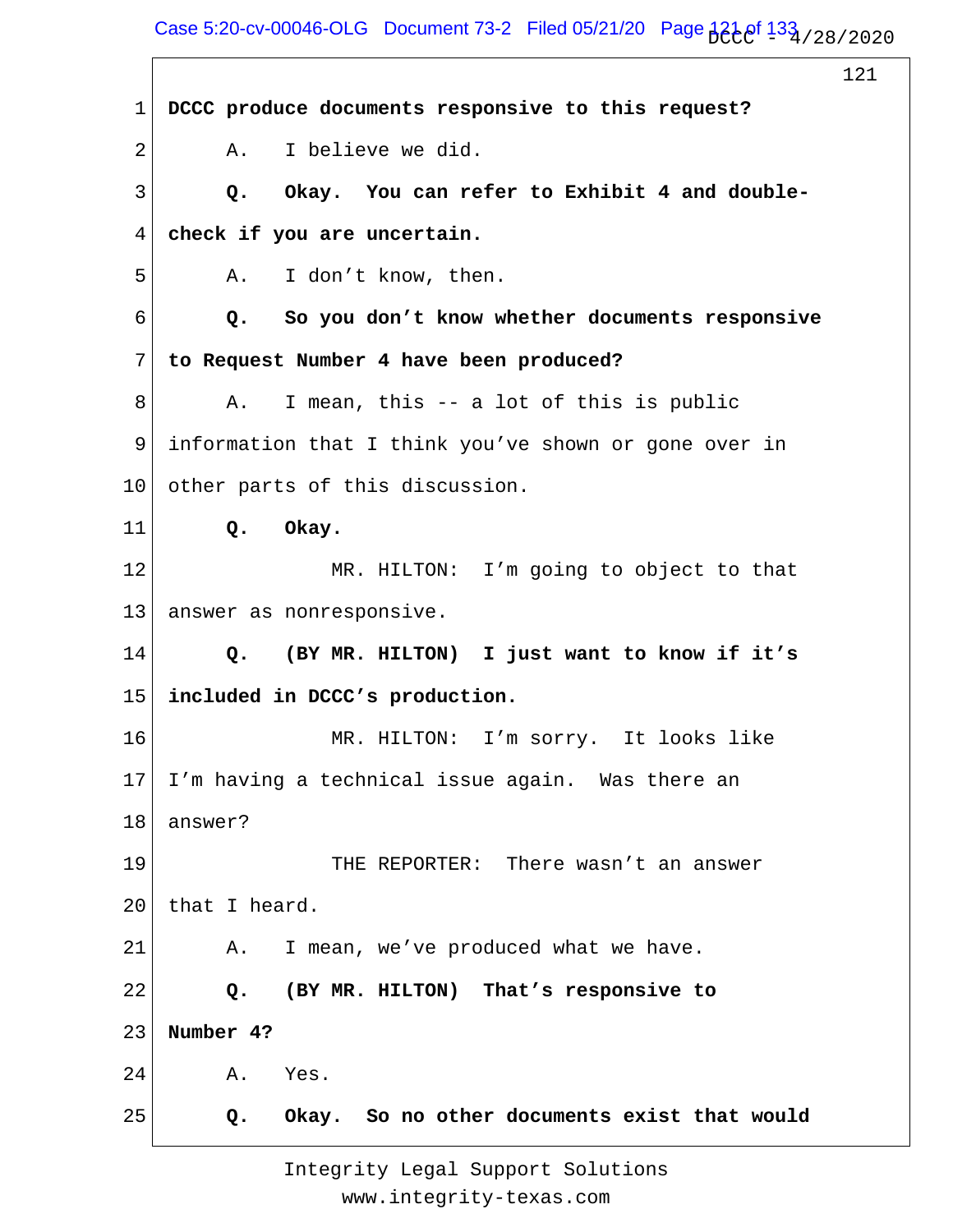**DCCC produce documents responsive to this request?**

A. I believe we did.

**Q. Okay. You can refer to Exhibit 4 and double-check if you are uncertain.**

A. I don't know, then.

**Q. So you don't know whether documents responsive to Request Number 4 have been produced?**

A. I mean, this -- a lot of this is public information that I think you've shown or gone over in other parts of this discussion.

**Q. Okay.**

MR. HILTON: I'm going to object to that answer as nonresponsive.

**Q. (BY MR. HILTON) I just want to know if it's included in DCCC's production.**

MR. HILTON: I'm sorry. It looks like I'm having a technical issue again. Was there an answer?

THE REPORTER: There wasn't an answer that I heard.

A. I mean, we've produced what we have.

**Q. (BY MR. HILTON) That's responsive to Number 4?**

A. Yes.

**Q. Okay. So no other documents exist that would**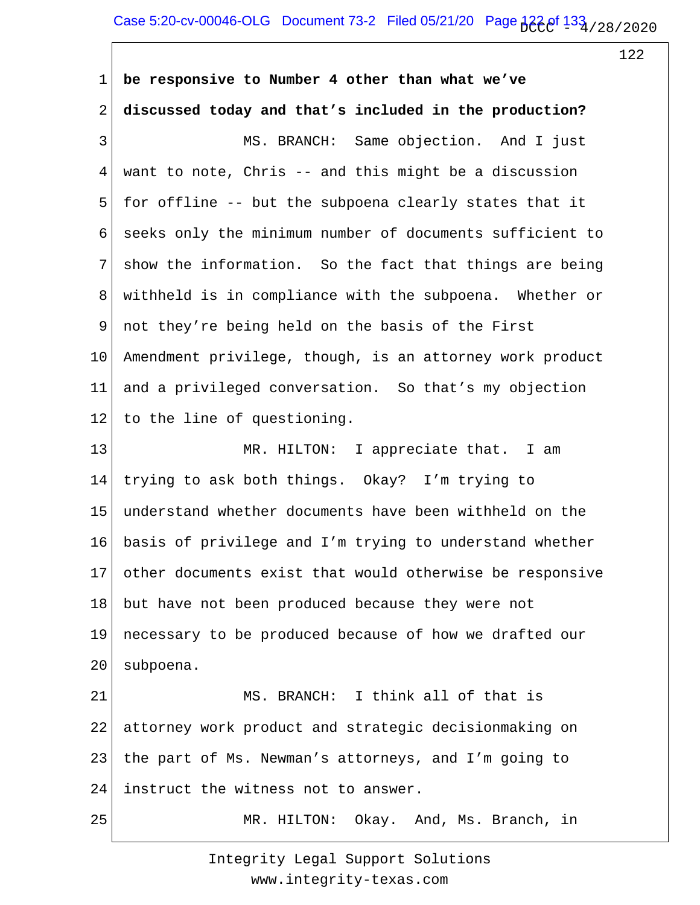1 **be responsive to Number 4 other than what we've**

2 **discussed today and that's included in the production?**

3 MS. BRANCH: Same objection. And I just

4 want to note, Chris -- and this might be a discussion

5 for offline -- but the subpoena clearly states that it

6 seeks only the minimum number of documents sufficient to

7 show the information. So the fact that things are being

8 withheld is in compliance with the subpoena. Whether or

9 not they're being held on the basis of the First

10 Amendment privilege, though, is an attorney work product

11 and a privileged conversation. So that's my objection

12 to the line of questioning.

13 MR. HILTON: I appreciate that. I am

14 trying to ask both things. Okay? I'm trying to

15 understand whether documents have been withheld on the

16 basis of privilege and I'm trying to understand whether

17 other documents exist that would otherwise be responsive

18 but have not been produced because they were not

19 necessary to be produced because of how we drafted our

20 subpoena.

21 MS. BRANCH: I think all of that is

22 attorney work product and strategic decisionmaking on

23 the part of Ms. Newman's attorneys, and I'm going to

24 instruct the witness not to answer.

25 MR. HILTON: Okay. And, Ms. Branch, in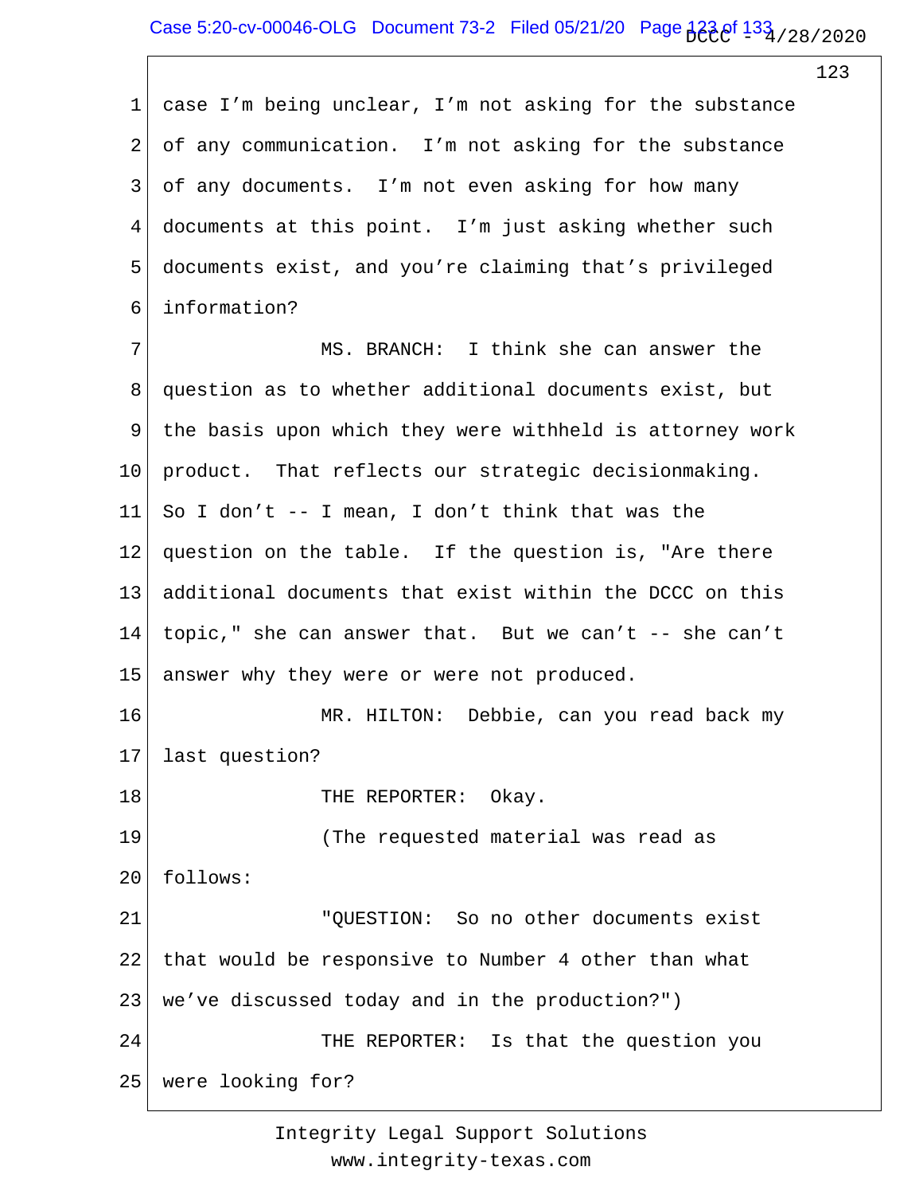case I'm being unclear, I'm not asking for the substance of any communication. I'm not asking for the substance of any documents. I'm not even asking for how many documents at this point. I'm just asking whether such documents exist, and you're claiming that's privileged information?

MS. BRANCH: I think she can answer the question as to whether additional documents exist, but the basis upon which they were withheld is attorney work product. That reflects our strategic decisionmaking. So I don't -- I mean, I don't think that was the question on the table. If the question is, "Are there additional documents that exist within the DCCC on this topic," she can answer that. But we can't -- she can't answer why they were or were not produced.

MR. HILTON: Debbie, can you read back my last question?

THE REPORTER: Okay.

(The requested material was read as follows:

"QUESTION: So no other documents exist that would be responsive to Number 4 other than what we've discussed today and in the production?")

THE REPORTER: Is that the question you were looking for?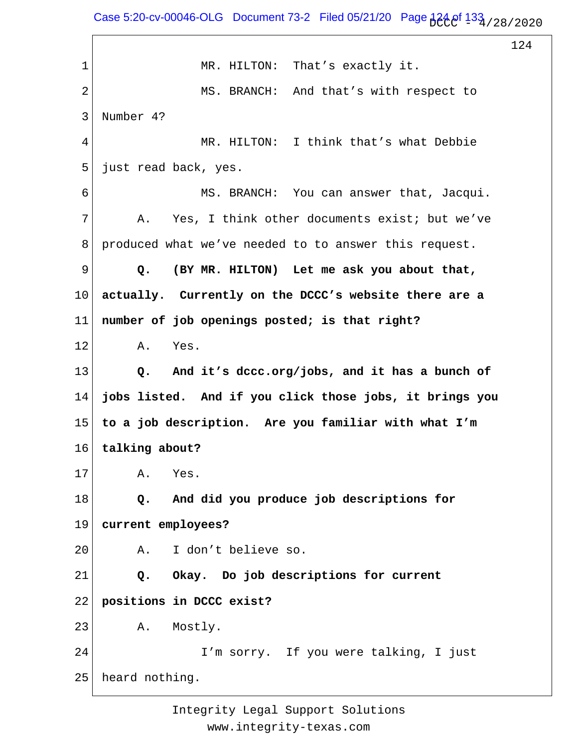MR. HILTON: That's exactly it.

MS. BRANCH: And that's with respect to Number 4?

MR. HILTON: I think that's what Debbie just read back, yes.

MS. BRANCH: You can answer that, Jacqui.

A. Yes, I think other documents exist; but we've produced what we've needed to to answer this request.

**Q. (BY MR. HILTON) Let me ask you about that, actually. Currently on the DCCC's website there are a number of job openings posted; is that right?**

A. Yes.

**Q. And it's dccc.org/jobs, and it has a bunch of jobs listed. And if you click those jobs, it brings you to a job description. Are you familiar with what I'm talking about?**

A. Yes.

**Q. And did you produce job descriptions for current employees?**

A. I don't believe so.

**Q. Okay. Do job descriptions for current positions in DCCC exist?**

A. Mostly.

I'm sorry. If you were talking, I just heard nothing.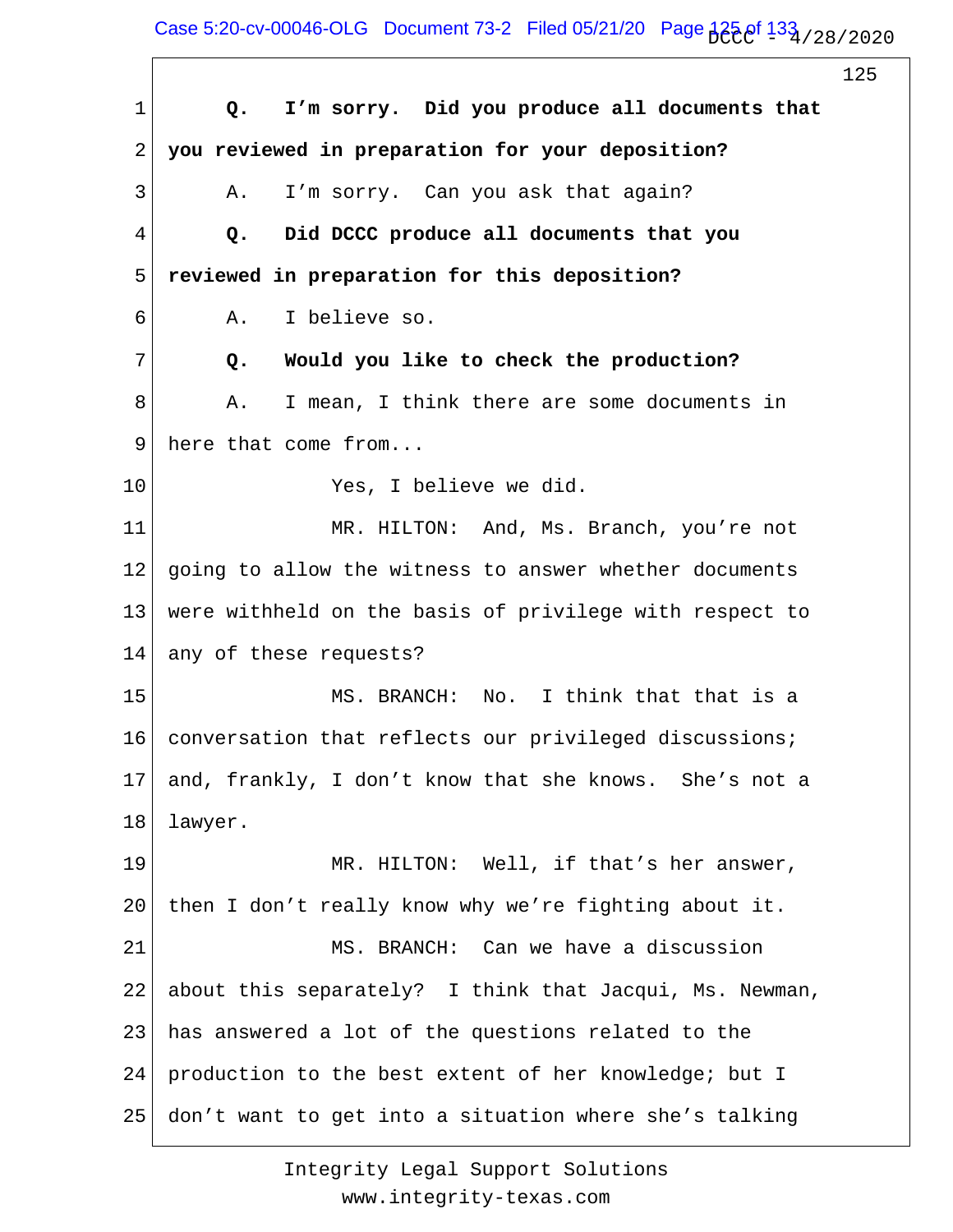**Q. I'm sorry. Did you produce all documents that you reviewed in preparation for your deposition?**

A. I'm sorry. Can you ask that again?

**Q. Did DCCC produce all documents that you reviewed in preparation for this deposition?**

A. I believe so.

**Q. Would you like to check the production?**

A. I mean, I think there are some documents in here that come from...

Yes, I believe we did.

MR. HILTON: And, Ms. Branch, you're not going to allow the witness to answer whether documents were withheld on the basis of privilege with respect to any of these requests?

MS. BRANCH: No. I think that that is a conversation that reflects our privileged discussions; and, frankly, I don't know that she knows. She's not a lawyer.

MR. HILTON: Well, if that's her answer, then I don't really know why we're fighting about it.

MS. BRANCH: Can we have a discussion about this separately? I think that Jacqui, Ms. Newman, has answered a lot of the questions related to the production to the best extent of her knowledge; but I don't want to get into a situation where she's talking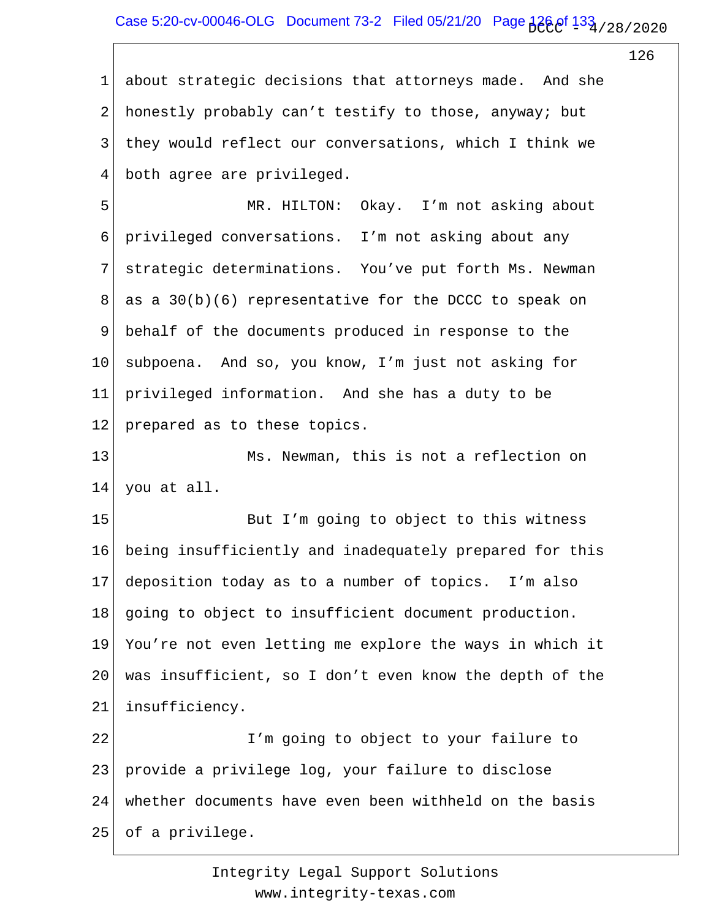about strategic decisions that attorneys made. And she honestly probably can't testify to those, anyway; but they would reflect our conversations, which I think we both agree are privileged.

MR. HILTON: Okay. I'm not asking about privileged conversations. I'm not asking about any strategic determinations. You've put forth Ms. Newman as a 30(b)(6) representative for the DCCC to speak on behalf of the documents produced in response to the subpoena. And so, you know, I'm just not asking for privileged information. And she has a duty to be prepared as to these topics.

Ms. Newman, this is not a reflection on you at all.

But I'm going to object to this witness being insufficiently and inadequately prepared for this deposition today as to a number of topics. I'm also going to object to insufficient document production. You're not even letting me explore the ways in which it was insufficient, so I don't even know the depth of the insufficiency.

I'm going to object to your failure to provide a privilege log, your failure to disclose whether documents have even been withheld on the basis of a privilege.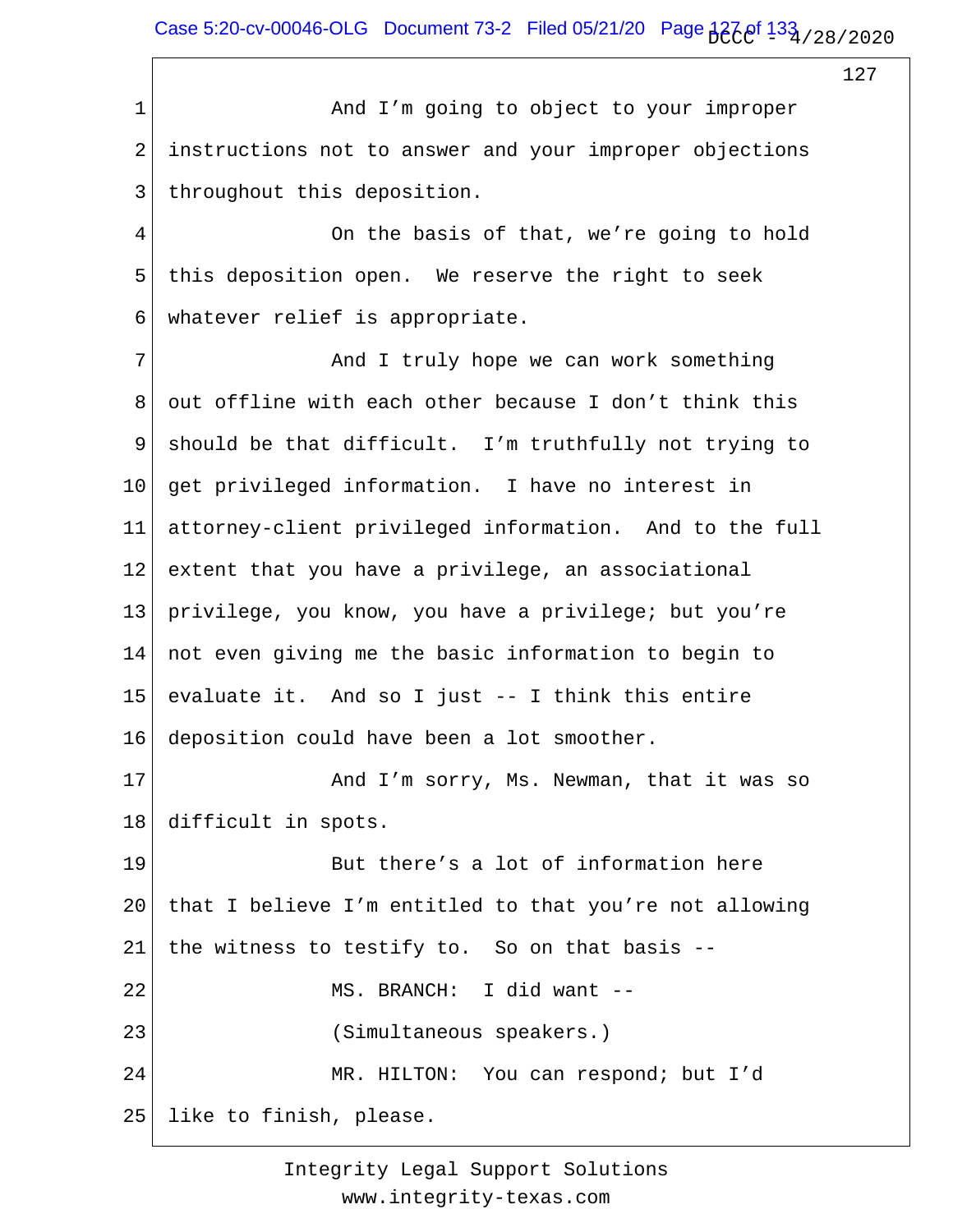1 And I'm going to object to your improper
2 instructions not to answer and your improper objections
3 throughout this deposition.
4 On the basis of that, we're going to hold
5 this deposition open. We reserve the right to seek
6 whatever relief is appropriate.
7 And I truly hope we can work something
8 out offline with each other because I don't think this
9 should be that difficult. I'm truthfully not trying to
10 get privileged information. I have no interest in
11 attorney-client privileged information. And to the full
12 extent that you have a privilege, an associational
13 privilege, you know, you have a privilege; but you're
14 not even giving me the basic information to begin to
15 evaluate it. And so I just -- I think this entire
16 deposition could have been a lot smoother.
17 And I'm sorry, Ms. Newman, that it was so
18 difficult in spots.
19 But there's a lot of information here
20 that I believe I'm entitled to that you're not allowing
21 the witness to testify to. So on that basis --
22 MS. BRANCH: I did want --
23 (Simultaneous speakers.)
24 MR. HILTON: You can respond; but I'd
25 like to finish, please.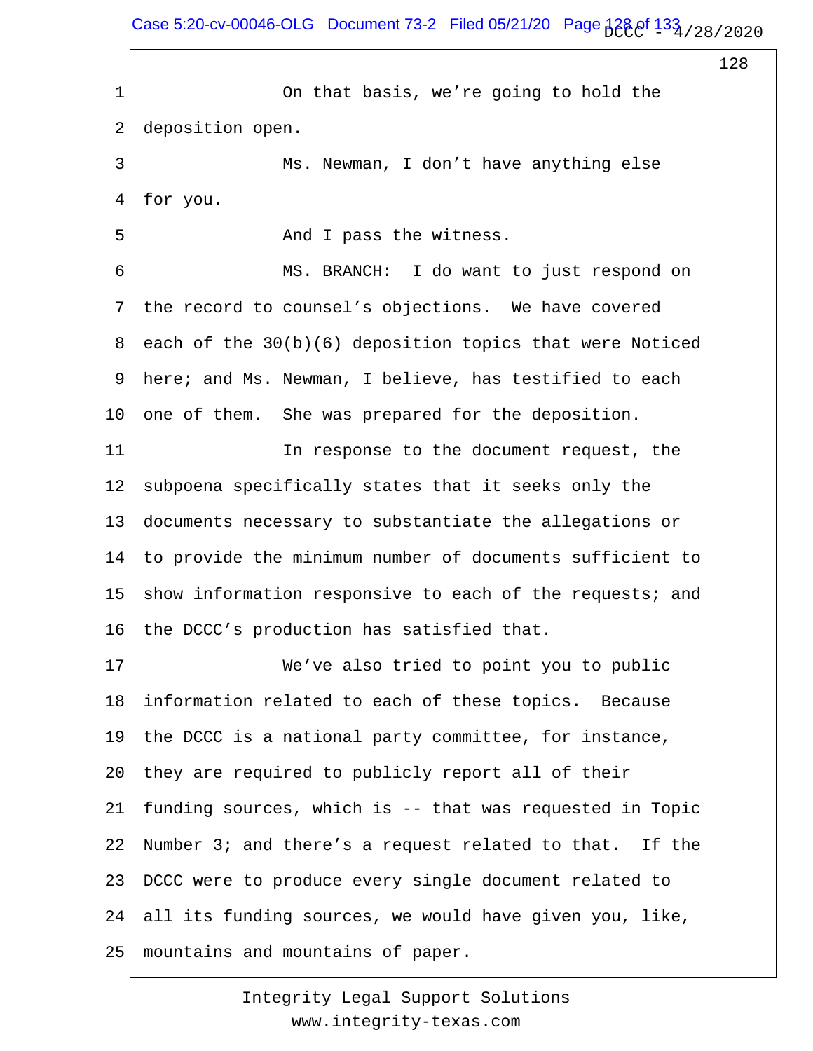On that basis, we're going to hold the deposition open.

Ms. Newman, I don't have anything else for you.

And I pass the witness.

MS. BRANCH: I do want to just respond on the record to counsel's objections. We have covered each of the 30(b)(6) deposition topics that were Noticed here; and Ms. Newman, I believe, has testified to each one of them. She was prepared for the deposition.

In response to the document request, the subpoena specifically states that it seeks only the documents necessary to substantiate the allegations or to provide the minimum number of documents sufficient to show information responsive to each of the requests; and the DCCC's production has satisfied that.

We've also tried to point you to public information related to each of these topics. Because the DCCC is a national party committee, for instance, they are required to publicly report all of their funding sources, which is -- that was requested in Topic Number 3; and there's a request related to that. If the DCCC were to produce every single document related to all its funding sources, we would have given you, like, mountains and mountains of paper.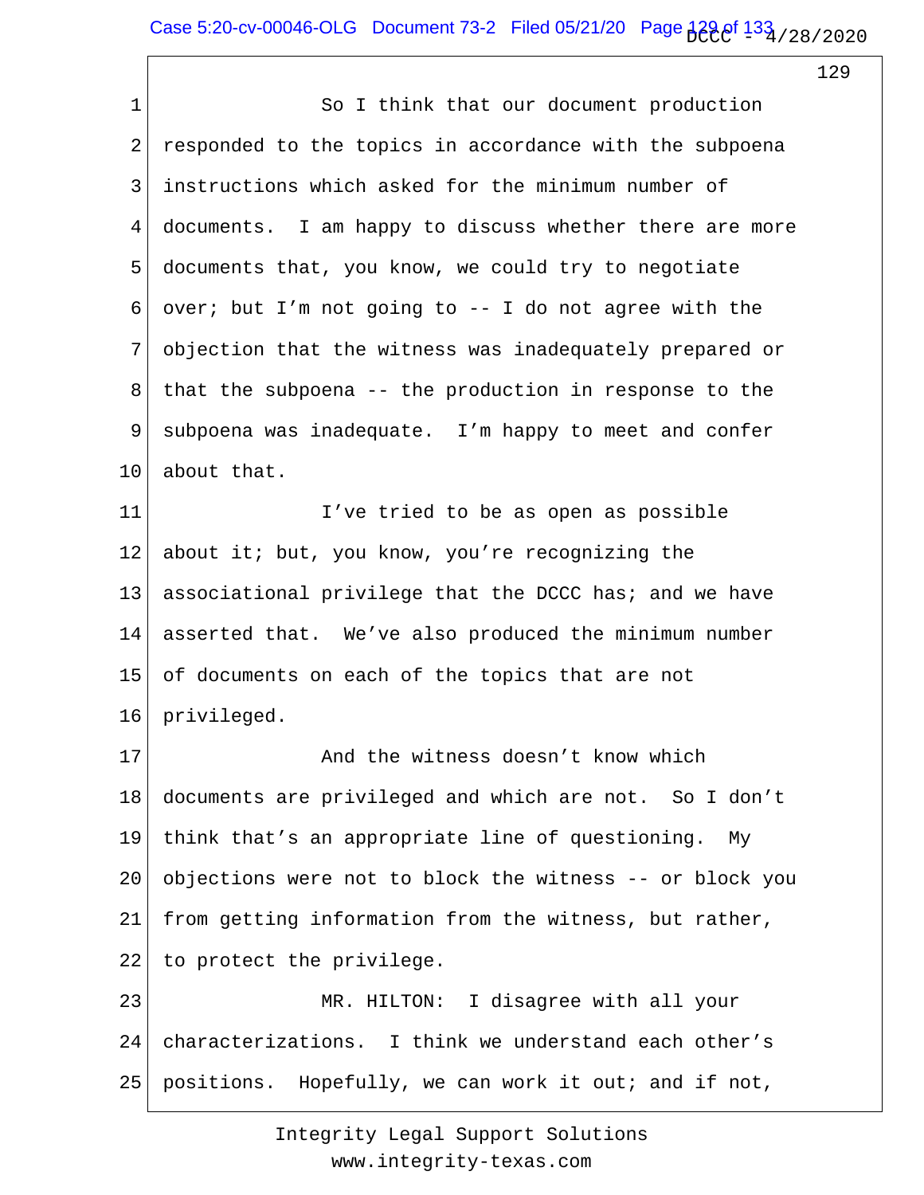So I think that our document production responded to the topics in accordance with the subpoena instructions which asked for the minimum number of documents. I am happy to discuss whether there are more documents that, you know, we could try to negotiate over; but I'm not going to -- I do not agree with the objection that the witness was inadequately prepared or that the subpoena -- the production in response to the subpoena was inadequate. I'm happy to meet and confer about that.

I've tried to be as open as possible about it; but, you know, you're recognizing the associational privilege that the DCCC has; and we have asserted that. We've also produced the minimum number of documents on each of the topics that are not privileged.

And the witness doesn't know which documents are privileged and which are not. So I don't think that's an appropriate line of questioning. My objections were not to block the witness -- or block you from getting information from the witness, but rather, to protect the privilege.

MR. HILTON: I disagree with all your characterizations. I think we understand each other's positions. Hopefully, we can work it out; and if not,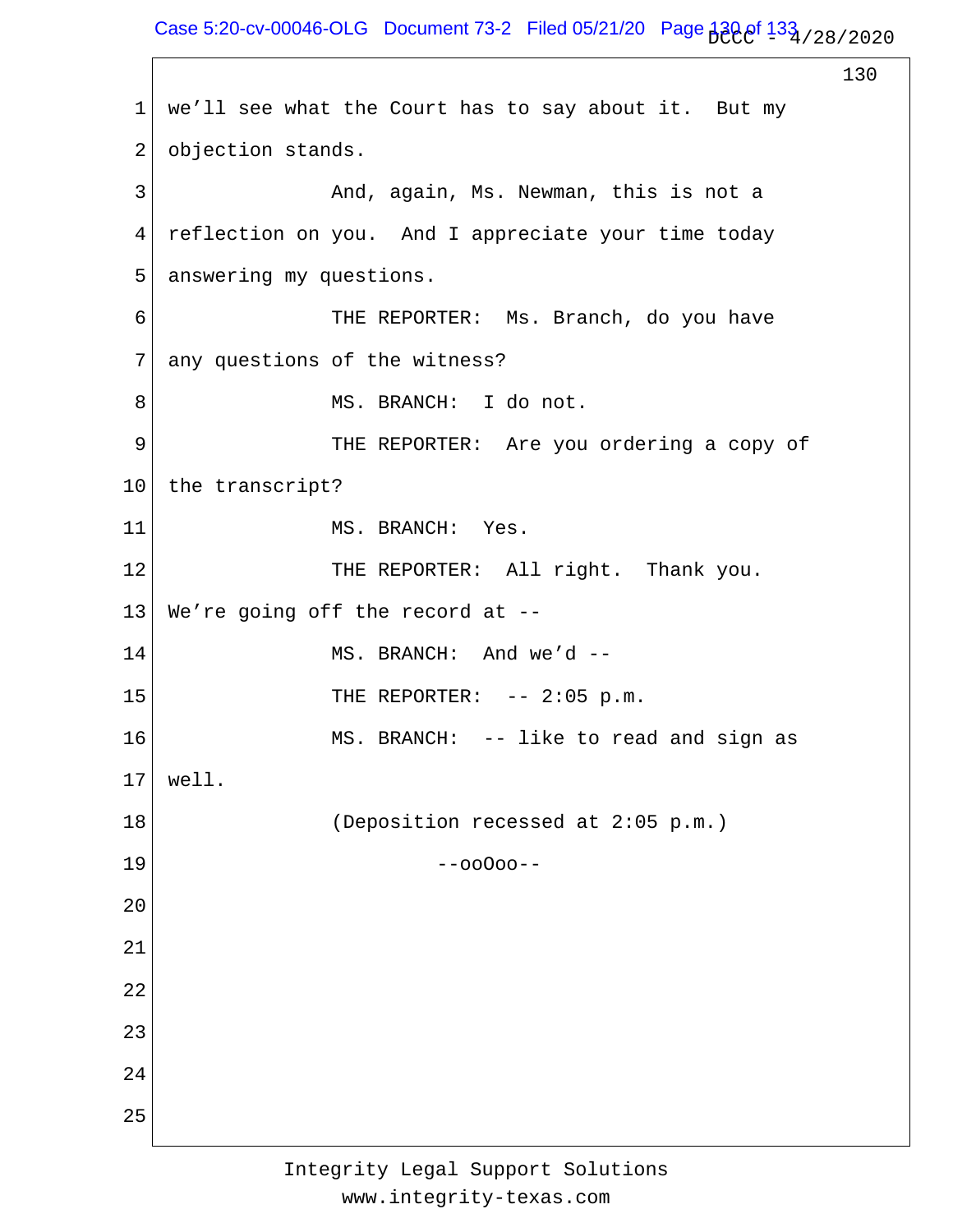we'll see what the Court has to say about it. But my objection stands.

And, again, Ms. Newman, this is not a reflection on you. And I appreciate your time today answering my questions.

THE REPORTER: Ms. Branch, do you have any questions of the witness?

MS. BRANCH: I do not.

THE REPORTER: Are you ordering a copy of the transcript?

MS. BRANCH: Yes.

THE REPORTER: All right. Thank you. We're going off the record at --

MS. BRANCH: And we'd --

THE REPORTER: -- 2:05 p.m.

MS. BRANCH: -- like to read and sign as well.

(Deposition recessed at 2:05 p.m.)

--ooOoo--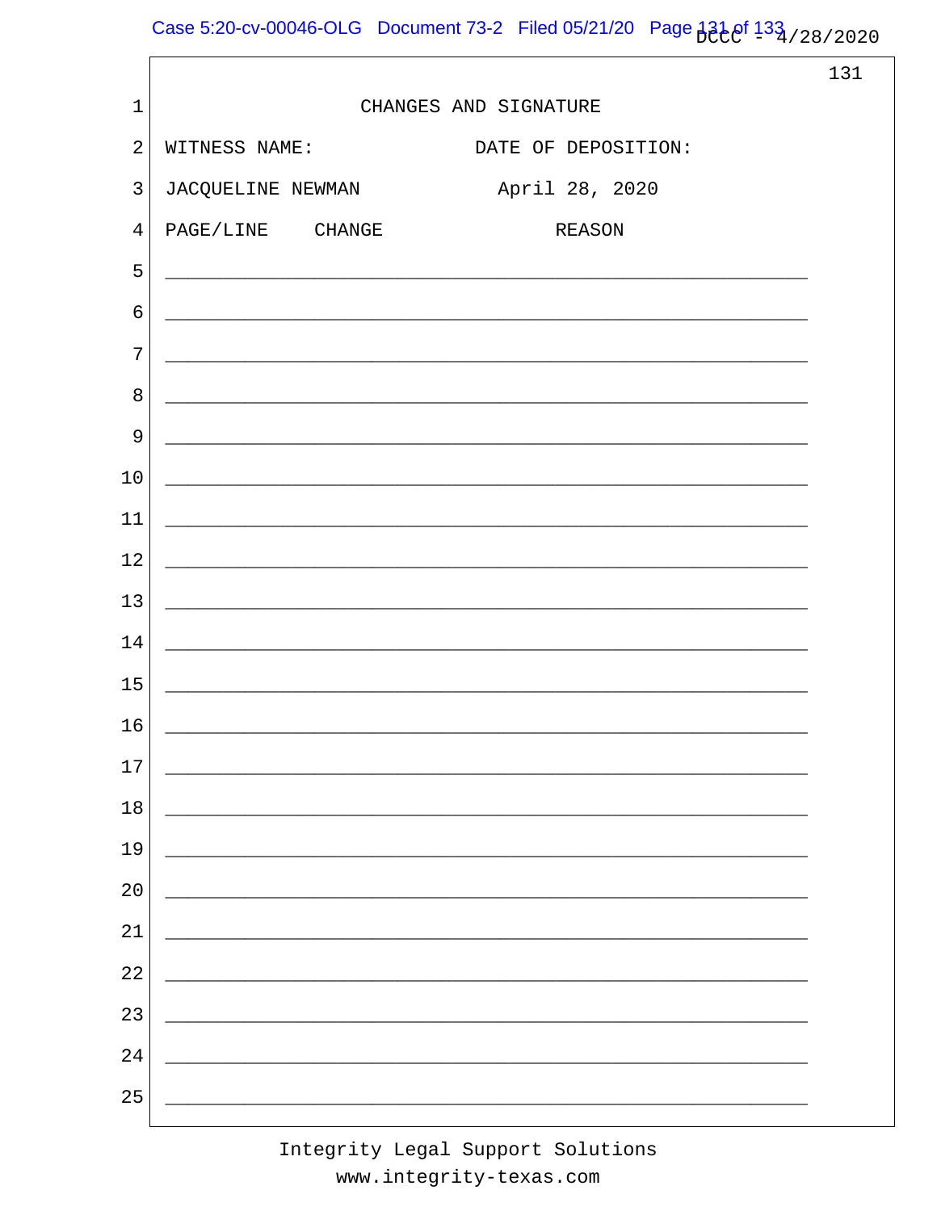# CHANGES AND SIGNATURE

| WITNESS NAME: | DATE OF DEPOSITION: |
| --- | --- |
| JACQUELINE NEWMAN | April 28, 2020 |

PAGE/LINE    CHANGE    REASON

_______________________________________________________

_______________________________________________________

_______________________________________________________

_______________________________________________________

_______________________________________________________

_______________________________________________________

_______________________________________________________

_______________________________________________________

_______________________________________________________

_______________________________________________________

_______________________________________________________

_______________________________________________________

_______________________________________________________

_______________________________________________________

_______________________________________________________

_______________________________________________________

_______________________________________________________

_______________________________________________________

_______________________________________________________

_______________________________________________________

_______________________________________________________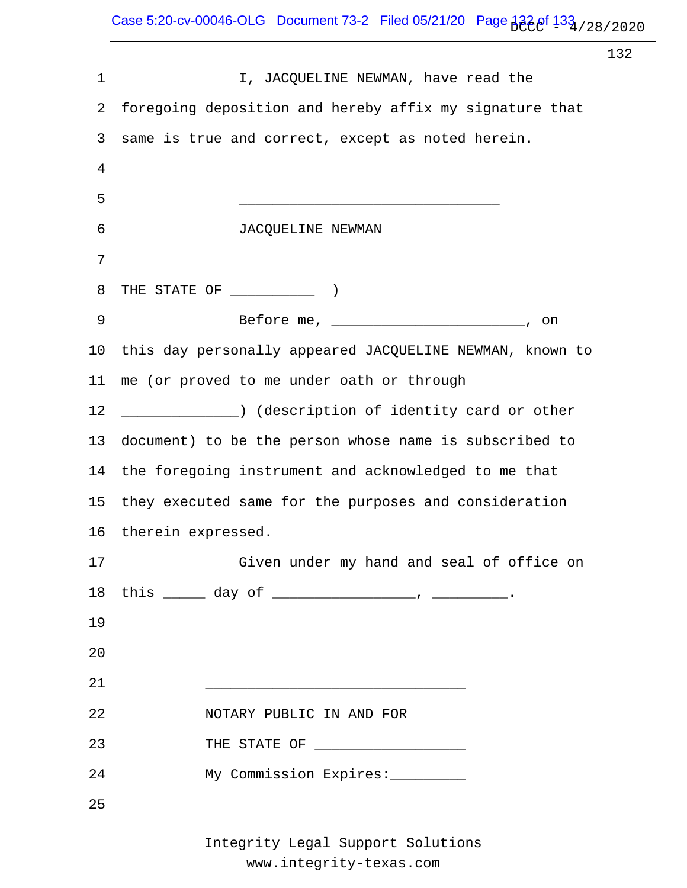I, JACQUELINE NEWMAN, have read the foregoing deposition and hereby affix my signature that same is true and correct, except as noted herein.

________________________________

JACQUELINE NEWMAN

THE STATE OF __________ )

Before me, _______________________, on this day personally appeared JACQUELINE NEWMAN, known to me (or proved to me under oath or through ______________) (description of identity card or other document) to be the person whose name is subscribed to the foregoing instrument and acknowledged to me that they executed same for the purposes and consideration therein expressed.

Given under my hand and seal of office on this _____ day of _________________, _________.

________________________________

NOTARY PUBLIC IN AND FOR

THE STATE OF __________________

My Commission Expires:_________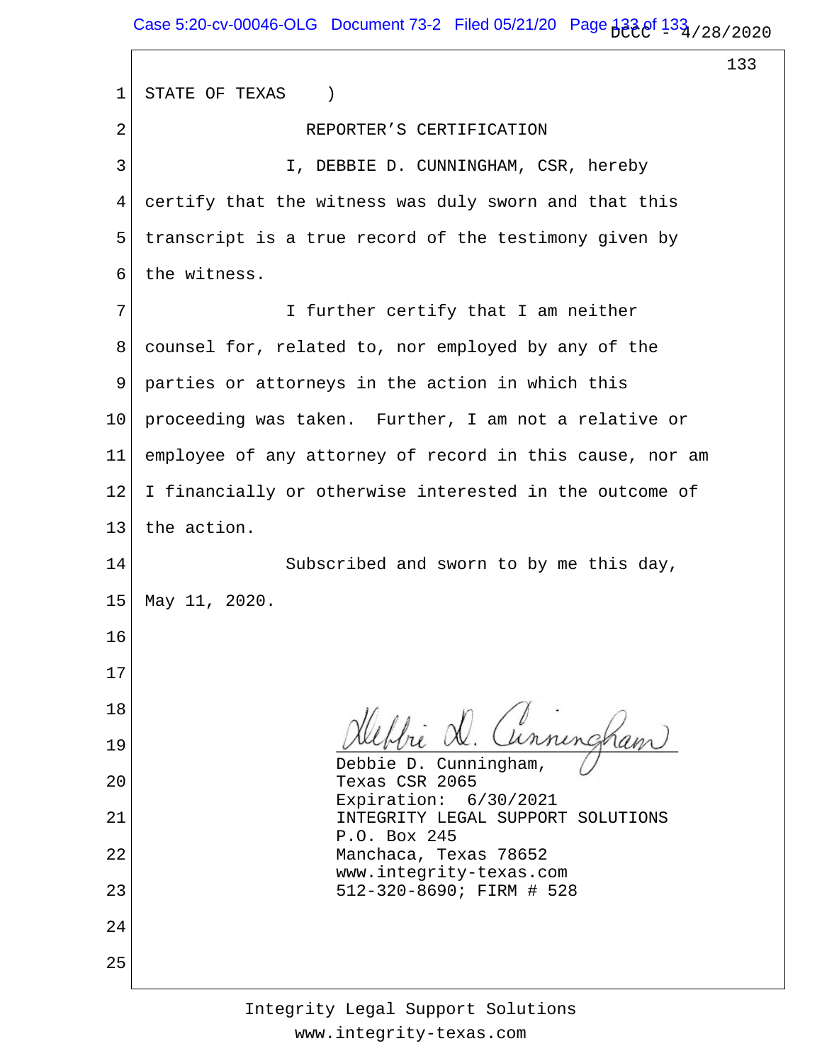STATE OF TEXAS )

REPORTER'S CERTIFICATION

I, DEBBIE D. CUNNINGHAM, CSR, hereby certify that the witness was duly sworn and that this transcript is a true record of the testimony given by the witness.

I further certify that I am neither counsel for, related to, nor employed by any of the parties or attorneys in the action in which this proceeding was taken. Further, I am not a relative or employee of any attorney of record in this cause, nor am I financially or otherwise interested in the outcome of the action.

Subscribed and sworn to by me this day, May 11, 2020.

Debbie D. Cunningham
Texas CSR 2065
Expiration: 6/30/2021
INTEGRITY LEGAL SUPPORT SOLUTIONS
P.O. Box 245
Manchaca, Texas 78652
www.integrity-texas.com
512-320-8690; FIRM # 528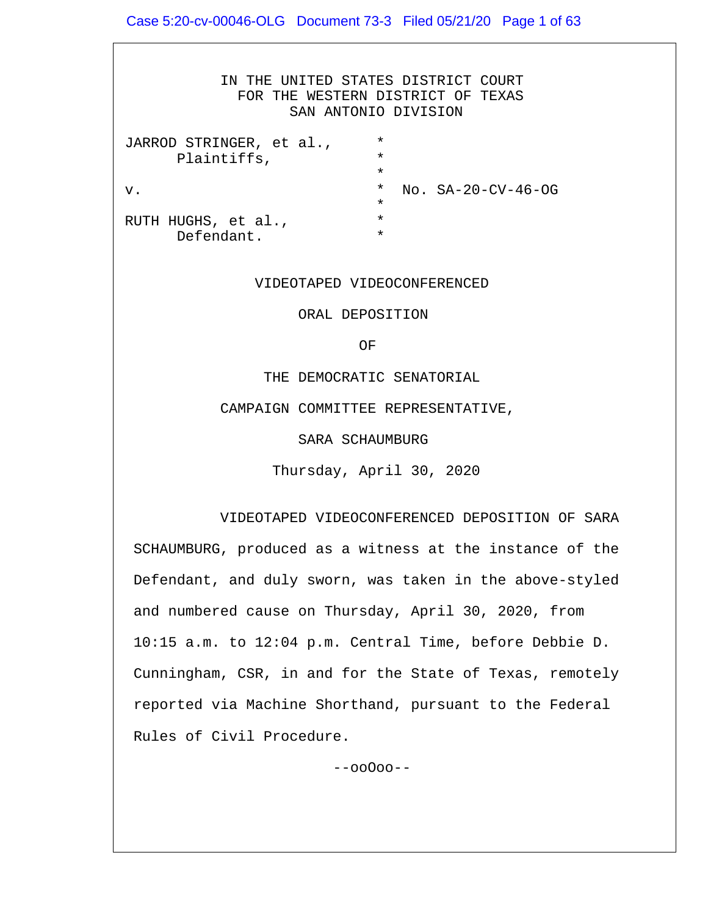IN THE UNITED STATES DISTRICT COURT
FOR THE WESTERN DISTRICT OF TEXAS
SAN ANTONIO DIVISION

JARROD STRINGER, et al., *
Plaintiffs, *
*
v. * No. SA-20-CV-46-OG
*
RUTH HUGHS, et al., *
Defendant. *

VIDEOTAPED VIDEOCONFERENCED

ORAL DEPOSITION

OF

THE DEMOCRATIC SENATORIAL

CAMPAIGN COMMITTEE REPRESENTATIVE,

SARA SCHAUMBURG

Thursday, April 30, 2020

VIDEOTAPED VIDEOCONFERENCED DEPOSITION OF SARA SCHAUMBURG, produced as a witness at the instance of the Defendant, and duly sworn, was taken in the above-styled and numbered cause on Thursday, April 30, 2020, from 10:15 a.m. to 12:04 p.m. Central Time, before Debbie D. Cunningham, CSR, in and for the State of Texas, remotely reported via Machine Shorthand, pursuant to the Federal Rules of Civil Procedure.

--ooOoo--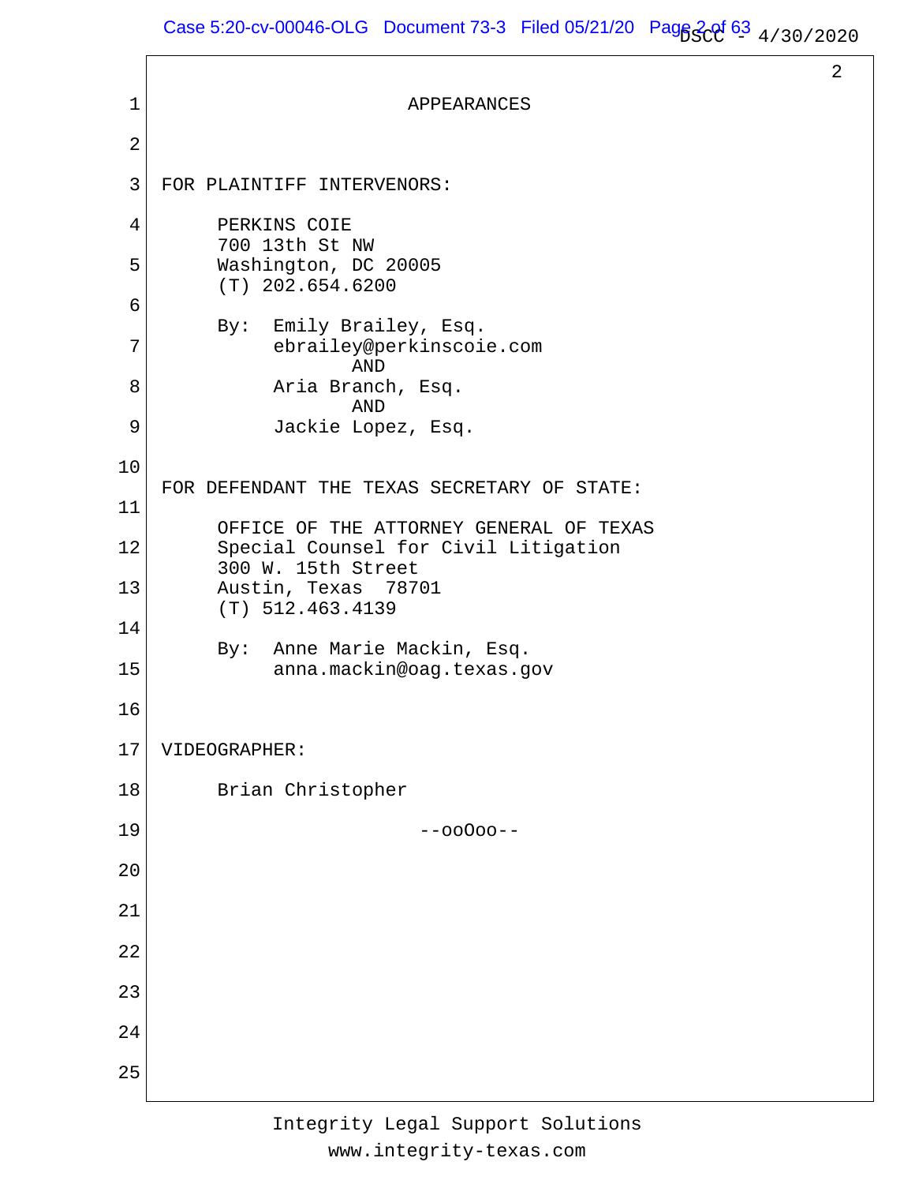# APPEARANCES

FOR PLAINTIFF INTERVENORS:

PERKINS COIE
700 13th St NW
Washington, DC 20005
(T) 202.654.6200

By: Emily Brailey, Esq.
ebrailey@perkinscoie.com
AND
Aria Branch, Esq.
AND
Jackie Lopez, Esq.

FOR DEFENDANT THE TEXAS SECRETARY OF STATE:

OFFICE OF THE ATTORNEY GENERAL OF TEXAS
Special Counsel for Civil Litigation
300 W. 15th Street
Austin, Texas 78701
(T) 512.463.4139

By: Anne Marie Mackin, Esq.
anna.mackin@oag.texas.gov

VIDEOGRAPHER:

Brian Christopher

--ooOoo--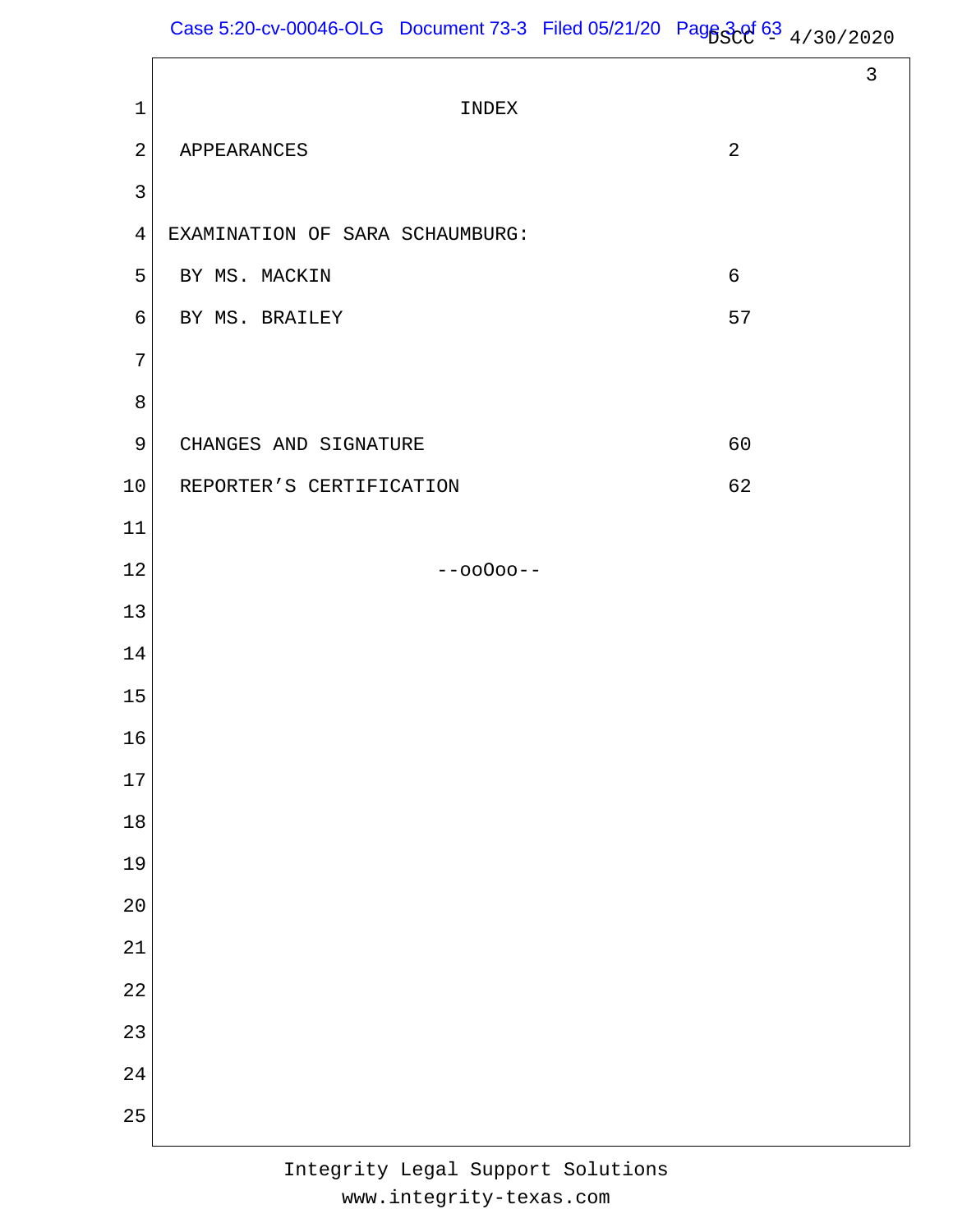# INDEX

| | |
|---|---|
| APPEARANCES | 2 |
| **EXAMINATION OF SARA SCHAUMBURG:** | |
| BY MS. MACKIN | 6 |
| BY MS. BRAILEY | 57 |
| CHANGES AND SIGNATURE | 60 |
| REPORTER'S CERTIFICATION | 62 |

--ooOoo--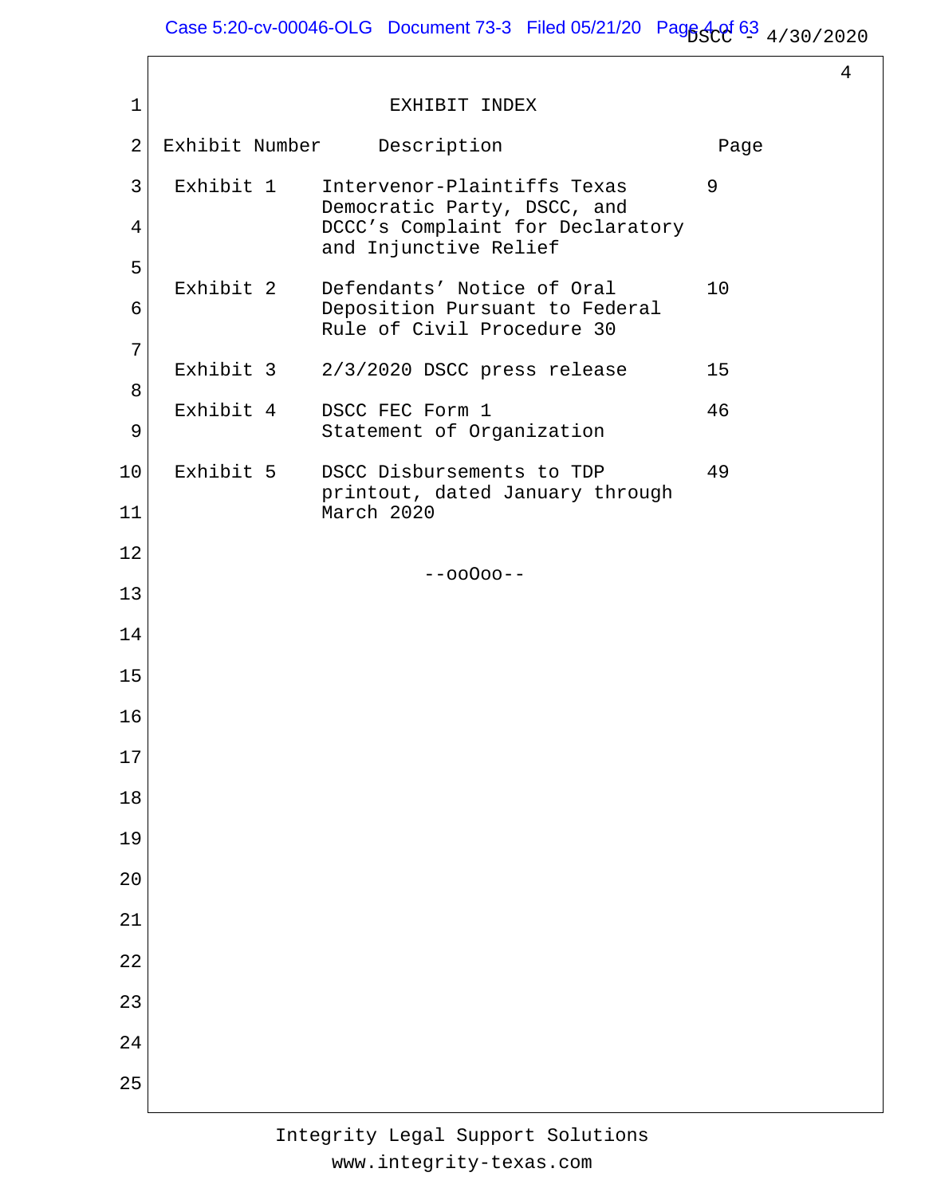# EXHIBIT INDEX

| Exhibit Number | Description | Page |
| --- | --- | --- |
| Exhibit 1 | Intervenor-Plaintiffs Texas Democratic Party, DSCC, and DCCC's Complaint for Declaratory and Injunctive Relief | 9 |
| Exhibit 2 | Defendants' Notice of Oral Deposition Pursuant to Federal Rule of Civil Procedure 30 | 10 |
| Exhibit 3 | 2/3/2020 DSCC press release | 15 |
| Exhibit 4 | DSCC FEC Form 1 Statement of Organization | 46 |
| Exhibit 5 | DSCC Disbursements to TDP printout, dated January through March 2020 | 49 |

--ooOoo--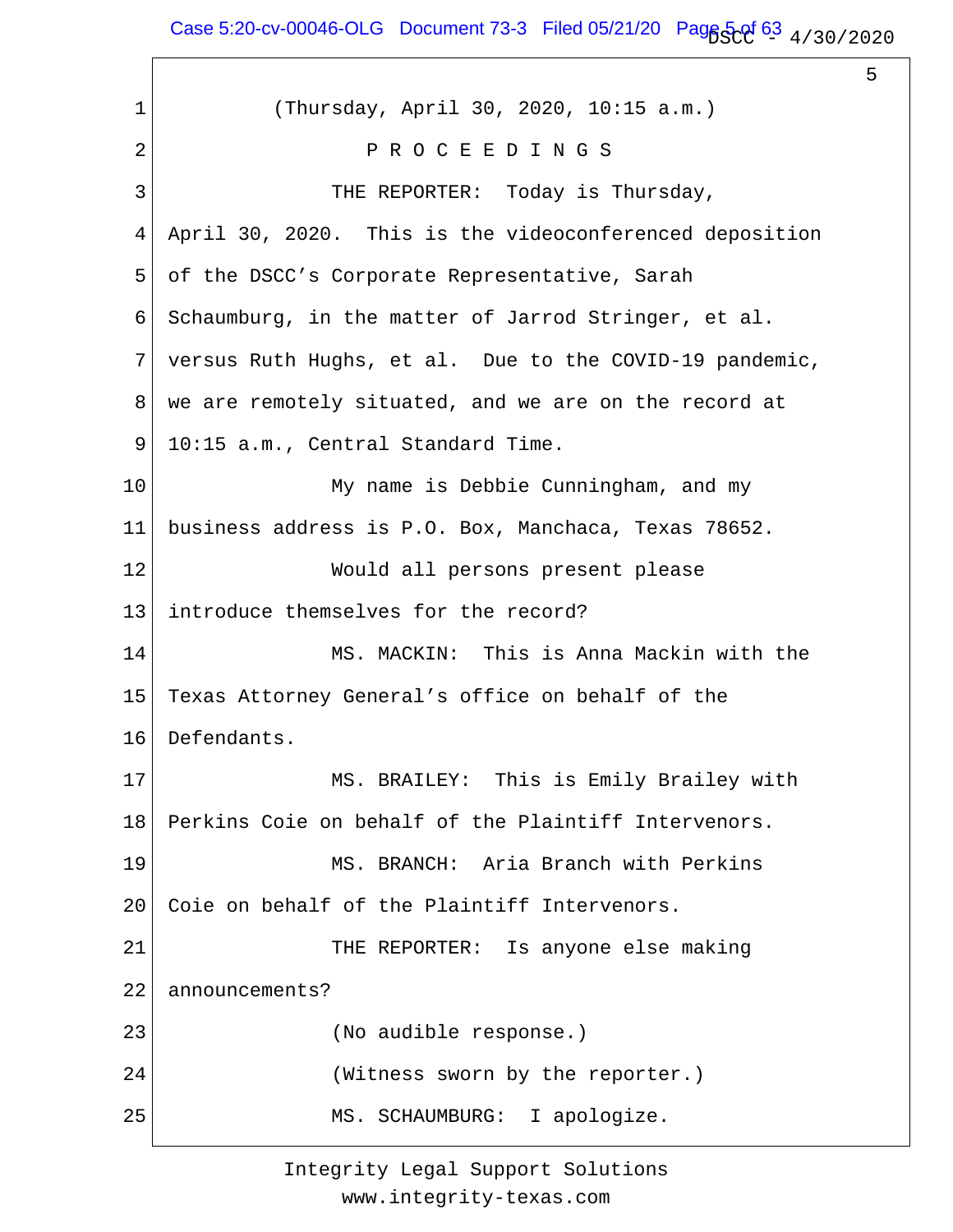(Thursday, April 30, 2020, 10:15 a.m.)

P R O C E E D I N G S

THE REPORTER: Today is Thursday, April 30, 2020. This is the videoconferenced deposition of the DSCC's Corporate Representative, Sarah Schaumburg, in the matter of Jarrod Stringer, et al. versus Ruth Hughs, et al. Due to the COVID-19 pandemic, we are remotely situated, and we are on the record at 10:15 a.m., Central Standard Time.

My name is Debbie Cunningham, and my business address is P.O. Box, Manchaca, Texas 78652.

Would all persons present please introduce themselves for the record?

MS. MACKIN: This is Anna Mackin with the Texas Attorney General's office on behalf of the Defendants.

MS. BRAILEY: This is Emily Brailey with Perkins Coie on behalf of the Plaintiff Intervenors.

MS. BRANCH: Aria Branch with Perkins Coie on behalf of the Plaintiff Intervenors.

THE REPORTER: Is anyone else making announcements?

(No audible response.)

(Witness sworn by the reporter.)

MS. SCHAUMBURG: I apologize.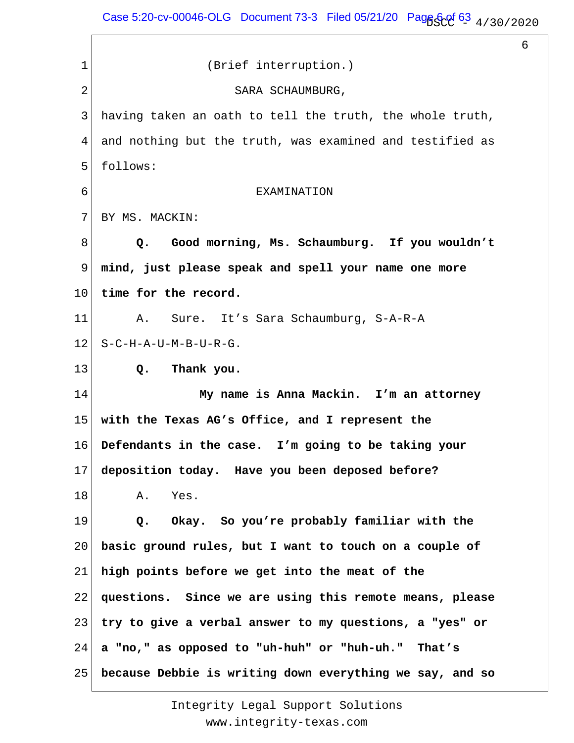(Brief interruption.)

SARA SCHAUMBURG,

having taken an oath to tell the truth, the whole truth, and nothing but the truth, was examined and testified as follows:

EXAMINATION

BY MS. MACKIN:

**Q. Good morning, Ms. Schaumburg. If you wouldn't mind, just please speak and spell your name one more time for the record.**

A. Sure. It's Sara Schaumburg, S-A-R-A S-C-H-A-U-M-B-U-R-G.

**Q. Thank you.**

**My name is Anna Mackin. I'm an attorney with the Texas AG's Office, and I represent the Defendants in the case. I'm going to be taking your deposition today. Have you been deposed before?**

A. Yes.

**Q. Okay. So you're probably familiar with the basic ground rules, but I want to touch on a couple of high points before we get into the meat of the questions. Since we are using this remote means, please try to give a verbal answer to my questions, a "yes" or a "no," as opposed to "uh-huh" or "huh-uh." That's because Debbie is writing down everything we say, and so**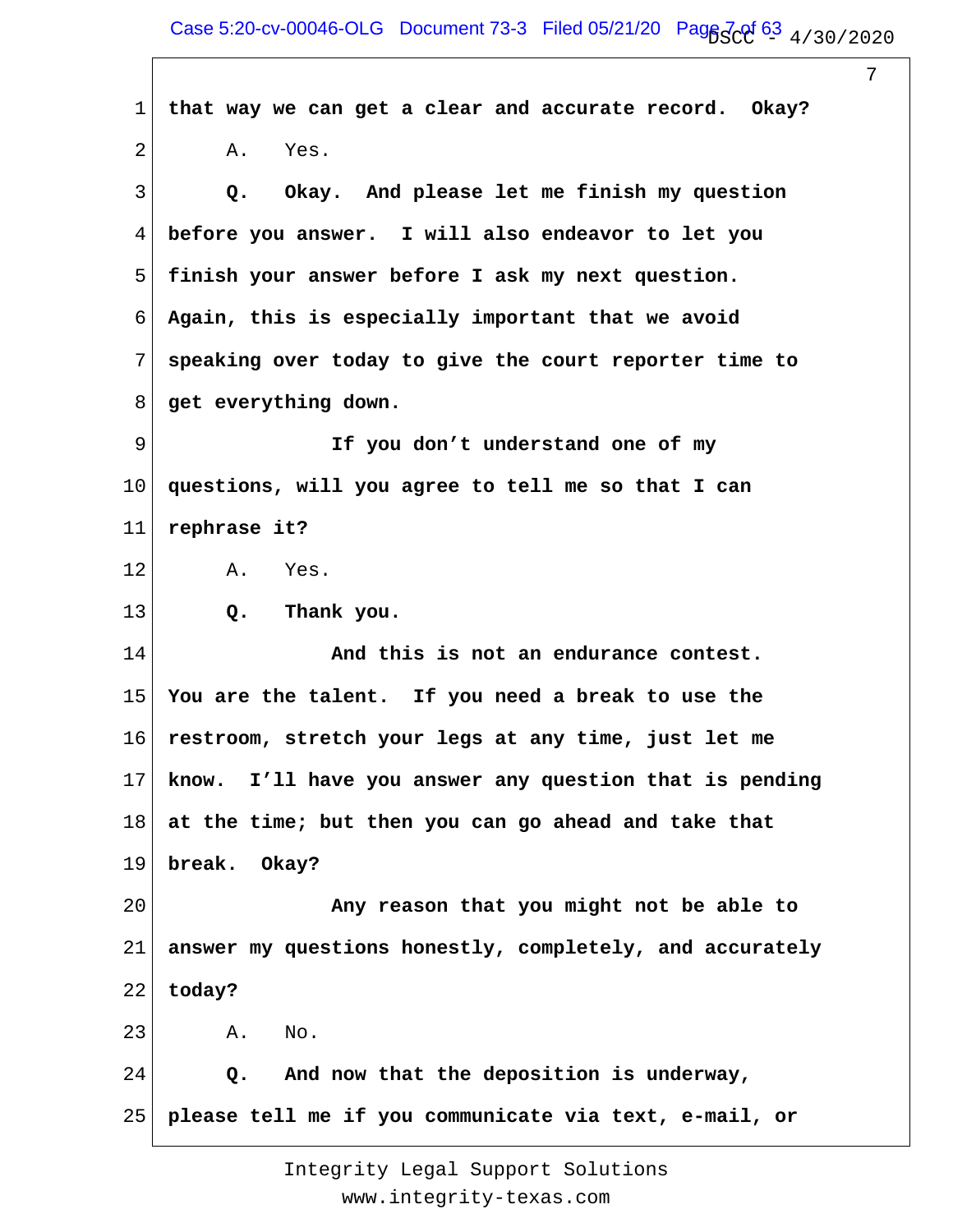1 **that way we can get a clear and accurate record. Okay?**

2 A. Yes.

3 **Q. Okay. And please let me finish my question**

4 **before you answer. I will also endeavor to let you**

5 **finish your answer before I ask my next question.**

6 **Again, this is especially important that we avoid**

7 **speaking over today to give the court reporter time to**

8 **get everything down.**

9 **If you don't understand one of my**

10 **questions, will you agree to tell me so that I can**

11 **rephrase it?**

12 A. Yes.

13 **Q. Thank you.**

14 **And this is not an endurance contest.**

15 **You are the talent. If you need a break to use the**

16 **restroom, stretch your legs at any time, just let me**

17 **know. I'll have you answer any question that is pending**

18 **at the time; but then you can go ahead and take that**

19 **break. Okay?**

20 **Any reason that you might not be able to**

21 **answer my questions honestly, completely, and accurately**

22 **today?**

23 A. No.

24 **Q. And now that the deposition is underway,**

25 **please tell me if you communicate via text, e-mail, or**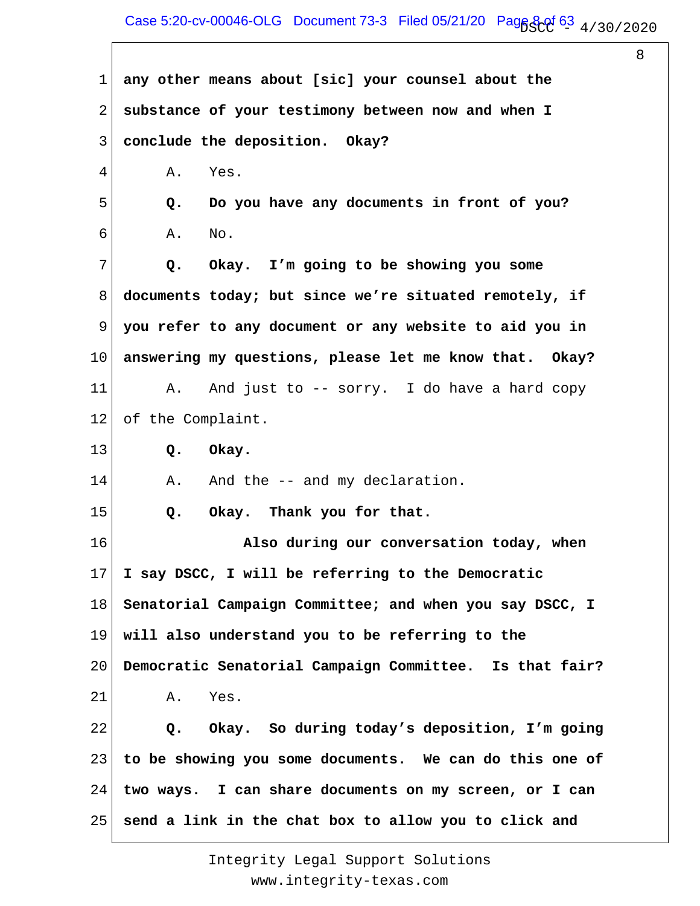**any other means about [sic] your counsel about the substance of your testimony between now and when I conclude the deposition. Okay?**

A. Yes.

**Q. Do you have any documents in front of you?**

A. No.

**Q. Okay. I'm going to be showing you some documents today; but since we're situated remotely, if you refer to any document or any website to aid you in answering my questions, please let me know that. Okay?**

A. And just to -- sorry. I do have a hard copy of the Complaint.

**Q. Okay.**

A. And the -- and my declaration.

**Q. Okay. Thank you for that.**

**Also during our conversation today, when I say DSCC, I will be referring to the Democratic Senatorial Campaign Committee; and when you say DSCC, I will also understand you to be referring to the Democratic Senatorial Campaign Committee. Is that fair?**

A. Yes.

**Q. Okay. So during today's deposition, I'm going to be showing you some documents. We can do this one of two ways. I can share documents on my screen, or I can send a link in the chat box to allow you to click and**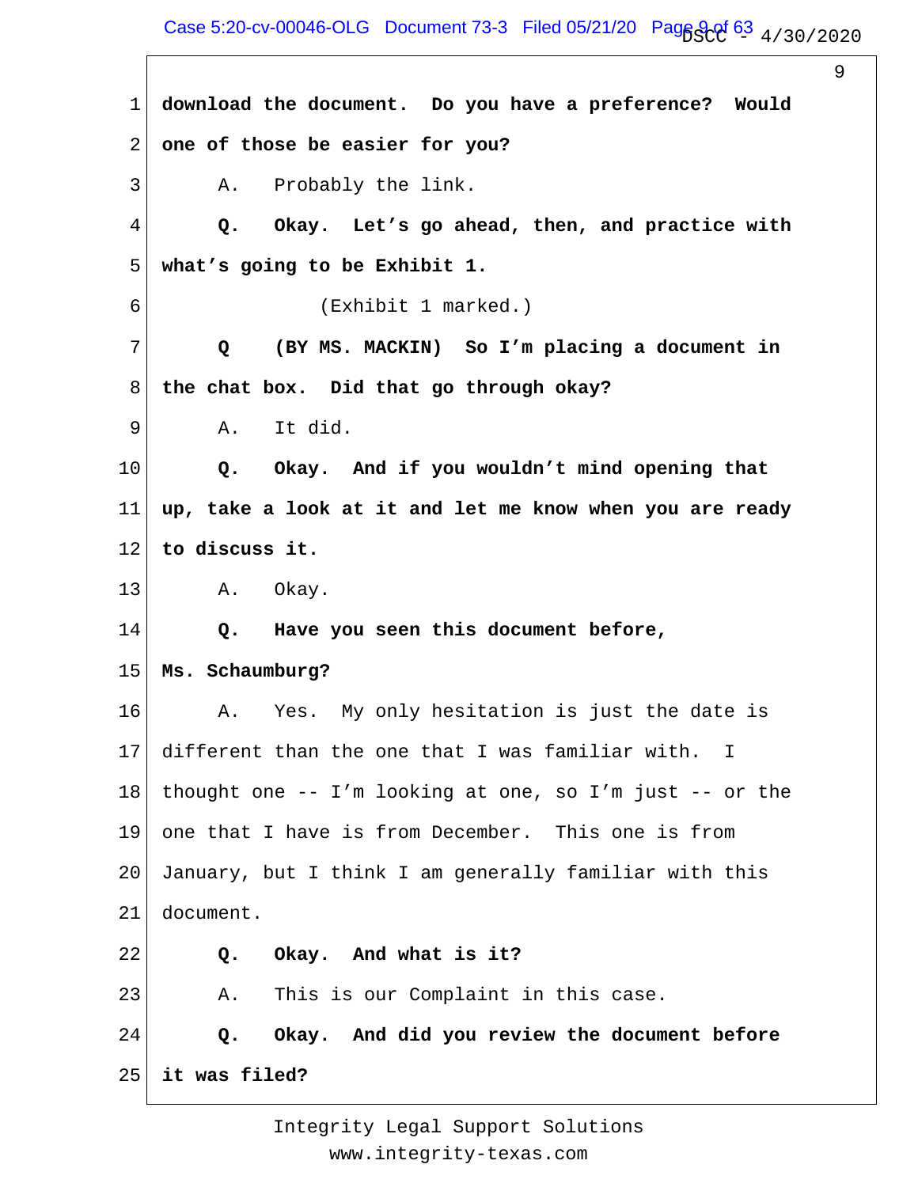1 **download the document. Do you have a preference? Would**
2 **one of those be easier for you?**
3 A. Probably the link.
4 **Q. Okay. Let's go ahead, then, and practice with**
5 **what's going to be Exhibit 1.**
6 (Exhibit 1 marked.)
7 **Q (BY MS. MACKIN) So I'm placing a document in**
8 **the chat box. Did that go through okay?**
9 A. It did.
10 **Q. Okay. And if you wouldn't mind opening that**
11 **up, take a look at it and let me know when you are ready**
12 **to discuss it.**
13 A. Okay.
14 **Q. Have you seen this document before,**
15 **Ms. Schaumburg?**
16 A. Yes. My only hesitation is just the date is
17 different than the one that I was familiar with. I
18 thought one -- I'm looking at one, so I'm just -- or the
19 one that I have is from December. This one is from
20 January, but I think I am generally familiar with this
21 document.
22 **Q. Okay. And what is it?**
23 A. This is our Complaint in this case.
24 **Q. Okay. And did you review the document before**
25 **it was filed?**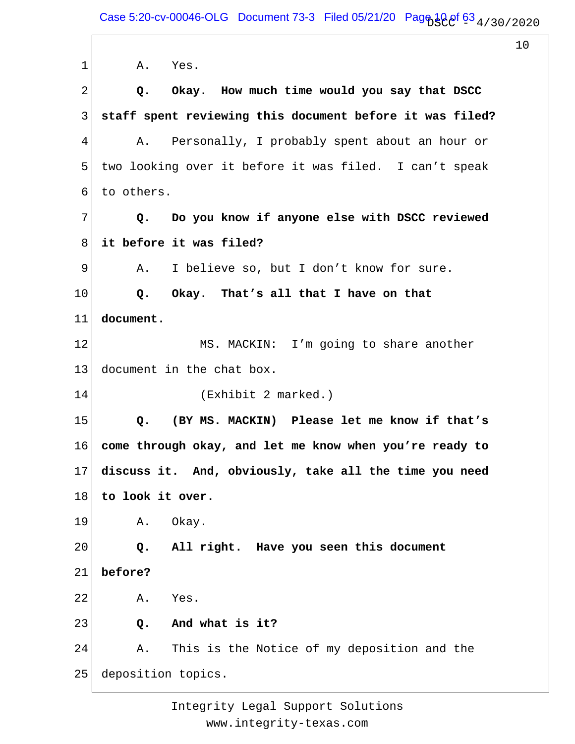1 A. Yes.

2 **Q. Okay. How much time would you say that DSCC**

3 **staff spent reviewing this document before it was filed?**

4 A. Personally, I probably spent about an hour or

5 two looking over it before it was filed. I can't speak

6 to others.

7 **Q. Do you know if anyone else with DSCC reviewed**

8 **it before it was filed?**

9 A. I believe so, but I don't know for sure.

10 **Q. Okay. That's all that I have on that**

11 **document.**

12 MS. MACKIN: I'm going to share another

13 document in the chat box.

14 (Exhibit 2 marked.)

15 **Q. (BY MS. MACKIN) Please let me know if that's**

16 **come through okay, and let me know when you're ready to**

17 **discuss it. And, obviously, take all the time you need**

18 **to look it over.**

19 A. Okay.

20 **Q. All right. Have you seen this document**

21 **before?**

22 A. Yes.

23 **Q. And what is it?**

24 A. This is the Notice of my deposition and the

25 deposition topics.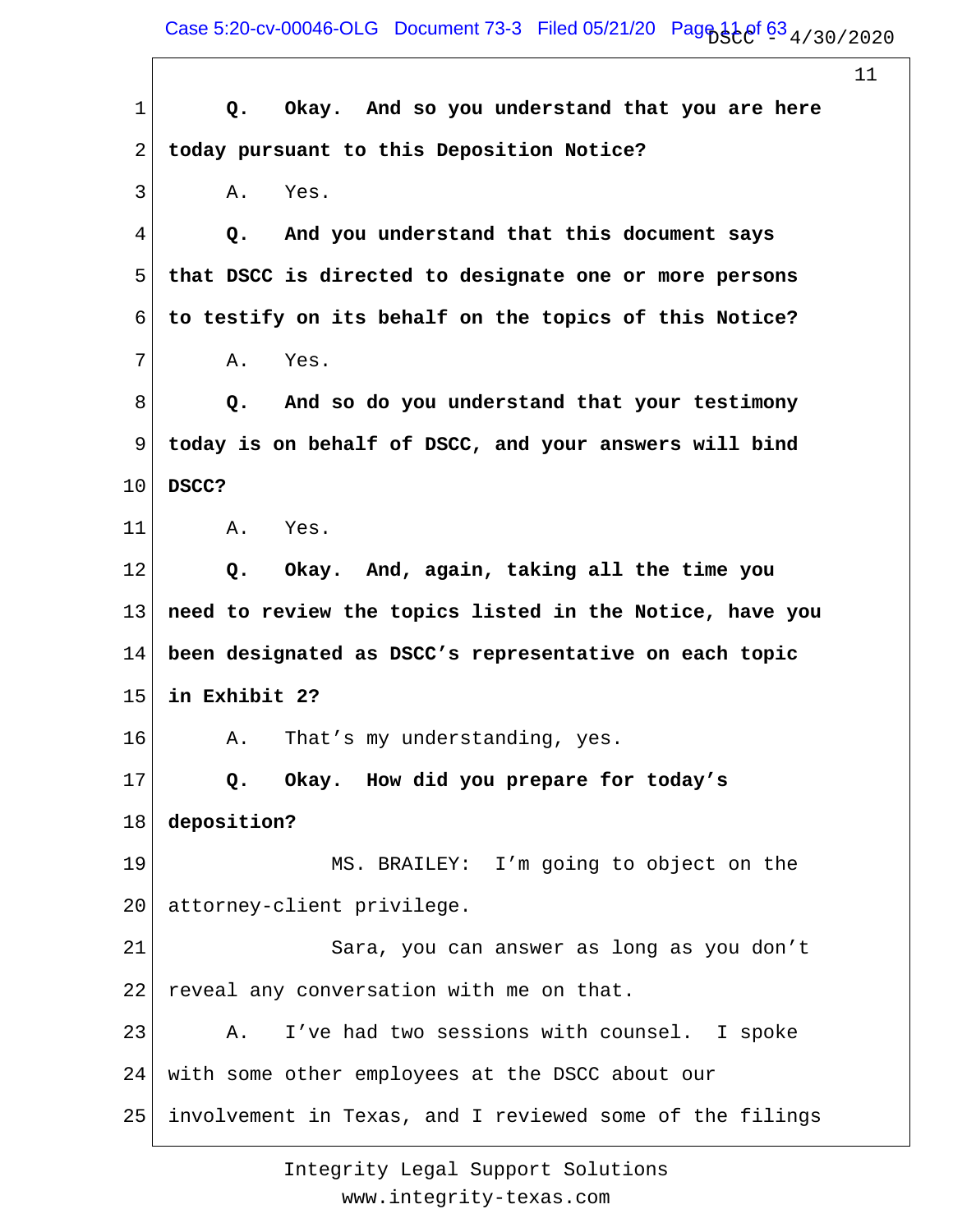1 **Q. Okay. And so you understand that you are here**
2 **today pursuant to this Deposition Notice?**
3 A. Yes.
4 **Q. And you understand that this document says**
5 **that DSCC is directed to designate one or more persons**
6 **to testify on its behalf on the topics of this Notice?**
7 A. Yes.
8 **Q. And so do you understand that your testimony**
9 **today is on behalf of DSCC, and your answers will bind**
10 **DSCC?**
11 A. Yes.
12 **Q. Okay. And, again, taking all the time you**
13 **need to review the topics listed in the Notice, have you**
14 **been designated as DSCC's representative on each topic**
15 **in Exhibit 2?**
16 A. That's my understanding, yes.
17 **Q. Okay. How did you prepare for today's**
18 **deposition?**
19 MS. BRAILEY: I'm going to object on the
20 attorney-client privilege.
21 Sara, you can answer as long as you don't
22 reveal any conversation with me on that.
23 A. I've had two sessions with counsel. I spoke
24 with some other employees at the DSCC about our
25 involvement in Texas, and I reviewed some of the filings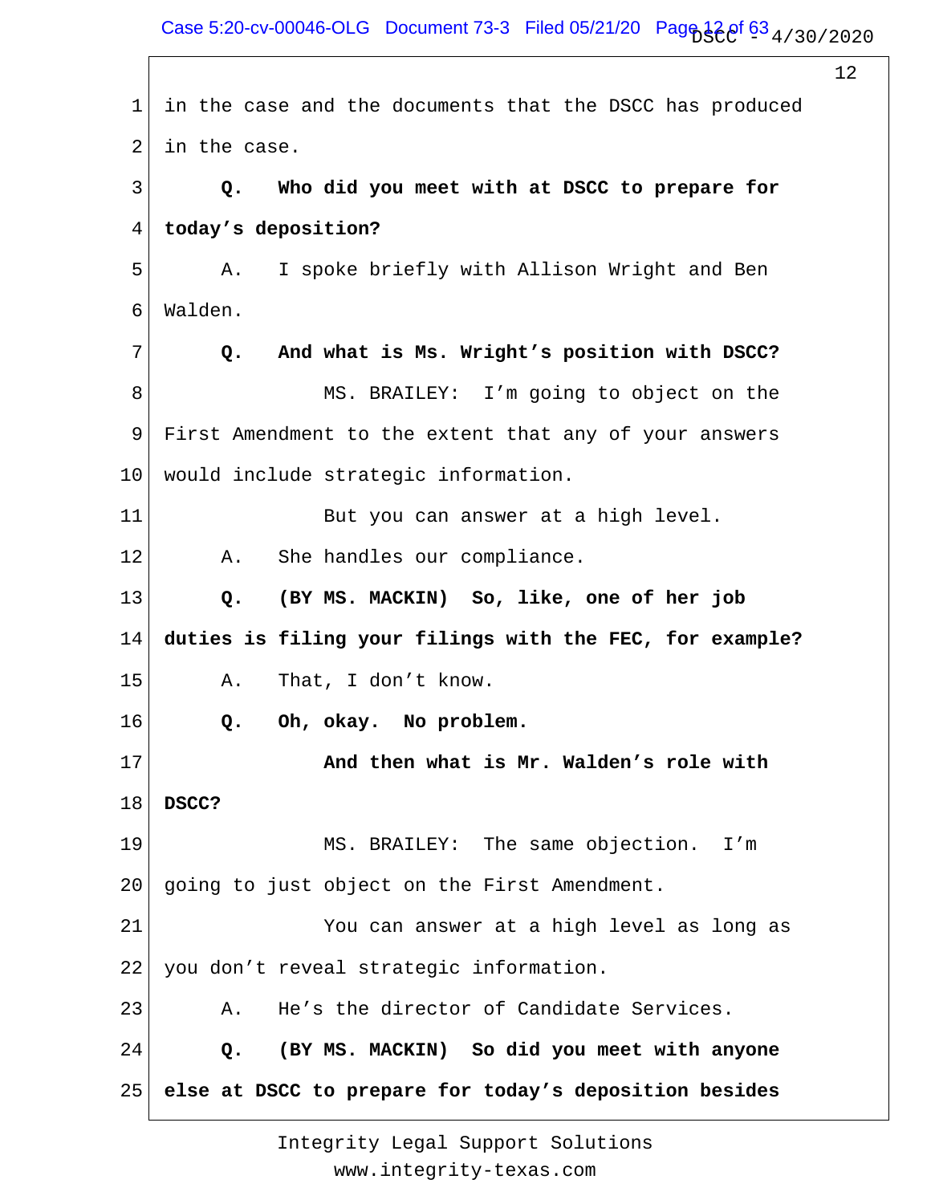1 in the case and the documents that the DSCC has produced

2 in the case.

3 **Q. Who did you meet with at DSCC to prepare for**

4 **today's deposition?**

5 A. I spoke briefly with Allison Wright and Ben

6 Walden.

7 **Q. And what is Ms. Wright's position with DSCC?**

8 MS. BRAILEY: I'm going to object on the

9 First Amendment to the extent that any of your answers

10 would include strategic information.

11 But you can answer at a high level.

12 A. She handles our compliance.

13 **Q. (BY MS. MACKIN) So, like, one of her job**

14 **duties is filing your filings with the FEC, for example?**

15 A. That, I don't know.

16 **Q. Oh, okay. No problem.**

17 **And then what is Mr. Walden's role with**

18 **DSCC?**

19 MS. BRAILEY: The same objection. I'm

20 going to just object on the First Amendment.

21 You can answer at a high level as long as

22 you don't reveal strategic information.

23 A. He's the director of Candidate Services.

24 **Q. (BY MS. MACKIN) So did you meet with anyone**

25 **else at DSCC to prepare for today's deposition besides**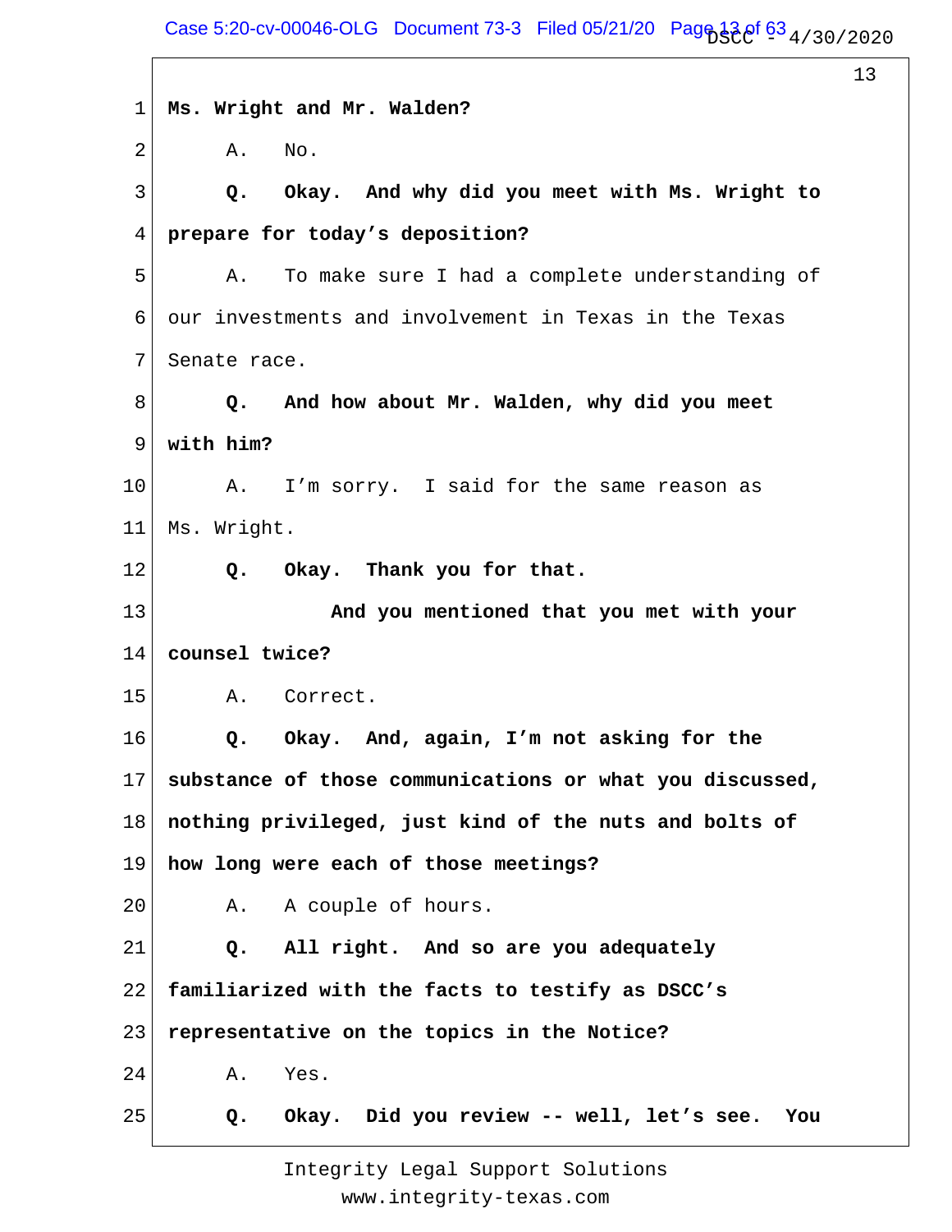1 **Ms. Wright and Mr. Walden?**

2 A. No.

3 **Q. Okay. And why did you meet with Ms. Wright to**

4 **prepare for today's deposition?**

5 A. To make sure I had a complete understanding of

6 our investments and involvement in Texas in the Texas

7 Senate race.

8 **Q. And how about Mr. Walden, why did you meet**

9 **with him?**

10 A. I'm sorry. I said for the same reason as

11 Ms. Wright.

12 **Q. Okay. Thank you for that.**

13 **And you mentioned that you met with your**

14 **counsel twice?**

15 A. Correct.

16 **Q. Okay. And, again, I'm not asking for the**

17 **substance of those communications or what you discussed,**

18 **nothing privileged, just kind of the nuts and bolts of**

19 **how long were each of those meetings?**

20 A. A couple of hours.

21 **Q. All right. And so are you adequately**

22 **familiarized with the facts to testify as DSCC's**

23 **representative on the topics in the Notice?**

24 A. Yes.

25 **Q. Okay. Did you review -- well, let's see. You**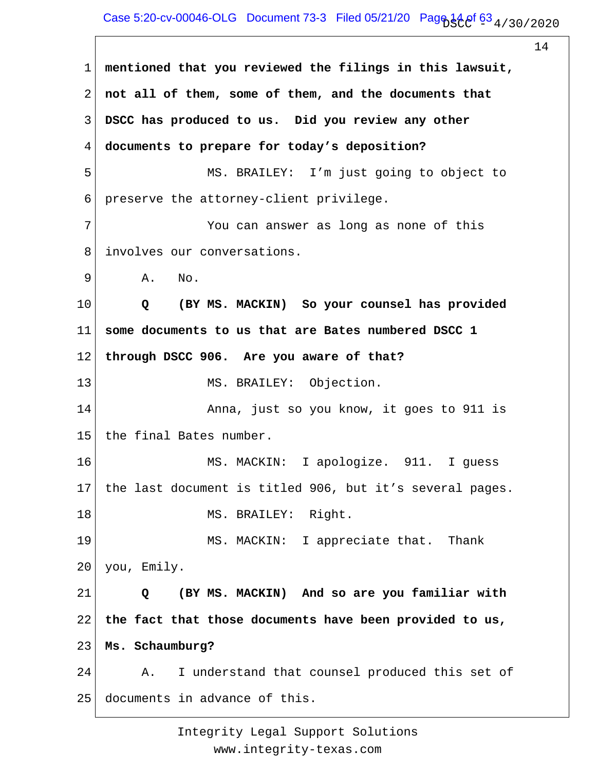1 **mentioned that you reviewed the filings in this lawsuit,**

2 **not all of them, some of them, and the documents that**

3 **DSCC has produced to us.  Did you review any other**

4 **documents to prepare for today's deposition?**

5                MS. BRAILEY:  I'm just going to object to

6 preserve the attorney-client privilege.

7                You can answer as long as none of this

8 involves our conversations.

9      A.   No.

10      **Q    (BY MS. MACKIN)  So your counsel has provided**

11 **some documents to us that are Bates numbered DSCC 1**

12 **through DSCC 906.  Are you aware of that?**

13                MS. BRAILEY:  Objection.

14                Anna, just so you know, it goes to 911 is

15 the final Bates number.

16                MS. MACKIN:  I apologize.  911.  I guess

17 the last document is titled 906, but it's several pages.

18                MS. BRAILEY:  Right.

19                MS. MACKIN:  I appreciate that.  Thank

20 you, Emily.

21      **Q    (BY MS. MACKIN)  And so are you familiar with**

22 **the fact that those documents have been provided to us,**

23 **Ms. Schaumburg?**

24      A.   I understand that counsel produced this set of

25 documents in advance of this.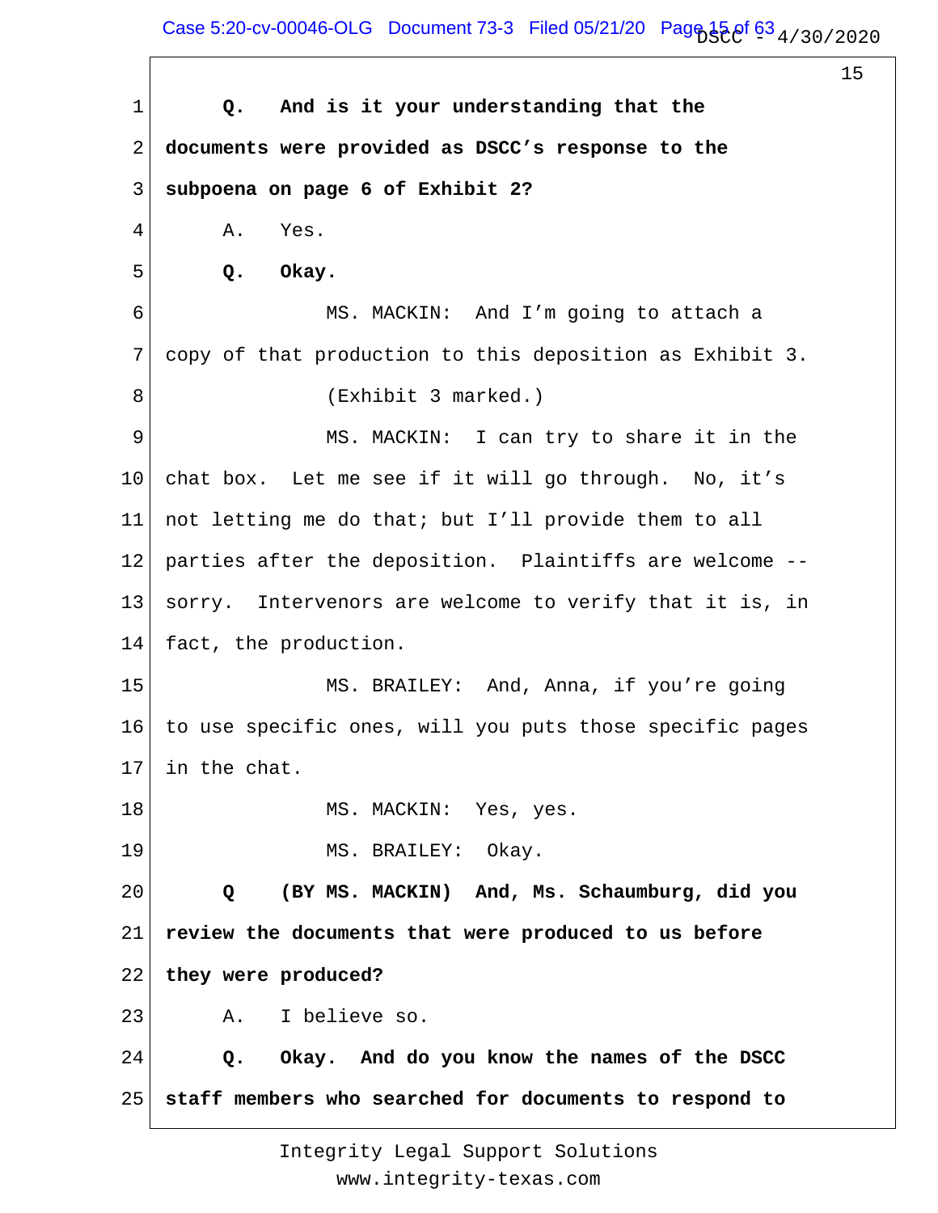**Q. And is it your understanding that the documents were provided as DSCC's response to the subpoena on page 6 of Exhibit 2?**

A. Yes.

**Q. Okay.**

MS. MACKIN: And I'm going to attach a copy of that production to this deposition as Exhibit 3.

(Exhibit 3 marked.)

MS. MACKIN: I can try to share it in the chat box. Let me see if it will go through. No, it's not letting me do that; but I'll provide them to all parties after the deposition. Plaintiffs are welcome -- sorry. Intervenors are welcome to verify that it is, in fact, the production.

MS. BRAILEY: And, Anna, if you're going to use specific ones, will you puts those specific pages in the chat.

MS. MACKIN: Yes, yes.

MS. BRAILEY: Okay.

**Q (BY MS. MACKIN) And, Ms. Schaumburg, did you review the documents that were produced to us before they were produced?**

A. I believe so.

**Q. Okay. And do you know the names of the DSCC staff members who searched for documents to respond to**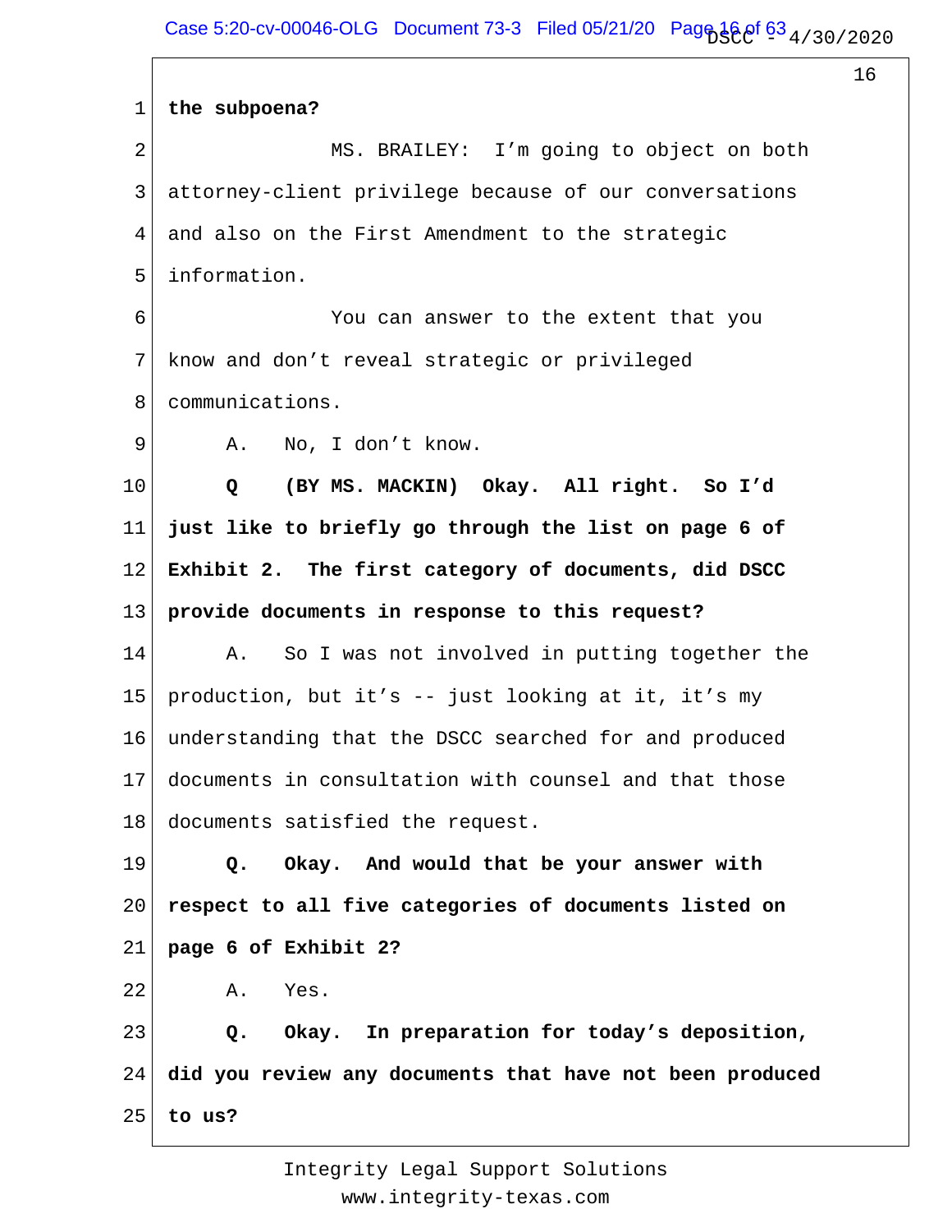**the subpoena?**

MS. BRAILEY: I'm going to object on both attorney-client privilege because of our conversations and also on the First Amendment to the strategic information.

You can answer to the extent that you know and don't reveal strategic or privileged communications.

A. No, I don't know.

**Q (BY MS. MACKIN) Okay. All right. So I'd just like to briefly go through the list on page 6 of Exhibit 2. The first category of documents, did DSCC provide documents in response to this request?**

A. So I was not involved in putting together the production, but it's -- just looking at it, it's my understanding that the DSCC searched for and produced documents in consultation with counsel and that those documents satisfied the request.

**Q. Okay. And would that be your answer with respect to all five categories of documents listed on page 6 of Exhibit 2?**

A. Yes.

**Q. Okay. In preparation for today's deposition, did you review any documents that have not been produced to us?**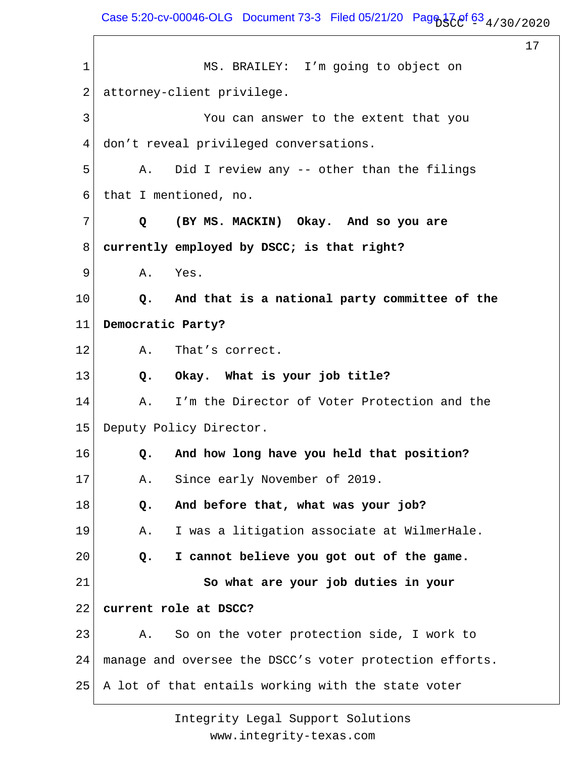1 MS. BRAILEY: I'm going to object on
2 attorney-client privilege.
3 You can answer to the extent that you
4 don't reveal privileged conversations.
5 A. Did I review any -- other than the filings
6 that I mentioned, no.
7 **Q (BY MS. MACKIN) Okay. And so you are**
8 **currently employed by DSCC; is that right?**
9 A. Yes.
10 **Q. And that is a national party committee of the**
11 **Democratic Party?**
12 A. That's correct.
13 **Q. Okay. What is your job title?**
14 A. I'm the Director of Voter Protection and the
15 Deputy Policy Director.
16 **Q. And how long have you held that position?**
17 A. Since early November of 2019.
18 **Q. And before that, what was your job?**
19 A. I was a litigation associate at WilmerHale.
20 **Q. I cannot believe you got out of the game.**
21 **So what are your job duties in your**
22 **current role at DSCC?**
23 A. So on the voter protection side, I work to
24 manage and oversee the DSCC's voter protection efforts.
25 A lot of that entails working with the state voter

Integrity Legal Support Solutions
www.integrity-texas.com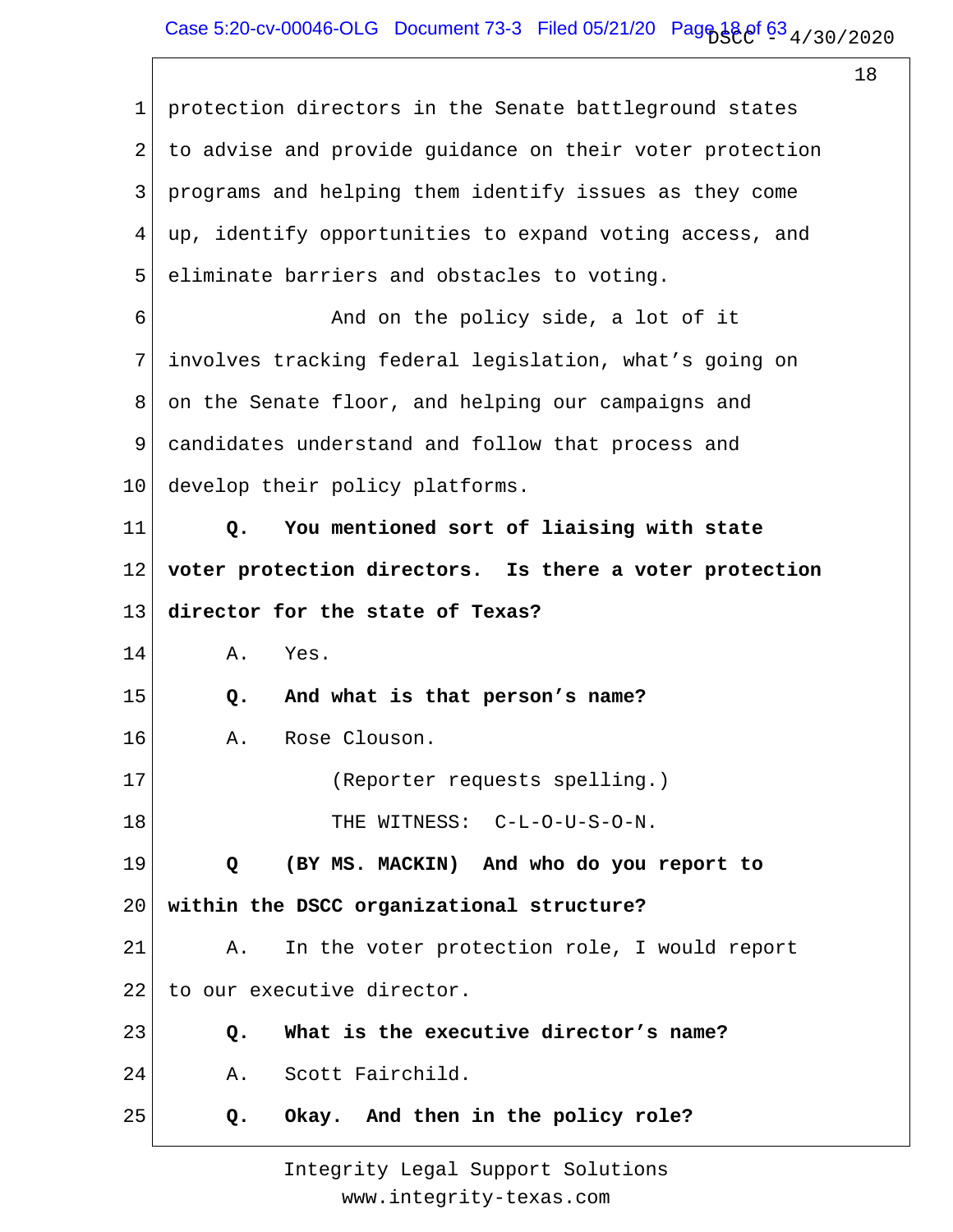protection directors in the Senate battleground states to advise and provide guidance on their voter protection programs and helping them identify issues as they come up, identify opportunities to expand voting access, and eliminate barriers and obstacles to voting.

And on the policy side, a lot of it involves tracking federal legislation, what's going on on the Senate floor, and helping our campaigns and candidates understand and follow that process and develop their policy platforms.

**Q. You mentioned sort of liaising with state voter protection directors. Is there a voter protection director for the state of Texas?**

A. Yes.

**Q. And what is that person's name?**

A. Rose Clouson.

(Reporter requests spelling.)

THE WITNESS: C-L-O-U-S-O-N.

**Q (BY MS. MACKIN) And who do you report to within the DSCC organizational structure?**

A. In the voter protection role, I would report to our executive director.

**Q. What is the executive director's name?**

A. Scott Fairchild.

**Q. Okay. And then in the policy role?**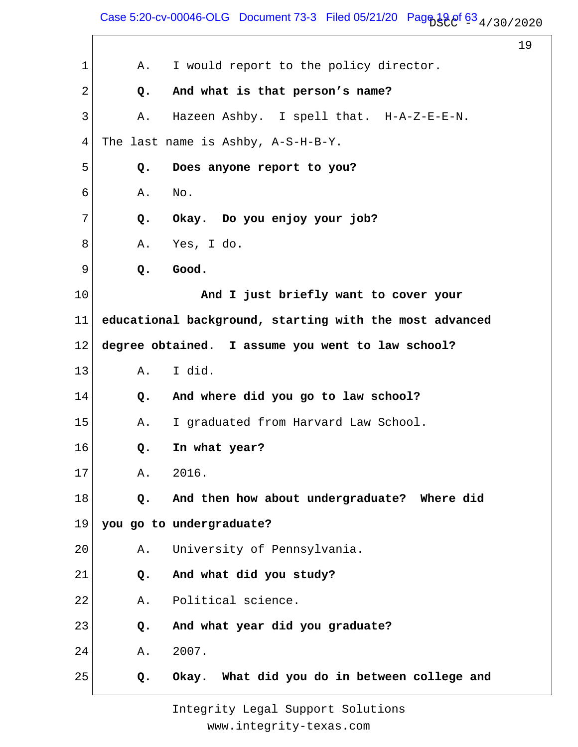1 A. I would report to the policy director.

2 **Q. And what is that person's name?**

3 A. Hazeen Ashby. I spell that. H-A-Z-E-E-N.

4 The last name is Ashby, A-S-H-B-Y.

5 **Q. Does anyone report to you?**

6 A. No.

7 **Q. Okay. Do you enjoy your job?**

8 A. Yes, I do.

9 **Q. Good.**

10 **And I just briefly want to cover your**

11 **educational background, starting with the most advanced**

12 **degree obtained. I assume you went to law school?**

13 A. I did.

14 **Q. And where did you go to law school?**

15 A. I graduated from Harvard Law School.

16 **Q. In what year?**

17 A. 2016.

18 **Q. And then how about undergraduate? Where did**

19 **you go to undergraduate?**

20 A. University of Pennsylvania.

21 **Q. And what did you study?**

22 A. Political science.

23 **Q. And what year did you graduate?**

24 A. 2007.

25 **Q. Okay. What did you do in between college and**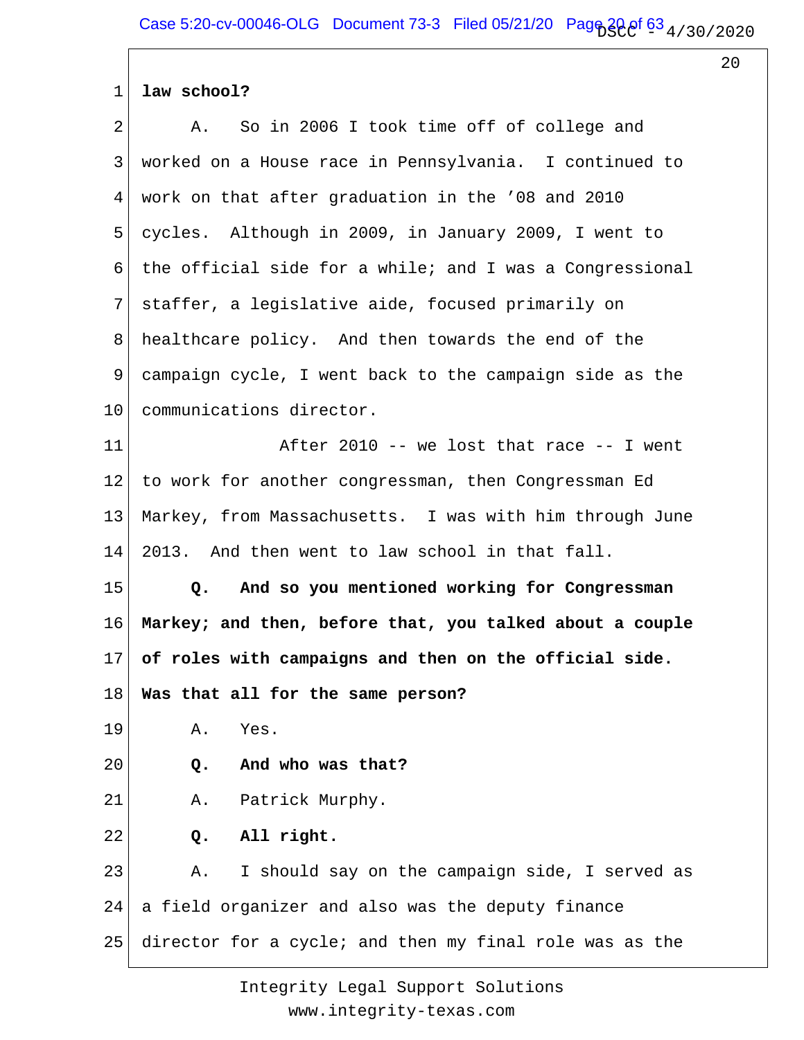**law school?**

A. So in 2006 I took time off of college and worked on a House race in Pennsylvania. I continued to work on that after graduation in the ’08 and 2010 cycles. Although in 2009, in January 2009, I went to the official side for a while; and I was a Congressional staffer, a legislative aide, focused primarily on healthcare policy. And then towards the end of the campaign cycle, I went back to the campaign side as the communications director.

After 2010 -- we lost that race -- I went to work for another congressman, then Congressman Ed Markey, from Massachusetts. I was with him through June 2013. And then went to law school in that fall.

**Q. And so you mentioned working for Congressman Markey; and then, before that, you talked about a couple of roles with campaigns and then on the official side. Was that all for the same person?**

A. Yes.

**Q. And who was that?**

A. Patrick Murphy.

**Q. All right.**

A. I should say on the campaign side, I served as a field organizer and also was the deputy finance director for a cycle; and then my final role was as the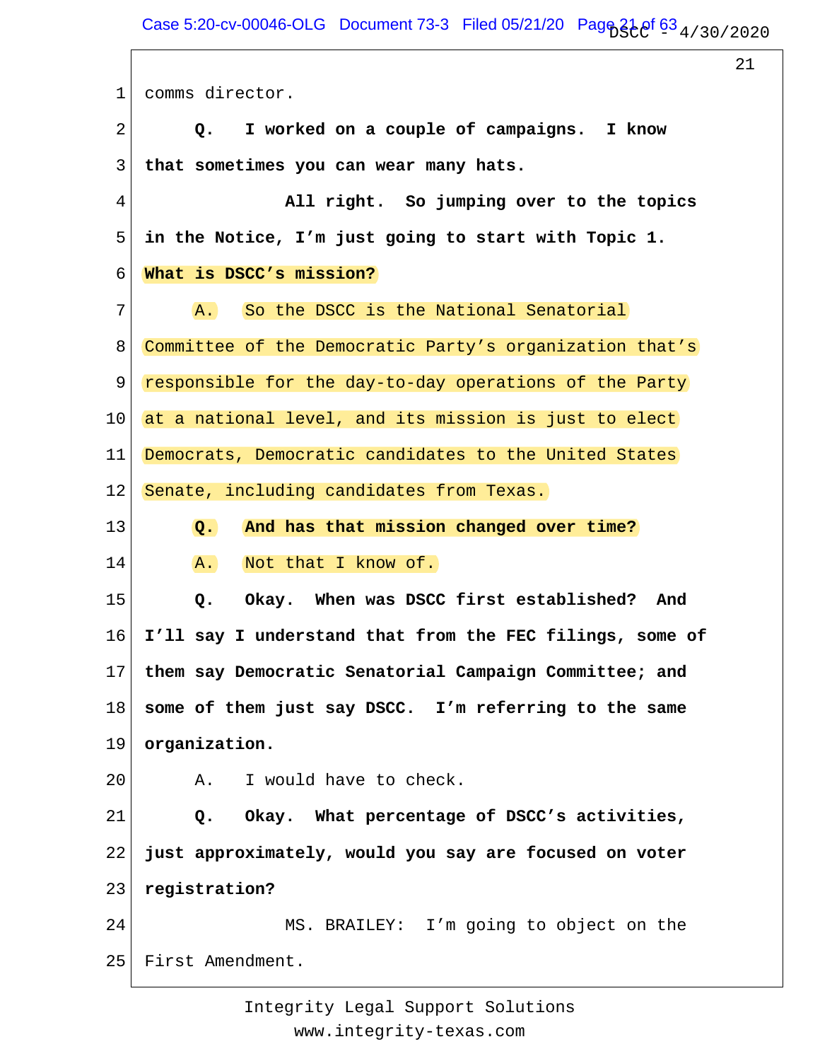comms director.

**Q. I worked on a couple of campaigns. I know that sometimes you can wear many hats.**

**All right. So jumping over to the topics in the Notice, I'm just going to start with Topic 1. What is DSCC's mission?**

A. So the DSCC is the National Senatorial Committee of the Democratic Party's organization that's responsible for the day-to-day operations of the Party at a national level, and its mission is just to elect Democrats, Democratic candidates to the United States Senate, including candidates from Texas.

**Q. And has that mission changed over time?**

A. Not that I know of.

**Q. Okay. When was DSCC first established? And I'll say I understand that from the FEC filings, some of them say Democratic Senatorial Campaign Committee; and some of them just say DSCC. I'm referring to the same organization.**

A. I would have to check.

**Q. Okay. What percentage of DSCC's activities, just approximately, would you say are focused on voter registration?**

MS. BRAILEY: I'm going to object on the First Amendment.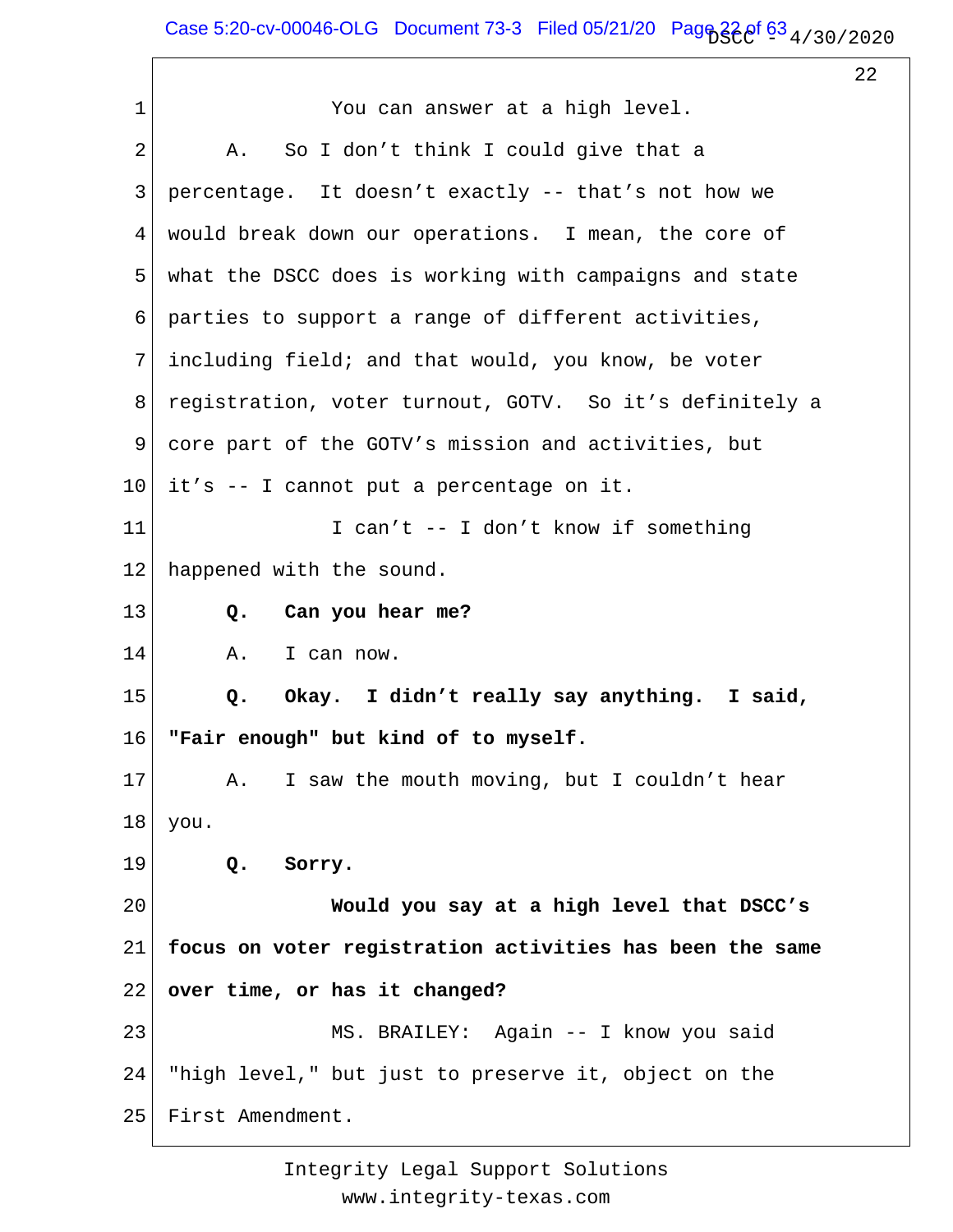You can answer at a high level.

A. So I don't think I could give that a percentage. It doesn't exactly -- that's not how we would break down our operations. I mean, the core of what the DSCC does is working with campaigns and state parties to support a range of different activities, including field; and that would, you know, be voter registration, voter turnout, GOTV. So it's definitely a core part of the GOTV's mission and activities, but it's -- I cannot put a percentage on it.

I can't -- I don't know if something happened with the sound.

**Q. Can you hear me?**

A. I can now.

**Q. Okay. I didn't really say anything. I said, "Fair enough" but kind of to myself.**

A. I saw the mouth moving, but I couldn't hear you.

**Q. Sorry.**

**Would you say at a high level that DSCC's focus on voter registration activities has been the same over time, or has it changed?**

MS. BRAILEY: Again -- I know you said "high level," but just to preserve it, object on the First Amendment.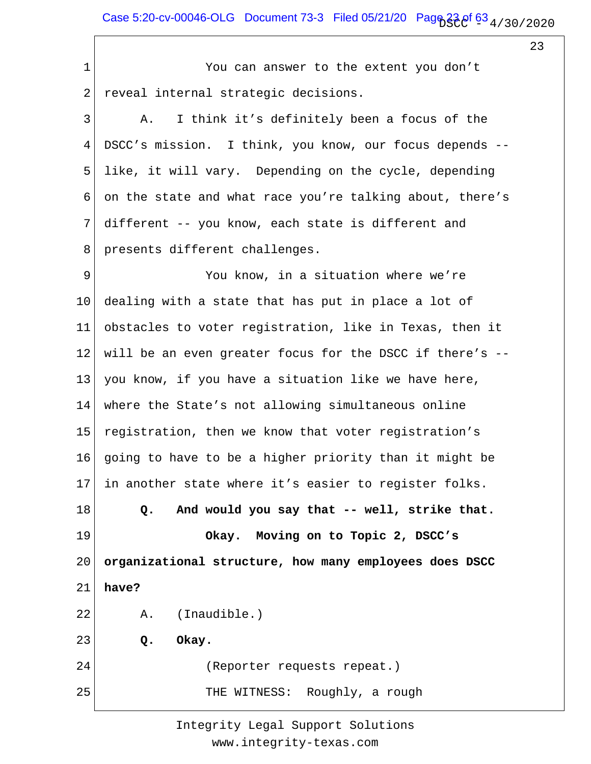You can answer to the extent you don't reveal internal strategic decisions.

A. I think it's definitely been a focus of the DSCC's mission. I think, you know, our focus depends -- like, it will vary. Depending on the cycle, depending on the state and what race you're talking about, there's different -- you know, each state is different and presents different challenges.

You know, in a situation where we're dealing with a state that has put in place a lot of obstacles to voter registration, like in Texas, then it will be an even greater focus for the DSCC if there's -- you know, if you have a situation like we have here, where the State's not allowing simultaneous online registration, then we know that voter registration's going to have to be a higher priority than it might be in another state where it's easier to register folks.

**Q. And would you say that -- well, strike that.**

**Okay. Moving on to Topic 2, DSCC's organizational structure, how many employees does DSCC have?**

A. (Inaudible.)

**Q. Okay.**

(Reporter requests repeat.)

THE WITNESS: Roughly, a rough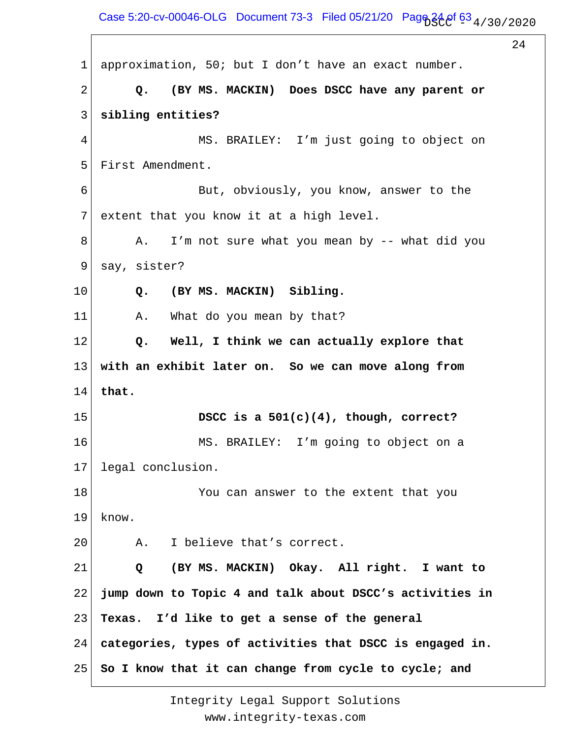1 approximation, 50; but I don't have an exact number.

2 **Q. (BY MS. MACKIN) Does DSCC have any parent or**

3 **sibling entities?**

4 MS. BRAILEY: I'm just going to object on

5 First Amendment.

6 But, obviously, you know, answer to the

7 extent that you know it at a high level.

8 A. I'm not sure what you mean by -- what did you

9 say, sister?

10 **Q. (BY MS. MACKIN) Sibling.**

11 A. What do you mean by that?

12 **Q. Well, I think we can actually explore that**

13 **with an exhibit later on. So we can move along from**

14 **that.**

15 **DSCC is a 501(c)(4), though, correct?**

16 MS. BRAILEY: I'm going to object on a

17 legal conclusion.

18 You can answer to the extent that you

19 know.

20 A. I believe that's correct.

21 **Q (BY MS. MACKIN) Okay. All right. I want to**

22 **jump down to Topic 4 and talk about DSCC's activities in**

23 **Texas. I'd like to get a sense of the general**

24 **categories, types of activities that DSCC is engaged in.**

25 **So I know that it can change from cycle to cycle; and**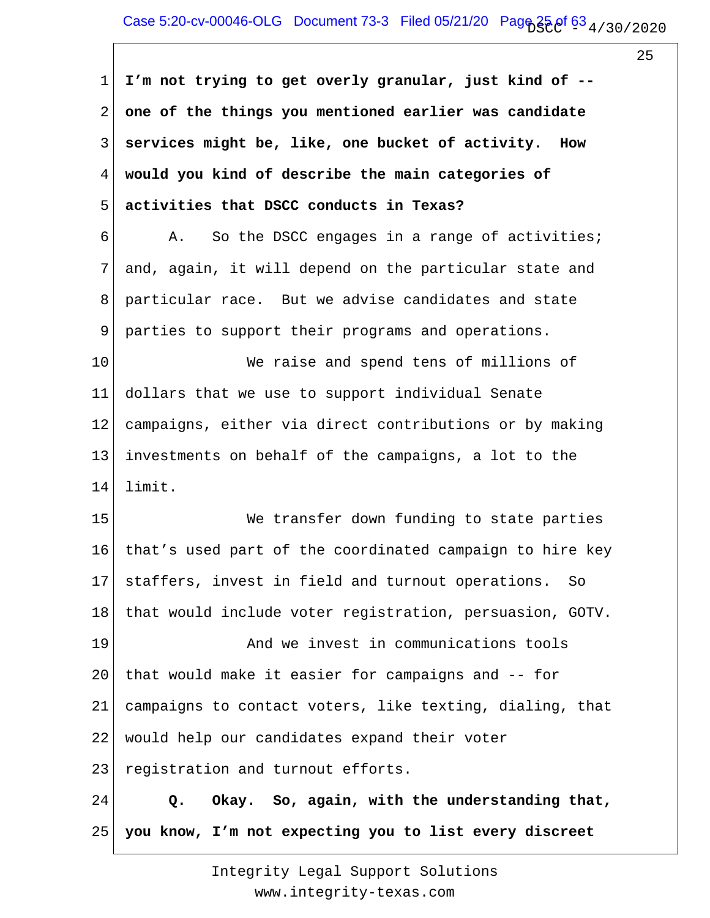**I'm not trying to get overly granular, just kind of -- one of the things you mentioned earlier was candidate services might be, like, one bucket of activity. How would you kind of describe the main categories of activities that DSCC conducts in Texas?**

A. So the DSCC engages in a range of activities; and, again, it will depend on the particular state and particular race. But we advise candidates and state parties to support their programs and operations.

We raise and spend tens of millions of dollars that we use to support individual Senate campaigns, either via direct contributions or by making investments on behalf of the campaigns, a lot to the limit.

We transfer down funding to state parties that's used part of the coordinated campaign to hire key staffers, invest in field and turnout operations. So that would include voter registration, persuasion, GOTV.

And we invest in communications tools that would make it easier for campaigns and -- for campaigns to contact voters, like texting, dialing, that would help our candidates expand their voter registration and turnout efforts.

**Q. Okay. So, again, with the understanding that, you know, I'm not expecting you to list every discreet**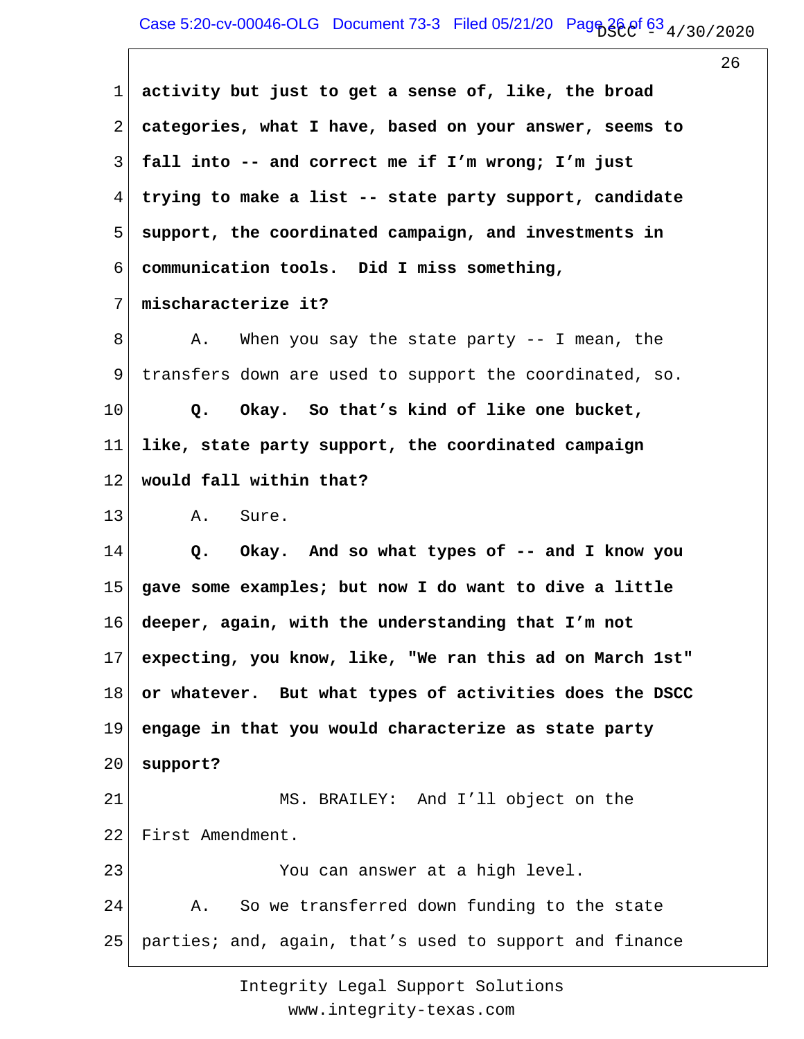**activity but just to get a sense of, like, the broad categories, what I have, based on your answer, seems to fall into -- and correct me if I'm wrong; I'm just trying to make a list -- state party support, candidate support, the coordinated campaign, and investments in communication tools. Did I miss something, mischaracterize it?**

A. When you say the state party -- I mean, the transfers down are used to support the coordinated, so.

**Q. Okay. So that's kind of like one bucket, like, state party support, the coordinated campaign would fall within that?**

A. Sure.

**Q. Okay. And so what types of -- and I know you gave some examples; but now I do want to dive a little deeper, again, with the understanding that I'm not expecting, you know, like, "We ran this ad on March 1st" or whatever. But what types of activities does the DSCC engage in that you would characterize as state party support?**

MS. BRAILEY: And I'll object on the First Amendment.

You can answer at a high level.

A. So we transferred down funding to the state parties; and, again, that's used to support and finance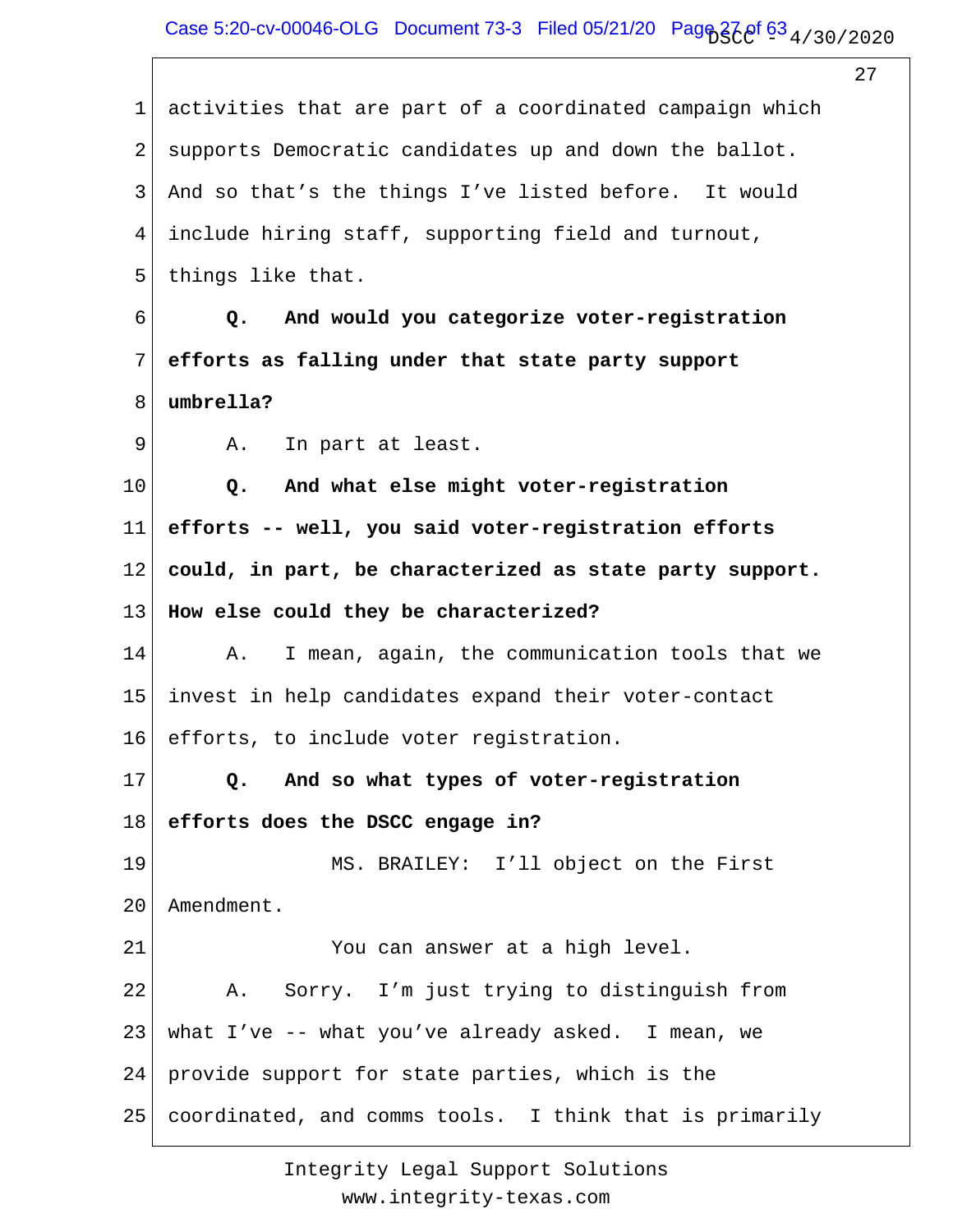1 activities that are part of a coordinated campaign which
2 supports Democratic candidates up and down the ballot.
3 And so that's the things I've listed before. It would
4 include hiring staff, supporting field and turnout,
5 things like that.

6 **Q. And would you categorize voter-registration**
7 **efforts as falling under that state party support**
8 **umbrella?**

9 A. In part at least.

10 **Q. And what else might voter-registration**
11 **efforts -- well, you said voter-registration efforts**
12 **could, in part, be characterized as state party support.**
13 **How else could they be characterized?**

14 A. I mean, again, the communication tools that we
15 invest in help candidates expand their voter-contact
16 efforts, to include voter registration.

17 **Q. And so what types of voter-registration**
18 **efforts does the DSCC engage in?**

19 MS. BRAILEY: I'll object on the First
20 Amendment.

21 You can answer at a high level.

22 A. Sorry. I'm just trying to distinguish from
23 what I've -- what you've already asked. I mean, we
24 provide support for state parties, which is the
25 coordinated, and comms tools. I think that is primarily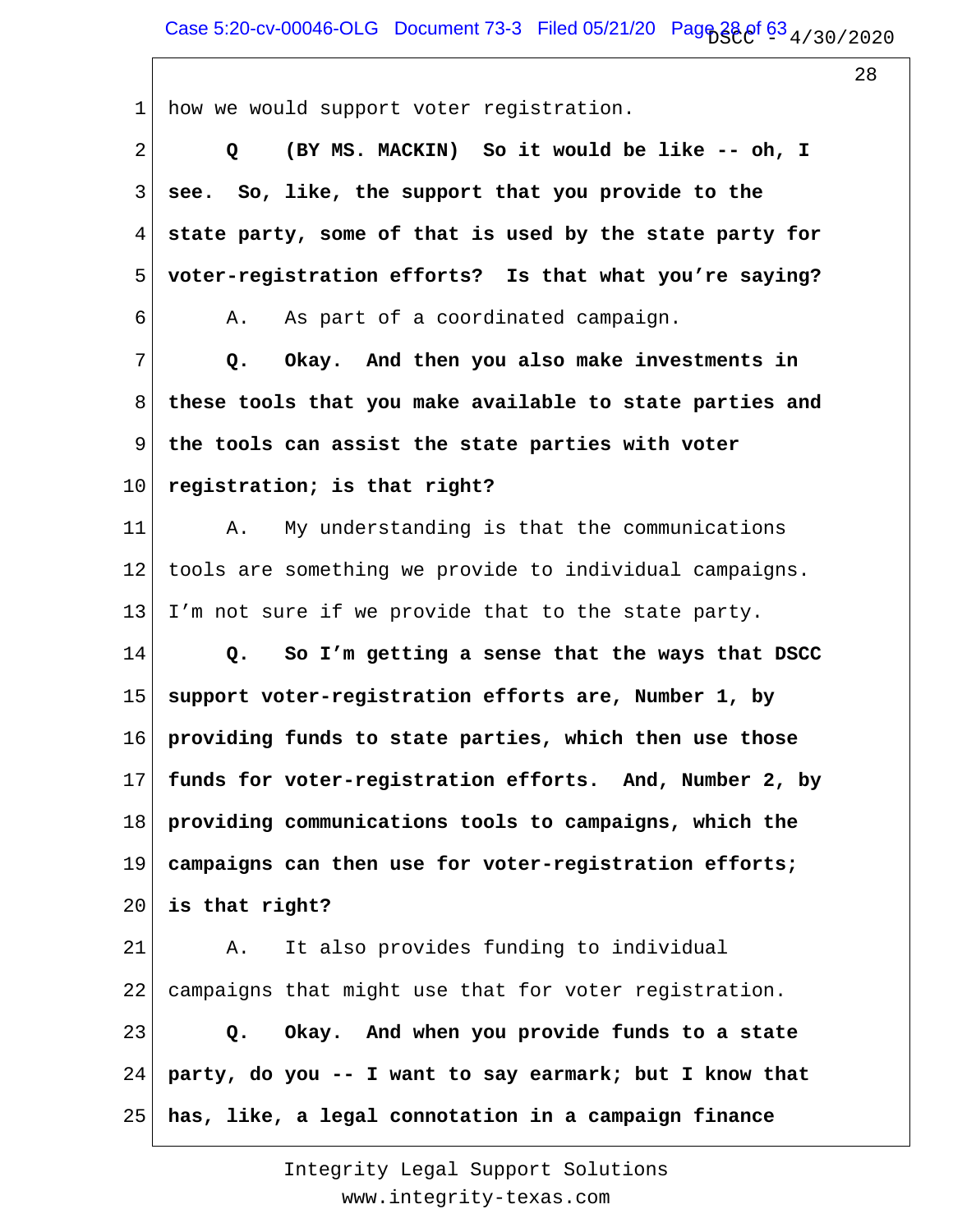1 how we would support voter registration.

2 **Q (BY MS. MACKIN) So it would be like -- oh, I**
3 **see. So, like, the support that you provide to the**
4 **state party, some of that is used by the state party for**
5 **voter-registration efforts? Is that what you're saying?**

6 A. As part of a coordinated campaign.

7 **Q. Okay. And then you also make investments in**
8 **these tools that you make available to state parties and**
9 **the tools can assist the state parties with voter**
10 **registration; is that right?**

11 A. My understanding is that the communications
12 tools are something we provide to individual campaigns.
13 I'm not sure if we provide that to the state party.

14 **Q. So I'm getting a sense that the ways that DSCC**
15 **support voter-registration efforts are, Number 1, by**
16 **providing funds to state parties, which then use those**
17 **funds for voter-registration efforts. And, Number 2, by**
18 **providing communications tools to campaigns, which the**
19 **campaigns can then use for voter-registration efforts;**
20 **is that right?**

21 A. It also provides funding to individual
22 campaigns that might use that for voter registration.

23 **Q. Okay. And when you provide funds to a state**
24 **party, do you -- I want to say earmark; but I know that**
25 **has, like, a legal connotation in a campaign finance**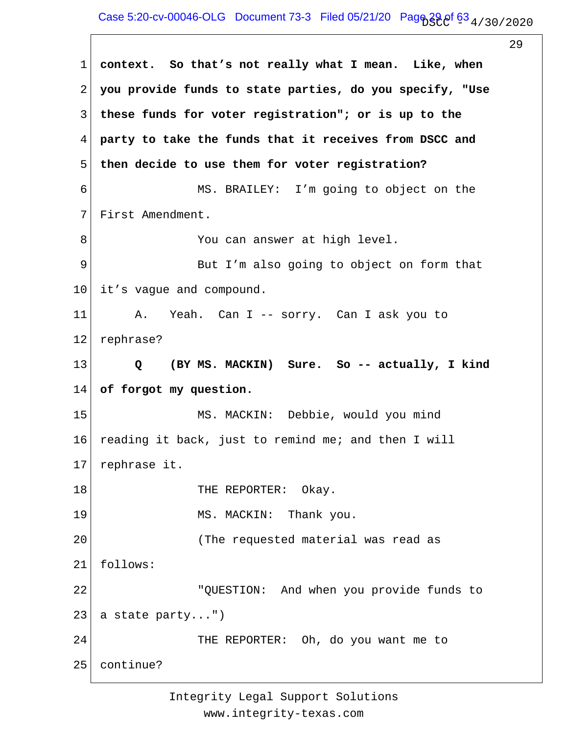**context. So that's not really what I mean. Like, when you provide funds to state parties, do you specify, "Use these funds for voter registration"; or is up to the party to take the funds that it receives from DSCC and then decide to use them for voter registration?**

MS. BRAILEY: I'm going to object on the First Amendment.

You can answer at high level.

But I'm also going to object on form that it's vague and compound.

A. Yeah. Can I -- sorry. Can I ask you to rephrase?

**Q (BY MS. MACKIN) Sure. So -- actually, I kind of forgot my question.**

MS. MACKIN: Debbie, would you mind reading it back, just to remind me; and then I will rephrase it.

THE REPORTER: Okay.

MS. MACKIN: Thank you.

(The requested material was read as follows:

"QUESTION: And when you provide funds to a state party...")

THE REPORTER: Oh, do you want me to continue?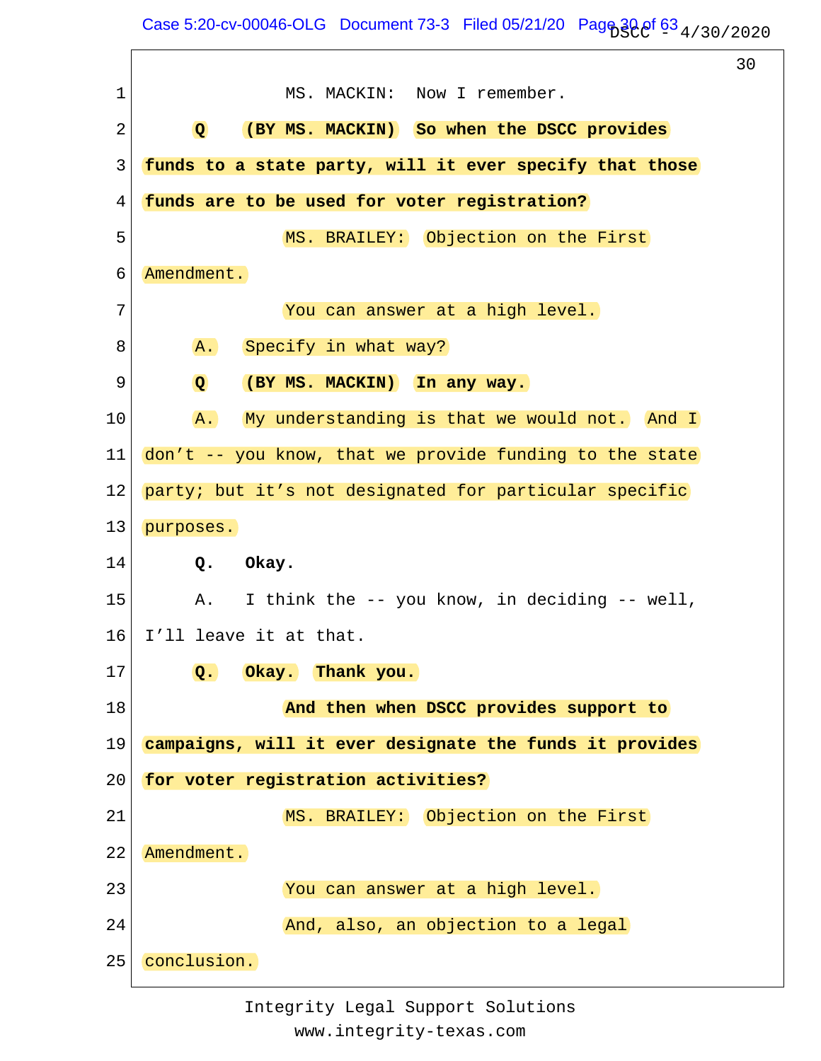MS. MACKIN: Now I remember.

**Q (BY MS. MACKIN) So when the DSCC provides funds to a state party, will it ever specify that those funds are to be used for voter registration?**

MS. BRAILEY: Objection on the First Amendment.

You can answer at a high level.

A. Specify in what way?

**Q (BY MS. MACKIN) In any way.**

A. My understanding is that we would not. And I don't -- you know, that we provide funding to the state party; but it's not designated for particular specific purposes.

**Q. Okay.**

A. I think the -- you know, in deciding -- well, I'll leave it at that.

**Q. Okay. Thank you.**

**And then when DSCC provides support to campaigns, will it ever designate the funds it provides for voter registration activities?**

MS. BRAILEY: Objection on the First Amendment.

You can answer at a high level.

And, also, an objection to a legal conclusion.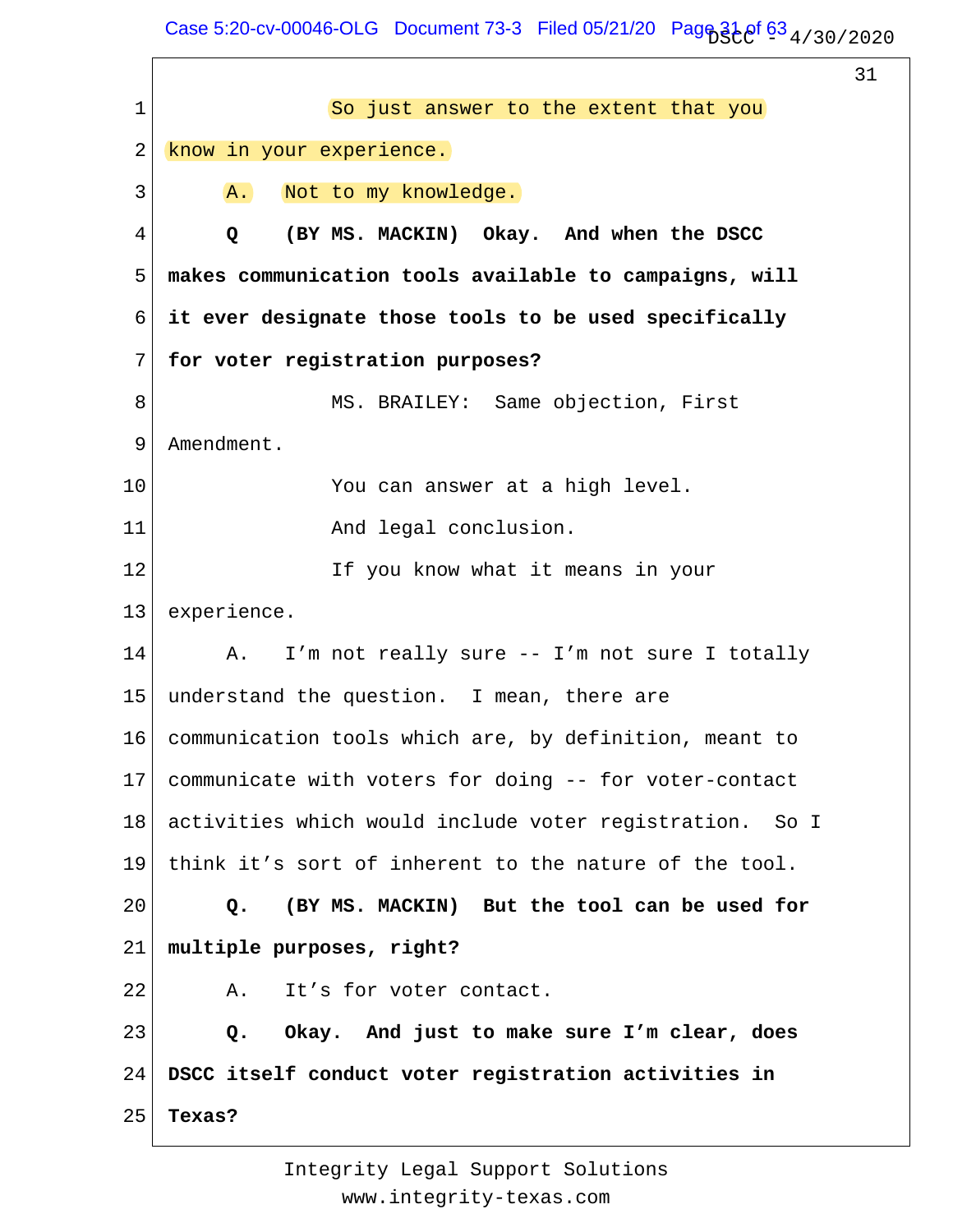So just answer to the extent that you know in your experience.

A. Not to my knowledge.

**Q (BY MS. MACKIN) Okay. And when the DSCC makes communication tools available to campaigns, will it ever designate those tools to be used specifically for voter registration purposes?**

MS. BRAILEY: Same objection, First Amendment.

You can answer at a high level.

And legal conclusion.

If you know what it means in your experience.

A. I'm not really sure -- I'm not sure I totally understand the question. I mean, there are communication tools which are, by definition, meant to communicate with voters for doing -- for voter-contact activities which would include voter registration. So I think it's sort of inherent to the nature of the tool.

**Q. (BY MS. MACKIN) But the tool can be used for multiple purposes, right?**

A. It's for voter contact.

**Q. Okay. And just to make sure I'm clear, does DSCC itself conduct voter registration activities in Texas?**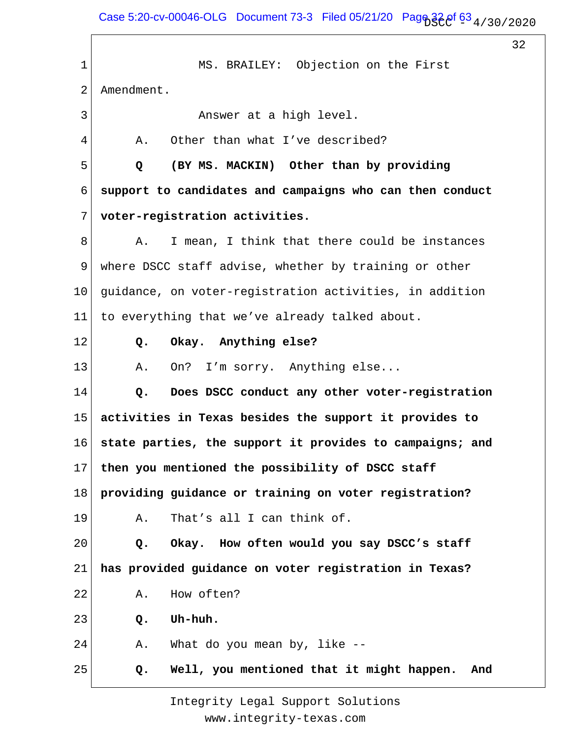1 MS. BRAILEY: Objection on the First
2 Amendment.
3 Answer at a high level.
4 A. Other than what I've described?
5 **Q (BY MS. MACKIN) Other than by providing**
6 **support to candidates and campaigns who can then conduct**
7 **voter-registration activities.**
8 A. I mean, I think that there could be instances
9 where DSCC staff advise, whether by training or other
10 guidance, on voter-registration activities, in addition
11 to everything that we've already talked about.
12 **Q. Okay. Anything else?**
13 A. On? I'm sorry. Anything else...
14 **Q. Does DSCC conduct any other voter-registration**
15 **activities in Texas besides the support it provides to**
16 **state parties, the support it provides to campaigns; and**
17 **then you mentioned the possibility of DSCC staff**
18 **providing guidance or training on voter registration?**
19 A. That's all I can think of.
20 **Q. Okay. How often would you say DSCC's staff**
21 **has provided guidance on voter registration in Texas?**
22 A. How often?
23 **Q. Uh-huh.**
24 A. What do you mean by, like --
25 **Q. Well, you mentioned that it might happen. And**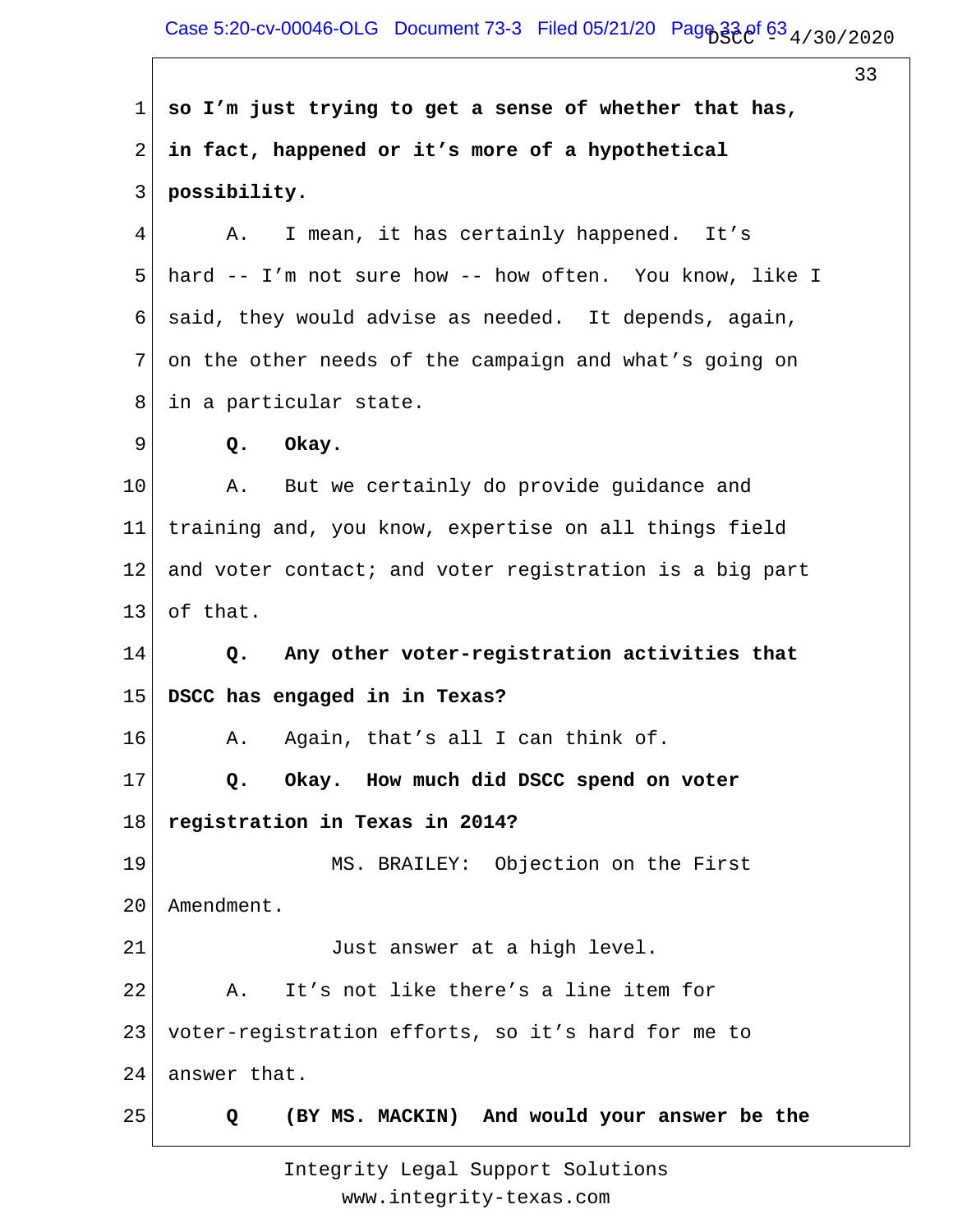1 **so I'm just trying to get a sense of whether that has,**

2 **in fact, happened or it's more of a hypothetical**

3 **possibility.**

4 A. I mean, it has certainly happened. It's

5 hard -- I'm not sure how -- how often. You know, like I

6 said, they would advise as needed. It depends, again,

7 on the other needs of the campaign and what's going on

8 in a particular state.

9 **Q. Okay.**

10 A. But we certainly do provide guidance and

11 training and, you know, expertise on all things field

12 and voter contact; and voter registration is a big part

13 of that.

14 **Q. Any other voter-registration activities that**

15 **DSCC has engaged in in Texas?**

16 A. Again, that's all I can think of.

17 **Q. Okay. How much did DSCC spend on voter**

18 **registration in Texas in 2014?**

19 MS. BRAILEY: Objection on the First

20 Amendment.

21 Just answer at a high level.

22 A. It's not like there's a line item for

23 voter-registration efforts, so it's hard for me to

24 answer that.

25 **Q (BY MS. MACKIN) And would your answer be the**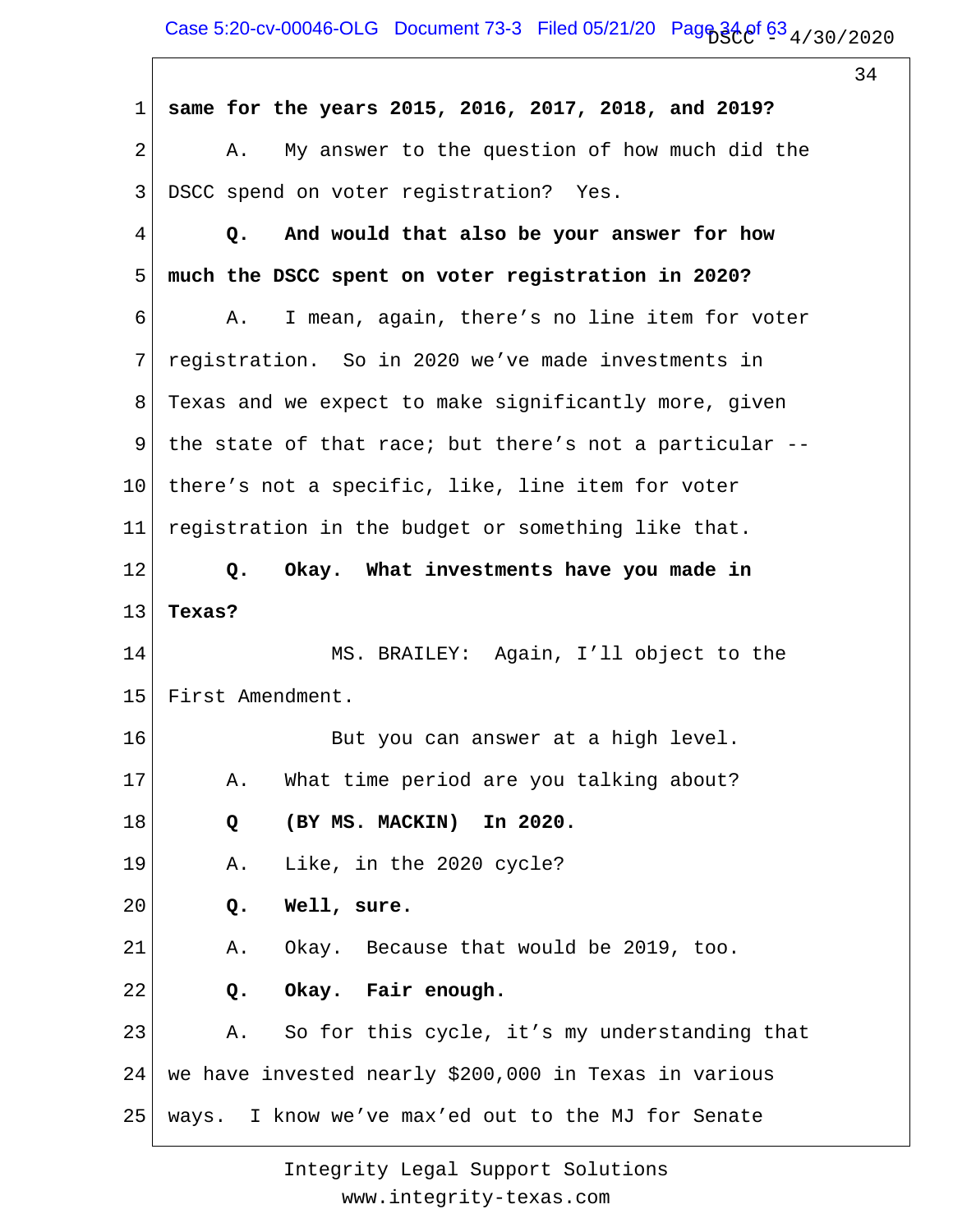same for the years 2015, 2016, 2017, 2018, and 2019?

A. My answer to the question of how much did the DSCC spend on voter registration? Yes.

**Q. And would that also be your answer for how much the DSCC spent on voter registration in 2020?**

A. I mean, again, there's no line item for voter registration. So in 2020 we've made investments in Texas and we expect to make significantly more, given the state of that race; but there's not a particular -- there's not a specific, like, line item for voter registration in the budget or something like that.

**Q. Okay. What investments have you made in Texas?**

MS. BRAILEY: Again, I'll object to the First Amendment.

But you can answer at a high level.

A. What time period are you talking about?

**Q (BY MS. MACKIN) In 2020.**

A. Like, in the 2020 cycle?

**Q. Well, sure.**

A. Okay. Because that would be 2019, too.

**Q. Okay. Fair enough.**

A. So for this cycle, it's my understanding that we have invested nearly $200,000 in Texas in various ways. I know we've max'ed out to the MJ for Senate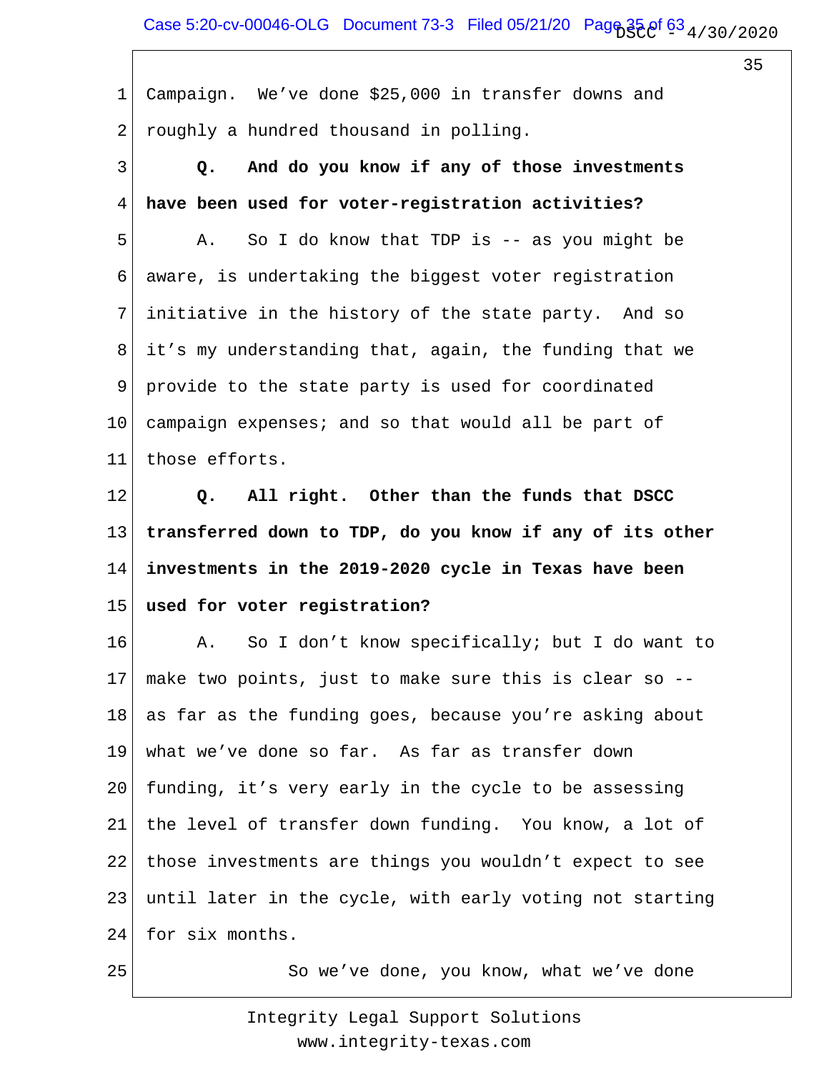1 Campaign. We've done $25,000 in transfer downs and
2 roughly a hundred thousand in polling.

3 **Q. And do you know if any of those investments**
4 **have been used for voter-registration activities?**

5 A. So I do know that TDP is -- as you might be
6 aware, is undertaking the biggest voter registration
7 initiative in the history of the state party. And so
8 it's my understanding that, again, the funding that we
9 provide to the state party is used for coordinated
10 campaign expenses; and so that would all be part of
11 those efforts.

12 **Q. All right. Other than the funds that DSCC**
13 **transferred down to TDP, do you know if any of its other**
14 **investments in the 2019-2020 cycle in Texas have been**
15 **used for voter registration?**

16 A. So I don't know specifically; but I do want to
17 make two points, just to make sure this is clear so --
18 as far as the funding goes, because you're asking about
19 what we've done so far. As far as transfer down
20 funding, it's very early in the cycle to be assessing
21 the level of transfer down funding. You know, a lot of
22 those investments are things you wouldn't expect to see
23 until later in the cycle, with early voting not starting
24 for six months.

25 So we've done, you know, what we've done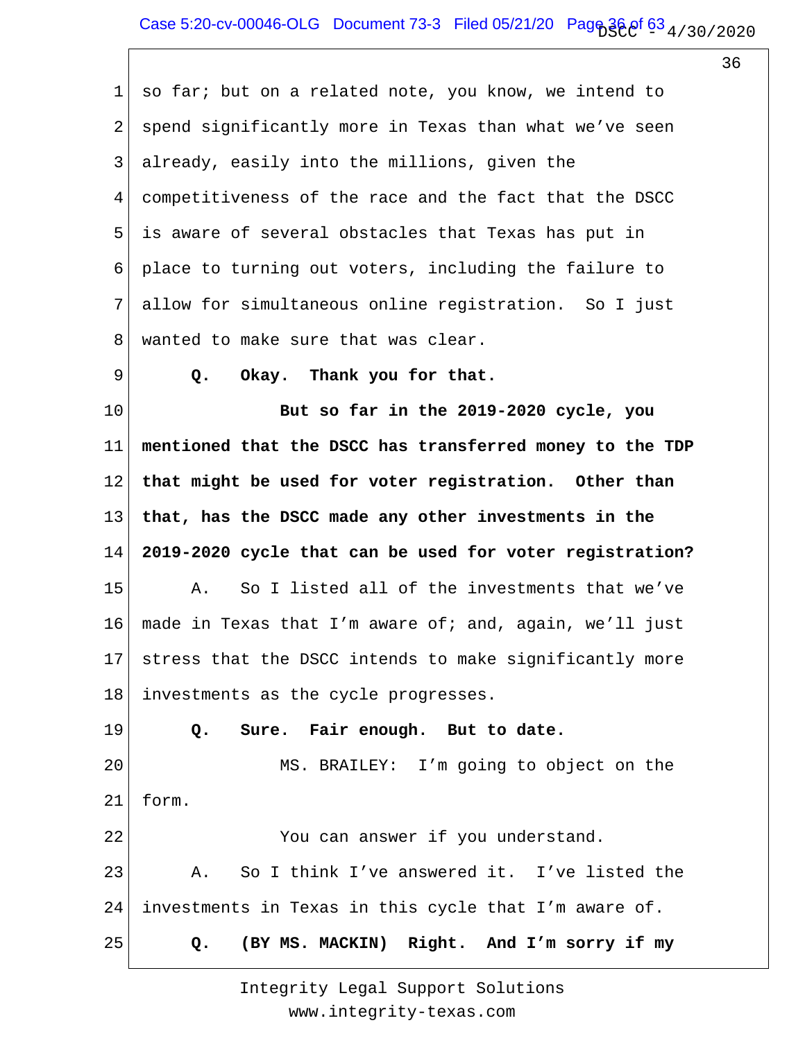so far; but on a related note, you know, we intend to spend significantly more in Texas than what we've seen already, easily into the millions, given the competitiveness of the race and the fact that the DSCC is aware of several obstacles that Texas has put in place to turning out voters, including the failure to allow for simultaneous online registration. So I just wanted to make sure that was clear.

**Q. Okay. Thank you for that.**

**But so far in the 2019-2020 cycle, you mentioned that the DSCC has transferred money to the TDP that might be used for voter registration. Other than that, has the DSCC made any other investments in the 2019-2020 cycle that can be used for voter registration?**

A. So I listed all of the investments that we've made in Texas that I'm aware of; and, again, we'll just stress that the DSCC intends to make significantly more investments as the cycle progresses.

**Q. Sure. Fair enough. But to date.**

MS. BRAILEY: I'm going to object on the form.

You can answer if you understand.

A. So I think I've answered it. I've listed the investments in Texas in this cycle that I'm aware of.

**Q. (BY MS. MACKIN) Right. And I'm sorry if my**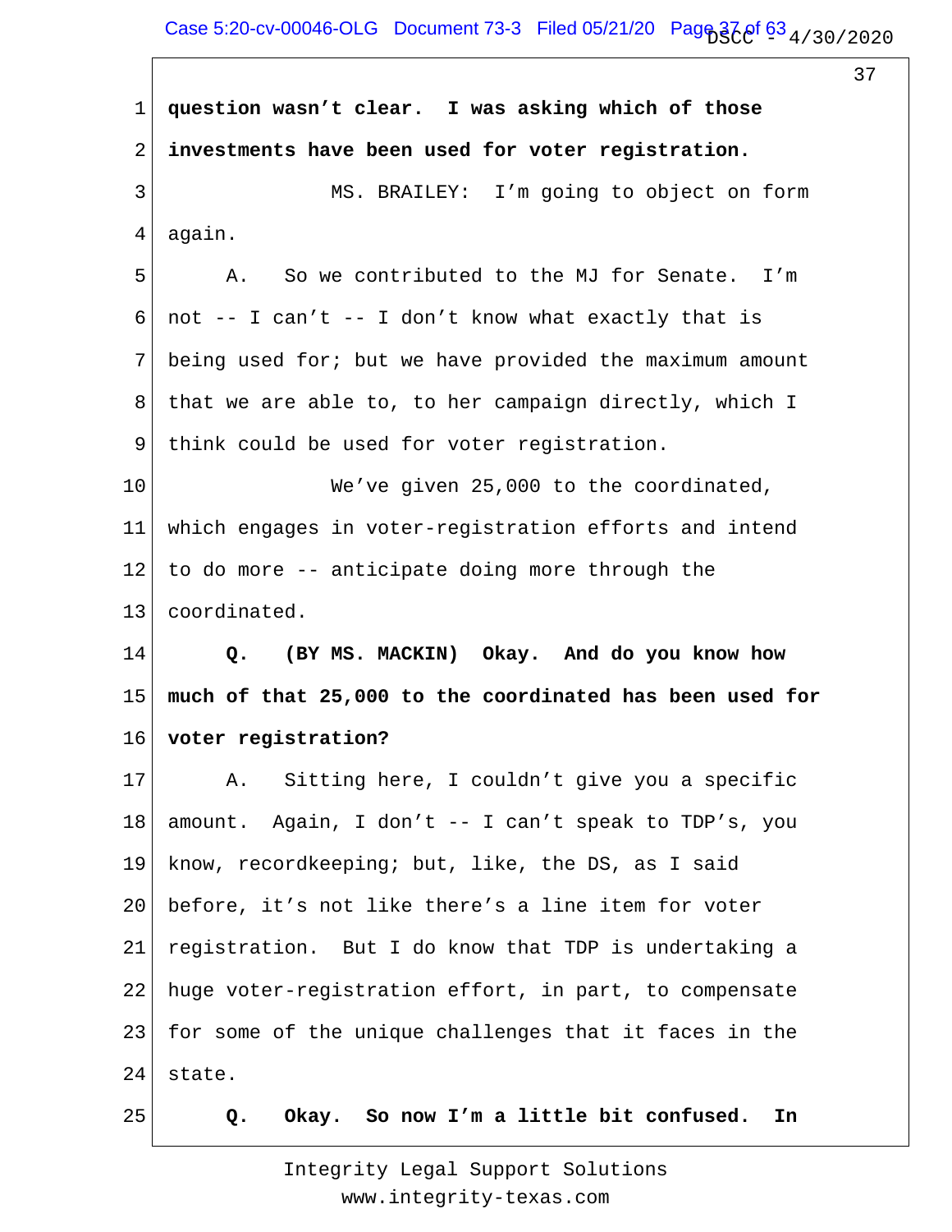**question wasn't clear. I was asking which of those investments have been used for voter registration.**

MS. BRAILEY: I'm going to object on form again.

A. So we contributed to the MJ for Senate. I'm not -- I can't -- I don't know what exactly that is being used for; but we have provided the maximum amount that we are able to, to her campaign directly, which I think could be used for voter registration.

We've given 25,000 to the coordinated, which engages in voter-registration efforts and intend to do more -- anticipate doing more through the coordinated.

**Q. (BY MS. MACKIN) Okay. And do you know how much of that 25,000 to the coordinated has been used for voter registration?**

A. Sitting here, I couldn't give you a specific amount. Again, I don't -- I can't speak to TDP's, you know, recordkeeping; but, like, the DS, as I said before, it's not like there's a line item for voter registration. But I do know that TDP is undertaking a huge voter-registration effort, in part, to compensate for some of the unique challenges that it faces in the state.

**Q. Okay. So now I'm a little bit confused. In**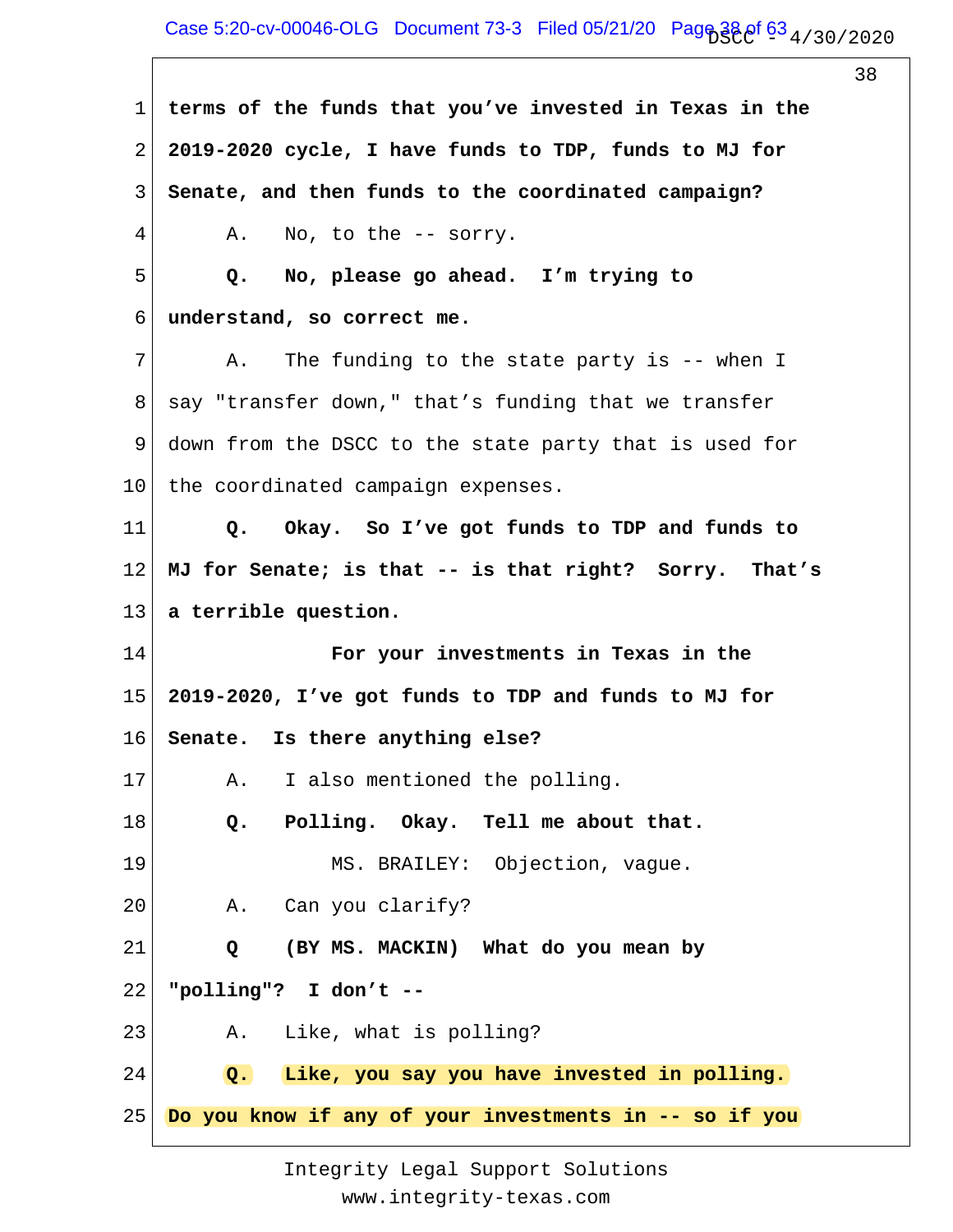1 **terms of the funds that you've invested in Texas in the**

2 **2019-2020 cycle, I have funds to TDP, funds to MJ for**

3 **Senate, and then funds to the coordinated campaign?**

4 A. No, to the -- sorry.

5 **Q. No, please go ahead. I'm trying to**

6 **understand, so correct me.**

7 A. The funding to the state party is -- when I

8 say "transfer down," that's funding that we transfer

9 down from the DSCC to the state party that is used for

10 the coordinated campaign expenses.

11 **Q. Okay. So I've got funds to TDP and funds to**

12 **MJ for Senate; is that -- is that right? Sorry. That's**

13 **a terrible question.**

14 **For your investments in Texas in the**

15 **2019-2020, I've got funds to TDP and funds to MJ for**

16 **Senate. Is there anything else?**

17 A. I also mentioned the polling.

18 **Q. Polling. Okay. Tell me about that.**

19 MS. BRAILEY: Objection, vague.

20 A. Can you clarify?

21 **Q (BY MS. MACKIN) What do you mean by**

22 **"polling"? I don't --**

23 A. Like, what is polling?

24 **Q. Like, you say you have invested in polling.**

25 **Do you know if any of your investments in -- so if you**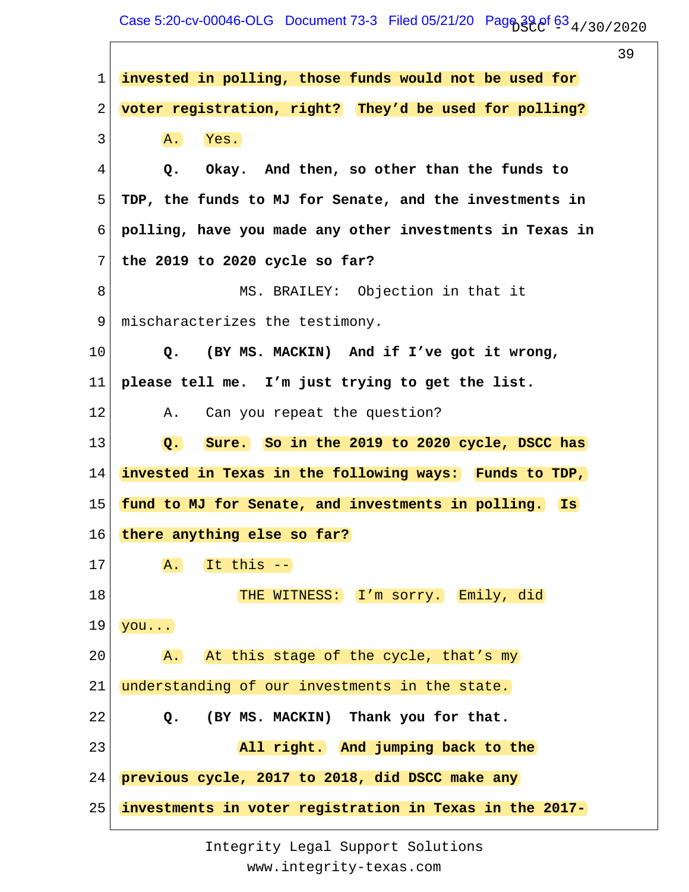1 **invested in polling, those funds would not be used for**

2 **voter registration, right? They'd be used for polling?**

3 A. Yes.

4 **Q. Okay. And then, so other than the funds to**

5 **TDP, the funds to MJ for Senate, and the investments in**

6 **polling, have you made any other investments in Texas in**

7 **the 2019 to 2020 cycle so far?**

8 MS. BRAILEY: Objection in that it

9 mischaracterizes the testimony.

10 **Q. (BY MS. MACKIN) And if I've got it wrong,**

11 **please tell me. I'm just trying to get the list.**

12 A. Can you repeat the question?

13 **Q. Sure. So in the 2019 to 2020 cycle, DSCC has**

14 **invested in Texas in the following ways: Funds to TDP,**

15 **fund to MJ for Senate, and investments in polling. Is**

16 **there anything else so far?**

17 A. It this --

18 THE WITNESS: I'm sorry. Emily, did

19 you...

20 A. At this stage of the cycle, that's my

21 understanding of our investments in the state.

22 **Q. (BY MS. MACKIN) Thank you for that.**

23 **All right. And jumping back to the**

24 **previous cycle, 2017 to 2018, did DSCC make any**

25 **investments in voter registration in Texas in the 2017-**

Integrity Legal Support Solutions
www.integrity-texas.com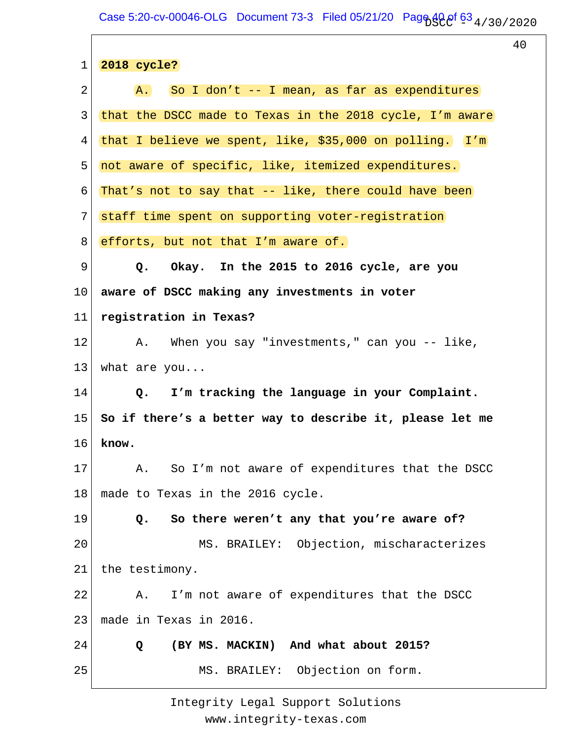**2018 cycle?**

A. So I don't -- I mean, as far as expenditures that the DSCC made to Texas in the 2018 cycle, I'm aware that I believe we spent, like, $35,000 on polling. I'm not aware of specific, like, itemized expenditures. That's not to say that -- like, there could have been staff time spent on supporting voter-registration efforts, but not that I'm aware of.

**Q. Okay. In the 2015 to 2016 cycle, are you aware of DSCC making any investments in voter registration in Texas?**

A. When you say "investments," can you -- like, what are you...

**Q. I'm tracking the language in your Complaint. So if there's a better way to describe it, please let me know.**

A. So I'm not aware of expenditures that the DSCC made to Texas in the 2016 cycle.

**Q. So there weren't any that you're aware of?**

MS. BRAILEY: Objection, mischaracterizes the testimony.

A. I'm not aware of expenditures that the DSCC made in Texas in 2016.

**Q (BY MS. MACKIN) And what about 2015?**

MS. BRAILEY: Objection on form.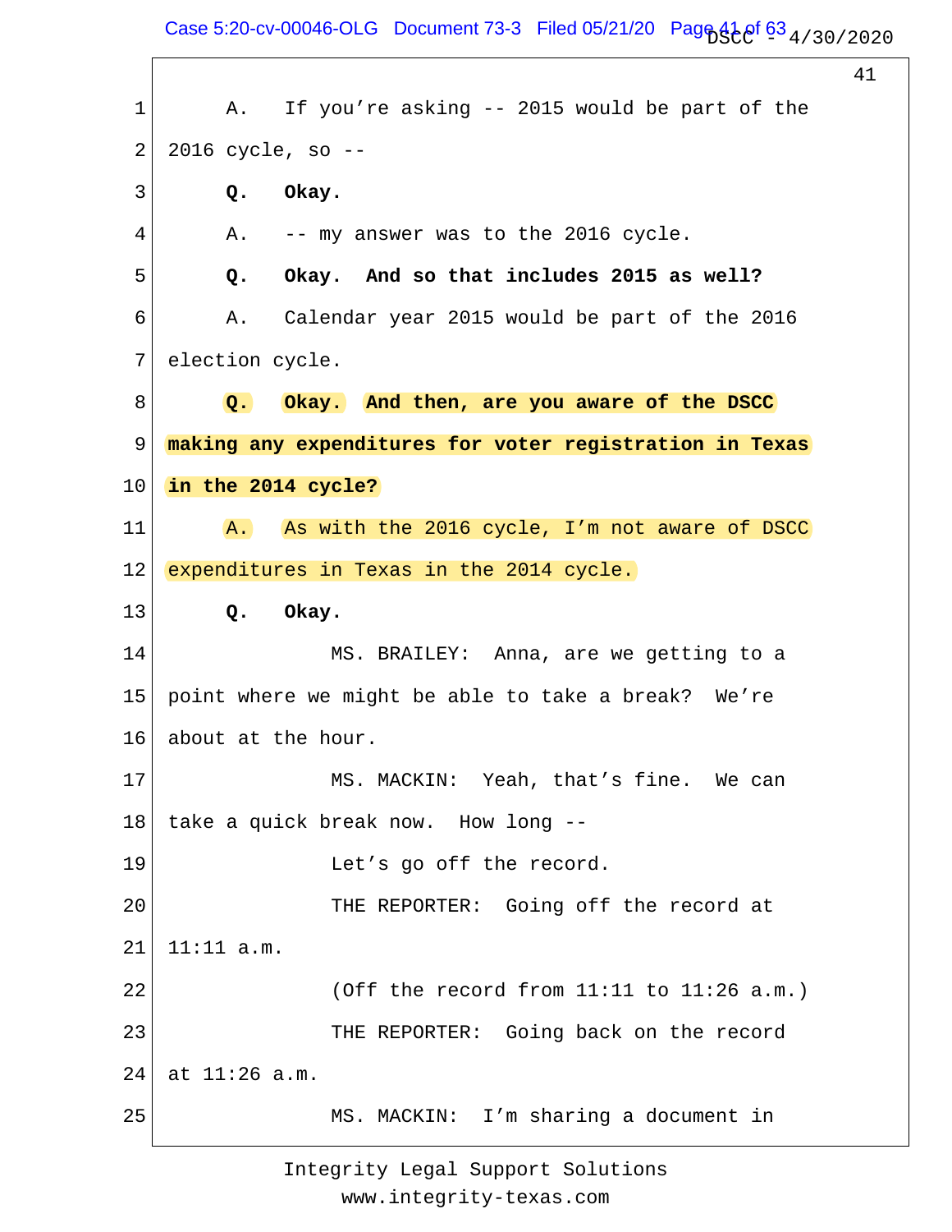1 A. If you're asking -- 2015 would be part of the

2 2016 cycle, so --

3 **Q. Okay.**

4 A. -- my answer was to the 2016 cycle.

5 **Q. Okay. And so that includes 2015 as well?**

6 A. Calendar year 2015 would be part of the 2016

7 election cycle.

8 **Q. Okay. And then, are you aware of the DSCC**

9 **making any expenditures for voter registration in Texas**

10 **in the 2014 cycle?**

11 A. As with the 2016 cycle, I'm not aware of DSCC

12 expenditures in Texas in the 2014 cycle.

13 **Q. Okay.**

14 MS. BRAILEY: Anna, are we getting to a

15 point where we might be able to take a break? We're

16 about at the hour.

17 MS. MACKIN: Yeah, that's fine. We can

18 take a quick break now. How long --

19 Let's go off the record.

20 THE REPORTER: Going off the record at

21 11:11 a.m.

22 (Off the record from 11:11 to 11:26 a.m.)

23 THE REPORTER: Going back on the record

24 at 11:26 a.m.

25 MS. MACKIN: I'm sharing a document in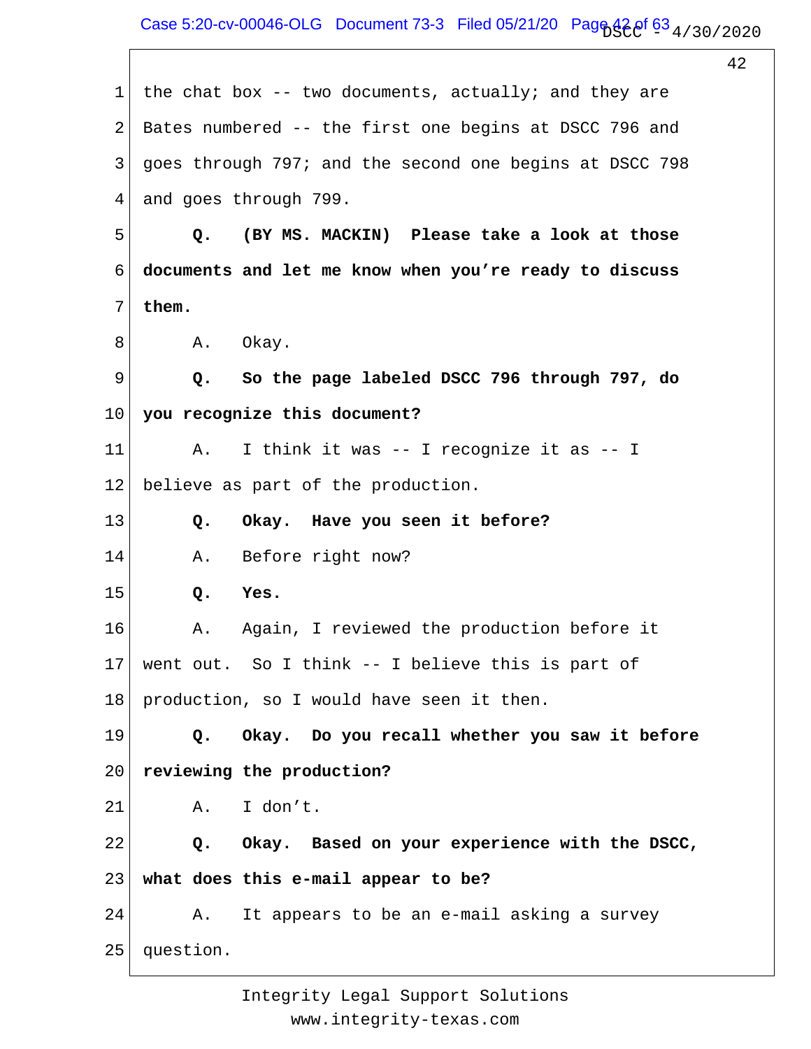the chat box -- two documents, actually; and they are Bates numbered -- the first one begins at DSCC 796 and goes through 797; and the second one begins at DSCC 798 and goes through 799.

**Q. (BY MS. MACKIN) Please take a look at those documents and let me know when you're ready to discuss them.**

A. Okay.

**Q. So the page labeled DSCC 796 through 797, do you recognize this document?**

A. I think it was -- I recognize it as -- I believe as part of the production.

**Q. Okay. Have you seen it before?**

A. Before right now?

**Q. Yes.**

A. Again, I reviewed the production before it went out. So I think -- I believe this is part of production, so I would have seen it then.

**Q. Okay. Do you recall whether you saw it before reviewing the production?**

A. I don't.

**Q. Okay. Based on your experience with the DSCC, what does this e-mail appear to be?**

A. It appears to be an e-mail asking a survey question.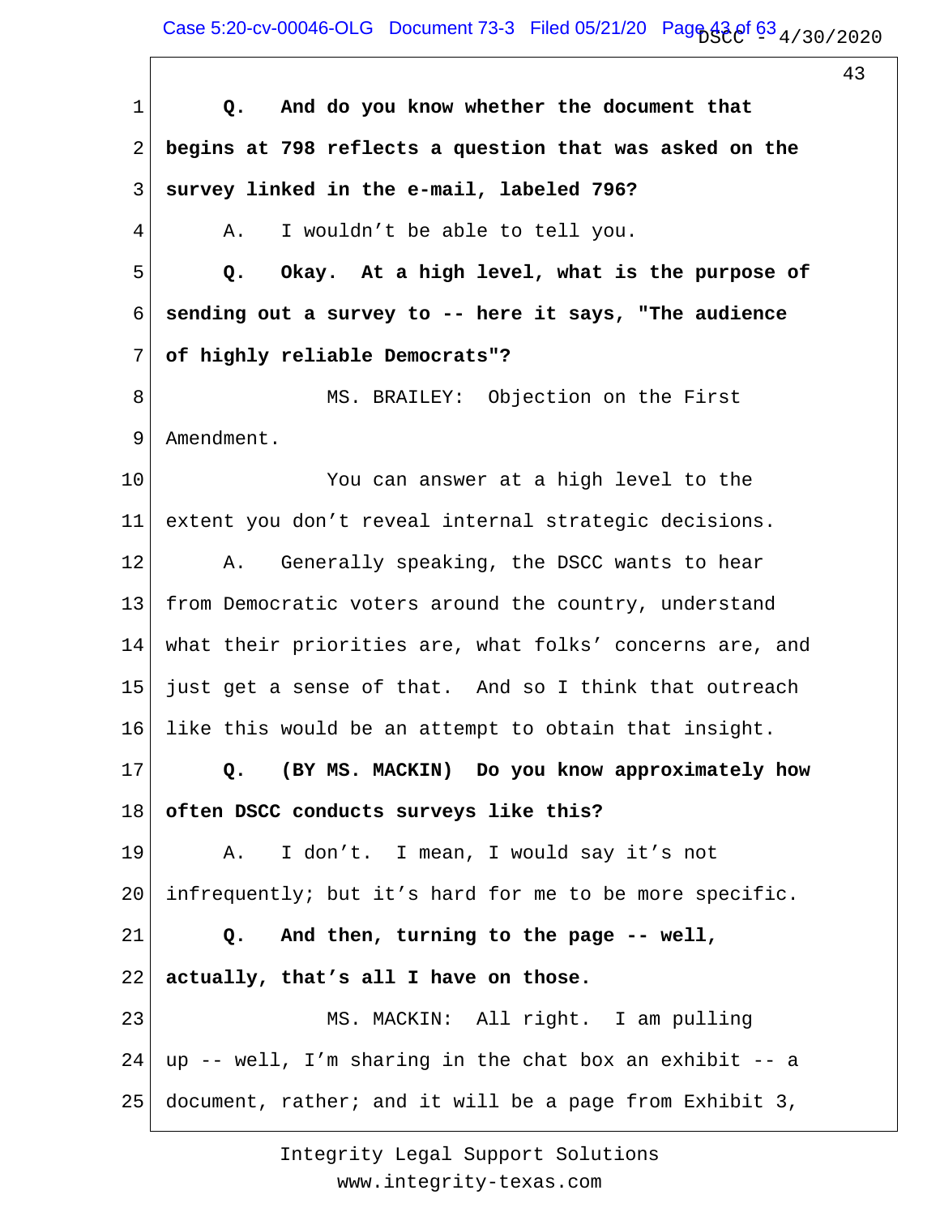1 **Q. And do you know whether the document that**

2 **begins at 798 reflects a question that was asked on the**

3 **survey linked in the e-mail, labeled 796?**

4 A. I wouldn't be able to tell you.

5 **Q. Okay. At a high level, what is the purpose of**

6 **sending out a survey to -- here it says, "The audience**

7 **of highly reliable Democrats"?**

8 MS. BRAILEY: Objection on the First

9 Amendment.

10 You can answer at a high level to the

11 extent you don't reveal internal strategic decisions.

12 A. Generally speaking, the DSCC wants to hear

13 from Democratic voters around the country, understand

14 what their priorities are, what folks' concerns are, and

15 just get a sense of that. And so I think that outreach

16 like this would be an attempt to obtain that insight.

17 **Q. (BY MS. MACKIN) Do you know approximately how**

18 **often DSCC conducts surveys like this?**

19 A. I don't. I mean, I would say it's not

20 infrequently; but it's hard for me to be more specific.

21 **Q. And then, turning to the page -- well,**

22 **actually, that's all I have on those.**

23 MS. MACKIN: All right. I am pulling

24 up -- well, I'm sharing in the chat box an exhibit -- a

25 document, rather; and it will be a page from Exhibit 3,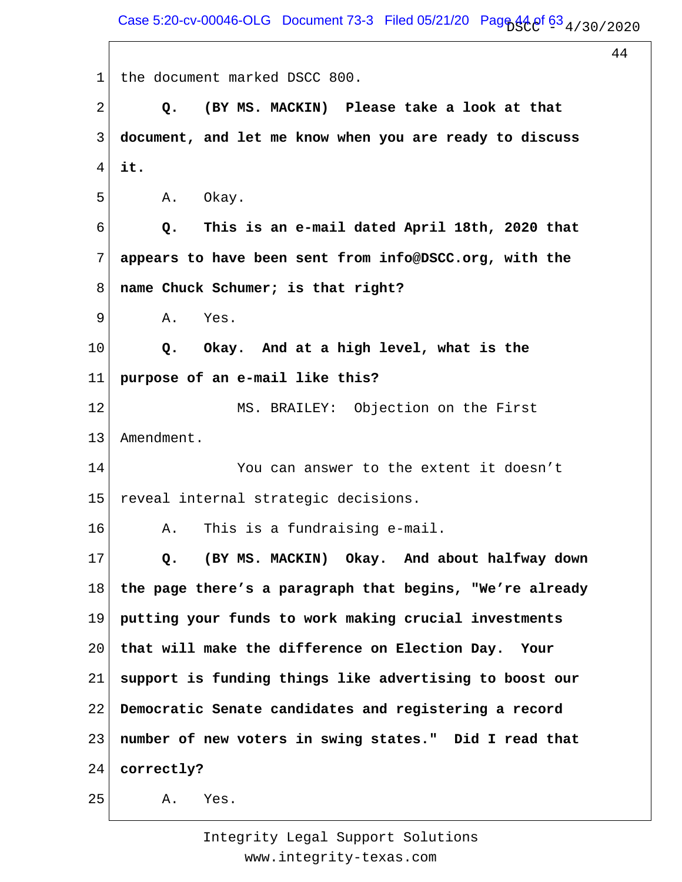1 the document marked DSCC 800.

2 **Q. (BY MS. MACKIN) Please take a look at that**

3 **document, and let me know when you are ready to discuss**

4 **it.**

5 A. Okay.

6 **Q. This is an e-mail dated April 18th, 2020 that**

7 **appears to have been sent from info@DSCC.org, with the**

8 **name Chuck Schumer; is that right?**

9 A. Yes.

10 **Q. Okay. And at a high level, what is the**

11 **purpose of an e-mail like this?**

12 MS. BRAILEY: Objection on the First

13 Amendment.

14 You can answer to the extent it doesn't

15 reveal internal strategic decisions.

16 A. This is a fundraising e-mail.

17 **Q. (BY MS. MACKIN) Okay. And about halfway down**

18 **the page there's a paragraph that begins, "We're already**

19 **putting your funds to work making crucial investments**

20 **that will make the difference on Election Day. Your**

21 **support is funding things like advertising to boost our**

22 **Democratic Senate candidates and registering a record**

23 **number of new voters in swing states." Did I read that**

24 **correctly?**

25 A. Yes.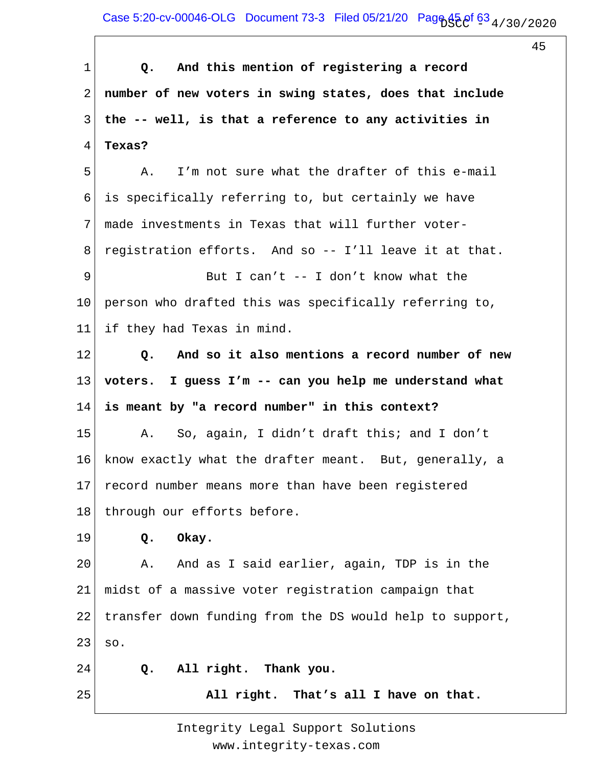**Q. And this mention of registering a record number of new voters in swing states, does that include the -- well, is that a reference to any activities in Texas?**

A. I'm not sure what the drafter of this e-mail is specifically referring to, but certainly we have made investments in Texas that will further voter-registration efforts. And so -- I'll leave it at that.

But I can't -- I don't know what the person who drafted this was specifically referring to, if they had Texas in mind.

**Q. And so it also mentions a record number of new voters. I guess I'm -- can you help me understand what is meant by "a record number" in this context?**

A. So, again, I didn't draft this; and I don't know exactly what the drafter meant. But, generally, a record number means more than have been registered through our efforts before.

**Q. Okay.**

A. And as I said earlier, again, TDP is in the midst of a massive voter registration campaign that transfer down funding from the DS would help to support, so.

**Q. All right. Thank you.**

**All right. That's all I have on that.**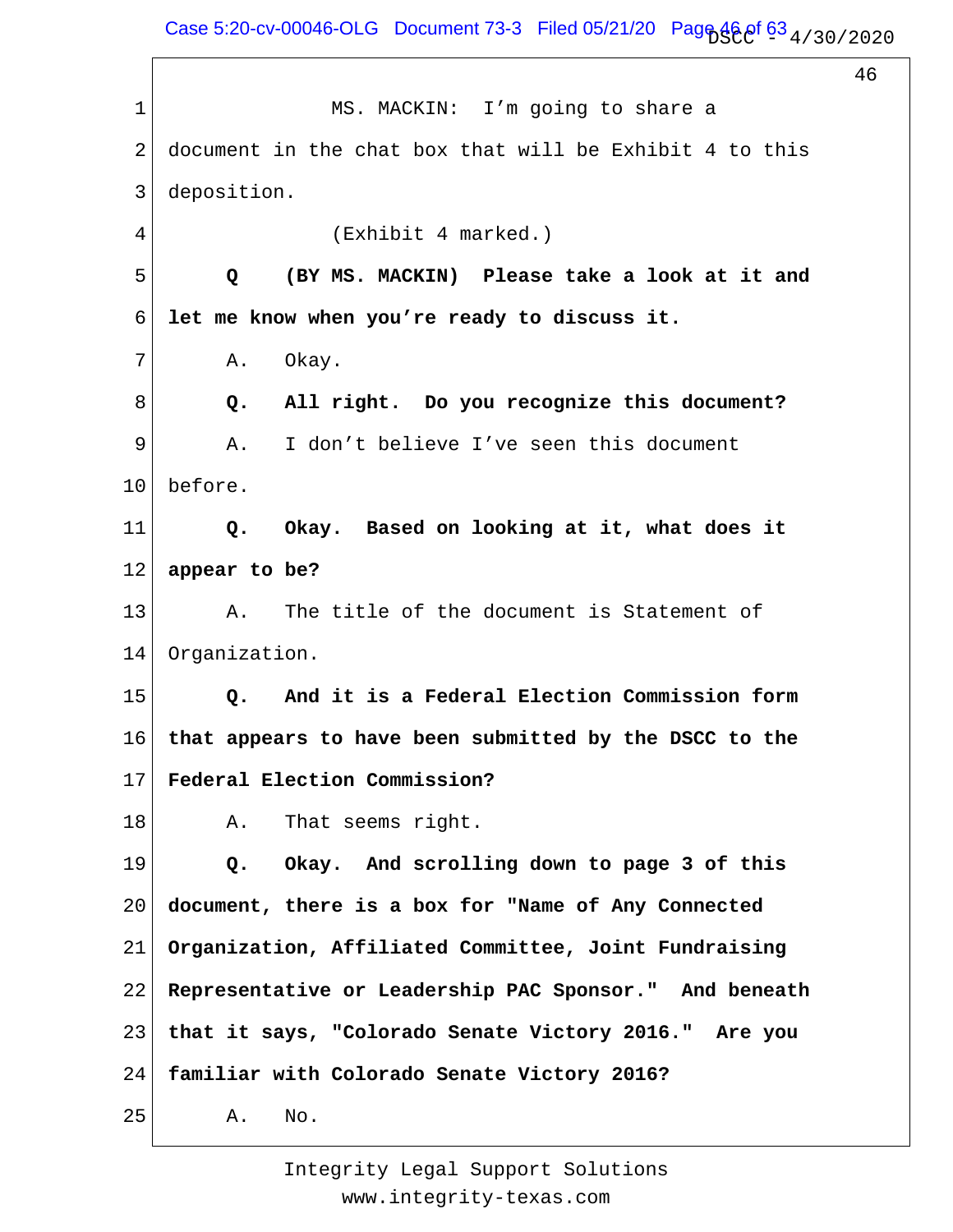MS. MACKIN: I'm going to share a document in the chat box that will be Exhibit 4 to this deposition.

(Exhibit 4 marked.)

**Q (BY MS. MACKIN) Please take a look at it and let me know when you're ready to discuss it.**

A. Okay.

**Q. All right. Do you recognize this document?**

A. I don't believe I've seen this document before.

**Q. Okay. Based on looking at it, what does it appear to be?**

A. The title of the document is Statement of Organization.

**Q. And it is a Federal Election Commission form that appears to have been submitted by the DSCC to the Federal Election Commission?**

A. That seems right.

**Q. Okay. And scrolling down to page 3 of this document, there is a box for "Name of Any Connected Organization, Affiliated Committee, Joint Fundraising Representative or Leadership PAC Sponsor." And beneath that it says, "Colorado Senate Victory 2016." Are you familiar with Colorado Senate Victory 2016?**

A. No.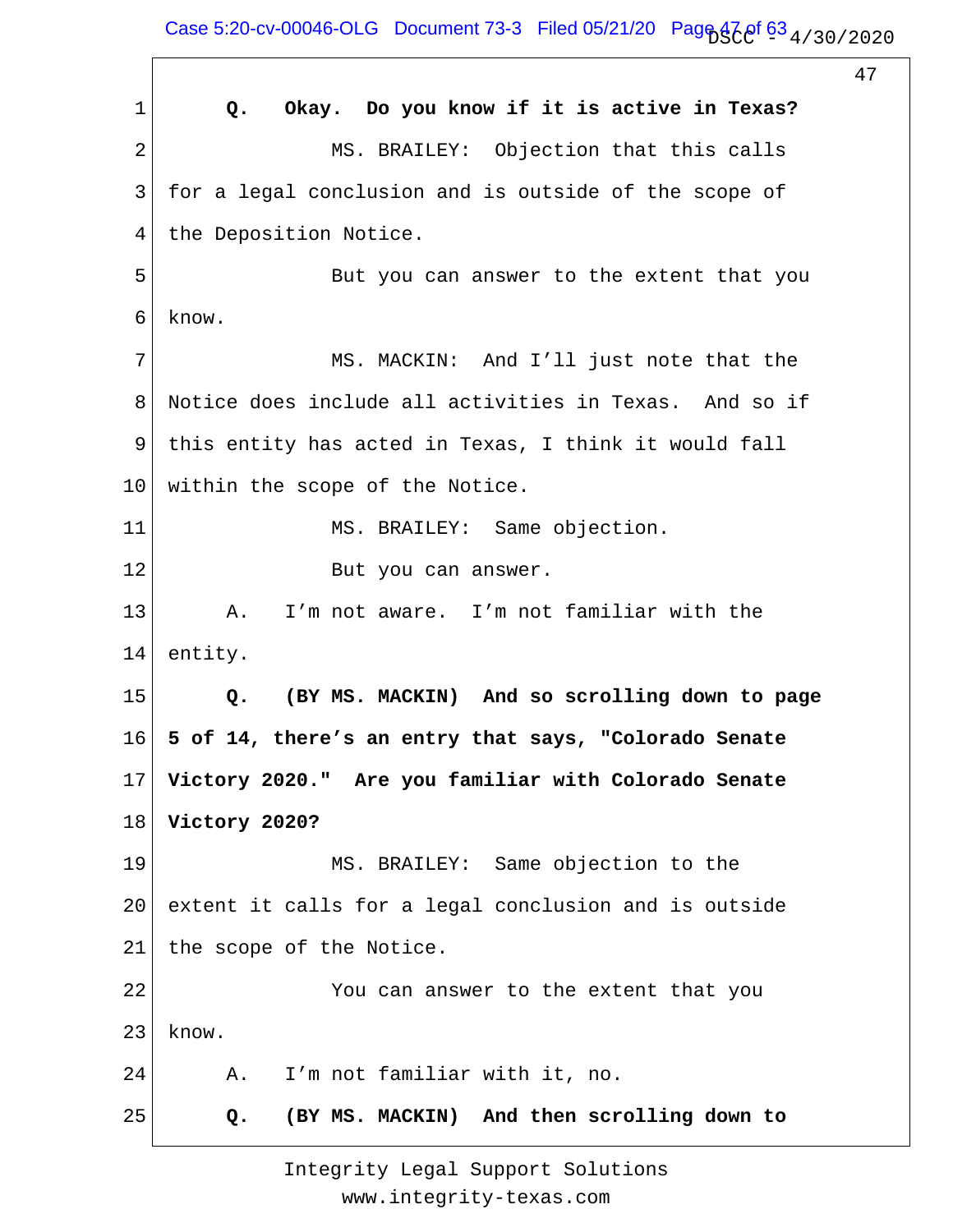1 **Q. Okay. Do you know if it is active in Texas?**

2 MS. BRAILEY: Objection that this calls

3 for a legal conclusion and is outside of the scope of

4 the Deposition Notice.

5 But you can answer to the extent that you

6 know.

7 MS. MACKIN: And I'll just note that the

8 Notice does include all activities in Texas. And so if

9 this entity has acted in Texas, I think it would fall

10 within the scope of the Notice.

11 MS. BRAILEY: Same objection.

12 But you can answer.

13 A. I'm not aware. I'm not familiar with the

14 entity.

15 **Q. (BY MS. MACKIN) And so scrolling down to page**

16 **5 of 14, there's an entry that says, "Colorado Senate**

17 **Victory 2020." Are you familiar with Colorado Senate**

18 **Victory 2020?**

19 MS. BRAILEY: Same objection to the

20 extent it calls for a legal conclusion and is outside

21 the scope of the Notice.

22 You can answer to the extent that you

23 know.

24 A. I'm not familiar with it, no.

25 **Q. (BY MS. MACKIN) And then scrolling down to**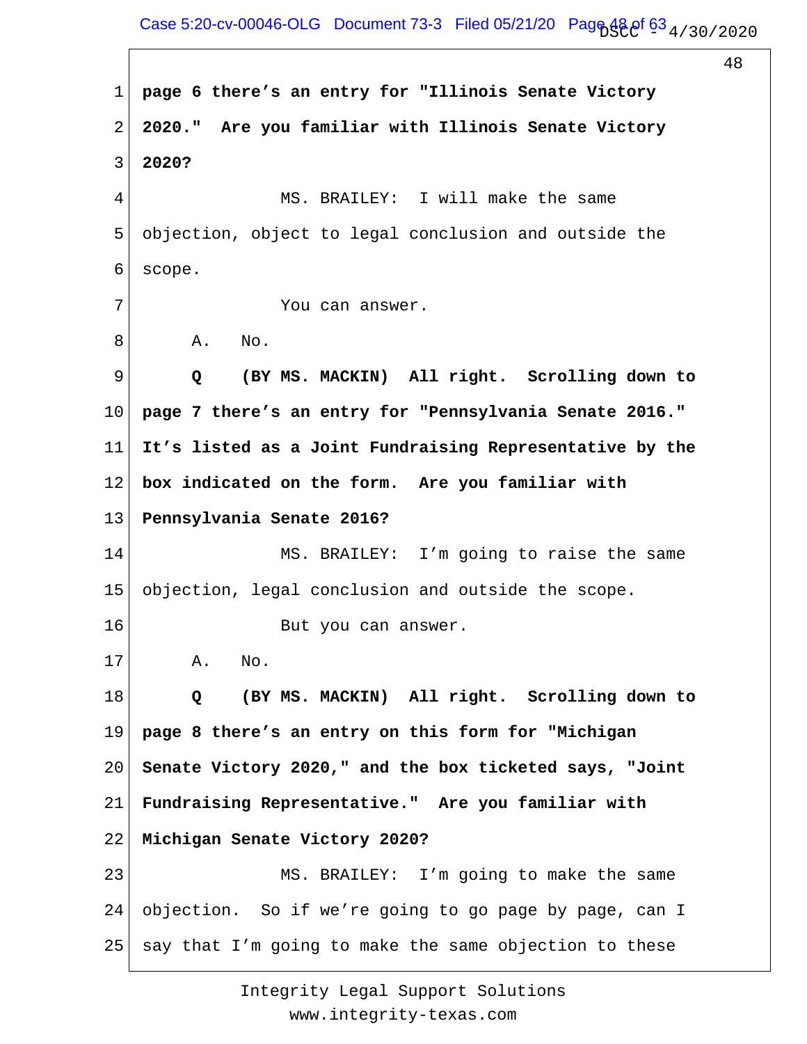**page 6 there's an entry for "Illinois Senate Victory 2020." Are you familiar with Illinois Senate Victory 2020?**

MS. BRAILEY: I will make the same objection, object to legal conclusion and outside the scope.

You can answer.

A. No.

**Q (BY MS. MACKIN) All right. Scrolling down to page 7 there's an entry for "Pennsylvania Senate 2016." It's listed as a Joint Fundraising Representative by the box indicated on the form. Are you familiar with Pennsylvania Senate 2016?**

MS. BRAILEY: I'm going to raise the same objection, legal conclusion and outside the scope.

But you can answer.

A. No.

**Q (BY MS. MACKIN) All right. Scrolling down to page 8 there's an entry on this form for "Michigan Senate Victory 2020," and the box ticketed says, "Joint Fundraising Representative." Are you familiar with Michigan Senate Victory 2020?**

MS. BRAILEY: I'm going to make the same objection. So if we're going to go page by page, can I say that I'm going to make the same objection to these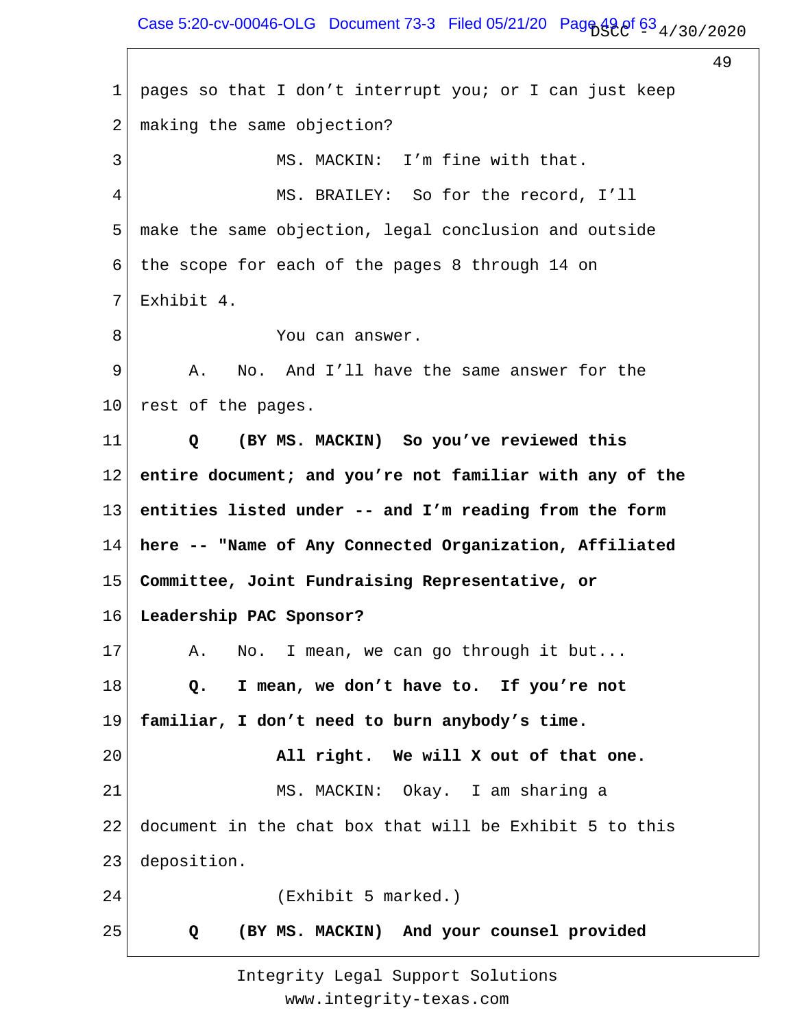1 pages so that I don't interrupt you; or I can just keep

2 making the same objection?

3 MS. MACKIN: I'm fine with that.

4 MS. BRAILEY: So for the record, I'll

5 make the same objection, legal conclusion and outside

6 the scope for each of the pages 8 through 14 on

7 Exhibit 4.

8 You can answer.

9 A. No. And I'll have the same answer for the

10 rest of the pages.

11 **Q (BY MS. MACKIN) So you've reviewed this**

12 **entire document; and you're not familiar with any of the**

13 **entities listed under -- and I'm reading from the form**

14 **here -- "Name of Any Connected Organization, Affiliated**

15 **Committee, Joint Fundraising Representative, or**

16 **Leadership PAC Sponsor?**

17 A. No. I mean, we can go through it but...

18 **Q. I mean, we don't have to. If you're not**

19 **familiar, I don't need to burn anybody's time.**

20 **All right. We will X out of that one.**

21 MS. MACKIN: Okay. I am sharing a

22 document in the chat box that will be Exhibit 5 to this

23 deposition.

24 (Exhibit 5 marked.)

25 **Q (BY MS. MACKIN) And your counsel provided**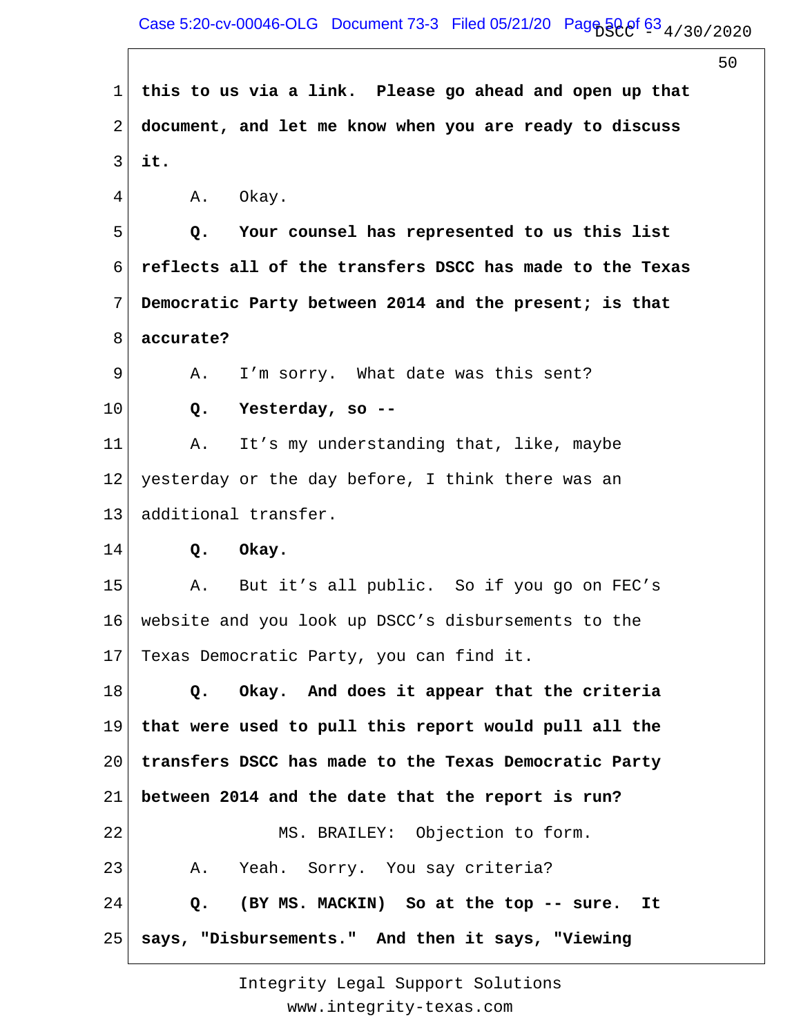1 **this to us via a link. Please go ahead and open up that**

2 **document, and let me know when you are ready to discuss**

3 **it.**

4 A. Okay.

5 **Q. Your counsel has represented to us this list**

6 **reflects all of the transfers DSCC has made to the Texas**

7 **Democratic Party between 2014 and the present; is that**

8 **accurate?**

9 A. I'm sorry. What date was this sent?

10 **Q. Yesterday, so --**

11 A. It's my understanding that, like, maybe

12 yesterday or the day before, I think there was an

13 additional transfer.

14 **Q. Okay.**

15 A. But it's all public. So if you go on FEC's

16 website and you look up DSCC's disbursements to the

17 Texas Democratic Party, you can find it.

18 **Q. Okay. And does it appear that the criteria**

19 **that were used to pull this report would pull all the**

20 **transfers DSCC has made to the Texas Democratic Party**

21 **between 2014 and the date that the report is run?**

22 MS. BRAILEY: Objection to form.

23 A. Yeah. Sorry. You say criteria?

24 **Q. (BY MS. MACKIN) So at the top -- sure. It**

25 **says, "Disbursements." And then it says, "Viewing**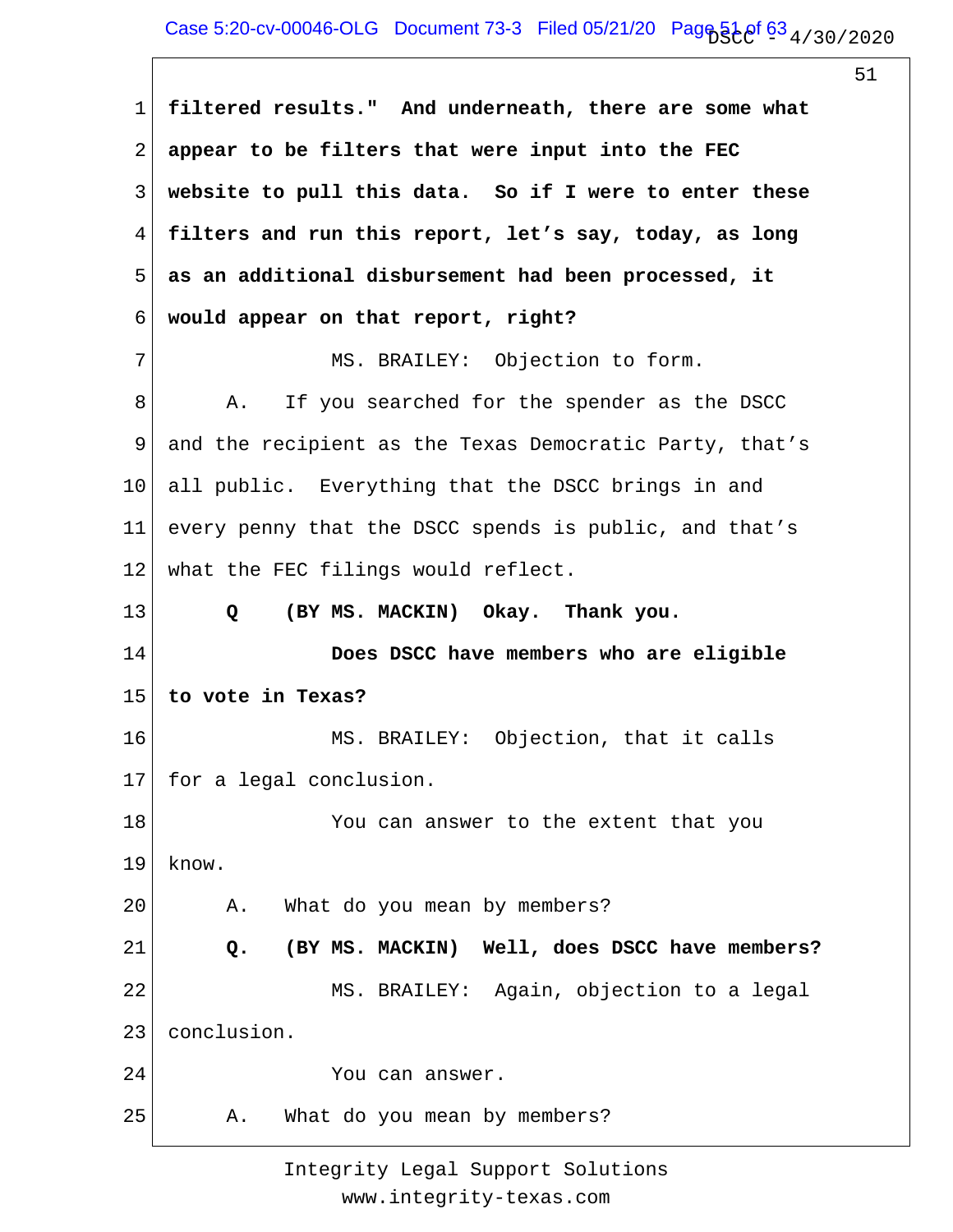1 **filtered results." And underneath, there are some what**
2 **appear to be filters that were input into the FEC**
3 **website to pull this data. So if I were to enter these**
4 **filters and run this report, let's say, today, as long**
5 **as an additional disbursement had been processed, it**
6 **would appear on that report, right?**
7 MS. BRAILEY: Objection to form.
8 A. If you searched for the spender as the DSCC
9 and the recipient as the Texas Democratic Party, that's
10 all public. Everything that the DSCC brings in and
11 every penny that the DSCC spends is public, and that's
12 what the FEC filings would reflect.
13 **Q (BY MS. MACKIN) Okay. Thank you.**
14 **Does DSCC have members who are eligible**
15 **to vote in Texas?**
16 MS. BRAILEY: Objection, that it calls
17 for a legal conclusion.
18 You can answer to the extent that you
19 know.
20 A. What do you mean by members?
21 **Q. (BY MS. MACKIN) Well, does DSCC have members?**
22 MS. BRAILEY: Again, objection to a legal
23 conclusion.
24 You can answer.
25 A. What do you mean by members?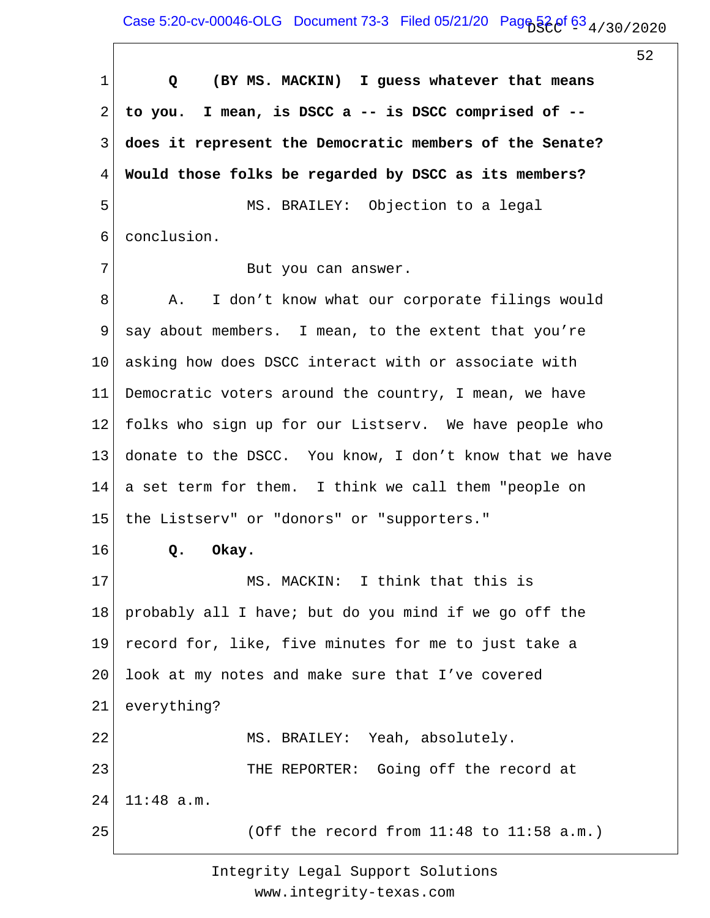**Q (BY MS. MACKIN) I guess whatever that means to you. I mean, is DSCC a -- is DSCC comprised of -- does it represent the Democratic members of the Senate? Would those folks be regarded by DSCC as its members?**

MS. BRAILEY: Objection to a legal conclusion.

But you can answer.

A. I don't know what our corporate filings would say about members. I mean, to the extent that you're asking how does DSCC interact with or associate with Democratic voters around the country, I mean, we have folks who sign up for our Listserv. We have people who donate to the DSCC. You know, I don't know that we have a set term for them. I think we call them "people on the Listserv" or "donors" or "supporters."

**Q. Okay.**

MS. MACKIN: I think that this is probably all I have; but do you mind if we go off the record for, like, five minutes for me to just take a look at my notes and make sure that I've covered everything?

MS. BRAILEY: Yeah, absolutely.

THE REPORTER: Going off the record at 11:48 a.m.

(Off the record from 11:48 to 11:58 a.m.)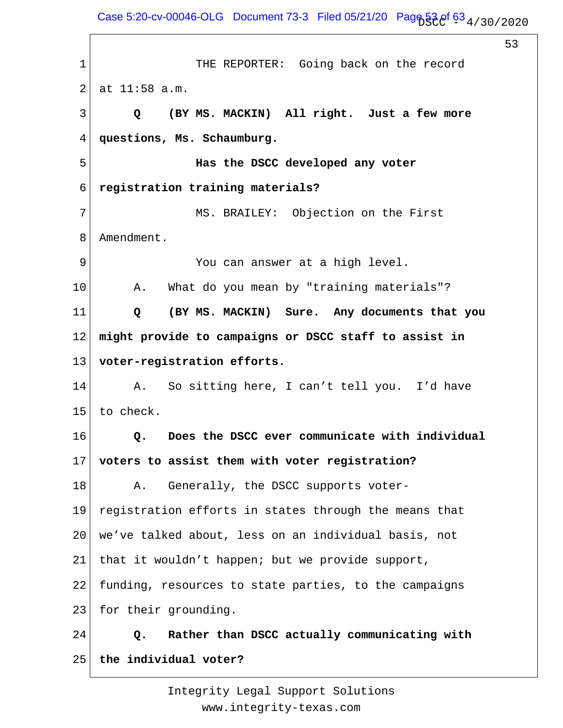THE REPORTER: Going back on the record at 11:58 a.m.

**Q (BY MS. MACKIN) All right. Just a few more questions, Ms. Schaumburg.**

**Has the DSCC developed any voter registration training materials?**

MS. BRAILEY: Objection on the First Amendment.

You can answer at a high level.

A. What do you mean by "training materials"?

**Q (BY MS. MACKIN) Sure. Any documents that you might provide to campaigns or DSCC staff to assist in voter-registration efforts.**

A. So sitting here, I can't tell you. I'd have to check.

**Q. Does the DSCC ever communicate with individual voters to assist them with voter registration?**

A. Generally, the DSCC supports voter-registration efforts in states through the means that we've talked about, less on an individual basis, not that it wouldn't happen; but we provide support, funding, resources to state parties, to the campaigns for their grounding.

**Q. Rather than DSCC actually communicating with the individual voter?**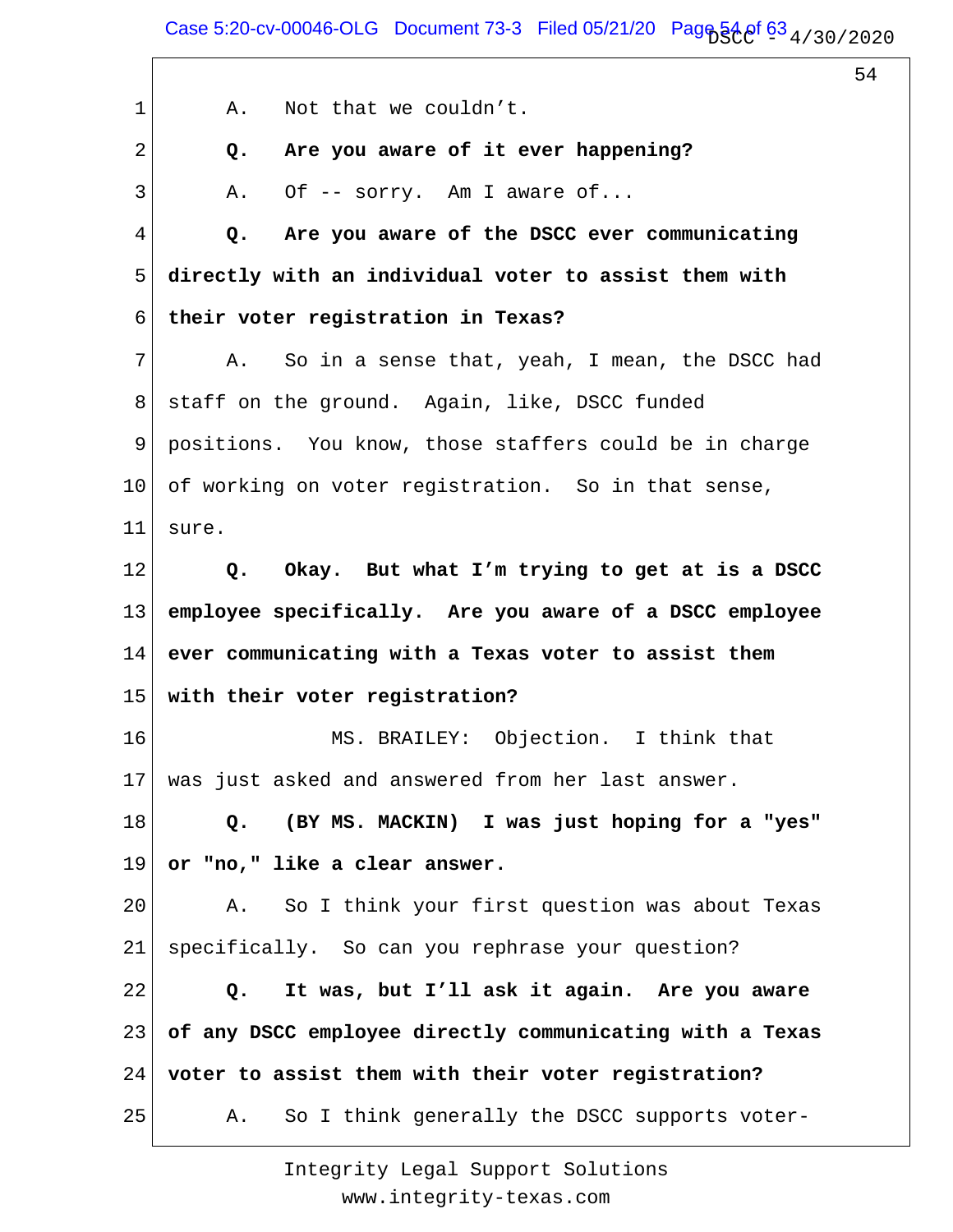1 A. Not that we couldn't.

2 **Q. Are you aware of it ever happening?**

3 A. Of -- sorry. Am I aware of...

4 **Q. Are you aware of the DSCC ever communicating**

5 **directly with an individual voter to assist them with**

6 **their voter registration in Texas?**

7 A. So in a sense that, yeah, I mean, the DSCC had

8 staff on the ground. Again, like, DSCC funded

9 positions. You know, those staffers could be in charge

10 of working on voter registration. So in that sense,

11 sure.

12 **Q. Okay. But what I'm trying to get at is a DSCC**

13 **employee specifically. Are you aware of a DSCC employee**

14 **ever communicating with a Texas voter to assist them**

15 **with their voter registration?**

16 MS. BRAILEY: Objection. I think that

17 was just asked and answered from her last answer.

18 **Q. (BY MS. MACKIN) I was just hoping for a "yes"**

19 **or "no," like a clear answer.**

20 A. So I think your first question was about Texas

21 specifically. So can you rephrase your question?

22 **Q. It was, but I'll ask it again. Are you aware**

23 **of any DSCC employee directly communicating with a Texas**

24 **voter to assist them with their voter registration?**

25 A. So I think generally the DSCC supports voter-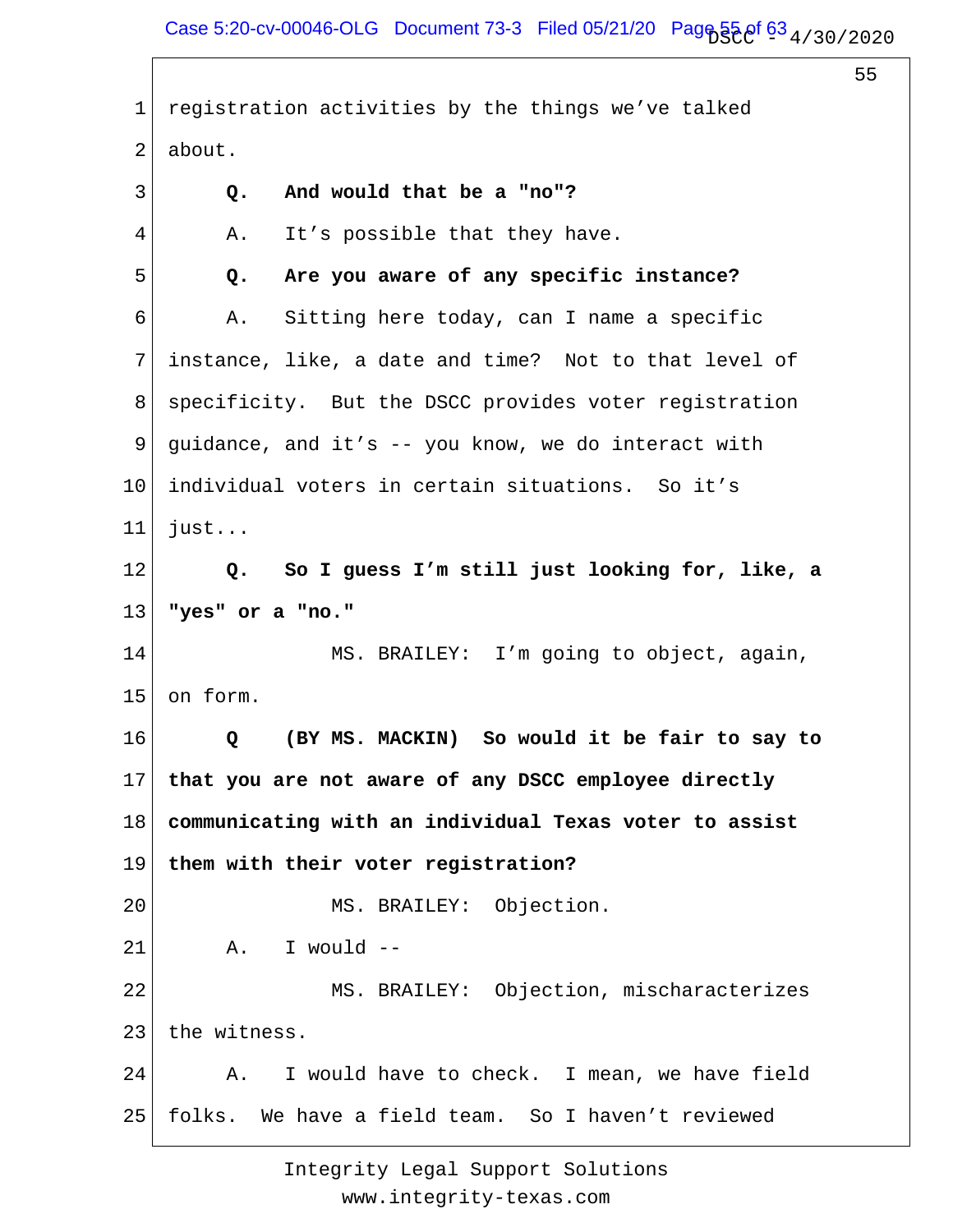1 registration activities by the things we've talked

2 about.

3 **Q. And would that be a "no"?**

4 A. It's possible that they have.

5 **Q. Are you aware of any specific instance?**

6 A. Sitting here today, can I name a specific

7 instance, like, a date and time? Not to that level of

8 specificity. But the DSCC provides voter registration

9 guidance, and it's -- you know, we do interact with

10 individual voters in certain situations. So it's

11 just...

12 **Q. So I guess I'm still just looking for, like, a**

13 **"yes" or a "no."**

14 MS. BRAILEY: I'm going to object, again,

15 on form.

16 **Q (BY MS. MACKIN) So would it be fair to say to**

17 **that you are not aware of any DSCC employee directly**

18 **communicating with an individual Texas voter to assist**

19 **them with their voter registration?**

20 MS. BRAILEY: Objection.

21 A. I would --

22 MS. BRAILEY: Objection, mischaracterizes

23 the witness.

24 A. I would have to check. I mean, we have field

25 folks. We have a field team. So I haven't reviewed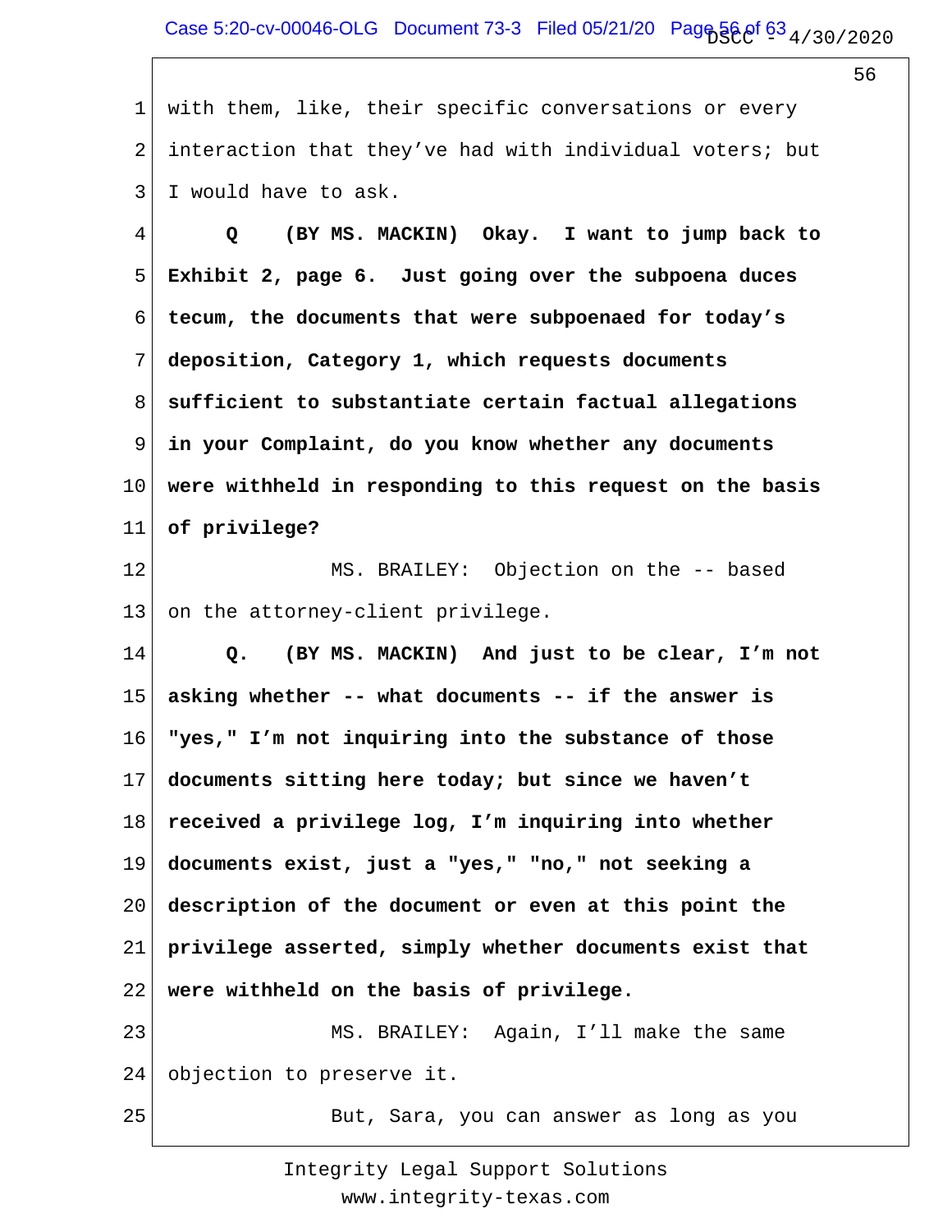with them, like, their specific conversations or every interaction that they've had with individual voters; but I would have to ask.

**Q (BY MS. MACKIN) Okay. I want to jump back to Exhibit 2, page 6. Just going over the subpoena duces tecum, the documents that were subpoenaed for today's deposition, Category 1, which requests documents sufficient to substantiate certain factual allegations in your Complaint, do you know whether any documents were withheld in responding to this request on the basis of privilege?**

MS. BRAILEY: Objection on the -- based on the attorney-client privilege.

**Q. (BY MS. MACKIN) And just to be clear, I'm not asking whether -- what documents -- if the answer is "yes," I'm not inquiring into the substance of those documents sitting here today; but since we haven't received a privilege log, I'm inquiring into whether documents exist, just a "yes," "no," not seeking a description of the document or even at this point the privilege asserted, simply whether documents exist that were withheld on the basis of privilege.**

MS. BRAILEY: Again, I'll make the same objection to preserve it.

But, Sara, you can answer as long as you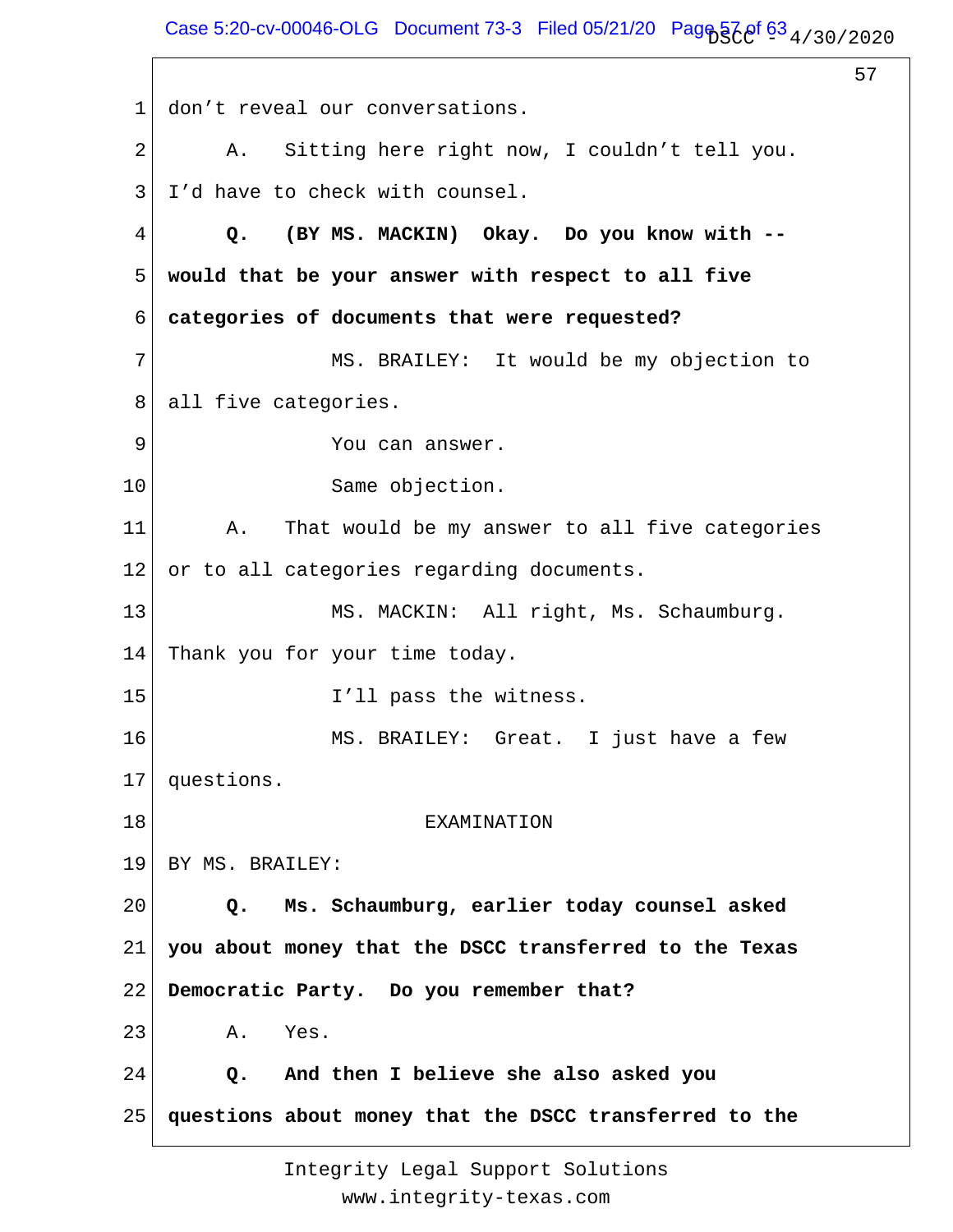1 don't reveal our conversations.

2 A. Sitting here right now, I couldn't tell you.

3 I'd have to check with counsel.

4 **Q. (BY MS. MACKIN) Okay. Do you know with --**

5 **would that be your answer with respect to all five**

6 **categories of documents that were requested?**

7 MS. BRAILEY: It would be my objection to

8 all five categories.

9 You can answer.

10 Same objection.

11 A. That would be my answer to all five categories

12 or to all categories regarding documents.

13 MS. MACKIN: All right, Ms. Schaumburg.

14 Thank you for your time today.

15 I'll pass the witness.

16 MS. BRAILEY: Great. I just have a few

17 questions.

18 EXAMINATION

19 BY MS. BRAILEY:

20 **Q. Ms. Schaumburg, earlier today counsel asked**

21 **you about money that the DSCC transferred to the Texas**

22 **Democratic Party. Do you remember that?**

23 A. Yes.

24 **Q. And then I believe she also asked you**

25 **questions about money that the DSCC transferred to the**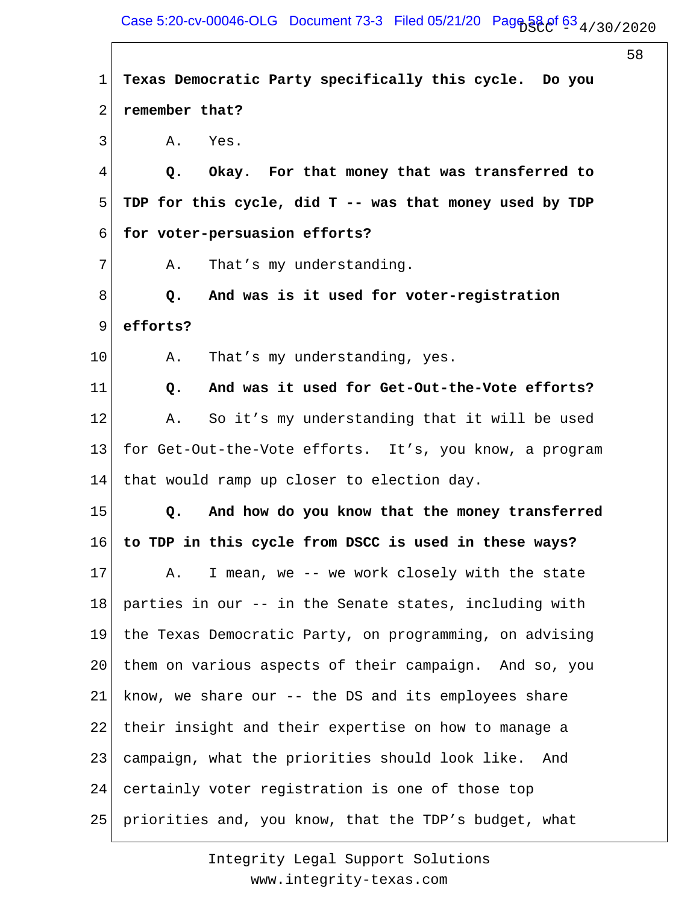1 **Texas Democratic Party specifically this cycle. Do you**
2 **remember that?**
3 A. Yes.
4 **Q. Okay. For that money that was transferred to**
5 **TDP for this cycle, did T -- was that money used by TDP**
6 **for voter-persuasion efforts?**
7 A. That's my understanding.
8 **Q. And was is it used for voter-registration**
9 **efforts?**
10 A. That's my understanding, yes.
11 **Q. And was it used for Get-Out-the-Vote efforts?**
12 A. So it's my understanding that it will be used
13 for Get-Out-the-Vote efforts. It's, you know, a program
14 that would ramp up closer to election day.
15 **Q. And how do you know that the money transferred**
16 **to TDP in this cycle from DSCC is used in these ways?**
17 A. I mean, we -- we work closely with the state
18 parties in our -- in the Senate states, including with
19 the Texas Democratic Party, on programming, on advising
20 them on various aspects of their campaign. And so, you
21 know, we share our -- the DS and its employees share
22 their insight and their expertise on how to manage a
23 campaign, what the priorities should look like. And
24 certainly voter registration is one of those top
25 priorities and, you know, that the TDP's budget, what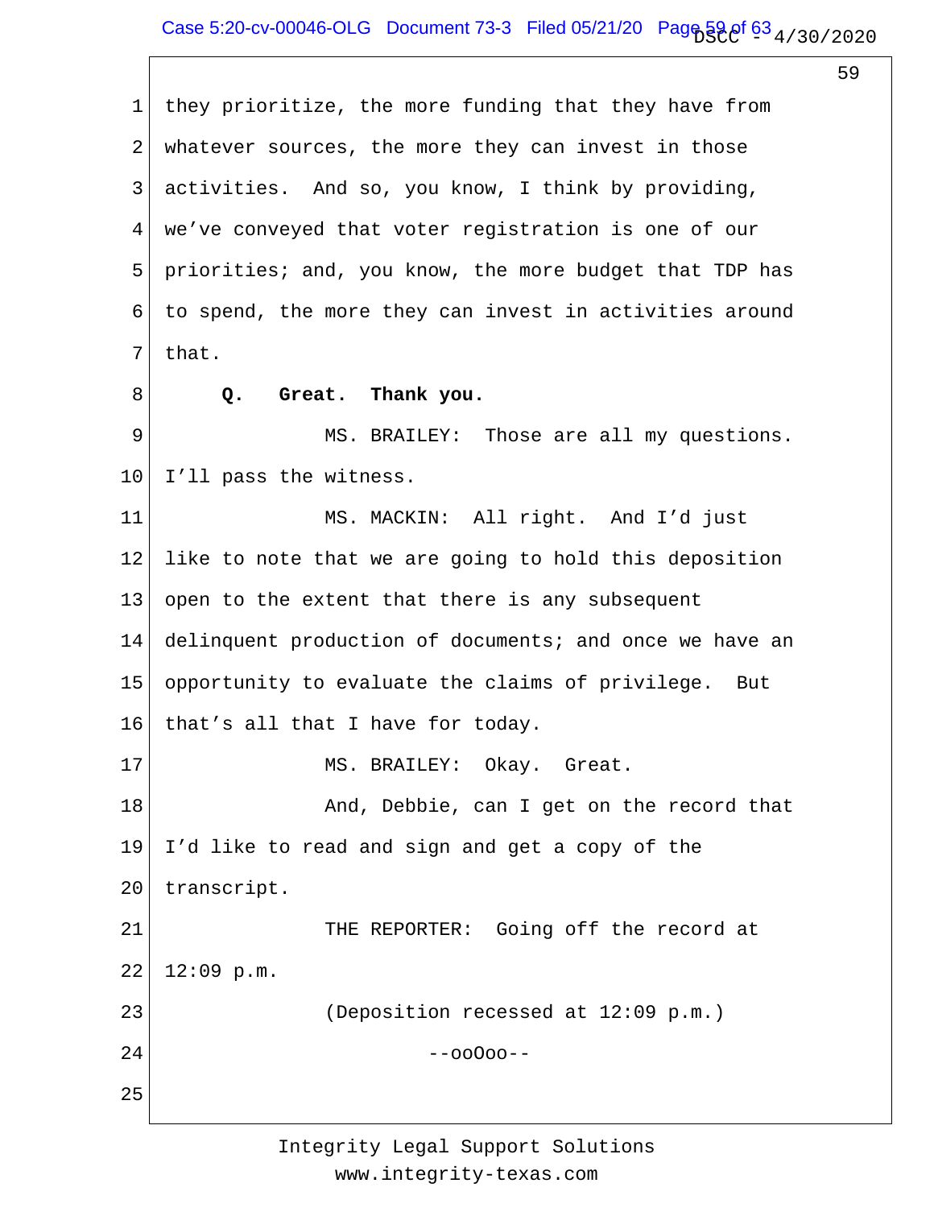they prioritize, the more funding that they have from whatever sources, the more they can invest in those activities. And so, you know, I think by providing, we've conveyed that voter registration is one of our priorities; and, you know, the more budget that TDP has to spend, the more they can invest in activities around that.

**Q. Great. Thank you.**

MS. BRAILEY: Those are all my questions. I'll pass the witness.

MS. MACKIN: All right. And I'd just like to note that we are going to hold this deposition open to the extent that there is any subsequent delinquent production of documents; and once we have an opportunity to evaluate the claims of privilege. But that's all that I have for today.

MS. BRAILEY: Okay. Great.

And, Debbie, can I get on the record that I'd like to read and sign and get a copy of the transcript.

THE REPORTER: Going off the record at 12:09 p.m.

(Deposition recessed at 12:09 p.m.)

--ooOoo--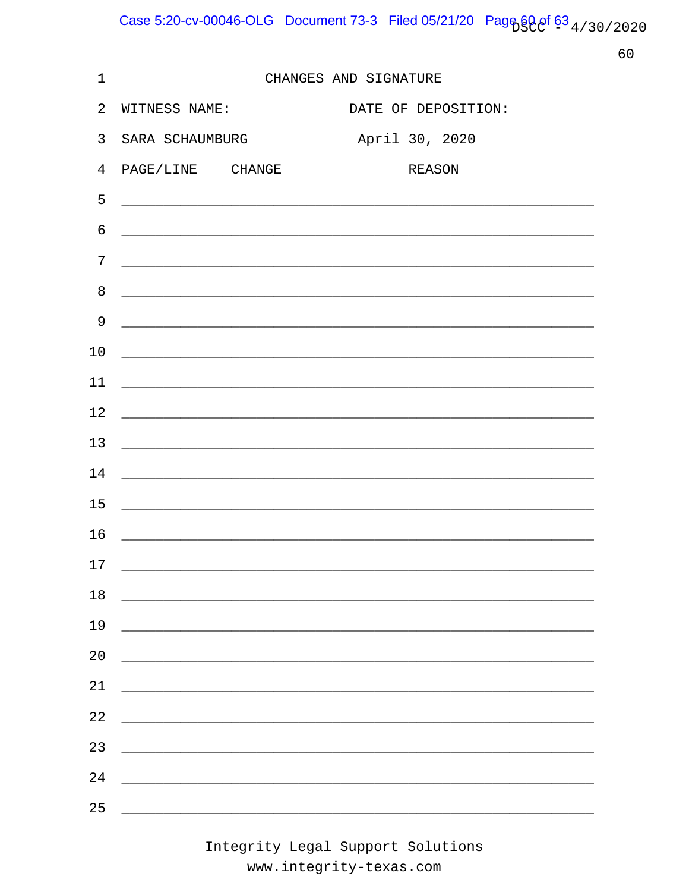# CHANGES AND SIGNATURE

WITNESS NAME: DATE OF DEPOSITION:

SARA SCHAUMBURG April 30, 2020

PAGE/LINE CHANGE REASON

______________________________________________________________

______________________________________________________________

______________________________________________________________

______________________________________________________________

______________________________________________________________

______________________________________________________________

______________________________________________________________

______________________________________________________________

______________________________________________________________

______________________________________________________________

______________________________________________________________

______________________________________________________________

______________________________________________________________

______________________________________________________________

______________________________________________________________

______________________________________________________________

______________________________________________________________

______________________________________________________________

______________________________________________________________

______________________________________________________________

______________________________________________________________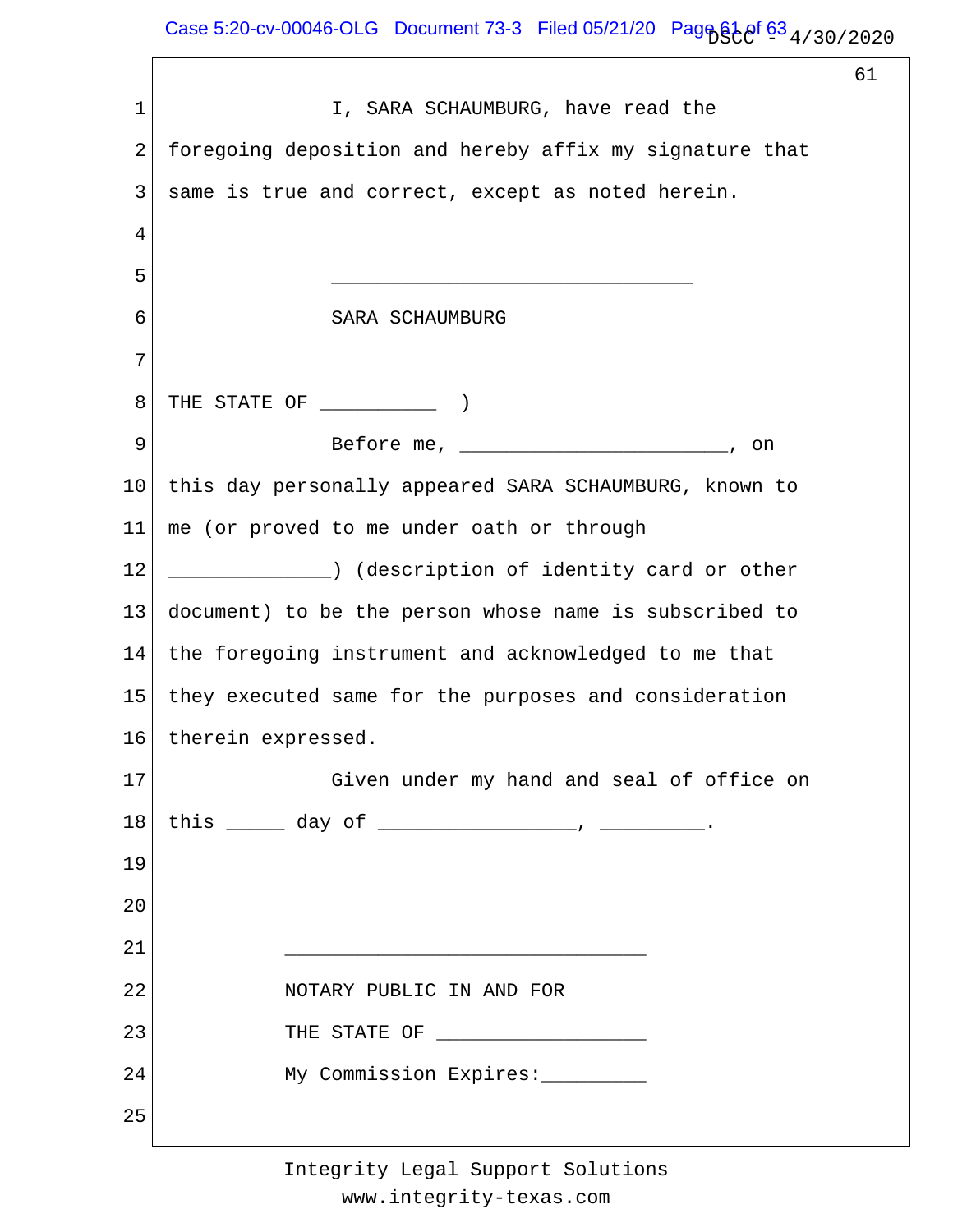I, SARA SCHAUMBURG, have read the foregoing deposition and hereby affix my signature that same is true and correct, except as noted herein.

_______________________________

SARA SCHAUMBURG

THE STATE OF __________ )

Before me, _______________________, on this day personally appeared SARA SCHAUMBURG, known to me (or proved to me under oath or through ______________) (description of identity card or other document) to be the person whose name is subscribed to the foregoing instrument and acknowledged to me that they executed same for the purposes and consideration therein expressed.

Given under my hand and seal of office on this _____ day of _________________, _________.

_______________________________

NOTARY PUBLIC IN AND FOR

THE STATE OF __________________

My Commission Expires:_________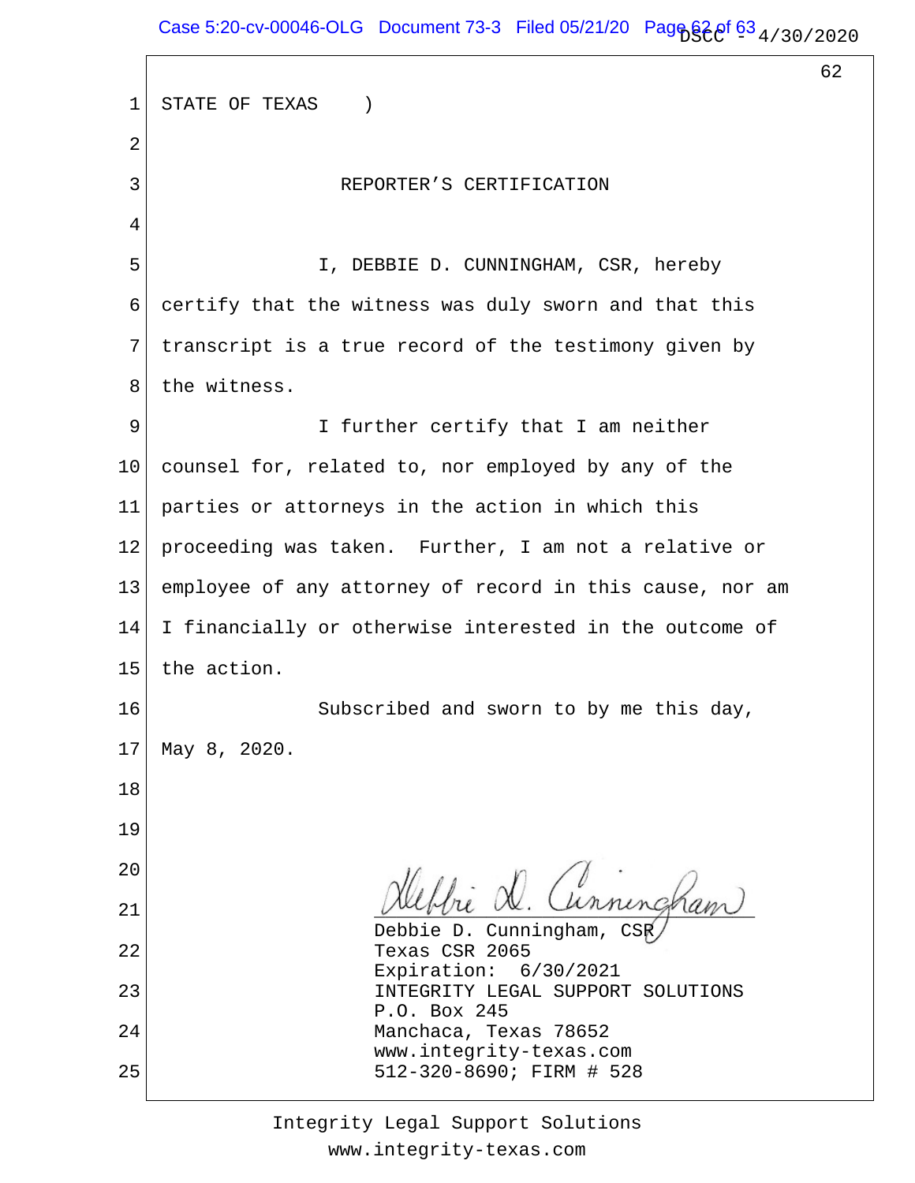STATE OF TEXAS )

REPORTER'S CERTIFICATION

I, DEBBIE D. CUNNINGHAM, CSR, hereby certify that the witness was duly sworn and that this transcript is a true record of the testimony given by the witness.

I further certify that I am neither counsel for, related to, nor employed by any of the parties or attorneys in the action in which this proceeding was taken. Further, I am not a relative or employee of any attorney of record in this cause, nor am I financially or otherwise interested in the outcome of the action.

Subscribed and sworn to by me this day, May 8, 2020.

Debbie D. Cunningham

Debbie D. Cunningham, CSR
Texas CSR 2065
Expiration: 6/30/2021
INTEGRITY LEGAL SUPPORT SOLUTIONS
P.O. Box 245
Manchaca, Texas 78652
www.integrity-texas.com
512-320-8690; FIRM # 528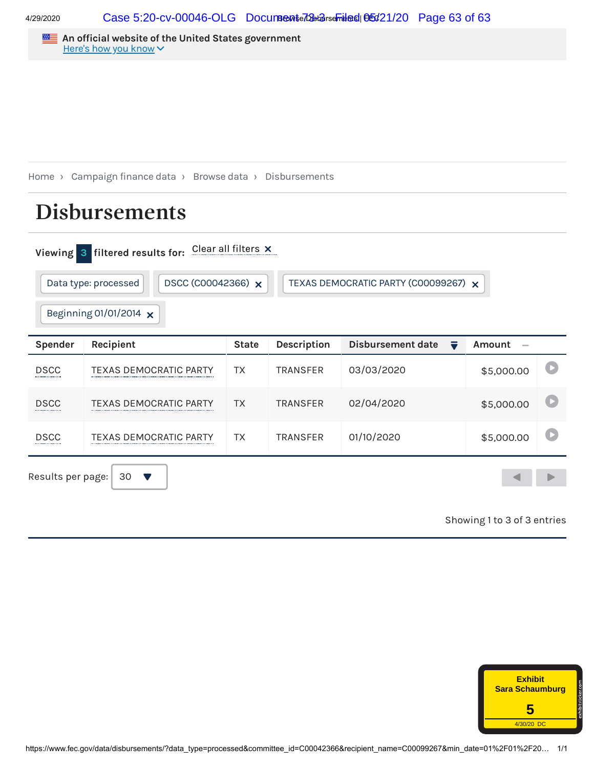An official website of the United States government
Here's how you know

Home › Campaign finance data › Browse data › Disbursements

# Disbursements

Viewing **3** filtered results for: Clear all filters ×

Data type: processed | DSCC (C00042366) × | TEXAS DEMOCRATIC PARTY (C00099267) × | Beginning 01/01/2014 ×

| Spender | Recipient | State | Description | Disbursement date | Amount |
|---|---|---|---|---|---|
| DSCC | TEXAS DEMOCRATIC PARTY | TX | TRANSFER | 03/03/2020 | $5,000.00 |
| DSCC | TEXAS DEMOCRATIC PARTY | TX | TRANSFER | 02/04/2020 | $5,000.00 |
| DSCC | TEXAS DEMOCRATIC PARTY | TX | TRANSFER | 01/10/2020 | $5,000.00 |

Results per page: 30

Showing 1 to 3 of 3 entries

Exhibit
Sara Schaumburg
5
4/30/20 DC

https://www.fec.gov/data/disbursements/?data_type=processed&committee_id=C00042366&recipient_name=C00099267&min_date=01%2F01%2F20…